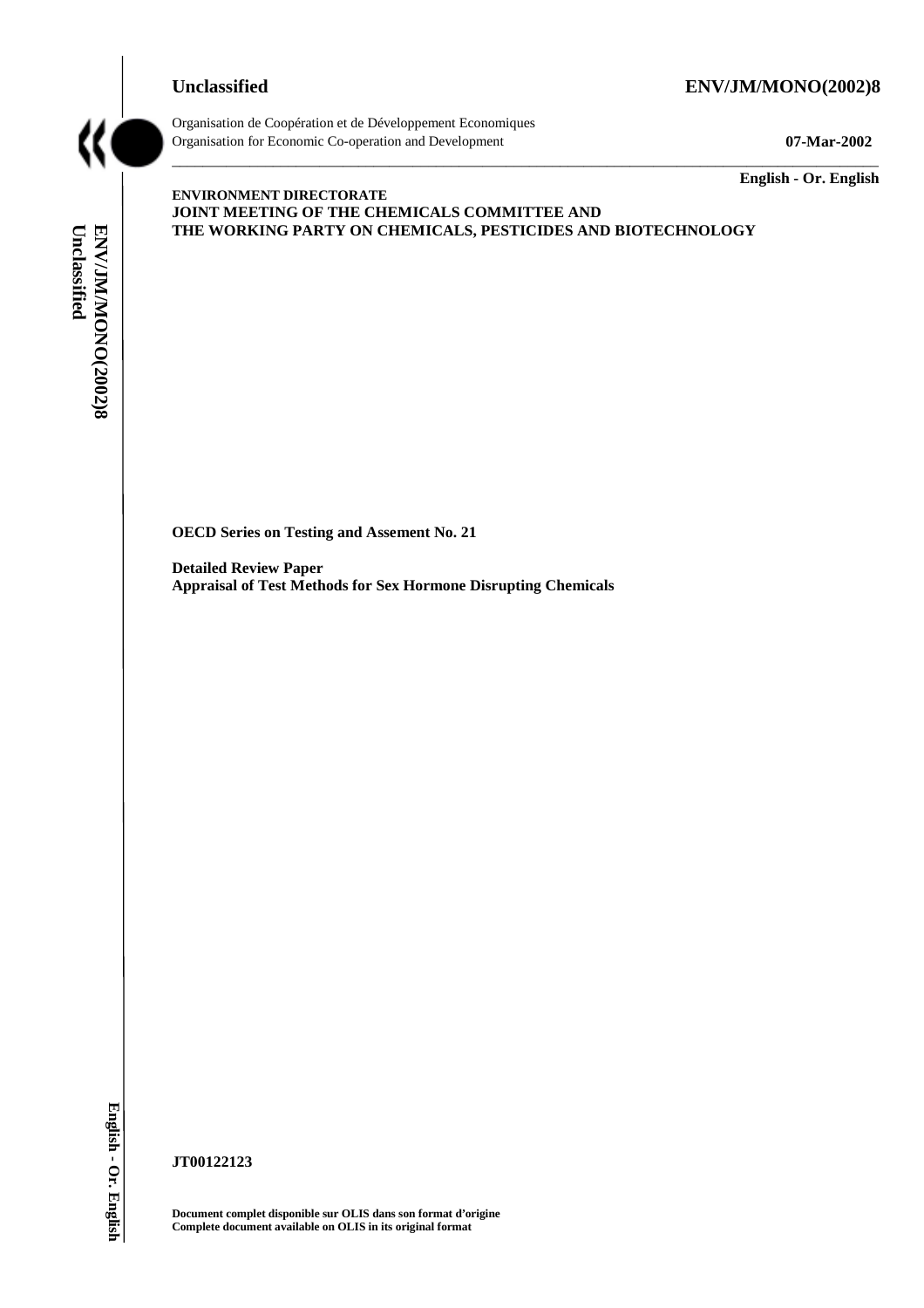**Unclassified** **ENV/JM/MONO(2002)8**

Organisation de Coopération et de Développement Economiques
Organisation for Economic Co-operation and Development **07-Mar-2002**

**English - Or. English**

**ENVIRONMENT DIRECTORATE**
**JOINT MEETING OF THE CHEMICALS COMMITTEE AND**
**THE WORKING PARTY ON CHEMICALS, PESTICIDES AND BIOTECHNOLOGY**

**OECD Series on Testing and Assement No. 21**

**Detailed Review Paper**
**Appraisal of Test Methods for Sex Hormone Disrupting Chemicals**

**JT00122123**

**Document complet disponible sur OLIS dans son format d'origine**
**Complete document available on OLIS in its original format**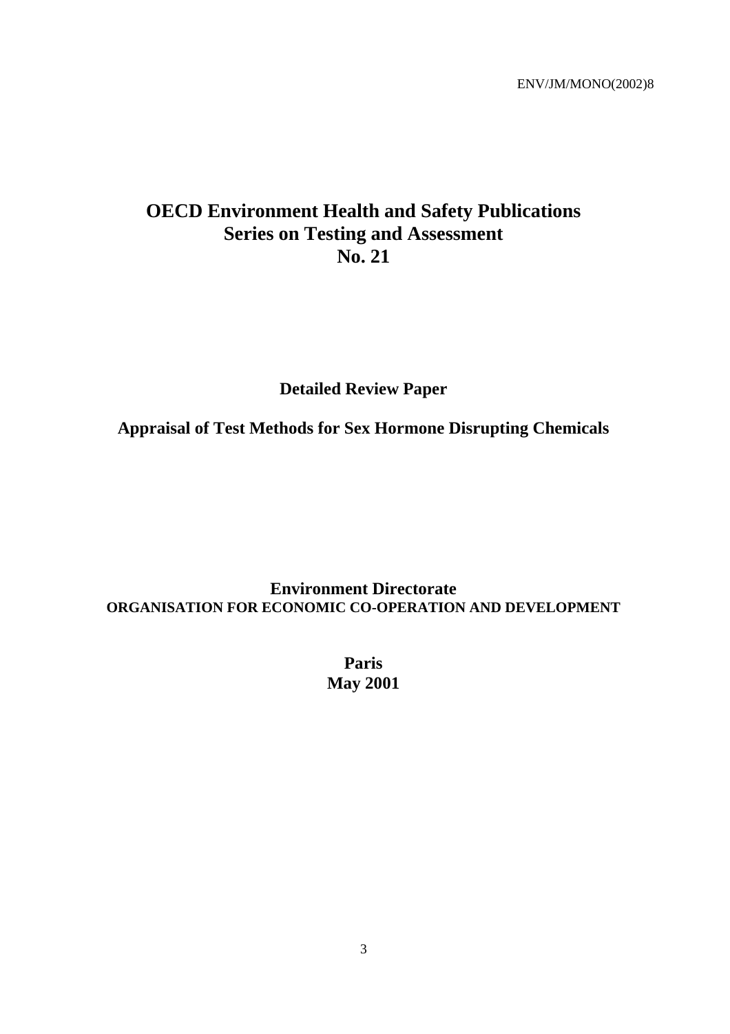ENV/JM/MONO(2002)8

# OECD Environment Health and Safety Publications
# Series on Testing and Assessment
# No. 21

## Detailed Review Paper

## Appraisal of Test Methods for Sex Hormone Disrupting Chemicals

**Environment Directorate**
**ORGANISATION FOR ECONOMIC CO-OPERATION AND DEVELOPMENT**

**Paris**
**May 2001**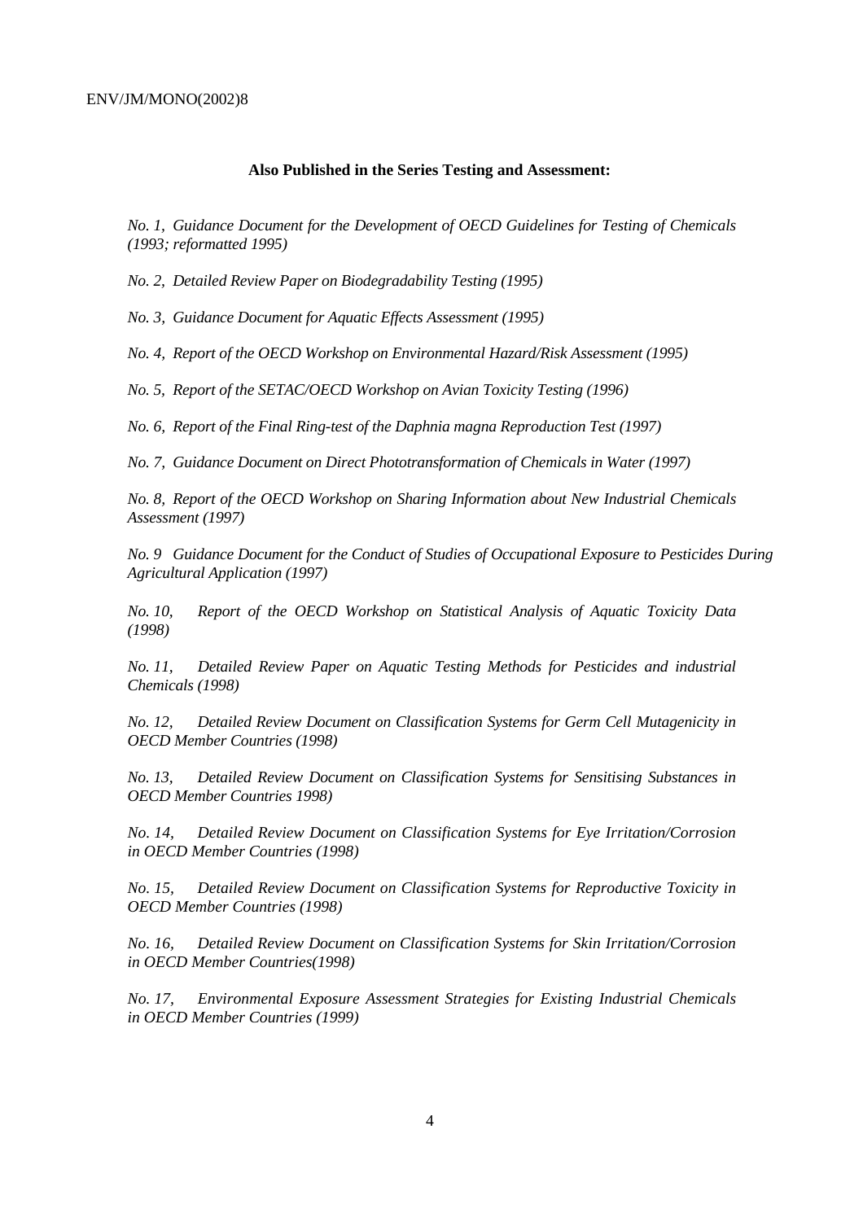**Also Published in the Series Testing and Assessment:**

*No. 1, Guidance Document for the Development of OECD Guidelines for Testing of Chemicals (1993; reformatted 1995)*

*No. 2, Detailed Review Paper on Biodegradability Testing (1995)*

*No. 3, Guidance Document for Aquatic Effects Assessment (1995)*

*No. 4, Report of the OECD Workshop on Environmental Hazard/Risk Assessment (1995)*

*No. 5, Report of the SETAC/OECD Workshop on Avian Toxicity Testing (1996)*

*No. 6, Report of the Final Ring-test of the Daphnia magna Reproduction Test (1997)*

*No. 7, Guidance Document on Direct Phototransformation of Chemicals in Water (1997)*

*No. 8, Report of the OECD Workshop on Sharing Information about New Industrial Chemicals Assessment (1997)*

*No. 9 Guidance Document for the Conduct of Studies of Occupational Exposure to Pesticides During Agricultural Application (1997)*

*No. 10, Report of the OECD Workshop on Statistical Analysis of Aquatic Toxicity Data (1998)*

*No. 11, Detailed Review Paper on Aquatic Testing Methods for Pesticides and industrial Chemicals (1998)*

*No. 12, Detailed Review Document on Classification Systems for Germ Cell Mutagenicity in OECD Member Countries (1998)*

*No. 13, Detailed Review Document on Classification Systems for Sensitising Substances in OECD Member Countries 1998)*

*No. 14, Detailed Review Document on Classification Systems for Eye Irritation/Corrosion in OECD Member Countries (1998)*

*No. 15, Detailed Review Document on Classification Systems for Reproductive Toxicity in OECD Member Countries (1998)*

*No. 16, Detailed Review Document on Classification Systems for Skin Irritation/Corrosion in OECD Member Countries(1998)*

*No. 17, Environmental Exposure Assessment Strategies for Existing Industrial Chemicals in OECD Member Countries (1999)*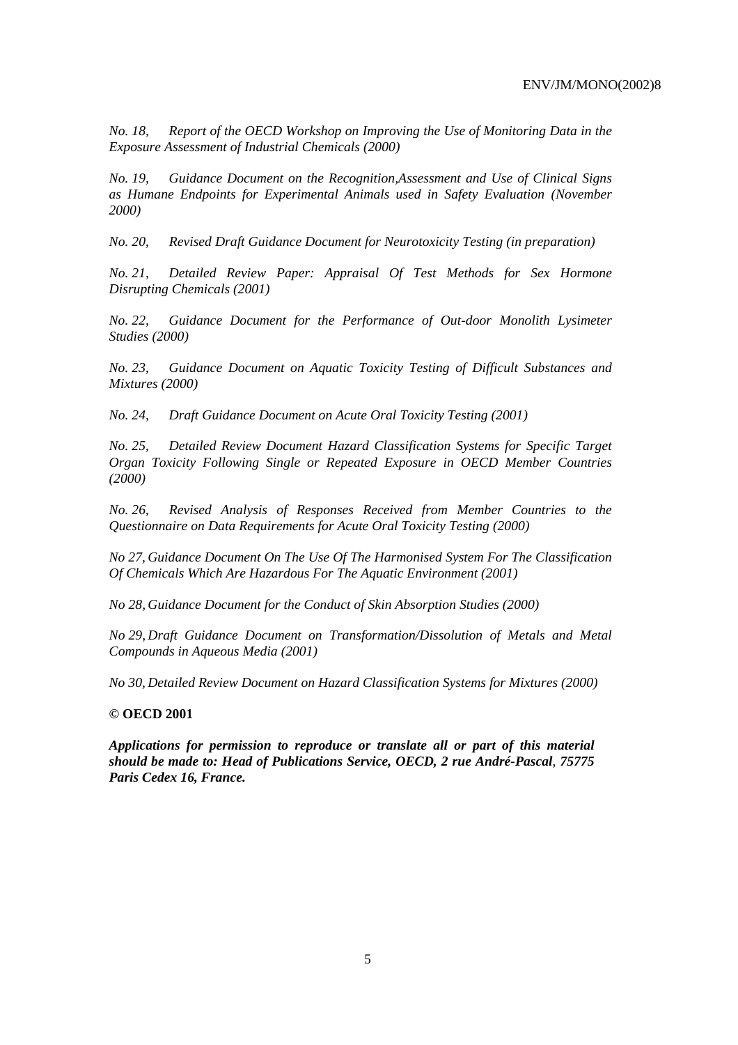*No. 18, Report of the OECD Workshop on Improving the Use of Monitoring Data in the Exposure Assessment of Industrial Chemicals (2000)*

*No. 19, Guidance Document on the Recognition,Assessment and Use of Clinical Signs as Humane Endpoints for Experimental Animals used in Safety Evaluation (November 2000)*

*No. 20, Revised Draft Guidance Document for Neurotoxicity Testing (in preparation)*

*No. 21, Detailed Review Paper: Appraisal Of Test Methods for Sex Hormone Disrupting Chemicals (2001)*

*No. 22, Guidance Document for the Performance of Out-door Monolith Lysimeter Studies (2000)*

*No. 23, Guidance Document on Aquatic Toxicity Testing of Difficult Substances and Mixtures (2000)*

*No. 24, Draft Guidance Document on Acute Oral Toxicity Testing (2001)*

*No. 25, Detailed Review Document Hazard Classification Systems for Specific Target Organ Toxicity Following Single or Repeated Exposure in OECD Member Countries (2000)*

*No. 26, Revised Analysis of Responses Received from Member Countries to the Questionnaire on Data Requirements for Acute Oral Toxicity Testing (2000)*

*No 27, Guidance Document On The Use Of The Harmonised System For The Classification Of Chemicals Which Are Hazardous For The Aquatic Environment (2001)*

*No 28, Guidance Document for the Conduct of Skin Absorption Studies (2000)*

*No 29, Draft Guidance Document on Transformation/Dissolution of Metals and Metal Compounds in Aqueous Media (2001)*

*No 30, Detailed Review Document on Hazard Classification Systems for Mixtures (2000)*

**© OECD 2001**

***Applications for permission to reproduce or translate all or part of this material should be made to: Head of Publications Service, OECD, 2 rue André-Pascal, 75775 Paris Cedex 16, France.***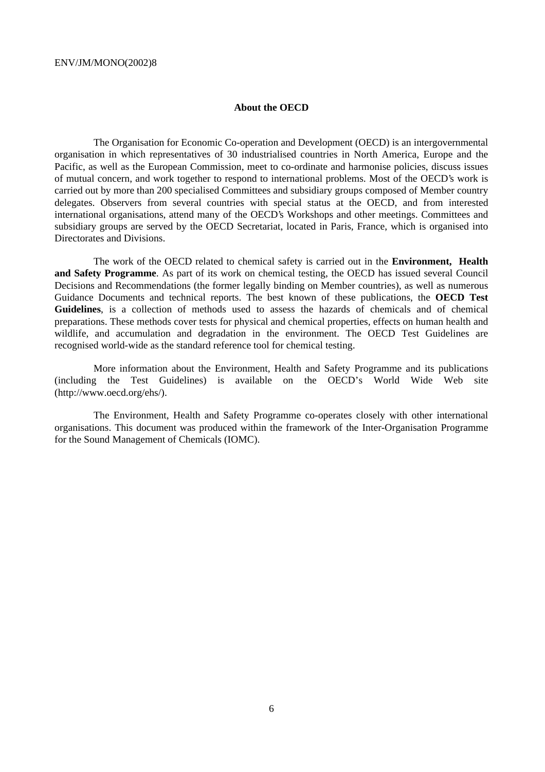## About the OECD

The Organisation for Economic Co-operation and Development (OECD) is an intergovernmental organisation in which representatives of 30 industrialised countries in North America, Europe and the Pacific, as well as the European Commission, meet to co-ordinate and harmonise policies, discuss issues of mutual concern, and work together to respond to international problems. Most of the OECD's work is carried out by more than 200 specialised Committees and subsidiary groups composed of Member country delegates. Observers from several countries with special status at the OECD, and from interested international organisations, attend many of the OECD's Workshops and other meetings. Committees and subsidiary groups are served by the OECD Secretariat, located in Paris, France, which is organised into Directorates and Divisions.

The work of the OECD related to chemical safety is carried out in the **Environment, Health and Safety Programme**. As part of its work on chemical testing, the OECD has issued several Council Decisions and Recommendations (the former legally binding on Member countries), as well as numerous Guidance Documents and technical reports. The best known of these publications, the **OECD Test Guidelines**, is a collection of methods used to assess the hazards of chemicals and of chemical preparations. These methods cover tests for physical and chemical properties, effects on human health and wildlife, and accumulation and degradation in the environment. The OECD Test Guidelines are recognised world-wide as the standard reference tool for chemical testing.

More information about the Environment, Health and Safety Programme and its publications (including the Test Guidelines) is available on the OECD's World Wide Web site (http://www.oecd.org/ehs/).

The Environment, Health and Safety Programme co-operates closely with other international organisations. This document was produced within the framework of the Inter-Organisation Programme for the Sound Management of Chemicals (IOMC).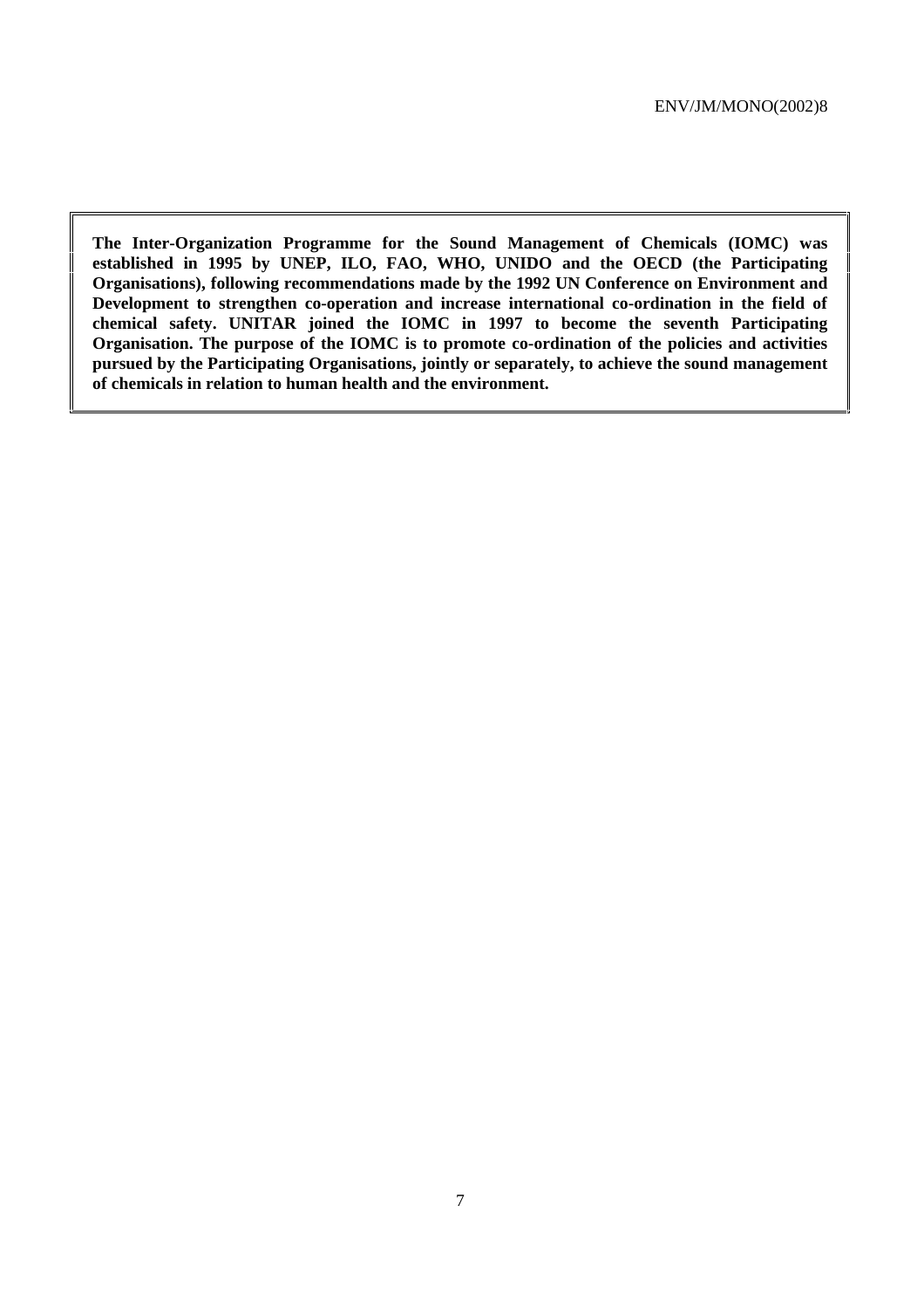**The Inter-Organization Programme for the Sound Management of Chemicals (IOMC) was established in 1995 by UNEP, ILO, FAO, WHO, UNIDO and the OECD (the Participating Organisations), following recommendations made by the 1992 UN Conference on Environment and Development to strengthen co-operation and increase international co-ordination in the field of chemical safety. UNITAR joined the IOMC in 1997 to become the seventh Participating Organisation. The purpose of the IOMC is to promote co-ordination of the policies and activities pursued by the Participating Organisations, jointly or separately, to achieve the sound management of chemicals in relation to human health and the environment.**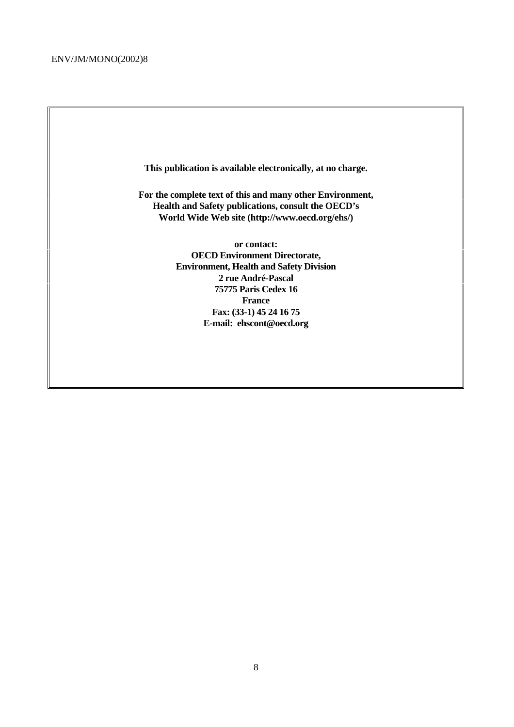**This publication is available electronically, at no charge.**

**For the complete text of this and many other Environment, Health and Safety publications, consult the OECD's World Wide Web site (http://www.oecd.org/ehs/)**

**or contact:**
**OECD Environment Directorate,**
**Environment, Health and Safety Division**
**2 rue André-Pascal**
**75775 Paris Cedex 16**
**France**
**Fax: (33-1) 45 24 16 75**
**E-mail: ehscont@oecd.org**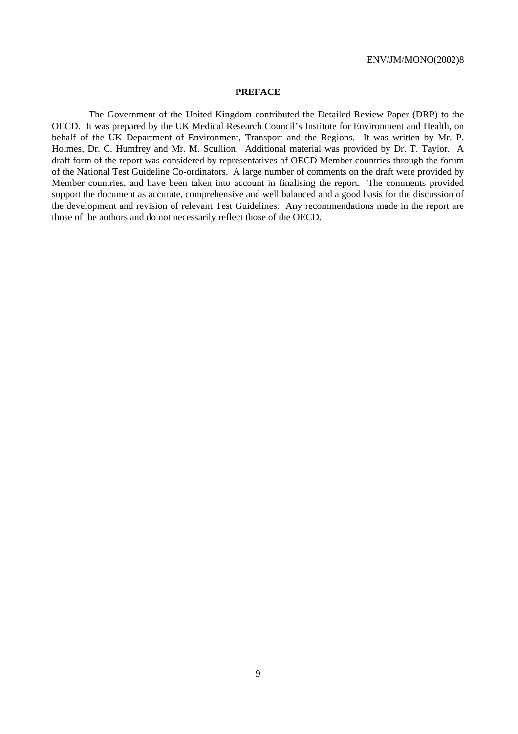## PREFACE

The Government of the United Kingdom contributed the Detailed Review Paper (DRP) to the OECD. It was prepared by the UK Medical Research Council's Institute for Environment and Health, on behalf of the UK Department of Environment, Transport and the Regions. It was written by Mr. P. Holmes, Dr. C. Humfrey and Mr. M. Scullion. Additional material was provided by Dr. T. Taylor. A draft form of the report was considered by representatives of OECD Member countries through the forum of the National Test Guideline Co-ordinators. A large number of comments on the draft were provided by Member countries, and have been taken into account in finalising the report. The comments provided support the document as accurate, comprehensive and well balanced and a good basis for the discussion of the development and revision of relevant Test Guidelines. Any recommendations made in the report are those of the authors and do not necessarily reflect those of the OECD.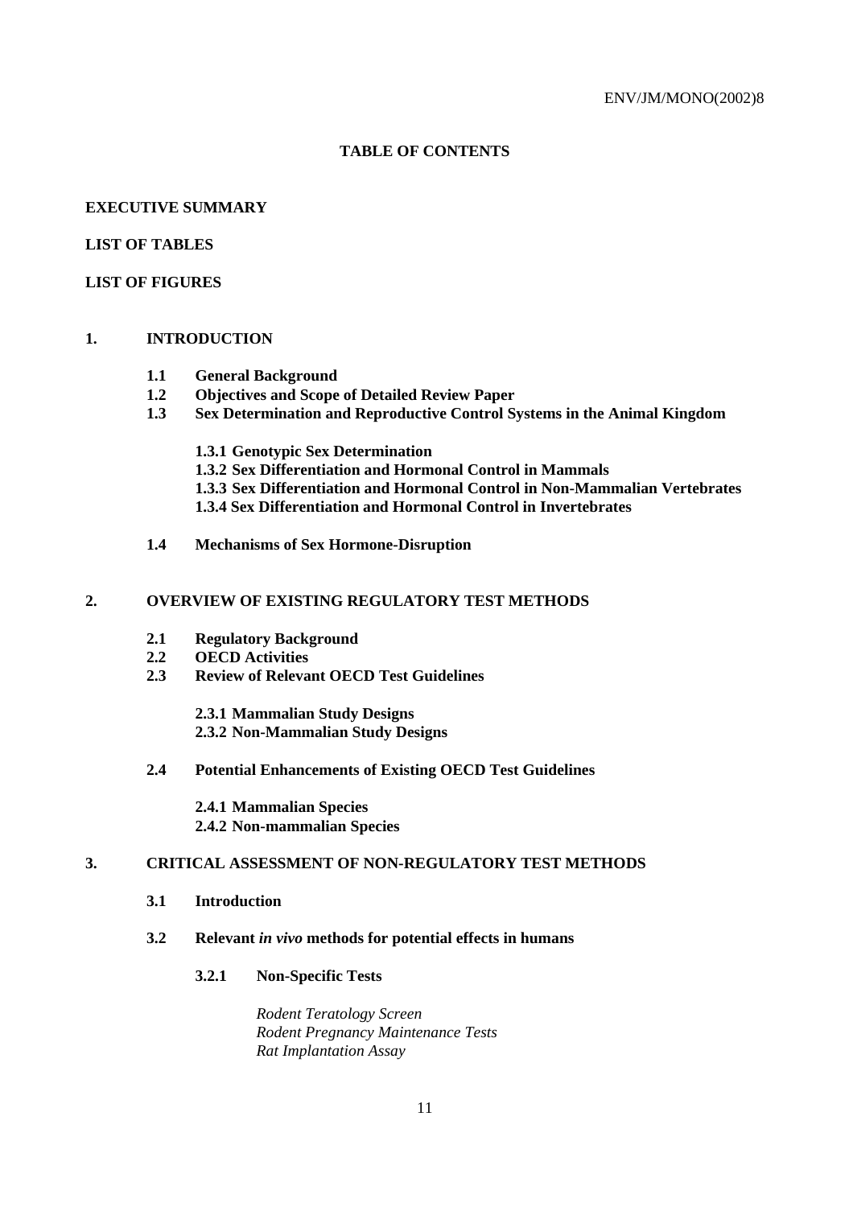**TABLE OF CONTENTS**

**EXECUTIVE SUMMARY**

**LIST OF TABLES**

**LIST OF FIGURES**

**1. INTRODUCTION**

- **1.1 General Background**
- **1.2 Objectives and Scope of Detailed Review Paper**
- **1.3 Sex Determination and Reproductive Control Systems in the Animal Kingdom**
  - **1.3.1 Genotypic Sex Determination**
  - **1.3.2 Sex Differentiation and Hormonal Control in Mammals**
  - **1.3.3 Sex Differentiation and Hormonal Control in Non-Mammalian Vertebrates**
  - **1.3.4 Sex Differentiation and Hormonal Control in Invertebrates**
- **1.4 Mechanisms of Sex Hormone-Disruption**

**2. OVERVIEW OF EXISTING REGULATORY TEST METHODS**

- **2.1 Regulatory Background**
- **2.2 OECD Activities**
- **2.3 Review of Relevant OECD Test Guidelines**
  - **2.3.1 Mammalian Study Designs**
  - **2.3.2 Non-Mammalian Study Designs**
- **2.4 Potential Enhancements of Existing OECD Test Guidelines**
  - **2.4.1 Mammalian Species**
  - **2.4.2 Non-mammalian Species**

**3. CRITICAL ASSESSMENT OF NON-REGULATORY TEST METHODS**

- **3.1 Introduction**
- **3.2 Relevant *in vivo* methods for potential effects in humans**
  - **3.2.1 Non-Specific Tests**
    - *Rodent Teratology Screen*
    - *Rodent Pregnancy Maintenance Tests*
    - *Rat Implantation Assay*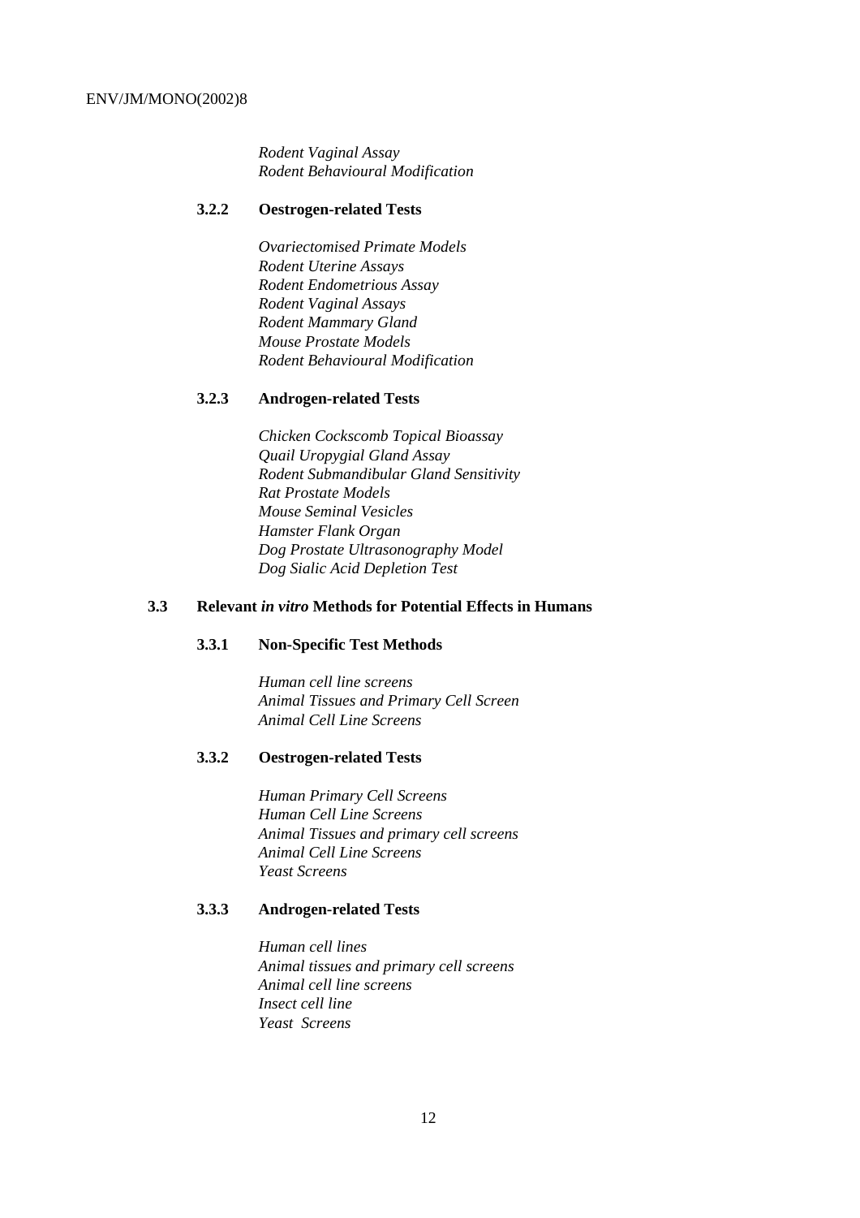*Rodent Vaginal Assay*
*Rodent Behavioural Modification*

#### 3.2.2 Oestrogen-related Tests

*Ovariectomised Primate Models*
*Rodent Uterine Assays*
*Rodent Endometrious Assay*
*Rodent Vaginal Assays*
*Rodent Mammary Gland*
*Mouse Prostate Models*
*Rodent Behavioural Modification*

#### 3.2.3 Androgen-related Tests

*Chicken Cockscomb Topical Bioassay*
*Quail Uropygial Gland Assay*
*Rodent Submandibular Gland Sensitivity*
*Rat Prostate Models*
*Mouse Seminal Vesicles*
*Hamster Flank Organ*
*Dog Prostate Ultrasonography Model*
*Dog Sialic Acid Depletion Test*

### 3.3 Relevant *in vitro* Methods for Potential Effects in Humans

#### 3.3.1 Non-Specific Test Methods

*Human cell line screens*
*Animal Tissues and Primary Cell Screen*
*Animal Cell Line Screens*

#### 3.3.2 Oestrogen-related Tests

*Human Primary Cell Screens*
*Human Cell Line Screens*
*Animal Tissues and primary cell screens*
*Animal Cell Line Screens*
*Yeast Screens*

#### 3.3.3 Androgen-related Tests

*Human cell lines*
*Animal tissues and primary cell screens*
*Animal cell line screens*
*Insect cell line*
*Yeast Screens*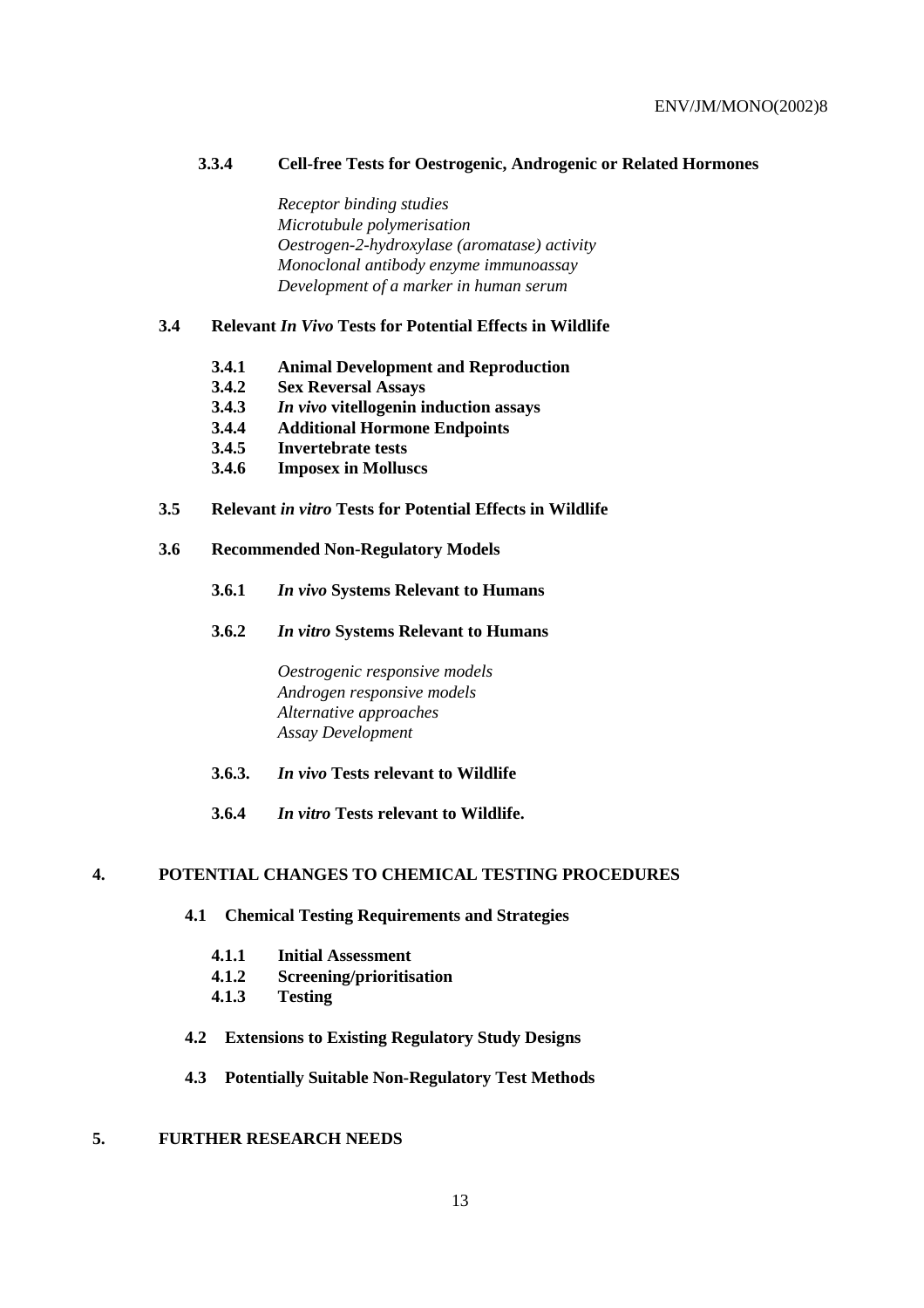**3.3.4 Cell-free Tests for Oestrogenic, Androgenic or Related Hormones**

*Receptor binding studies*
*Microtubule polymerisation*
*Oestrogen-2-hydroxylase (aromatase) activity*
*Monoclonal antibody enzyme immunoassay*
*Development of a marker in human serum*

**3.4 Relevant *In Vivo* Tests for Potential Effects in Wildlife**

**3.4.1 Animal Development and Reproduction**
**3.4.2 Sex Reversal Assays**
**3.4.3 *In vivo* vitellogenin induction assays**
**3.4.4 Additional Hormone Endpoints**
**3.4.5 Invertebrate tests**
**3.4.6 Imposex in Molluscs**

**3.5 Relevant *in vitro* Tests for Potential Effects in Wildlife**

**3.6 Recommended Non-Regulatory Models**

**3.6.1 *In vivo* Systems Relevant to Humans**

**3.6.2 *In vitro* Systems Relevant to Humans**

*Oestrogenic responsive models*
*Androgen responsive models*
*Alternative approaches*
*Assay Development*

**3.6.3. *In vivo* Tests relevant to Wildlife**

**3.6.4 *In vitro* Tests relevant to Wildlife.**

**4. POTENTIAL CHANGES TO CHEMICAL TESTING PROCEDURES**

**4.1 Chemical Testing Requirements and Strategies**

**4.1.1 Initial Assessment**
**4.1.2 Screening/prioritisation**
**4.1.3 Testing**

**4.2 Extensions to Existing Regulatory Study Designs**

**4.3 Potentially Suitable Non-Regulatory Test Methods**

**5. FURTHER RESEARCH NEEDS**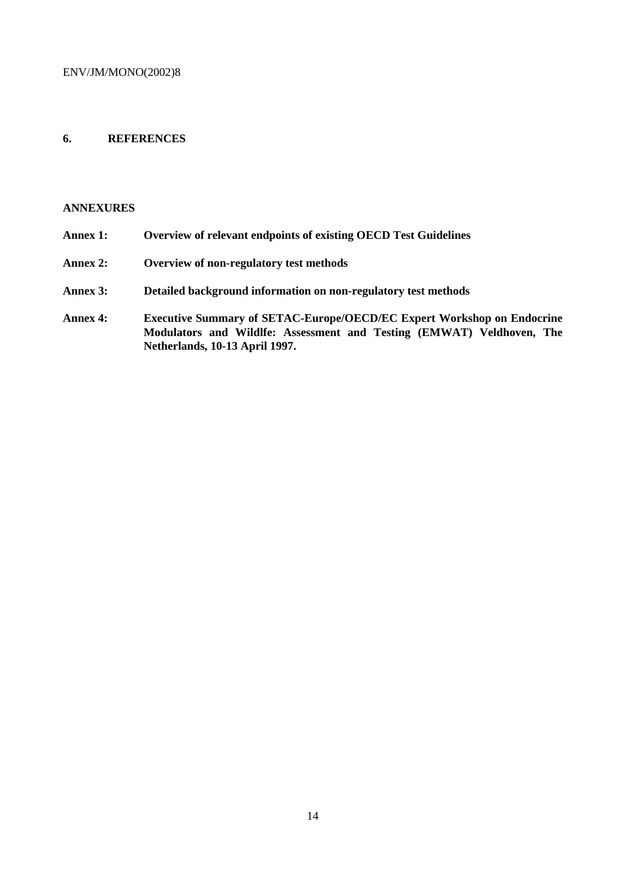## 6. REFERENCES

**ANNEXURES**

**Annex 1:** **Overview of relevant endpoints of existing OECD Test Guidelines**

**Annex 2:** **Overview of non-regulatory test methods**

**Annex 3:** **Detailed background information on non-regulatory test methods**

**Annex 4:** **Executive Summary of SETAC-Europe/OECD/EC Expert Workshop on Endocrine Modulators and Wildlfe: Assessment and Testing (EMWAT) Veldhoven, The Netherlands, 10-13 April 1997.**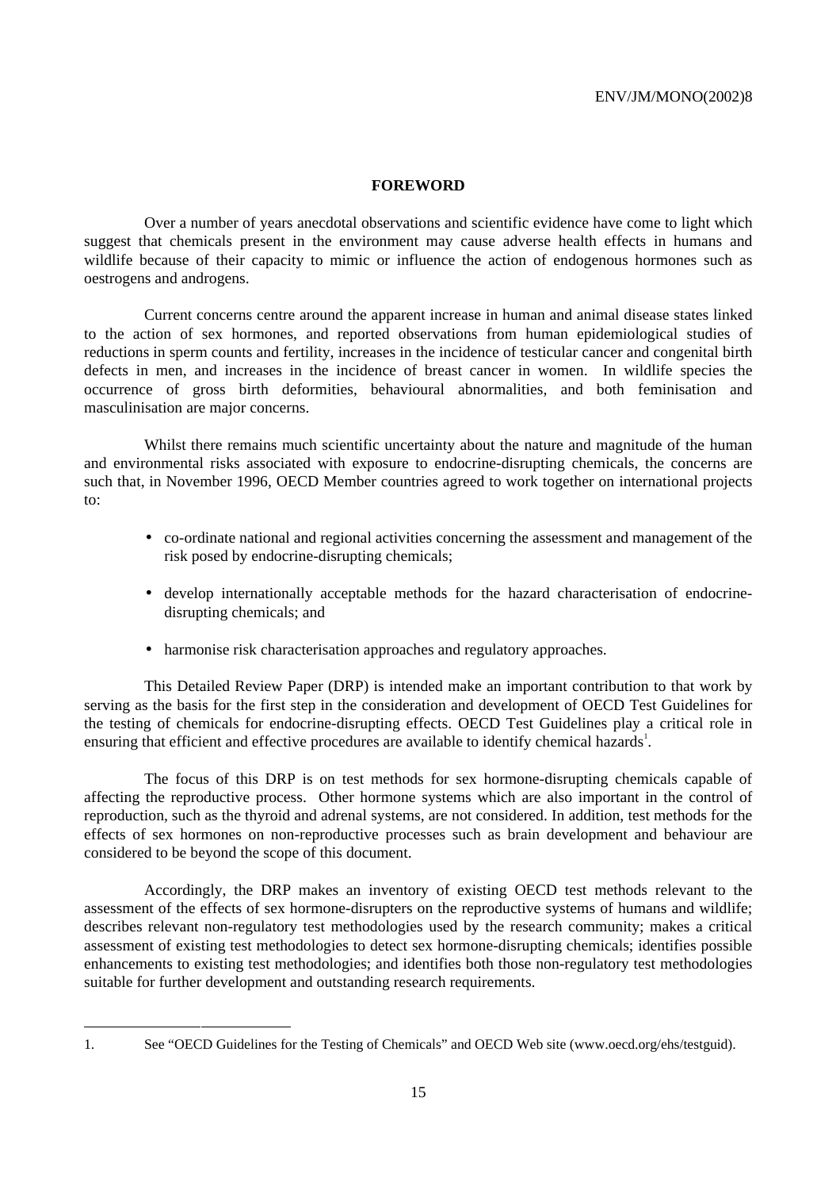# FOREWORD

Over a number of years anecdotal observations and scientific evidence have come to light which suggest that chemicals present in the environment may cause adverse health effects in humans and wildlife because of their capacity to mimic or influence the action of endogenous hormones such as oestrogens and androgens.

Current concerns centre around the apparent increase in human and animal disease states linked to the action of sex hormones, and reported observations from human epidemiological studies of reductions in sperm counts and fertility, increases in the incidence of testicular cancer and congenital birth defects in men, and increases in the incidence of breast cancer in women. In wildlife species the occurrence of gross birth deformities, behavioural abnormalities, and both feminisation and masculinisation are major concerns.

Whilst there remains much scientific uncertainty about the nature and magnitude of the human and environmental risks associated with exposure to endocrine-disrupting chemicals, the concerns are such that, in November 1996, OECD Member countries agreed to work together on international projects to:

- co-ordinate national and regional activities concerning the assessment and management of the risk posed by endocrine-disrupting chemicals;
- develop internationally acceptable methods for the hazard characterisation of endocrine-disrupting chemicals; and
- harmonise risk characterisation approaches and regulatory approaches.

This Detailed Review Paper (DRP) is intended make an important contribution to that work by serving as the basis for the first step in the consideration and development of OECD Test Guidelines for the testing of chemicals for endocrine-disrupting effects. OECD Test Guidelines play a critical role in ensuring that efficient and effective procedures are available to identify chemical hazards[1].

The focus of this DRP is on test methods for sex hormone-disrupting chemicals capable of affecting the reproductive process. Other hormone systems which are also important in the control of reproduction, such as the thyroid and adrenal systems, are not considered. In addition, test methods for the effects of sex hormones on non-reproductive processes such as brain development and behaviour are considered to be beyond the scope of this document.

Accordingly, the DRP makes an inventory of existing OECD test methods relevant to the assessment of the effects of sex hormone-disrupters on the reproductive systems of humans and wildlife; describes relevant non-regulatory test methodologies used by the research community; makes a critical assessment of existing test methodologies to detect sex hormone-disrupting chemicals; identifies possible enhancements to existing test methodologies; and identifies both those non-regulatory test methodologies suitable for further development and outstanding research requirements.

---

1. See "OECD Guidelines for the Testing of Chemicals" and OECD Web site (www.oecd.org/ehs/testguid).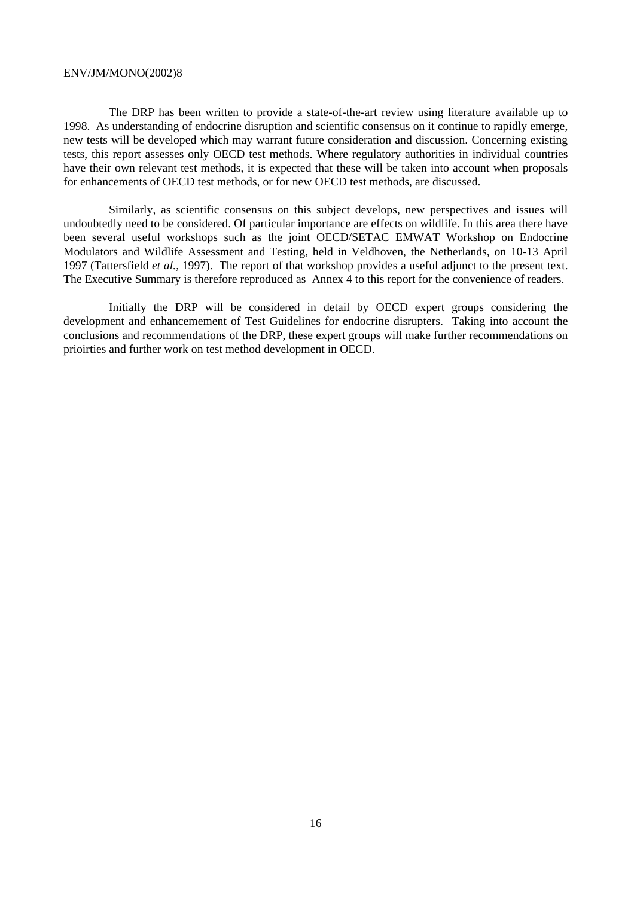The DRP has been written to provide a state-of-the-art review using literature available up to 1998. As understanding of endocrine disruption and scientific consensus on it continue to rapidly emerge, new tests will be developed which may warrant future consideration and discussion. Concerning existing tests, this report assesses only OECD test methods. Where regulatory authorities in individual countries have their own relevant test methods, it is expected that these will be taken into account when proposals for enhancements of OECD test methods, or for new OECD test methods, are discussed.

Similarly, as scientific consensus on this subject develops, new perspectives and issues will undoubtedly need to be considered. Of particular importance are effects on wildlife. In this area there have been several useful workshops such as the joint OECD/SETAC EMWAT Workshop on Endocrine Modulators and Wildlife Assessment and Testing, held in Veldhoven, the Netherlands, on 10-13 April 1997 (Tattersfield *et al.*, 1997). The report of that workshop provides a useful adjunct to the present text. The Executive Summary is therefore reproduced as Annex 4 to this report for the convenience of readers.

Initially the DRP will be considered in detail by OECD expert groups considering the development and enhancemement of Test Guidelines for endocrine disrupters. Taking into account the conclusions and recommendations of the DRP, these expert groups will make further recommendations on prioirties and further work on test method development in OECD.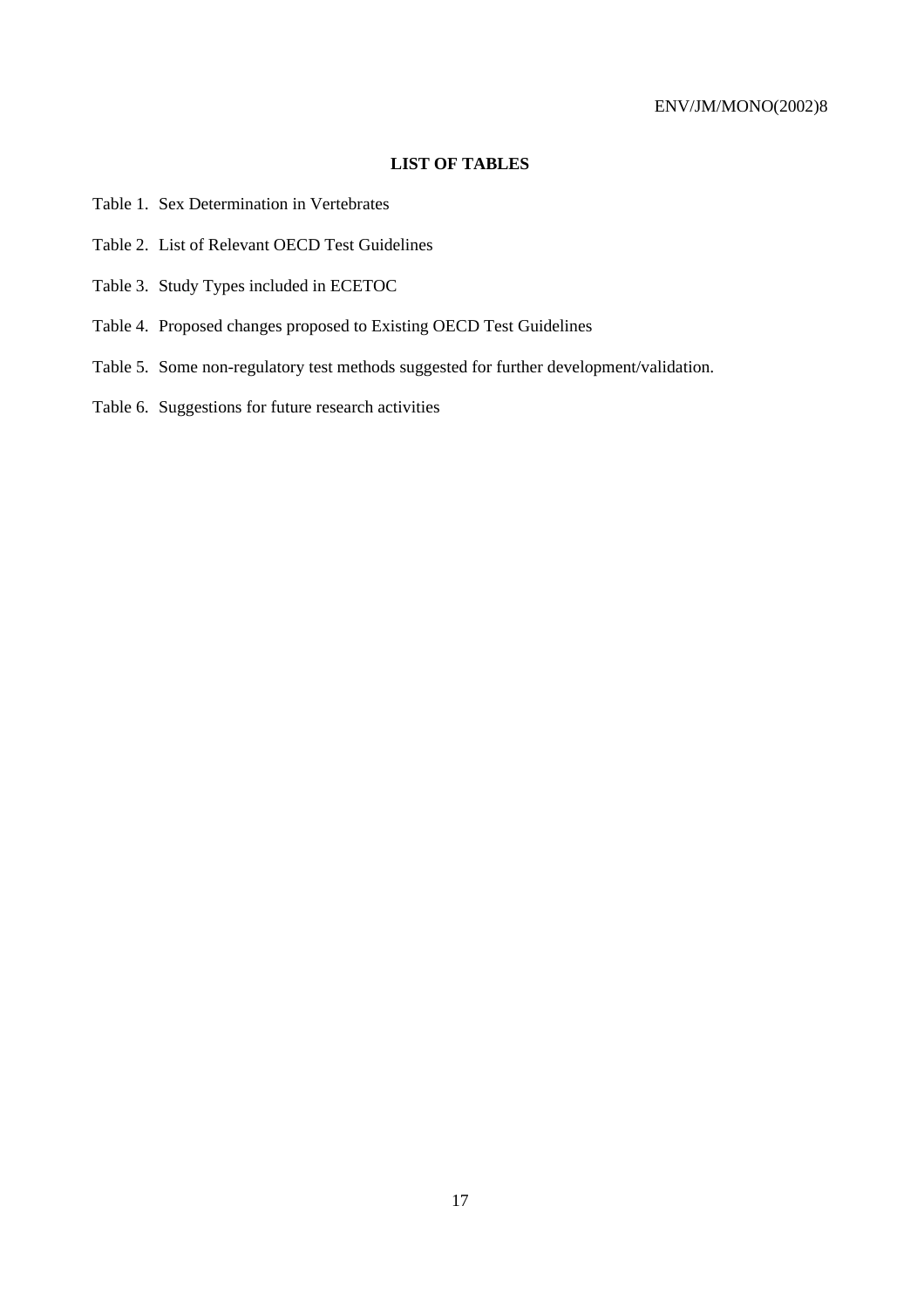## LIST OF TABLES

Table 1. Sex Determination in Vertebrates

Table 2. List of Relevant OECD Test Guidelines

Table 3. Study Types included in ECETOC

Table 4. Proposed changes proposed to Existing OECD Test Guidelines

Table 5. Some non-regulatory test methods suggested for further development/validation.

Table 6. Suggestions for future research activities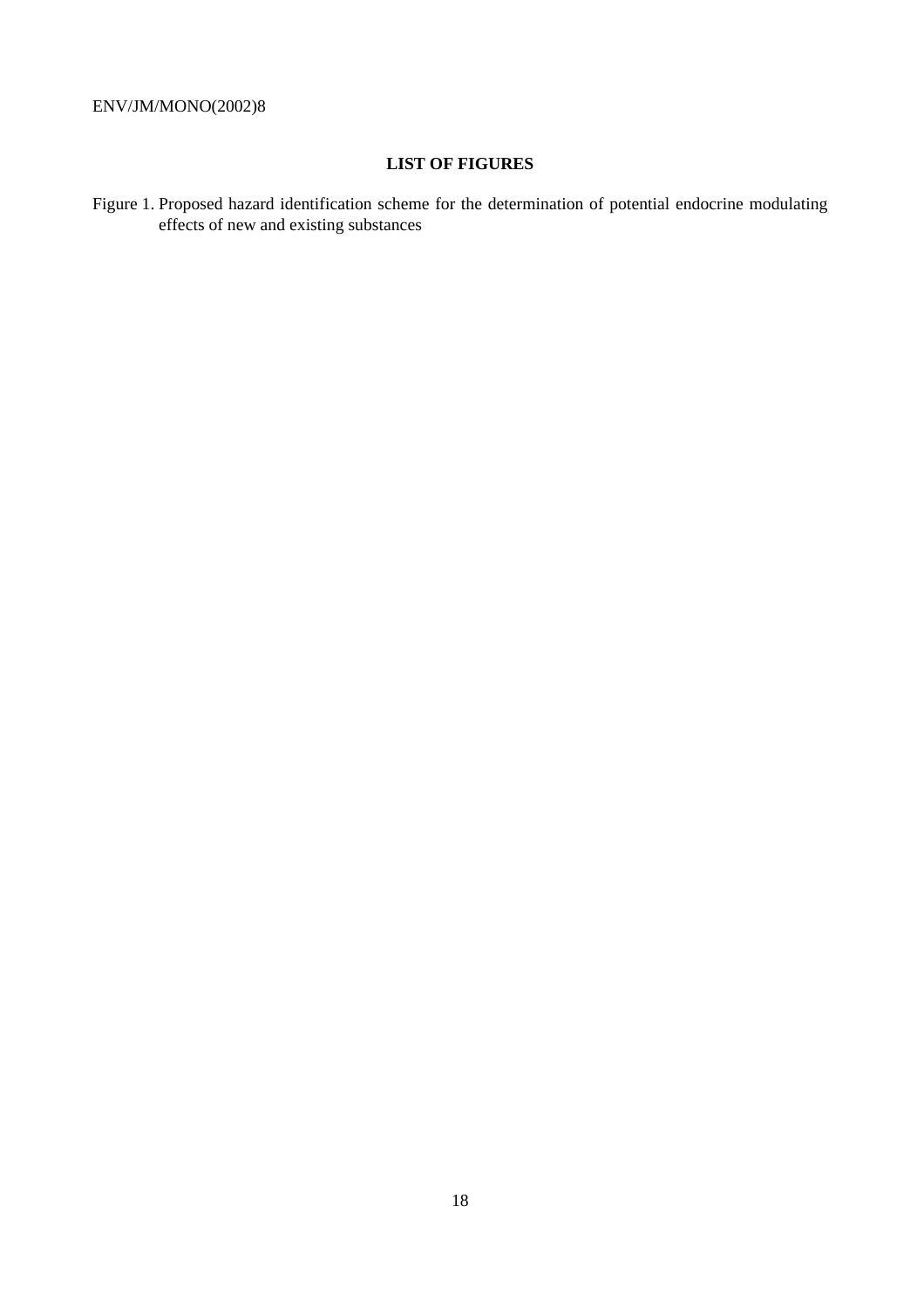## LIST OF FIGURES

Figure 1. Proposed hazard identification scheme for the determination of potential endocrine modulating effects of new and existing substances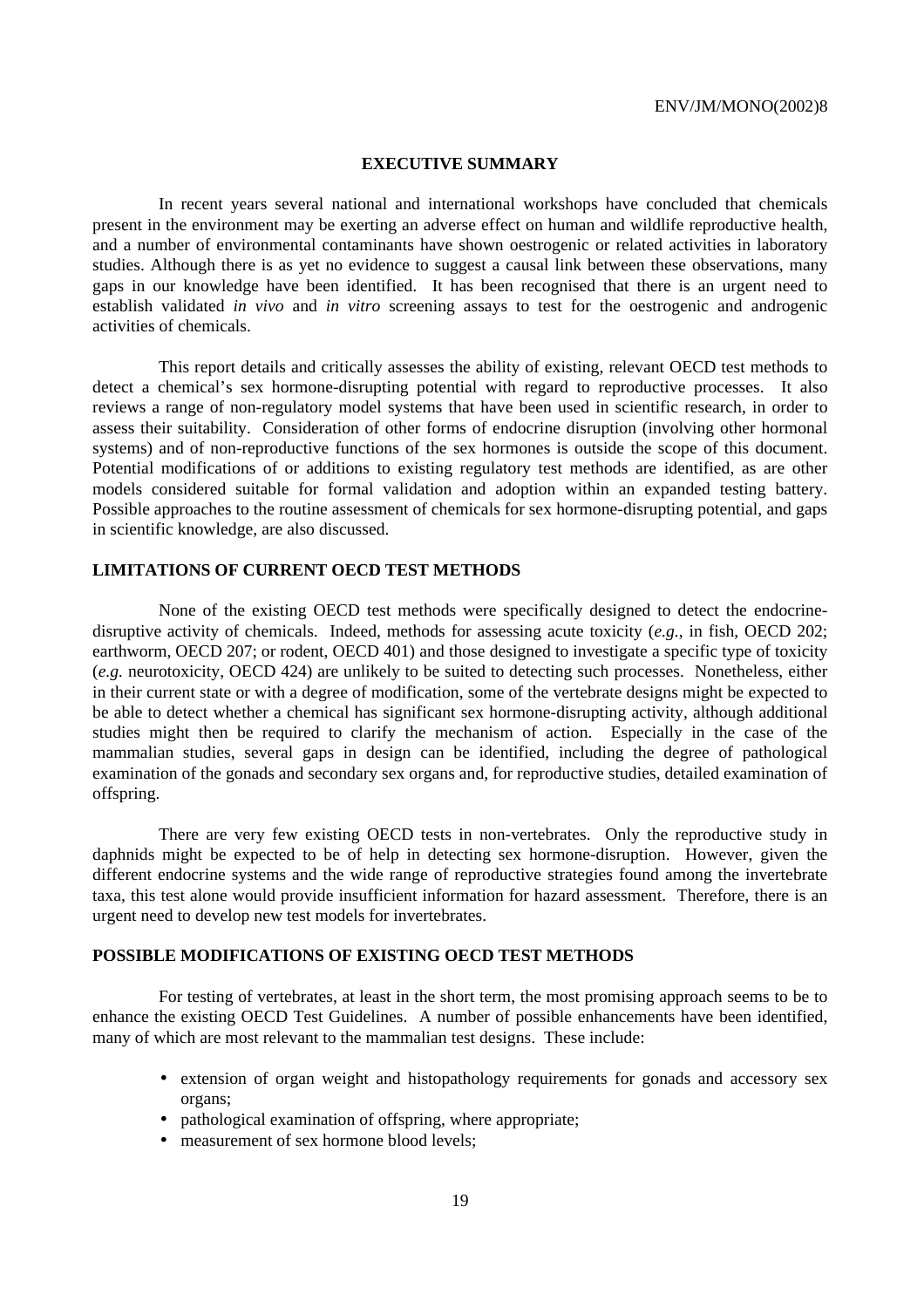# EXECUTIVE SUMMARY

In recent years several national and international workshops have concluded that chemicals present in the environment may be exerting an adverse effect on human and wildlife reproductive health, and a number of environmental contaminants have shown oestrogenic or related activities in laboratory studies. Although there is as yet no evidence to suggest a causal link between these observations, many gaps in our knowledge have been identified. It has been recognised that there is an urgent need to establish validated *in vivo* and *in vitro* screening assays to test for the oestrogenic and androgenic activities of chemicals.

This report details and critically assesses the ability of existing, relevant OECD test methods to detect a chemical's sex hormone-disrupting potential with regard to reproductive processes. It also reviews a range of non-regulatory model systems that have been used in scientific research, in order to assess their suitability. Consideration of other forms of endocrine disruption (involving other hormonal systems) and of non-reproductive functions of the sex hormones is outside the scope of this document. Potential modifications of or additions to existing regulatory test methods are identified, as are other models considered suitable for formal validation and adoption within an expanded testing battery. Possible approaches to the routine assessment of chemicals for sex hormone-disrupting potential, and gaps in scientific knowledge, are also discussed.

## LIMITATIONS OF CURRENT OECD TEST METHODS

None of the existing OECD test methods were specifically designed to detect the endocrine-disruptive activity of chemicals. Indeed, methods for assessing acute toxicity (*e.g.*, in fish, OECD 202; earthworm, OECD 207; or rodent, OECD 401) and those designed to investigate a specific type of toxicity (*e.g.* neurotoxicity, OECD 424) are unlikely to be suited to detecting such processes. Nonetheless, either in their current state or with a degree of modification, some of the vertebrate designs might be expected to be able to detect whether a chemical has significant sex hormone-disrupting activity, although additional studies might then be required to clarify the mechanism of action. Especially in the case of the mammalian studies, several gaps in design can be identified, including the degree of pathological examination of the gonads and secondary sex organs and, for reproductive studies, detailed examination of offspring.

There are very few existing OECD tests in non-vertebrates. Only the reproductive study in daphnids might be expected to be of help in detecting sex hormone-disruption. However, given the different endocrine systems and the wide range of reproductive strategies found among the invertebrate taxa, this test alone would provide insufficient information for hazard assessment. Therefore, there is an urgent need to develop new test models for invertebrates.

## POSSIBLE MODIFICATIONS OF EXISTING OECD TEST METHODS

For testing of vertebrates, at least in the short term, the most promising approach seems to be to enhance the existing OECD Test Guidelines. A number of possible enhancements have been identified, many of which are most relevant to the mammalian test designs. These include:

- extension of organ weight and histopathology requirements for gonads and accessory sex organs;
- pathological examination of offspring, where appropriate;
- measurement of sex hormone blood levels;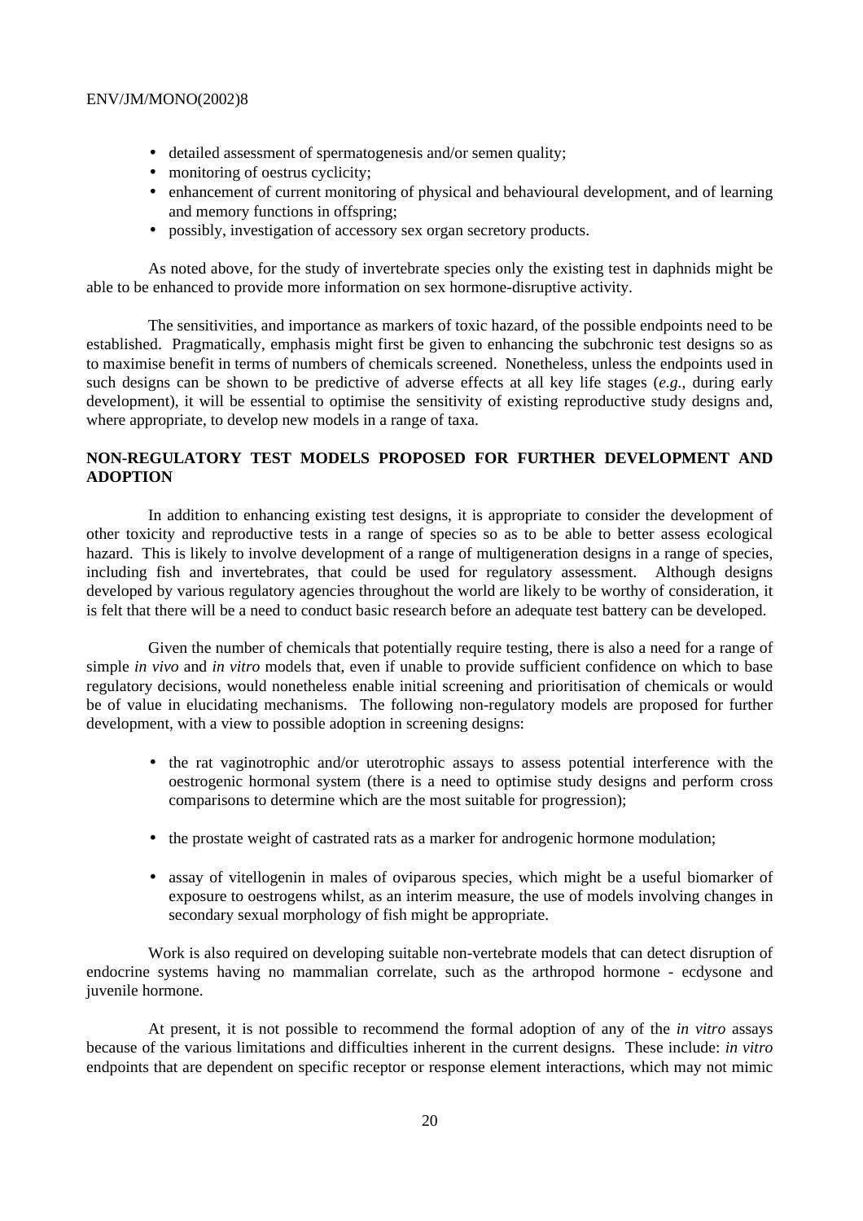- detailed assessment of spermatogenesis and/or semen quality;
- monitoring of oestrus cyclicity;
- enhancement of current monitoring of physical and behavioural development, and of learning and memory functions in offspring;
- possibly, investigation of accessory sex organ secretory products.

As noted above, for the study of invertebrate species only the existing test in daphnids might be able to be enhanced to provide more information on sex hormone-disruptive activity.

The sensitivities, and importance as markers of toxic hazard, of the possible endpoints need to be established. Pragmatically, emphasis might first be given to enhancing the subchronic test designs so as to maximise benefit in terms of numbers of chemicals screened. Nonetheless, unless the endpoints used in such designs can be shown to be predictive of adverse effects at all key life stages (*e.g.*, during early development), it will be essential to optimise the sensitivity of existing reproductive study designs and, where appropriate, to develop new models in a range of taxa.

## NON-REGULATORY TEST MODELS PROPOSED FOR FURTHER DEVELOPMENT AND ADOPTION

In addition to enhancing existing test designs, it is appropriate to consider the development of other toxicity and reproductive tests in a range of species so as to be able to better assess ecological hazard. This is likely to involve development of a range of multigeneration designs in a range of species, including fish and invertebrates, that could be used for regulatory assessment. Although designs developed by various regulatory agencies throughout the world are likely to be worthy of consideration, it is felt that there will be a need to conduct basic research before an adequate test battery can be developed.

Given the number of chemicals that potentially require testing, there is also a need for a range of simple *in vivo* and *in vitro* models that, even if unable to provide sufficient confidence on which to base regulatory decisions, would nonetheless enable initial screening and prioritisation of chemicals or would be of value in elucidating mechanisms. The following non-regulatory models are proposed for further development, with a view to possible adoption in screening designs:

- the rat vaginotrophic and/or uterotrophic assays to assess potential interference with the oestrogenic hormonal system (there is a need to optimise study designs and perform cross comparisons to determine which are the most suitable for progression);

- the prostate weight of castrated rats as a marker for androgenic hormone modulation;

- assay of vitellogenin in males of oviparous species, which might be a useful biomarker of exposure to oestrogens whilst, as an interim measure, the use of models involving changes in secondary sexual morphology of fish might be appropriate.

Work is also required on developing suitable non-vertebrate models that can detect disruption of endocrine systems having no mammalian correlate, such as the arthropod hormone - ecdysone and juvenile hormone.

At present, it is not possible to recommend the formal adoption of any of the *in vitro* assays because of the various limitations and difficulties inherent in the current designs. These include: *in vitro* endpoints that are dependent on specific receptor or response element interactions, which may not mimic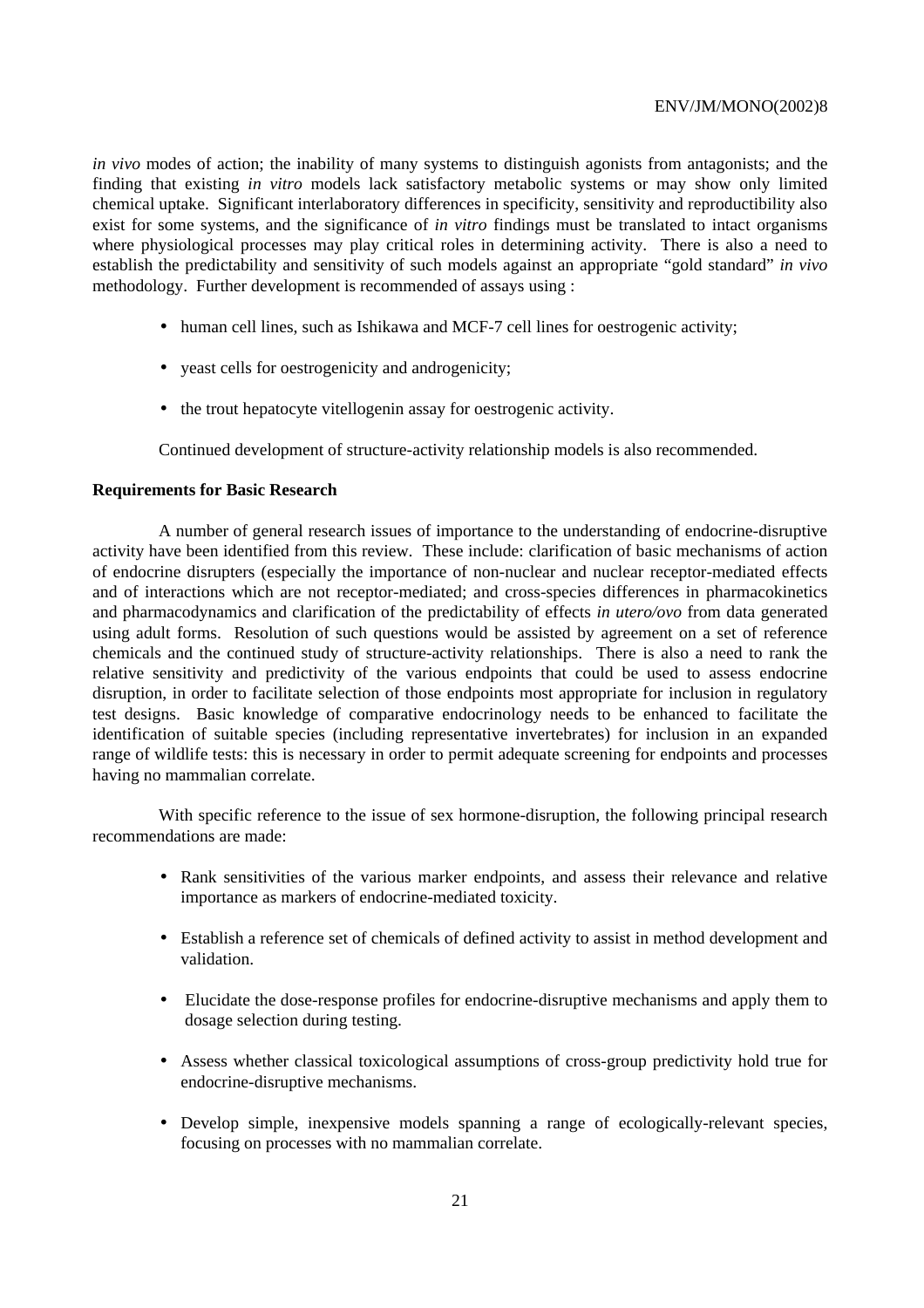*in vivo* modes of action; the inability of many systems to distinguish agonists from antagonists; and the finding that existing *in vitro* models lack satisfactory metabolic systems or may show only limited chemical uptake. Significant interlaboratory differences in specificity, sensitivity and reproductibility also exist for some systems, and the significance of *in vitro* findings must be translated to intact organisms where physiological processes may play critical roles in determining activity. There is also a need to establish the predictability and sensitivity of such models against an appropriate "gold standard" *in vivo* methodology. Further development is recommended of assays using :

- human cell lines, such as Ishikawa and MCF-7 cell lines for oestrogenic activity;
- yeast cells for oestrogenicity and androgenicity;
- the trout hepatocyte vitellogenin assay for oestrogenic activity.

Continued development of structure-activity relationship models is also recommended.

**Requirements for Basic Research**

A number of general research issues of importance to the understanding of endocrine-disruptive activity have been identified from this review. These include: clarification of basic mechanisms of action of endocrine disrupters (especially the importance of non-nuclear and nuclear receptor-mediated effects and of interactions which are not receptor-mediated; and cross-species differences in pharmacokinetics and pharmacodynamics and clarification of the predictability of effects *in utero/ovo* from data generated using adult forms. Resolution of such questions would be assisted by agreement on a set of reference chemicals and the continued study of structure-activity relationships. There is also a need to rank the relative sensitivity and predictivity of the various endpoints that could be used to assess endocrine disruption, in order to facilitate selection of those endpoints most appropriate for inclusion in regulatory test designs. Basic knowledge of comparative endocrinology needs to be enhanced to facilitate the identification of suitable species (including representative invertebrates) for inclusion in an expanded range of wildlife tests: this is necessary in order to permit adequate screening for endpoints and processes having no mammalian correlate.

With specific reference to the issue of sex hormone-disruption, the following principal research recommendations are made:

- Rank sensitivities of the various marker endpoints, and assess their relevance and relative importance as markers of endocrine-mediated toxicity.
- Establish a reference set of chemicals of defined activity to assist in method development and validation.
- Elucidate the dose-response profiles for endocrine-disruptive mechanisms and apply them to dosage selection during testing.
- Assess whether classical toxicological assumptions of cross-group predictivity hold true for endocrine-disruptive mechanisms.
- Develop simple, inexpensive models spanning a range of ecologically-relevant species, focusing on processes with no mammalian correlate.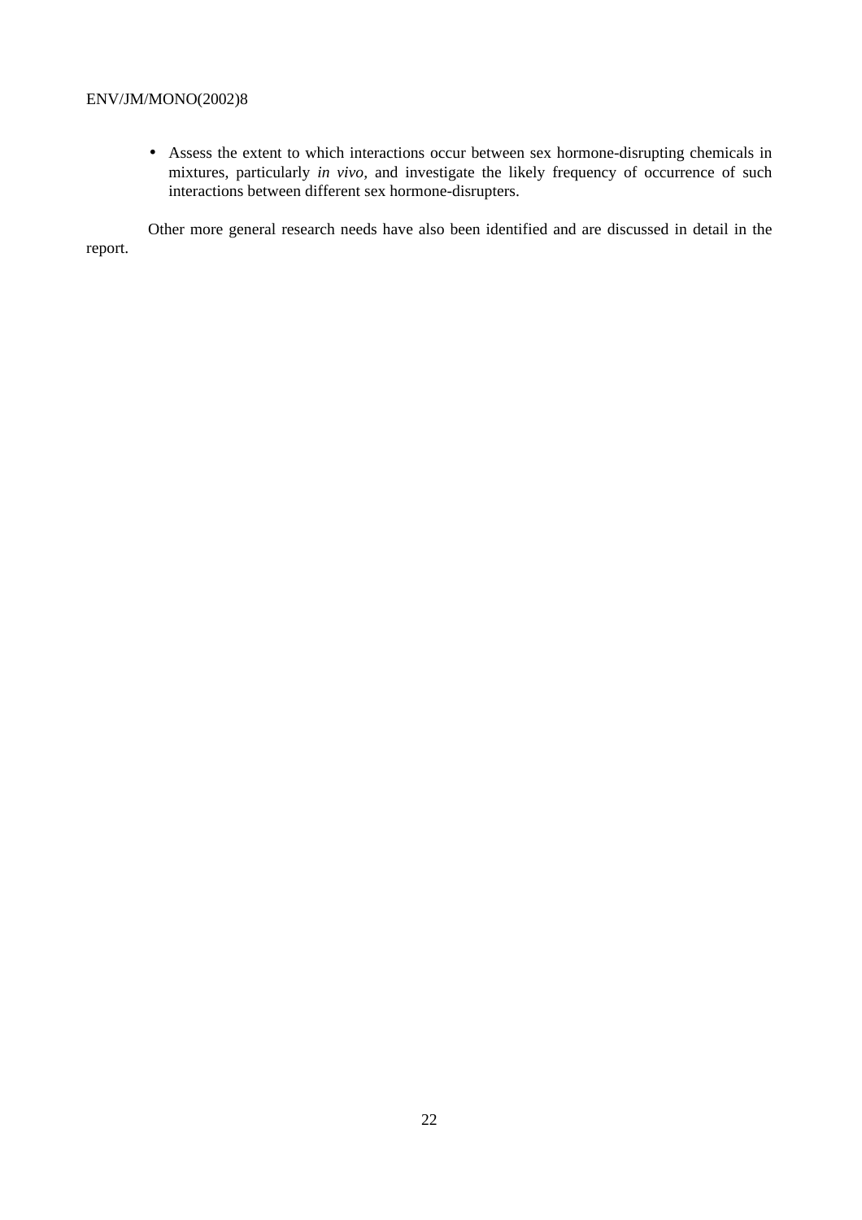- Assess the extent to which interactions occur between sex hormone-disrupting chemicals in mixtures, particularly *in vivo*, and investigate the likely frequency of occurrence of such interactions between different sex hormone-disrupters.

Other more general research needs have also been identified and are discussed in detail in the report.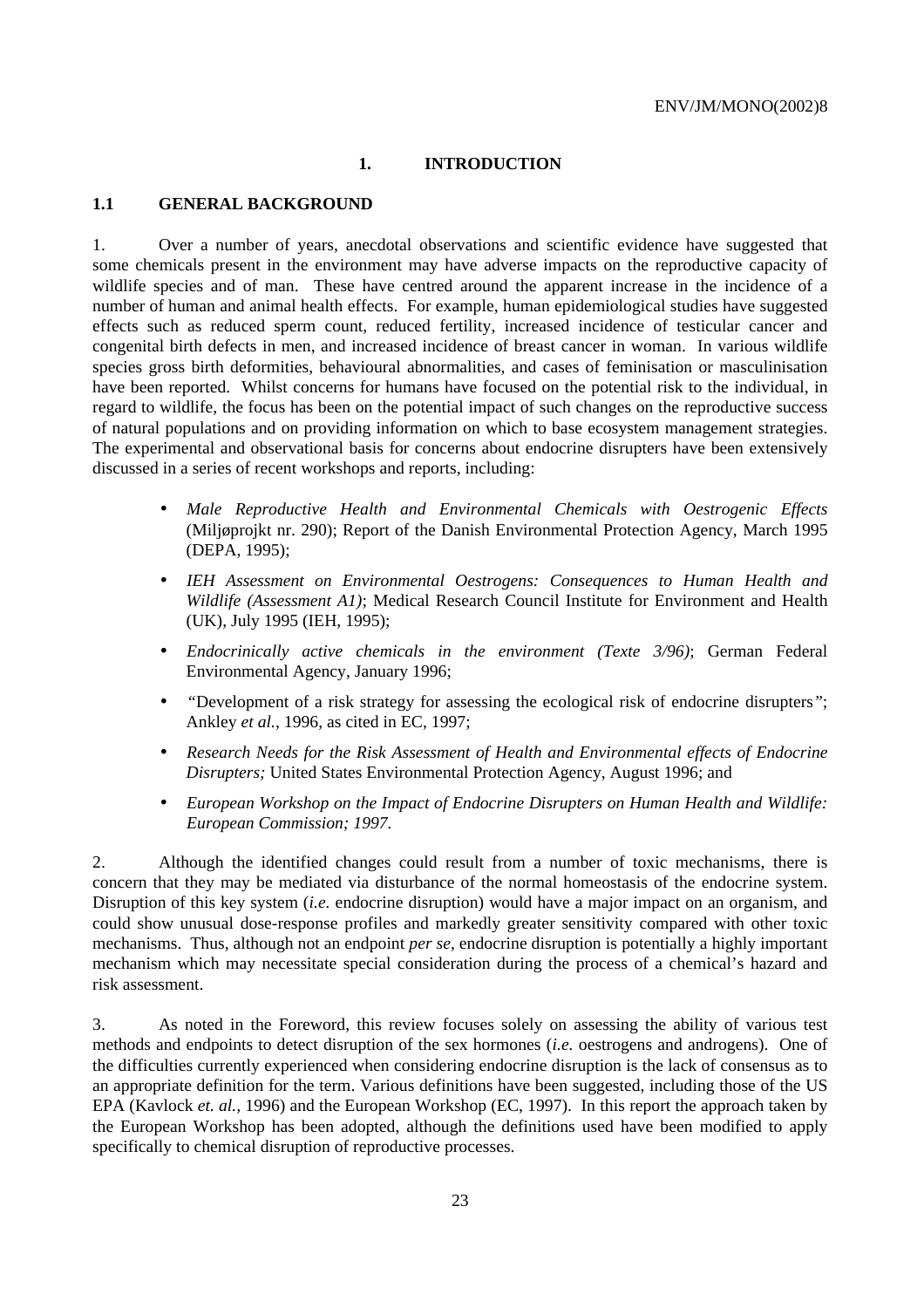# 1. INTRODUCTION

## 1.1 GENERAL BACKGROUND

1. Over a number of years, anecdotal observations and scientific evidence have suggested that some chemicals present in the environment may have adverse impacts on the reproductive capacity of wildlife species and of man. These have centred around the apparent increase in the incidence of a number of human and animal health effects. For example, human epidemiological studies have suggested effects such as reduced sperm count, reduced fertility, increased incidence of testicular cancer and congenital birth defects in men, and increased incidence of breast cancer in woman. In various wildlife species gross birth deformities, behavioural abnormalities, and cases of feminisation or masculinisation have been reported. Whilst concerns for humans have focused on the potential risk to the individual, in regard to wildlife, the focus has been on the potential impact of such changes on the reproductive success of natural populations and on providing information on which to base ecosystem management strategies. The experimental and observational basis for concerns about endocrine disrupters have been extensively discussed in a series of recent workshops and reports, including:

- *Male Reproductive Health and Environmental Chemicals with Oestrogenic Effects* (Miljøprojkt nr. 290); Report of the Danish Environmental Protection Agency, March 1995 (DEPA, 1995);
- *IEH Assessment on Environmental Oestrogens: Consequences to Human Health and Wildlife (Assessment A1)*; Medical Research Council Institute for Environment and Health (UK), July 1995 (IEH, 1995);
- *Endocrinically active chemicals in the environment (Texte 3/96)*; German Federal Environmental Agency, January 1996;
- "Development of a risk strategy for assessing the ecological risk of endocrine disrupters"; Ankley *et al.*, 1996, as cited in EC, 1997;
- *Research Needs for the Risk Assessment of Health and Environmental effects of Endocrine Disrupters;* United States Environmental Protection Agency, August 1996; and
- *European Workshop on the Impact of Endocrine Disrupters on Human Health and Wildlife: European Commission; 1997.*

2. Although the identified changes could result from a number of toxic mechanisms, there is concern that they may be mediated via disturbance of the normal homeostasis of the endocrine system. Disruption of this key system (*i.e.* endocrine disruption) would have a major impact on an organism, and could show unusual dose-response profiles and markedly greater sensitivity compared with other toxic mechanisms. Thus, although not an endpoint *per se*, endocrine disruption is potentially a highly important mechanism which may necessitate special consideration during the process of a chemical's hazard and risk assessment.

3. As noted in the Foreword, this review focuses solely on assessing the ability of various test methods and endpoints to detect disruption of the sex hormones (*i.e.* oestrogens and androgens). One of the difficulties currently experienced when considering endocrine disruption is the lack of consensus as to an appropriate definition for the term. Various definitions have been suggested, including those of the US EPA (Kavlock *et. al.*, 1996) and the European Workshop (EC, 1997). In this report the approach taken by the European Workshop has been adopted, although the definitions used have been modified to apply specifically to chemical disruption of reproductive processes.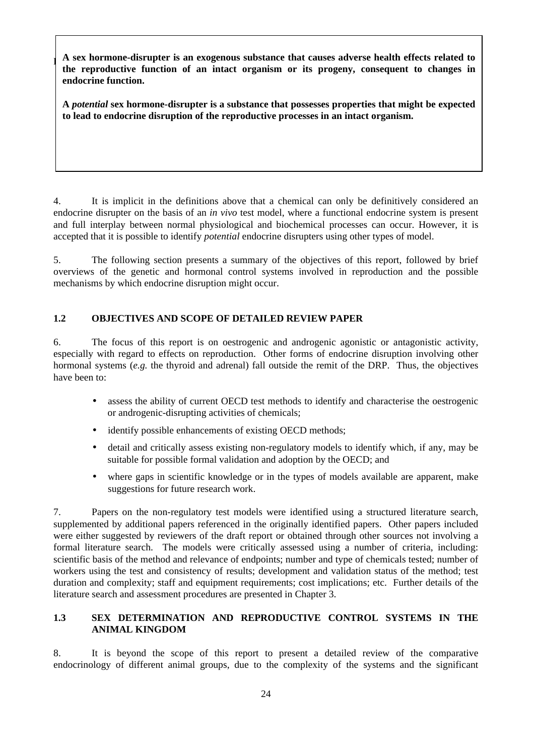**A sex hormone-disrupter is an exogenous substance that causes adverse health effects related to the reproductive function of an intact organism or its progeny, consequent to changes in endocrine function.**

**A *potential* sex hormone-disrupter is a substance that possesses properties that might be expected to lead to endocrine disruption of the reproductive processes in an intact organism.**

4. It is implicit in the definitions above that a chemical can only be definitively considered an endocrine disrupter on the basis of an *in vivo* test model, where a functional endocrine system is present and full interplay between normal physiological and biochemical processes can occur. However, it is accepted that it is possible to identify *potential* endocrine disrupters using other types of model.

5. The following section presents a summary of the objectives of this report, followed by brief overviews of the genetic and hormonal control systems involved in reproduction and the possible mechanisms by which endocrine disruption might occur.

## 1.2 OBJECTIVES AND SCOPE OF DETAILED REVIEW PAPER

6. The focus of this report is on oestrogenic and androgenic agonistic or antagonistic activity, especially with regard to effects on reproduction. Other forms of endocrine disruption involving other hormonal systems (*e.g.* the thyroid and adrenal) fall outside the remit of the DRP. Thus, the objectives have been to:

- assess the ability of current OECD test methods to identify and characterise the oestrogenic or androgenic-disrupting activities of chemicals;
- identify possible enhancements of existing OECD methods;
- detail and critically assess existing non-regulatory models to identify which, if any, may be suitable for possible formal validation and adoption by the OECD; and
- where gaps in scientific knowledge or in the types of models available are apparent, make suggestions for future research work.

7. Papers on the non-regulatory test models were identified using a structured literature search, supplemented by additional papers referenced in the originally identified papers. Other papers included were either suggested by reviewers of the draft report or obtained through other sources not involving a formal literature search. The models were critically assessed using a number of criteria, including: scientific basis of the method and relevance of endpoints; number and type of chemicals tested; number of workers using the test and consistency of results; development and validation status of the method; test duration and complexity; staff and equipment requirements; cost implications; etc. Further details of the literature search and assessment procedures are presented in Chapter 3.

## 1.3 SEX DETERMINATION AND REPRODUCTIVE CONTROL SYSTEMS IN THE ANIMAL KINGDOM

8. It is beyond the scope of this report to present a detailed review of the comparative endocrinology of different animal groups, due to the complexity of the systems and the significant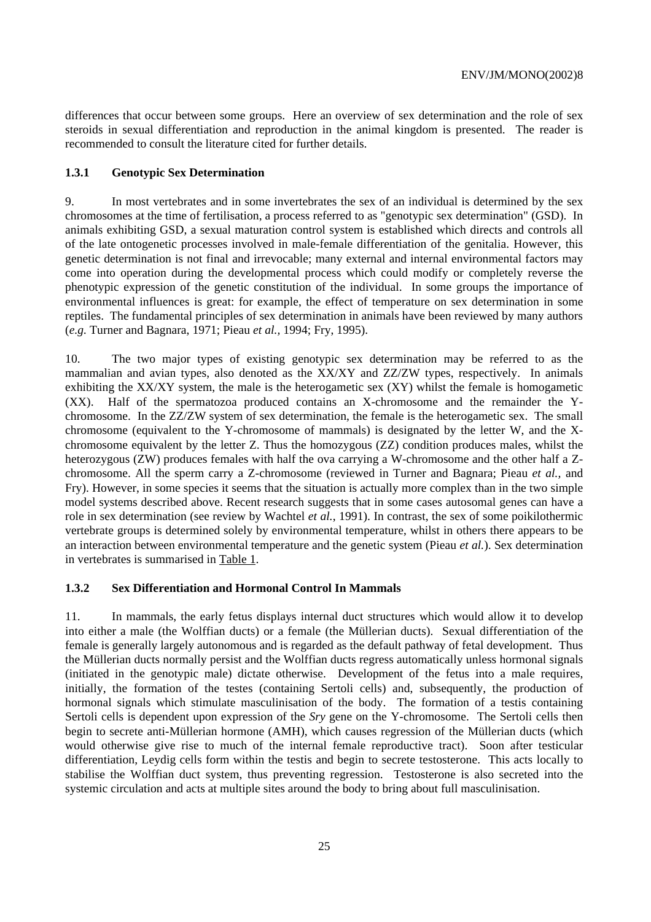differences that occur between some groups. Here an overview of sex determination and the role of sex steroids in sexual differentiation and reproduction in the animal kingdom is presented. The reader is recommended to consult the literature cited for further details.

### 1.3.1 Genotypic Sex Determination

9. In most vertebrates and in some invertebrates the sex of an individual is determined by the sex chromosomes at the time of fertilisation, a process referred to as "genotypic sex determination" (GSD). In animals exhibiting GSD, a sexual maturation control system is established which directs and controls all of the late ontogenetic processes involved in male-female differentiation of the genitalia. However, this genetic determination is not final and irrevocable; many external and internal environmental factors may come into operation during the developmental process which could modify or completely reverse the phenotypic expression of the genetic constitution of the individual. In some groups the importance of environmental influences is great: for example, the effect of temperature on sex determination in some reptiles. The fundamental principles of sex determination in animals have been reviewed by many authors (*e.g.* Turner and Bagnara, 1971; Pieau *et al.,* 1994; Fry, 1995).

10. The two major types of existing genotypic sex determination may be referred to as the mammalian and avian types, also denoted as the XX/XY and ZZ/ZW types, respectively. In animals exhibiting the XX/XY system, the male is the heterogametic sex (XY) whilst the female is homogametic (XX). Half of the spermatozoa produced contains an X-chromosome and the remainder the Y-chromosome. In the ZZ/ZW system of sex determination, the female is the heterogametic sex. The small chromosome (equivalent to the Y-chromosome of mammals) is designated by the letter W, and the X-chromosome equivalent by the letter Z. Thus the homozygous (ZZ) condition produces males, whilst the heterozygous (ZW) produces females with half the ova carrying a W-chromosome and the other half a Z-chromosome. All the sperm carry a Z-chromosome (reviewed in Turner and Bagnara; Pieau *et al.,* and Fry). However, in some species it seems that the situation is actually more complex than in the two simple model systems described above. Recent research suggests that in some cases autosomal genes can have a role in sex determination (see review by Wachtel *et al.,* 1991). In contrast, the sex of some poikilothermic vertebrate groups is determined solely by environmental temperature, whilst in others there appears to be an interaction between environmental temperature and the genetic system (Pieau *et al.*). Sex determination in vertebrates is summarised in Table 1.

### 1.3.2 Sex Differentiation and Hormonal Control In Mammals

11. In mammals, the early fetus displays internal duct structures which would allow it to develop into either a male (the Wolffian ducts) or a female (the Müllerian ducts). Sexual differentiation of the female is generally largely autonomous and is regarded as the default pathway of fetal development. Thus the Müllerian ducts normally persist and the Wolffian ducts regress automatically unless hormonal signals (initiated in the genotypic male) dictate otherwise. Development of the fetus into a male requires, initially, the formation of the testes (containing Sertoli cells) and, subsequently, the production of hormonal signals which stimulate masculinisation of the body. The formation of a testis containing Sertoli cells is dependent upon expression of the *Sry* gene on the Y-chromosome. The Sertoli cells then begin to secrete anti-Müllerian hormone (AMH), which causes regression of the Müllerian ducts (which would otherwise give rise to much of the internal female reproductive tract). Soon after testicular differentiation, Leydig cells form within the testis and begin to secrete testosterone. This acts locally to stabilise the Wolffian duct system, thus preventing regression. Testosterone is also secreted into the systemic circulation and acts at multiple sites around the body to bring about full masculinisation.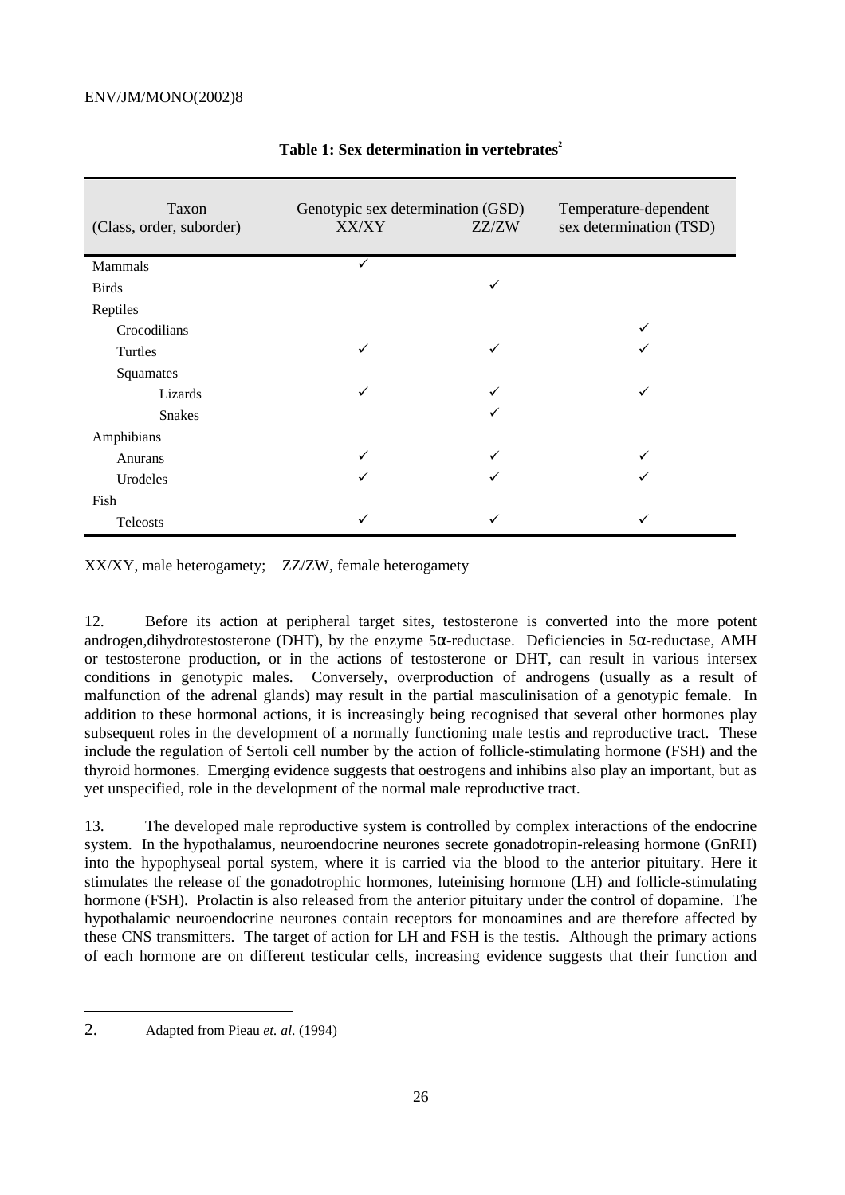**Table 1: Sex determination in vertebrates**[2]

| Taxon (Class, order, suborder) | Genotypic sex determination (GSD) XX/XY | ZZ/ZW | Temperature-dependent sex determination (TSD) |
|---|---|---|---|
| Mammals | ✓ | | |
| Birds | | ✓ | |
| Reptiles | | | |
| Crocodilians | | | ✓ |
| Turtles | ✓ | ✓ | ✓ |
| Squamates | | | |
| Lizards | ✓ | ✓ | ✓ |
| Snakes | | ✓ | |
| Amphibians | | | |
| Anurans | ✓ | ✓ | ✓ |
| Urodeles | ✓ | ✓ | ✓ |
| Fish | | | |
| Teleosts | ✓ | ✓ | ✓ |

XX/XY, male heterogamety; ZZ/ZW, female heterogamety

12. Before its action at peripheral target sites, testosterone is converted into the more potent androgen,dihydrotestosterone (DHT), by the enzyme 5α-reductase. Deficiencies in 5α-reductase, AMH or testosterone production, or in the actions of testosterone or DHT, can result in various intersex conditions in genotypic males. Conversely, overproduction of androgens (usually as a result of malfunction of the adrenal glands) may result in the partial masculinisation of a genotypic female. In addition to these hormonal actions, it is increasingly being recognised that several other hormones play subsequent roles in the development of a normally functioning male testis and reproductive tract. These include the regulation of Sertoli cell number by the action of follicle-stimulating hormone (FSH) and the thyroid hormones. Emerging evidence suggests that oestrogens and inhibins also play an important, but as yet unspecified, role in the development of the normal male reproductive tract.

13. The developed male reproductive system is controlled by complex interactions of the endocrine system. In the hypothalamus, neuroendocrine neurones secrete gonadotropin-releasing hormone (GnRH) into the hypophyseal portal system, where it is carried via the blood to the anterior pituitary. Here it stimulates the release of the gonadotrophic hormones, luteinising hormone (LH) and follicle-stimulating hormone (FSH). Prolactin is also released from the anterior pituitary under the control of dopamine. The hypothalamic neuroendocrine neurones contain receptors for monoamines and are therefore affected by these CNS transmitters. The target of action for LH and FSH is the testis. Although the primary actions of each hormone are on different testicular cells, increasing evidence suggests that their function and

---

2. Adapted from Pieau *et. al.* (1994)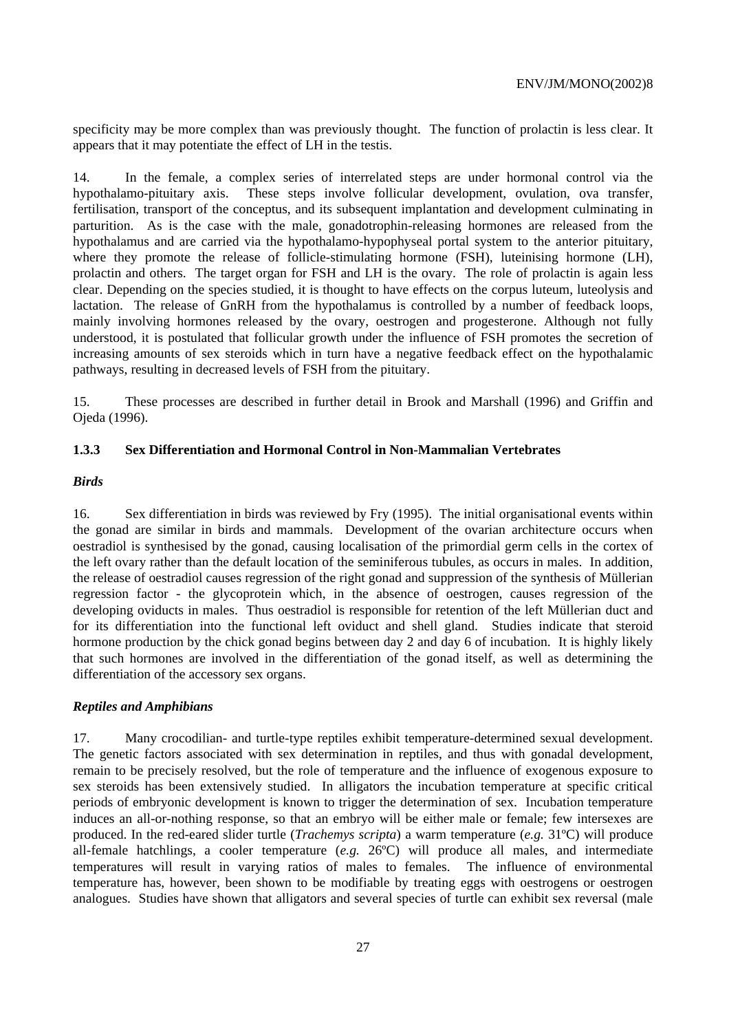specificity may be more complex than was previously thought. The function of prolactin is less clear. It appears that it may potentiate the effect of LH in the testis.

14. In the female, a complex series of interrelated steps are under hormonal control via the hypothalamo-pituitary axis. These steps involve follicular development, ovulation, ova transfer, fertilisation, transport of the conceptus, and its subsequent implantation and development culminating in parturition. As is the case with the male, gonadotrophin-releasing hormones are released from the hypothalamus and are carried via the hypothalamo-hypophyseal portal system to the anterior pituitary, where they promote the release of follicle-stimulating hormone (FSH), luteinising hormone (LH), prolactin and others. The target organ for FSH and LH is the ovary. The role of prolactin is again less clear. Depending on the species studied, it is thought to have effects on the corpus luteum, luteolysis and lactation. The release of GnRH from the hypothalamus is controlled by a number of feedback loops, mainly involving hormones released by the ovary, oestrogen and progesterone. Although not fully understood, it is postulated that follicular growth under the influence of FSH promotes the secretion of increasing amounts of sex steroids which in turn have a negative feedback effect on the hypothalamic pathways, resulting in decreased levels of FSH from the pituitary.

15. These processes are described in further detail in Brook and Marshall (1996) and Griffin and Ojeda (1996).

### 1.3.3 Sex Differentiation and Hormonal Control in Non-Mammalian Vertebrates

***Birds***

16. Sex differentiation in birds was reviewed by Fry (1995). The initial organisational events within the gonad are similar in birds and mammals. Development of the ovarian architecture occurs when oestradiol is synthesised by the gonad, causing localisation of the primordial germ cells in the cortex of the left ovary rather than the default location of the seminiferous tubules, as occurs in males. In addition, the release of oestradiol causes regression of the right gonad and suppression of the synthesis of Müllerian regression factor - the glycoprotein which, in the absence of oestrogen, causes regression of the developing oviducts in males. Thus oestradiol is responsible for retention of the left Müllerian duct and for its differentiation into the functional left oviduct and shell gland. Studies indicate that steroid hormone production by the chick gonad begins between day 2 and day 6 of incubation. It is highly likely that such hormones are involved in the differentiation of the gonad itself, as well as determining the differentiation of the accessory sex organs.

***Reptiles and Amphibians***

17. Many crocodilian- and turtle-type reptiles exhibit temperature-determined sexual development. The genetic factors associated with sex determination in reptiles, and thus with gonadal development, remain to be precisely resolved, but the role of temperature and the influence of exogenous exposure to sex steroids has been extensively studied. In alligators the incubation temperature at specific critical periods of embryonic development is known to trigger the determination of sex. Incubation temperature induces an all-or-nothing response, so that an embryo will be either male or female; few intersexes are produced. In the red-eared slider turtle (*Trachemys scripta*) a warm temperature (*e.g.* 31ºC) will produce all-female hatchlings, a cooler temperature (*e.g.* 26ºC) will produce all males, and intermediate temperatures will result in varying ratios of males to females. The influence of environmental temperature has, however, been shown to be modifiable by treating eggs with oestrogens or oestrogen analogues. Studies have shown that alligators and several species of turtle can exhibit sex reversal (male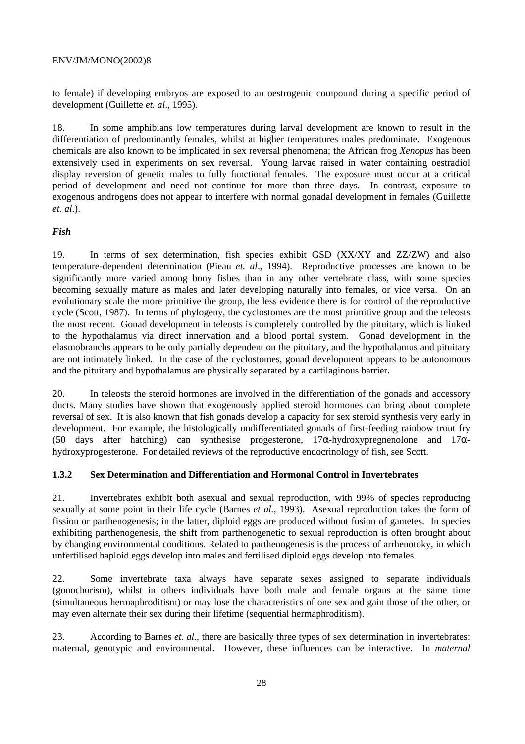to female) if developing embryos are exposed to an oestrogenic compound during a specific period of development (Guillette *et. al*., 1995).

18. In some amphibians low temperatures during larval development are known to result in the differentiation of predominantly females, whilst at higher temperatures males predominate. Exogenous chemicals are also known to be implicated in sex reversal phenomena; the African frog *Xenopus* has been extensively used in experiments on sex reversal. Young larvae raised in water containing oestradiol display reversion of genetic males to fully functional females. The exposure must occur at a critical period of development and need not continue for more than three days. In contrast, exposure to exogenous androgens does not appear to interfere with normal gonadal development in females (Guillette *et. al*.).

***Fish***

19. In terms of sex determination, fish species exhibit GSD (XX/XY and ZZ/ZW) and also temperature-dependent determination (Pieau *et. al*., 1994). Reproductive processes are known to be significantly more varied among bony fishes than in any other vertebrate class, with some species becoming sexually mature as males and later developing naturally into females, or vice versa. On an evolutionary scale the more primitive the group, the less evidence there is for control of the reproductive cycle (Scott, 1987). In terms of phylogeny, the cyclostomes are the most primitive group and the teleosts the most recent. Gonad development in teleosts is completely controlled by the pituitary, which is linked to the hypothalamus via direct innervation and a blood portal system. Gonad development in the elasmobranchs appears to be only partially dependent on the pituitary, and the hypothalamus and pituitary are not intimately linked. In the case of the cyclostomes, gonad development appears to be autonomous and the pituitary and hypothalamus are physically separated by a cartilaginous barrier.

20. In teleosts the steroid hormones are involved in the differentiation of the gonads and accessory ducts. Many studies have shown that exogenously applied steroid hormones can bring about complete reversal of sex. It is also known that fish gonads develop a capacity for sex steroid synthesis very early in development. For example, the histologically undifferentiated gonads of first-feeding rainbow trout fry (50 days after hatching) can synthesise progesterone, 17α-hydroxypregnenolone and 17α-hydroxyprogesterone. For detailed reviews of the reproductive endocrinology of fish, see Scott.

### 1.3.2 Sex Determination and Differentiation and Hormonal Control in Invertebrates

21. Invertebrates exhibit both asexual and sexual reproduction, with 99% of species reproducing sexually at some point in their life cycle (Barnes *et al.*, 1993). Asexual reproduction takes the form of fission or parthenogenesis; in the latter, diploid eggs are produced without fusion of gametes. In species exhibiting parthenogenesis, the shift from parthenogenetic to sexual reproduction is often brought about by changing environmental conditions. Related to parthenogenesis is the process of arrhenotoky, in which unfertilised haploid eggs develop into males and fertilised diploid eggs develop into females.

22. Some invertebrate taxa always have separate sexes assigned to separate individuals (gonochorism), whilst in others individuals have both male and female organs at the same time (simultaneous hermaphroditism) or may lose the characteristics of one sex and gain those of the other, or may even alternate their sex during their lifetime (sequential hermaphroditism).

23. According to Barnes *et. al*., there are basically three types of sex determination in invertebrates: maternal, genotypic and environmental. However, these influences can be interactive. In *maternal*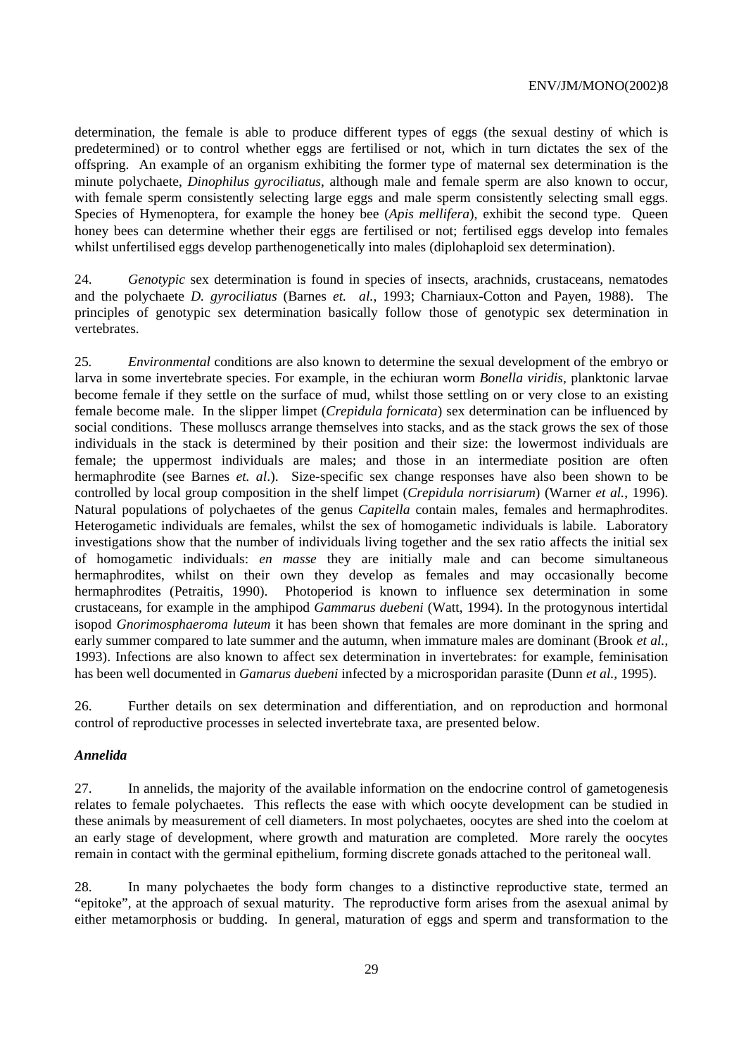determination, the female is able to produce different types of eggs (the sexual destiny of which is predetermined) or to control whether eggs are fertilised or not, which in turn dictates the sex of the offspring. An example of an organism exhibiting the former type of maternal sex determination is the minute polychaete, *Dinophilus gyrociliatus*, although male and female sperm are also known to occur, with female sperm consistently selecting large eggs and male sperm consistently selecting small eggs. Species of Hymenoptera, for example the honey bee (*Apis mellifera*), exhibit the second type. Queen honey bees can determine whether their eggs are fertilised or not; fertilised eggs develop into females whilst unfertilised eggs develop parthenogenetically into males (diplohaploid sex determination).

24. *Genotypic* sex determination is found in species of insects, arachnids, crustaceans, nematodes and the polychaete *D. gyrociliatus* (Barnes *et. al.*, 1993; Charniaux-Cotton and Payen, 1988). The principles of genotypic sex determination basically follow those of genotypic sex determination in vertebrates.

25. *Environmental* conditions are also known to determine the sexual development of the embryo or larva in some invertebrate species. For example, in the echiuran worm *Bonella viridis*, planktonic larvae become female if they settle on the surface of mud, whilst those settling on or very close to an existing female become male. In the slipper limpet (*Crepidula fornicata*) sex determination can be influenced by social conditions. These molluscs arrange themselves into stacks, and as the stack grows the sex of those individuals in the stack is determined by their position and their size: the lowermost individuals are female; the uppermost individuals are males; and those in an intermediate position are often hermaphrodite (see Barnes *et. al*.). Size-specific sex change responses have also been shown to be controlled by local group composition in the shelf limpet (*Crepidula norrisiarum*) (Warner *et al.*, 1996). Natural populations of polychaetes of the genus *Capitella* contain males, females and hermaphrodites. Heterogametic individuals are females, whilst the sex of homogametic individuals is labile. Laboratory investigations show that the number of individuals living together and the sex ratio affects the initial sex of homogametic individuals: *en masse* they are initially male and can become simultaneous hermaphrodites, whilst on their own they develop as females and may occasionally become hermaphrodites (Petraitis, 1990). Photoperiod is known to influence sex determination in some crustaceans, for example in the amphipod *Gammarus duebeni* (Watt, 1994). In the protogynous intertidal isopod *Gnorimosphaeroma luteum* it has been shown that females are more dominant in the spring and early summer compared to late summer and the autumn, when immature males are dominant (Brook *et al.*, 1993). Infections are also known to affect sex determination in invertebrates: for example, feminisation has been well documented in *Gamarus duebeni* infected by a microsporidan parasite (Dunn *et al.*, 1995).

26. Further details on sex determination and differentiation, and on reproduction and hormonal control of reproductive processes in selected invertebrate taxa, are presented below.

### *Annelida*

27. In annelids, the majority of the available information on the endocrine control of gametogenesis relates to female polychaetes. This reflects the ease with which oocyte development can be studied in these animals by measurement of cell diameters. In most polychaetes, oocytes are shed into the coelom at an early stage of development, where growth and maturation are completed. More rarely the oocytes remain in contact with the germinal epithelium, forming discrete gonads attached to the peritoneal wall.

28. In many polychaetes the body form changes to a distinctive reproductive state, termed an "epitoke", at the approach of sexual maturity. The reproductive form arises from the asexual animal by either metamorphosis or budding. In general, maturation of eggs and sperm and transformation to the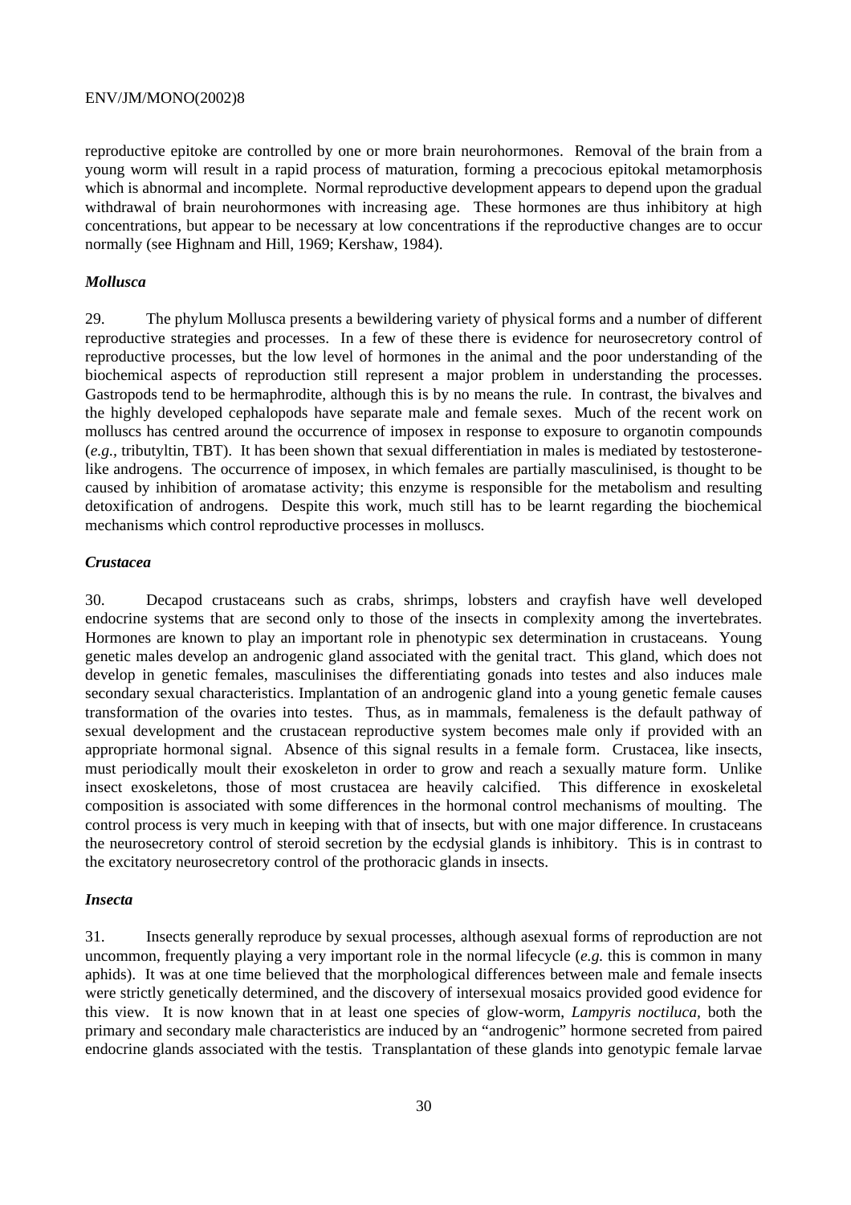reproductive epitoke are controlled by one or more brain neurohormones. Removal of the brain from a young worm will result in a rapid process of maturation, forming a precocious epitokal metamorphosis which is abnormal and incomplete. Normal reproductive development appears to depend upon the gradual withdrawal of brain neurohormones with increasing age. These hormones are thus inhibitory at high concentrations, but appear to be necessary at low concentrations if the reproductive changes are to occur normally (see Highnam and Hill, 1969; Kershaw, 1984).

### *Mollusca*

29. The phylum Mollusca presents a bewildering variety of physical forms and a number of different reproductive strategies and processes. In a few of these there is evidence for neurosecretory control of reproductive processes, but the low level of hormones in the animal and the poor understanding of the biochemical aspects of reproduction still represent a major problem in understanding the processes. Gastropods tend to be hermaphrodite, although this is by no means the rule. In contrast, the bivalves and the highly developed cephalopods have separate male and female sexes. Much of the recent work on molluscs has centred around the occurrence of imposex in response to exposure to organotin compounds (*e.g.*, tributyltin, TBT). It has been shown that sexual differentiation in males is mediated by testosterone-like androgens. The occurrence of imposex, in which females are partially masculinised, is thought to be caused by inhibition of aromatase activity; this enzyme is responsible for the metabolism and resulting detoxification of androgens. Despite this work, much still has to be learnt regarding the biochemical mechanisms which control reproductive processes in molluscs.

### *Crustacea*

30. Decapod crustaceans such as crabs, shrimps, lobsters and crayfish have well developed endocrine systems that are second only to those of the insects in complexity among the invertebrates. Hormones are known to play an important role in phenotypic sex determination in crustaceans. Young genetic males develop an androgenic gland associated with the genital tract. This gland, which does not develop in genetic females, masculinises the differentiating gonads into testes and also induces male secondary sexual characteristics. Implantation of an androgenic gland into a young genetic female causes transformation of the ovaries into testes. Thus, as in mammals, femaleness is the default pathway of sexual development and the crustacean reproductive system becomes male only if provided with an appropriate hormonal signal. Absence of this signal results in a female form. Crustacea, like insects, must periodically moult their exoskeleton in order to grow and reach a sexually mature form. Unlike insect exoskeletons, those of most crustacea are heavily calcified. This difference in exoskeletal composition is associated with some differences in the hormonal control mechanisms of moulting. The control process is very much in keeping with that of insects, but with one major difference. In crustaceans the neurosecretory control of steroid secretion by the ecdysial glands is inhibitory. This is in contrast to the excitatory neurosecretory control of the prothoracic glands in insects.

### *Insecta*

31. Insects generally reproduce by sexual processes, although asexual forms of reproduction are not uncommon, frequently playing a very important role in the normal lifecycle (*e.g.* this is common in many aphids). It was at one time believed that the morphological differences between male and female insects were strictly genetically determined, and the discovery of intersexual mosaics provided good evidence for this view. It is now known that in at least one species of glow-worm, *Lampyris noctiluca,* both the primary and secondary male characteristics are induced by an "androgenic" hormone secreted from paired endocrine glands associated with the testis. Transplantation of these glands into genotypic female larvae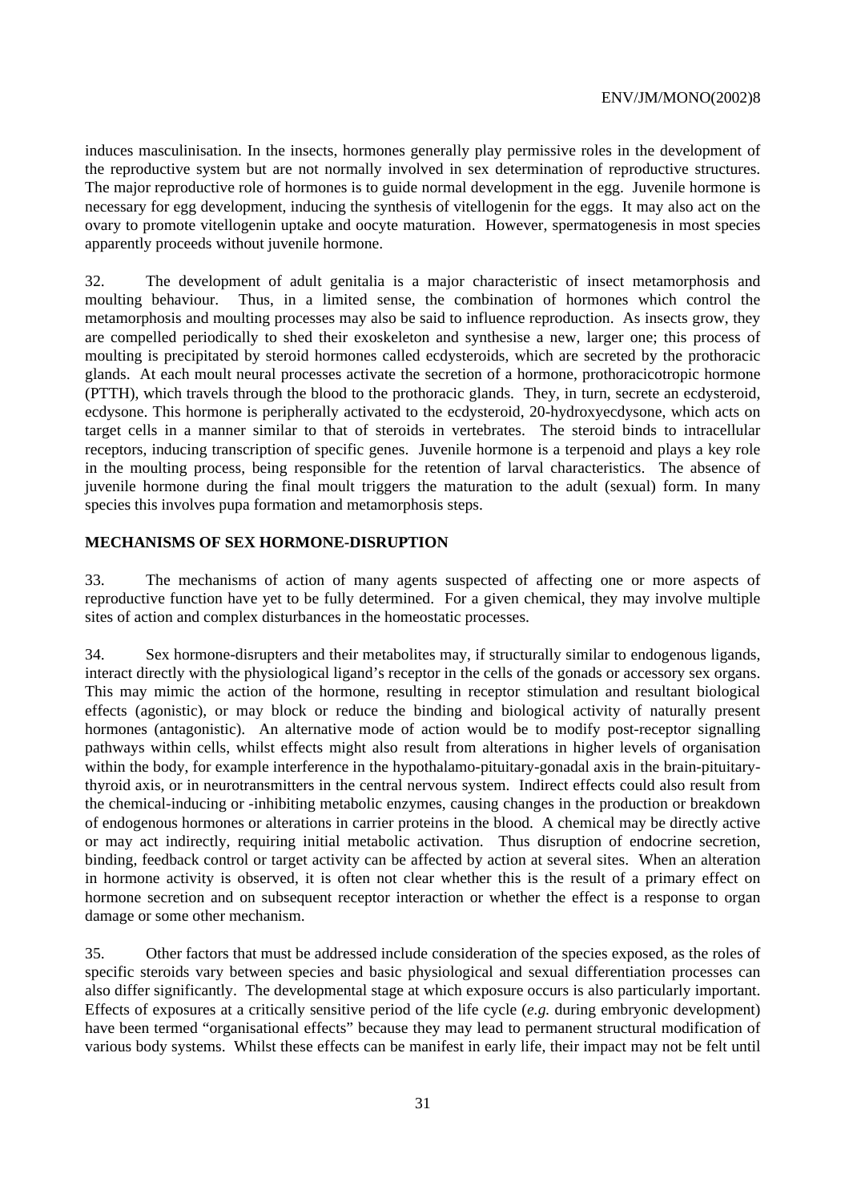induces masculinisation. In the insects, hormones generally play permissive roles in the development of the reproductive system but are not normally involved in sex determination of reproductive structures. The major reproductive role of hormones is to guide normal development in the egg. Juvenile hormone is necessary for egg development, inducing the synthesis of vitellogenin for the eggs. It may also act on the ovary to promote vitellogenin uptake and oocyte maturation. However, spermatogenesis in most species apparently proceeds without juvenile hormone.

32. The development of adult genitalia is a major characteristic of insect metamorphosis and moulting behaviour. Thus, in a limited sense, the combination of hormones which control the metamorphosis and moulting processes may also be said to influence reproduction. As insects grow, they are compelled periodically to shed their exoskeleton and synthesise a new, larger one; this process of moulting is precipitated by steroid hormones called ecdysteroids, which are secreted by the prothoracic glands. At each moult neural processes activate the secretion of a hormone, prothoracicotropic hormone (PTTH), which travels through the blood to the prothoracic glands. They, in turn, secrete an ecdysteroid, ecdysone. This hormone is peripherally activated to the ecdysteroid, 20-hydroxyecdysone, which acts on target cells in a manner similar to that of steroids in vertebrates. The steroid binds to intracellular receptors, inducing transcription of specific genes. Juvenile hormone is a terpenoid and plays a key role in the moulting process, being responsible for the retention of larval characteristics. The absence of juvenile hormone during the final moult triggers the maturation to the adult (sexual) form. In many species this involves pupa formation and metamorphosis steps.

## MECHANISMS OF SEX HORMONE-DISRUPTION

33. The mechanisms of action of many agents suspected of affecting one or more aspects of reproductive function have yet to be fully determined. For a given chemical, they may involve multiple sites of action and complex disturbances in the homeostatic processes.

34. Sex hormone-disrupters and their metabolites may, if structurally similar to endogenous ligands, interact directly with the physiological ligand's receptor in the cells of the gonads or accessory sex organs. This may mimic the action of the hormone, resulting in receptor stimulation and resultant biological effects (agonistic), or may block or reduce the binding and biological activity of naturally present hormones (antagonistic). An alternative mode of action would be to modify post-receptor signalling pathways within cells, whilst effects might also result from alterations in higher levels of organisation within the body, for example interference in the hypothalamo-pituitary-gonadal axis in the brain-pituitary-thyroid axis, or in neurotransmitters in the central nervous system. Indirect effects could also result from the chemical-inducing or -inhibiting metabolic enzymes, causing changes in the production or breakdown of endogenous hormones or alterations in carrier proteins in the blood. A chemical may be directly active or may act indirectly, requiring initial metabolic activation. Thus disruption of endocrine secretion, binding, feedback control or target activity can be affected by action at several sites. When an alteration in hormone activity is observed, it is often not clear whether this is the result of a primary effect on hormone secretion and on subsequent receptor interaction or whether the effect is a response to organ damage or some other mechanism.

35. Other factors that must be addressed include consideration of the species exposed, as the roles of specific steroids vary between species and basic physiological and sexual differentiation processes can also differ significantly. The developmental stage at which exposure occurs is also particularly important. Effects of exposures at a critically sensitive period of the life cycle (*e.g.* during embryonic development) have been termed "organisational effects" because they may lead to permanent structural modification of various body systems. Whilst these effects can be manifest in early life, their impact may not be felt until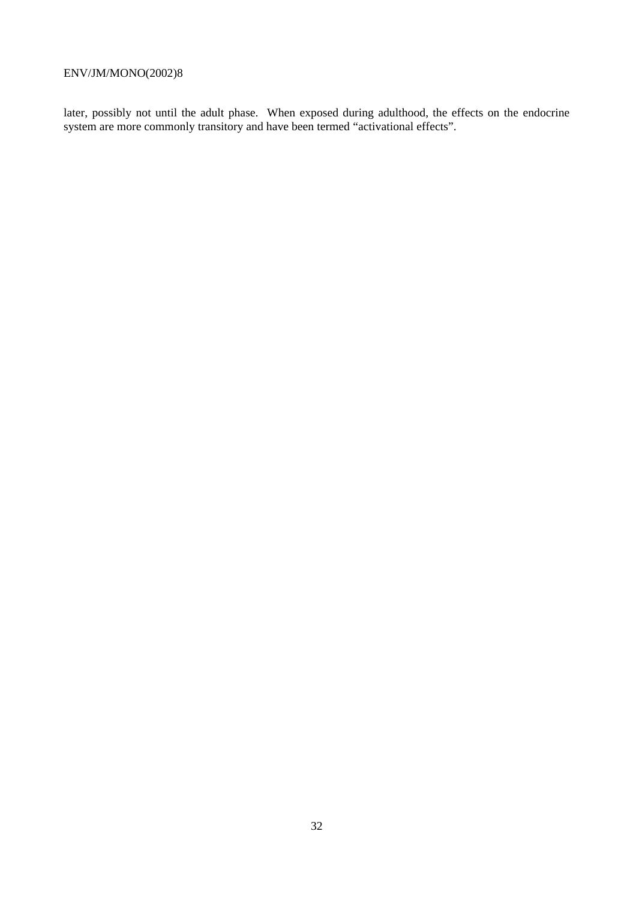later, possibly not until the adult phase. When exposed during adulthood, the effects on the endocrine system are more commonly transitory and have been termed “activational effects”.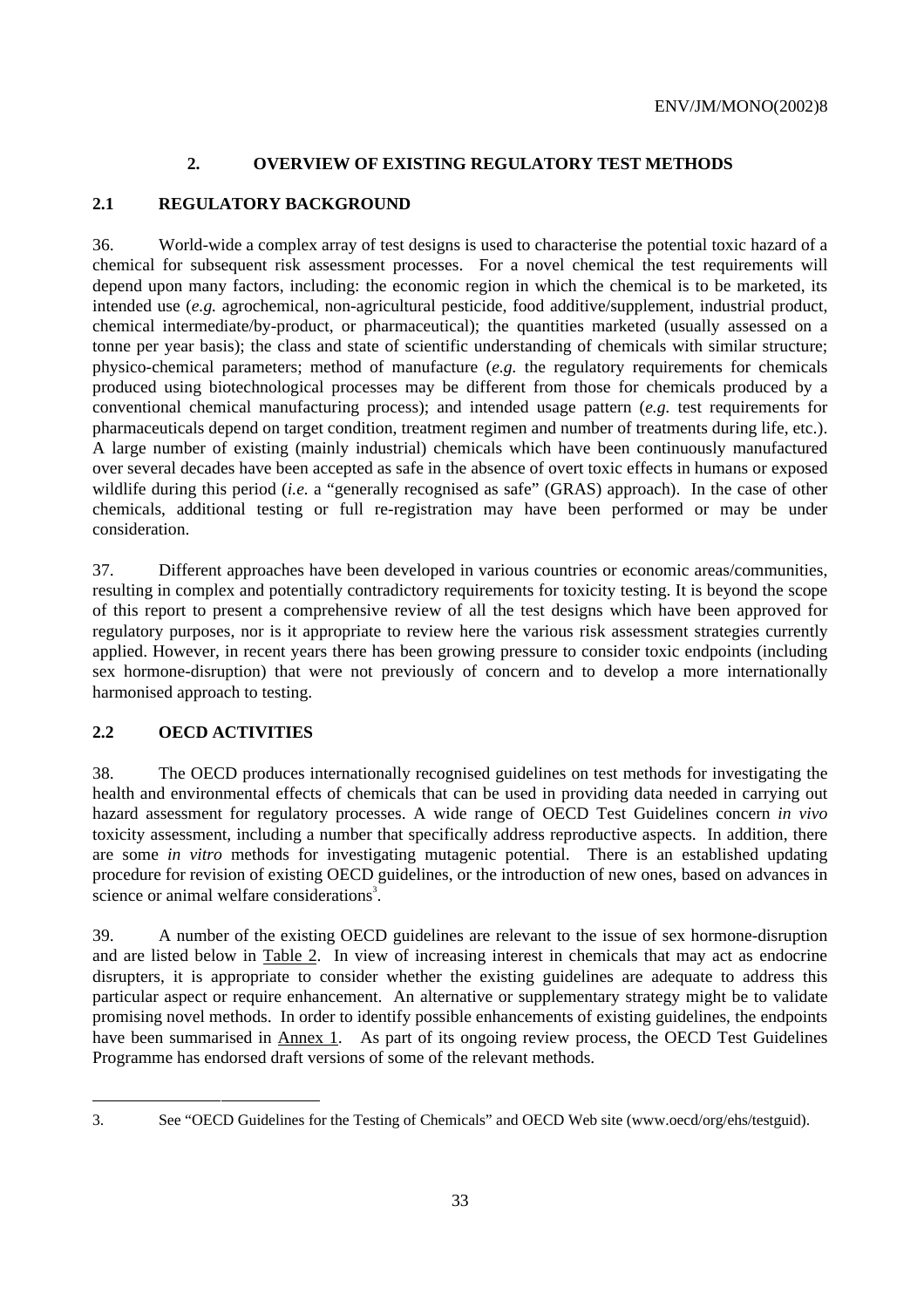## 2. OVERVIEW OF EXISTING REGULATORY TEST METHODS

### 2.1 REGULATORY BACKGROUND

36. World-wide a complex array of test designs is used to characterise the potential toxic hazard of a chemical for subsequent risk assessment processes. For a novel chemical the test requirements will depend upon many factors, including: the economic region in which the chemical is to be marketed, its intended use (*e.g.* agrochemical, non-agricultural pesticide, food additive/supplement, industrial product, chemical intermediate/by-product, or pharmaceutical); the quantities marketed (usually assessed on a tonne per year basis); the class and state of scientific understanding of chemicals with similar structure; physico-chemical parameters; method of manufacture (*e.g.* the regulatory requirements for chemicals produced using biotechnological processes may be different from those for chemicals produced by a conventional chemical manufacturing process); and intended usage pattern (*e.g.* test requirements for pharmaceuticals depend on target condition, treatment regimen and number of treatments during life, etc.). A large number of existing (mainly industrial) chemicals which have been continuously manufactured over several decades have been accepted as safe in the absence of overt toxic effects in humans or exposed wildlife during this period (*i.e.* a "generally recognised as safe" (GRAS) approach). In the case of other chemicals, additional testing or full re-registration may have been performed or may be under consideration.

37. Different approaches have been developed in various countries or economic areas/communities, resulting in complex and potentially contradictory requirements for toxicity testing. It is beyond the scope of this report to present a comprehensive review of all the test designs which have been approved for regulatory purposes, nor is it appropriate to review here the various risk assessment strategies currently applied. However, in recent years there has been growing pressure to consider toxic endpoints (including sex hormone-disruption) that were not previously of concern and to develop a more internationally harmonised approach to testing.

### 2.2 OECD ACTIVITIES

38. The OECD produces internationally recognised guidelines on test methods for investigating the health and environmental effects of chemicals that can be used in providing data needed in carrying out hazard assessment for regulatory processes. A wide range of OECD Test Guidelines concern *in vivo* toxicity assessment, including a number that specifically address reproductive aspects. In addition, there are some *in vitro* methods for investigating mutagenic potential. There is an established updating procedure for revision of existing OECD guidelines, or the introduction of new ones, based on advances in science or animal welfare considerations[3].

39. A number of the existing OECD guidelines are relevant to the issue of sex hormone-disruption and are listed below in Table 2. In view of increasing interest in chemicals that may act as endocrine disrupters, it is appropriate to consider whether the existing guidelines are adequate to address this particular aspect or require enhancement. An alternative or supplementary strategy might be to validate promising novel methods. In order to identify possible enhancements of existing guidelines, the endpoints have been summarised in Annex 1. As part of its ongoing review process, the OECD Test Guidelines Programme has endorsed draft versions of some of the relevant methods.

---

3. See "OECD Guidelines for the Testing of Chemicals" and OECD Web site (www.oecd/org/ehs/testguid).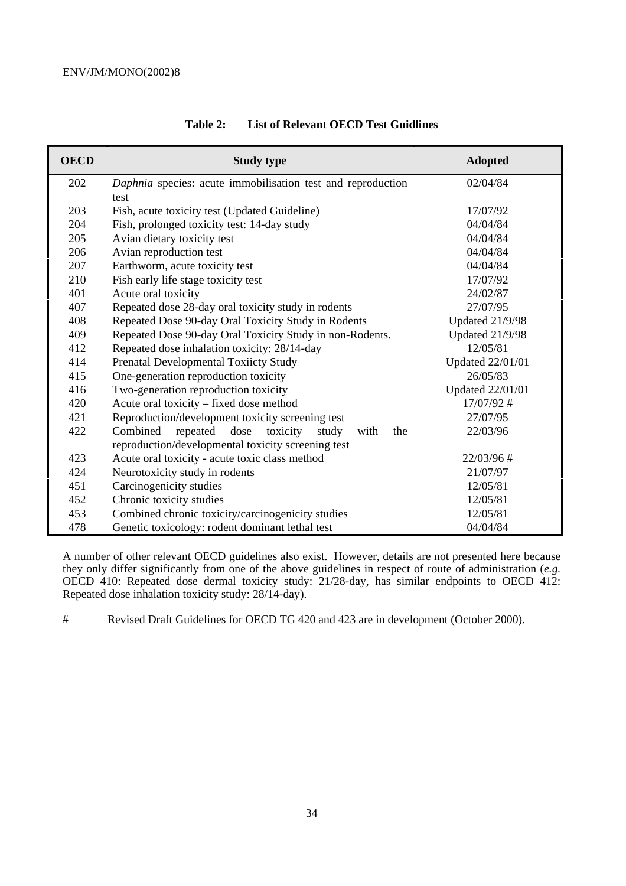**Table 2: List of Relevant OECD Test Guidlines**

| OECD | Study type | Adopted |
|---|---|---|
| 202 | *Daphnia* species: acute immobilisation test and reproduction test | 02/04/84 |
| 203 | Fish, acute toxicity test (Updated Guideline) | 17/07/92 |
| 204 | Fish, prolonged toxicity test: 14-day study | 04/04/84 |
| 205 | Avian dietary toxicity test | 04/04/84 |
| 206 | Avian reproduction test | 04/04/84 |
| 207 | Earthworm, acute toxicity test | 04/04/84 |
| 210 | Fish early life stage toxicity test | 17/07/92 |
| 401 | Acute oral toxicity | 24/02/87 |
| 407 | Repeated dose 28-day oral toxicity study in rodents | 27/07/95 |
| 408 | Repeated Dose 90-day Oral Toxicity Study in Rodents | Updated 21/9/98 |
| 409 | Repeated Dose 90-day Oral Toxicity Study in non-Rodents. | Updated 21/9/98 |
| 412 | Repeated dose inhalation toxicity: 28/14-day | 12/05/81 |
| 414 | Prenatal Developmental Toxiicty Study | Updated 22/01/01 |
| 415 | One-generation reproduction toxicity | 26/05/83 |
| 416 | Two-generation reproduction toxicity | Updated 22/01/01 |
| 420 | Acute oral toxicity – fixed dose method | 17/07/92 # |
| 421 | Reproduction/development toxicity screening test | 27/07/95 |
| 422 | Combined repeated dose toxicity study with the reproduction/developmental toxicity screening test | 22/03/96 |
| 423 | Acute oral toxicity - acute toxic class method | 22/03/96 # |
| 424 | Neurotoxicity study in rodents | 21/07/97 |
| 451 | Carcinogenicity studies | 12/05/81 |
| 452 | Chronic toxicity studies | 12/05/81 |
| 453 | Combined chronic toxicity/carcinogenicity studies | 12/05/81 |
| 478 | Genetic toxicology: rodent dominant lethal test | 04/04/84 |

A number of other relevant OECD guidelines also exist. However, details are not presented here because they only differ significantly from one of the above guidelines in respect of route of administration (*e.g.* OECD 410: Repeated dose dermal toxicity study: 21/28-day, has similar endpoints to OECD 412: Repeated dose inhalation toxicity study: 28/14-day).

# Revised Draft Guidelines for OECD TG 420 and 423 are in development (October 2000).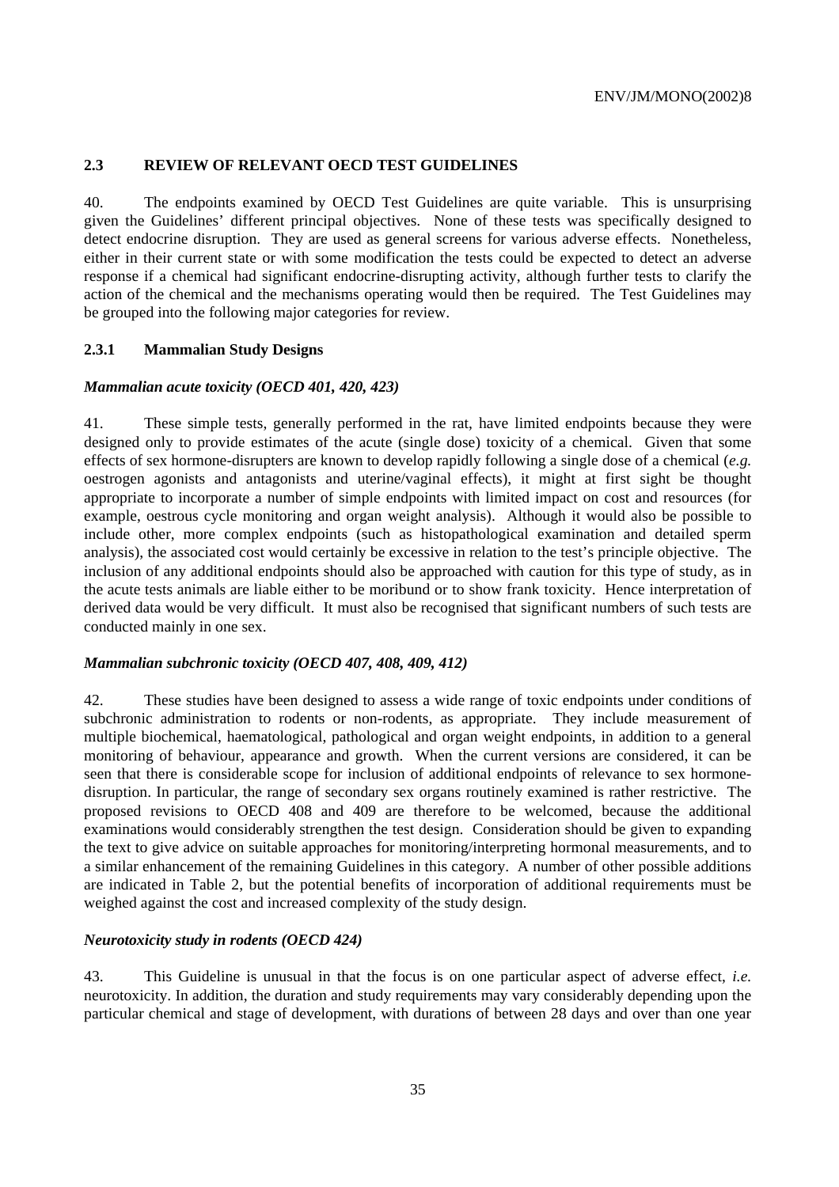## 2.3 REVIEW OF RELEVANT OECD TEST GUIDELINES

40. The endpoints examined by OECD Test Guidelines are quite variable. This is unsurprising given the Guidelines' different principal objectives. None of these tests was specifically designed to detect endocrine disruption. They are used as general screens for various adverse effects. Nonetheless, either in their current state or with some modification the tests could be expected to detect an adverse response if a chemical had significant endocrine-disrupting activity, although further tests to clarify the action of the chemical and the mechanisms operating would then be required. The Test Guidelines may be grouped into the following major categories for review.

### 2.3.1 Mammalian Study Designs

***Mammalian acute toxicity (OECD 401, 420, 423)***

41. These simple tests, generally performed in the rat, have limited endpoints because they were designed only to provide estimates of the acute (single dose) toxicity of a chemical. Given that some effects of sex hormone-disrupters are known to develop rapidly following a single dose of a chemical (*e.g.* oestrogen agonists and antagonists and uterine/vaginal effects), it might at first sight be thought appropriate to incorporate a number of simple endpoints with limited impact on cost and resources (for example, oestrous cycle monitoring and organ weight analysis). Although it would also be possible to include other, more complex endpoints (such as histopathological examination and detailed sperm analysis), the associated cost would certainly be excessive in relation to the test's principle objective. The inclusion of any additional endpoints should also be approached with caution for this type of study, as in the acute tests animals are liable either to be moribund or to show frank toxicity. Hence interpretation of derived data would be very difficult. It must also be recognised that significant numbers of such tests are conducted mainly in one sex.

***Mammalian subchronic toxicity (OECD 407, 408, 409, 412)***

42. These studies have been designed to assess a wide range of toxic endpoints under conditions of subchronic administration to rodents or non-rodents, as appropriate. They include measurement of multiple biochemical, haematological, pathological and organ weight endpoints, in addition to a general monitoring of behaviour, appearance and growth. When the current versions are considered, it can be seen that there is considerable scope for inclusion of additional endpoints of relevance to sex hormone-disruption. In particular, the range of secondary sex organs routinely examined is rather restrictive. The proposed revisions to OECD 408 and 409 are therefore to be welcomed, because the additional examinations would considerably strengthen the test design. Consideration should be given to expanding the text to give advice on suitable approaches for monitoring/interpreting hormonal measurements, and to a similar enhancement of the remaining Guidelines in this category. A number of other possible additions are indicated in Table 2, but the potential benefits of incorporation of additional requirements must be weighed against the cost and increased complexity of the study design.

***Neurotoxicity study in rodents (OECD 424)***

43. This Guideline is unusual in that the focus is on one particular aspect of adverse effect, *i.e.* neurotoxicity. In addition, the duration and study requirements may vary considerably depending upon the particular chemical and stage of development, with durations of between 28 days and over than one year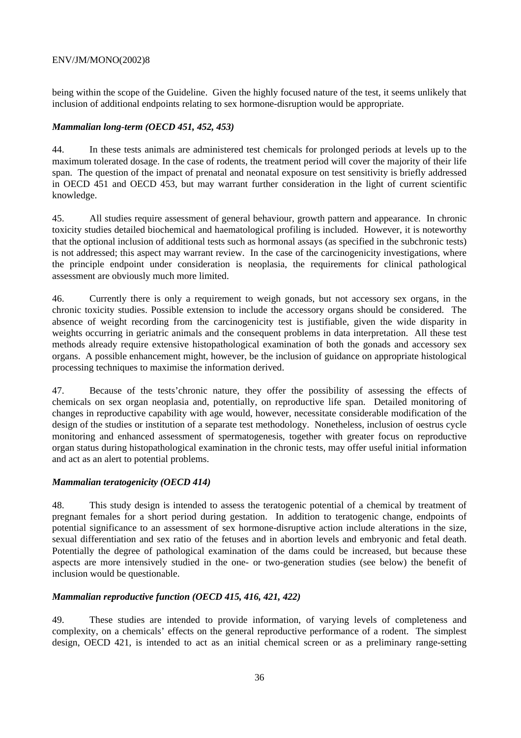being within the scope of the Guideline. Given the highly focused nature of the test, it seems unlikely that inclusion of additional endpoints relating to sex hormone-disruption would be appropriate.

### *Mammalian long-term (OECD 451, 452, 453)*

44. In these tests animals are administered test chemicals for prolonged periods at levels up to the maximum tolerated dosage. In the case of rodents, the treatment period will cover the majority of their life span. The question of the impact of prenatal and neonatal exposure on test sensitivity is briefly addressed in OECD 451 and OECD 453, but may warrant further consideration in the light of current scientific knowledge.

45. All studies require assessment of general behaviour, growth pattern and appearance. In chronic toxicity studies detailed biochemical and haematological profiling is included. However, it is noteworthy that the optional inclusion of additional tests such as hormonal assays (as specified in the subchronic tests) is not addressed; this aspect may warrant review. In the case of the carcinogenicity investigations, where the principle endpoint under consideration is neoplasia, the requirements for clinical pathological assessment are obviously much more limited.

46. Currently there is only a requirement to weigh gonads, but not accessory sex organs, in the chronic toxicity studies. Possible extension to include the accessory organs should be considered. The absence of weight recording from the carcinogenicity test is justifiable, given the wide disparity in weights occurring in geriatric animals and the consequent problems in data interpretation. All these test methods already require extensive histopathological examination of both the gonads and accessory sex organs. A possible enhancement might, however, be the inclusion of guidance on appropriate histological processing techniques to maximise the information derived.

47. Because of the tests'chronic nature, they offer the possibility of assessing the effects of chemicals on sex organ neoplasia and, potentially, on reproductive life span. Detailed monitoring of changes in reproductive capability with age would, however, necessitate considerable modification of the design of the studies or institution of a separate test methodology. Nonetheless, inclusion of oestrus cycle monitoring and enhanced assessment of spermatogenesis, together with greater focus on reproductive organ status during histopathological examination in the chronic tests, may offer useful initial information and act as an alert to potential problems.

### *Mammalian teratogenicity (OECD 414)*

48. This study design is intended to assess the teratogenic potential of a chemical by treatment of pregnant females for a short period during gestation. In addition to teratogenic change, endpoints of potential significance to an assessment of sex hormone-disruptive action include alterations in the size, sexual differentiation and sex ratio of the fetuses and in abortion levels and embryonic and fetal death. Potentially the degree of pathological examination of the dams could be increased, but because these aspects are more intensively studied in the one- or two-generation studies (see below) the benefit of inclusion would be questionable.

### *Mammalian reproductive function (OECD 415, 416, 421, 422)*

49. These studies are intended to provide information, of varying levels of completeness and complexity, on a chemicals' effects on the general reproductive performance of a rodent. The simplest design, OECD 421, is intended to act as an initial chemical screen or as a preliminary range-setting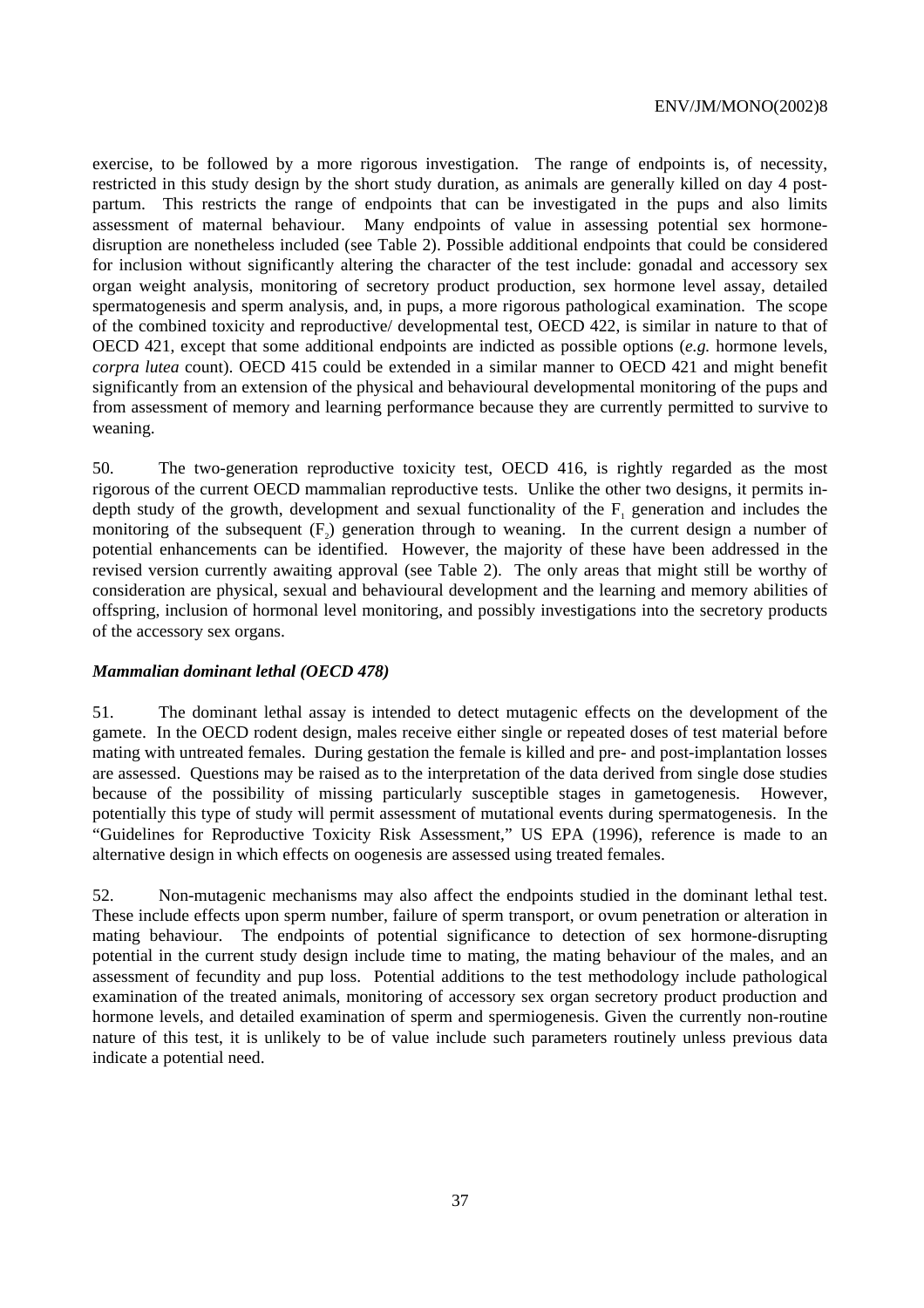exercise, to be followed by a more rigorous investigation. The range of endpoints is, of necessity, restricted in this study design by the short study duration, as animals are generally killed on day 4 post-partum. This restricts the range of endpoints that can be investigated in the pups and also limits assessment of maternal behaviour. Many endpoints of value in assessing potential sex hormone-disruption are nonetheless included (see Table 2). Possible additional endpoints that could be considered for inclusion without significantly altering the character of the test include: gonadal and accessory sex organ weight analysis, monitoring of secretory product production, sex hormone level assay, detailed spermatogenesis and sperm analysis, and, in pups, a more rigorous pathological examination. The scope of the combined toxicity and reproductive/ developmental test, OECD 422, is similar in nature to that of OECD 421, except that some additional endpoints are indicted as possible options (*e.g.* hormone levels, *corpra lutea* count). OECD 415 could be extended in a similar manner to OECD 421 and might benefit significantly from an extension of the physical and behavioural developmental monitoring of the pups and from assessment of memory and learning performance because they are currently permitted to survive to weaning.

50. The two-generation reproductive toxicity test, OECD 416, is rightly regarded as the most rigorous of the current OECD mammalian reproductive tests. Unlike the other two designs, it permits in-depth study of the growth, development and sexual functionality of the $F_1$ generation and includes the monitoring of the subsequent ($F_2$) generation through to weaning. In the current design a number of potential enhancements can be identified. However, the majority of these have been addressed in the revised version currently awaiting approval (see Table 2). The only areas that might still be worthy of consideration are physical, sexual and behavioural development and the learning and memory abilities of offspring, inclusion of hormonal level monitoring, and possibly investigations into the secretory products of the accessory sex organs.

### *Mammalian dominant lethal (OECD 478)*

51. The dominant lethal assay is intended to detect mutagenic effects on the development of the gamete. In the OECD rodent design, males receive either single or repeated doses of test material before mating with untreated females. During gestation the female is killed and pre- and post-implantation losses are assessed. Questions may be raised as to the interpretation of the data derived from single dose studies because of the possibility of missing particularly susceptible stages in gametogenesis. However, potentially this type of study will permit assessment of mutational events during spermatogenesis. In the "Guidelines for Reproductive Toxicity Risk Assessment," US EPA (1996), reference is made to an alternative design in which effects on oogenesis are assessed using treated females.

52. Non-mutagenic mechanisms may also affect the endpoints studied in the dominant lethal test. These include effects upon sperm number, failure of sperm transport, or ovum penetration or alteration in mating behaviour. The endpoints of potential significance to detection of sex hormone-disrupting potential in the current study design include time to mating, the mating behaviour of the males, and an assessment of fecundity and pup loss. Potential additions to the test methodology include pathological examination of the treated animals, monitoring of accessory sex organ secretory product production and hormone levels, and detailed examination of sperm and spermiogenesis. Given the currently non-routine nature of this test, it is unlikely to be of value include such parameters routinely unless previous data indicate a potential need.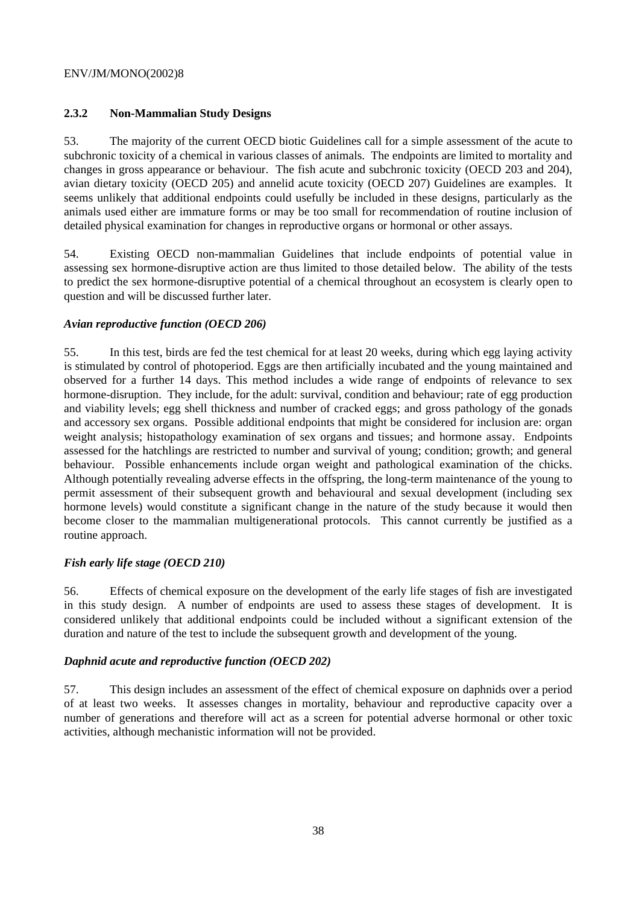### 2.3.2 Non-Mammalian Study Designs

53. The majority of the current OECD biotic Guidelines call for a simple assessment of the acute to subchronic toxicity of a chemical in various classes of animals. The endpoints are limited to mortality and changes in gross appearance or behaviour. The fish acute and subchronic toxicity (OECD 203 and 204), avian dietary toxicity (OECD 205) and annelid acute toxicity (OECD 207) Guidelines are examples. It seems unlikely that additional endpoints could usefully be included in these designs, particularly as the animals used either are immature forms or may be too small for recommendation of routine inclusion of detailed physical examination for changes in reproductive organs or hormonal or other assays.

54. Existing OECD non-mammalian Guidelines that include endpoints of potential value in assessing sex hormone-disruptive action are thus limited to those detailed below. The ability of the tests to predict the sex hormone-disruptive potential of a chemical throughout an ecosystem is clearly open to question and will be discussed further later.

#### *Avian reproductive function (OECD 206)*

55. In this test, birds are fed the test chemical for at least 20 weeks, during which egg laying activity is stimulated by control of photoperiod. Eggs are then artificially incubated and the young maintained and observed for a further 14 days. This method includes a wide range of endpoints of relevance to sex hormone-disruption. They include, for the adult: survival, condition and behaviour; rate of egg production and viability levels; egg shell thickness and number of cracked eggs; and gross pathology of the gonads and accessory sex organs. Possible additional endpoints that might be considered for inclusion are: organ weight analysis; histopathology examination of sex organs and tissues; and hormone assay. Endpoints assessed for the hatchlings are restricted to number and survival of young; condition; growth; and general behaviour. Possible enhancements include organ weight and pathological examination of the chicks. Although potentially revealing adverse effects in the offspring, the long-term maintenance of the young to permit assessment of their subsequent growth and behavioural and sexual development (including sex hormone levels) would constitute a significant change in the nature of the study because it would then become closer to the mammalian multigenerational protocols. This cannot currently be justified as a routine approach.

#### *Fish early life stage (OECD 210)*

56. Effects of chemical exposure on the development of the early life stages of fish are investigated in this study design. A number of endpoints are used to assess these stages of development. It is considered unlikely that additional endpoints could be included without a significant extension of the duration and nature of the test to include the subsequent growth and development of the young.

#### *Daphnid acute and reproductive function (OECD 202)*

57. This design includes an assessment of the effect of chemical exposure on daphnids over a period of at least two weeks. It assesses changes in mortality, behaviour and reproductive capacity over a number of generations and therefore will act as a screen for potential adverse hormonal or other toxic activities, although mechanistic information will not be provided.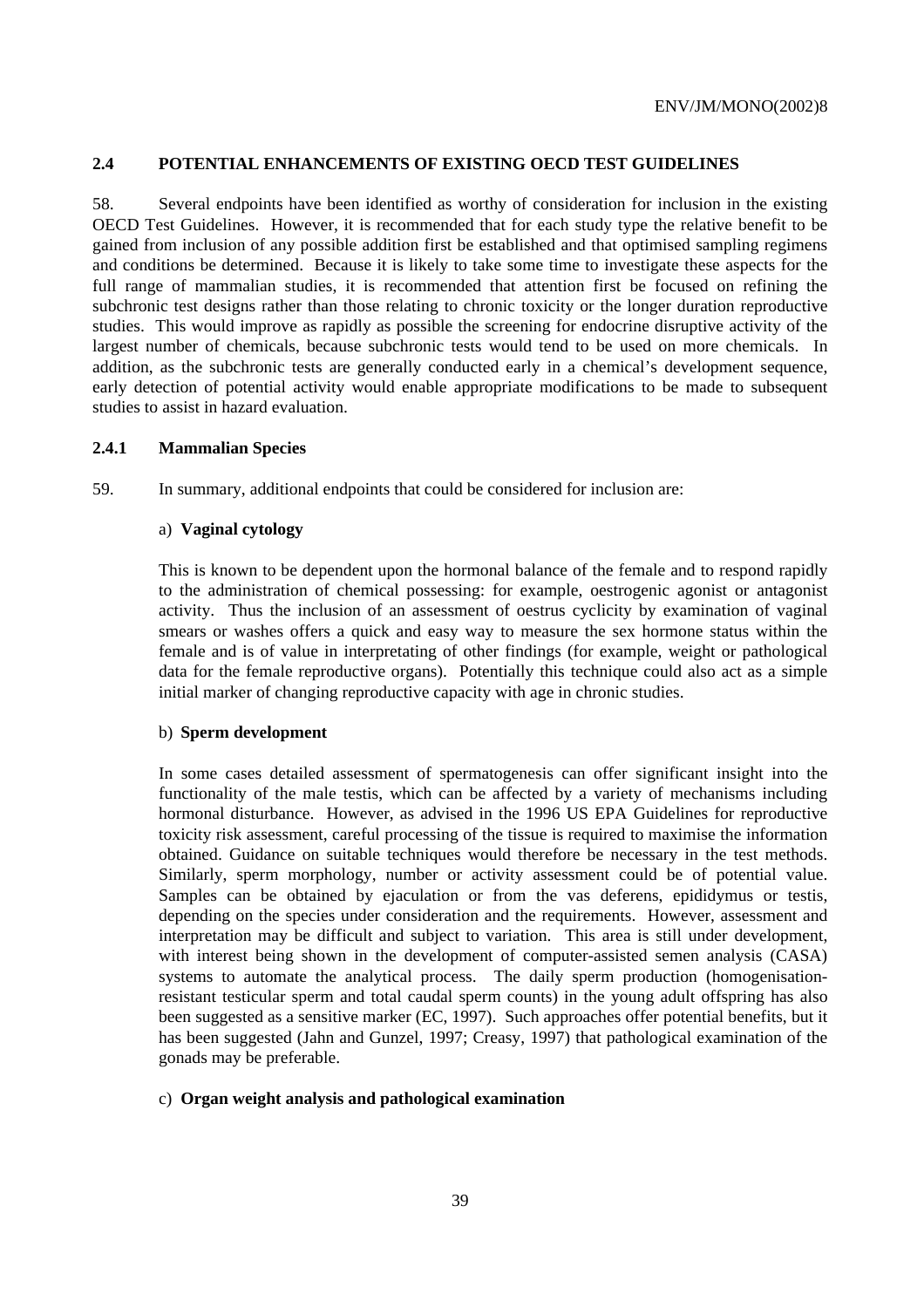## 2.4 POTENTIAL ENHANCEMENTS OF EXISTING OECD TEST GUIDELINES

58. Several endpoints have been identified as worthy of consideration for inclusion in the existing OECD Test Guidelines. However, it is recommended that for each study type the relative benefit to be gained from inclusion of any possible addition first be established and that optimised sampling regimens and conditions be determined. Because it is likely to take some time to investigate these aspects for the full range of mammalian studies, it is recommended that attention first be focused on refining the subchronic test designs rather than those relating to chronic toxicity or the longer duration reproductive studies. This would improve as rapidly as possible the screening for endocrine disruptive activity of the largest number of chemicals, because subchronic tests would tend to be used on more chemicals. In addition, as the subchronic tests are generally conducted early in a chemical's development sequence, early detection of potential activity would enable appropriate modifications to be made to subsequent studies to assist in hazard evaluation.

### 2.4.1 Mammalian Species

59. In summary, additional endpoints that could be considered for inclusion are:

a) **Vaginal cytology**

This is known to be dependent upon the hormonal balance of the female and to respond rapidly to the administration of chemical possessing: for example, oestrogenic agonist or antagonist activity. Thus the inclusion of an assessment of oestrus cyclicity by examination of vaginal smears or washes offers a quick and easy way to measure the sex hormone status within the female and is of value in interpretating of other findings (for example, weight or pathological data for the female reproductive organs). Potentially this technique could also act as a simple initial marker of changing reproductive capacity with age in chronic studies.

b) **Sperm development**

In some cases detailed assessment of spermatogenesis can offer significant insight into the functionality of the male testis, which can be affected by a variety of mechanisms including hormonal disturbance. However, as advised in the 1996 US EPA Guidelines for reproductive toxicity risk assessment, careful processing of the tissue is required to maximise the information obtained. Guidance on suitable techniques would therefore be necessary in the test methods. Similarly, sperm morphology, number or activity assessment could be of potential value. Samples can be obtained by ejaculation or from the vas deferens, epididymus or testis, depending on the species under consideration and the requirements. However, assessment and interpretation may be difficult and subject to variation. This area is still under development, with interest being shown in the development of computer-assisted semen analysis (CASA) systems to automate the analytical process. The daily sperm production (homogenisation-resistant testicular sperm and total caudal sperm counts) in the young adult offspring has also been suggested as a sensitive marker (EC, 1997). Such approaches offer potential benefits, but it has been suggested (Jahn and Gunzel, 1997; Creasy, 1997) that pathological examination of the gonads may be preferable.

c) **Organ weight analysis and pathological examination**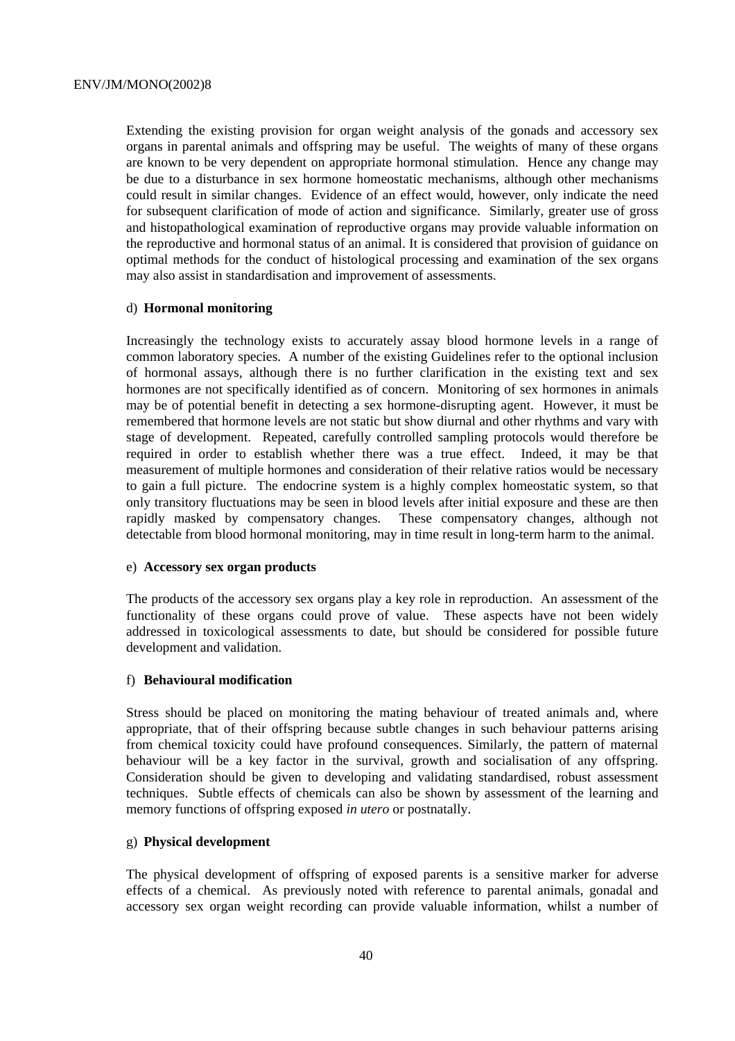Extending the existing provision for organ weight analysis of the gonads and accessory sex organs in parental animals and offspring may be useful. The weights of many of these organs are known to be very dependent on appropriate hormonal stimulation. Hence any change may be due to a disturbance in sex hormone homeostatic mechanisms, although other mechanisms could result in similar changes. Evidence of an effect would, however, only indicate the need for subsequent clarification of mode of action and significance. Similarly, greater use of gross and histopathological examination of reproductive organs may provide valuable information on the reproductive and hormonal status of an animal. It is considered that provision of guidance on optimal methods for the conduct of histological processing and examination of the sex organs may also assist in standardisation and improvement of assessments.

d) **Hormonal monitoring**

Increasingly the technology exists to accurately assay blood hormone levels in a range of common laboratory species. A number of the existing Guidelines refer to the optional inclusion of hormonal assays, although there is no further clarification in the existing text and sex hormones are not specifically identified as of concern. Monitoring of sex hormones in animals may be of potential benefit in detecting a sex hormone-disrupting agent. However, it must be remembered that hormone levels are not static but show diurnal and other rhythms and vary with stage of development. Repeated, carefully controlled sampling protocols would therefore be required in order to establish whether there was a true effect. Indeed, it may be that measurement of multiple hormones and consideration of their relative ratios would be necessary to gain a full picture. The endocrine system is a highly complex homeostatic system, so that only transitory fluctuations may be seen in blood levels after initial exposure and these are then rapidly masked by compensatory changes. These compensatory changes, although not detectable from blood hormonal monitoring, may in time result in long-term harm to the animal.

e) **Accessory sex organ products**

The products of the accessory sex organs play a key role in reproduction. An assessment of the functionality of these organs could prove of value. These aspects have not been widely addressed in toxicological assessments to date, but should be considered for possible future development and validation.

f) **Behavioural modification**

Stress should be placed on monitoring the mating behaviour of treated animals and, where appropriate, that of their offspring because subtle changes in such behaviour patterns arising from chemical toxicity could have profound consequences. Similarly, the pattern of maternal behaviour will be a key factor in the survival, growth and socialisation of any offspring. Consideration should be given to developing and validating standardised, robust assessment techniques. Subtle effects of chemicals can also be shown by assessment of the learning and memory functions of offspring exposed *in utero* or postnatally.

g) **Physical development**

The physical development of offspring of exposed parents is a sensitive marker for adverse effects of a chemical. As previously noted with reference to parental animals, gonadal and accessory sex organ weight recording can provide valuable information, whilst a number of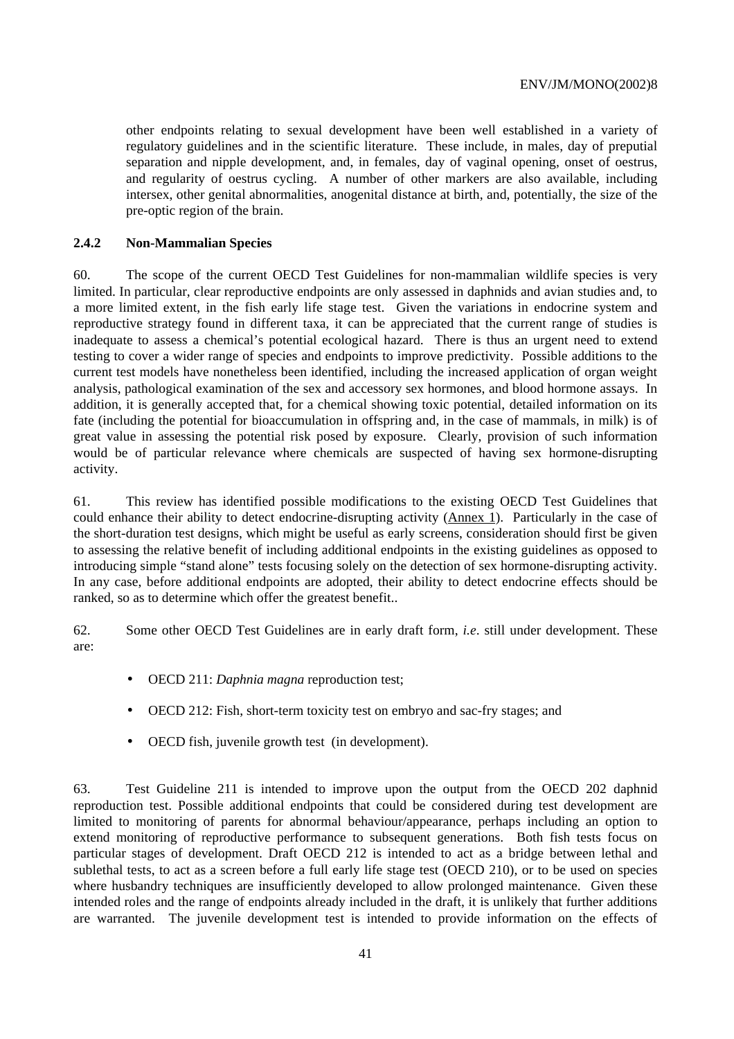other endpoints relating to sexual development have been well established in a variety of regulatory guidelines and in the scientific literature. These include, in males, day of preputial separation and nipple development, and, in females, day of vaginal opening, onset of oestrus, and regularity of oestrus cycling. A number of other markers are also available, including intersex, other genital abnormalities, anogenital distance at birth, and, potentially, the size of the pre-optic region of the brain.

### 2.4.2 Non-Mammalian Species

60. The scope of the current OECD Test Guidelines for non-mammalian wildlife species is very limited. In particular, clear reproductive endpoints are only assessed in daphnids and avian studies and, to a more limited extent, in the fish early life stage test. Given the variations in endocrine system and reproductive strategy found in different taxa, it can be appreciated that the current range of studies is inadequate to assess a chemical's potential ecological hazard. There is thus an urgent need to extend testing to cover a wider range of species and endpoints to improve predictivity. Possible additions to the current test models have nonetheless been identified, including the increased application of organ weight analysis, pathological examination of the sex and accessory sex hormones, and blood hormone assays. In addition, it is generally accepted that, for a chemical showing toxic potential, detailed information on its fate (including the potential for bioaccumulation in offspring and, in the case of mammals, in milk) is of great value in assessing the potential risk posed by exposure. Clearly, provision of such information would be of particular relevance where chemicals are suspected of having sex hormone-disrupting activity.

61. This review has identified possible modifications to the existing OECD Test Guidelines that could enhance their ability to detect endocrine-disrupting activity (Annex 1). Particularly in the case of the short-duration test designs, which might be useful as early screens, consideration should first be given to assessing the relative benefit of including additional endpoints in the existing guidelines as opposed to introducing simple "stand alone" tests focusing solely on the detection of sex hormone-disrupting activity. In any case, before additional endpoints are adopted, their ability to detect endocrine effects should be ranked, so as to determine which offer the greatest benefit..

62. Some other OECD Test Guidelines are in early draft form, *i.e*. still under development. These are:

- OECD 211: *Daphnia magna* reproduction test;
- OECD 212: Fish, short-term toxicity test on embryo and sac-fry stages; and
- OECD fish, juvenile growth test (in development).

63. Test Guideline 211 is intended to improve upon the output from the OECD 202 daphnid reproduction test. Possible additional endpoints that could be considered during test development are limited to monitoring of parents for abnormal behaviour/appearance, perhaps including an option to extend monitoring of reproductive performance to subsequent generations. Both fish tests focus on particular stages of development. Draft OECD 212 is intended to act as a bridge between lethal and sublethal tests, to act as a screen before a full early life stage test (OECD 210), or to be used on species where husbandry techniques are insufficiently developed to allow prolonged maintenance. Given these intended roles and the range of endpoints already included in the draft, it is unlikely that further additions are warranted. The juvenile development test is intended to provide information on the effects of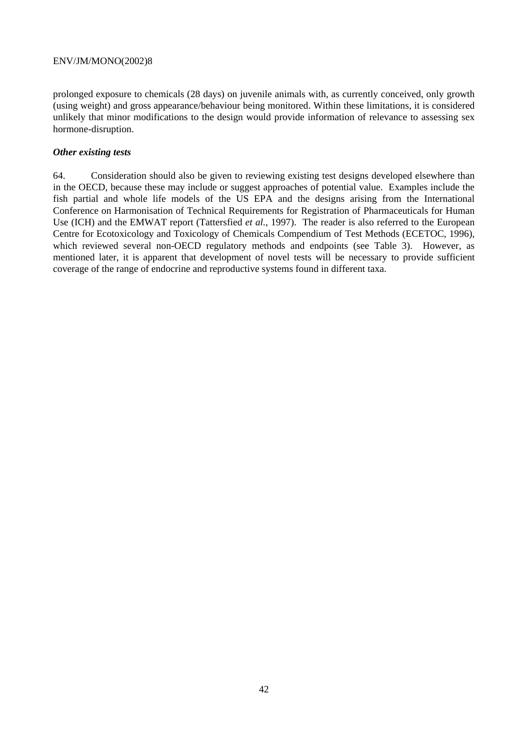prolonged exposure to chemicals (28 days) on juvenile animals with, as currently conceived, only growth (using weight) and gross appearance/behaviour being monitored. Within these limitations, it is considered unlikely that minor modifications to the design would provide information of relevance to assessing sex hormone-disruption.

***Other existing tests***

64. Consideration should also be given to reviewing existing test designs developed elsewhere than in the OECD, because these may include or suggest approaches of potential value. Examples include the fish partial and whole life models of the US EPA and the designs arising from the International Conference on Harmonisation of Technical Requirements for Registration of Pharmaceuticals for Human Use (ICH) and the EMWAT report (Tattersfied *et al.*, 1997). The reader is also referred to the European Centre for Ecotoxicology and Toxicology of Chemicals Compendium of Test Methods (ECETOC, 1996), which reviewed several non-OECD regulatory methods and endpoints (see Table 3). However, as mentioned later, it is apparent that development of novel tests will be necessary to provide sufficient coverage of the range of endocrine and reproductive systems found in different taxa.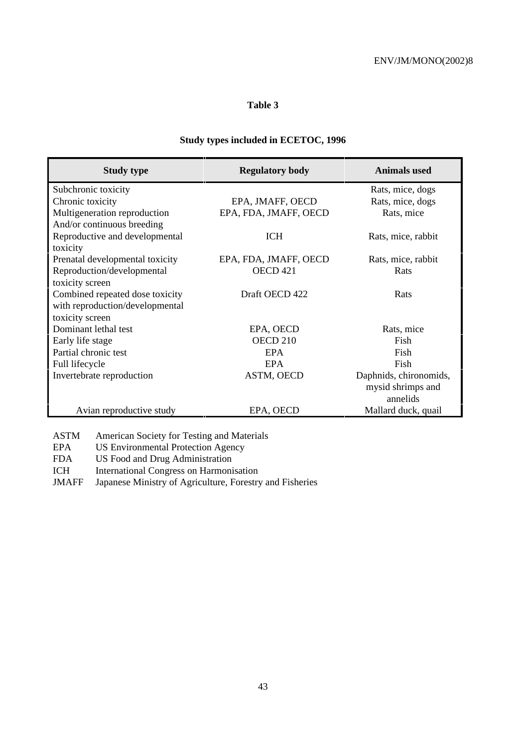**Table 3**

**Study types included in ECETOC, 1996**

| Study type | Regulatory body | Animals used |
| --- | --- | --- |
| Subchronic toxicity | | Rats, mice, dogs |
| Chronic toxicity | EPA, JMAFF, OECD | Rats, mice, dogs |
| Multigeneration reproduction And/or continuous breeding | EPA, FDA, JMAFF, OECD | Rats, mice |
| Reproductive and developmental toxicity | ICH | Rats, mice, rabbit |
| Prenatal developmental toxicity | EPA, FDA, JMAFF, OECD | Rats, mice, rabbit |
| Reproduction/developmental toxicity screen | OECD 421 | Rats |
| Combined repeated dose toxicity with reproduction/developmental toxicity screen | Draft OECD 422 | Rats |
| Dominant lethal test | EPA, OECD | Rats, mice |
| Early life stage | OECD 210 | Fish |
| Partial chronic test | EPA | Fish |
| Full lifecycle | EPA | Fish |
| Invertebrate reproduction | ASTM, OECD | Daphnids, chironomids, mysid shrimps and annelids |
| Avian reproductive study | EPA, OECD | Mallard duck, quail |

ASTM American Society for Testing and Materials
EPA US Environmental Protection Agency
FDA US Food and Drug Administration
ICH International Congress on Harmonisation
JMAFF Japanese Ministry of Agriculture, Forestry and Fisheries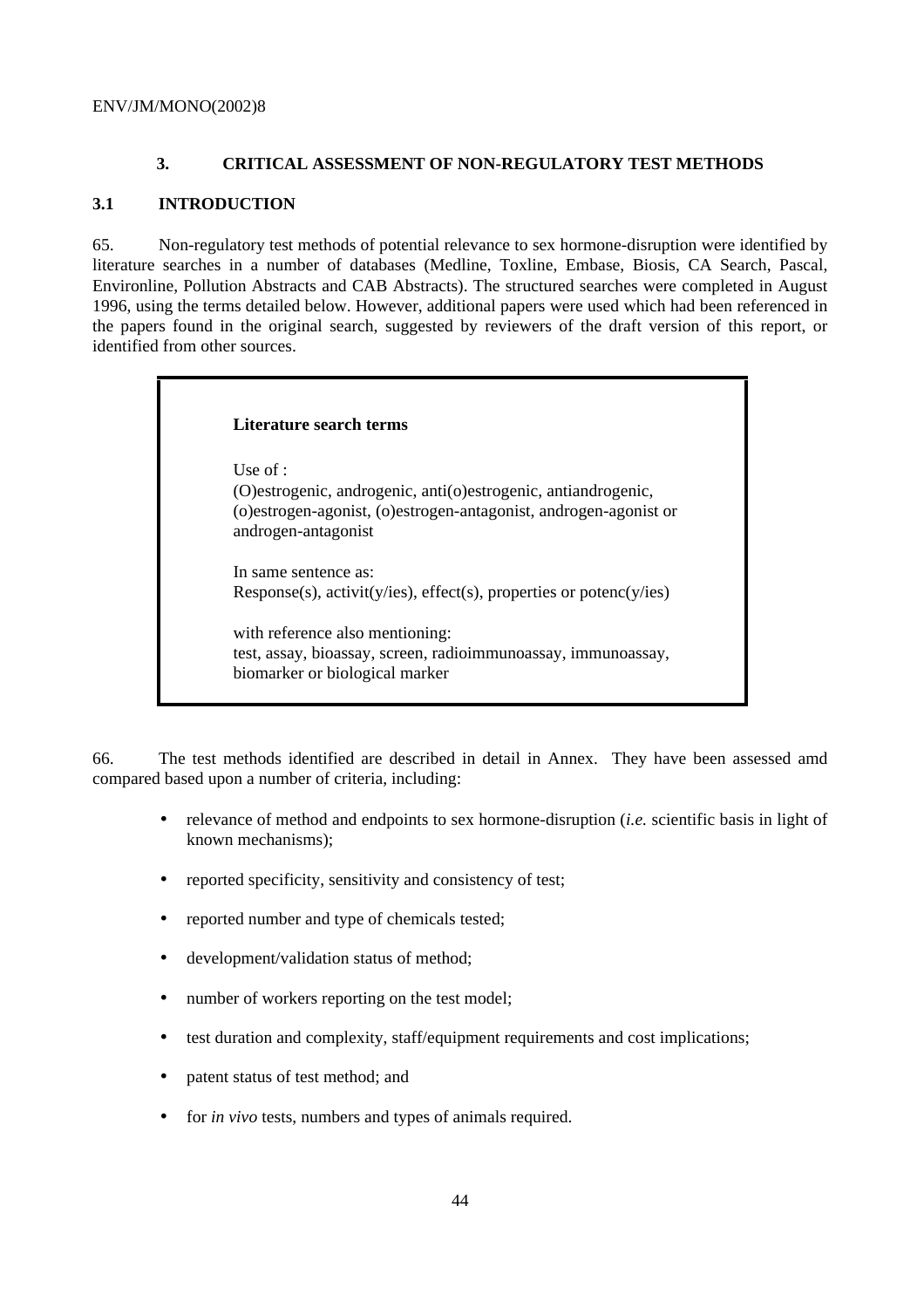# 3. CRITICAL ASSESSMENT OF NON-REGULATORY TEST METHODS

## 3.1 INTRODUCTION

65. Non-regulatory test methods of potential relevance to sex hormone-disruption were identified by literature searches in a number of databases (Medline, Toxline, Embase, Biosis, CA Search, Pascal, Environline, Pollution Abstracts and CAB Abstracts). The structured searches were completed in August 1996, using the terms detailed below. However, additional papers were used which had been referenced in the papers found in the original search, suggested by reviewers of the draft version of this report, or identified from other sources.

> **Literature search terms**
>
> Use of :
> (O)estrogenic, androgenic, anti(o)estrogenic, antiandrogenic, (o)estrogen-agonist, (o)estrogen-antagonist, androgen-agonist or androgen-antagonist
>
> In same sentence as:
> Response(s), activit(y/ies), effect(s), properties or potenc(y/ies)
>
> with reference also mentioning:
> test, assay, bioassay, screen, radioimmunoassay, immunoassay, biomarker or biological marker

66. The test methods identified are described in detail in Annex. They have been assessed amd compared based upon a number of criteria, including:

- relevance of method and endpoints to sex hormone-disruption (*i.e.* scientific basis in light of known mechanisms);
- reported specificity, sensitivity and consistency of test;
- reported number and type of chemicals tested;
- development/validation status of method;
- number of workers reporting on the test model;
- test duration and complexity, staff/equipment requirements and cost implications;
- patent status of test method; and
- for *in vivo* tests, numbers and types of animals required.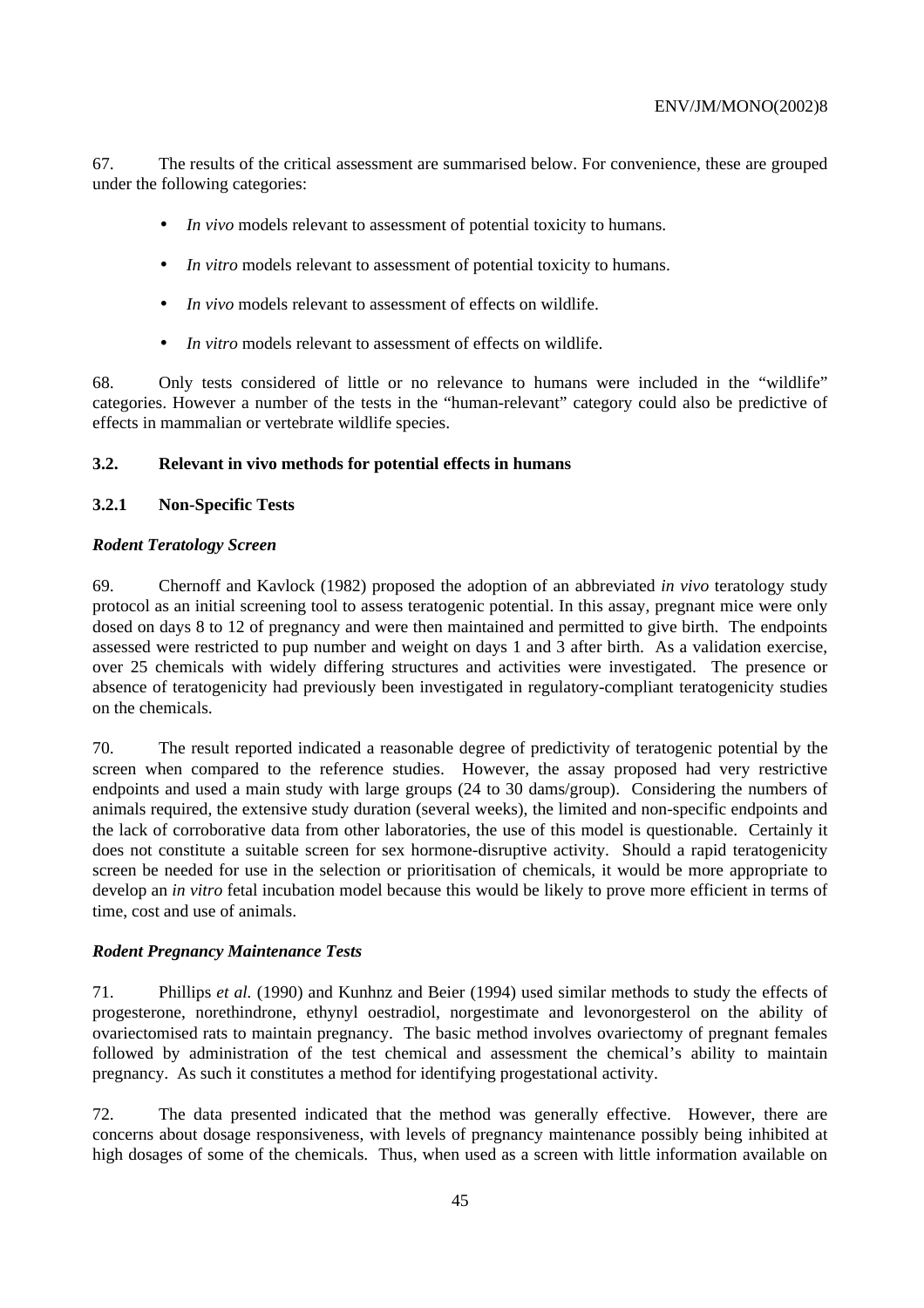67. The results of the critical assessment are summarised below. For convenience, these are grouped under the following categories:

- *In vivo* models relevant to assessment of potential toxicity to humans.
- *In vitro* models relevant to assessment of potential toxicity to humans.
- *In vivo* models relevant to assessment of effects on wildlife.
- *In vitro* models relevant to assessment of effects on wildlife.

68. Only tests considered of little or no relevance to humans were included in the "wildlife" categories. However a number of the tests in the "human-relevant" category could also be predictive of effects in mammalian or vertebrate wildlife species.

### 3.2. Relevant in vivo methods for potential effects in humans

#### 3.2.1 Non-Specific Tests

***Rodent Teratology Screen***

69. Chernoff and Kavlock (1982) proposed the adoption of an abbreviated *in vivo* teratology study protocol as an initial screening tool to assess teratogenic potential. In this assay, pregnant mice were only dosed on days 8 to 12 of pregnancy and were then maintained and permitted to give birth. The endpoints assessed were restricted to pup number and weight on days 1 and 3 after birth. As a validation exercise, over 25 chemicals with widely differing structures and activities were investigated. The presence or absence of teratogenicity had previously been investigated in regulatory-compliant teratogenicity studies on the chemicals.

70. The result reported indicated a reasonable degree of predictivity of teratogenic potential by the screen when compared to the reference studies. However, the assay proposed had very restrictive endpoints and used a main study with large groups (24 to 30 dams/group). Considering the numbers of animals required, the extensive study duration (several weeks), the limited and non-specific endpoints and the lack of corroborative data from other laboratories, the use of this model is questionable. Certainly it does not constitute a suitable screen for sex hormone-disruptive activity. Should a rapid teratogenicity screen be needed for use in the selection or prioritisation of chemicals, it would be more appropriate to develop an *in vitro* fetal incubation model because this would be likely to prove more efficient in terms of time, cost and use of animals.

***Rodent Pregnancy Maintenance Tests***

71. Phillips *et al.* (1990) and Kunhnz and Beier (1994) used similar methods to study the effects of progesterone, norethindrone, ethynyl oestradiol, norgestimate and levonorgesterol on the ability of ovariectomised rats to maintain pregnancy. The basic method involves ovariectomy of pregnant females followed by administration of the test chemical and assessment the chemical's ability to maintain pregnancy. As such it constitutes a method for identifying progestational activity.

72. The data presented indicated that the method was generally effective. However, there are concerns about dosage responsiveness, with levels of pregnancy maintenance possibly being inhibited at high dosages of some of the chemicals. Thus, when used as a screen with little information available on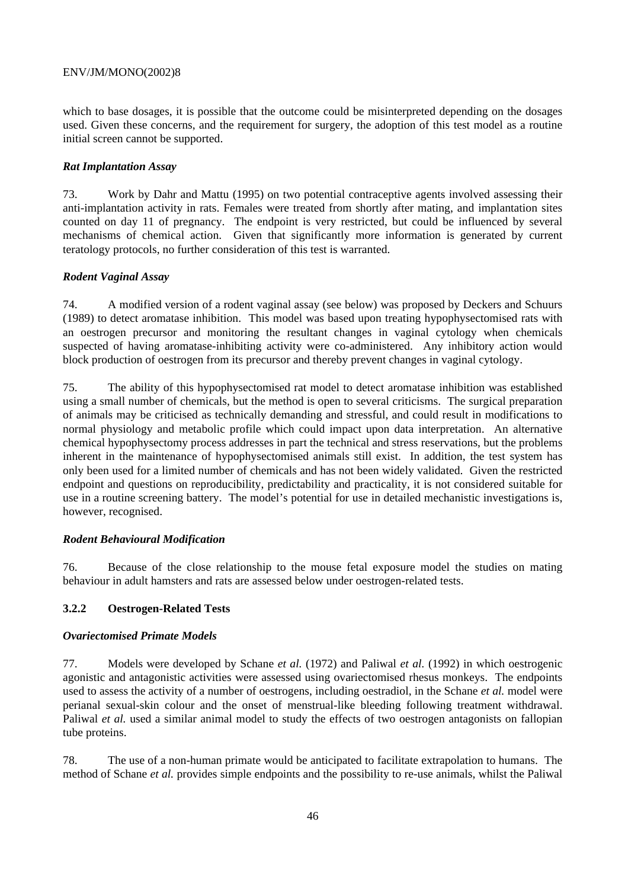which to base dosages, it is possible that the outcome could be misinterpreted depending on the dosages used. Given these concerns, and the requirement for surgery, the adoption of this test model as a routine initial screen cannot be supported.

*Rat Implantation Assay*

73. Work by Dahr and Mattu (1995) on two potential contraceptive agents involved assessing their anti-implantation activity in rats. Females were treated from shortly after mating, and implantation sites counted on day 11 of pregnancy. The endpoint is very restricted, but could be influenced by several mechanisms of chemical action. Given that significantly more information is generated by current teratology protocols, no further consideration of this test is warranted.

*Rodent Vaginal Assay*

74. A modified version of a rodent vaginal assay (see below) was proposed by Deckers and Schuurs (1989) to detect aromatase inhibition. This model was based upon treating hypophysectomised rats with an oestrogen precursor and monitoring the resultant changes in vaginal cytology when chemicals suspected of having aromatase-inhibiting activity were co-administered. Any inhibitory action would block production of oestrogen from its precursor and thereby prevent changes in vaginal cytology.

75. The ability of this hypophysectomised rat model to detect aromatase inhibition was established using a small number of chemicals, but the method is open to several criticisms. The surgical preparation of animals may be criticised as technically demanding and stressful, and could result in modifications to normal physiology and metabolic profile which could impact upon data interpretation. An alternative chemical hypophysectomy process addresses in part the technical and stress reservations, but the problems inherent in the maintenance of hypophysectomised animals still exist. In addition, the test system has only been used for a limited number of chemicals and has not been widely validated. Given the restricted endpoint and questions on reproducibility, predictability and practicality, it is not considered suitable for use in a routine screening battery. The model's potential for use in detailed mechanistic investigations is, however, recognised.

*Rodent Behavioural Modification*

76. Because of the close relationship to the mouse fetal exposure model the studies on mating behaviour in adult hamsters and rats are assessed below under oestrogen-related tests.

### 3.2.2 Oestrogen-Related Tests

*Ovariectomised Primate Models*

77. Models were developed by Schane *et al.* (1972) and Paliwal *et al.* (1992) in which oestrogenic agonistic and antagonistic activities were assessed using ovariectomised rhesus monkeys. The endpoints used to assess the activity of a number of oestrogens, including oestradiol, in the Schane *et al.* model were perianal sexual-skin colour and the onset of menstrual-like bleeding following treatment withdrawal. Paliwal *et al.* used a similar animal model to study the effects of two oestrogen antagonists on fallopian tube proteins.

78. The use of a non-human primate would be anticipated to facilitate extrapolation to humans. The method of Schane *et al.* provides simple endpoints and the possibility to re-use animals, whilst the Paliwal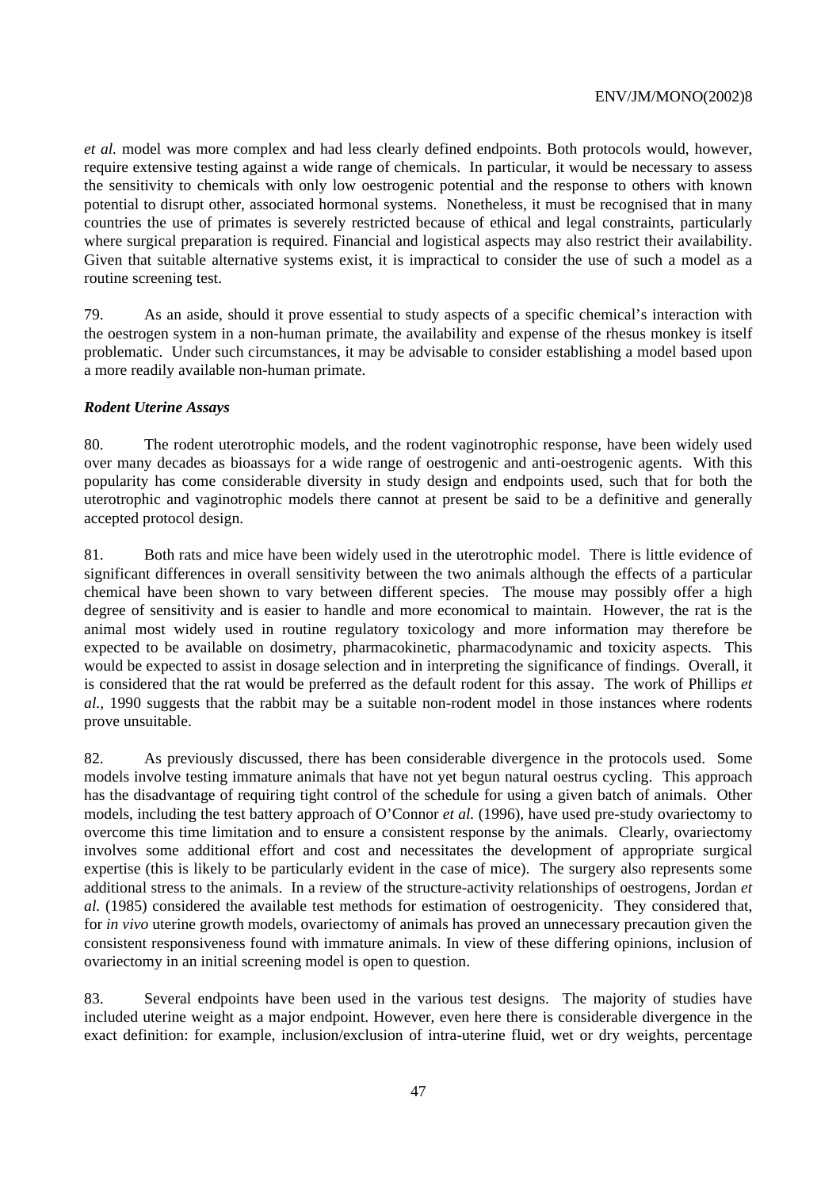*et al.* model was more complex and had less clearly defined endpoints. Both protocols would, however, require extensive testing against a wide range of chemicals. In particular, it would be necessary to assess the sensitivity to chemicals with only low oestrogenic potential and the response to others with known potential to disrupt other, associated hormonal systems. Nonetheless, it must be recognised that in many countries the use of primates is severely restricted because of ethical and legal constraints, particularly where surgical preparation is required. Financial and logistical aspects may also restrict their availability. Given that suitable alternative systems exist, it is impractical to consider the use of such a model as a routine screening test.

79. As an aside, should it prove essential to study aspects of a specific chemical's interaction with the oestrogen system in a non-human primate, the availability and expense of the rhesus monkey is itself problematic. Under such circumstances, it may be advisable to consider establishing a model based upon a more readily available non-human primate.

***Rodent Uterine Assays***

80. The rodent uterotrophic models, and the rodent vaginotrophic response, have been widely used over many decades as bioassays for a wide range of oestrogenic and anti-oestrogenic agents. With this popularity has come considerable diversity in study design and endpoints used, such that for both the uterotrophic and vaginotrophic models there cannot at present be said to be a definitive and generally accepted protocol design.

81. Both rats and mice have been widely used in the uterotrophic model. There is little evidence of significant differences in overall sensitivity between the two animals although the effects of a particular chemical have been shown to vary between different species. The mouse may possibly offer a high degree of sensitivity and is easier to handle and more economical to maintain. However, the rat is the animal most widely used in routine regulatory toxicology and more information may therefore be expected to be available on dosimetry, pharmacokinetic, pharmacodynamic and toxicity aspects. This would be expected to assist in dosage selection and in interpreting the significance of findings. Overall, it is considered that the rat would be preferred as the default rodent for this assay. The work of Phillips *et al.*, 1990 suggests that the rabbit may be a suitable non-rodent model in those instances where rodents prove unsuitable.

82. As previously discussed, there has been considerable divergence in the protocols used. Some models involve testing immature animals that have not yet begun natural oestrus cycling. This approach has the disadvantage of requiring tight control of the schedule for using a given batch of animals. Other models, including the test battery approach of O'Connor *et al.* (1996), have used pre-study ovariectomy to overcome this time limitation and to ensure a consistent response by the animals. Clearly, ovariectomy involves some additional effort and cost and necessitates the development of appropriate surgical expertise (this is likely to be particularly evident in the case of mice). The surgery also represents some additional stress to the animals. In a review of the structure-activity relationships of oestrogens, Jordan *et al.* (1985) considered the available test methods for estimation of oestrogenicity. They considered that, for *in vivo* uterine growth models, ovariectomy of animals has proved an unnecessary precaution given the consistent responsiveness found with immature animals. In view of these differing opinions, inclusion of ovariectomy in an initial screening model is open to question.

83. Several endpoints have been used in the various test designs. The majority of studies have included uterine weight as a major endpoint. However, even here there is considerable divergence in the exact definition: for example, inclusion/exclusion of intra-uterine fluid, wet or dry weights, percentage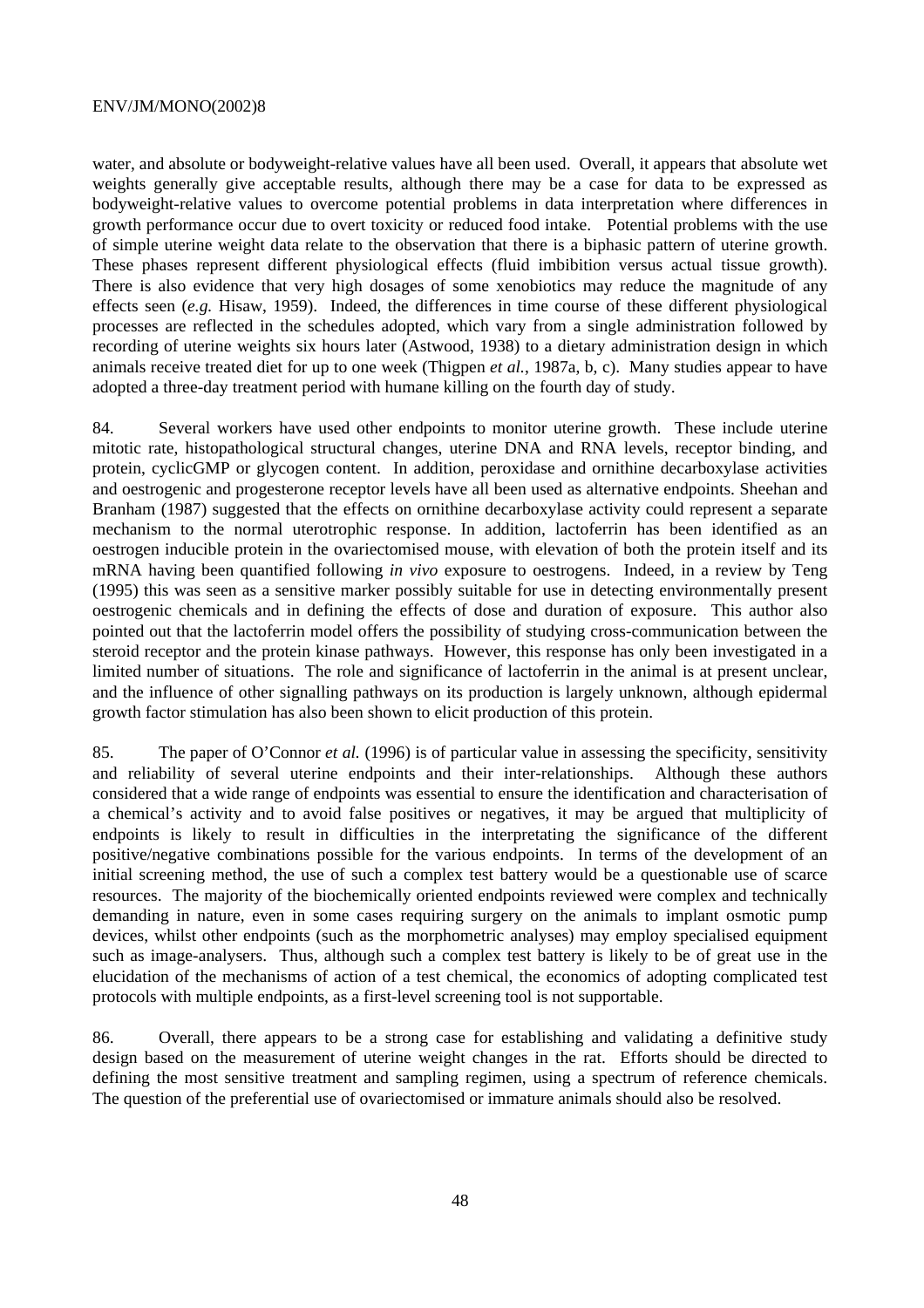water, and absolute or bodyweight-relative values have all been used. Overall, it appears that absolute wet weights generally give acceptable results, although there may be a case for data to be expressed as bodyweight-relative values to overcome potential problems in data interpretation where differences in growth performance occur due to overt toxicity or reduced food intake. Potential problems with the use of simple uterine weight data relate to the observation that there is a biphasic pattern of uterine growth. These phases represent different physiological effects (fluid imbibition versus actual tissue growth). There is also evidence that very high dosages of some xenobiotics may reduce the magnitude of any effects seen (*e.g.* Hisaw, 1959). Indeed, the differences in time course of these different physiological processes are reflected in the schedules adopted, which vary from a single administration followed by recording of uterine weights six hours later (Astwood, 1938) to a dietary administration design in which animals receive treated diet for up to one week (Thigpen *et al.*, 1987a, b, c). Many studies appear to have adopted a three-day treatment period with humane killing on the fourth day of study.

84. Several workers have used other endpoints to monitor uterine growth. These include uterine mitotic rate, histopathological structural changes, uterine DNA and RNA levels, receptor binding, and protein, cyclicGMP or glycogen content. In addition, peroxidase and ornithine decarboxylase activities and oestrogenic and progesterone receptor levels have all been used as alternative endpoints. Sheehan and Branham (1987) suggested that the effects on ornithine decarboxylase activity could represent a separate mechanism to the normal uterotrophic response. In addition, lactoferrin has been identified as an oestrogen inducible protein in the ovariectomised mouse, with elevation of both the protein itself and its mRNA having been quantified following *in vivo* exposure to oestrogens. Indeed, in a review by Teng (1995) this was seen as a sensitive marker possibly suitable for use in detecting environmentally present oestrogenic chemicals and in defining the effects of dose and duration of exposure. This author also pointed out that the lactoferrin model offers the possibility of studying cross-communication between the steroid receptor and the protein kinase pathways. However, this response has only been investigated in a limited number of situations. The role and significance of lactoferrin in the animal is at present unclear, and the influence of other signalling pathways on its production is largely unknown, although epidermal growth factor stimulation has also been shown to elicit production of this protein.

85. The paper of O'Connor *et al.* (1996) is of particular value in assessing the specificity, sensitivity and reliability of several uterine endpoints and their inter-relationships. Although these authors considered that a wide range of endpoints was essential to ensure the identification and characterisation of a chemical's activity and to avoid false positives or negatives, it may be argued that multiplicity of endpoints is likely to result in difficulties in the interpretating the significance of the different positive/negative combinations possible for the various endpoints. In terms of the development of an initial screening method, the use of such a complex test battery would be a questionable use of scarce resources. The majority of the biochemically oriented endpoints reviewed were complex and technically demanding in nature, even in some cases requiring surgery on the animals to implant osmotic pump devices, whilst other endpoints (such as the morphometric analyses) may employ specialised equipment such as image-analysers. Thus, although such a complex test battery is likely to be of great use in the elucidation of the mechanisms of action of a test chemical, the economics of adopting complicated test protocols with multiple endpoints, as a first-level screening tool is not supportable.

86. Overall, there appears to be a strong case for establishing and validating a definitive study design based on the measurement of uterine weight changes in the rat. Efforts should be directed to defining the most sensitive treatment and sampling regimen, using a spectrum of reference chemicals. The question of the preferential use of ovariectomised or immature animals should also be resolved.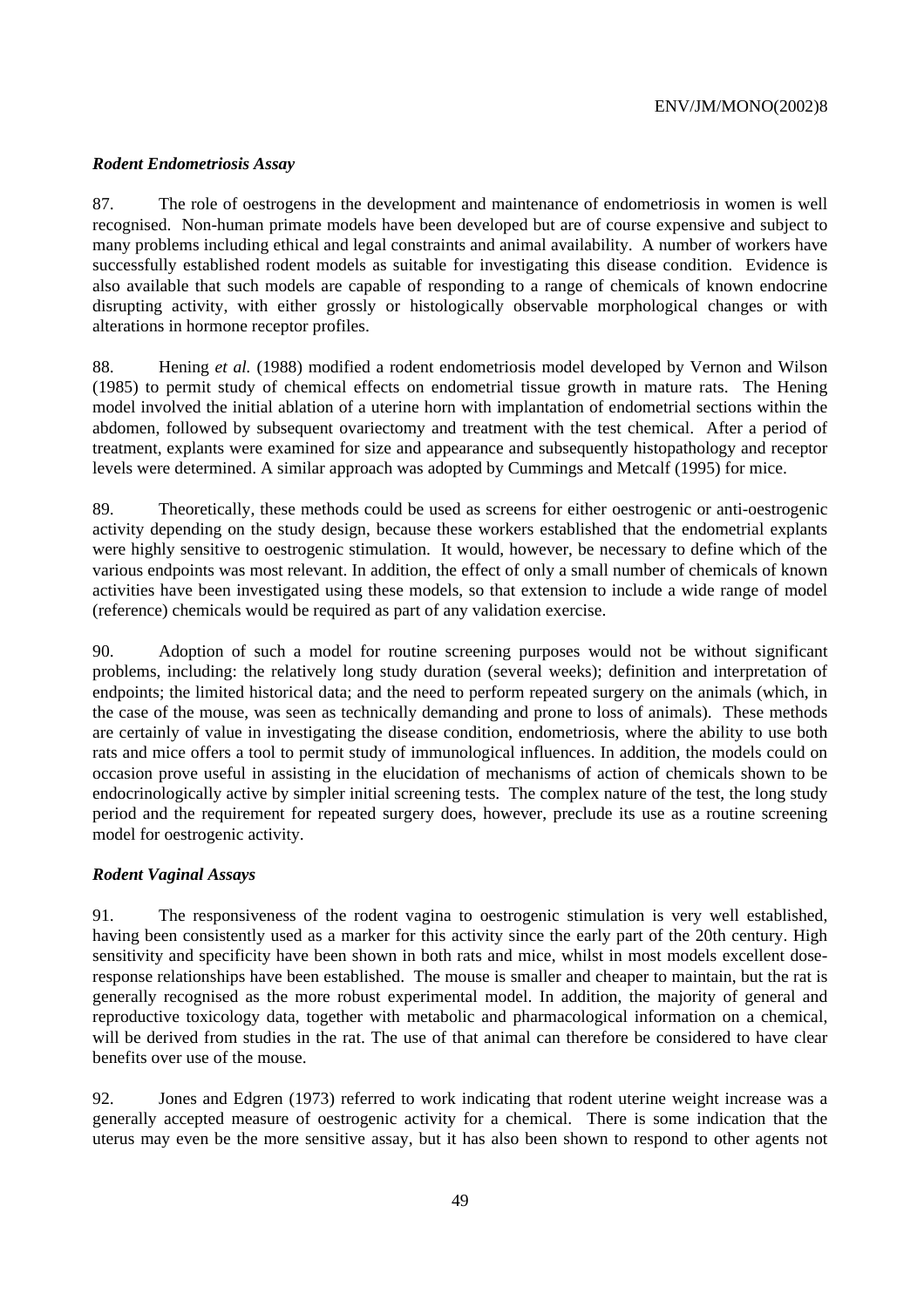### *Rodent Endometriosis Assay*

87. The role of oestrogens in the development and maintenance of endometriosis in women is well recognised. Non-human primate models have been developed but are of course expensive and subject to many problems including ethical and legal constraints and animal availability. A number of workers have successfully established rodent models as suitable for investigating this disease condition. Evidence is also available that such models are capable of responding to a range of chemicals of known endocrine disrupting activity, with either grossly or histologically observable morphological changes or with alterations in hormone receptor profiles.

88. Hening *et al.* (1988) modified a rodent endometriosis model developed by Vernon and Wilson (1985) to permit study of chemical effects on endometrial tissue growth in mature rats. The Hening model involved the initial ablation of a uterine horn with implantation of endometrial sections within the abdomen, followed by subsequent ovariectomy and treatment with the test chemical. After a period of treatment, explants were examined for size and appearance and subsequently histopathology and receptor levels were determined. A similar approach was adopted by Cummings and Metcalf (1995) for mice.

89. Theoretically, these methods could be used as screens for either oestrogenic or anti-oestrogenic activity depending on the study design, because these workers established that the endometrial explants were highly sensitive to oestrogenic stimulation. It would, however, be necessary to define which of the various endpoints was most relevant. In addition, the effect of only a small number of chemicals of known activities have been investigated using these models, so that extension to include a wide range of model (reference) chemicals would be required as part of any validation exercise.

90. Adoption of such a model for routine screening purposes would not be without significant problems, including: the relatively long study duration (several weeks); definition and interpretation of endpoints; the limited historical data; and the need to perform repeated surgery on the animals (which, in the case of the mouse, was seen as technically demanding and prone to loss of animals). These methods are certainly of value in investigating the disease condition, endometriosis, where the ability to use both rats and mice offers a tool to permit study of immunological influences. In addition, the models could on occasion prove useful in assisting in the elucidation of mechanisms of action of chemicals shown to be endocrinologically active by simpler initial screening tests. The complex nature of the test, the long study period and the requirement for repeated surgery does, however, preclude its use as a routine screening model for oestrogenic activity.

### *Rodent Vaginal Assays*

91. The responsiveness of the rodent vagina to oestrogenic stimulation is very well established, having been consistently used as a marker for this activity since the early part of the 20th century. High sensitivity and specificity have been shown in both rats and mice, whilst in most models excellent dose-response relationships have been established. The mouse is smaller and cheaper to maintain, but the rat is generally recognised as the more robust experimental model. In addition, the majority of general and reproductive toxicology data, together with metabolic and pharmacological information on a chemical, will be derived from studies in the rat. The use of that animal can therefore be considered to have clear benefits over use of the mouse.

92. Jones and Edgren (1973) referred to work indicating that rodent uterine weight increase was a generally accepted measure of oestrogenic activity for a chemical. There is some indication that the uterus may even be the more sensitive assay, but it has also been shown to respond to other agents not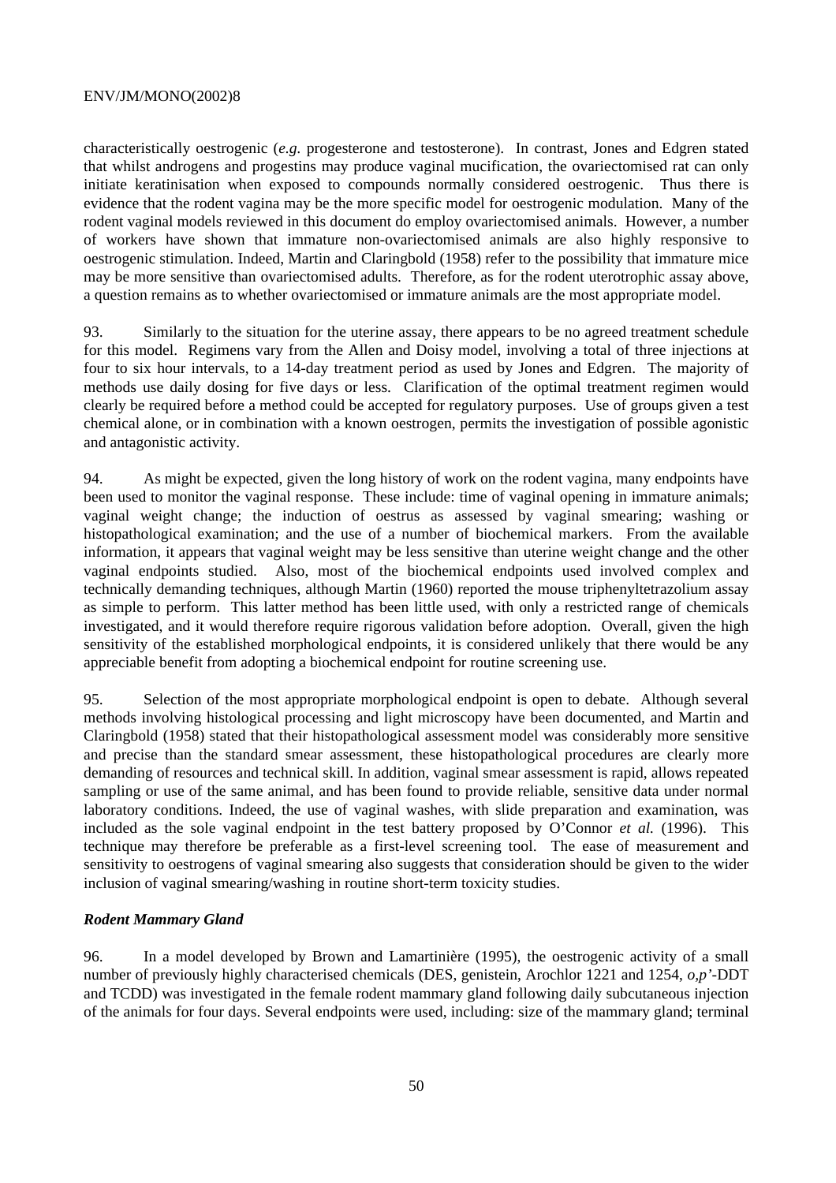characteristically oestrogenic (*e.g.* progesterone and testosterone). In contrast, Jones and Edgren stated that whilst androgens and progestins may produce vaginal mucification, the ovariectomised rat can only initiate keratinisation when exposed to compounds normally considered oestrogenic. Thus there is evidence that the rodent vagina may be the more specific model for oestrogenic modulation. Many of the rodent vaginal models reviewed in this document do employ ovariectomised animals. However, a number of workers have shown that immature non-ovariectomised animals are also highly responsive to oestrogenic stimulation. Indeed, Martin and Claringbold (1958) refer to the possibility that immature mice may be more sensitive than ovariectomised adults. Therefore, as for the rodent uterotrophic assay above, a question remains as to whether ovariectomised or immature animals are the most appropriate model.

93. Similarly to the situation for the uterine assay, there appears to be no agreed treatment schedule for this model. Regimens vary from the Allen and Doisy model, involving a total of three injections at four to six hour intervals, to a 14-day treatment period as used by Jones and Edgren. The majority of methods use daily dosing for five days or less. Clarification of the optimal treatment regimen would clearly be required before a method could be accepted for regulatory purposes. Use of groups given a test chemical alone, or in combination with a known oestrogen, permits the investigation of possible agonistic and antagonistic activity.

94. As might be expected, given the long history of work on the rodent vagina, many endpoints have been used to monitor the vaginal response. These include: time of vaginal opening in immature animals; vaginal weight change; the induction of oestrus as assessed by vaginal smearing; washing or histopathological examination; and the use of a number of biochemical markers. From the available information, it appears that vaginal weight may be less sensitive than uterine weight change and the other vaginal endpoints studied. Also, most of the biochemical endpoints used involved complex and technically demanding techniques, although Martin (1960) reported the mouse triphenyltetrazolium assay as simple to perform. This latter method has been little used, with only a restricted range of chemicals investigated, and it would therefore require rigorous validation before adoption. Overall, given the high sensitivity of the established morphological endpoints, it is considered unlikely that there would be any appreciable benefit from adopting a biochemical endpoint for routine screening use.

95. Selection of the most appropriate morphological endpoint is open to debate. Although several methods involving histological processing and light microscopy have been documented, and Martin and Claringbold (1958) stated that their histopathological assessment model was considerably more sensitive and precise than the standard smear assessment, these histopathological procedures are clearly more demanding of resources and technical skill. In addition, vaginal smear assessment is rapid, allows repeated sampling or use of the same animal, and has been found to provide reliable, sensitive data under normal laboratory conditions. Indeed, the use of vaginal washes, with slide preparation and examination, was included as the sole vaginal endpoint in the test battery proposed by O'Connor *et al.* (1996). This technique may therefore be preferable as a first-level screening tool. The ease of measurement and sensitivity to oestrogens of vaginal smearing also suggests that consideration should be given to the wider inclusion of vaginal smearing/washing in routine short-term toxicity studies.

### *Rodent Mammary Gland*

96. In a model developed by Brown and Lamartinière (1995), the oestrogenic activity of a small number of previously highly characterised chemicals (DES, genistein, Arochlor 1221 and 1254, *o,p'*-DDT and TCDD) was investigated in the female rodent mammary gland following daily subcutaneous injection of the animals for four days. Several endpoints were used, including: size of the mammary gland; terminal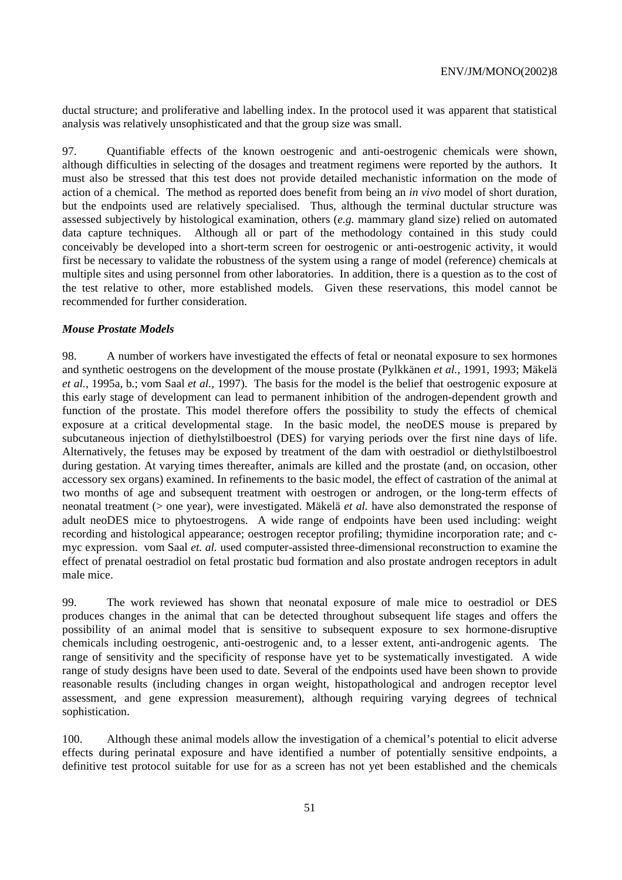ductal structure; and proliferative and labelling index. In the protocol used it was apparent that statistical analysis was relatively unsophisticated and that the group size was small.

97. Quantifiable effects of the known oestrogenic and anti-oestrogenic chemicals were shown, although difficulties in selecting of the dosages and treatment regimens were reported by the authors. It must also be stressed that this test does not provide detailed mechanistic information on the mode of action of a chemical. The method as reported does benefit from being an *in vivo* model of short duration, but the endpoints used are relatively specialised. Thus, although the terminal ductular structure was assessed subjectively by histological examination, others (*e.g.* mammary gland size) relied on automated data capture techniques. Although all or part of the methodology contained in this study could conceivably be developed into a short-term screen for oestrogenic or anti-oestrogenic activity, it would first be necessary to validate the robustness of the system using a range of model (reference) chemicals at multiple sites and using personnel from other laboratories. In addition, there is a question as to the cost of the test relative to other, more established models. Given these reservations, this model cannot be recommended for further consideration.

***Mouse Prostate Models***

98. A number of workers have investigated the effects of fetal or neonatal exposure to sex hormones and synthetic oestrogens on the development of the mouse prostate (Pylkkänen *et al.*, 1991, 1993; Mäkelä *et al.*, 1995a, b.; vom Saal *et al.*, 1997). The basis for the model is the belief that oestrogenic exposure at this early stage of development can lead to permanent inhibition of the androgen-dependent growth and function of the prostate. This model therefore offers the possibility to study the effects of chemical exposure at a critical developmental stage. In the basic model, the neoDES mouse is prepared by subcutaneous injection of diethylstilboestrol (DES) for varying periods over the first nine days of life. Alternatively, the fetuses may be exposed by treatment of the dam with oestradiol or diethylstilboestrol during gestation. At varying times thereafter, animals are killed and the prostate (and, on occasion, other accessory sex organs) examined. In refinements to the basic model, the effect of castration of the animal at two months of age and subsequent treatment with oestrogen or androgen, or the long-term effects of neonatal treatment (> one year), were investigated. Mäkelä *et al.* have also demonstrated the response of adult neoDES mice to phytoestrogens. A wide range of endpoints have been used including: weight recording and histological appearance; oestrogen receptor profiling; thymidine incorporation rate; and c-myc expression. vom Saal *et. al.* used computer-assisted three-dimensional reconstruction to examine the effect of prenatal oestradiol on fetal prostatic bud formation and also prostate androgen receptors in adult male mice.

99. The work reviewed has shown that neonatal exposure of male mice to oestradiol or DES produces changes in the animal that can be detected throughout subsequent life stages and offers the possibility of an animal model that is sensitive to subsequent exposure to sex hormone-disruptive chemicals including oestrogenic, anti-oestrogenic and, to a lesser extent, anti-androgenic agents. The range of sensitivity and the specificity of response have yet to be systematically investigated. A wide range of study designs have been used to date. Several of the endpoints used have been shown to provide reasonable results (including changes in organ weight, histopathological and androgen receptor level assessment, and gene expression measurement), although requiring varying degrees of technical sophistication.

100. Although these animal models allow the investigation of a chemical's potential to elicit adverse effects during perinatal exposure and have identified a number of potentially sensitive endpoints, a definitive test protocol suitable for use for as a screen has not yet been established and the chemicals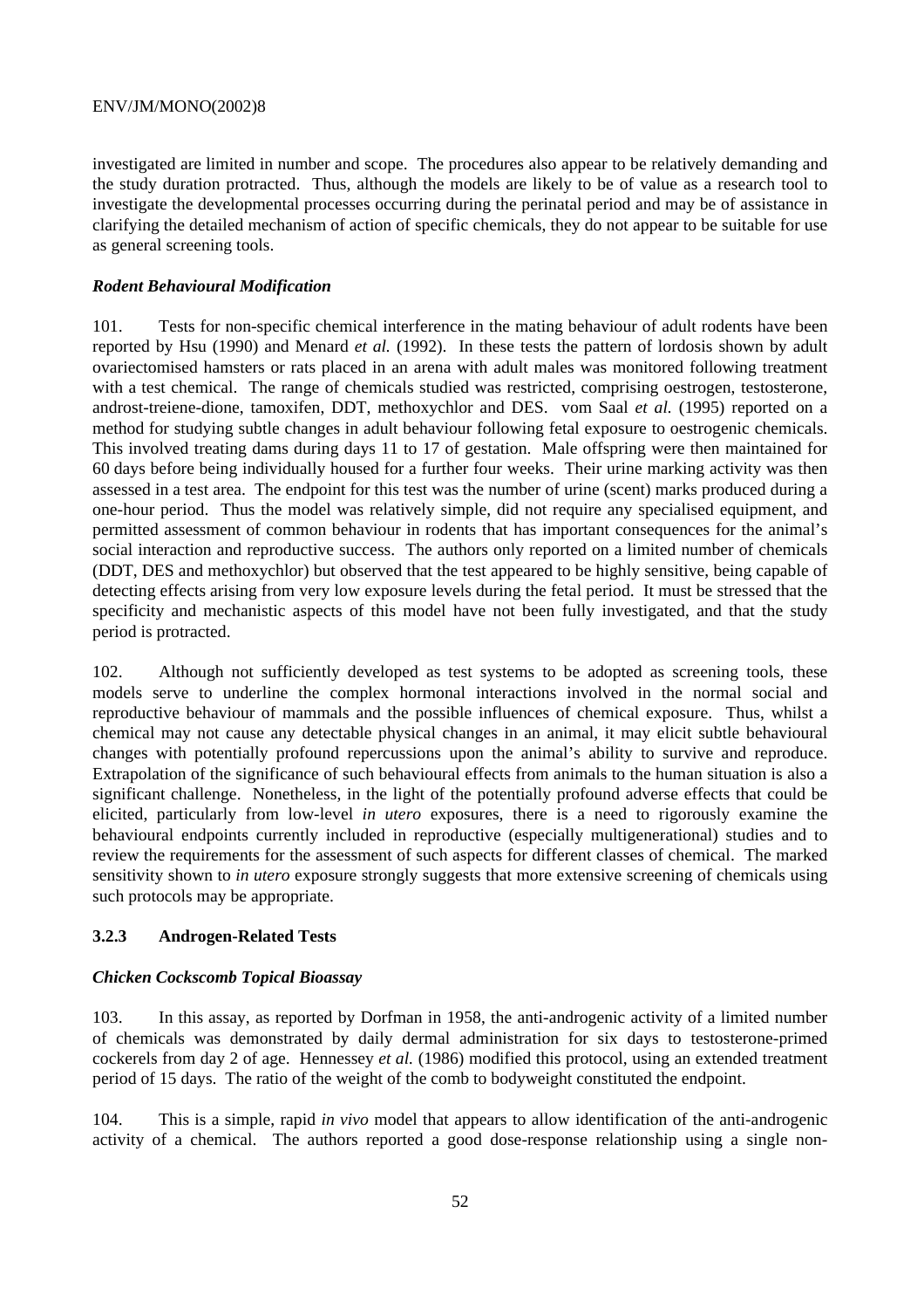investigated are limited in number and scope. The procedures also appear to be relatively demanding and the study duration protracted. Thus, although the models are likely to be of value as a research tool to investigate the developmental processes occurring during the perinatal period and may be of assistance in clarifying the detailed mechanism of action of specific chemicals, they do not appear to be suitable for use as general screening tools.

***Rodent Behavioural Modification***

101. Tests for non-specific chemical interference in the mating behaviour of adult rodents have been reported by Hsu (1990) and Menard *et al.* (1992). In these tests the pattern of lordosis shown by adult ovariectomised hamsters or rats placed in an arena with adult males was monitored following treatment with a test chemical. The range of chemicals studied was restricted, comprising oestrogen, testosterone, androst-treiene-dione, tamoxifen, DDT, methoxychlor and DES. vom Saal *et al.* (1995) reported on a method for studying subtle changes in adult behaviour following fetal exposure to oestrogenic chemicals. This involved treating dams during days 11 to 17 of gestation. Male offspring were then maintained for 60 days before being individually housed for a further four weeks. Their urine marking activity was then assessed in a test area. The endpoint for this test was the number of urine (scent) marks produced during a one-hour period. Thus the model was relatively simple, did not require any specialised equipment, and permitted assessment of common behaviour in rodents that has important consequences for the animal's social interaction and reproductive success. The authors only reported on a limited number of chemicals (DDT, DES and methoxychlor) but observed that the test appeared to be highly sensitive, being capable of detecting effects arising from very low exposure levels during the fetal period. It must be stressed that the specificity and mechanistic aspects of this model have not been fully investigated, and that the study period is protracted.

102. Although not sufficiently developed as test systems to be adopted as screening tools, these models serve to underline the complex hormonal interactions involved in the normal social and reproductive behaviour of mammals and the possible influences of chemical exposure. Thus, whilst a chemical may not cause any detectable physical changes in an animal, it may elicit subtle behavioural changes with potentially profound repercussions upon the animal's ability to survive and reproduce. Extrapolation of the significance of such behavioural effects from animals to the human situation is also a significant challenge. Nonetheless, in the light of the potentially profound adverse effects that could be elicited, particularly from low-level *in utero* exposures, there is a need to rigorously examine the behavioural endpoints currently included in reproductive (especially multigenerational) studies and to review the requirements for the assessment of such aspects for different classes of chemical. The marked sensitivity shown to *in utero* exposure strongly suggests that more extensive screening of chemicals using such protocols may be appropriate.

### 3.2.3 Androgen-Related Tests

***Chicken Cockscomb Topical Bioassay***

103. In this assay, as reported by Dorfman in 1958, the anti-androgenic activity of a limited number of chemicals was demonstrated by daily dermal administration for six days to testosterone-primed cockerels from day 2 of age. Hennessey *et al.* (1986) modified this protocol, using an extended treatment period of 15 days. The ratio of the weight of the comb to bodyweight constituted the endpoint.

104. This is a simple, rapid *in vivo* model that appears to allow identification of the anti-androgenic activity of a chemical. The authors reported a good dose-response relationship using a single non-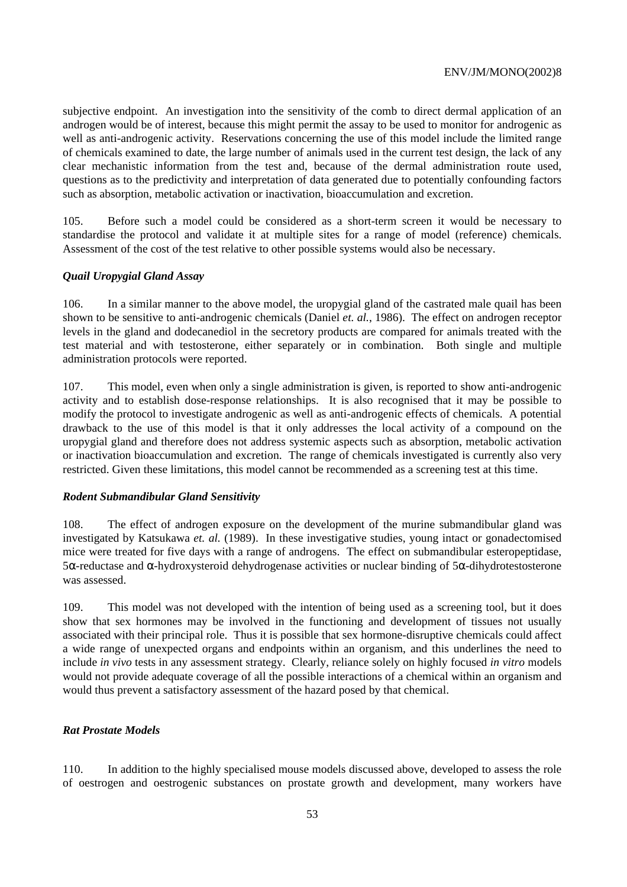subjective endpoint. An investigation into the sensitivity of the comb to direct dermal application of an androgen would be of interest, because this might permit the assay to be used to monitor for androgenic as well as anti-androgenic activity. Reservations concerning the use of this model include the limited range of chemicals examined to date, the large number of animals used in the current test design, the lack of any clear mechanistic information from the test and, because of the dermal administration route used, questions as to the predictivity and interpretation of data generated due to potentially confounding factors such as absorption, metabolic activation or inactivation, bioaccumulation and excretion.

105. Before such a model could be considered as a short-term screen it would be necessary to standardise the protocol and validate it at multiple sites for a range of model (reference) chemicals. Assessment of the cost of the test relative to other possible systems would also be necessary.

### *Quail Uropygial Gland Assay*

106. In a similar manner to the above model, the uropygial gland of the castrated male quail has been shown to be sensitive to anti-androgenic chemicals (Daniel *et. al.*, 1986). The effect on androgen receptor levels in the gland and dodecanediol in the secretory products are compared for animals treated with the test material and with testosterone, either separately or in combination. Both single and multiple administration protocols were reported.

107. This model, even when only a single administration is given, is reported to show anti-androgenic activity and to establish dose-response relationships. It is also recognised that it may be possible to modify the protocol to investigate androgenic as well as anti-androgenic effects of chemicals. A potential drawback to the use of this model is that it only addresses the local activity of a compound on the uropygial gland and therefore does not address systemic aspects such as absorption, metabolic activation or inactivation bioaccumulation and excretion. The range of chemicals investigated is currently also very restricted. Given these limitations, this model cannot be recommended as a screening test at this time.

### *Rodent Submandibular Gland Sensitivity*

108. The effect of androgen exposure on the development of the murine submandibular gland was investigated by Katsukawa *et. al.* (1989). In these investigative studies, young intact or gonadectomised mice were treated for five days with a range of androgens. The effect on submandibular esteropeptidase, 5α-reductase and α-hydroxysteroid dehydrogenase activities or nuclear binding of 5α-dihydrotestosterone was assessed.

109. This model was not developed with the intention of being used as a screening tool, but it does show that sex hormones may be involved in the functioning and development of tissues not usually associated with their principal role. Thus it is possible that sex hormone-disruptive chemicals could affect a wide range of unexpected organs and endpoints within an organism, and this underlines the need to include *in vivo* tests in any assessment strategy. Clearly, reliance solely on highly focused *in vitro* models would not provide adequate coverage of all the possible interactions of a chemical within an organism and would thus prevent a satisfactory assessment of the hazard posed by that chemical.

### *Rat Prostate Models*

110. In addition to the highly specialised mouse models discussed above, developed to assess the role of oestrogen and oestrogenic substances on prostate growth and development, many workers have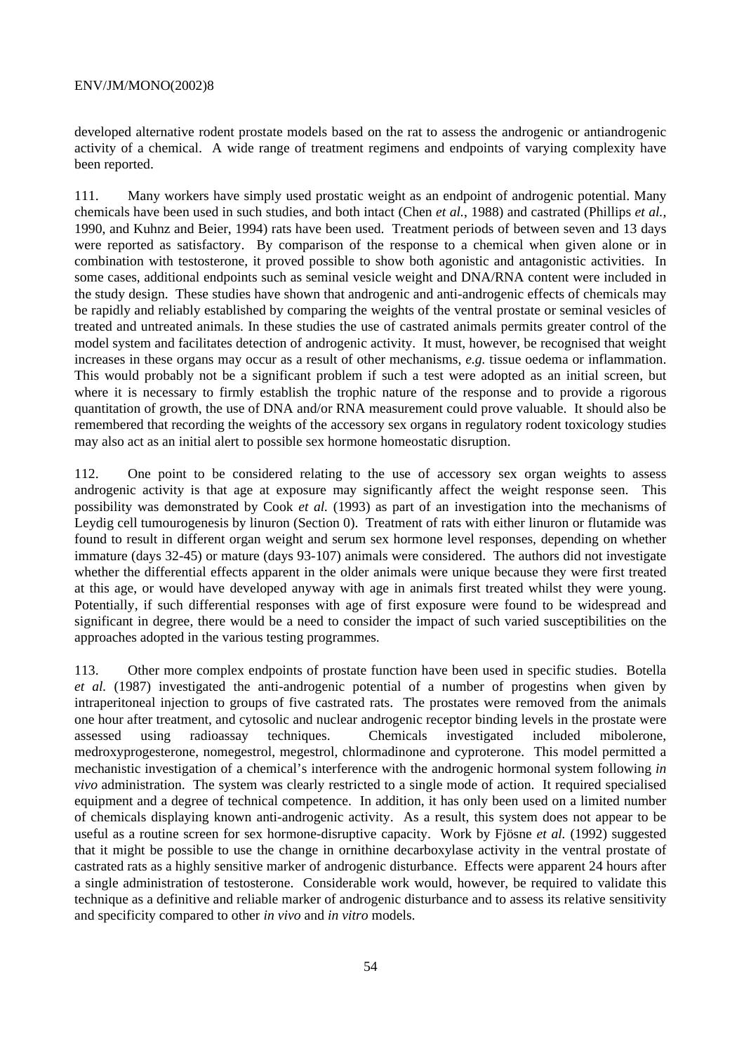developed alternative rodent prostate models based on the rat to assess the androgenic or antiandrogenic activity of a chemical. A wide range of treatment regimens and endpoints of varying complexity have been reported.

111. Many workers have simply used prostatic weight as an endpoint of androgenic potential. Many chemicals have been used in such studies, and both intact (Chen *et al.*, 1988) and castrated (Phillips *et al.*, 1990, and Kuhnz and Beier, 1994) rats have been used. Treatment periods of between seven and 13 days were reported as satisfactory. By comparison of the response to a chemical when given alone or in combination with testosterone, it proved possible to show both agonistic and antagonistic activities. In some cases, additional endpoints such as seminal vesicle weight and DNA/RNA content were included in the study design. These studies have shown that androgenic and anti-androgenic effects of chemicals may be rapidly and reliably established by comparing the weights of the ventral prostate or seminal vesicles of treated and untreated animals. In these studies the use of castrated animals permits greater control of the model system and facilitates detection of androgenic activity. It must, however, be recognised that weight increases in these organs may occur as a result of other mechanisms, *e.g.* tissue oedema or inflammation. This would probably not be a significant problem if such a test were adopted as an initial screen, but where it is necessary to firmly establish the trophic nature of the response and to provide a rigorous quantitation of growth, the use of DNA and/or RNA measurement could prove valuable. It should also be remembered that recording the weights of the accessory sex organs in regulatory rodent toxicology studies may also act as an initial alert to possible sex hormone homeostatic disruption.

112. One point to be considered relating to the use of accessory sex organ weights to assess androgenic activity is that age at exposure may significantly affect the weight response seen. This possibility was demonstrated by Cook *et al.* (1993) as part of an investigation into the mechanisms of Leydig cell tumourogenesis by linuron (Section 0). Treatment of rats with either linuron or flutamide was found to result in different organ weight and serum sex hormone level responses, depending on whether immature (days 32-45) or mature (days 93-107) animals were considered. The authors did not investigate whether the differential effects apparent in the older animals were unique because they were first treated at this age, or would have developed anyway with age in animals first treated whilst they were young. Potentially, if such differential responses with age of first exposure were found to be widespread and significant in degree, there would be a need to consider the impact of such varied susceptibilities on the approaches adopted in the various testing programmes.

113. Other more complex endpoints of prostate function have been used in specific studies. Botella *et al.* (1987) investigated the anti-androgenic potential of a number of progestins when given by intraperitoneal injection to groups of five castrated rats. The prostates were removed from the animals one hour after treatment, and cytosolic and nuclear androgenic receptor binding levels in the prostate were assessed using radioassay techniques. Chemicals investigated included mibolerone, medroxyprogesterone, nomegestrol, megestrol, chlormadinone and cyproterone. This model permitted a mechanistic investigation of a chemical's interference with the androgenic hormonal system following *in vivo* administration. The system was clearly restricted to a single mode of action. It required specialised equipment and a degree of technical competence. In addition, it has only been used on a limited number of chemicals displaying known anti-androgenic activity. As a result, this system does not appear to be useful as a routine screen for sex hormone-disruptive capacity. Work by Fjösne *et al.* (1992) suggested that it might be possible to use the change in ornithine decarboxylase activity in the ventral prostate of castrated rats as a highly sensitive marker of androgenic disturbance. Effects were apparent 24 hours after a single administration of testosterone. Considerable work would, however, be required to validate this technique as a definitive and reliable marker of androgenic disturbance and to assess its relative sensitivity and specificity compared to other *in vivo* and *in vitro* models.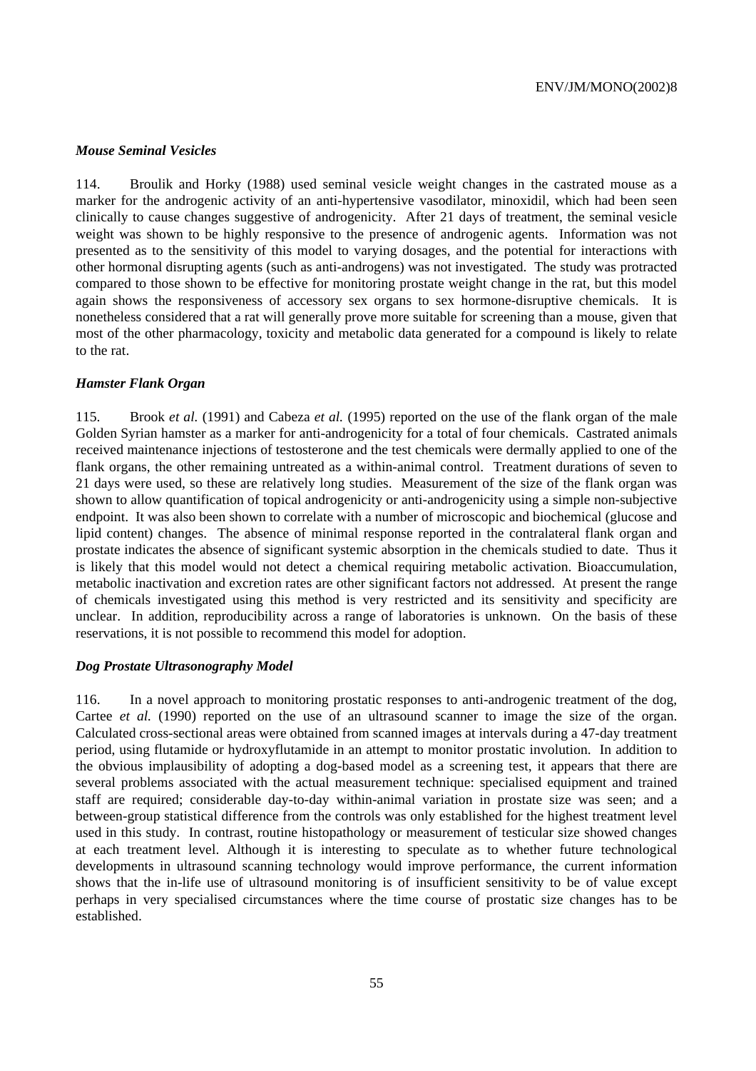### *Mouse Seminal Vesicles*

114. Broulik and Horky (1988) used seminal vesicle weight changes in the castrated mouse as a marker for the androgenic activity of an anti-hypertensive vasodilator, minoxidil, which had been seen clinically to cause changes suggestive of androgenicity. After 21 days of treatment, the seminal vesicle weight was shown to be highly responsive to the presence of androgenic agents. Information was not presented as to the sensitivity of this model to varying dosages, and the potential for interactions with other hormonal disrupting agents (such as anti-androgens) was not investigated. The study was protracted compared to those shown to be effective for monitoring prostate weight change in the rat, but this model again shows the responsiveness of accessory sex organs to sex hormone-disruptive chemicals. It is nonetheless considered that a rat will generally prove more suitable for screening than a mouse, given that most of the other pharmacology, toxicity and metabolic data generated for a compound is likely to relate to the rat.

### *Hamster Flank Organ*

115. Brook *et al.* (1991) and Cabeza *et al.* (1995) reported on the use of the flank organ of the male Golden Syrian hamster as a marker for anti-androgenicity for a total of four chemicals. Castrated animals received maintenance injections of testosterone and the test chemicals were dermally applied to one of the flank organs, the other remaining untreated as a within-animal control. Treatment durations of seven to 21 days were used, so these are relatively long studies. Measurement of the size of the flank organ was shown to allow quantification of topical androgenicity or anti-androgenicity using a simple non-subjective endpoint. It was also been shown to correlate with a number of microscopic and biochemical (glucose and lipid content) changes. The absence of minimal response reported in the contralateral flank organ and prostate indicates the absence of significant systemic absorption in the chemicals studied to date. Thus it is likely that this model would not detect a chemical requiring metabolic activation. Bioaccumulation, metabolic inactivation and excretion rates are other significant factors not addressed. At present the range of chemicals investigated using this method is very restricted and its sensitivity and specificity are unclear. In addition, reproducibility across a range of laboratories is unknown. On the basis of these reservations, it is not possible to recommend this model for adoption.

### *Dog Prostate Ultrasonography Model*

116. In a novel approach to monitoring prostatic responses to anti-androgenic treatment of the dog, Cartee *et al.* (1990) reported on the use of an ultrasound scanner to image the size of the organ. Calculated cross-sectional areas were obtained from scanned images at intervals during a 47-day treatment period, using flutamide or hydroxyflutamide in an attempt to monitor prostatic involution. In addition to the obvious implausibility of adopting a dog-based model as a screening test, it appears that there are several problems associated with the actual measurement technique: specialised equipment and trained staff are required; considerable day-to-day within-animal variation in prostate size was seen; and a between-group statistical difference from the controls was only established for the highest treatment level used in this study. In contrast, routine histopathology or measurement of testicular size showed changes at each treatment level. Although it is interesting to speculate as to whether future technological developments in ultrasound scanning technology would improve performance, the current information shows that the in-life use of ultrasound monitoring is of insufficient sensitivity to be of value except perhaps in very specialised circumstances where the time course of prostatic size changes has to be established.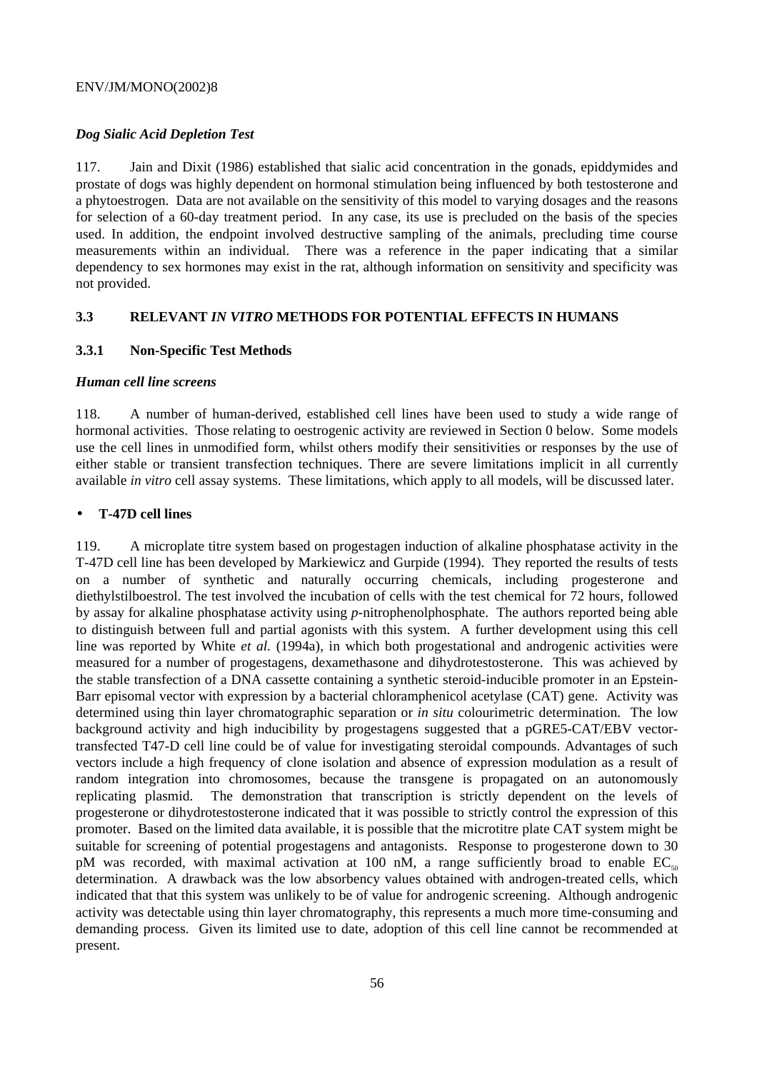*Dog Sialic Acid Depletion Test*

117. Jain and Dixit (1986) established that sialic acid concentration in the gonads, epiddymides and prostate of dogs was highly dependent on hormonal stimulation being influenced by both testosterone and a phytoestrogen. Data are not available on the sensitivity of this model to varying dosages and the reasons for selection of a 60-day treatment period. In any case, its use is precluded on the basis of the species used. In addition, the endpoint involved destructive sampling of the animals, precluding time course measurements within an individual. There was a reference in the paper indicating that a similar dependency to sex hormones may exist in the rat, although information on sensitivity and specificity was not provided.

### 3.3 RELEVANT *IN VITRO* METHODS FOR POTENTIAL EFFECTS IN HUMANS

#### 3.3.1 Non-Specific Test Methods

***Human cell line screens***

118. A number of human-derived, established cell lines have been used to study a wide range of hormonal activities. Those relating to oestrogenic activity are reviewed in Section 0 below. Some models use the cell lines in unmodified form, whilst others modify their sensitivities or responses by the use of either stable or transient transfection techniques. There are severe limitations implicit in all currently available *in vitro* cell assay systems. These limitations, which apply to all models, will be discussed later.

- **T-47D cell lines**

119. A microplate titre system based on progestagen induction of alkaline phosphatase activity in the T-47D cell line has been developed by Markiewicz and Gurpide (1994). They reported the results of tests on a number of synthetic and naturally occurring chemicals, including progesterone and diethylstilboestrol. The test involved the incubation of cells with the test chemical for 72 hours, followed by assay for alkaline phosphatase activity using *p*-nitrophenolphosphate. The authors reported being able to distinguish between full and partial agonists with this system. A further development using this cell line was reported by White *et al.* (1994a), in which both progestational and androgenic activities were measured for a number of progestagens, dexamethasone and dihydrotestosterone. This was achieved by the stable transfection of a DNA cassette containing a synthetic steroid-inducible promoter in an Epstein-Barr episomal vector with expression by a bacterial chloramphenicol acetylase (CAT) gene. Activity was determined using thin layer chromatographic separation or *in situ* colourimetric determination. The low background activity and high inducibility by progestagens suggested that a pGRE5-CAT/EBV vector-transfected T47-D cell line could be of value for investigating steroidal compounds. Advantages of such vectors include a high frequency of clone isolation and absence of expression modulation as a result of random integration into chromosomes, because the transgene is propagated on an autonomously replicating plasmid. The demonstration that transcription is strictly dependent on the levels of progesterone or dihydrotestosterone indicated that it was possible to strictly control the expression of this promoter. Based on the limited data available, it is possible that the microtitre plate CAT system might be suitable for screening of potential progestagens and antagonists. Response to progesterone down to 30 pM was recorded, with maximal activation at 100 nM, a range sufficiently broad to enable $EC_{50}$ determination. A drawback was the low absorbency values obtained with androgen-treated cells, which indicated that that this system was unlikely to be of value for androgenic screening. Although androgenic activity was detectable using thin layer chromatography, this represents a much more time-consuming and demanding process. Given its limited use to date, adoption of this cell line cannot be recommended at present.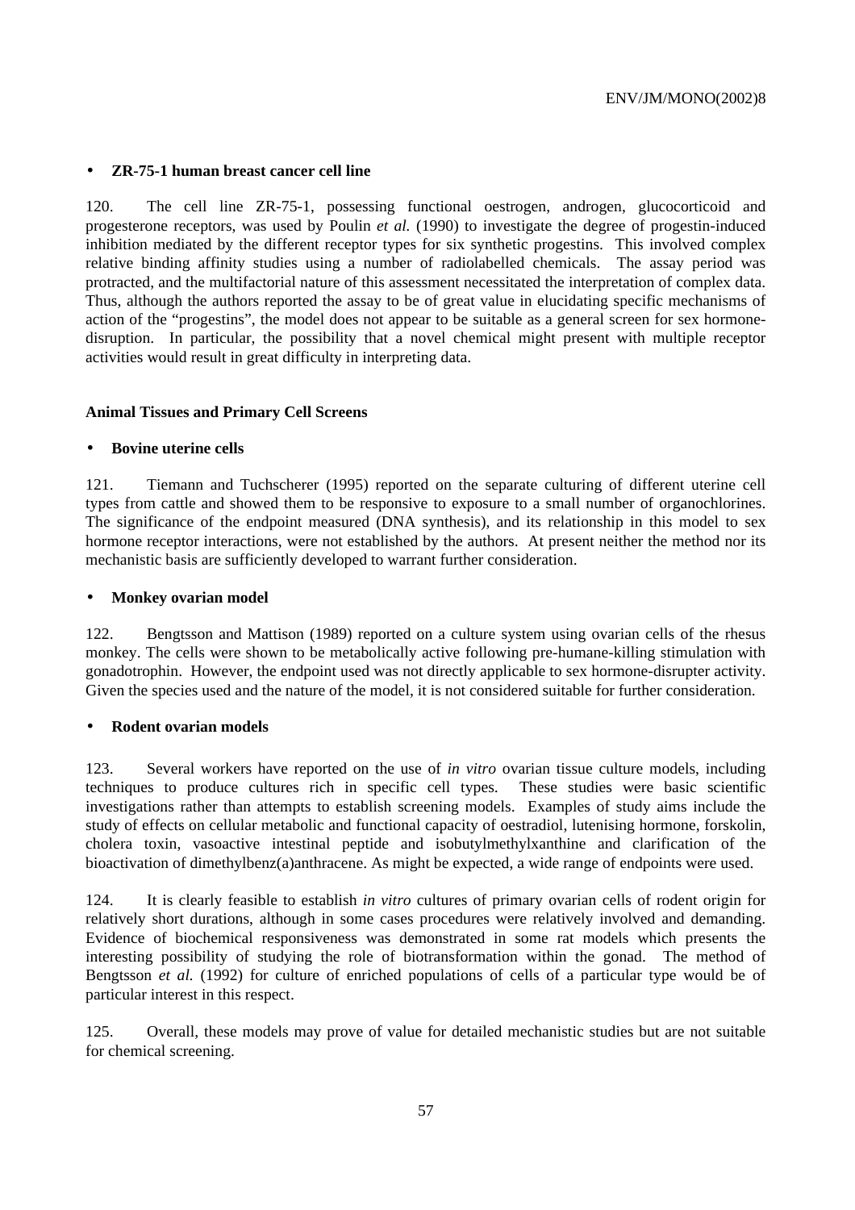- **ZR-75-1 human breast cancer cell line**

120. The cell line ZR-75-1, possessing functional oestrogen, androgen, glucocorticoid and progesterone receptors, was used by Poulin *et al.* (1990) to investigate the degree of progestin-induced inhibition mediated by the different receptor types for six synthetic progestins. This involved complex relative binding affinity studies using a number of radiolabelled chemicals. The assay period was protracted, and the multifactorial nature of this assessment necessitated the interpretation of complex data. Thus, although the authors reported the assay to be of great value in elucidating specific mechanisms of action of the "progestins", the model does not appear to be suitable as a general screen for sex hormone-disruption. In particular, the possibility that a novel chemical might present with multiple receptor activities would result in great difficulty in interpreting data.

**Animal Tissues and Primary Cell Screens**

- **Bovine uterine cells**

121. Tiemann and Tuchscherer (1995) reported on the separate culturing of different uterine cell types from cattle and showed them to be responsive to exposure to a small number of organochlorines. The significance of the endpoint measured (DNA synthesis), and its relationship in this model to sex hormone receptor interactions, were not established by the authors. At present neither the method nor its mechanistic basis are sufficiently developed to warrant further consideration.

- **Monkey ovarian model**

122. Bengtsson and Mattison (1989) reported on a culture system using ovarian cells of the rhesus monkey. The cells were shown to be metabolically active following pre-humane-killing stimulation with gonadotrophin. However, the endpoint used was not directly applicable to sex hormone-disrupter activity. Given the species used and the nature of the model, it is not considered suitable for further consideration.

- **Rodent ovarian models**

123. Several workers have reported on the use of *in vitro* ovarian tissue culture models, including techniques to produce cultures rich in specific cell types. These studies were basic scientific investigations rather than attempts to establish screening models. Examples of study aims include the study of effects on cellular metabolic and functional capacity of oestradiol, lutenising hormone, forskolin, cholera toxin, vasoactive intestinal peptide and isobutylmethylxanthine and clarification of the bioactivation of dimethylbenz(a)anthracene. As might be expected, a wide range of endpoints were used.

124. It is clearly feasible to establish *in vitro* cultures of primary ovarian cells of rodent origin for relatively short durations, although in some cases procedures were relatively involved and demanding. Evidence of biochemical responsiveness was demonstrated in some rat models which presents the interesting possibility of studying the role of biotransformation within the gonad. The method of Bengtsson *et al.* (1992) for culture of enriched populations of cells of a particular type would be of particular interest in this respect.

125. Overall, these models may prove of value for detailed mechanistic studies but are not suitable for chemical screening.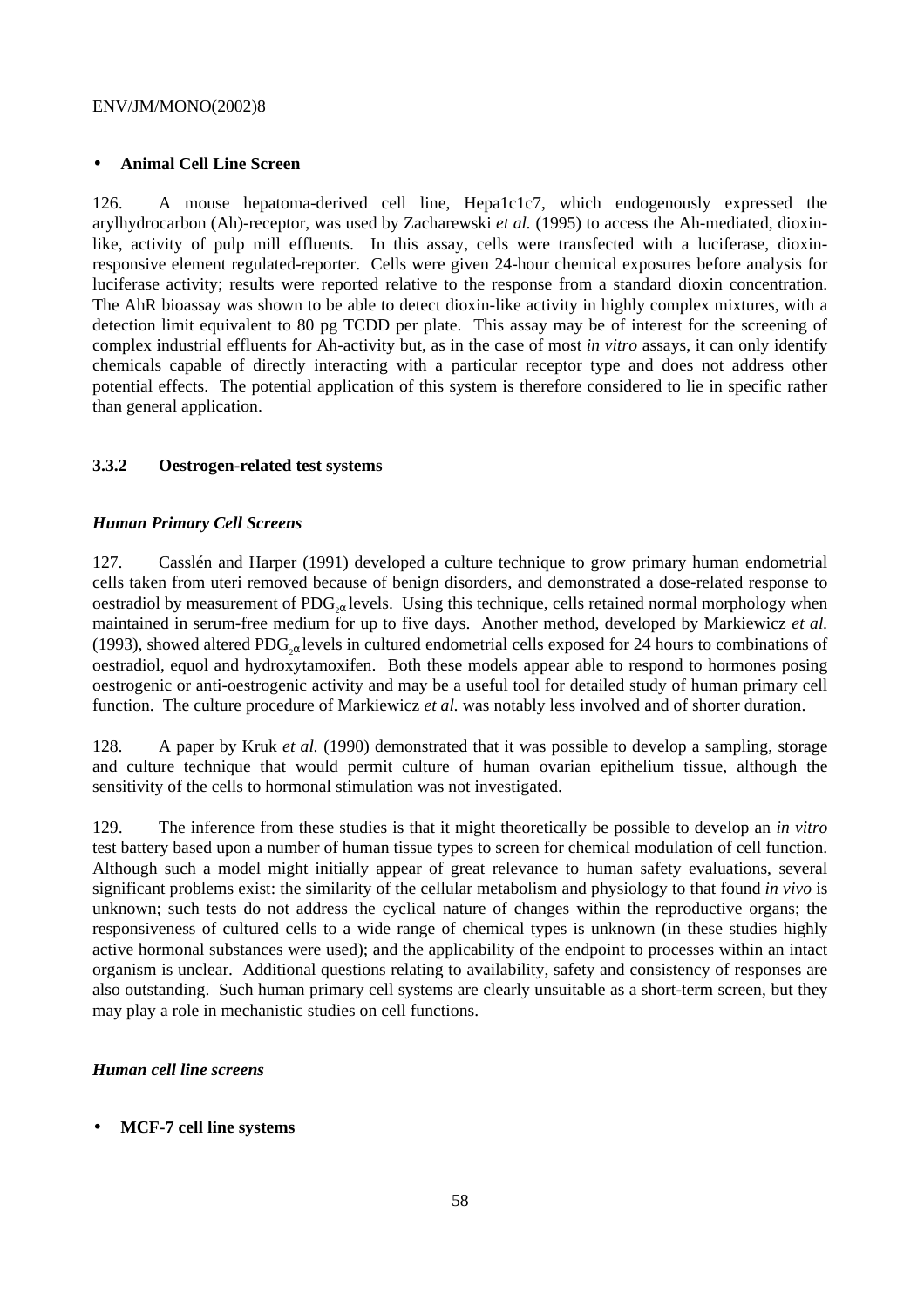- **Animal Cell Line Screen**

126. A mouse hepatoma-derived cell line, Hepa1c1c7, which endogenously expressed the arylhydrocarbon (Ah)-receptor, was used by Zacharewski *et al.* (1995) to access the Ah-mediated, dioxin-like, activity of pulp mill effluents. In this assay, cells were transfected with a luciferase, dioxin-responsive element regulated-reporter. Cells were given 24-hour chemical exposures before analysis for luciferase activity; results were reported relative to the response from a standard dioxin concentration. The AhR bioassay was shown to be able to detect dioxin-like activity in highly complex mixtures, with a detection limit equivalent to 80 pg TCDD per plate. This assay may be of interest for the screening of complex industrial effluents for Ah-activity but, as in the case of most *in vitro* assays, it can only identify chemicals capable of directly interacting with a particular receptor type and does not address other potential effects. The potential application of this system is therefore considered to lie in specific rather than general application.

### 3.3.2 Oestrogen-related test systems

***Human Primary Cell Screens***

127. Casslén and Harper (1991) developed a culture technique to grow primary human endometrial cells taken from uteri removed because of benign disorders, and demonstrated a dose-related response to oestradiol by measurement of $PDG_{2\alpha}$ levels. Using this technique, cells retained normal morphology when maintained in serum-free medium for up to five days. Another method, developed by Markiewicz *et al.* (1993), showed altered $PDG_{2\alpha}$ levels in cultured endometrial cells exposed for 24 hours to combinations of oestradiol, equol and hydroxytamoxifen. Both these models appear able to respond to hormones posing oestrogenic or anti-oestrogenic activity and may be a useful tool for detailed study of human primary cell function. The culture procedure of Markiewicz *et al.* was notably less involved and of shorter duration.

128. A paper by Kruk *et al.* (1990) demonstrated that it was possible to develop a sampling, storage and culture technique that would permit culture of human ovarian epithelium tissue, although the sensitivity of the cells to hormonal stimulation was not investigated.

129. The inference from these studies is that it might theoretically be possible to develop an *in vitro* test battery based upon a number of human tissue types to screen for chemical modulation of cell function. Although such a model might initially appear of great relevance to human safety evaluations, several significant problems exist: the similarity of the cellular metabolism and physiology to that found *in vivo* is unknown; such tests do not address the cyclical nature of changes within the reproductive organs; the responsiveness of cultured cells to a wide range of chemical types is unknown (in these studies highly active hormonal substances were used); and the applicability of the endpoint to processes within an intact organism is unclear. Additional questions relating to availability, safety and consistency of responses are also outstanding. Such human primary cell systems are clearly unsuitable as a short-term screen, but they may play a role in mechanistic studies on cell functions.

***Human cell line screens***

- **MCF-7 cell line systems**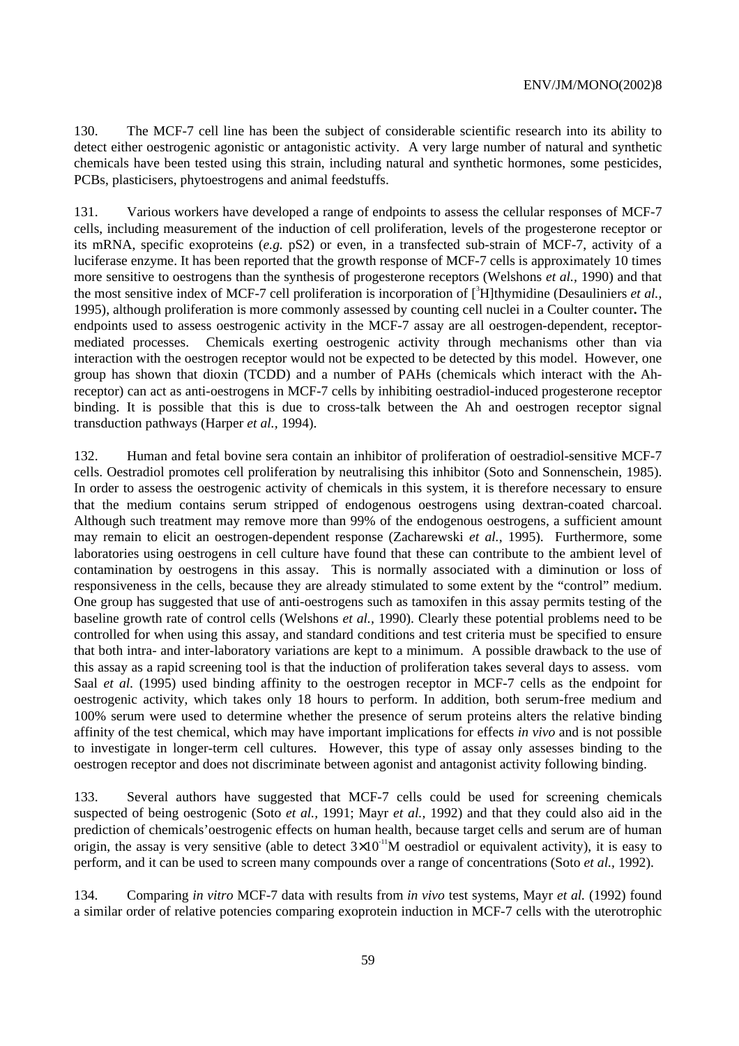130. The MCF-7 cell line has been the subject of considerable scientific research into its ability to detect either oestrogenic agonistic or antagonistic activity. A very large number of natural and synthetic chemicals have been tested using this strain, including natural and synthetic hormones, some pesticides, PCBs, plasticisers, phytoestrogens and animal feedstuffs.

131. Various workers have developed a range of endpoints to assess the cellular responses of MCF-7 cells, including measurement of the induction of cell proliferation, levels of the progesterone receptor or its mRNA, specific exoproteins (*e.g.* pS2) or even, in a transfected sub-strain of MCF-7, activity of a luciferase enzyme. It has been reported that the growth response of MCF-7 cells is approximately 10 times more sensitive to oestrogens than the synthesis of progesterone receptors (Welshons *et al.,* 1990) and that the most sensitive index of MCF-7 cell proliferation is incorporation of [$^{3}$H]thymidine (Desauliniers *et al.,* 1995), although proliferation is more commonly assessed by counting cell nuclei in a Coulter counter**.** The endpoints used to assess oestrogenic activity in the MCF-7 assay are all oestrogen-dependent, receptor-mediated processes. Chemicals exerting oestrogenic activity through mechanisms other than via interaction with the oestrogen receptor would not be expected to be detected by this model. However, one group has shown that dioxin (TCDD) and a number of PAHs (chemicals which interact with the Ah-receptor) can act as anti-oestrogens in MCF-7 cells by inhibiting oestradiol-induced progesterone receptor binding. It is possible that this is due to cross-talk between the Ah and oestrogen receptor signal transduction pathways (Harper *et al.,* 1994).

132. Human and fetal bovine sera contain an inhibitor of proliferation of oestradiol-sensitive MCF-7 cells. Oestradiol promotes cell proliferation by neutralising this inhibitor (Soto and Sonnenschein, 1985). In order to assess the oestrogenic activity of chemicals in this system, it is therefore necessary to ensure that the medium contains serum stripped of endogenous oestrogens using dextran-coated charcoal. Although such treatment may remove more than 99% of the endogenous oestrogens, a sufficient amount may remain to elicit an oestrogen-dependent response (Zacharewski *et al.*, 1995). Furthermore, some laboratories using oestrogens in cell culture have found that these can contribute to the ambient level of contamination by oestrogens in this assay. This is normally associated with a diminution or loss of responsiveness in the cells, because they are already stimulated to some extent by the "control" medium. One group has suggested that use of anti-oestrogens such as tamoxifen in this assay permits testing of the baseline growth rate of control cells (Welshons *et al.,* 1990). Clearly these potential problems need to be controlled for when using this assay, and standard conditions and test criteria must be specified to ensure that both intra- and inter-laboratory variations are kept to a minimum. A possible drawback to the use of this assay as a rapid screening tool is that the induction of proliferation takes several days to assess. vom Saal *et al.* (1995) used binding affinity to the oestrogen receptor in MCF-7 cells as the endpoint for oestrogenic activity, which takes only 18 hours to perform. In addition, both serum-free medium and 100% serum were used to determine whether the presence of serum proteins alters the relative binding affinity of the test chemical, which may have important implications for effects *in vivo* and is not possible to investigate in longer-term cell cultures. However, this type of assay only assesses binding to the oestrogen receptor and does not discriminate between agonist and antagonist activity following binding.

133. Several authors have suggested that MCF-7 cells could be used for screening chemicals suspected of being oestrogenic (Soto *et al.,* 1991; Mayr *et al.,* 1992) and that they could also aid in the prediction of chemicals' oestrogenic effects on human health, because target cells and serum are of human origin, the assay is very sensitive (able to detect $3 \times 10^{-11}$M oestradiol or equivalent activity), it is easy to perform, and it can be used to screen many compounds over a range of concentrations (Soto *et al.*, 1992).

134. Comparing *in vitro* MCF-7 data with results from *in vivo* test systems, Mayr *et al.* (1992) found a similar order of relative potencies comparing exoprotein induction in MCF-7 cells with the uterotrophic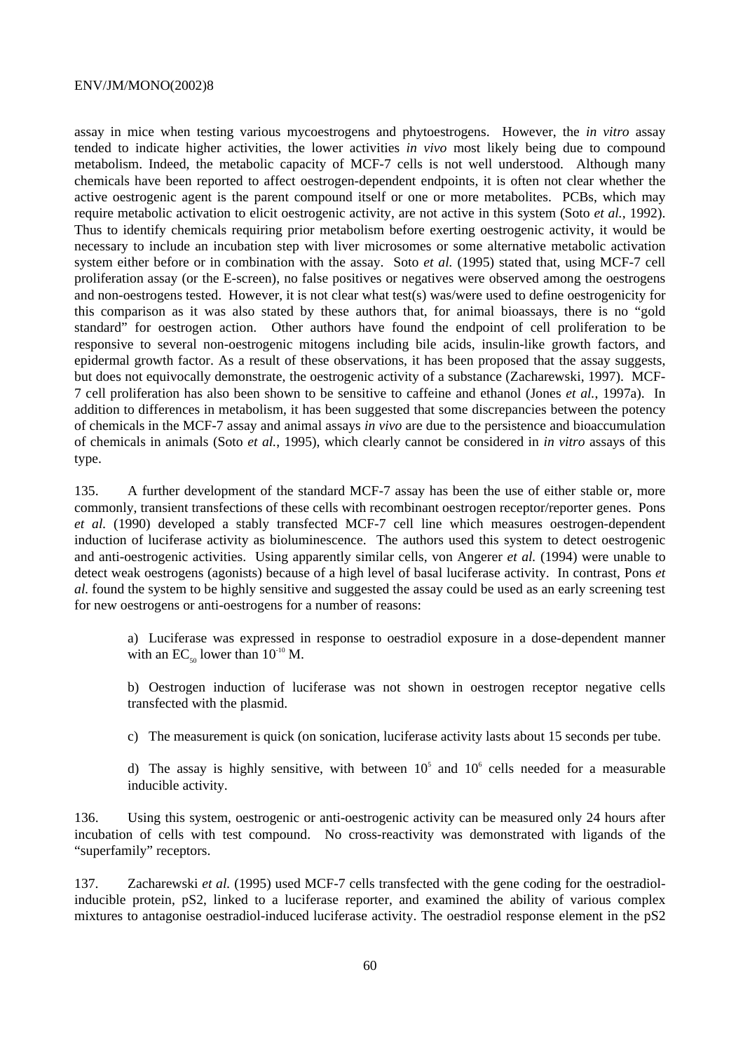assay in mice when testing various mycoestrogens and phytoestrogens. However, the *in vitro* assay tended to indicate higher activities, the lower activities *in vivo* most likely being due to compound metabolism. Indeed, the metabolic capacity of MCF-7 cells is not well understood. Although many chemicals have been reported to affect oestrogen-dependent endpoints, it is often not clear whether the active oestrogenic agent is the parent compound itself or one or more metabolites. PCBs, which may require metabolic activation to elicit oestrogenic activity, are not active in this system (Soto *et al.*, 1992). Thus to identify chemicals requiring prior metabolism before exerting oestrogenic activity, it would be necessary to include an incubation step with liver microsomes or some alternative metabolic activation system either before or in combination with the assay. Soto *et al.* (1995) stated that, using MCF-7 cell proliferation assay (or the E-screen), no false positives or negatives were observed among the oestrogens and non-oestrogens tested. However, it is not clear what test(s) was/were used to define oestrogenicity for this comparison as it was also stated by these authors that, for animal bioassays, there is no "gold standard" for oestrogen action. Other authors have found the endpoint of cell proliferation to be responsive to several non-oestrogenic mitogens including bile acids, insulin-like growth factors, and epidermal growth factor. As a result of these observations, it has been proposed that the assay suggests, but does not equivocally demonstrate, the oestrogenic activity of a substance (Zacharewski, 1997). MCF-7 cell proliferation has also been shown to be sensitive to caffeine and ethanol (Jones *et al.*, 1997a). In addition to differences in metabolism, it has been suggested that some discrepancies between the potency of chemicals in the MCF-7 assay and animal assays *in vivo* are due to the persistence and bioaccumulation of chemicals in animals (Soto *et al.*, 1995), which clearly cannot be considered in *in vitro* assays of this type.

135. A further development of the standard MCF-7 assay has been the use of either stable or, more commonly, transient transfections of these cells with recombinant oestrogen receptor/reporter genes. Pons *et al.* (1990) developed a stably transfected MCF-7 cell line which measures oestrogen-dependent induction of luciferase activity as bioluminescence. The authors used this system to detect oestrogenic and anti-oestrogenic activities. Using apparently similar cells, von Angerer *et al.* (1994) were unable to detect weak oestrogens (agonists) because of a high level of basal luciferase activity. In contrast, Pons *et al.* found the system to be highly sensitive and suggested the assay could be used as an early screening test for new oestrogens or anti-oestrogens for a number of reasons:

> a) Luciferase was expressed in response to oestradiol exposure in a dose-dependent manner with an $EC_{50}$ lower than $10^{-10}$ M.
>
> b) Oestrogen induction of luciferase was not shown in oestrogen receptor negative cells transfected with the plasmid.
>
> c) The measurement is quick (on sonication, luciferase activity lasts about 15 seconds per tube.
>
> d) The assay is highly sensitive, with between $10^5$ and $10^6$ cells needed for a measurable inducible activity.

136. Using this system, oestrogenic or anti-oestrogenic activity can be measured only 24 hours after incubation of cells with test compound. No cross-reactivity was demonstrated with ligands of the "superfamily" receptors.

137. Zacharewski *et al.* (1995) used MCF-7 cells transfected with the gene coding for the oestradiol-inducible protein, pS2, linked to a luciferase reporter, and examined the ability of various complex mixtures to antagonise oestradiol-induced luciferase activity. The oestradiol response element in the pS2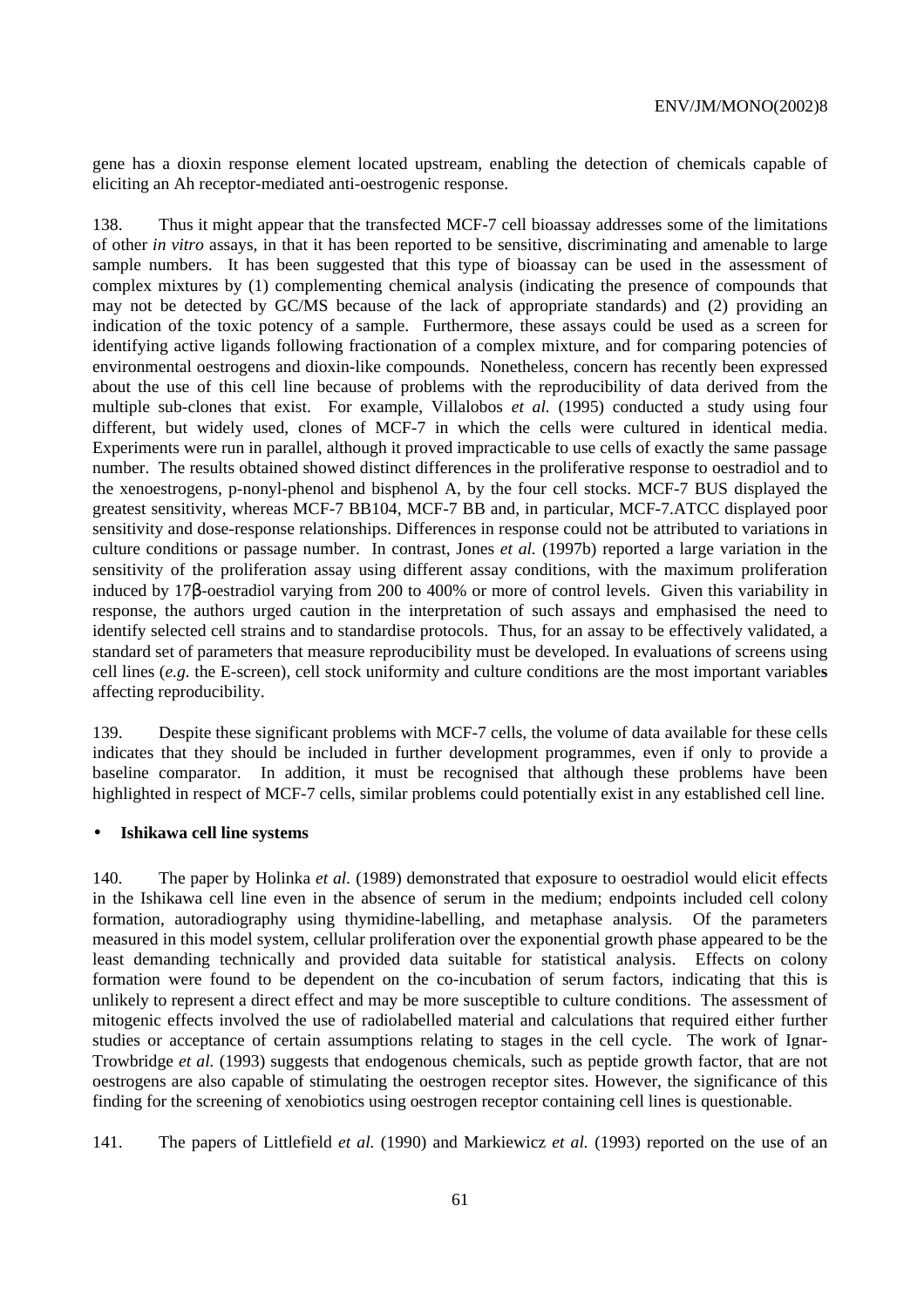gene has a dioxin response element located upstream, enabling the detection of chemicals capable of eliciting an Ah receptor-mediated anti-oestrogenic response.

138. Thus it might appear that the transfected MCF-7 cell bioassay addresses some of the limitations of other *in vitro* assays, in that it has been reported to be sensitive, discriminating and amenable to large sample numbers. It has been suggested that this type of bioassay can be used in the assessment of complex mixtures by (1) complementing chemical analysis (indicating the presence of compounds that may not be detected by GC/MS because of the lack of appropriate standards) and (2) providing an indication of the toxic potency of a sample. Furthermore, these assays could be used as a screen for identifying active ligands following fractionation of a complex mixture, and for comparing potencies of environmental oestrogens and dioxin-like compounds. Nonetheless, concern has recently been expressed about the use of this cell line because of problems with the reproducibility of data derived from the multiple sub-clones that exist. For example, Villalobos *et al.* (1995) conducted a study using four different, but widely used, clones of MCF-7 in which the cells were cultured in identical media. Experiments were run in parallel, although it proved impracticable to use cells of exactly the same passage number. The results obtained showed distinct differences in the proliferative response to oestradiol and to the xenoestrogens, p-nonyl-phenol and bisphenol A, by the four cell stocks. MCF-7 BUS displayed the greatest sensitivity, whereas MCF-7 BB104, MCF-7 BB and, in particular, MCF-7.ATCC displayed poor sensitivity and dose-response relationships. Differences in response could not be attributed to variations in culture conditions or passage number. In contrast, Jones *et al.* (1997b) reported a large variation in the sensitivity of the proliferation assay using different assay conditions, with the maximum proliferation induced by 17β-oestradiol varying from 200 to 400% or more of control levels. Given this variability in response, the authors urged caution in the interpretation of such assays and emphasised the need to identify selected cell strains and to standardise protocols. Thus, for an assay to be effectively validated, a standard set of parameters that measure reproducibility must be developed. In evaluations of screens using cell lines (*e.g.* the E-screen), cell stock uniformity and culture conditions are the most important variables affecting reproducibility.

139. Despite these significant problems with MCF-7 cells, the volume of data available for these cells indicates that they should be included in further development programmes, even if only to provide a baseline comparator. In addition, it must be recognised that although these problems have been highlighted in respect of MCF-7 cells, similar problems could potentially exist in any established cell line.

- **Ishikawa cell line systems**

140. The paper by Holinka *et al.* (1989) demonstrated that exposure to oestradiol would elicit effects in the Ishikawa cell line even in the absence of serum in the medium; endpoints included cell colony formation, autoradiography using thymidine-labelling, and metaphase analysis. Of the parameters measured in this model system, cellular proliferation over the exponential growth phase appeared to be the least demanding technically and provided data suitable for statistical analysis. Effects on colony formation were found to be dependent on the co-incubation of serum factors, indicating that this is unlikely to represent a direct effect and may be more susceptible to culture conditions. The assessment of mitogenic effects involved the use of radiolabelled material and calculations that required either further studies or acceptance of certain assumptions relating to stages in the cell cycle. The work of Ignar-Trowbridge *et al.* (1993) suggests that endogenous chemicals, such as peptide growth factor, that are not oestrogens are also capable of stimulating the oestrogen receptor sites. However, the significance of this finding for the screening of xenobiotics using oestrogen receptor containing cell lines is questionable.

141. The papers of Littlefield *et al.* (1990) and Markiewicz *et al.* (1993) reported on the use of an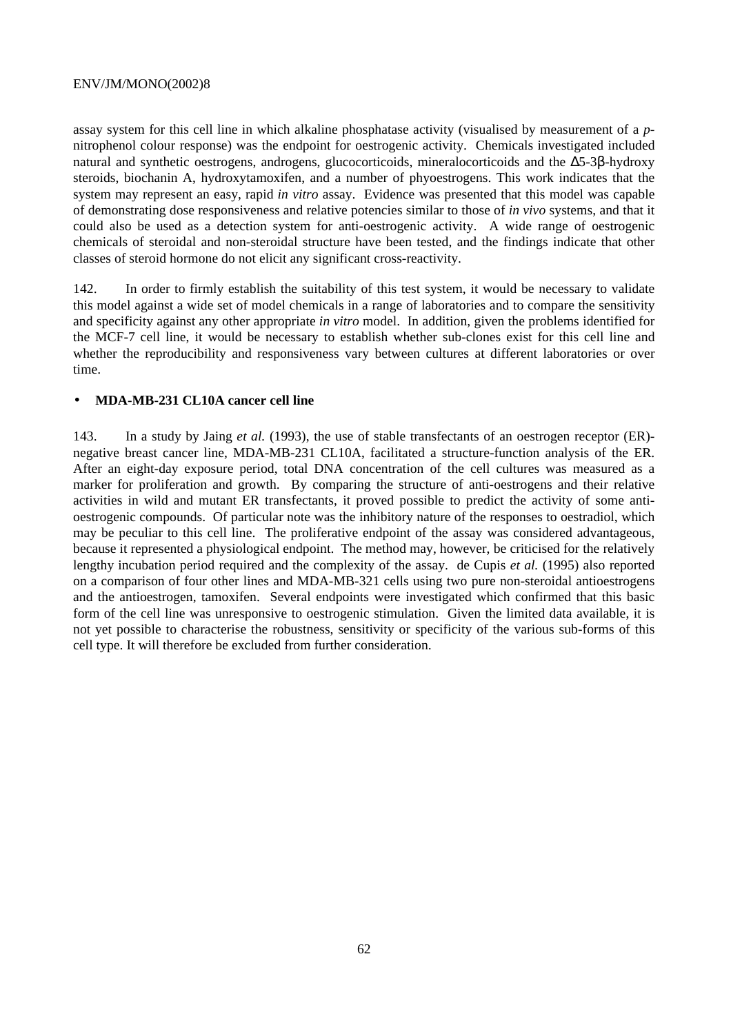assay system for this cell line in which alkaline phosphatase activity (visualised by measurement of a *p*-nitrophenol colour response) was the endpoint for oestrogenic activity. Chemicals investigated included natural and synthetic oestrogens, androgens, glucocorticoids, mineralocorticoids and the Δ5-3β-hydroxy steroids, biochanin A, hydroxytamoxifen, and a number of phyoestrogens. This work indicates that the system may represent an easy, rapid *in vitro* assay. Evidence was presented that this model was capable of demonstrating dose responsiveness and relative potencies similar to those of *in vivo* systems, and that it could also be used as a detection system for anti-oestrogenic activity. A wide range of oestrogenic chemicals of steroidal and non-steroidal structure have been tested, and the findings indicate that other classes of steroid hormone do not elicit any significant cross-reactivity.

142. In order to firmly establish the suitability of this test system, it would be necessary to validate this model against a wide set of model chemicals in a range of laboratories and to compare the sensitivity and specificity against any other appropriate *in vitro* model. In addition, given the problems identified for the MCF-7 cell line, it would be necessary to establish whether sub-clones exist for this cell line and whether the reproducibility and responsiveness vary between cultures at different laboratories or over time.

- **MDA-MB-231 CL10A cancer cell line**

143. In a study by Jaing *et al.* (1993), the use of stable transfectants of an oestrogen receptor (ER)-negative breast cancer line, MDA-MB-231 CL10A, facilitated a structure-function analysis of the ER. After an eight-day exposure period, total DNA concentration of the cell cultures was measured as a marker for proliferation and growth. By comparing the structure of anti-oestrogens and their relative activities in wild and mutant ER transfectants, it proved possible to predict the activity of some anti-oestrogenic compounds. Of particular note was the inhibitory nature of the responses to oestradiol, which may be peculiar to this cell line. The proliferative endpoint of the assay was considered advantageous, because it represented a physiological endpoint. The method may, however, be criticised for the relatively lengthy incubation period required and the complexity of the assay. de Cupis *et al.* (1995) also reported on a comparison of four other lines and MDA-MB-321 cells using two pure non-steroidal antioestrogens and the antioestrogen, tamoxifen. Several endpoints were investigated which confirmed that this basic form of the cell line was unresponsive to oestrogenic stimulation. Given the limited data available, it is not yet possible to characterise the robustness, sensitivity or specificity of the various sub-forms of this cell type. It will therefore be excluded from further consideration.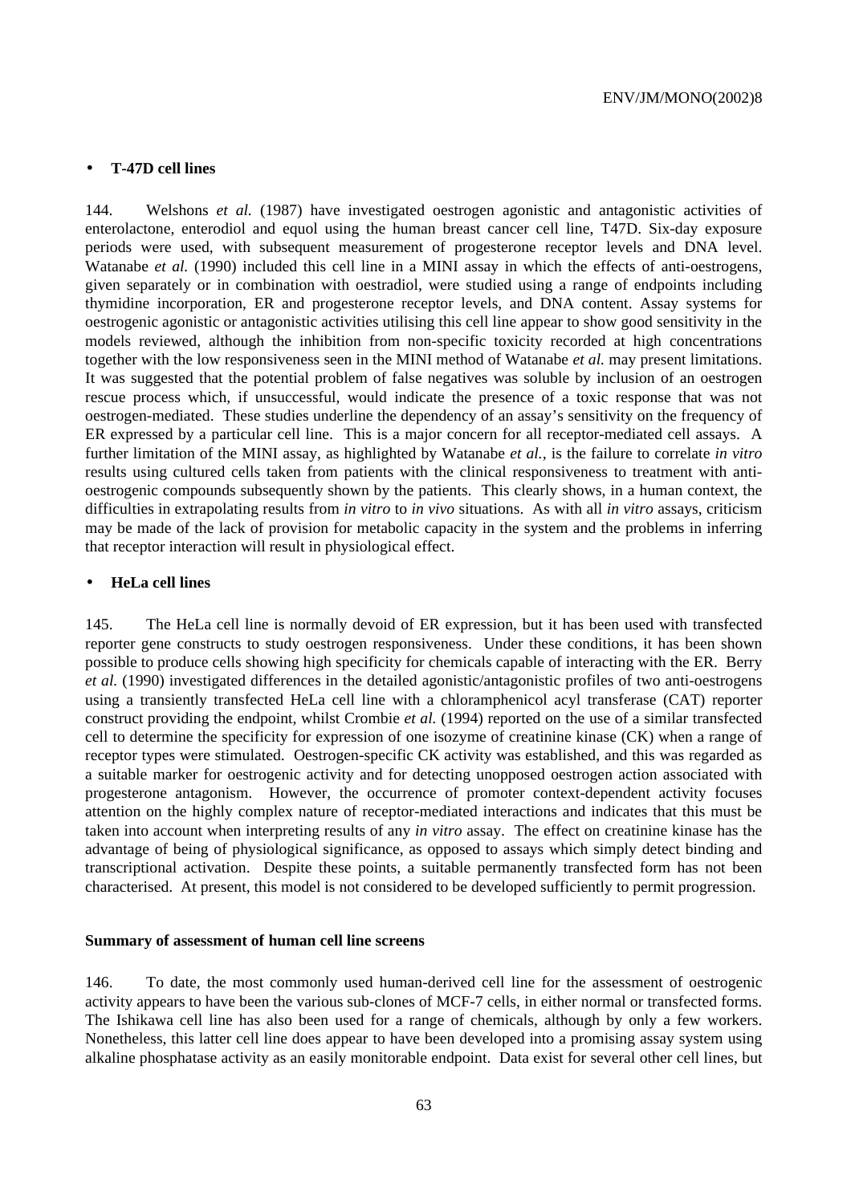- **T-47D cell lines**

144. Welshons *et al.* (1987) have investigated oestrogen agonistic and antagonistic activities of enterolactone, enterodiol and equol using the human breast cancer cell line, T47D. Six-day exposure periods were used, with subsequent measurement of progesterone receptor levels and DNA level. Watanabe *et al.* (1990) included this cell line in a MINI assay in which the effects of anti-oestrogens, given separately or in combination with oestradiol, were studied using a range of endpoints including thymidine incorporation, ER and progesterone receptor levels, and DNA content. Assay systems for oestrogenic agonistic or antagonistic activities utilising this cell line appear to show good sensitivity in the models reviewed, although the inhibition from non-specific toxicity recorded at high concentrations together with the low responsiveness seen in the MINI method of Watanabe *et al.* may present limitations. It was suggested that the potential problem of false negatives was soluble by inclusion of an oestrogen rescue process which, if unsuccessful, would indicate the presence of a toxic response that was not oestrogen-mediated. These studies underline the dependency of an assay's sensitivity on the frequency of ER expressed by a particular cell line. This is a major concern for all receptor-mediated cell assays. A further limitation of the MINI assay, as highlighted by Watanabe *et al.*, is the failure to correlate *in vitro* results using cultured cells taken from patients with the clinical responsiveness to treatment with anti-oestrogenic compounds subsequently shown by the patients. This clearly shows, in a human context, the difficulties in extrapolating results from *in vitro* to *in vivo* situations. As with all *in vitro* assays, criticism may be made of the lack of provision for metabolic capacity in the system and the problems in inferring that receptor interaction will result in physiological effect.

- **HeLa cell lines**

145. The HeLa cell line is normally devoid of ER expression, but it has been used with transfected reporter gene constructs to study oestrogen responsiveness. Under these conditions, it has been shown possible to produce cells showing high specificity for chemicals capable of interacting with the ER. Berry *et al.* (1990) investigated differences in the detailed agonistic/antagonistic profiles of two anti-oestrogens using a transiently transfected HeLa cell line with a chloramphenicol acyl transferase (CAT) reporter construct providing the endpoint, whilst Crombie *et al.* (1994) reported on the use of a similar transfected cell to determine the specificity for expression of one isozyme of creatinine kinase (CK) when a range of receptor types were stimulated. Oestrogen-specific CK activity was established, and this was regarded as a suitable marker for oestrogenic activity and for detecting unopposed oestrogen action associated with progesterone antagonism. However, the occurrence of promoter context-dependent activity focuses attention on the highly complex nature of receptor-mediated interactions and indicates that this must be taken into account when interpreting results of any *in vitro* assay. The effect on creatinine kinase has the advantage of being of physiological significance, as opposed to assays which simply detect binding and transcriptional activation. Despite these points, a suitable permanently transfected form has not been characterised. At present, this model is not considered to be developed sufficiently to permit progression.

**Summary of assessment of human cell line screens**

146. To date, the most commonly used human-derived cell line for the assessment of oestrogenic activity appears to have been the various sub-clones of MCF-7 cells, in either normal or transfected forms. The Ishikawa cell line has also been used for a range of chemicals, although by only a few workers. Nonetheless, this latter cell line does appear to have been developed into a promising assay system using alkaline phosphatase activity as an easily monitorable endpoint. Data exist for several other cell lines, but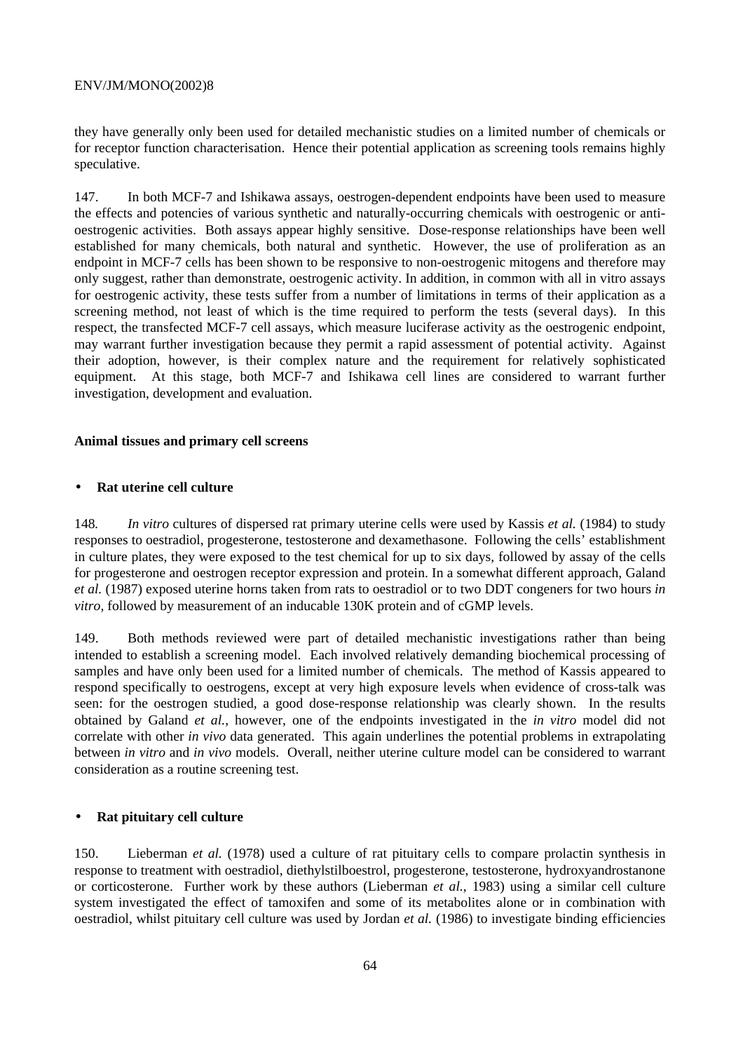they have generally only been used for detailed mechanistic studies on a limited number of chemicals or for receptor function characterisation. Hence their potential application as screening tools remains highly speculative.

147. In both MCF-7 and Ishikawa assays, oestrogen-dependent endpoints have been used to measure the effects and potencies of various synthetic and naturally-occurring chemicals with oestrogenic or anti-oestrogenic activities. Both assays appear highly sensitive. Dose-response relationships have been well established for many chemicals, both natural and synthetic. However, the use of proliferation as an endpoint in MCF-7 cells has been shown to be responsive to non-oestrogenic mitogens and therefore may only suggest, rather than demonstrate, oestrogenic activity. In addition, in common with all in vitro assays for oestrogenic activity, these tests suffer from a number of limitations in terms of their application as a screening method, not least of which is the time required to perform the tests (several days). In this respect, the transfected MCF-7 cell assays, which measure luciferase activity as the oestrogenic endpoint, may warrant further investigation because they permit a rapid assessment of potential activity. Against their adoption, however, is their complex nature and the requirement for relatively sophisticated equipment. At this stage, both MCF-7 and Ishikawa cell lines are considered to warrant further investigation, development and evaluation.

**Animal tissues and primary cell screens**

- **Rat uterine cell culture**

148. *In vitro* cultures of dispersed rat primary uterine cells were used by Kassis *et al.* (1984) to study responses to oestradiol, progesterone, testosterone and dexamethasone. Following the cells' establishment in culture plates, they were exposed to the test chemical for up to six days, followed by assay of the cells for progesterone and oestrogen receptor expression and protein. In a somewhat different approach, Galand *et al.* (1987) exposed uterine horns taken from rats to oestradiol or to two DDT congeners for two hours *in vitro,* followed by measurement of an inducable 130K protein and of cGMP levels.

149. Both methods reviewed were part of detailed mechanistic investigations rather than being intended to establish a screening model. Each involved relatively demanding biochemical processing of samples and have only been used for a limited number of chemicals. The method of Kassis appeared to respond specifically to oestrogens, except at very high exposure levels when evidence of cross-talk was seen: for the oestrogen studied, a good dose-response relationship was clearly shown. In the results obtained by Galand *et al.*, however, one of the endpoints investigated in the *in vitro* model did not correlate with other *in vivo* data generated. This again underlines the potential problems in extrapolating between *in vitro* and *in vivo* models. Overall, neither uterine culture model can be considered to warrant consideration as a routine screening test.

- **Rat pituitary cell culture**

150. Lieberman *et al.* (1978) used a culture of rat pituitary cells to compare prolactin synthesis in response to treatment with oestradiol, diethylstilboestrol, progesterone, testosterone, hydroxyandrostanone or corticosterone. Further work by these authors (Lieberman *et al.*, 1983) using a similar cell culture system investigated the effect of tamoxifen and some of its metabolites alone or in combination with oestradiol, whilst pituitary cell culture was used by Jordan *et al.* (1986) to investigate binding efficiencies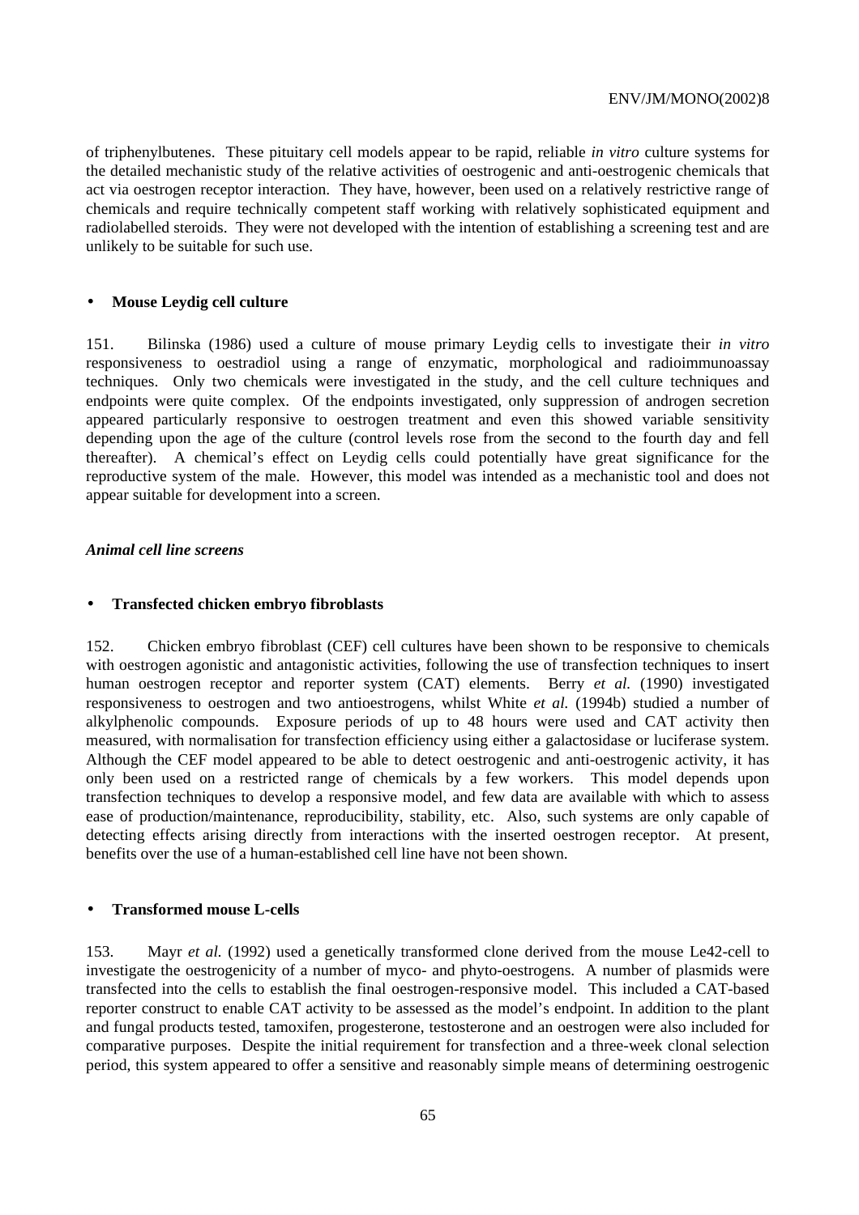of triphenylbutenes. These pituitary cell models appear to be rapid, reliable *in vitro* culture systems for the detailed mechanistic study of the relative activities of oestrogenic and anti-oestrogenic chemicals that act via oestrogen receptor interaction. They have, however, been used on a relatively restrictive range of chemicals and require technically competent staff working with relatively sophisticated equipment and radiolabelled steroids. They were not developed with the intention of establishing a screening test and are unlikely to be suitable for such use.

- **Mouse Leydig cell culture**

151. Bilinska (1986) used a culture of mouse primary Leydig cells to investigate their *in vitro* responsiveness to oestradiol using a range of enzymatic, morphological and radioimmunoassay techniques. Only two chemicals were investigated in the study, and the cell culture techniques and endpoints were quite complex. Of the endpoints investigated, only suppression of androgen secretion appeared particularly responsive to oestrogen treatment and even this showed variable sensitivity depending upon the age of the culture (control levels rose from the second to the fourth day and fell thereafter). A chemical's effect on Leydig cells could potentially have great significance for the reproductive system of the male. However, this model was intended as a mechanistic tool and does not appear suitable for development into a screen.

***Animal cell line screens***

- **Transfected chicken embryo fibroblasts**

152. Chicken embryo fibroblast (CEF) cell cultures have been shown to be responsive to chemicals with oestrogen agonistic and antagonistic activities, following the use of transfection techniques to insert human oestrogen receptor and reporter system (CAT) elements. Berry *et al.* (1990) investigated responsiveness to oestrogen and two antioestrogens, whilst White *et al.* (1994b) studied a number of alkylphenolic compounds. Exposure periods of up to 48 hours were used and CAT activity then measured, with normalisation for transfection efficiency using either a galactosidase or luciferase system. Although the CEF model appeared to be able to detect oestrogenic and anti-oestrogenic activity, it has only been used on a restricted range of chemicals by a few workers. This model depends upon transfection techniques to develop a responsive model, and few data are available with which to assess ease of production/maintenance, reproducibility, stability, etc. Also, such systems are only capable of detecting effects arising directly from interactions with the inserted oestrogen receptor. At present, benefits over the use of a human-established cell line have not been shown.

- **Transformed mouse L-cells**

153. Mayr *et al.* (1992) used a genetically transformed clone derived from the mouse Le42-cell to investigate the oestrogenicity of a number of myco- and phyto-oestrogens. A number of plasmids were transfected into the cells to establish the final oestrogen-responsive model. This included a CAT-based reporter construct to enable CAT activity to be assessed as the model's endpoint. In addition to the plant and fungal products tested, tamoxifen, progesterone, testosterone and an oestrogen were also included for comparative purposes. Despite the initial requirement for transfection and a three-week clonal selection period, this system appeared to offer a sensitive and reasonably simple means of determining oestrogenic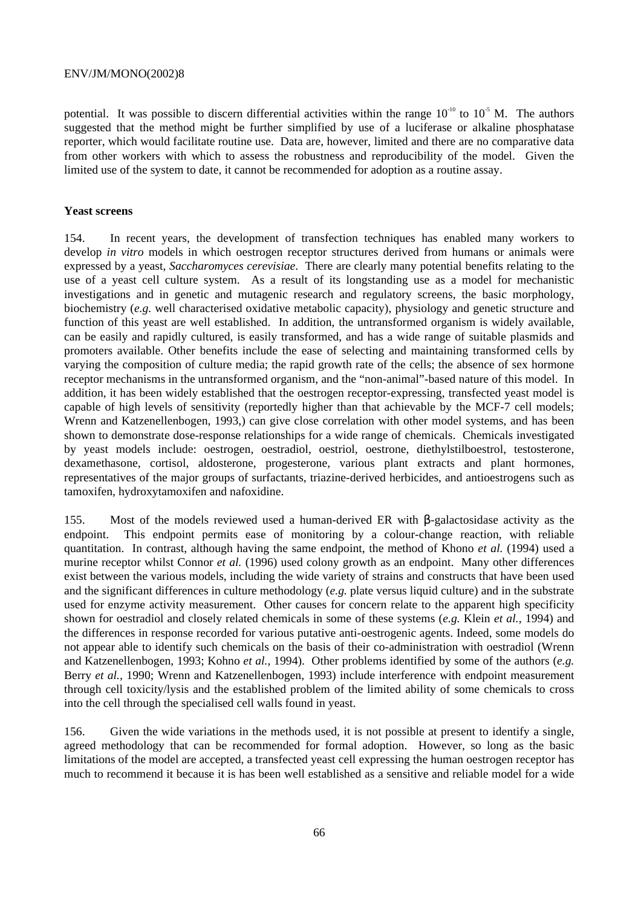potential. It was possible to discern differential activities within the range $10^{-10}$ to $10^{-5}$ M. The authors suggested that the method might be further simplified by use of a luciferase or alkaline phosphatase reporter, which would facilitate routine use. Data are, however, limited and there are no comparative data from other workers with which to assess the robustness and reproducibility of the model. Given the limited use of the system to date, it cannot be recommended for adoption as a routine assay.

**Yeast screens**

154. In recent years, the development of transfection techniques has enabled many workers to develop *in vitro* models in which oestrogen receptor structures derived from humans or animals were expressed by a yeast, *Saccharomyces cerevisiae*. There are clearly many potential benefits relating to the use of a yeast cell culture system. As a result of its longstanding use as a model for mechanistic investigations and in genetic and mutagenic research and regulatory screens, the basic morphology, biochemistry (*e.g.* well characterised oxidative metabolic capacity), physiology and genetic structure and function of this yeast are well established. In addition, the untransformed organism is widely available, can be easily and rapidly cultured, is easily transformed, and has a wide range of suitable plasmids and promoters available. Other benefits include the ease of selecting and maintaining transformed cells by varying the composition of culture media; the rapid growth rate of the cells; the absence of sex hormone receptor mechanisms in the untransformed organism, and the "non-animal"-based nature of this model. In addition, it has been widely established that the oestrogen receptor-expressing, transfected yeast model is capable of high levels of sensitivity (reportedly higher than that achievable by the MCF-7 cell models; Wrenn and Katzenellenbogen, 1993,) can give close correlation with other model systems, and has been shown to demonstrate dose-response relationships for a wide range of chemicals. Chemicals investigated by yeast models include: oestrogen, oestradiol, oestriol, oestrone, diethylstilboestrol, testosterone, dexamethasone, cortisol, aldosterone, progesterone, various plant extracts and plant hormones, representatives of the major groups of surfactants, triazine-derived herbicides, and antioestrogens such as tamoxifen, hydroxytamoxifen and nafoxidine.

155. Most of the models reviewed used a human-derived ER with β-galactosidase activity as the endpoint. This endpoint permits ease of monitoring by a colour-change reaction, with reliable quantitation. In contrast, although having the same endpoint, the method of Khono *et al.* (1994) used a murine receptor whilst Connor *et al.* (1996) used colony growth as an endpoint. Many other differences exist between the various models, including the wide variety of strains and constructs that have been used and the significant differences in culture methodology (*e.g.* plate versus liquid culture) and in the substrate used for enzyme activity measurement. Other causes for concern relate to the apparent high specificity shown for oestradiol and closely related chemicals in some of these systems (*e.g.* Klein *et al.,* 1994) and the differences in response recorded for various putative anti-oestrogenic agents. Indeed, some models do not appear able to identify such chemicals on the basis of their co-administration with oestradiol (Wrenn and Katzenellenbogen, 1993; Kohno *et al.,* 1994). Other problems identified by some of the authors (*e.g.* Berry *et al.,* 1990; Wrenn and Katzenellenbogen, 1993) include interference with endpoint measurement through cell toxicity/lysis and the established problem of the limited ability of some chemicals to cross into the cell through the specialised cell walls found in yeast.

156. Given the wide variations in the methods used, it is not possible at present to identify a single, agreed methodology that can be recommended for formal adoption. However, so long as the basic limitations of the model are accepted, a transfected yeast cell expressing the human oestrogen receptor has much to recommend it because it is has been well established as a sensitive and reliable model for a wide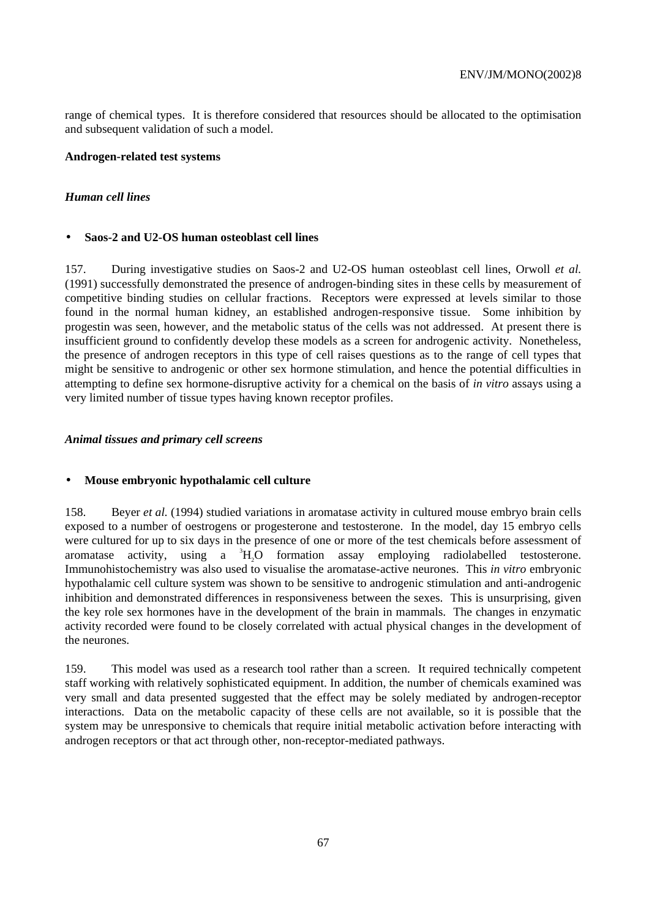range of chemical types. It is therefore considered that resources should be allocated to the optimisation and subsequent validation of such a model.

**Androgen-related test systems**

***Human cell lines***

- **Saos-2 and U2-OS human osteoblast cell lines**

157. During investigative studies on Saos-2 and U2-OS human osteoblast cell lines, Orwoll *et al.* (1991) successfully demonstrated the presence of androgen-binding sites in these cells by measurement of competitive binding studies on cellular fractions. Receptors were expressed at levels similar to those found in the normal human kidney, an established androgen-responsive tissue. Some inhibition by progestin was seen, however, and the metabolic status of the cells was not addressed. At present there is insufficient ground to confidently develop these models as a screen for androgenic activity. Nonetheless, the presence of androgen receptors in this type of cell raises questions as to the range of cell types that might be sensitive to androgenic or other sex hormone stimulation, and hence the potential difficulties in attempting to define sex hormone-disruptive activity for a chemical on the basis of *in vitro* assays using a very limited number of tissue types having known receptor profiles.

***Animal tissues and primary cell screens***

- **Mouse embryonic hypothalamic cell culture**

158. Beyer *et al.* (1994) studied variations in aromatase activity in cultured mouse embryo brain cells exposed to a number of oestrogens or progesterone and testosterone. In the model, day 15 embryo cells were cultured for up to six days in the presence of one or more of the test chemicals before assessment of aromatase activity, using a $^{3}H_2O$ formation assay employing radiolabelled testosterone. Immunohistochemistry was also used to visualise the aromatase-active neurones. This *in vitro* embryonic hypothalamic cell culture system was shown to be sensitive to androgenic stimulation and anti-androgenic inhibition and demonstrated differences in responsiveness between the sexes. This is unsurprising, given the key role sex hormones have in the development of the brain in mammals. The changes in enzymatic activity recorded were found to be closely correlated with actual physical changes in the development of the neurones.

159. This model was used as a research tool rather than a screen. It required technically competent staff working with relatively sophisticated equipment. In addition, the number of chemicals examined was very small and data presented suggested that the effect may be solely mediated by androgen-receptor interactions. Data on the metabolic capacity of these cells are not available, so it is possible that the system may be unresponsive to chemicals that require initial metabolic activation before interacting with androgen receptors or that act through other, non-receptor-mediated pathways.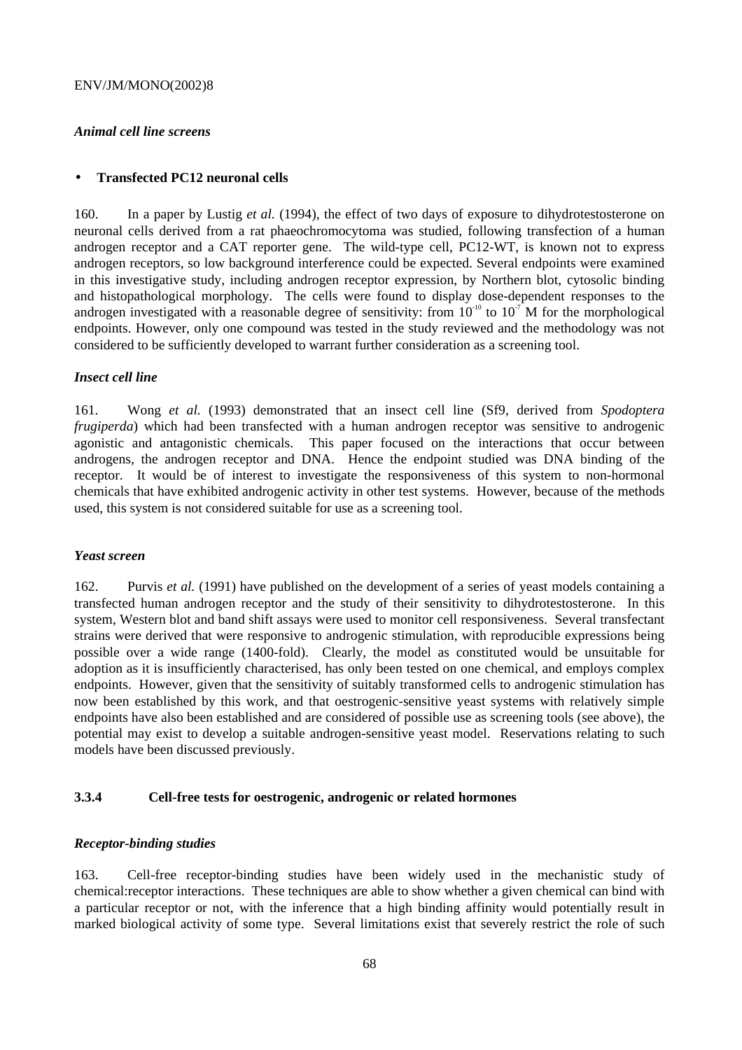*Animal cell line screens*

- **Transfected PC12 neuronal cells**

160. In a paper by Lustig *et al.* (1994), the effect of two days of exposure to dihydrotestosterone on neuronal cells derived from a rat phaeochromocytoma was studied, following transfection of a human androgen receptor and a CAT reporter gene. The wild-type cell, PC12-WT, is known not to express androgen receptors, so low background interference could be expected. Several endpoints were examined in this investigative study, including androgen receptor expression, by Northern blot, cytosolic binding and histopathological morphology. The cells were found to display dose-dependent responses to the androgen investigated with a reasonable degree of sensitivity: from $10^{-10}$ to $10^{-7}$ M for the morphological endpoints. However, only one compound was tested in the study reviewed and the methodology was not considered to be sufficiently developed to warrant further consideration as a screening tool.

*Insect cell line*

161. Wong *et al.* (1993) demonstrated that an insect cell line (Sf9, derived from *Spodoptera frugiperda*) which had been transfected with a human androgen receptor was sensitive to androgenic agonistic and antagonistic chemicals. This paper focused on the interactions that occur between androgens, the androgen receptor and DNA. Hence the endpoint studied was DNA binding of the receptor. It would be of interest to investigate the responsiveness of this system to non-hormonal chemicals that have exhibited androgenic activity in other test systems. However, because of the methods used, this system is not considered suitable for use as a screening tool.

*Yeast screen*

162. Purvis *et al.* (1991) have published on the development of a series of yeast models containing a transfected human androgen receptor and the study of their sensitivity to dihydrotestosterone. In this system, Western blot and band shift assays were used to monitor cell responsiveness. Several transfectant strains were derived that were responsive to androgenic stimulation, with reproducible expressions being possible over a wide range (1400-fold). Clearly, the model as constituted would be unsuitable for adoption as it is insufficiently characterised, has only been tested on one chemical, and employs complex endpoints. However, given that the sensitivity of suitably transformed cells to androgenic stimulation has now been established by this work, and that oestrogenic-sensitive yeast systems with relatively simple endpoints have also been established and are considered of possible use as screening tools (see above), the potential may exist to develop a suitable androgen-sensitive yeast model. Reservations relating to such models have been discussed previously.

### 3.3.4 Cell-free tests for oestrogenic, androgenic or related hormones

*Receptor-binding studies*

163. Cell-free receptor-binding studies have been widely used in the mechanistic study of chemical:receptor interactions. These techniques are able to show whether a given chemical can bind with a particular receptor or not, with the inference that a high binding affinity would potentially result in marked biological activity of some type. Several limitations exist that severely restrict the role of such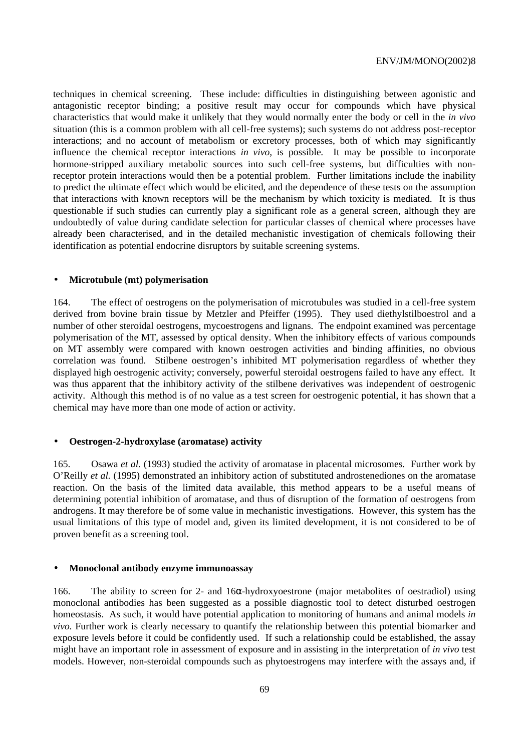techniques in chemical screening. These include: difficulties in distinguishing between agonistic and antagonistic receptor binding; a positive result may occur for compounds which have physical characteristics that would make it unlikely that they would normally enter the body or cell in the *in vivo* situation (this is a common problem with all cell-free systems); such systems do not address post-receptor interactions; and no account of metabolism or excretory processes, both of which may significantly influence the chemical receptor interactions *in vivo,* is possible. It may be possible to incorporate hormone-stripped auxiliary metabolic sources into such cell-free systems, but difficulties with non-receptor protein interactions would then be a potential problem. Further limitations include the inability to predict the ultimate effect which would be elicited, and the dependence of these tests on the assumption that interactions with known receptors will be the mechanism by which toxicity is mediated. It is thus questionable if such studies can currently play a significant role as a general screen, although they are undoubtedly of value during candidate selection for particular classes of chemical where processes have already been characterised, and in the detailed mechanistic investigation of chemicals following their identification as potential endocrine disruptors by suitable screening systems.

- **Microtubule (mt) polymerisation**

164. The effect of oestrogens on the polymerisation of microtubules was studied in a cell-free system derived from bovine brain tissue by Metzler and Pfeiffer (1995). They used diethylstilboestrol and a number of other steroidal oestrogens, mycoestrogens and lignans. The endpoint examined was percentage polymerisation of the MT, assessed by optical density. When the inhibitory effects of various compounds on MT assembly were compared with known oestrogen activities and binding affinities, no obvious correlation was found. Stilbene oestrogen's inhibited MT polymerisation regardless of whether they displayed high oestrogenic activity; conversely, powerful steroidal oestrogens failed to have any effect. It was thus apparent that the inhibitory activity of the stilbene derivatives was independent of oestrogenic activity. Although this method is of no value as a test screen for oestrogenic potential, it has shown that a chemical may have more than one mode of action or activity.

- **Oestrogen-2-hydroxylase (aromatase) activity**

165. Osawa *et al.* (1993) studied the activity of aromatase in placental microsomes. Further work by O'Reilly *et al.* (1995) demonstrated an inhibitory action of substituted androstenediones on the aromatase reaction. On the basis of the limited data available, this method appears to be a useful means of determining potential inhibition of aromatase, and thus of disruption of the formation of oestrogens from androgens. It may therefore be of some value in mechanistic investigations. However, this system has the usual limitations of this type of model and, given its limited development, it is not considered to be of proven benefit as a screening tool.

- **Monoclonal antibody enzyme immunoassay**

166. The ability to screen for 2- and 16α-hydroxyoestrone (major metabolites of oestradiol) using monoclonal antibodies has been suggested as a possible diagnostic tool to detect disturbed oestrogen homeostasis. As such, it would have potential application to monitoring of humans and animal models *in vivo.* Further work is clearly necessary to quantify the relationship between this potential biomarker and exposure levels before it could be confidently used. If such a relationship could be established, the assay might have an important role in assessment of exposure and in assisting in the interpretation of *in vivo* test models. However, non-steroidal compounds such as phytoestrogens may interfere with the assays and, if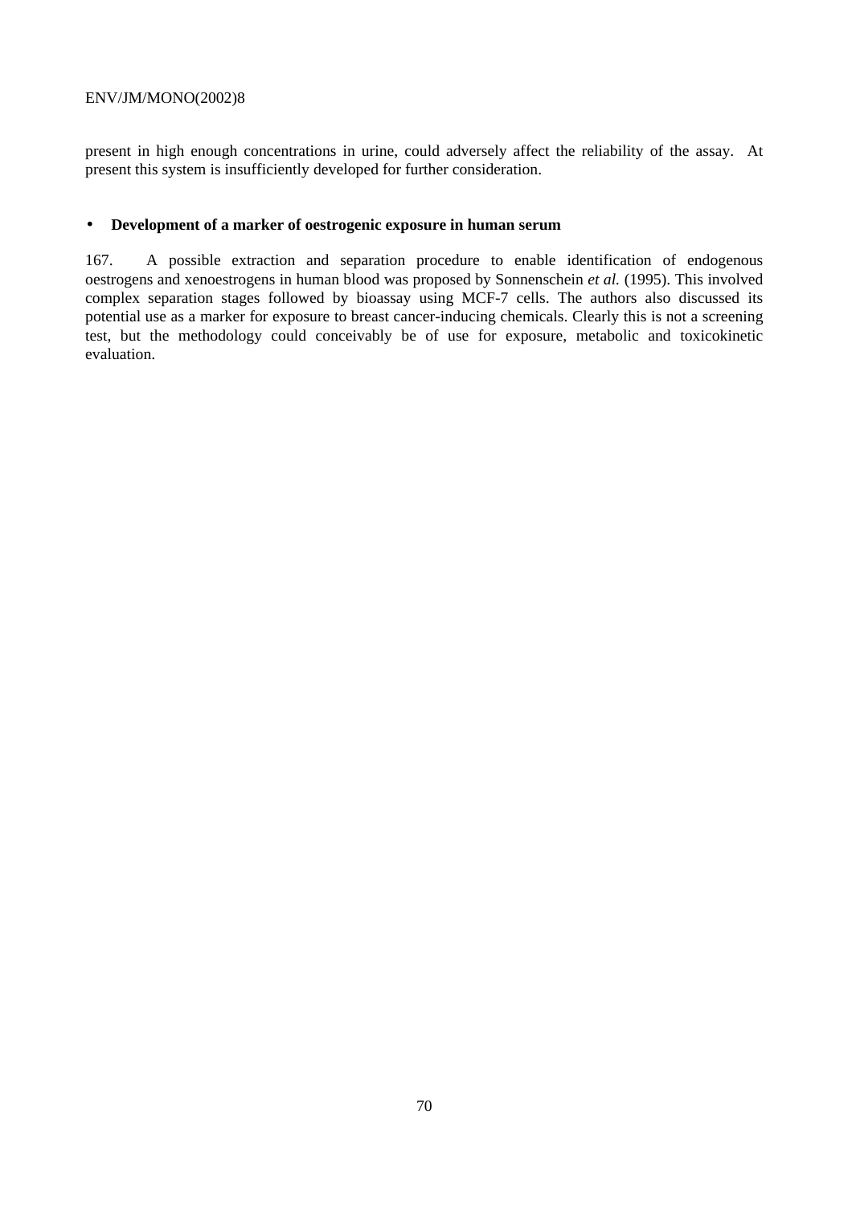present in high enough concentrations in urine, could adversely affect the reliability of the assay. At present this system is insufficiently developed for further consideration.

- **Development of a marker of oestrogenic exposure in human serum**

167. A possible extraction and separation procedure to enable identification of endogenous oestrogens and xenoestrogens in human blood was proposed by Sonnenschein *et al.* (1995). This involved complex separation stages followed by bioassay using MCF-7 cells. The authors also discussed its potential use as a marker for exposure to breast cancer-inducing chemicals. Clearly this is not a screening test, but the methodology could conceivably be of use for exposure, metabolic and toxicokinetic evaluation.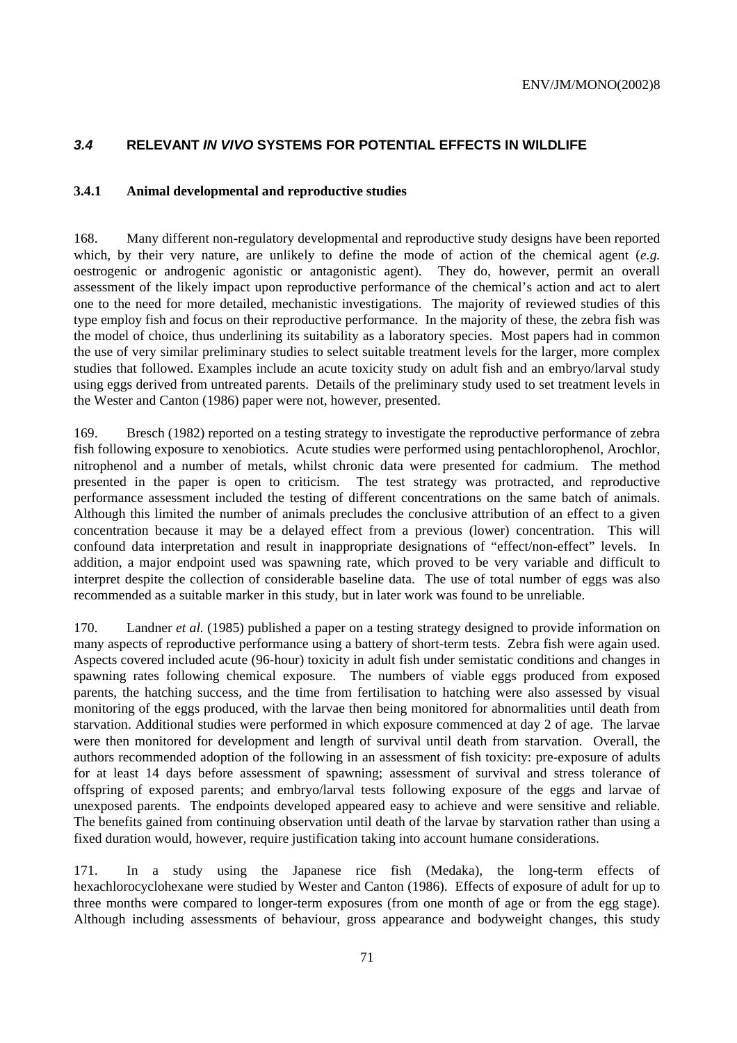## *3.4* RELEVANT *IN VIVO* SYSTEMS FOR POTENTIAL EFFECTS IN WILDLIFE

### 3.4.1 Animal developmental and reproductive studies

168. Many different non-regulatory developmental and reproductive study designs have been reported which, by their very nature, are unlikely to define the mode of action of the chemical agent (*e.g.* oestrogenic or androgenic agonistic or antagonistic agent). They do, however, permit an overall assessment of the likely impact upon reproductive performance of the chemical's action and act to alert one to the need for more detailed, mechanistic investigations. The majority of reviewed studies of this type employ fish and focus on their reproductive performance. In the majority of these, the zebra fish was the model of choice, thus underlining its suitability as a laboratory species. Most papers had in common the use of very similar preliminary studies to select suitable treatment levels for the larger, more complex studies that followed. Examples include an acute toxicity study on adult fish and an embryo/larval study using eggs derived from untreated parents. Details of the preliminary study used to set treatment levels in the Wester and Canton (1986) paper were not, however, presented.

169. Bresch (1982) reported on a testing strategy to investigate the reproductive performance of zebra fish following exposure to xenobiotics. Acute studies were performed using pentachlorophenol, Arochlor, nitrophenol and a number of metals, whilst chronic data were presented for cadmium. The method presented in the paper is open to criticism. The test strategy was protracted, and reproductive performance assessment included the testing of different concentrations on the same batch of animals. Although this limited the number of animals precludes the conclusive attribution of an effect to a given concentration because it may be a delayed effect from a previous (lower) concentration. This will confound data interpretation and result in inappropriate designations of "effect/non-effect" levels. In addition, a major endpoint used was spawning rate, which proved to be very variable and difficult to interpret despite the collection of considerable baseline data. The use of total number of eggs was also recommended as a suitable marker in this study, but in later work was found to be unreliable.

170. Landner *et al.* (1985) published a paper on a testing strategy designed to provide information on many aspects of reproductive performance using a battery of short-term tests. Zebra fish were again used. Aspects covered included acute (96-hour) toxicity in adult fish under semistatic conditions and changes in spawning rates following chemical exposure. The numbers of viable eggs produced from exposed parents, the hatching success, and the time from fertilisation to hatching were also assessed by visual monitoring of the eggs produced, with the larvae then being monitored for abnormalities until death from starvation. Additional studies were performed in which exposure commenced at day 2 of age. The larvae were then monitored for development and length of survival until death from starvation. Overall, the authors recommended adoption of the following in an assessment of fish toxicity: pre-exposure of adults for at least 14 days before assessment of spawning; assessment of survival and stress tolerance of offspring of exposed parents; and embryo/larval tests following exposure of the eggs and larvae of unexposed parents. The endpoints developed appeared easy to achieve and were sensitive and reliable. The benefits gained from continuing observation until death of the larvae by starvation rather than using a fixed duration would, however, require justification taking into account humane considerations.

171. In a study using the Japanese rice fish (Medaka), the long-term effects of hexachlorocyclohexane were studied by Wester and Canton (1986). Effects of exposure of adult for up to three months were compared to longer-term exposures (from one month of age or from the egg stage). Although including assessments of behaviour, gross appearance and bodyweight changes, this study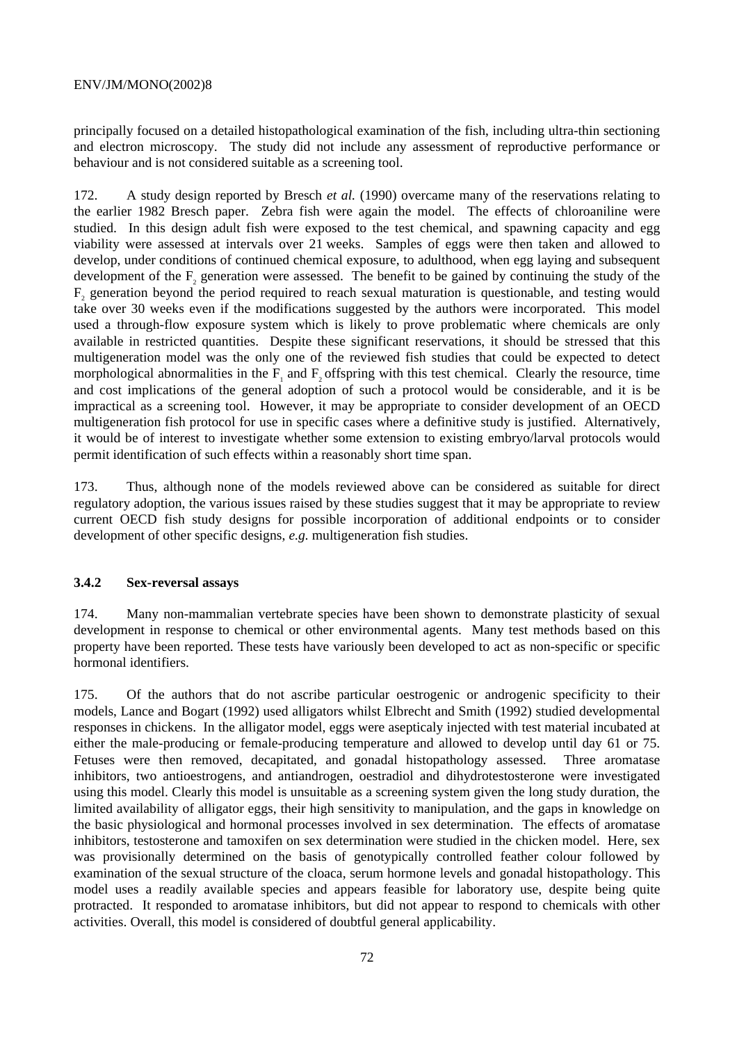principally focused on a detailed histopathological examination of the fish, including ultra-thin sectioning and electron microscopy. The study did not include any assessment of reproductive performance or behaviour and is not considered suitable as a screening tool.

172. A study design reported by Bresch *et al.* (1990) overcame many of the reservations relating to the earlier 1982 Bresch paper. Zebra fish were again the model. The effects of chloroaniline were studied. In this design adult fish were exposed to the test chemical, and spawning capacity and egg viability were assessed at intervals over 21 weeks. Samples of eggs were then taken and allowed to develop, under conditions of continued chemical exposure, to adulthood, when egg laying and subsequent development of the $F_2$ generation were assessed. The benefit to be gained by continuing the study of the $F_2$ generation beyond the period required to reach sexual maturation is questionable, and testing would take over 30 weeks even if the modifications suggested by the authors were incorporated. This model used a through-flow exposure system which is likely to prove problematic where chemicals are only available in restricted quantities. Despite these significant reservations, it should be stressed that this multigeneration model was the only one of the reviewed fish studies that could be expected to detect morphological abnormalities in the $F_1$ and $F_2$ offspring with this test chemical. Clearly the resource, time and cost implications of the general adoption of such a protocol would be considerable, and it is be impractical as a screening tool. However, it may be appropriate to consider development of an OECD multigeneration fish protocol for use in specific cases where a definitive study is justified. Alternatively, it would be of interest to investigate whether some extension to existing embryo/larval protocols would permit identification of such effects within a reasonably short time span.

173. Thus, although none of the models reviewed above can be considered as suitable for direct regulatory adoption, the various issues raised by these studies suggest that it may be appropriate to review current OECD fish study designs for possible incorporation of additional endpoints or to consider development of other specific designs, *e.g.* multigeneration fish studies.

### 3.4.2 Sex-reversal assays

174. Many non-mammalian vertebrate species have been shown to demonstrate plasticity of sexual development in response to chemical or other environmental agents. Many test methods based on this property have been reported. These tests have variously been developed to act as non-specific or specific hormonal identifiers.

175. Of the authors that do not ascribe particular oestrogenic or androgenic specificity to their models, Lance and Bogart (1992) used alligators whilst Elbrecht and Smith (1992) studied developmental responses in chickens. In the alligator model, eggs were asepticaly injected with test material incubated at either the male-producing or female-producing temperature and allowed to develop until day 61 or 75. Fetuses were then removed, decapitated, and gonadal histopathology assessed. Three aromatase inhibitors, two antioestrogens, and antiandrogen, oestradiol and dihydrotestosterone were investigated using this model. Clearly this model is unsuitable as a screening system given the long study duration, the limited availability of alligator eggs, their high sensitivity to manipulation, and the gaps in knowledge on the basic physiological and hormonal processes involved in sex determination. The effects of aromatase inhibitors, testosterone and tamoxifen on sex determination were studied in the chicken model. Here, sex was provisionally determined on the basis of genotypically controlled feather colour followed by examination of the sexual structure of the cloaca, serum hormone levels and gonadal histopathology. This model uses a readily available species and appears feasible for laboratory use, despite being quite protracted. It responded to aromatase inhibitors, but did not appear to respond to chemicals with other activities. Overall, this model is considered of doubtful general applicability.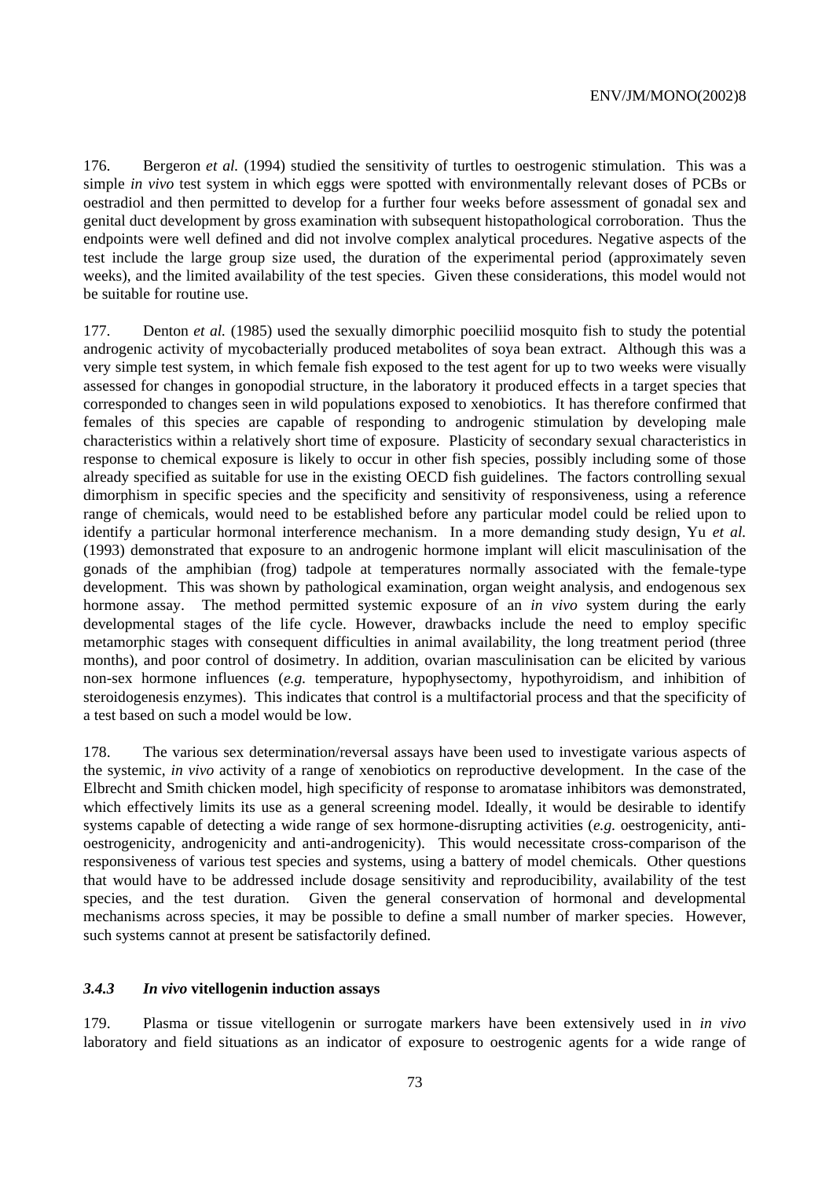176. Bergeron *et al.* (1994) studied the sensitivity of turtles to oestrogenic stimulation. This was a simple *in vivo* test system in which eggs were spotted with environmentally relevant doses of PCBs or oestradiol and then permitted to develop for a further four weeks before assessment of gonadal sex and genital duct development by gross examination with subsequent histopathological corroboration. Thus the endpoints were well defined and did not involve complex analytical procedures. Negative aspects of the test include the large group size used, the duration of the experimental period (approximately seven weeks), and the limited availability of the test species. Given these considerations, this model would not be suitable for routine use.

177. Denton *et al.* (1985) used the sexually dimorphic poeciliid mosquito fish to study the potential androgenic activity of mycobacterially produced metabolites of soya bean extract. Although this was a very simple test system, in which female fish exposed to the test agent for up to two weeks were visually assessed for changes in gonopodial structure, in the laboratory it produced effects in a target species that corresponded to changes seen in wild populations exposed to xenobiotics. It has therefore confirmed that females of this species are capable of responding to androgenic stimulation by developing male characteristics within a relatively short time of exposure. Plasticity of secondary sexual characteristics in response to chemical exposure is likely to occur in other fish species, possibly including some of those already specified as suitable for use in the existing OECD fish guidelines. The factors controlling sexual dimorphism in specific species and the specificity and sensitivity of responsiveness, using a reference range of chemicals, would need to be established before any particular model could be relied upon to identify a particular hormonal interference mechanism. In a more demanding study design, Yu *et al.* (1993) demonstrated that exposure to an androgenic hormone implant will elicit masculinisation of the gonads of the amphibian (frog) tadpole at temperatures normally associated with the female-type development. This was shown by pathological examination, organ weight analysis, and endogenous sex hormone assay. The method permitted systemic exposure of an *in vivo* system during the early developmental stages of the life cycle. However, drawbacks include the need to employ specific metamorphic stages with consequent difficulties in animal availability, the long treatment period (three months), and poor control of dosimetry. In addition, ovarian masculinisation can be elicited by various non-sex hormone influences (*e.g.* temperature, hypophysectomy, hypothyroidism, and inhibition of steroidogenesis enzymes). This indicates that control is a multifactorial process and that the specificity of a test based on such a model would be low.

178. The various sex determination/reversal assays have been used to investigate various aspects of the systemic, *in vivo* activity of a range of xenobiotics on reproductive development. In the case of the Elbrecht and Smith chicken model, high specificity of response to aromatase inhibitors was demonstrated, which effectively limits its use as a general screening model. Ideally, it would be desirable to identify systems capable of detecting a wide range of sex hormone-disrupting activities (*e.g.* oestrogenicity, anti-oestrogenicity, androgenicity and anti-androgenicity). This would necessitate cross-comparison of the responsiveness of various test species and systems, using a battery of model chemicals. Other questions that would have to be addressed include dosage sensitivity and reproducibility, availability of the test species, and the test duration. Given the general conservation of hormonal and developmental mechanisms across species, it may be possible to define a small number of marker species. However, such systems cannot at present be satisfactorily defined.

### *3.4.3 In vivo* vitellogenin induction assays

179. Plasma or tissue vitellogenin or surrogate markers have been extensively used in *in vivo* laboratory and field situations as an indicator of exposure to oestrogenic agents for a wide range of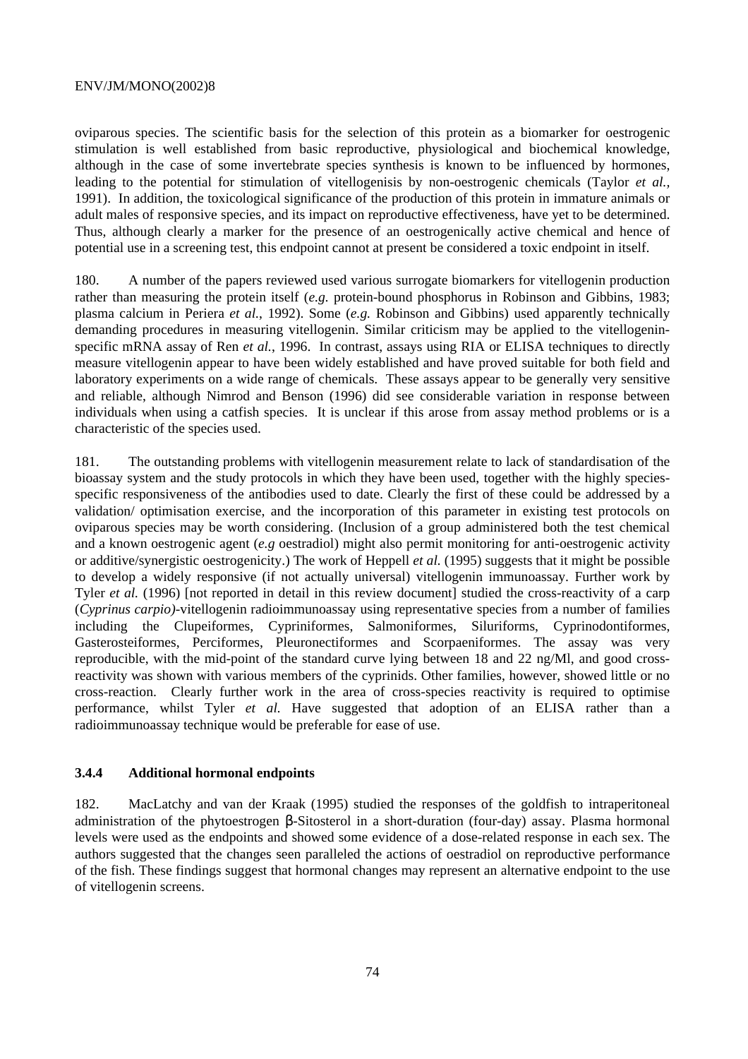oviparous species. The scientific basis for the selection of this protein as a biomarker for oestrogenic stimulation is well established from basic reproductive, physiological and biochemical knowledge, although in the case of some invertebrate species synthesis is known to be influenced by hormones, leading to the potential for stimulation of vitellogenisis by non-oestrogenic chemicals (Taylor *et al.*, 1991). In addition, the toxicological significance of the production of this protein in immature animals or adult males of responsive species, and its impact on reproductive effectiveness, have yet to be determined. Thus, although clearly a marker for the presence of an oestrogenically active chemical and hence of potential use in a screening test, this endpoint cannot at present be considered a toxic endpoint in itself.

180. A number of the papers reviewed used various surrogate biomarkers for vitellogenin production rather than measuring the protein itself (*e.g.* protein-bound phosphorus in Robinson and Gibbins, 1983; plasma calcium in Periera *et al.*, 1992). Some (*e.g.* Robinson and Gibbins) used apparently technically demanding procedures in measuring vitellogenin. Similar criticism may be applied to the vitellogenin-specific mRNA assay of Ren *et al.*, 1996. In contrast, assays using RIA or ELISA techniques to directly measure vitellogenin appear to have been widely established and have proved suitable for both field and laboratory experiments on a wide range of chemicals. These assays appear to be generally very sensitive and reliable, although Nimrod and Benson (1996) did see considerable variation in response between individuals when using a catfish species. It is unclear if this arose from assay method problems or is a characteristic of the species used.

181. The outstanding problems with vitellogenin measurement relate to lack of standardisation of the bioassay system and the study protocols in which they have been used, together with the highly species-specific responsiveness of the antibodies used to date. Clearly the first of these could be addressed by a validation/ optimisation exercise, and the incorporation of this parameter in existing test protocols on oviparous species may be worth considering. (Inclusion of a group administered both the test chemical and a known oestrogenic agent (*e.g* oestradiol) might also permit monitoring for anti-oestrogenic activity or additive/synergistic oestrogenicity.) The work of Heppell *et al.* (1995) suggests that it might be possible to develop a widely responsive (if not actually universal) vitellogenin immunoassay. Further work by Tyler *et al.* (1996) [not reported in detail in this review document] studied the cross-reactivity of a carp (*Cyprinus carpio)*-vitellogenin radioimmunoassay using representative species from a number of families including the Clupeiformes, Cypriniformes, Salmoniformes, Siluriforms, Cyprinodontiformes, Gasterosteiformes, Perciformes, Pleuronectiformes and Scorpaeniformes. The assay was very reproducible, with the mid-point of the standard curve lying between 18 and 22 ng/Ml, and good cross-reactivity was shown with various members of the cyprinids. Other families, however, showed little or no cross-reaction. Clearly further work in the area of cross-species reactivity is required to optimise performance, whilst Tyler *et al.* Have suggested that adoption of an ELISA rather than a radioimmunoassay technique would be preferable for ease of use.

### 3.4.4 Additional hormonal endpoints

182. MacLatchy and van der Kraak (1995) studied the responses of the goldfish to intraperitoneal administration of the phytoestrogen β-Sitosterol in a short-duration (four-day) assay. Plasma hormonal levels were used as the endpoints and showed some evidence of a dose-related response in each sex. The authors suggested that the changes seen paralleled the actions of oestradiol on reproductive performance of the fish. These findings suggest that hormonal changes may represent an alternative endpoint to the use of vitellogenin screens.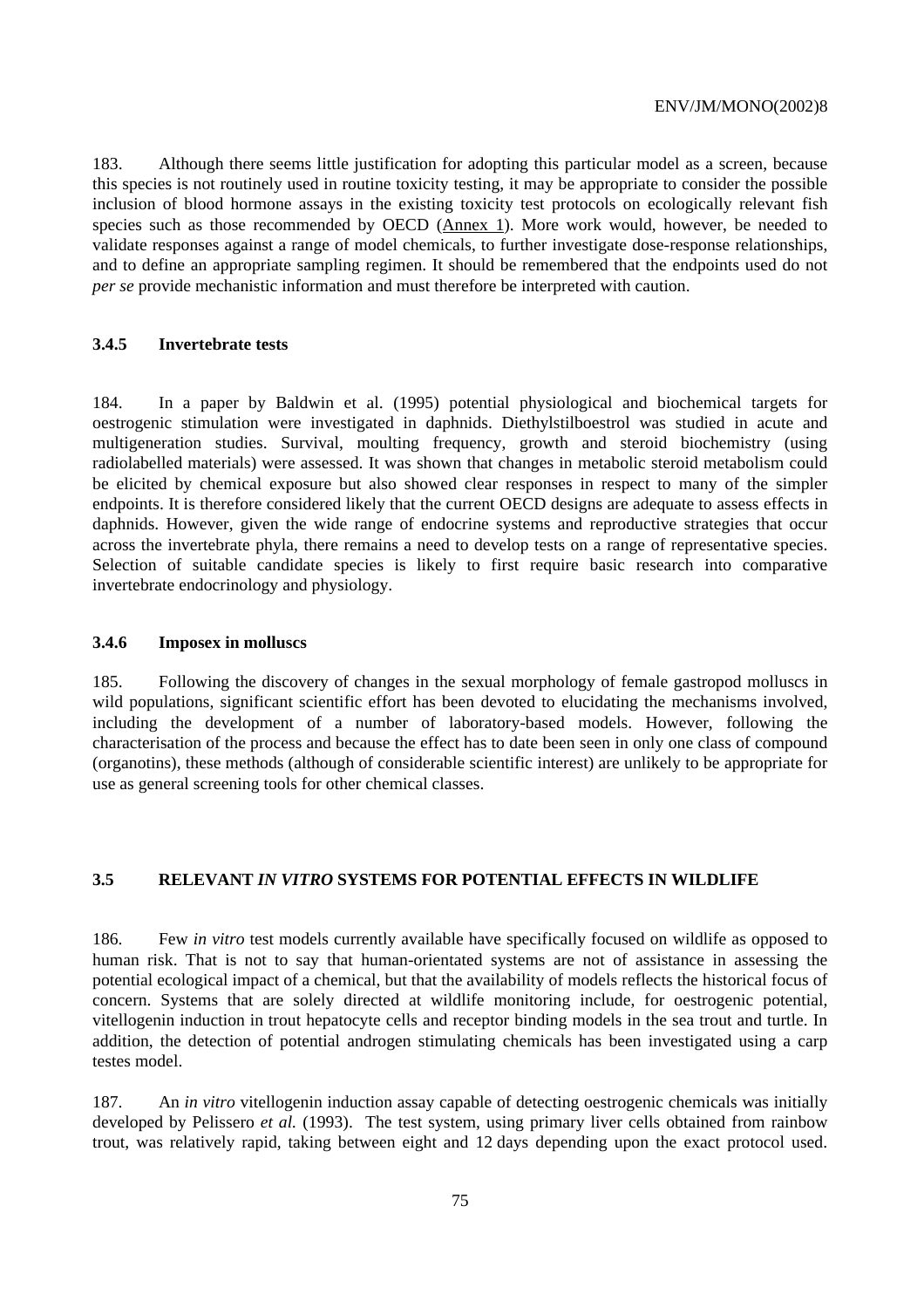183. Although there seems little justification for adopting this particular model as a screen, because this species is not routinely used in routine toxicity testing, it may be appropriate to consider the possible inclusion of blood hormone assays in the existing toxicity test protocols on ecologically relevant fish species such as those recommended by OECD (Annex 1). More work would, however, be needed to validate responses against a range of model chemicals, to further investigate dose-response relationships, and to define an appropriate sampling regimen. It should be remembered that the endpoints used do not *per se* provide mechanistic information and must therefore be interpreted with caution.

### 3.4.5 Invertebrate tests

184. In a paper by Baldwin et al. (1995) potential physiological and biochemical targets for oestrogenic stimulation were investigated in daphnids. Diethylstilboestrol was studied in acute and multigeneration studies. Survival, moulting frequency, growth and steroid biochemistry (using radiolabelled materials) were assessed. It was shown that changes in metabolic steroid metabolism could be elicited by chemical exposure but also showed clear responses in respect to many of the simpler endpoints. It is therefore considered likely that the current OECD designs are adequate to assess effects in daphnids. However, given the wide range of endocrine systems and reproductive strategies that occur across the invertebrate phyla, there remains a need to develop tests on a range of representative species. Selection of suitable candidate species is likely to first require basic research into comparative invertebrate endocrinology and physiology.

### 3.4.6 Imposex in molluscs

185. Following the discovery of changes in the sexual morphology of female gastropod molluscs in wild populations, significant scientific effort has been devoted to elucidating the mechanisms involved, including the development of a number of laboratory-based models. However, following the characterisation of the process and because the effect has to date been seen in only one class of compound (organotins), these methods (although of considerable scientific interest) are unlikely to be appropriate for use as general screening tools for other chemical classes.

## 3.5 RELEVANT *IN VITRO* SYSTEMS FOR POTENTIAL EFFECTS IN WILDLIFE

186. Few *in vitro* test models currently available have specifically focused on wildlife as opposed to human risk. That is not to say that human-orientated systems are not of assistance in assessing the potential ecological impact of a chemical, but that the availability of models reflects the historical focus of concern. Systems that are solely directed at wildlife monitoring include, for oestrogenic potential, vitellogenin induction in trout hepatocyte cells and receptor binding models in the sea trout and turtle. In addition, the detection of potential androgen stimulating chemicals has been investigated using a carp testes model.

187. An *in vitro* vitellogenin induction assay capable of detecting oestrogenic chemicals was initially developed by Pelissero *et al.* (1993). The test system, using primary liver cells obtained from rainbow trout, was relatively rapid, taking between eight and 12 days depending upon the exact protocol used.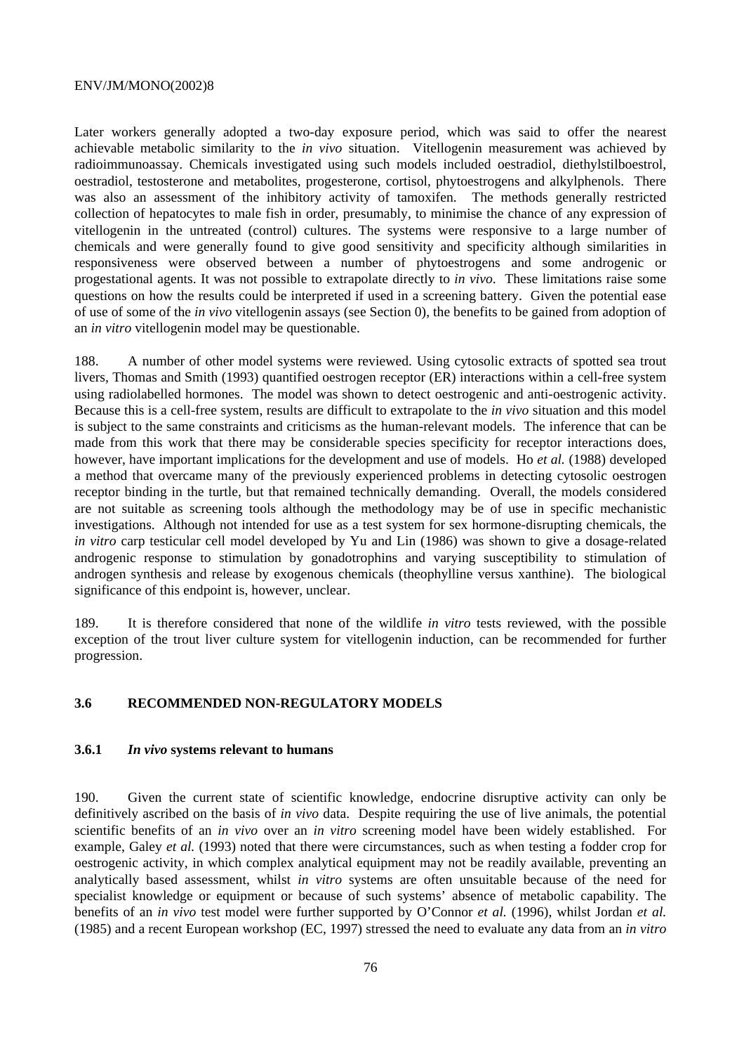Later workers generally adopted a two-day exposure period, which was said to offer the nearest achievable metabolic similarity to the *in vivo* situation. Vitellogenin measurement was achieved by radioimmunoassay. Chemicals investigated using such models included oestradiol, diethylstilboestrol, oestradiol, testosterone and metabolites, progesterone, cortisol, phytoestrogens and alkylphenols. There was also an assessment of the inhibitory activity of tamoxifen. The methods generally restricted collection of hepatocytes to male fish in order, presumably, to minimise the chance of any expression of vitellogenin in the untreated (control) cultures. The systems were responsive to a large number of chemicals and were generally found to give good sensitivity and specificity although similarities in responsiveness were observed between a number of phytoestrogens and some androgenic or progestational agents. It was not possible to extrapolate directly to *in vivo*. These limitations raise some questions on how the results could be interpreted if used in a screening battery. Given the potential ease of use of some of the *in vivo* vitellogenin assays (see Section 0), the benefits to be gained from adoption of an *in vitro* vitellogenin model may be questionable.

188. A number of other model systems were reviewed. Using cytosolic extracts of spotted sea trout livers, Thomas and Smith (1993) quantified oestrogen receptor (ER) interactions within a cell-free system using radiolabelled hormones. The model was shown to detect oestrogenic and anti-oestrogenic activity. Because this is a cell-free system, results are difficult to extrapolate to the *in vivo* situation and this model is subject to the same constraints and criticisms as the human-relevant models. The inference that can be made from this work that there may be considerable species specificity for receptor interactions does, however, have important implications for the development and use of models. Ho *et al.* (1988) developed a method that overcame many of the previously experienced problems in detecting cytosolic oestrogen receptor binding in the turtle, but that remained technically demanding. Overall, the models considered are not suitable as screening tools although the methodology may be of use in specific mechanistic investigations. Although not intended for use as a test system for sex hormone-disrupting chemicals, the *in vitro* carp testicular cell model developed by Yu and Lin (1986) was shown to give a dosage-related androgenic response to stimulation by gonadotrophins and varying susceptibility to stimulation of androgen synthesis and release by exogenous chemicals (theophylline versus xanthine). The biological significance of this endpoint is, however, unclear.

189. It is therefore considered that none of the wildlife *in vitro* tests reviewed, with the possible exception of the trout liver culture system for vitellogenin induction, can be recommended for further progression.

### 3.6 RECOMMENDED NON-REGULATORY MODELS

#### 3.6.1 *In vivo* systems relevant to humans

190. Given the current state of scientific knowledge, endocrine disruptive activity can only be definitively ascribed on the basis of *in vivo* data. Despite requiring the use of live animals, the potential scientific benefits of an *in vivo* over an *in vitro* screening model have been widely established. For example, Galey *et al.* (1993) noted that there were circumstances, such as when testing a fodder crop for oestrogenic activity, in which complex analytical equipment may not be readily available, preventing an analytically based assessment, whilst *in vitro* systems are often unsuitable because of the need for specialist knowledge or equipment or because of such systems' absence of metabolic capability. The benefits of an *in vivo* test model were further supported by O'Connor *et al.* (1996), whilst Jordan *et al.* (1985) and a recent European workshop (EC, 1997) stressed the need to evaluate any data from an *in vitro*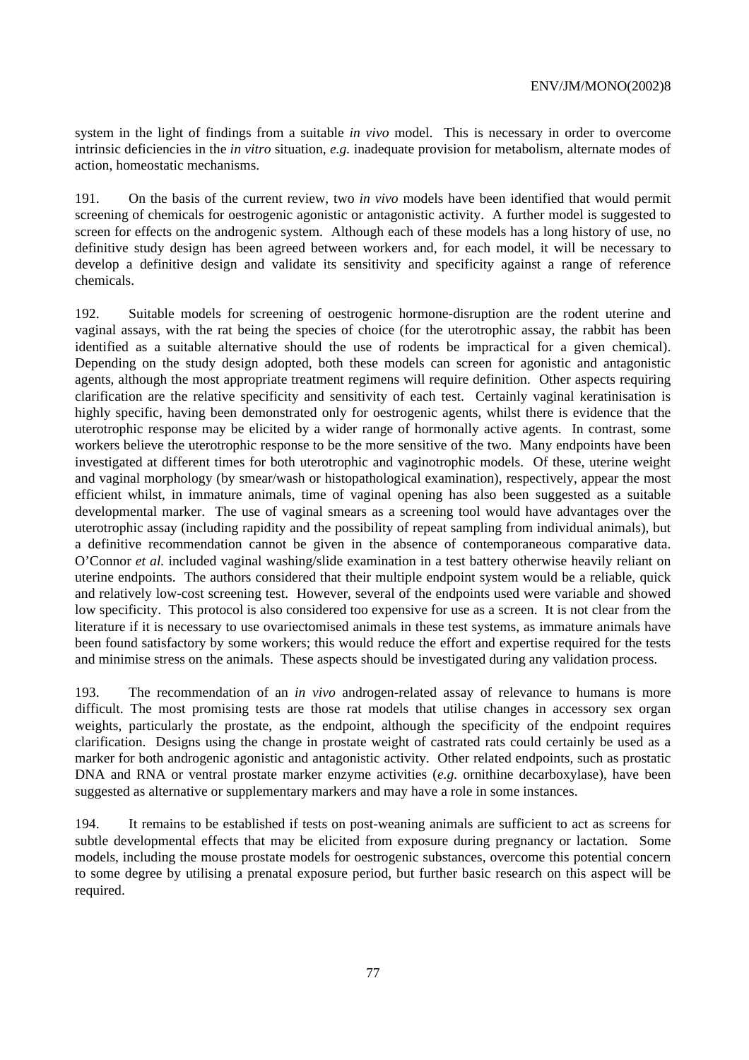system in the light of findings from a suitable *in vivo* model. This is necessary in order to overcome intrinsic deficiencies in the *in vitro* situation, *e.g.* inadequate provision for metabolism, alternate modes of action, homeostatic mechanisms.

191. On the basis of the current review, two *in vivo* models have been identified that would permit screening of chemicals for oestrogenic agonistic or antagonistic activity. A further model is suggested to screen for effects on the androgenic system. Although each of these models has a long history of use, no definitive study design has been agreed between workers and, for each model, it will be necessary to develop a definitive design and validate its sensitivity and specificity against a range of reference chemicals.

192. Suitable models for screening of oestrogenic hormone-disruption are the rodent uterine and vaginal assays, with the rat being the species of choice (for the uterotrophic assay, the rabbit has been identified as a suitable alternative should the use of rodents be impractical for a given chemical). Depending on the study design adopted, both these models can screen for agonistic and antagonistic agents, although the most appropriate treatment regimens will require definition. Other aspects requiring clarification are the relative specificity and sensitivity of each test. Certainly vaginal keratinisation is highly specific, having been demonstrated only for oestrogenic agents, whilst there is evidence that the uterotrophic response may be elicited by a wider range of hormonally active agents. In contrast, some workers believe the uterotrophic response to be the more sensitive of the two. Many endpoints have been investigated at different times for both uterotrophic and vaginotrophic models. Of these, uterine weight and vaginal morphology (by smear/wash or histopathological examination), respectively, appear the most efficient whilst, in immature animals, time of vaginal opening has also been suggested as a suitable developmental marker. The use of vaginal smears as a screening tool would have advantages over the uterotrophic assay (including rapidity and the possibility of repeat sampling from individual animals), but a definitive recommendation cannot be given in the absence of contemporaneous comparative data. O'Connor *et al.* included vaginal washing/slide examination in a test battery otherwise heavily reliant on uterine endpoints. The authors considered that their multiple endpoint system would be a reliable, quick and relatively low-cost screening test. However, several of the endpoints used were variable and showed low specificity. This protocol is also considered too expensive for use as a screen. It is not clear from the literature if it is necessary to use ovariectomised animals in these test systems, as immature animals have been found satisfactory by some workers; this would reduce the effort and expertise required for the tests and minimise stress on the animals. These aspects should be investigated during any validation process.

193. The recommendation of an *in vivo* androgen-related assay of relevance to humans is more difficult. The most promising tests are those rat models that utilise changes in accessory sex organ weights, particularly the prostate, as the endpoint, although the specificity of the endpoint requires clarification. Designs using the change in prostate weight of castrated rats could certainly be used as a marker for both androgenic agonistic and antagonistic activity. Other related endpoints, such as prostatic DNA and RNA or ventral prostate marker enzyme activities (*e.g.* ornithine decarboxylase), have been suggested as alternative or supplementary markers and may have a role in some instances.

194. It remains to be established if tests on post-weaning animals are sufficient to act as screens for subtle developmental effects that may be elicited from exposure during pregnancy or lactation. Some models, including the mouse prostate models for oestrogenic substances, overcome this potential concern to some degree by utilising a prenatal exposure period, but further basic research on this aspect will be required.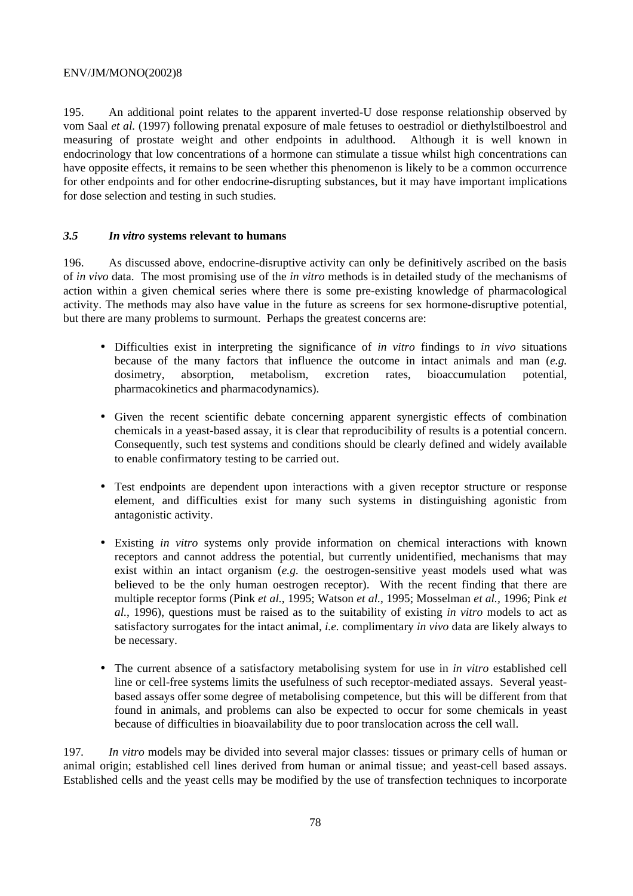195. An additional point relates to the apparent inverted-U dose response relationship observed by vom Saal *et al.* (1997) following prenatal exposure of male fetuses to oestradiol or diethylstilboestrol and measuring of prostate weight and other endpoints in adulthood. Although it is well known in endocrinology that low concentrations of a hormone can stimulate a tissue whilst high concentrations can have opposite effects, it remains to be seen whether this phenomenon is likely to be a common occurrence for other endpoints and for other endocrine-disrupting substances, but it may have important implications for dose selection and testing in such studies.

### *3.5 In vitro* systems relevant to humans

196. As discussed above, endocrine-disruptive activity can only be definitively ascribed on the basis of *in vivo* data. The most promising use of the *in vitro* methods is in detailed study of the mechanisms of action within a given chemical series where there is some pre-existing knowledge of pharmacological activity. The methods may also have value in the future as screens for sex hormone-disruptive potential, but there are many problems to surmount. Perhaps the greatest concerns are:

- Difficulties exist in interpreting the significance of *in vitro* findings to *in vivo* situations because of the many factors that influence the outcome in intact animals and man (*e.g.* dosimetry, absorption, metabolism, excretion rates, bioaccumulation potential, pharmacokinetics and pharmacodynamics).

- Given the recent scientific debate concerning apparent synergistic effects of combination chemicals in a yeast-based assay, it is clear that reproducibility of results is a potential concern. Consequently, such test systems and conditions should be clearly defined and widely available to enable confirmatory testing to be carried out.

- Test endpoints are dependent upon interactions with a given receptor structure or response element, and difficulties exist for many such systems in distinguishing agonistic from antagonistic activity.

- Existing *in vitro* systems only provide information on chemical interactions with known receptors and cannot address the potential, but currently unidentified, mechanisms that may exist within an intact organism (*e.g.* the oestrogen-sensitive yeast models used what was believed to be the only human oestrogen receptor). With the recent finding that there are multiple receptor forms (Pink *et al.*, 1995; Watson *et al.*, 1995; Mosselman *et al.*, 1996; Pink *et al.*, 1996), questions must be raised as to the suitability of existing *in vitro* models to act as satisfactory surrogates for the intact animal, *i.e.* complimentary *in vivo* data are likely always to be necessary.

- The current absence of a satisfactory metabolising system for use in *in vitro* established cell line or cell-free systems limits the usefulness of such receptor-mediated assays. Several yeast-based assays offer some degree of metabolising competence, but this will be different from that found in animals, and problems can also be expected to occur for some chemicals in yeast because of difficulties in bioavailability due to poor translocation across the cell wall.

197. *In vitro* models may be divided into several major classes: tissues or primary cells of human or animal origin; established cell lines derived from human or animal tissue; and yeast-cell based assays. Established cells and the yeast cells may be modified by the use of transfection techniques to incorporate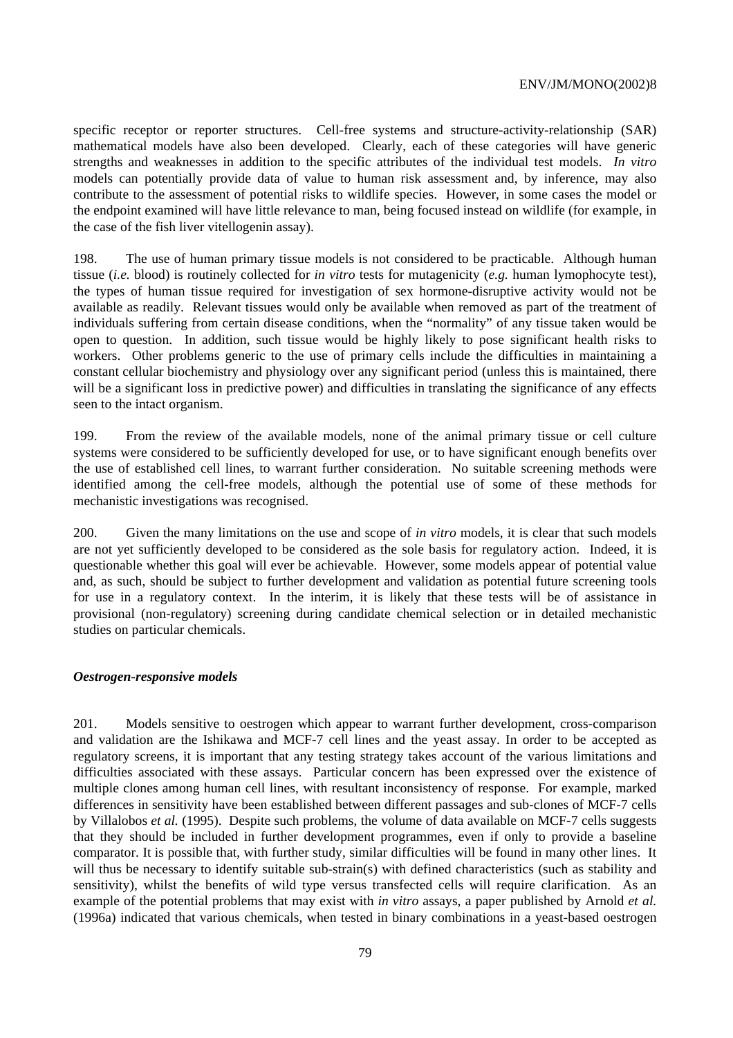specific receptor or reporter structures. Cell-free systems and structure-activity-relationship (SAR) mathematical models have also been developed. Clearly, each of these categories will have generic strengths and weaknesses in addition to the specific attributes of the individual test models. *In vitro* models can potentially provide data of value to human risk assessment and, by inference, may also contribute to the assessment of potential risks to wildlife species. However, in some cases the model or the endpoint examined will have little relevance to man, being focused instead on wildlife (for example, in the case of the fish liver vitellogenin assay).

198. The use of human primary tissue models is not considered to be practicable. Although human tissue (*i.e.* blood) is routinely collected for *in vitro* tests for mutagenicity (*e.g.* human lymophocyte test), the types of human tissue required for investigation of sex hormone-disruptive activity would not be available as readily. Relevant tissues would only be available when removed as part of the treatment of individuals suffering from certain disease conditions, when the "normality" of any tissue taken would be open to question. In addition, such tissue would be highly likely to pose significant health risks to workers. Other problems generic to the use of primary cells include the difficulties in maintaining a constant cellular biochemistry and physiology over any significant period (unless this is maintained, there will be a significant loss in predictive power) and difficulties in translating the significance of any effects seen to the intact organism.

199. From the review of the available models, none of the animal primary tissue or cell culture systems were considered to be sufficiently developed for use, or to have significant enough benefits over the use of established cell lines, to warrant further consideration. No suitable screening methods were identified among the cell-free models, although the potential use of some of these methods for mechanistic investigations was recognised.

200. Given the many limitations on the use and scope of *in vitro* models, it is clear that such models are not yet sufficiently developed to be considered as the sole basis for regulatory action. Indeed, it is questionable whether this goal will ever be achievable. However, some models appear of potential value and, as such, should be subject to further development and validation as potential future screening tools for use in a regulatory context. In the interim, it is likely that these tests will be of assistance in provisional (non-regulatory) screening during candidate chemical selection or in detailed mechanistic studies on particular chemicals.

### *Oestrogen-responsive models*

201. Models sensitive to oestrogen which appear to warrant further development, cross-comparison and validation are the Ishikawa and MCF-7 cell lines and the yeast assay. In order to be accepted as regulatory screens, it is important that any testing strategy takes account of the various limitations and difficulties associated with these assays. Particular concern has been expressed over the existence of multiple clones among human cell lines, with resultant inconsistency of response. For example, marked differences in sensitivity have been established between different passages and sub-clones of MCF-7 cells by Villalobos *et al.* (1995). Despite such problems, the volume of data available on MCF-7 cells suggests that they should be included in further development programmes, even if only to provide a baseline comparator. It is possible that, with further study, similar difficulties will be found in many other lines. It will thus be necessary to identify suitable sub-strain(s) with defined characteristics (such as stability and sensitivity), whilst the benefits of wild type versus transfected cells will require clarification. As an example of the potential problems that may exist with *in vitro* assays, a paper published by Arnold *et al.* (1996a) indicated that various chemicals, when tested in binary combinations in a yeast-based oestrogen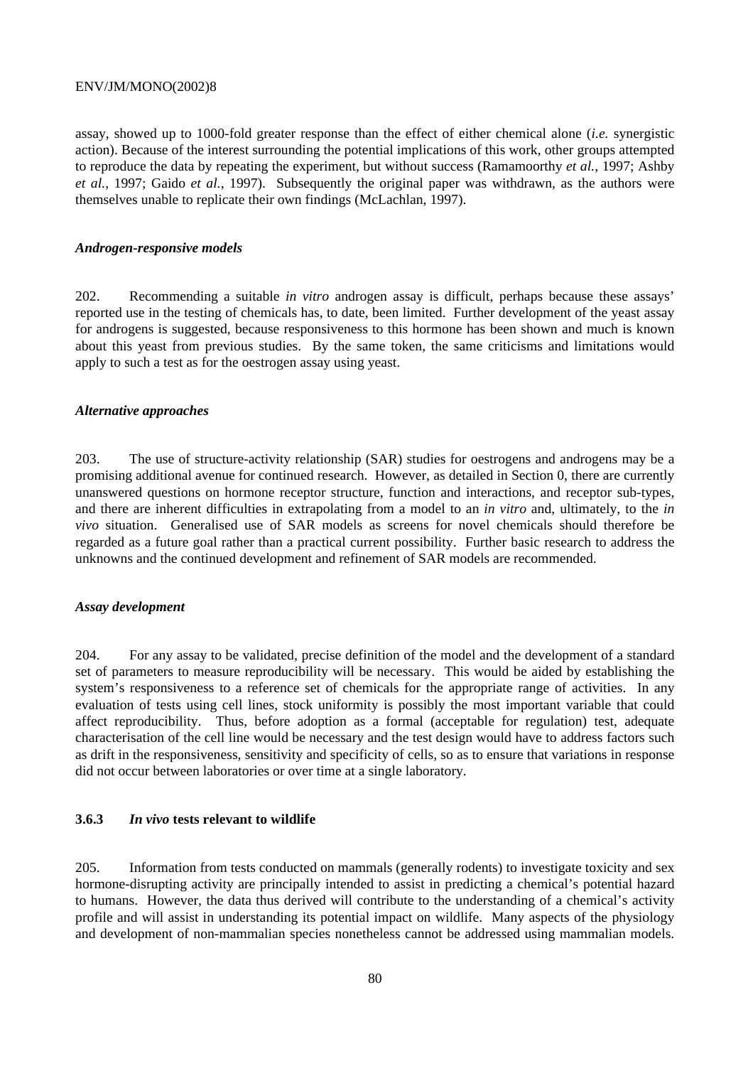assay, showed up to 1000-fold greater response than the effect of either chemical alone (*i.e.* synergistic action). Because of the interest surrounding the potential implications of this work, other groups attempted to reproduce the data by repeating the experiment, but without success (Ramamoorthy *et al.*, 1997; Ashby *et al.*, 1997; Gaido *et al.*, 1997). Subsequently the original paper was withdrawn, as the authors were themselves unable to replicate their own findings (McLachlan, 1997).

***Androgen-responsive models***

202. Recommending a suitable *in vitro* androgen assay is difficult, perhaps because these assays' reported use in the testing of chemicals has, to date, been limited. Further development of the yeast assay for androgens is suggested, because responsiveness to this hormone has been shown and much is known about this yeast from previous studies. By the same token, the same criticisms and limitations would apply to such a test as for the oestrogen assay using yeast.

***Alternative approaches***

203. The use of structure-activity relationship (SAR) studies for oestrogens and androgens may be a promising additional avenue for continued research. However, as detailed in Section 0, there are currently unanswered questions on hormone receptor structure, function and interactions, and receptor sub-types, and there are inherent difficulties in extrapolating from a model to an *in vitro* and, ultimately, to the *in vivo* situation. Generalised use of SAR models as screens for novel chemicals should therefore be regarded as a future goal rather than a practical current possibility. Further basic research to address the unknowns and the continued development and refinement of SAR models are recommended.

***Assay development***

204. For any assay to be validated, precise definition of the model and the development of a standard set of parameters to measure reproducibility will be necessary. This would be aided by establishing the system's responsiveness to a reference set of chemicals for the appropriate range of activities. In any evaluation of tests using cell lines, stock uniformity is possibly the most important variable that could affect reproducibility. Thus, before adoption as a formal (acceptable for regulation) test, adequate characterisation of the cell line would be necessary and the test design would have to address factors such as drift in the responsiveness, sensitivity and specificity of cells, so as to ensure that variations in response did not occur between laboratories or over time at a single laboratory.

### 3.6.3 *In vivo* tests relevant to wildlife

205. Information from tests conducted on mammals (generally rodents) to investigate toxicity and sex hormone-disrupting activity are principally intended to assist in predicting a chemical's potential hazard to humans. However, the data thus derived will contribute to the understanding of a chemical's activity profile and will assist in understanding its potential impact on wildlife. Many aspects of the physiology and development of non-mammalian species nonetheless cannot be addressed using mammalian models.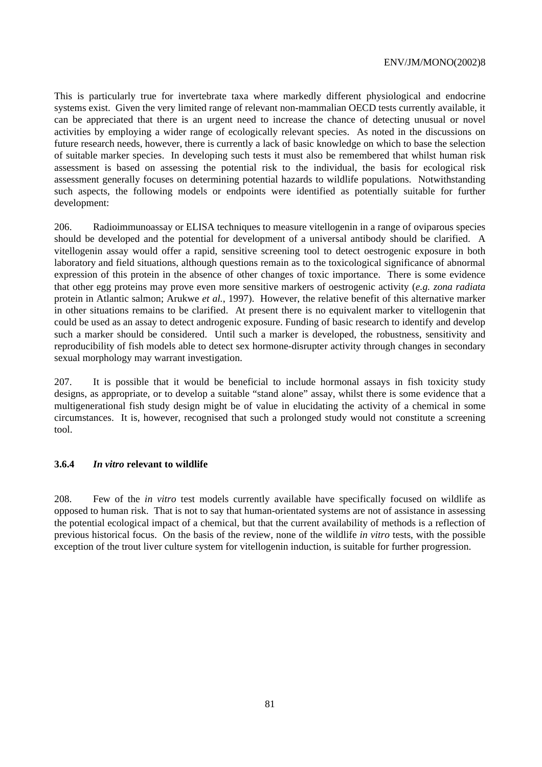This is particularly true for invertebrate taxa where markedly different physiological and endocrine systems exist. Given the very limited range of relevant non-mammalian OECD tests currently available, it can be appreciated that there is an urgent need to increase the chance of detecting unusual or novel activities by employing a wider range of ecologically relevant species. As noted in the discussions on future research needs, however, there is currently a lack of basic knowledge on which to base the selection of suitable marker species. In developing such tests it must also be remembered that whilst human risk assessment is based on assessing the potential risk to the individual, the basis for ecological risk assessment generally focuses on determining potential hazards to wildlife populations. Notwithstanding such aspects, the following models or endpoints were identified as potentially suitable for further development:

206. Radioimmunoassay or ELISA techniques to measure vitellogenin in a range of oviparous species should be developed and the potential for development of a universal antibody should be clarified. A vitellogenin assay would offer a rapid, sensitive screening tool to detect oestrogenic exposure in both laboratory and field situations, although questions remain as to the toxicological significance of abnormal expression of this protein in the absence of other changes of toxic importance. There is some evidence that other egg proteins may prove even more sensitive markers of oestrogenic activity (*e.g. zona radiata* protein in Atlantic salmon; Arukwe *et al.*, 1997). However, the relative benefit of this alternative marker in other situations remains to be clarified. At present there is no equivalent marker to vitellogenin that could be used as an assay to detect androgenic exposure. Funding of basic research to identify and develop such a marker should be considered. Until such a marker is developed, the robustness, sensitivity and reproducibility of fish models able to detect sex hormone-disrupter activity through changes in secondary sexual morphology may warrant investigation.

207. It is possible that it would be beneficial to include hormonal assays in fish toxicity study designs, as appropriate, or to develop a suitable "stand alone" assay, whilst there is some evidence that a multigenerational fish study design might be of value in elucidating the activity of a chemical in some circumstances. It is, however, recognised that such a prolonged study would not constitute a screening tool.

### 3.6.4 *In vitro* relevant to wildlife

208. Few of the *in vitro* test models currently available have specifically focused on wildlife as opposed to human risk. That is not to say that human-orientated systems are not of assistance in assessing the potential ecological impact of a chemical, but that the current availability of methods is a reflection of previous historical focus. On the basis of the review, none of the wildlife *in vitro* tests, with the possible exception of the trout liver culture system for vitellogenin induction, is suitable for further progression.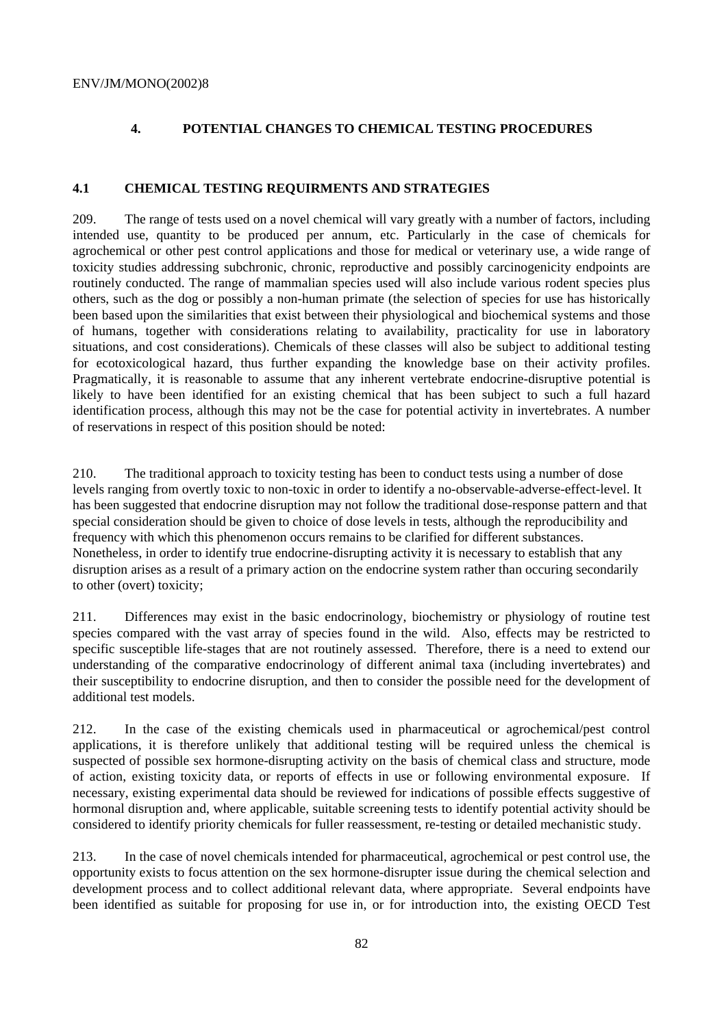## 4. POTENTIAL CHANGES TO CHEMICAL TESTING PROCEDURES

### 4.1 CHEMICAL TESTING REQUIRMENTS AND STRATEGIES

209. The range of tests used on a novel chemical will vary greatly with a number of factors, including intended use, quantity to be produced per annum, etc. Particularly in the case of chemicals for agrochemical or other pest control applications and those for medical or veterinary use, a wide range of toxicity studies addressing subchronic, chronic, reproductive and possibly carcinogenicity endpoints are routinely conducted. The range of mammalian species used will also include various rodent species plus others, such as the dog or possibly a non-human primate (the selection of species for use has historically been based upon the similarities that exist between their physiological and biochemical systems and those of humans, together with considerations relating to availability, practicality for use in laboratory situations, and cost considerations). Chemicals of these classes will also be subject to additional testing for ecotoxicological hazard, thus further expanding the knowledge base on their activity profiles. Pragmatically, it is reasonable to assume that any inherent vertebrate endocrine-disruptive potential is likely to have been identified for an existing chemical that has been subject to such a full hazard identification process, although this may not be the case for potential activity in invertebrates. A number of reservations in respect of this position should be noted:

210. The traditional approach to toxicity testing has been to conduct tests using a number of dose levels ranging from overtly toxic to non-toxic in order to identify a no-observable-adverse-effect-level. It has been suggested that endocrine disruption may not follow the traditional dose-response pattern and that special consideration should be given to choice of dose levels in tests, although the reproducibility and frequency with which this phenomenon occurs remains to be clarified for different substances. Nonetheless, in order to identify true endocrine-disrupting activity it is necessary to establish that any disruption arises as a result of a primary action on the endocrine system rather than occuring secondarily to other (overt) toxicity;

211. Differences may exist in the basic endocrinology, biochemistry or physiology of routine test species compared with the vast array of species found in the wild. Also, effects may be restricted to specific susceptible life-stages that are not routinely assessed. Therefore, there is a need to extend our understanding of the comparative endocrinology of different animal taxa (including invertebrates) and their susceptibility to endocrine disruption, and then to consider the possible need for the development of additional test models.

212. In the case of the existing chemicals used in pharmaceutical or agrochemical/pest control applications, it is therefore unlikely that additional testing will be required unless the chemical is suspected of possible sex hormone-disrupting activity on the basis of chemical class and structure, mode of action, existing toxicity data, or reports of effects in use or following environmental exposure. If necessary, existing experimental data should be reviewed for indications of possible effects suggestive of hormonal disruption and, where applicable, suitable screening tests to identify potential activity should be considered to identify priority chemicals for fuller reassessment, re-testing or detailed mechanistic study.

213. In the case of novel chemicals intended for pharmaceutical, agrochemical or pest control use, the opportunity exists to focus attention on the sex hormone-disrupter issue during the chemical selection and development process and to collect additional relevant data, where appropriate. Several endpoints have been identified as suitable for proposing for use in, or for introduction into, the existing OECD Test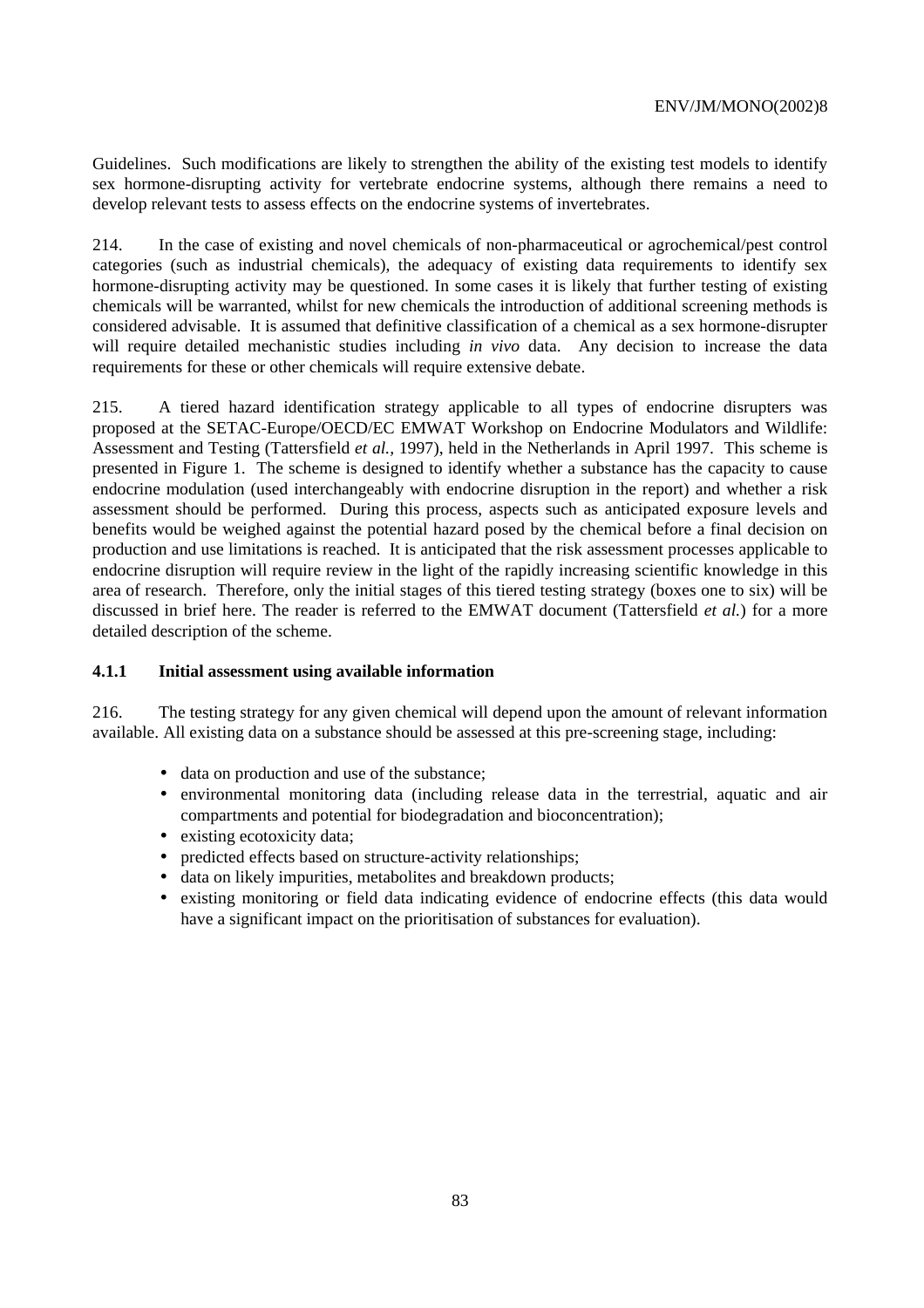Guidelines. Such modifications are likely to strengthen the ability of the existing test models to identify sex hormone-disrupting activity for vertebrate endocrine systems, although there remains a need to develop relevant tests to assess effects on the endocrine systems of invertebrates.

214. In the case of existing and novel chemicals of non-pharmaceutical or agrochemical/pest control categories (such as industrial chemicals), the adequacy of existing data requirements to identify sex hormone-disrupting activity may be questioned. In some cases it is likely that further testing of existing chemicals will be warranted, whilst for new chemicals the introduction of additional screening methods is considered advisable. It is assumed that definitive classification of a chemical as a sex hormone-disrupter will require detailed mechanistic studies including *in vivo* data. Any decision to increase the data requirements for these or other chemicals will require extensive debate.

215. A tiered hazard identification strategy applicable to all types of endocrine disrupters was proposed at the SETAC-Europe/OECD/EC EMWAT Workshop on Endocrine Modulators and Wildlife: Assessment and Testing (Tattersfield *et al.,* 1997), held in the Netherlands in April 1997. This scheme is presented in Figure 1. The scheme is designed to identify whether a substance has the capacity to cause endocrine modulation (used interchangeably with endocrine disruption in the report) and whether a risk assessment should be performed. During this process, aspects such as anticipated exposure levels and benefits would be weighed against the potential hazard posed by the chemical before a final decision on production and use limitations is reached. It is anticipated that the risk assessment processes applicable to endocrine disruption will require review in the light of the rapidly increasing scientific knowledge in this area of research. Therefore, only the initial stages of this tiered testing strategy (boxes one to six) will be discussed in brief here. The reader is referred to the EMWAT document (Tattersfield *et al.*) for a more detailed description of the scheme.

### 4.1.1 Initial assessment using available information

216. The testing strategy for any given chemical will depend upon the amount of relevant information available. All existing data on a substance should be assessed at this pre-screening stage, including:

- data on production and use of the substance;
- environmental monitoring data (including release data in the terrestrial, aquatic and air compartments and potential for biodegradation and bioconcentration);
- existing ecotoxicity data;
- predicted effects based on structure-activity relationships;
- data on likely impurities, metabolites and breakdown products;
- existing monitoring or field data indicating evidence of endocrine effects (this data would have a significant impact on the prioritisation of substances for evaluation).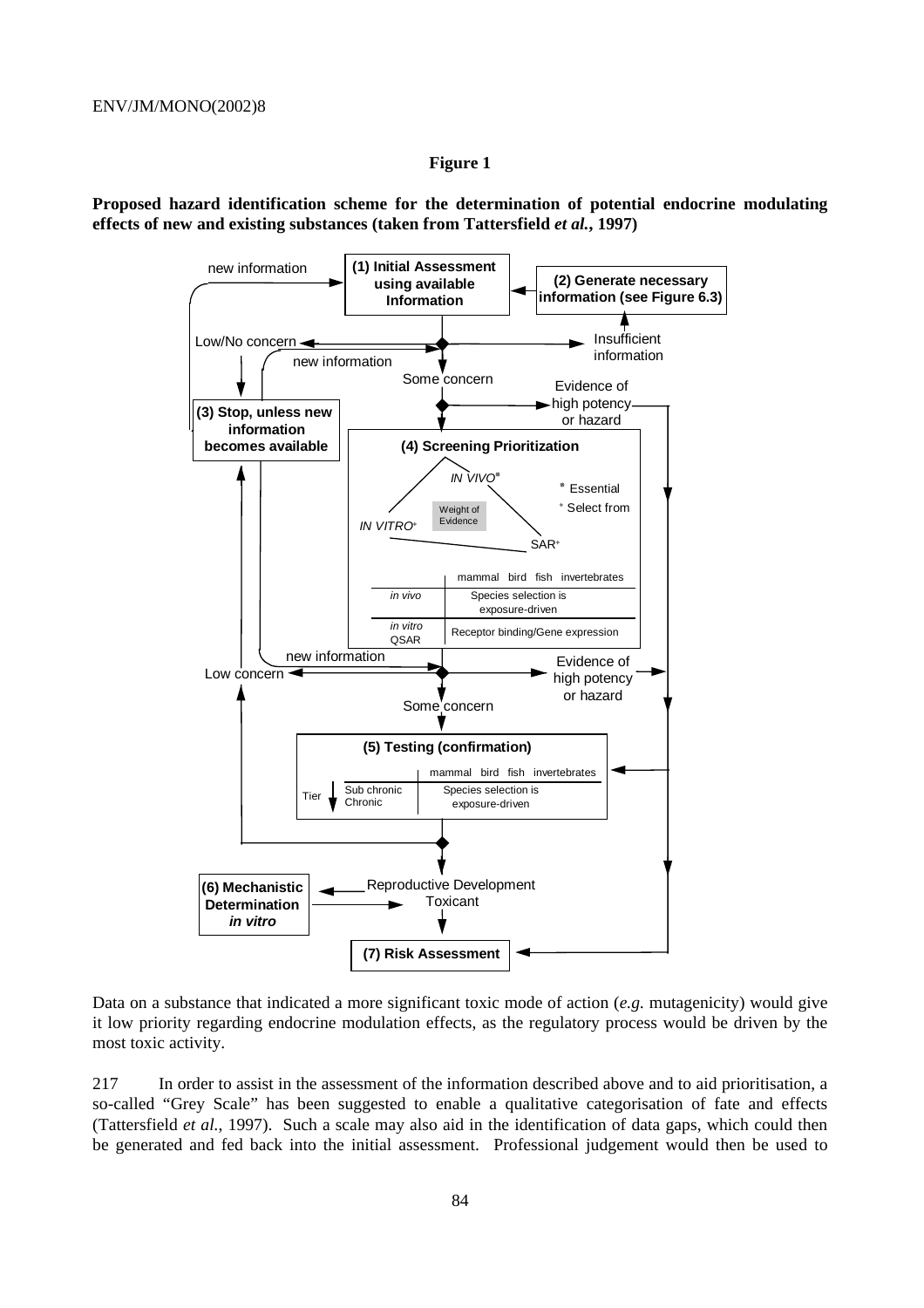**Figure 1**

**Proposed hazard identification scheme for the determination of potential endocrine modulating effects of new and existing substances (taken from Tattersfield *et al.*, 1997)**

Data on a substance that indicated a more significant toxic mode of action (*e.g.* mutagenicity) would give it low priority regarding endocrine modulation effects, as the regulatory process would be driven by the most toxic activity.

217 In order to assist in the assessment of the information described above and to aid prioritisation, a so-called "Grey Scale" has been suggested to enable a qualitative categorisation of fate and effects (Tattersfield *et al.*, 1997). Such a scale may also aid in the identification of data gaps, which could then be generated and fed back into the initial assessment. Professional judgement would then be used to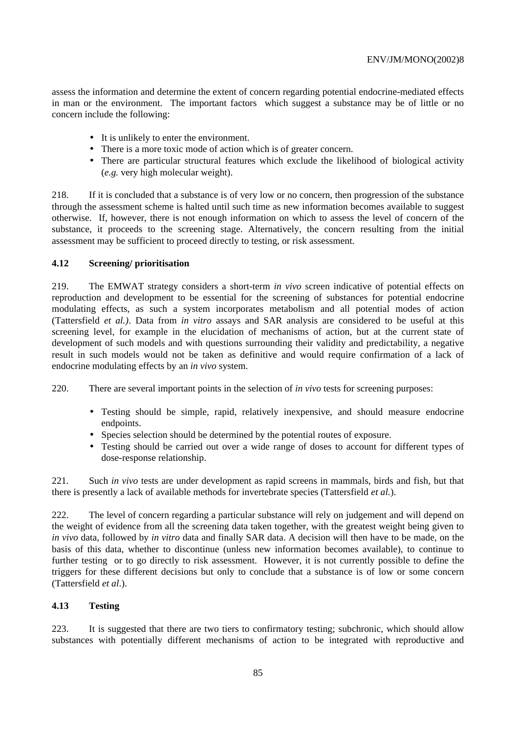assess the information and determine the extent of concern regarding potential endocrine-mediated effects in man or the environment. The important factors which suggest a substance may be of little or no concern include the following:

- It is unlikely to enter the environment.
- There is a more toxic mode of action which is of greater concern.
- There are particular structural features which exclude the likelihood of biological activity (*e.g.* very high molecular weight).

218. If it is concluded that a substance is of very low or no concern, then progression of the substance through the assessment scheme is halted until such time as new information becomes available to suggest otherwise. If, however, there is not enough information on which to assess the level of concern of the substance, it proceeds to the screening stage. Alternatively, the concern resulting from the initial assessment may be sufficient to proceed directly to testing, or risk assessment.

### 4.12 Screening/ prioritisation

219. The EMWAT strategy considers a short-term *in vivo* screen indicative of potential effects on reproduction and development to be essential for the screening of substances for potential endocrine modulating effects, as such a system incorporates metabolism and all potential modes of action (Tattersfield *et al.)*. Data from *in vitro* assays and SAR analysis are considered to be useful at this screening level, for example in the elucidation of mechanisms of action, but at the current state of development of such models and with questions surrounding their validity and predictability, a negative result in such models would not be taken as definitive and would require confirmation of a lack of endocrine modulating effects by an *in vivo* system.

220. There are several important points in the selection of *in vivo* tests for screening purposes:

- Testing should be simple, rapid, relatively inexpensive, and should measure endocrine endpoints.
- Species selection should be determined by the potential routes of exposure.
- Testing should be carried out over a wide range of doses to account for different types of dose-response relationship.

221. Such *in vivo* tests are under development as rapid screens in mammals, birds and fish, but that there is presently a lack of available methods for invertebrate species (Tattersfield *et al.*).

222. The level of concern regarding a particular substance will rely on judgement and will depend on the weight of evidence from all the screening data taken together, with the greatest weight being given to *in vivo* data, followed by *in vitro* data and finally SAR data. A decision will then have to be made, on the basis of this data, whether to discontinue (unless new information becomes available), to continue to further testing or to go directly to risk assessment. However, it is not currently possible to define the triggers for these different decisions but only to conclude that a substance is of low or some concern (Tattersfield *et al*.).

### 4.13 Testing

223. It is suggested that there are two tiers to confirmatory testing; subchronic, which should allow substances with potentially different mechanisms of action to be integrated with reproductive and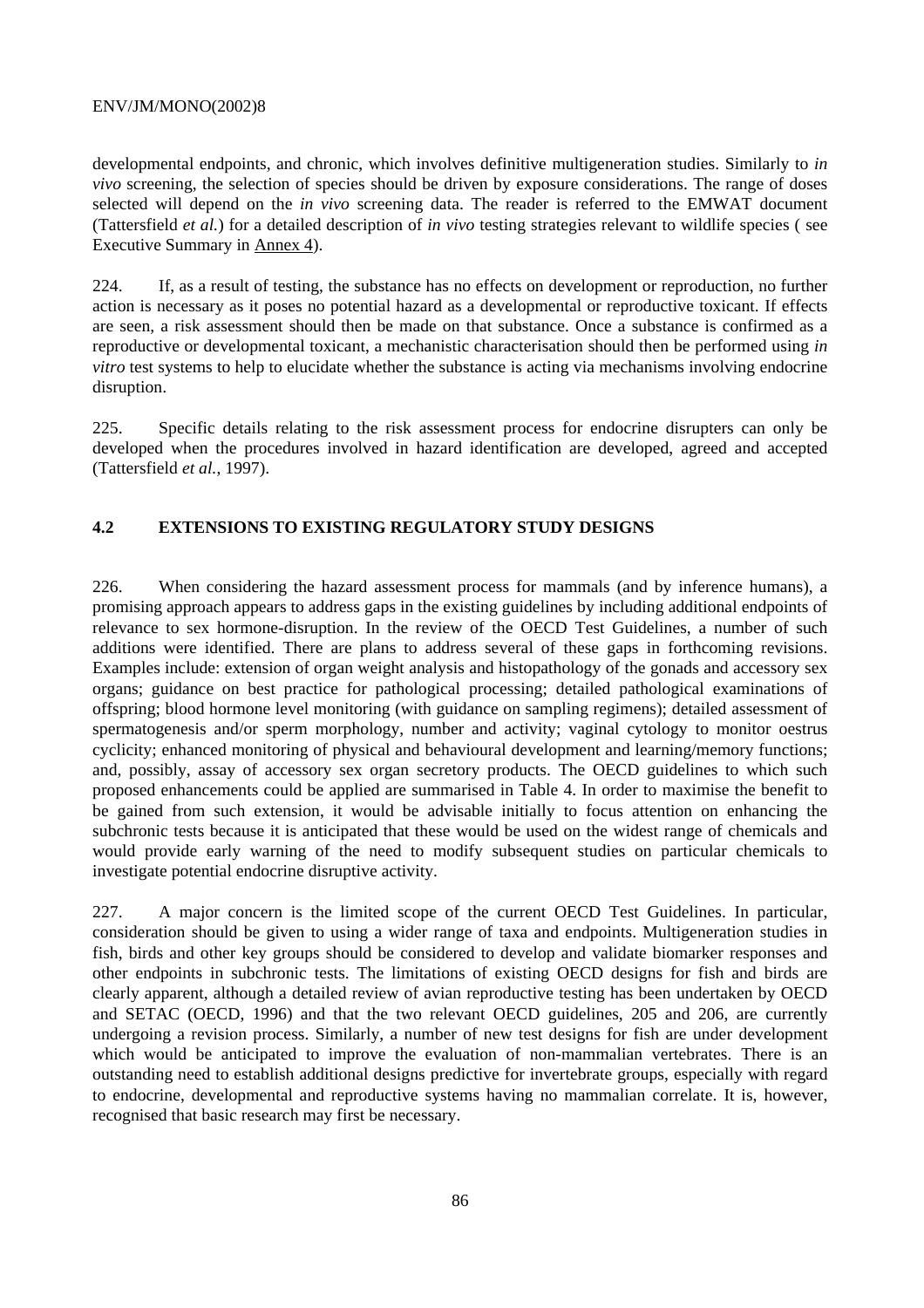developmental endpoints, and chronic, which involves definitive multigeneration studies. Similarly to *in vivo* screening, the selection of species should be driven by exposure considerations. The range of doses selected will depend on the *in vivo* screening data. The reader is referred to the EMWAT document (Tattersfield *et al.*) for a detailed description of *in vivo* testing strategies relevant to wildlife species ( see Executive Summary in Annex 4).

224. If, as a result of testing, the substance has no effects on development or reproduction, no further action is necessary as it poses no potential hazard as a developmental or reproductive toxicant. If effects are seen, a risk assessment should then be made on that substance. Once a substance is confirmed as a reproductive or developmental toxicant, a mechanistic characterisation should then be performed using *in vitro* test systems to help to elucidate whether the substance is acting via mechanisms involving endocrine disruption.

225. Specific details relating to the risk assessment process for endocrine disrupters can only be developed when the procedures involved in hazard identification are developed, agreed and accepted (Tattersfield *et al.*, 1997).

## 4.2 EXTENSIONS TO EXISTING REGULATORY STUDY DESIGNS

226. When considering the hazard assessment process for mammals (and by inference humans), a promising approach appears to address gaps in the existing guidelines by including additional endpoints of relevance to sex hormone-disruption. In the review of the OECD Test Guidelines, a number of such additions were identified. There are plans to address several of these gaps in forthcoming revisions. Examples include: extension of organ weight analysis and histopathology of the gonads and accessory sex organs; guidance on best practice for pathological processing; detailed pathological examinations of offspring; blood hormone level monitoring (with guidance on sampling regimens); detailed assessment of spermatogenesis and/or sperm morphology, number and activity; vaginal cytology to monitor oestrus cyclicity; enhanced monitoring of physical and behavioural development and learning/memory functions; and, possibly, assay of accessory sex organ secretory products. The OECD guidelines to which such proposed enhancements could be applied are summarised in Table 4. In order to maximise the benefit to be gained from such extension, it would be advisable initially to focus attention on enhancing the subchronic tests because it is anticipated that these would be used on the widest range of chemicals and would provide early warning of the need to modify subsequent studies on particular chemicals to investigate potential endocrine disruptive activity.

227. A major concern is the limited scope of the current OECD Test Guidelines. In particular, consideration should be given to using a wider range of taxa and endpoints. Multigeneration studies in fish, birds and other key groups should be considered to develop and validate biomarker responses and other endpoints in subchronic tests. The limitations of existing OECD designs for fish and birds are clearly apparent, although a detailed review of avian reproductive testing has been undertaken by OECD and SETAC (OECD, 1996) and that the two relevant OECD guidelines, 205 and 206, are currently undergoing a revision process. Similarly, a number of new test designs for fish are under development which would be anticipated to improve the evaluation of non-mammalian vertebrates. There is an outstanding need to establish additional designs predictive for invertebrate groups, especially with regard to endocrine, developmental and reproductive systems having no mammalian correlate. It is, however, recognised that basic research may first be necessary.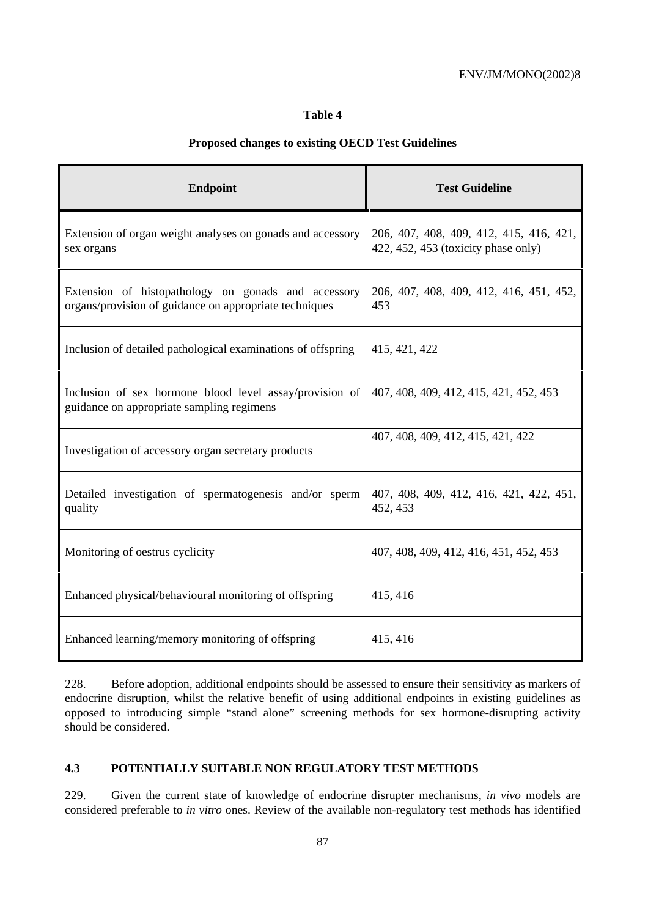**Table 4**

**Proposed changes to existing OECD Test Guidelines**

| Endpoint | Test Guideline |
| --- | --- |
| Extension of organ weight analyses on gonads and accessory sex organs | 206, 407, 408, 409, 412, 415, 416, 421, 422, 452, 453 (toxicity phase only) |
| Extension of histopathology on gonads and accessory organs/provision of guidance on appropriate techniques | 206, 407, 408, 409, 412, 416, 451, 452, 453 |
| Inclusion of detailed pathological examinations of offspring | 415, 421, 422 |
| Inclusion of sex hormone blood level assay/provision of guidance on appropriate sampling regimens | 407, 408, 409, 412, 415, 421, 452, 453 |
| Investigation of accessory organ secretary products | 407, 408, 409, 412, 415, 421, 422 |
| Detailed investigation of spermatogenesis and/or sperm quality | 407, 408, 409, 412, 416, 421, 422, 451, 452, 453 |
| Monitoring of oestrus cyclicity | 407, 408, 409, 412, 416, 451, 452, 453 |
| Enhanced physical/behavioural monitoring of offspring | 415, 416 |
| Enhanced learning/memory monitoring of offspring | 415, 416 |

228. Before adoption, additional endpoints should be assessed to ensure their sensitivity as markers of endocrine disruption, whilst the relative benefit of using additional endpoints in existing guidelines as opposed to introducing simple "stand alone" screening methods for sex hormone-disrupting activity should be considered.

### 4.3 POTENTIALLY SUITABLE NON REGULATORY TEST METHODS

229. Given the current state of knowledge of endocrine disrupter mechanisms, *in vivo* models are considered preferable to *in vitro* ones. Review of the available non-regulatory test methods has identified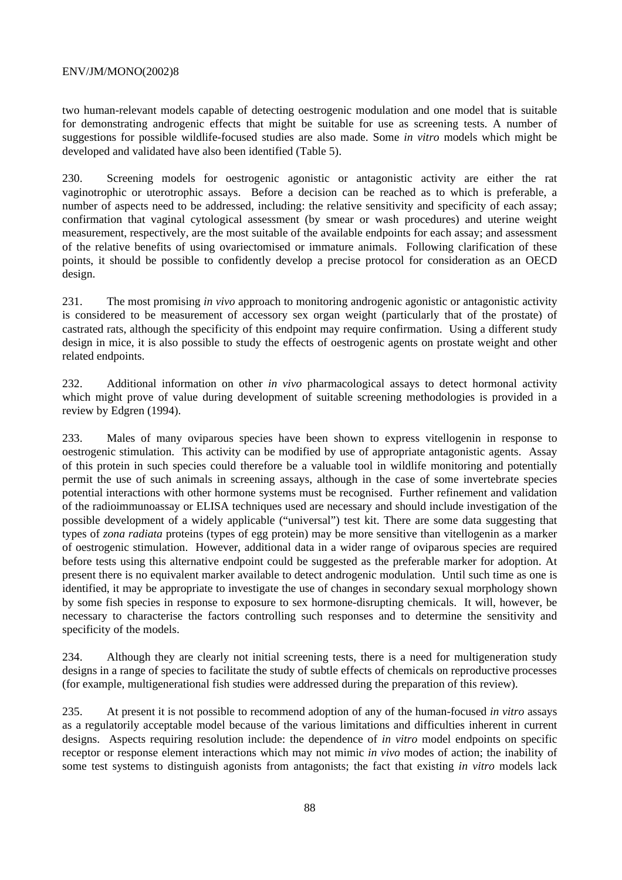two human-relevant models capable of detecting oestrogenic modulation and one model that is suitable for demonstrating androgenic effects that might be suitable for use as screening tests. A number of suggestions for possible wildlife-focused studies are also made. Some *in vitro* models which might be developed and validated have also been identified (Table 5).

230. Screening models for oestrogenic agonistic or antagonistic activity are either the rat vaginotrophic or uterotrophic assays. Before a decision can be reached as to which is preferable, a number of aspects need to be addressed, including: the relative sensitivity and specificity of each assay; confirmation that vaginal cytological assessment (by smear or wash procedures) and uterine weight measurement, respectively, are the most suitable of the available endpoints for each assay; and assessment of the relative benefits of using ovariectomised or immature animals. Following clarification of these points, it should be possible to confidently develop a precise protocol for consideration as an OECD design.

231. The most promising *in vivo* approach to monitoring androgenic agonistic or antagonistic activity is considered to be measurement of accessory sex organ weight (particularly that of the prostate) of castrated rats, although the specificity of this endpoint may require confirmation. Using a different study design in mice, it is also possible to study the effects of oestrogenic agents on prostate weight and other related endpoints.

232. Additional information on other *in vivo* pharmacological assays to detect hormonal activity which might prove of value during development of suitable screening methodologies is provided in a review by Edgren (1994).

233. Males of many oviparous species have been shown to express vitellogenin in response to oestrogenic stimulation. This activity can be modified by use of appropriate antagonistic agents. Assay of this protein in such species could therefore be a valuable tool in wildlife monitoring and potentially permit the use of such animals in screening assays, although in the case of some invertebrate species potential interactions with other hormone systems must be recognised. Further refinement and validation of the radioimmunoassay or ELISA techniques used are necessary and should include investigation of the possible development of a widely applicable ("universal") test kit. There are some data suggesting that types of *zona radiata* proteins (types of egg protein) may be more sensitive than vitellogenin as a marker of oestrogenic stimulation. However, additional data in a wider range of oviparous species are required before tests using this alternative endpoint could be suggested as the preferable marker for adoption. At present there is no equivalent marker available to detect androgenic modulation. Until such time as one is identified, it may be appropriate to investigate the use of changes in secondary sexual morphology shown by some fish species in response to exposure to sex hormone-disrupting chemicals. It will, however, be necessary to characterise the factors controlling such responses and to determine the sensitivity and specificity of the models.

234. Although they are clearly not initial screening tests, there is a need for multigeneration study designs in a range of species to facilitate the study of subtle effects of chemicals on reproductive processes (for example, multigenerational fish studies were addressed during the preparation of this review).

235. At present it is not possible to recommend adoption of any of the human-focused *in vitro* assays as a regulatorily acceptable model because of the various limitations and difficulties inherent in current designs. Aspects requiring resolution include: the dependence of *in vitro* model endpoints on specific receptor or response element interactions which may not mimic *in vivo* modes of action; the inability of some test systems to distinguish agonists from antagonists; the fact that existing *in vitro* models lack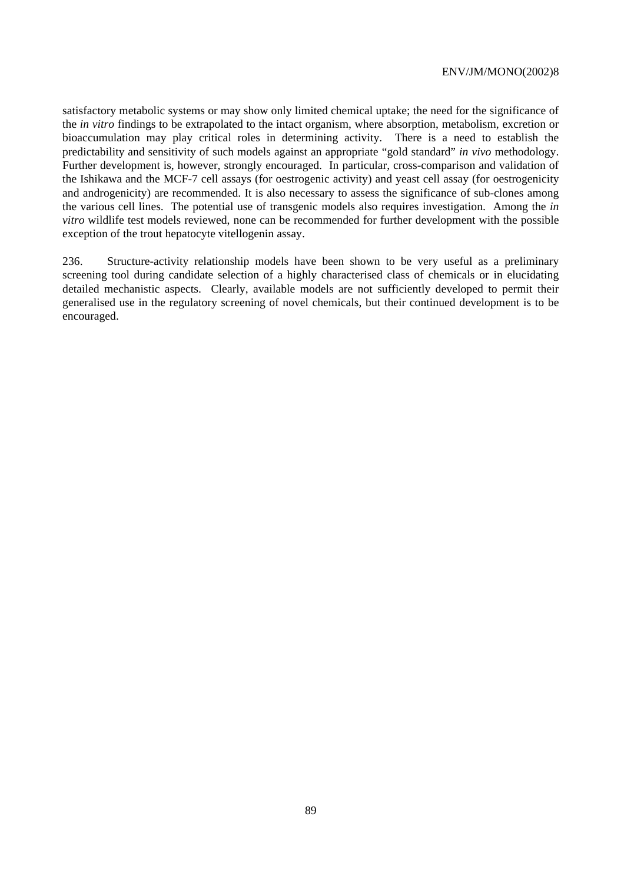satisfactory metabolic systems or may show only limited chemical uptake; the need for the significance of the *in vitro* findings to be extrapolated to the intact organism, where absorption, metabolism, excretion or bioaccumulation may play critical roles in determining activity. There is a need to establish the predictability and sensitivity of such models against an appropriate "gold standard" *in vivo* methodology. Further development is, however, strongly encouraged. In particular, cross-comparison and validation of the Ishikawa and the MCF-7 cell assays (for oestrogenic activity) and yeast cell assay (for oestrogenicity and androgenicity) are recommended. It is also necessary to assess the significance of sub-clones among the various cell lines. The potential use of transgenic models also requires investigation. Among the *in vitro* wildlife test models reviewed, none can be recommended for further development with the possible exception of the trout hepatocyte vitellogenin assay.

236. Structure-activity relationship models have been shown to be very useful as a preliminary screening tool during candidate selection of a highly characterised class of chemicals or in elucidating detailed mechanistic aspects. Clearly, available models are not sufficiently developed to permit their generalised use in the regulatory screening of novel chemicals, but their continued development is to be encouraged.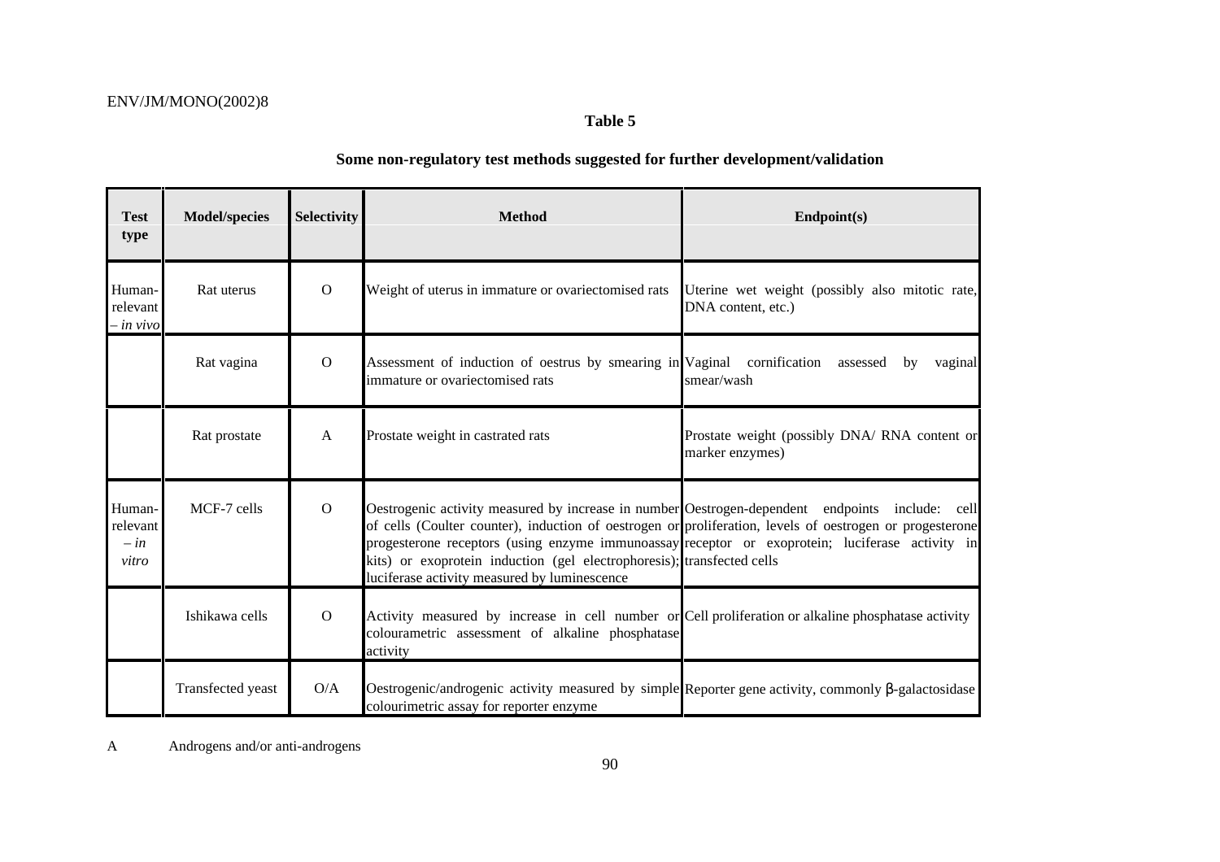**Table 5**

**Some non-regulatory test methods suggested for further development/validation**

| Test type | Model/species | Selectivity | Method | Endpoint(s) |
|---|---|---|---|---|
| Human-relevant – *in vivo* | Rat uterus | O | Weight of uterus in immature or ovariectomised rats | Uterine wet weight (possibly also mitotic rate, DNA content, etc.) |
| | Rat vagina | O | Assessment of induction of oestrus by smearing in immature or ovariectomised rats | Vaginal cornification assessed by vaginal smear/wash |
| | Rat prostate | A | Prostate weight in castrated rats | Prostate weight (possibly DNA/ RNA content or marker enzymes) |
| Human-relevant – *in vitro* | MCF-7 cells | O | Oestrogenic activity measured by increase in number of cells (Coulter counter), induction of oestrogen or progesterone receptors (using enzyme immunoassay kits) or exoprotein induction (gel electrophoresis); luciferase activity measured by luminescence | Oestrogen-dependent endpoints include: cell proliferation, levels of oestrogen or progesterone receptor or exoprotein; luciferase activity in transfected cells |
| | Ishikawa cells | O | Activity measured by increase in cell number or colourametric assessment of alkaline phosphatase activity | Cell proliferation or alkaline phosphatase activity |
| | Transfected yeast | O/A | Oestrogenic/androgenic activity measured by simple colourimetric assay for reporter enzyme | Reporter gene activity, commonly β-galactosidase |

A Androgens and/or anti-androgens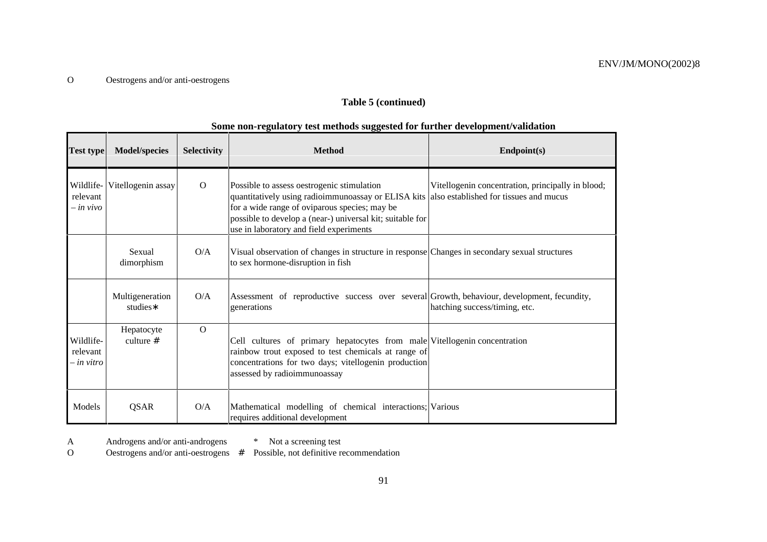O Oestrogens and/or anti-oestrogens

**Table 5 (continued)**

**Some non-regulatory test methods suggested for further development/validation**

| Test type | Model/species | Selectivity | Method | Endpoint(s) |
|---|---|---|---|---|
| Wildlife-relevant *– in vivo* | Vitellogenin assay | O | Possible to assess oestrogenic stimulation quantitatively using radioimmunoassay or ELISA kits for a wide range of oviparous species; may be possible to develop a (near-) universal kit; suitable for use in laboratory and field experiments | Vitellogenin concentration, principally in blood; also established for tissues and mucus |
| | Sexual dimorphism | O/A | Visual observation of changes in structure in response to sex hormone-disruption in fish | Changes in secondary sexual structures |
| | Multigeneration studies* | O/A | Assessment of reproductive success over several generations | Growth, behaviour, development, fecundity, hatching success/timing, etc. |
| Wildlife-relevant *– in vitro* | Hepatocyte culture # | O | Cell cultures of primary hepatocytes from male rainbow trout exposed to test chemicals at range of concentrations for two days; vitellogenin production assessed by radioimmunoassay | Vitellogenin concentration |
| Models | QSAR | O/A | Mathematical modelling of chemical interactions; requires additional development | Various |

A Androgens and/or anti-androgens * Not a screening test

O Oestrogens and/or anti-oestrogens # Possible, not definitive recommendation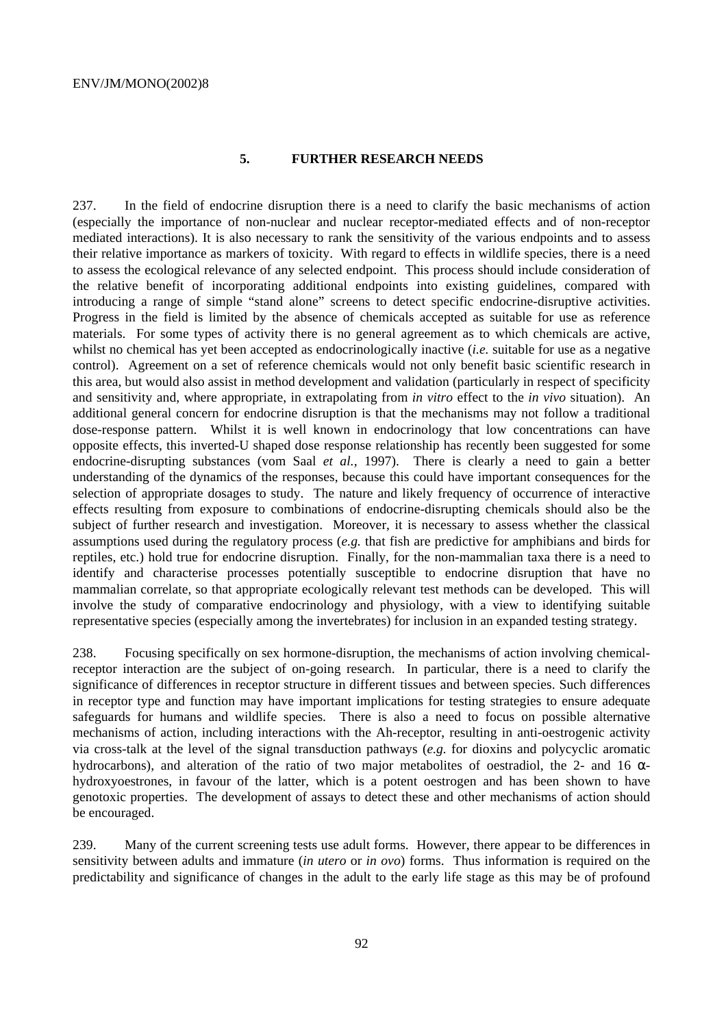## 5. FURTHER RESEARCH NEEDS

237. In the field of endocrine disruption there is a need to clarify the basic mechanisms of action (especially the importance of non-nuclear and nuclear receptor-mediated effects and of non-receptor mediated interactions). It is also necessary to rank the sensitivity of the various endpoints and to assess their relative importance as markers of toxicity. With regard to effects in wildlife species, there is a need to assess the ecological relevance of any selected endpoint. This process should include consideration of the relative benefit of incorporating additional endpoints into existing guidelines, compared with introducing a range of simple "stand alone" screens to detect specific endocrine-disruptive activities. Progress in the field is limited by the absence of chemicals accepted as suitable for use as reference materials. For some types of activity there is no general agreement as to which chemicals are active, whilst no chemical has yet been accepted as endocrinologically inactive (*i.e.* suitable for use as a negative control). Agreement on a set of reference chemicals would not only benefit basic scientific research in this area, but would also assist in method development and validation (particularly in respect of specificity and sensitivity and, where appropriate, in extrapolating from *in vitro* effect to the *in vivo* situation). An additional general concern for endocrine disruption is that the mechanisms may not follow a traditional dose-response pattern. Whilst it is well known in endocrinology that low concentrations can have opposite effects, this inverted-U shaped dose response relationship has recently been suggested for some endocrine-disrupting substances (vom Saal *et al.*, 1997). There is clearly a need to gain a better understanding of the dynamics of the responses, because this could have important consequences for the selection of appropriate dosages to study. The nature and likely frequency of occurrence of interactive effects resulting from exposure to combinations of endocrine-disrupting chemicals should also be the subject of further research and investigation. Moreover, it is necessary to assess whether the classical assumptions used during the regulatory process (*e.g.* that fish are predictive for amphibians and birds for reptiles, etc.) hold true for endocrine disruption. Finally, for the non-mammalian taxa there is a need to identify and characterise processes potentially susceptible to endocrine disruption that have no mammalian correlate, so that appropriate ecologically relevant test methods can be developed. This will involve the study of comparative endocrinology and physiology, with a view to identifying suitable representative species (especially among the invertebrates) for inclusion in an expanded testing strategy.

238. Focusing specifically on sex hormone-disruption, the mechanisms of action involving chemical-receptor interaction are the subject of on-going research. In particular, there is a need to clarify the significance of differences in receptor structure in different tissues and between species. Such differences in receptor type and function may have important implications for testing strategies to ensure adequate safeguards for humans and wildlife species. There is also a need to focus on possible alternative mechanisms of action, including interactions with the Ah-receptor, resulting in anti-oestrogenic activity via cross-talk at the level of the signal transduction pathways (*e.g.* for dioxins and polycyclic aromatic hydrocarbons), and alteration of the ratio of two major metabolites of oestradiol, the 2- and 16 $\alpha$-hydroxyoestrones, in favour of the latter, which is a potent oestrogen and has been shown to have genotoxic properties. The development of assays to detect these and other mechanisms of action should be encouraged.

239. Many of the current screening tests use adult forms. However, there appear to be differences in sensitivity between adults and immature (*in utero* or *in ovo*) forms. Thus information is required on the predictability and significance of changes in the adult to the early life stage as this may be of profound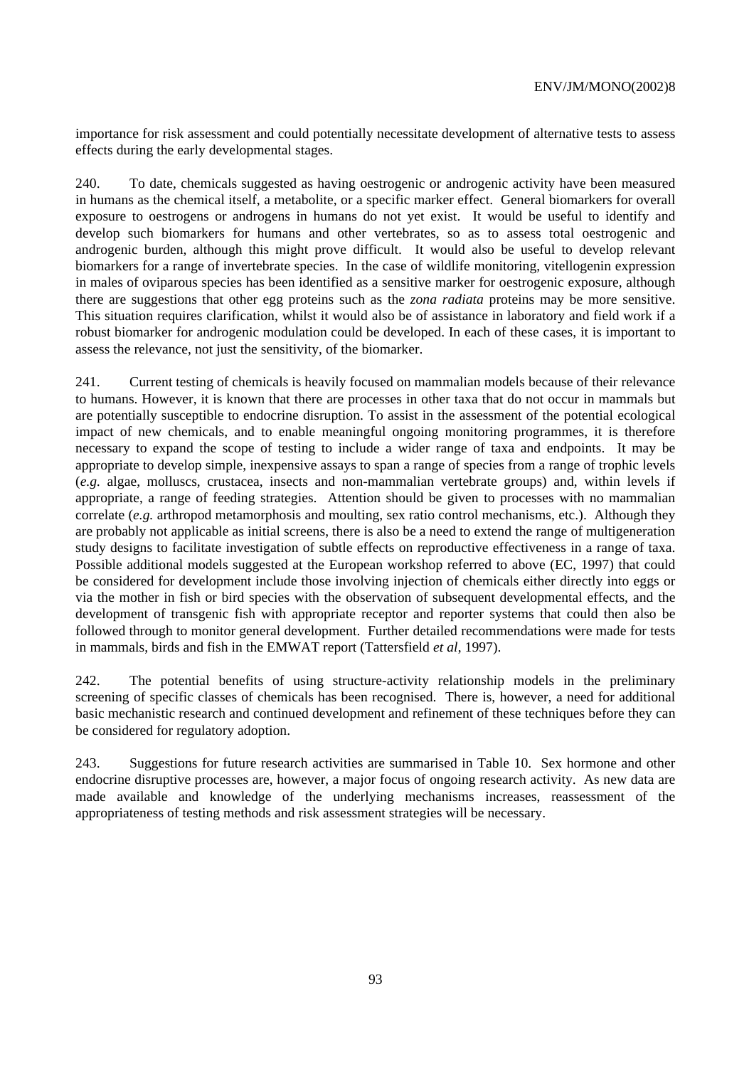importance for risk assessment and could potentially necessitate development of alternative tests to assess effects during the early developmental stages.

240. To date, chemicals suggested as having oestrogenic or androgenic activity have been measured in humans as the chemical itself, a metabolite, or a specific marker effect. General biomarkers for overall exposure to oestrogens or androgens in humans do not yet exist. It would be useful to identify and develop such biomarkers for humans and other vertebrates, so as to assess total oestrogenic and androgenic burden, although this might prove difficult. It would also be useful to develop relevant biomarkers for a range of invertebrate species. In the case of wildlife monitoring, vitellogenin expression in males of oviparous species has been identified as a sensitive marker for oestrogenic exposure, although there are suggestions that other egg proteins such as the *zona radiata* proteins may be more sensitive. This situation requires clarification, whilst it would also be of assistance in laboratory and field work if a robust biomarker for androgenic modulation could be developed. In each of these cases, it is important to assess the relevance, not just the sensitivity, of the biomarker.

241. Current testing of chemicals is heavily focused on mammalian models because of their relevance to humans. However, it is known that there are processes in other taxa that do not occur in mammals but are potentially susceptible to endocrine disruption. To assist in the assessment of the potential ecological impact of new chemicals, and to enable meaningful ongoing monitoring programmes, it is therefore necessary to expand the scope of testing to include a wider range of taxa and endpoints. It may be appropriate to develop simple, inexpensive assays to span a range of species from a range of trophic levels (*e.g.* algae, molluscs, crustacea, insects and non-mammalian vertebrate groups) and, within levels if appropriate, a range of feeding strategies. Attention should be given to processes with no mammalian correlate (*e.g.* arthropod metamorphosis and moulting, sex ratio control mechanisms, etc.). Although they are probably not applicable as initial screens, there is also be a need to extend the range of multigeneration study designs to facilitate investigation of subtle effects on reproductive effectiveness in a range of taxa. Possible additional models suggested at the European workshop referred to above (EC, 1997) that could be considered for development include those involving injection of chemicals either directly into eggs or via the mother in fish or bird species with the observation of subsequent developmental effects, and the development of transgenic fish with appropriate receptor and reporter systems that could then also be followed through to monitor general development. Further detailed recommendations were made for tests in mammals, birds and fish in the EMWAT report (Tattersfield *et al*, 1997).

242. The potential benefits of using structure-activity relationship models in the preliminary screening of specific classes of chemicals has been recognised. There is, however, a need for additional basic mechanistic research and continued development and refinement of these techniques before they can be considered for regulatory adoption.

243. Suggestions for future research activities are summarised in Table 10. Sex hormone and other endocrine disruptive processes are, however, a major focus of ongoing research activity. As new data are made available and knowledge of the underlying mechanisms increases, reassessment of the appropriateness of testing methods and risk assessment strategies will be necessary.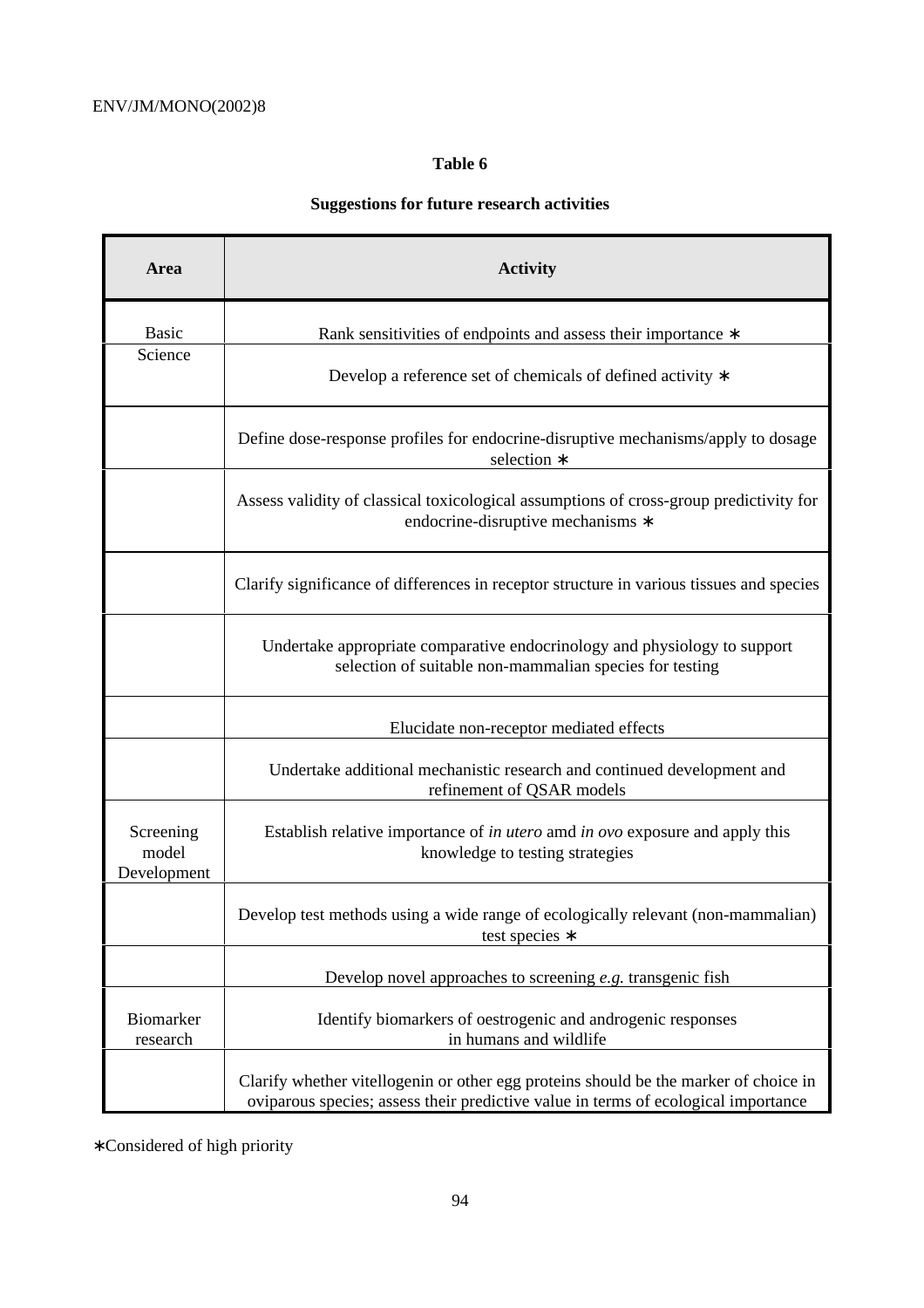**Table 6**

**Suggestions for future research activities**

| Area | Activity |
|---|---|
| Basic Science | Rank sensitivities of endpoints and assess their importance ∗ |
| | Develop a reference set of chemicals of defined activity ∗ |
| | Define dose-response profiles for endocrine-disruptive mechanisms/apply to dosage selection ∗ |
| | Assess validity of classical toxicological assumptions of cross-group predictivity for endocrine-disruptive mechanisms ∗ |
| | Clarify significance of differences in receptor structure in various tissues and species |
| | Undertake appropriate comparative endocrinology and physiology to support selection of suitable non-mammalian species for testing |
| | Elucidate non-receptor mediated effects |
| | Undertake additional mechanistic research and continued development and refinement of QSAR models |
| Screening model Development | Establish relative importance of *in utero* amd *in ovo* exposure and apply this knowledge to testing strategies |
| | Develop test methods using a wide range of ecologically relevant (non-mammalian) test species ∗ |
| | Develop novel approaches to screening *e.g.* transgenic fish |
| Biomarker research | Identify biomarkers of oestrogenic and androgenic responses in humans and wildlife |
| | Clarify whether vitellogenin or other egg proteins should be the marker of choice in oviparous species; assess their predictive value in terms of ecological importance |

∗Considered of high priority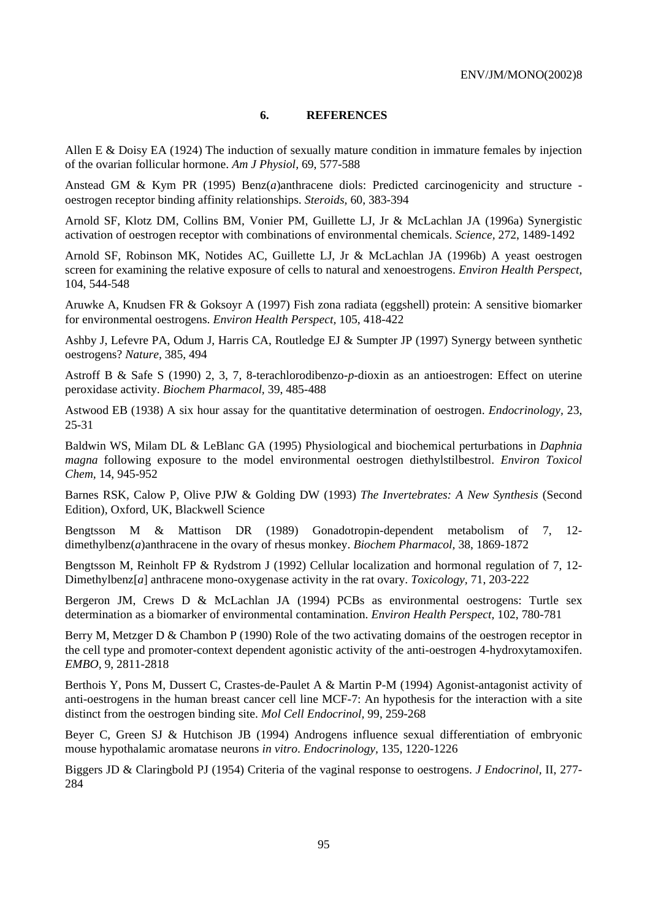## 6. REFERENCES

Allen E & Doisy EA (1924) The induction of sexually mature condition in immature females by injection of the ovarian follicular hormone. *Am J Physiol,* 69, 577-588

Anstead GM & Kym PR (1995) Benz(*a*)anthracene diols: Predicted carcinogenicity and structure - oestrogen receptor binding affinity relationships. *Steroids,* 60, 383-394

Arnold SF, Klotz DM, Collins BM, Vonier PM, Guillette LJ, Jr & McLachlan JA (1996a) Synergistic activation of oestrogen receptor with combinations of environmental chemicals. *Science,* 272, 1489-1492

Arnold SF, Robinson MK, Notides AC, Guillette LJ, Jr & McLachlan JA (1996b) A yeast oestrogen screen for examining the relative exposure of cells to natural and xenoestrogens. *Environ Health Perspect,* 104, 544-548

Aruwke A, Knudsen FR & Goksoyr A (1997) Fish zona radiata (eggshell) protein: A sensitive biomarker for environmental oestrogens. *Environ Health Perspect,* 105, 418-422

Ashby J, Lefevre PA, Odum J, Harris CA, Routledge EJ & Sumpter JP (1997) Synergy between synthetic oestrogens? *Nature,* 385, 494

Astroff B & Safe S (1990) 2, 3, 7, 8-terachlorodibenzo-*p*-dioxin as an antioestrogen: Effect on uterine peroxidase activity. *Biochem Pharmacol,* 39, 485-488

Astwood EB (1938) A six hour assay for the quantitative determination of oestrogen. *Endocrinology,* 23, 25-31

Baldwin WS, Milam DL & LeBlanc GA (1995) Physiological and biochemical perturbations in *Daphnia magna* following exposure to the model environmental oestrogen diethylstilbestrol. *Environ Toxicol Chem,* 14, 945-952

Barnes RSK, Calow P, Olive PJW & Golding DW (1993) *The Invertebrates: A New Synthesis* (Second Edition), Oxford, UK, Blackwell Science

Bengtsson M & Mattison DR (1989) Gonadotropin-dependent metabolism of 7, 12-dimethylbenz(*a*)anthracene in the ovary of rhesus monkey. *Biochem Pharmacol,* 38, 1869-1872

Bengtsson M, Reinholt FP & Rydstrom J (1992) Cellular localization and hormonal regulation of 7, 12-Dimethylbenz[*a*] anthracene mono-oxygenase activity in the rat ovary. *Toxicology,* 71, 203-222

Bergeron JM, Crews D & McLachlan JA (1994) PCBs as environmental oestrogens: Turtle sex determination as a biomarker of environmental contamination. *Environ Health Perspect,* 102, 780-781

Berry M, Metzger D & Chambon P (1990) Role of the two activating domains of the oestrogen receptor in the cell type and promoter-context dependent agonistic activity of the anti-oestrogen 4-hydroxytamoxifen. *EMBO,* 9, 2811-2818

Berthois Y, Pons M, Dussert C, Crastes-de-Paulet A & Martin P-M (1994) Agonist-antagonist activity of anti-oestrogens in the human breast cancer cell line MCF-7: An hypothesis for the interaction with a site distinct from the oestrogen binding site. *Mol Cell Endocrinol,* 99, 259-268

Beyer C, Green SJ & Hutchison JB (1994) Androgens influence sexual differentiation of embryonic mouse hypothalamic aromatase neurons *in vitro*. *Endocrinology,* 135, 1220-1226

Biggers JD & Claringbold PJ (1954) Criteria of the vaginal response to oestrogens. *J Endocrinol,* II, 277-284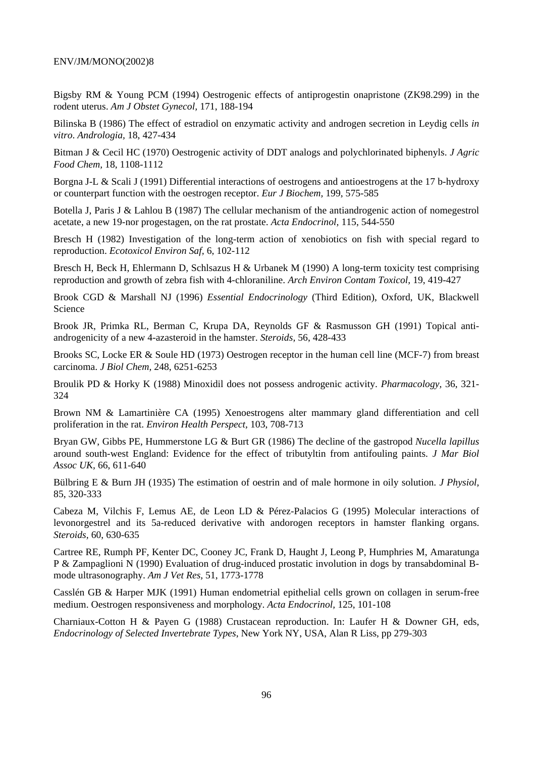Bigsby RM & Young PCM (1994) Oestrogenic effects of antiprogestin onapristone (ZK98.299) in the rodent uterus. *Am J Obstet Gynecol,* 171, 188-194

Bilinska B (1986) The effect of estradiol on enzymatic activity and androgen secretion in Leydig cells *in vitro*. *Andrologia,* 18, 427-434

Bitman J & Cecil HC (1970) Oestrogenic activity of DDT analogs and polychlorinated biphenyls. *J Agric Food Chem,* 18, 1108-1112

Borgna J-L & Scali J (1991) Differential interactions of oestrogens and antioestrogens at the 17 b-hydroxy or counterpart function with the oestrogen receptor. *Eur J Biochem,* 199, 575-585

Botella J, Paris J & Lahlou B (1987) The cellular mechanism of the antiandrogenic action of nomegestrol acetate, a new 19-nor progestagen, on the rat prostate. *Acta Endocrinol,* 115, 544-550

Bresch H (1982) Investigation of the long-term action of xenobiotics on fish with special regard to reproduction. *Ecotoxicol Environ Saf,* 6, 102-112

Bresch H, Beck H, Ehlermann D, Schlsazus H & Urbanek M (1990) A long-term toxicity test comprising reproduction and growth of zebra fish with 4-chloraniline. *Arch Environ Contam Toxicol,* 19, 419-427

Brook CGD & Marshall NJ (1996) *Essential Endocrinology* (Third Edition), Oxford, UK, Blackwell Science

Brook JR, Primka RL, Berman C, Krupa DA, Reynolds GF & Rasmusson GH (1991) Topical anti-androgenicity of a new 4-azasteroid in the hamster. *Steroids,* 56, 428-433

Brooks SC, Locke ER & Soule HD (1973) Oestrogen receptor in the human cell line (MCF-7) from breast carcinoma. *J Biol Chem,* 248, 6251-6253

Broulik PD & Horky K (1988) Minoxidil does not possess androgenic activity. *Pharmacology,* 36, 321-324

Brown NM & Lamartinière CA (1995) Xenoestrogens alter mammary gland differentiation and cell proliferation in the rat. *Environ Health Perspect,* 103, 708-713

Bryan GW, Gibbs PE, Hummerstone LG & Burt GR (1986) The decline of the gastropod *Nucella lapillus* around south-west England: Evidence for the effect of tributyltin from antifouling paints. *J Mar Biol Assoc UK,* 66, 611-640

Bülbring E & Burn JH (1935) The estimation of oestrin and of male hormone in oily solution. *J Physiol,* 85, 320-333

Cabeza M, Vilchis F, Lemus AE, de Leon LD & Pérez-Palacios G (1995) Molecular interactions of levonorgestrel and its 5a-reduced derivative with andorogen receptors in hamster flanking organs. *Steroids,* 60, 630-635

Cartree RE, Rumph PF, Kenter DC, Cooney JC, Frank D, Haught J, Leong P, Humphries M, Amaratunga P & Zampaglioni N (1990) Evaluation of drug-induced prostatic involution in dogs by transabdominal B-mode ultrasonography. *Am J Vet Res,* 51, 1773-1778

Casslén GB & Harper MJK (1991) Human endometrial epithelial cells grown on collagen in serum-free medium. Oestrogen responsiveness and morphology. *Acta Endocrinol,* 125, 101-108

Charniaux-Cotton H & Payen G (1988) Crustacean reproduction. In: Laufer H & Downer GH, eds, *Endocrinology of Selected Invertebrate Types*, New York NY, USA, Alan R Liss, pp 279-303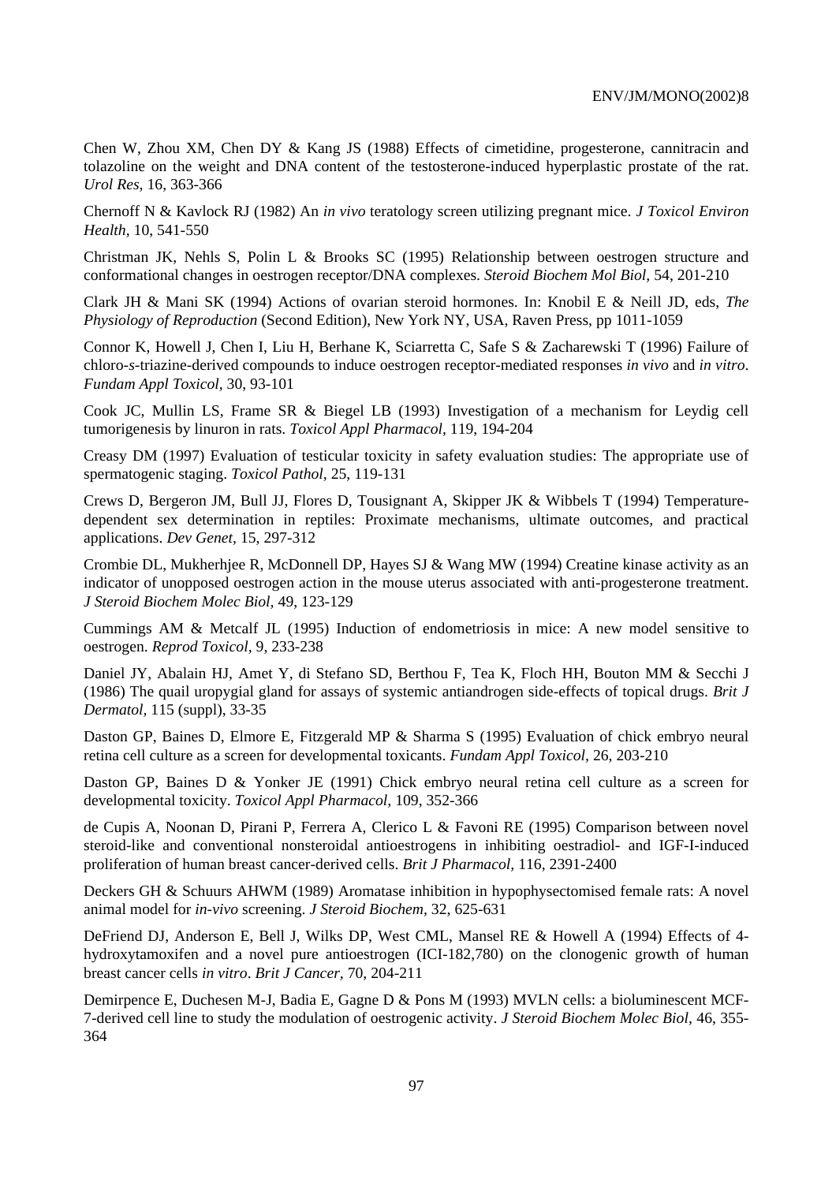Chen W, Zhou XM, Chen DY & Kang JS (1988) Effects of cimetidine, progesterone, cannitracin and tolazoline on the weight and DNA content of the testosterone-induced hyperplastic prostate of the rat. *Urol Res,* 16, 363-366

Chernoff N & Kavlock RJ (1982) An *in vivo* teratology screen utilizing pregnant mice. *J Toxicol Environ Health,* 10, 541-550

Christman JK, Nehls S, Polin L & Brooks SC (1995) Relationship between oestrogen structure and conformational changes in oestrogen receptor/DNA complexes. *Steroid Biochem Mol Biol,* 54, 201-210

Clark JH & Mani SK (1994) Actions of ovarian steroid hormones. In: Knobil E & Neill JD, eds, *The Physiology of Reproduction* (Second Edition), New York NY, USA, Raven Press, pp 1011-1059

Connor K, Howell J, Chen I, Liu H, Berhane K, Sciarretta C, Safe S & Zacharewski T (1996) Failure of chloro-*s*-triazine-derived compounds to induce oestrogen receptor-mediated responses *in vivo* and *in vitro*. *Fundam Appl Toxicol,* 30, 93-101

Cook JC, Mullin LS, Frame SR & Biegel LB (1993) Investigation of a mechanism for Leydig cell tumorigenesis by linuron in rats. *Toxicol Appl Pharmacol,* 119, 194-204

Creasy DM (1997) Evaluation of testicular toxicity in safety evaluation studies: The appropriate use of spermatogenic staging. *Toxicol Pathol,* 25, 119-131

Crews D, Bergeron JM, Bull JJ, Flores D, Tousignant A, Skipper JK & Wibbels T (1994) Temperature-dependent sex determination in reptiles: Proximate mechanisms, ultimate outcomes, and practical applications. *Dev Genet,* 15, 297-312

Crombie DL, Mukherhjee R, McDonnell DP, Hayes SJ & Wang MW (1994) Creatine kinase activity as an indicator of unopposed oestrogen action in the mouse uterus associated with anti-progesterone treatment. *J Steroid Biochem Molec Biol,* 49, 123-129

Cummings AM & Metcalf JL (1995) Induction of endometriosis in mice: A new model sensitive to oestrogen. *Reprod Toxicol,* 9, 233-238

Daniel JY, Abalain HJ, Amet Y, di Stefano SD, Berthou F, Tea K, Floch HH, Bouton MM & Secchi J (1986) The quail uropygial gland for assays of systemic antiandrogen side-effects of topical drugs. *Brit J Dermatol,* 115 (suppl), 33-35

Daston GP, Baines D, Elmore E, Fitzgerald MP & Sharma S (1995) Evaluation of chick embryo neural retina cell culture as a screen for developmental toxicants. *Fundam Appl Toxicol,* 26, 203-210

Daston GP, Baines D & Yonker JE (1991) Chick embryo neural retina cell culture as a screen for developmental toxicity. *Toxicol Appl Pharmacol,* 109, 352-366

de Cupis A, Noonan D, Pirani P, Ferrera A, Clerico L & Favoni RE (1995) Comparison between novel steroid-like and conventional nonsteroidal antioestrogens in inhibiting oestradiol- and IGF-I-induced proliferation of human breast cancer-derived cells. *Brit J Pharmacol,* 116, 2391-2400

Deckers GH & Schuurs AHWM (1989) Aromatase inhibition in hypophysectomised female rats: A novel animal model for *in-vivo* screening. *J Steroid Biochem,* 32, 625-631

DeFriend DJ, Anderson E, Bell J, Wilks DP, West CML, Mansel RE & Howell A (1994) Effects of 4-hydroxytamoxifen and a novel pure antioestrogen (ICI-182,780) on the clonogenic growth of human breast cancer cells *in vitro*. *Brit J Cancer,* 70, 204-211

Demirpence E, Duchesen M-J, Badia E, Gagne D & Pons M (1993) MVLN cells: a bioluminescent MCF-7-derived cell line to study the modulation of oestrogenic activity. *J Steroid Biochem Molec Biol,* 46, 355-364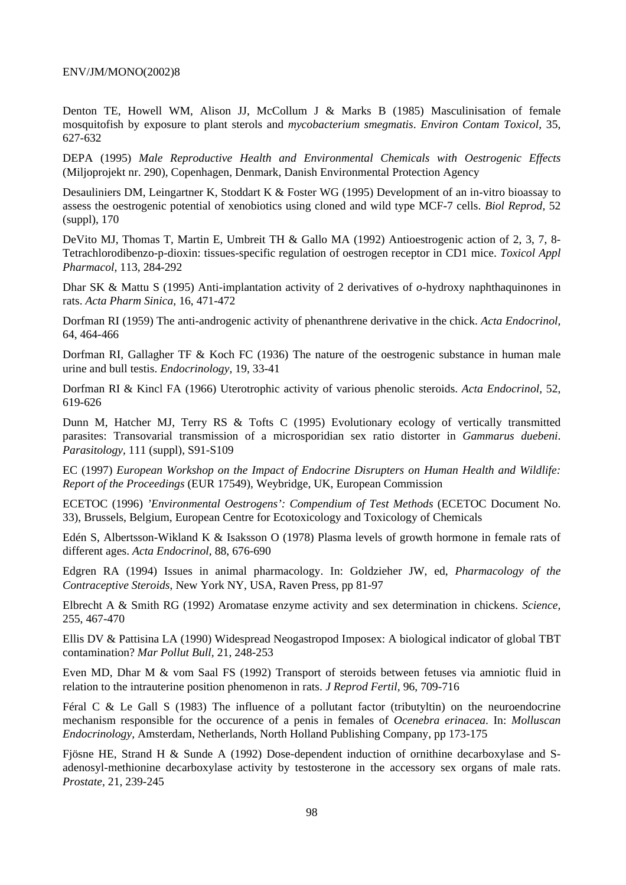Denton TE, Howell WM, Alison JJ, McCollum J & Marks B (1985) Masculinisation of female mosquitofish by exposure to plant sterols and *mycobacterium smegmatis*. *Environ Contam Toxicol,* 35, 627-632

DEPA (1995) *Male Reproductive Health and Environmental Chemicals with Oestrogenic Effects* (Miljoprojekt nr. 290), Copenhagen, Denmark, Danish Environmental Protection Agency

Desauliniers DM, Leingartner K, Stoddart K & Foster WG (1995) Development of an in-vitro bioassay to assess the oestrogenic potential of xenobiotics using cloned and wild type MCF-7 cells. *Biol Reprod,* 52 (suppl), 170

DeVito MJ, Thomas T, Martin E, Umbreit TH & Gallo MA (1992) Antioestrogenic action of 2, 3, 7, 8-Tetrachlorodibenzo-p-dioxin: tissues-specific regulation of oestrogen receptor in CD1 mice. *Toxicol Appl Pharmacol,* 113, 284-292

Dhar SK & Mattu S (1995) Anti-implantation activity of 2 derivatives of *o*-hydroxy naphthaquinones in rats. *Acta Pharm Sinica,* 16, 471-472

Dorfman RI (1959) The anti-androgenic activity of phenanthrene derivative in the chick. *Acta Endocrinol,* 64, 464-466

Dorfman RI, Gallagher TF & Koch FC (1936) The nature of the oestrogenic substance in human male urine and bull testis. *Endocrinology,* 19, 33-41

Dorfman RI & Kincl FA (1966) Uterotrophic activity of various phenolic steroids. *Acta Endocrinol,* 52, 619-626

Dunn M, Hatcher MJ, Terry RS & Tofts C (1995) Evolutionary ecology of vertically transmitted parasites: Transovarial transmission of a microsporidian sex ratio distorter in *Gammarus duebeni*. *Parasitology,* 111 (suppl), S91-S109

EC (1997) *European Workshop on the Impact of Endocrine Disrupters on Human Health and Wildlife: Report of the Proceedings* (EUR 17549), Weybridge, UK, European Commission

ECETOC (1996) *'Environmental Oestrogens': Compendium of Test Methods* (ECETOC Document No. 33), Brussels, Belgium, European Centre for Ecotoxicology and Toxicology of Chemicals

Edén S, Albertsson-Wikland K & Isaksson O (1978) Plasma levels of growth hormone in female rats of different ages. *Acta Endocrinol,* 88, 676-690

Edgren RA (1994) Issues in animal pharmacology. In: Goldzieher JW, ed, *Pharmacology of the Contraceptive Steroids,* New York NY, USA, Raven Press, pp 81-97

Elbrecht A & Smith RG (1992) Aromatase enzyme activity and sex determination in chickens. *Science,* 255, 467-470

Ellis DV & Pattisina LA (1990) Widespread Neogastropod Imposex: A biological indicator of global TBT contamination? *Mar Pollut Bull,* 21, 248-253

Even MD, Dhar M & vom Saal FS (1992) Transport of steroids between fetuses via amniotic fluid in relation to the intrauterine position phenomenon in rats. *J Reprod Fertil,* 96, 709-716

Féral C & Le Gall S (1983) The influence of a pollutant factor (tributyltin) on the neuroendocrine mechanism responsible for the occurence of a penis in females of *Ocenebra erinacea*. In: *Molluscan Endocrinology,* Amsterdam, Netherlands, North Holland Publishing Company, pp 173-175

Fjösne HE, Strand H & Sunde A (1992) Dose-dependent induction of ornithine decarboxylase and S-adenosyl-methionine decarboxylase activity by testosterone in the accessory sex organs of male rats. *Prostate,* 21, 239-245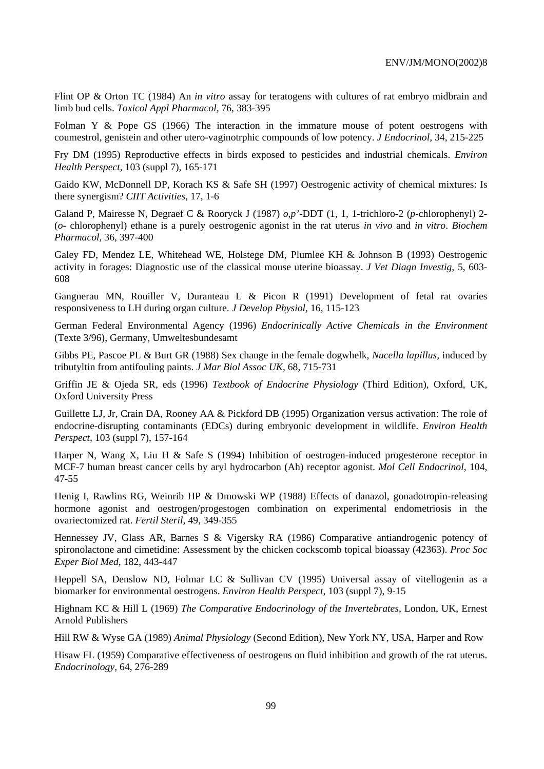Flint OP & Orton TC (1984) An *in vitro* assay for teratogens with cultures of rat embryo midbrain and limb bud cells. *Toxicol Appl Pharmacol,* 76, 383-395

Folman Y & Pope GS (1966) The interaction in the immature mouse of potent oestrogens with coumestrol, genistein and other utero-vaginotrphic compounds of low potency. *J Endocrinol,* 34, 215-225

Fry DM (1995) Reproductive effects in birds exposed to pesticides and industrial chemicals. *Environ Health Perspect,* 103 (suppl 7), 165-171

Gaido KW, McDonnell DP, Korach KS & Safe SH (1997) Oestrogenic activity of chemical mixtures: Is there synergism? *CIIT Activities,* 17, 1-6

Galand P, Mairesse N, Degraef C & Rooryck J (1987) *o,p'*-DDT (1, 1, 1-trichloro-2 (*p*-chlorophenyl) 2-(*o*- chlorophenyl) ethane is a purely oestrogenic agonist in the rat uterus *in vivo* and *in vitro*. *Biochem Pharmacol,* 36, 397-400

Galey FD, Mendez LE, Whitehead WE, Holstege DM, Plumlee KH & Johnson B (1993) Oestrogenic activity in forages: Diagnostic use of the classical mouse uterine bioassay. *J Vet Diagn Investig,* 5, 603-608

Gangnerau MN, Rouiller V, Duranteau L & Picon R (1991) Development of fetal rat ovaries responsiveness to LH during organ culture. *J Develop Physiol,* 16, 115-123

German Federal Environmental Agency (1996) *Endocrinically Active Chemicals in the Environment* (Texte 3/96), Germany, Umweltesbundesamt

Gibbs PE, Pascoe PL & Burt GR (1988) Sex change in the female dogwhelk, *Nucella lapillus*, induced by tributyltin from antifouling paints. *J Mar Biol Assoc UK,* 68, 715-731

Griffin JE & Ojeda SR, eds (1996) *Textbook of Endocrine Physiology* (Third Edition), Oxford, UK, Oxford University Press

Guillette LJ, Jr, Crain DA, Rooney AA & Pickford DB (1995) Organization versus activation: The role of endocrine-disrupting contaminants (EDCs) during embryonic development in wildlife. *Environ Health Perspect,* 103 (suppl 7), 157-164

Harper N, Wang X, Liu H & Safe S (1994) Inhibition of oestrogen-induced progesterone receptor in MCF-7 human breast cancer cells by aryl hydrocarbon (Ah) receptor agonist. *Mol Cell Endocrinol,* 104, 47-55

Henig I, Rawlins RG, Weinrib HP & Dmowski WP (1988) Effects of danazol, gonadotropin-releasing hormone agonist and oestrogen/progestogen combination on experimental endometriosis in the ovariectomized rat. *Fertil Steril,* 49, 349-355

Hennessey JV, Glass AR, Barnes S & Vigersky RA (1986) Comparative antiandrogenic potency of spironolactone and cimetidine: Assessment by the chicken cockscomb topical bioassay (42363). *Proc Soc Exper Biol Med,* 182, 443-447

Heppell SA, Denslow ND, Folmar LC & Sullivan CV (1995) Universal assay of vitellogenin as a biomarker for environmental oestrogens. *Environ Health Perspect,* 103 (suppl 7), 9-15

Highnam KC & Hill L (1969) *The Comparative Endocrinology of the Invertebrates*, London, UK, Ernest Arnold Publishers

Hill RW & Wyse GA (1989) *Animal Physiology* (Second Edition), New York NY, USA, Harper and Row

Hisaw FL (1959) Comparative effectiveness of oestrogens on fluid inhibition and growth of the rat uterus. *Endocrinology,* 64, 276-289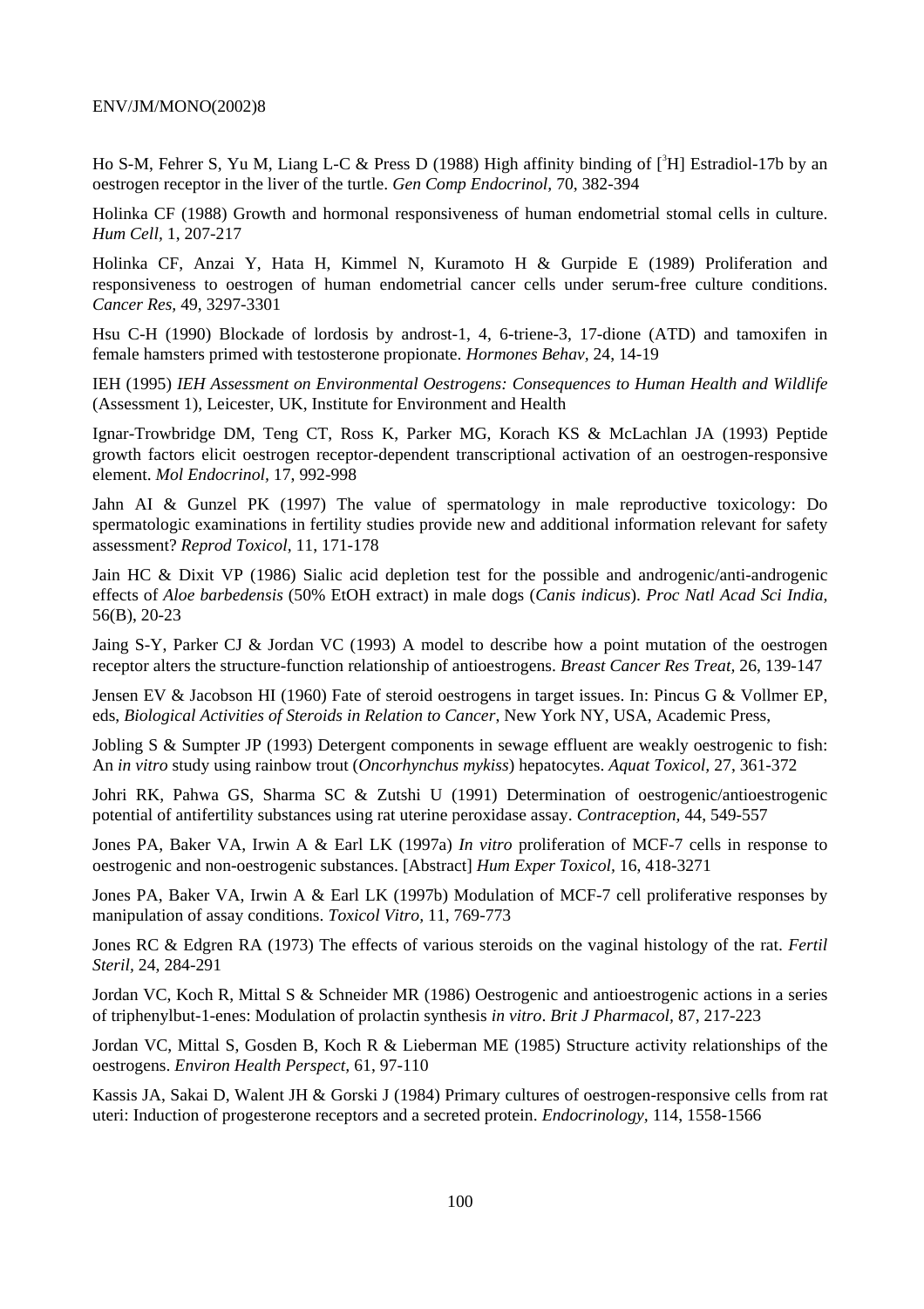Ho S-M, Fehrer S, Yu M, Liang L-C & Press D (1988) High affinity binding of [$^3$H] Estradiol-17b by an oestrogen receptor in the liver of the turtle. *Gen Comp Endocrinol,* 70, 382-394

Holinka CF (1988) Growth and hormonal responsiveness of human endometrial stomal cells in culture. *Hum Cell*, 1, 207-217

Holinka CF, Anzai Y, Hata H, Kimmel N, Kuramoto H & Gurpide E (1989) Proliferation and responsiveness to oestrogen of human endometrial cancer cells under serum-free culture conditions. *Cancer Res*, 49, 3297-3301

Hsu C-H (1990) Blockade of lordosis by androst-1, 4, 6-triene-3, 17-dione (ATD) and tamoxifen in female hamsters primed with testosterone propionate. *Hormones Behav*, 24, 14-19

IEH (1995) *IEH Assessment on Environmental Oestrogens: Consequences to Human Health and Wildlife* (Assessment 1), Leicester, UK, Institute for Environment and Health

Ignar-Trowbridge DM, Teng CT, Ross K, Parker MG, Korach KS & McLachlan JA (1993) Peptide growth factors elicit oestrogen receptor-dependent transcriptional activation of an oestrogen-responsive element. *Mol Endocrinol*, 17, 992-998

Jahn AI & Gunzel PK (1997) The value of spermatology in male reproductive toxicology: Do spermatologic examinations in fertility studies provide new and additional information relevant for safety assessment? *Reprod Toxicol*, 11, 171-178

Jain HC & Dixit VP (1986) Sialic acid depletion test for the possible and androgenic/anti-androgenic effects of *Aloe barbedensis* (50% EtOH extract) in male dogs (*Canis indicus*). *Proc Natl Acad Sci India,* 56(B), 20-23

Jaing S-Y, Parker CJ & Jordan VC (1993) A model to describe how a point mutation of the oestrogen receptor alters the structure-function relationship of antioestrogens. *Breast Cancer Res Treat*, 26, 139-147

Jensen EV & Jacobson HI (1960) Fate of steroid oestrogens in target issues. In: Pincus G & Vollmer EP, eds, *Biological Activities of Steroids in Relation to Cancer*, New York NY, USA, Academic Press,

Jobling S & Sumpter JP (1993) Detergent components in sewage effluent are weakly oestrogenic to fish: An *in vitro* study using rainbow trout (*Oncorhynchus mykiss*) hepatocytes. *Aquat Toxicol*, 27, 361-372

Johri RK, Pahwa GS, Sharma SC & Zutshi U (1991) Determination of oestrogenic/antioestrogenic potential of antifertility substances using rat uterine peroxidase assay. *Contraception,* 44, 549-557

Jones PA, Baker VA, Irwin A & Earl LK (1997a) *In vitro* proliferation of MCF-7 cells in response to oestrogenic and non-oestrogenic substances. [Abstract] *Hum Exper Toxicol,* 16, 418-3271

Jones PA, Baker VA, Irwin A & Earl LK (1997b) Modulation of MCF-7 cell proliferative responses by manipulation of assay conditions. *Toxicol Vitro,* 11, 769-773

Jones RC & Edgren RA (1973) The effects of various steroids on the vaginal histology of the rat. *Fertil Steril,* 24, 284-291

Jordan VC, Koch R, Mittal S & Schneider MR (1986) Oestrogenic and antioestrogenic actions in a series of triphenylbut-1-enes: Modulation of prolactin synthesis *in vitro*. *Brit J Pharmacol,* 87, 217-223

Jordan VC, Mittal S, Gosden B, Koch R & Lieberman ME (1985) Structure activity relationships of the oestrogens. *Environ Health Perspect,* 61, 97-110

Kassis JA, Sakai D, Walent JH & Gorski J (1984) Primary cultures of oestrogen-responsive cells from rat uteri: Induction of progesterone receptors and a secreted protein. *Endocrinology,* 114, 1558-1566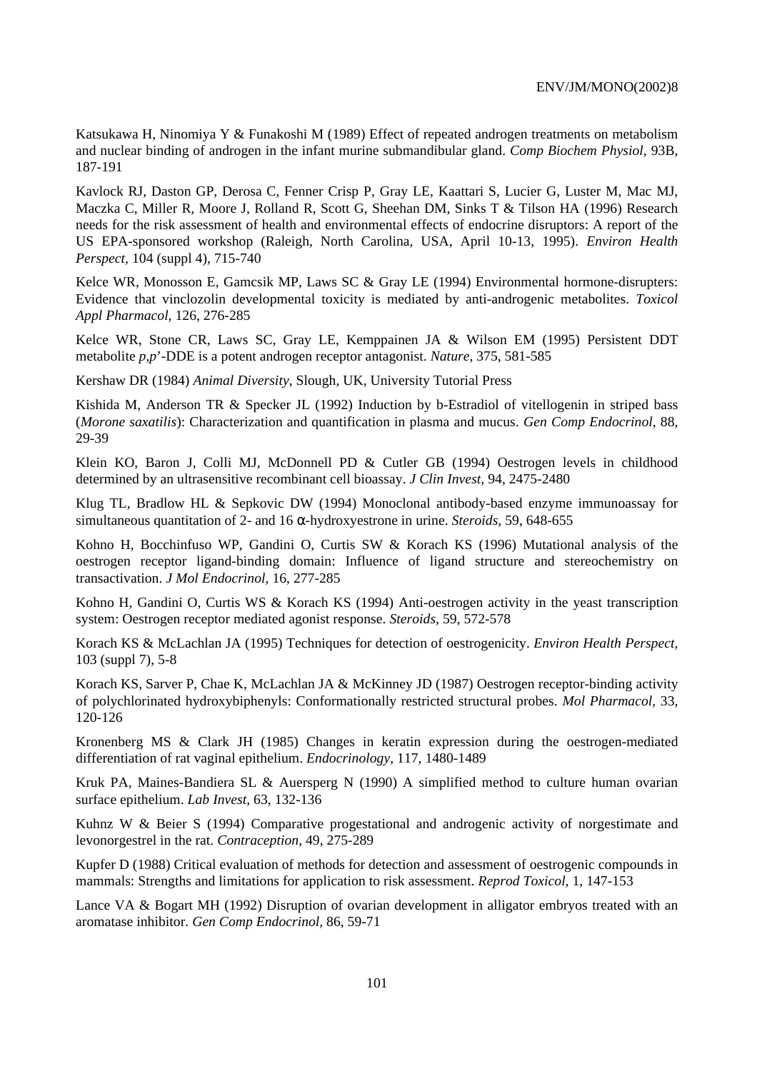Katsukawa H, Ninomiya Y & Funakoshi M (1989) Effect of repeated androgen treatments on metabolism and nuclear binding of androgen in the infant murine submandibular gland. *Comp Biochem Physiol,* 93B, 187-191

Kavlock RJ, Daston GP, Derosa C, Fenner Crisp P, Gray LE, Kaattari S, Lucier G, Luster M, Mac MJ, Maczka C, Miller R, Moore J, Rolland R, Scott G, Sheehan DM, Sinks T & Tilson HA (1996) Research needs for the risk assessment of health and environmental effects of endocrine disruptors: A report of the US EPA-sponsored workshop (Raleigh, North Carolina, USA, April 10-13, 1995). *Environ Health Perspect,* 104 (suppl 4), 715-740

Kelce WR, Monosson E, Gamcsik MP, Laws SC & Gray LE (1994) Environmental hormone-disrupters: Evidence that vinclozolin developmental toxicity is mediated by anti-androgenic metabolites. *Toxicol Appl Pharmacol,* 126, 276-285

Kelce WR, Stone CR, Laws SC, Gray LE, Kemppainen JA & Wilson EM (1995) Persistent DDT metabolite *p,p*'-DDE is a potent androgen receptor antagonist. *Nature,* 375, 581-585

Kershaw DR (1984) *Animal Diversity*, Slough, UK, University Tutorial Press

Kishida M, Anderson TR & Specker JL (1992) Induction by b-Estradiol of vitellogenin in striped bass (*Morone saxatilis*): Characterization and quantification in plasma and mucus. *Gen Comp Endocrinol*, 88, 29-39

Klein KO, Baron J, Colli MJ, McDonnell PD & Cutler GB (1994) Oestrogen levels in childhood determined by an ultrasensitive recombinant cell bioassay. *J Clin Invest,* 94, 2475-2480

Klug TL, Bradlow HL & Sepkovic DW (1994) Monoclonal antibody-based enzyme immunoassay for simultaneous quantitation of 2- and 16 α-hydroxyestrone in urine. *Steroids,* 59, 648-655

Kohno H, Bocchinfuso WP, Gandini O, Curtis SW & Korach KS (1996) Mutational analysis of the oestrogen receptor ligand-binding domain: Influence of ligand structure and stereochemistry on transactivation. *J Mol Endocrinol,* 16, 277-285

Kohno H, Gandini O, Curtis WS & Korach KS (1994) Anti-oestrogen activity in the yeast transcription system: Oestrogen receptor mediated agonist response. *Steroids,* 59, 572-578

Korach KS & McLachlan JA (1995) Techniques for detection of oestrogenicity. *Environ Health Perspect,* 103 (suppl 7), 5-8

Korach KS, Sarver P, Chae K, McLachlan JA & McKinney JD (1987) Oestrogen receptor-binding activity of polychlorinated hydroxybiphenyls: Conformationally restricted structural probes. *Mol Pharmacol,* 33, 120-126

Kronenberg MS & Clark JH (1985) Changes in keratin expression during the oestrogen-mediated differentiation of rat vaginal epithelium. *Endocrinology,* 117, 1480-1489

Kruk PA, Maines-Bandiera SL & Auersperg N (1990) A simplified method to culture human ovarian surface epithelium. *Lab Invest,* 63, 132-136

Kuhnz W & Beier S (1994) Comparative progestational and androgenic activity of norgestimate and levonorgestrel in the rat. *Contraception,* 49, 275-289

Kupfer D (1988) Critical evaluation of methods for detection and assessment of oestrogenic compounds in mammals: Strengths and limitations for application to risk assessment. *Reprod Toxicol,* 1, 147-153

Lance VA & Bogart MH (1992) Disruption of ovarian development in alligator embryos treated with an aromatase inhibitor. *Gen Comp Endocrinol,* 86, 59-71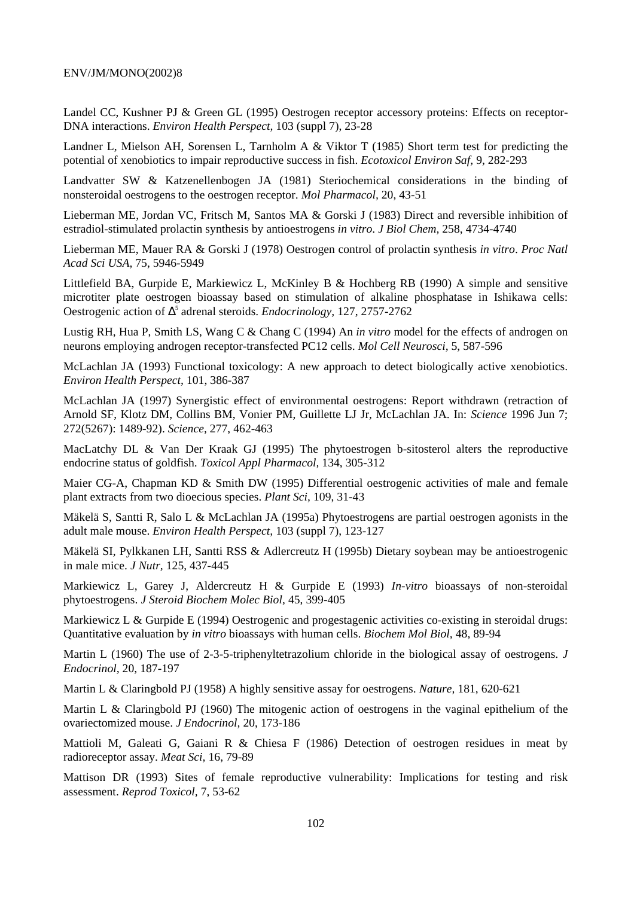Landel CC, Kushner PJ & Green GL (1995) Oestrogen receptor accessory proteins: Effects on receptor-DNA interactions. *Environ Health Perspect,* 103 (suppl 7), 23-28

Landner L, Mielson AH, Sorensen L, Tarnholm A & Viktor T (1985) Short term test for predicting the potential of xenobiotics to impair reproductive success in fish. *Ecotoxicol Environ Saf,* 9, 282-293

Landvatter SW & Katzenellenbogen JA (1981) Steriochemical considerations in the binding of nonsteroidal oestrogens to the oestrogen receptor. *Mol Pharmacol,* 20, 43-51

Lieberman ME, Jordan VC, Fritsch M, Santos MA & Gorski J (1983) Direct and reversible inhibition of estradiol-stimulated prolactin synthesis by antioestrogens *in vitro*. *J Biol Chem,* 258, 4734-4740

Lieberman ME, Mauer RA & Gorski J (1978) Oestrogen control of prolactin synthesis *in vitro*. *Proc Natl Acad Sci USA,* 75, 5946-5949

Littlefield BA, Gurpide E, Markiewicz L, McKinley B & Hochberg RB (1990) A simple and sensitive microtiter plate oestrogen bioassay based on stimulation of alkaline phosphatase in Ishikawa cells: Oestrogenic action of $\Delta^5$ adrenal steroids. *Endocrinology,* 127, 2757-2762

Lustig RH, Hua P, Smith LS, Wang C & Chang C (1994) An *in vitro* model for the effects of androgen on neurons employing androgen receptor-transfected PC12 cells. *Mol Cell Neurosci,* 5, 587-596

McLachlan JA (1993) Functional toxicology: A new approach to detect biologically active xenobiotics. *Environ Health Perspect,* 101, 386-387

McLachlan JA (1997) Synergistic effect of environmental oestrogens: Report withdrawn (retraction of Arnold SF, Klotz DM, Collins BM, Vonier PM, Guillette LJ Jr, McLachlan JA. In: *Science* 1996 Jun 7; 272(5267): 1489-92). *Science,* 277, 462-463

MacLatchy DL & Van Der Kraak GJ (1995) The phytoestrogen b-sitosterol alters the reproductive endocrine status of goldfish. *Toxicol Appl Pharmacol,* 134, 305-312

Maier CG-A, Chapman KD & Smith DW (1995) Differential oestrogenic activities of male and female plant extracts from two dioecious species. *Plant Sci,* 109, 31-43

Mäkelä S, Santti R, Salo L & McLachlan JA (1995a) Phytoestrogens are partial oestrogen agonists in the adult male mouse. *Environ Health Perspect,* 103 (suppl 7), 123-127

Mäkelä SI, Pylkkanen LH, Santti RSS & Adlercreutz H (1995b) Dietary soybean may be antioestrogenic in male mice. *J Nutr,* 125, 437-445

Markiewicz L, Garey J, Aldercreutz H & Gurpide E (1993) *In-vitro* bioassays of non-steroidal phytoestrogens. *J Steroid Biochem Molec Biol,* 45, 399-405

Markiewicz L & Gurpide E (1994) Oestrogenic and progestagenic activities co-existing in steroidal drugs: Quantitative evaluation by *in vitro* bioassays with human cells. *Biochem Mol Biol,* 48, 89-94

Martin L (1960) The use of 2-3-5-triphenyltetrazolium chloride in the biological assay of oestrogens. *J Endocrinol,* 20, 187-197

Martin L & Claringbold PJ (1958) A highly sensitive assay for oestrogens. *Nature,* 181, 620-621

Martin L & Claringbold PJ (1960) The mitogenic action of oestrogens in the vaginal epithelium of the ovariectomized mouse. *J Endocrinol,* 20, 173-186

Mattioli M, Galeati G, Gaiani R & Chiesa F (1986) Detection of oestrogen residues in meat by radioreceptor assay. *Meat Sci,* 16, 79-89

Mattison DR (1993) Sites of female reproductive vulnerability: Implications for testing and risk assessment. *Reprod Toxicol,* 7, 53-62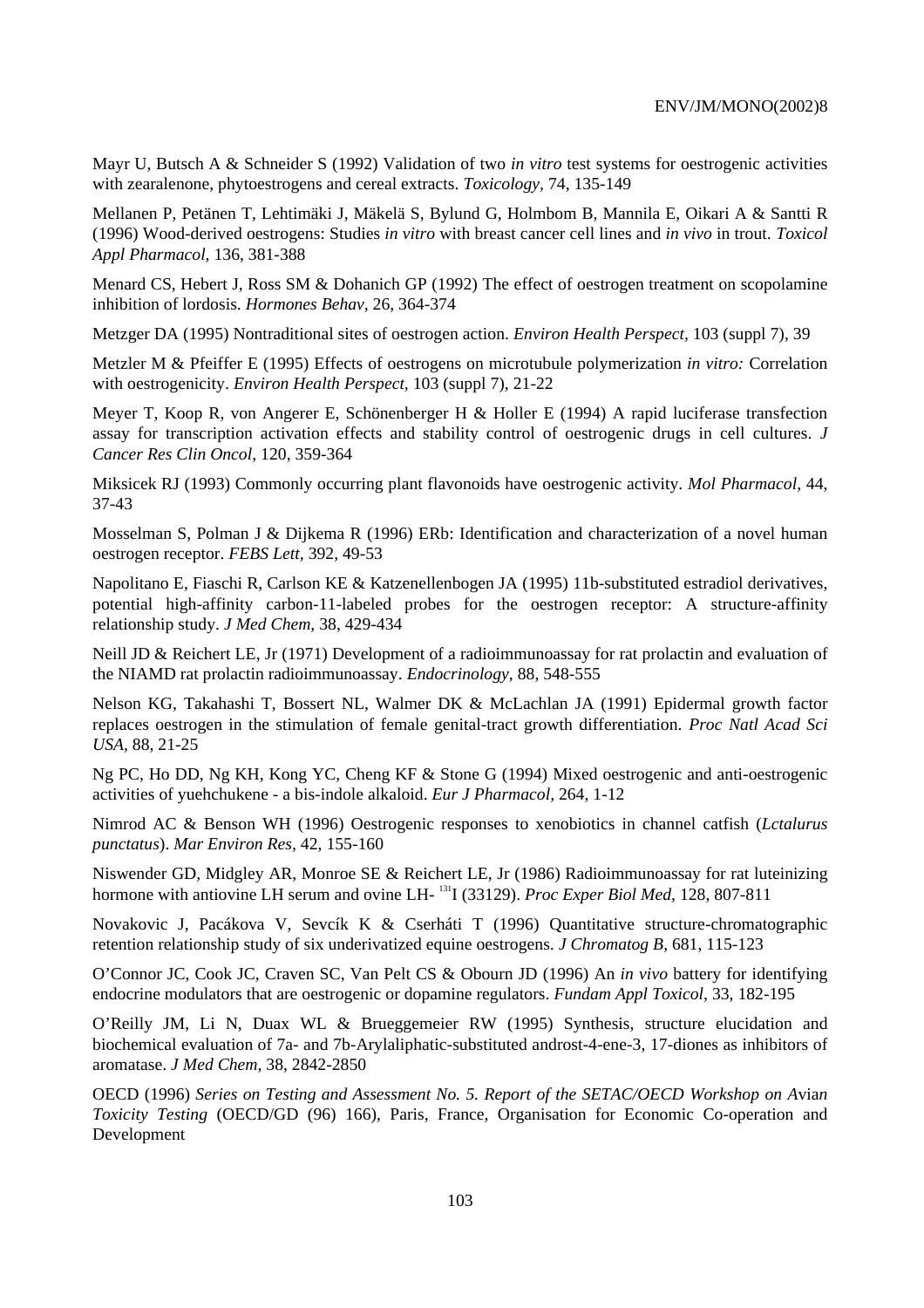Mayr U, Butsch A & Schneider S (1992) Validation of two *in vitro* test systems for oestrogenic activities with zearalenone, phytoestrogens and cereal extracts. *Toxicology,* 74, 135-149

Mellanen P, Petänen T, Lehtimäki J, Mäkelä S, Bylund G, Holmbom B, Mannila E, Oikari A & Santti R (1996) Wood-derived oestrogens: Studies *in vitro* with breast cancer cell lines and *in vivo* in trout. *Toxicol Appl Pharmacol,* 136, 381-388

Menard CS, Hebert J, Ross SM & Dohanich GP (1992) The effect of oestrogen treatment on scopolamine inhibition of lordosis. *Hormones Behav,* 26, 364-374

Metzger DA (1995) Nontraditional sites of oestrogen action. *Environ Health Perspect,* 103 (suppl 7), 39

Metzler M & Pfeiffer E (1995) Effects of oestrogens on microtubule polymerization *in vitro:* Correlation with oestrogenicity. *Environ Health Perspect,* 103 (suppl 7), 21-22

Meyer T, Koop R, von Angerer E, Schönenberger H & Holler E (1994) A rapid luciferase transfection assay for transcription activation effects and stability control of oestrogenic drugs in cell cultures. *J Cancer Res Clin Oncol,* 120, 359-364

Miksicek RJ (1993) Commonly occurring plant flavonoids have oestrogenic activity. *Mol Pharmacol,* 44, 37-43

Mosselman S, Polman J & Dijkema R (1996) ERb: Identification and characterization of a novel human oestrogen receptor. *FEBS Lett,* 392, 49-53

Napolitano E, Fiaschi R, Carlson KE & Katzenellenbogen JA (1995) 11b-substituted estradiol derivatives, potential high-affinity carbon-11-labeled probes for the oestrogen receptor: A structure-affinity relationship study. *J Med Chem,* 38, 429-434

Neill JD & Reichert LE, Jr (1971) Development of a radioimmunoassay for rat prolactin and evaluation of the NIAMD rat prolactin radioimmunoassay. *Endocrinology,* 88, 548-555

Nelson KG, Takahashi T, Bossert NL, Walmer DK & McLachlan JA (1991) Epidermal growth factor replaces oestrogen in the stimulation of female genital-tract growth differentiation. *Proc Natl Acad Sci USA,* 88, 21-25

Ng PC, Ho DD, Ng KH, Kong YC, Cheng KF & Stone G (1994) Mixed oestrogenic and anti-oestrogenic activities of yuehchukene - a bis-indole alkaloid. *Eur J Pharmacol,* 264, 1-12

Nimrod AC & Benson WH (1996) Oestrogenic responses to xenobiotics in channel catfish (*Lctalurus punctatus*). *Mar Environ Res,* 42, 155-160

Niswender GD, Midgley AR, Monroe SE & Reichert LE, Jr (1986) Radioimmunoassay for rat luteinizing hormone with antiovine LH serum and ovine LH- $^{131}$I (33129). *Proc Exper Biol Med,* 128, 807-811

Novakovic J, Pacákova V, Sevcík K & Cserháti T (1996) Quantitative structure-chromatographic retention relationship study of six underivatized equine oestrogens. *J Chromatog B,* 681, 115-123

O'Connor JC, Cook JC, Craven SC, Van Pelt CS & Obourn JD (1996) An *in vivo* battery for identifying endocrine modulators that are oestrogenic or dopamine regulators. *Fundam Appl Toxicol,* 33, 182-195

O'Reilly JM, Li N, Duax WL & Brueggemeier RW (1995) Synthesis, structure elucidation and biochemical evaluation of 7a- and 7b-Arylaliphatic-substituted androst-4-ene-3, 17-diones as inhibitors of aromatase. *J Med Chem,* 38, 2842-2850

OECD (1996) *Series on Testing and Assessment No. 5. Report of the SETAC/OECD Workshop on Avian Toxicity Testing* (OECD/GD (96) 166), Paris, France, Organisation for Economic Co-operation and Development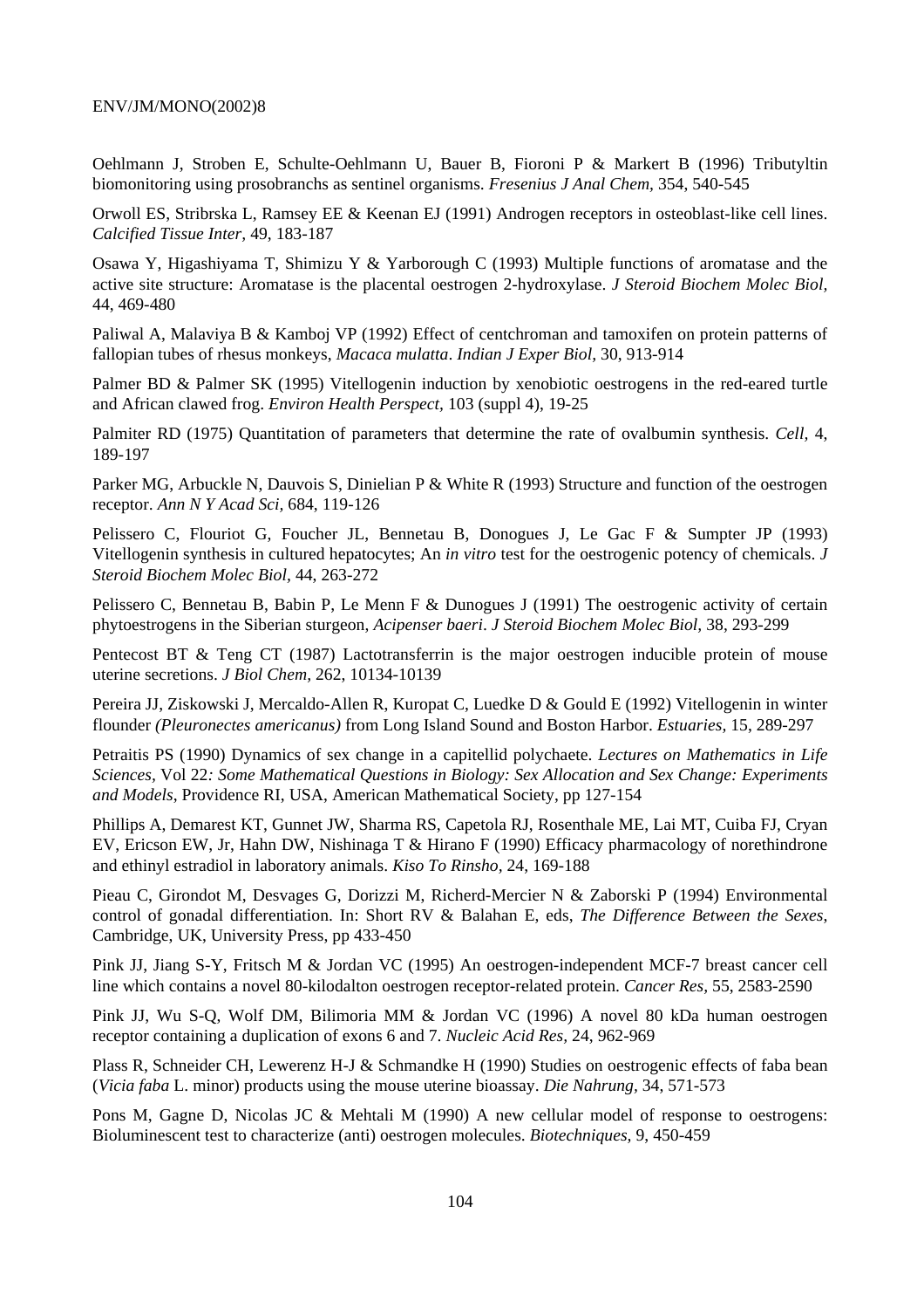Oehlmann J, Stroben E, Schulte-Oehlmann U, Bauer B, Fioroni P & Markert B (1996) Tributyltin biomonitoring using prosobranchs as sentinel organisms. *Fresenius J Anal Chem,* 354, 540-545

Orwoll ES, Stribrska L, Ramsey EE & Keenan EJ (1991) Androgen receptors in osteoblast-like cell lines. *Calcified Tissue Inter,* 49, 183-187

Osawa Y, Higashiyama T, Shimizu Y & Yarborough C (1993) Multiple functions of aromatase and the active site structure: Aromatase is the placental oestrogen 2-hydroxylase. *J Steroid Biochem Molec Biol,* 44, 469-480

Paliwal A, Malaviya B & Kamboj VP (1992) Effect of centchroman and tamoxifen on protein patterns of fallopian tubes of rhesus monkeys, *Macaca mulatta*. *Indian J Exper Biol,* 30, 913-914

Palmer BD & Palmer SK (1995) Vitellogenin induction by xenobiotic oestrogens in the red-eared turtle and African clawed frog. *Environ Health Perspect,* 103 (suppl 4), 19-25

Palmiter RD (1975) Quantitation of parameters that determine the rate of ovalbumin synthesis. *Cell,* 4, 189-197

Parker MG, Arbuckle N, Dauvois S, Dinielian P & White R (1993) Structure and function of the oestrogen receptor. *Ann N Y Acad Sci,* 684, 119-126

Pelissero C, Flouriot G, Foucher JL, Bennetau B, Donogues J, Le Gac F & Sumpter JP (1993) Vitellogenin synthesis in cultured hepatocytes; An *in vitro* test for the oestrogenic potency of chemicals. *J Steroid Biochem Molec Biol,* 44, 263-272

Pelissero C, Bennetau B, Babin P, Le Menn F & Dunogues J (1991) The oestrogenic activity of certain phytoestrogens in the Siberian sturgeon, *Acipenser baeri*. *J Steroid Biochem Molec Biol,* 38, 293-299

Pentecost BT & Teng CT (1987) Lactotransferrin is the major oestrogen inducible protein of mouse uterine secretions. *J Biol Chem,* 262, 10134-10139

Pereira JJ, Ziskowski J, Mercaldo-Allen R, Kuropat C, Luedke D & Gould E (1992) Vitellogenin in winter flounder *(Pleuronectes americanus)* from Long Island Sound and Boston Harbor. *Estuaries,* 15, 289-297

Petraitis PS (1990) Dynamics of sex change in a capitellid polychaete. *Lectures on Mathematics in Life Sciences,* Vol 22*: Some Mathematical Questions in Biology: Sex Allocation and Sex Change: Experiments and Models*, Providence RI, USA, American Mathematical Society, pp 127-154

Phillips A, Demarest KT, Gunnet JW, Sharma RS, Capetola RJ, Rosenthale ME, Lai MT, Cuiba FJ, Cryan EV, Ericson EW, Jr, Hahn DW, Nishinaga T & Hirano F (1990) Efficacy pharmacology of norethindrone and ethinyl estradiol in laboratory animals. *Kiso To Rinsho,* 24, 169-188

Pieau C, Girondot M, Desvages G, Dorizzi M, Richerd-Mercier N & Zaborski P (1994) Environmental control of gonadal differentiation. In: Short RV & Balahan E, eds, *The Difference Between the Sexes*, Cambridge, UK, University Press, pp 433-450

Pink JJ, Jiang S-Y, Fritsch M & Jordan VC (1995) An oestrogen-independent MCF-7 breast cancer cell line which contains a novel 80-kilodalton oestrogen receptor-related protein. *Cancer Res,* 55, 2583-2590

Pink JJ, Wu S-Q, Wolf DM, Bilimoria MM & Jordan VC (1996) A novel 80 kDa human oestrogen receptor containing a duplication of exons 6 and 7. *Nucleic Acid Res,* 24, 962-969

Plass R, Schneider CH, Lewerenz H-J & Schmandke H (1990) Studies on oestrogenic effects of faba bean (*Vicia faba* L. minor) products using the mouse uterine bioassay. *Die Nahrung,* 34, 571-573

Pons M, Gagne D, Nicolas JC & Mehtali M (1990) A new cellular model of response to oestrogens: Bioluminescent test to characterize (anti) oestrogen molecules. *Biotechniques,* 9, 450-459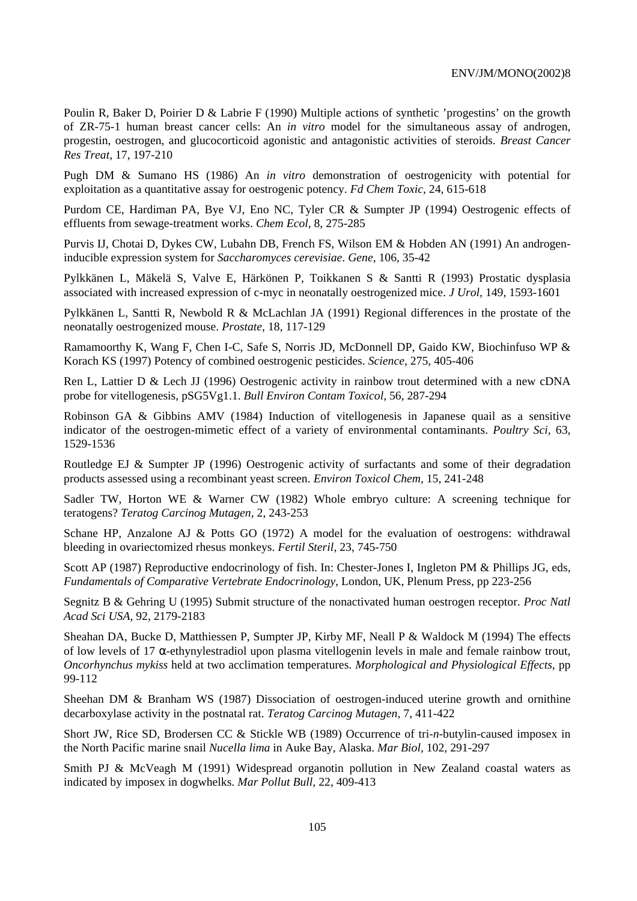Poulin R, Baker D, Poirier D & Labrie F (1990) Multiple actions of synthetic 'progestins' on the growth of ZR-75-1 human breast cancer cells: An *in vitro* model for the simultaneous assay of androgen, progestin, oestrogen, and glucocorticoid agonistic and antagonistic activities of steroids. *Breast Cancer Res Treat,* 17, 197-210

Pugh DM & Sumano HS (1986) An *in vitro* demonstration of oestrogenicity with potential for exploitation as a quantitative assay for oestrogenic potency. *Fd Chem Toxic,* 24, 615-618

Purdom CE, Hardiman PA, Bye VJ, Eno NC, Tyler CR & Sumpter JP (1994) Oestrogenic effects of effluents from sewage-treatment works. *Chem Ecol,* 8, 275-285

Purvis IJ, Chotai D, Dykes CW, Lubahn DB, French FS, Wilson EM & Hobden AN (1991) An androgen-inducible expression system for *Saccharomyces cerevisiae*. *Gene,* 106, 35-42

Pylkkänen L, Mäkelä S, Valve E, Härkönen P, Toikkanen S & Santti R (1993) Prostatic dysplasia associated with increased expression of c-myc in neonatally oestrogenized mice. *J Urol,* 149, 1593-1601

Pylkkänen L, Santti R, Newbold R & McLachlan JA (1991) Regional differences in the prostate of the neonatally oestrogenized mouse. *Prostate,* 18, 117-129

Ramamoorthy K, Wang F, Chen I-C, Safe S, Norris JD, McDonnell DP, Gaido KW, Biochinfuso WP & Korach KS (1997) Potency of combined oestrogenic pesticides. *Science,* 275, 405-406

Ren L, Lattier D & Lech JJ (1996) Oestrogenic activity in rainbow trout determined with a new cDNA probe for vitellogenesis, pSG5Vg1.1. *Bull Environ Contam Toxicol,* 56, 287-294

Robinson GA & Gibbins AMV (1984) Induction of vitellogenesis in Japanese quail as a sensitive indicator of the oestrogen-mimetic effect of a variety of environmental contaminants. *Poultry Sci,* 63, 1529-1536

Routledge EJ & Sumpter JP (1996) Oestrogenic activity of surfactants and some of their degradation products assessed using a recombinant yeast screen. *Environ Toxicol Chem,* 15, 241-248

Sadler TW, Horton WE & Warner CW (1982) Whole embryo culture: A screening technique for teratogens? *Teratog Carcinog Mutagen,* 2, 243-253

Schane HP, Anzalone AJ & Potts GO (1972) A model for the evaluation of oestrogens: withdrawal bleeding in ovariectomized rhesus monkeys. *Fertil Steril,* 23, 745-750

Scott AP (1987) Reproductive endocrinology of fish. In: Chester-Jones I, Ingleton PM & Phillips JG, eds, *Fundamentals of Comparative Vertebrate Endocrinology,* London, UK, Plenum Press, pp 223-256

Segnitz B & Gehring U (1995) Submit structure of the nonactivated human oestrogen receptor. *Proc Natl Acad Sci USA,* 92, 2179-2183

Sheahan DA, Bucke D, Matthiessen P, Sumpter JP, Kirby MF, Neall P & Waldock M (1994) The effects of low levels of 17 α-ethynylestradiol upon plasma vitellogenin levels in male and female rainbow trout, *Oncorhynchus mykiss* held at two acclimation temperatures. *Morphological and Physiological Effects*, pp 99-112

Sheehan DM & Branham WS (1987) Dissociation of oestrogen-induced uterine growth and ornithine decarboxylase activity in the postnatal rat. *Teratog Carcinog Mutagen,* 7, 411-422

Short JW, Rice SD, Brodersen CC & Stickle WB (1989) Occurrence of tri-*n*-butylin-caused imposex in the North Pacific marine snail *Nucella lima* in Auke Bay, Alaska. *Mar Biol,* 102, 291-297

Smith PJ & McVeagh M (1991) Widespread organotin pollution in New Zealand coastal waters as indicated by imposex in dogwhelks. *Mar Pollut Bull,* 22, 409-413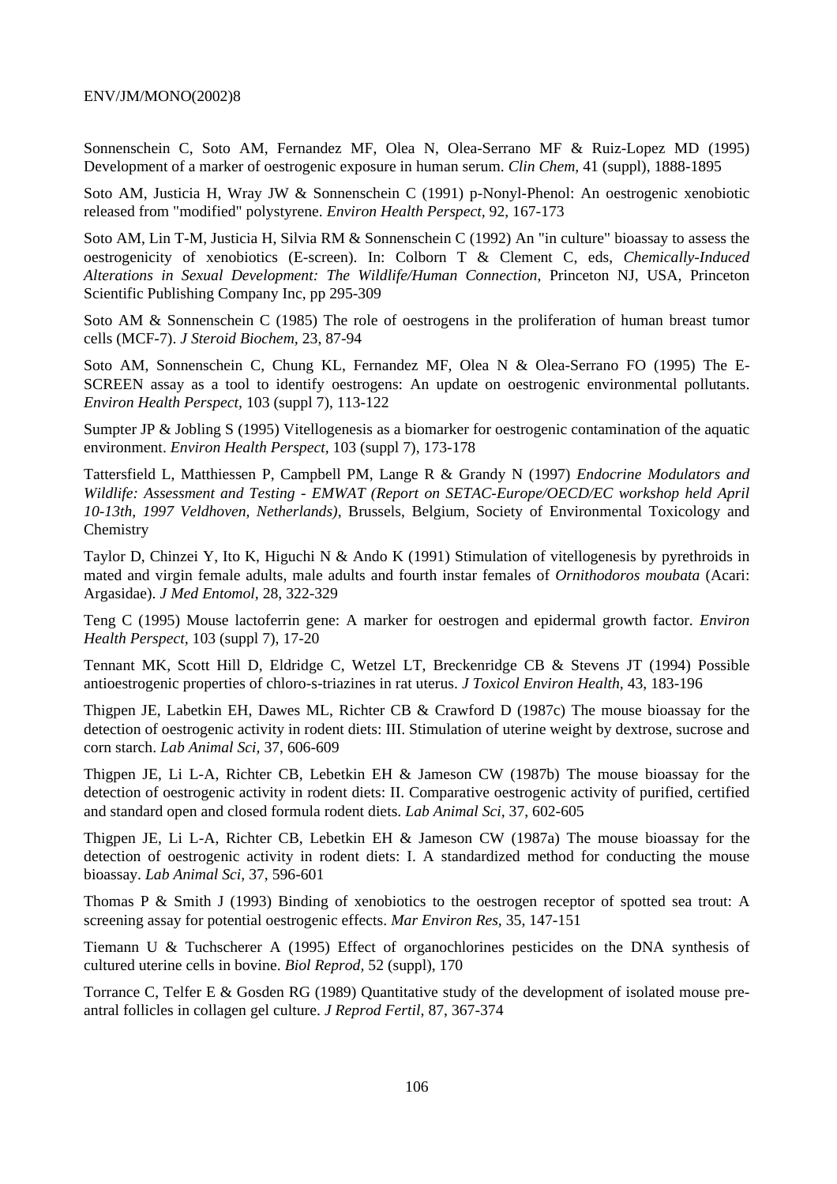Sonnenschein C, Soto AM, Fernandez MF, Olea N, Olea-Serrano MF & Ruiz-Lopez MD (1995) Development of a marker of oestrogenic exposure in human serum. *Clin Chem,* 41 (suppl), 1888-1895

Soto AM, Justicia H, Wray JW & Sonnenschein C (1991) p-Nonyl-Phenol: An oestrogenic xenobiotic released from "modified" polystyrene. *Environ Health Perspect,* 92, 167-173

Soto AM, Lin T-M, Justicia H, Silvia RM & Sonnenschein C (1992) An "in culture" bioassay to assess the oestrogenicity of xenobiotics (E-screen). In: Colborn T & Clement C, eds, *Chemically-Induced Alterations in Sexual Development: The Wildlife/Human Connection,* Princeton NJ, USA, Princeton Scientific Publishing Company Inc, pp 295-309

Soto AM & Sonnenschein C (1985) The role of oestrogens in the proliferation of human breast tumor cells (MCF-7). *J Steroid Biochem,* 23, 87-94

Soto AM, Sonnenschein C, Chung KL, Fernandez MF, Olea N & Olea-Serrano FO (1995) The E-SCREEN assay as a tool to identify oestrogens: An update on oestrogenic environmental pollutants. *Environ Health Perspect,* 103 (suppl 7), 113-122

Sumpter JP & Jobling S (1995) Vitellogenesis as a biomarker for oestrogenic contamination of the aquatic environment. *Environ Health Perspect,* 103 (suppl 7), 173-178

Tattersfield L, Matthiessen P, Campbell PM, Lange R & Grandy N (1997) *Endocrine Modulators and Wildlife: Assessment and Testing - EMWAT (Report on SETAC-Europe/OECD/EC workshop held April 10-13th, 1997 Veldhoven, Netherlands)*, Brussels, Belgium, Society of Environmental Toxicology and Chemistry

Taylor D, Chinzei Y, Ito K, Higuchi N & Ando K (1991) Stimulation of vitellogenesis by pyrethroids in mated and virgin female adults, male adults and fourth instar females of *Ornithodoros moubata* (Acari: Argasidae). *J Med Entomol,* 28, 322-329

Teng C (1995) Mouse lactoferrin gene: A marker for oestrogen and epidermal growth factor. *Environ Health Perspect,* 103 (suppl 7), 17-20

Tennant MK, Scott Hill D, Eldridge C, Wetzel LT, Breckenridge CB & Stevens JT (1994) Possible antioestrogenic properties of chloro-s-triazines in rat uterus. *J Toxicol Environ Health,* 43, 183-196

Thigpen JE, Labetkin EH, Dawes ML, Richter CB & Crawford D (1987c) The mouse bioassay for the detection of oestrogenic activity in rodent diets: III. Stimulation of uterine weight by dextrose, sucrose and corn starch. *Lab Animal Sci,* 37, 606-609

Thigpen JE, Li L-A, Richter CB, Lebetkin EH & Jameson CW (1987b) The mouse bioassay for the detection of oestrogenic activity in rodent diets: II. Comparative oestrogenic activity of purified, certified and standard open and closed formula rodent diets. *Lab Animal Sci,* 37, 602-605

Thigpen JE, Li L-A, Richter CB, Lebetkin EH & Jameson CW (1987a) The mouse bioassay for the detection of oestrogenic activity in rodent diets: I. A standardized method for conducting the mouse bioassay. *Lab Animal Sci,* 37, 596-601

Thomas P & Smith J (1993) Binding of xenobiotics to the oestrogen receptor of spotted sea trout: A screening assay for potential oestrogenic effects. *Mar Environ Res,* 35, 147-151

Tiemann U & Tuchscherer A (1995) Effect of organochlorines pesticides on the DNA synthesis of cultured uterine cells in bovine. *Biol Reprod,* 52 (suppl), 170

Torrance C, Telfer E & Gosden RG (1989) Quantitative study of the development of isolated mouse pre-antral follicles in collagen gel culture. *J Reprod Fertil,* 87, 367-374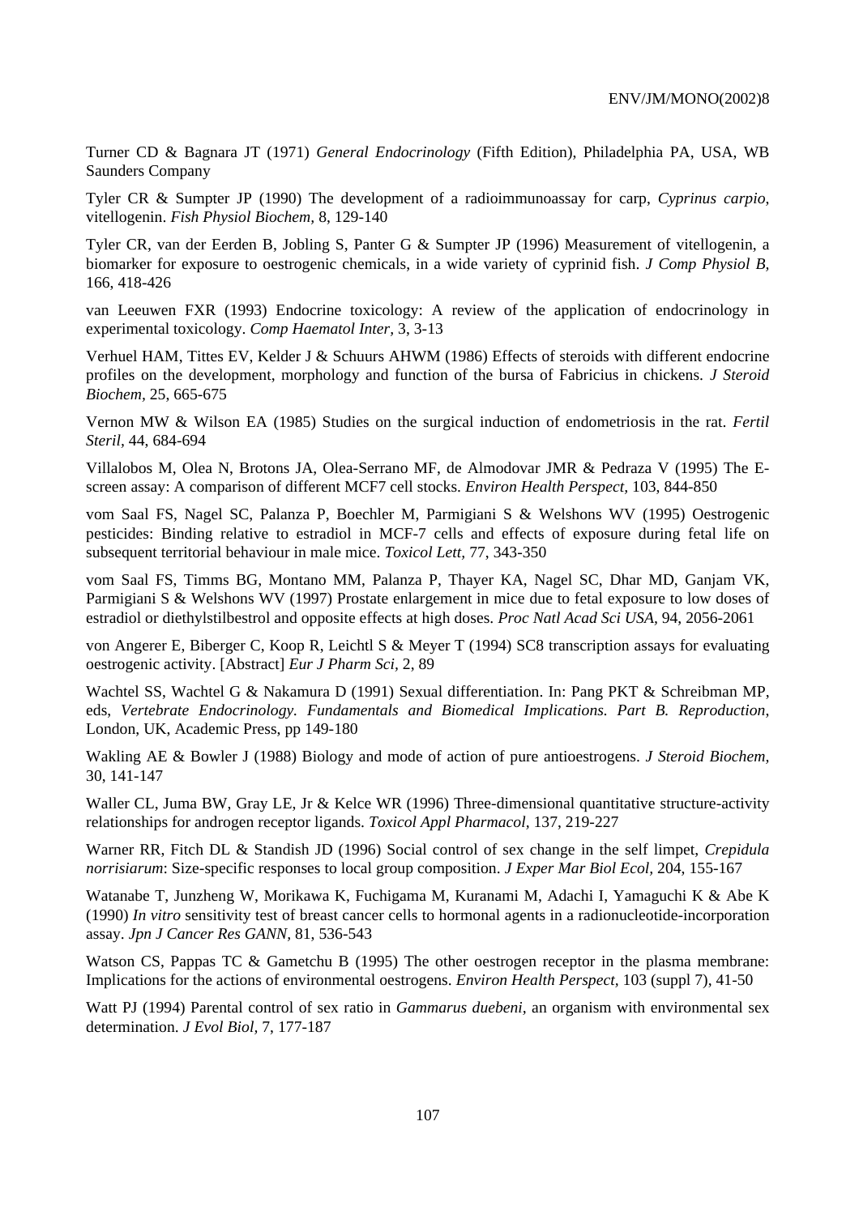Turner CD & Bagnara JT (1971) *General Endocrinology* (Fifth Edition), Philadelphia PA, USA, WB Saunders Company

Tyler CR & Sumpter JP (1990) The development of a radioimmunoassay for carp, *Cyprinus carpio*, vitellogenin. *Fish Physiol Biochem*, 8, 129-140

Tyler CR, van der Eerden B, Jobling S, Panter G & Sumpter JP (1996) Measurement of vitellogenin, a biomarker for exposure to oestrogenic chemicals, in a wide variety of cyprinid fish. *J Comp Physiol B*, 166, 418-426

van Leeuwen FXR (1993) Endocrine toxicology: A review of the application of endocrinology in experimental toxicology. *Comp Haematol Inter*, 3, 3-13

Verhuel HAM, Tittes EV, Kelder J & Schuurs AHWM (1986) Effects of steroids with different endocrine profiles on the development, morphology and function of the bursa of Fabricius in chickens. *J Steroid Biochem*, 25, 665-675

Vernon MW & Wilson EA (1985) Studies on the surgical induction of endometriosis in the rat. *Fertil Steril*, 44, 684-694

Villalobos M, Olea N, Brotons JA, Olea-Serrano MF, de Almodovar JMR & Pedraza V (1995) The E-screen assay: A comparison of different MCF7 cell stocks. *Environ Health Perspect*, 103, 844-850

vom Saal FS, Nagel SC, Palanza P, Boechler M, Parmigiani S & Welshons WV (1995) Oestrogenic pesticides: Binding relative to estradiol in MCF-7 cells and effects of exposure during fetal life on subsequent territorial behaviour in male mice. *Toxicol Lett*, 77, 343-350

vom Saal FS, Timms BG, Montano MM, Palanza P, Thayer KA, Nagel SC, Dhar MD, Ganjam VK, Parmigiani S & Welshons WV (1997) Prostate enlargement in mice due to fetal exposure to low doses of estradiol or diethylstilbestrol and opposite effects at high doses. *Proc Natl Acad Sci USA*, 94, 2056-2061

von Angerer E, Biberger C, Koop R, Leichtl S & Meyer T (1994) SC8 transcription assays for evaluating oestrogenic activity. [Abstract] *Eur J Pharm Sci*, 2, 89

Wachtel SS, Wachtel G & Nakamura D (1991) Sexual differentiation. In: Pang PKT & Schreibman MP, eds, *Vertebrate Endocrinology. Fundamentals and Biomedical Implications. Part B. Reproduction*, London, UK, Academic Press, pp 149-180

Wakling AE & Bowler J (1988) Biology and mode of action of pure antioestrogens. *J Steroid Biochem*, 30, 141-147

Waller CL, Juma BW, Gray LE, Jr & Kelce WR (1996) Three-dimensional quantitative structure-activity relationships for androgen receptor ligands. *Toxicol Appl Pharmacol*, 137, 219-227

Warner RR, Fitch DL & Standish JD (1996) Social control of sex change in the self limpet, *Crepidula norrisiarum*: Size-specific responses to local group composition. *J Exper Mar Biol Ecol*, 204, 155-167

Watanabe T, Junzheng W, Morikawa K, Fuchigama M, Kuranami M, Adachi I, Yamaguchi K & Abe K (1990) *In vitro* sensitivity test of breast cancer cells to hormonal agents in a radionucleotide-incorporation assay. *Jpn J Cancer Res GANN*, 81, 536-543

Watson CS, Pappas TC & Gametchu B (1995) The other oestrogen receptor in the plasma membrane: Implications for the actions of environmental oestrogens. *Environ Health Perspect*, 103 (suppl 7), 41-50

Watt PJ (1994) Parental control of sex ratio in *Gammarus duebeni*, an organism with environmental sex determination. *J Evol Biol*, 7, 177-187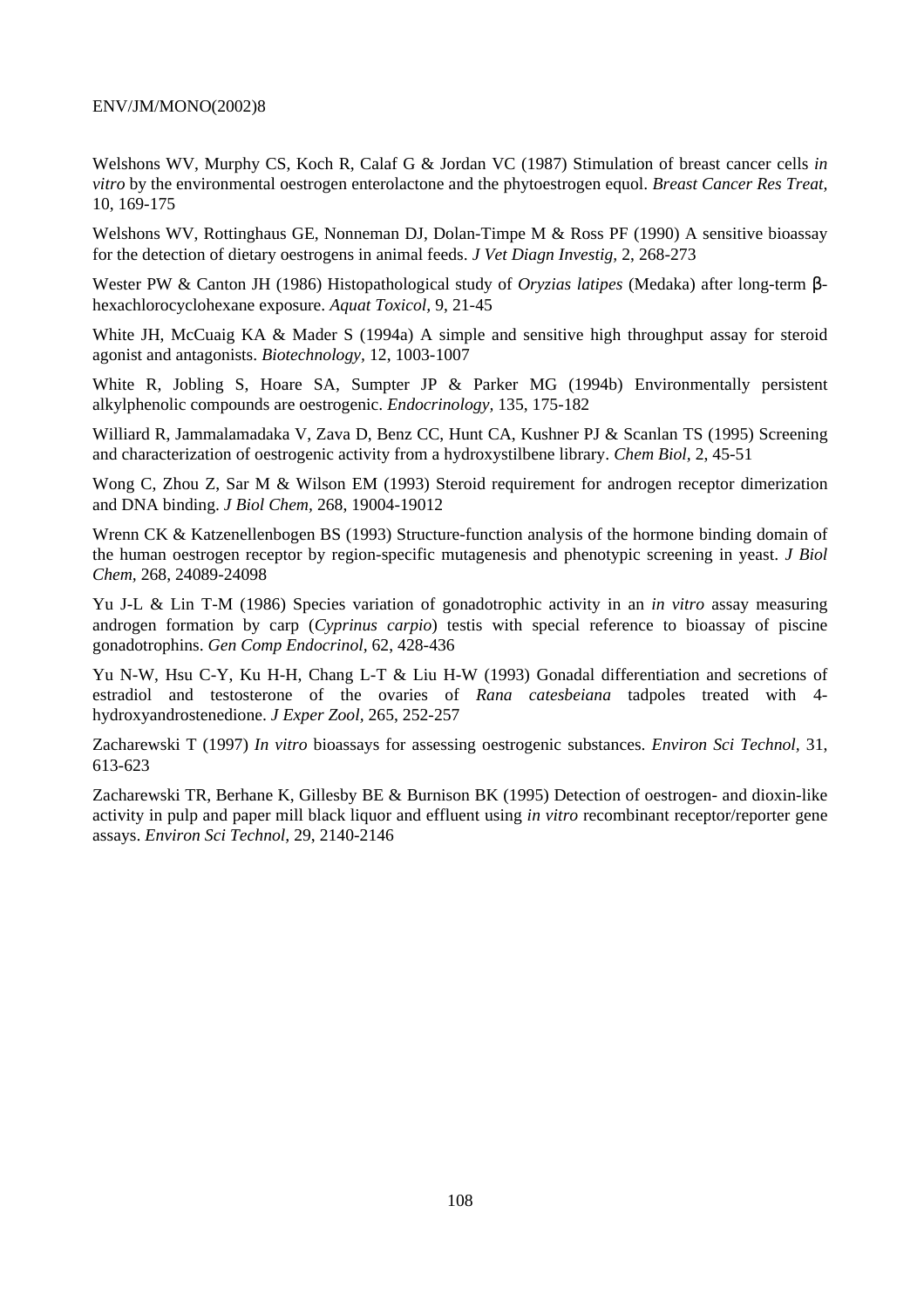Welshons WV, Murphy CS, Koch R, Calaf G & Jordan VC (1987) Stimulation of breast cancer cells *in vitro* by the environmental oestrogen enterolactone and the phytoestrogen equol. *Breast Cancer Res Treat*, 10, 169-175

Welshons WV, Rottinghaus GE, Nonneman DJ, Dolan-Timpe M & Ross PF (1990) A sensitive bioassay for the detection of dietary oestrogens in animal feeds. *J Vet Diagn Investig*, 2, 268-273

Wester PW & Canton JH (1986) Histopathological study of *Oryzias latipes* (Medaka) after long-term β-hexachlorocyclohexane exposure. *Aquat Toxicol*, 9, 21-45

White JH, McCuaig KA & Mader S (1994a) A simple and sensitive high throughput assay for steroid agonist and antagonists. *Biotechnology*, 12, 1003-1007

White R, Jobling S, Hoare SA, Sumpter JP & Parker MG (1994b) Environmentally persistent alkylphenolic compounds are oestrogenic. *Endocrinology*, 135, 175-182

Williard R, Jammalamadaka V, Zava D, Benz CC, Hunt CA, Kushner PJ & Scanlan TS (1995) Screening and characterization of oestrogenic activity from a hydroxystilbene library. *Chem Biol*, 2, 45-51

Wong C, Zhou Z, Sar M & Wilson EM (1993) Steroid requirement for androgen receptor dimerization and DNA binding. *J Biol Chem*, 268, 19004-19012

Wrenn CK & Katzenellenbogen BS (1993) Structure-function analysis of the hormone binding domain of the human oestrogen receptor by region-specific mutagenesis and phenotypic screening in yeast. *J Biol Chem*, 268, 24089-24098

Yu J-L & Lin T-M (1986) Species variation of gonadotrophic activity in an *in vitro* assay measuring androgen formation by carp (*Cyprinus carpio*) testis with special reference to bioassay of piscine gonadotrophins. *Gen Comp Endocrinol*, 62, 428-436

Yu N-W, Hsu C-Y, Ku H-H, Chang L-T & Liu H-W (1993) Gonadal differentiation and secretions of estradiol and testosterone of the ovaries of *Rana catesbeiana* tadpoles treated with 4-hydroxyandrostenedione. *J Exper Zool*, 265, 252-257

Zacharewski T (1997) *In vitro* bioassays for assessing oestrogenic substances. *Environ Sci Technol*, 31, 613-623

Zacharewski TR, Berhane K, Gillesby BE & Burnison BK (1995) Detection of oestrogen- and dioxin-like activity in pulp and paper mill black liquor and effluent using *in vitro* recombinant receptor/reporter gene assays. *Environ Sci Technol*, 29, 2140-2146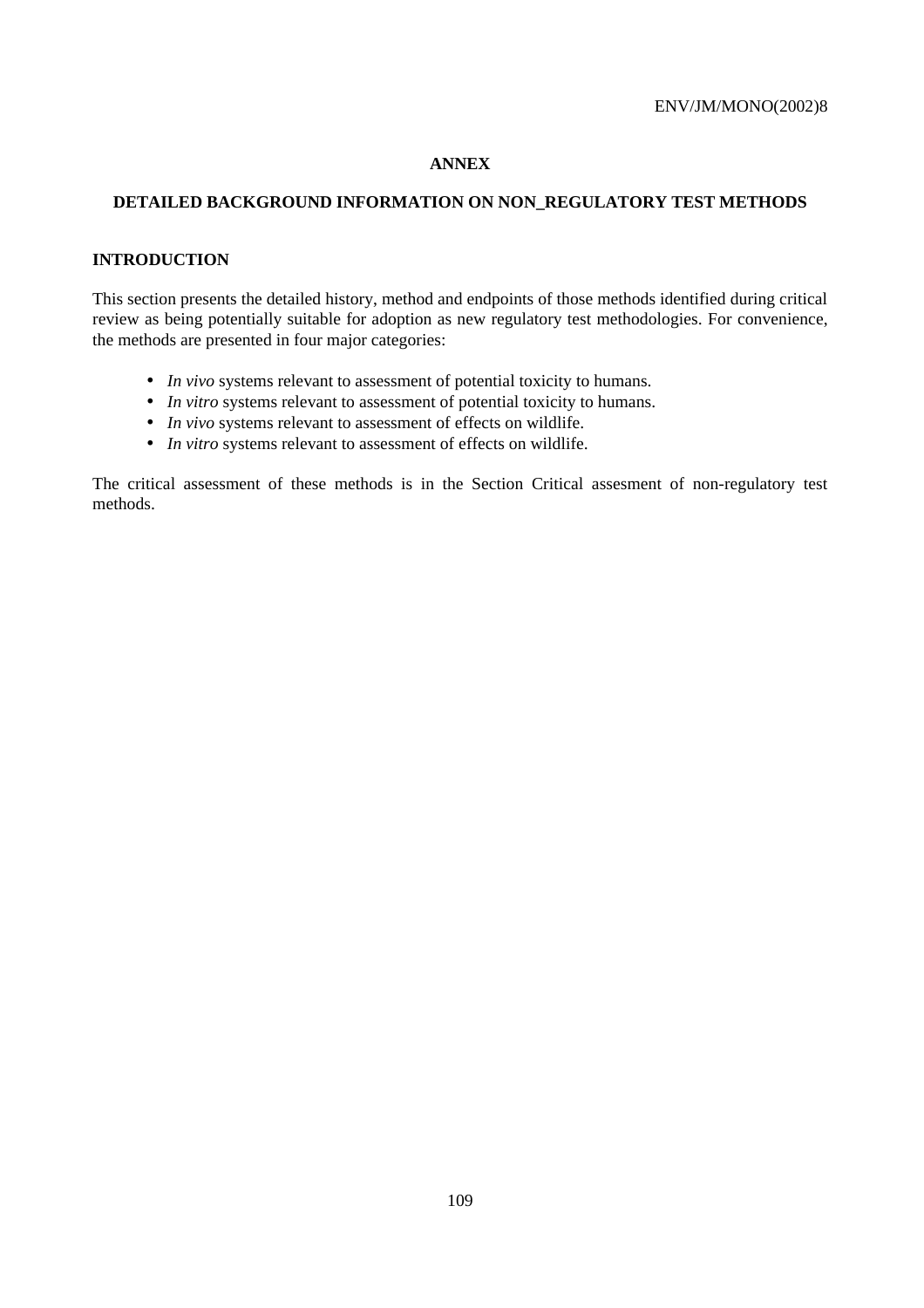# ANNEX

## DETAILED BACKGROUND INFORMATION ON NON_REGULATORY TEST METHODS

### INTRODUCTION

This section presents the detailed history, method and endpoints of those methods identified during critical review as being potentially suitable for adoption as new regulatory test methodologies. For convenience, the methods are presented in four major categories:

- *In vivo* systems relevant to assessment of potential toxicity to humans.
- *In vitro* systems relevant to assessment of potential toxicity to humans.
- *In vivo* systems relevant to assessment of effects on wildlife.
- *In vitro* systems relevant to assessment of effects on wildlife.

The critical assessment of these methods is in the Section Critical assesment of non-regulatory test methods.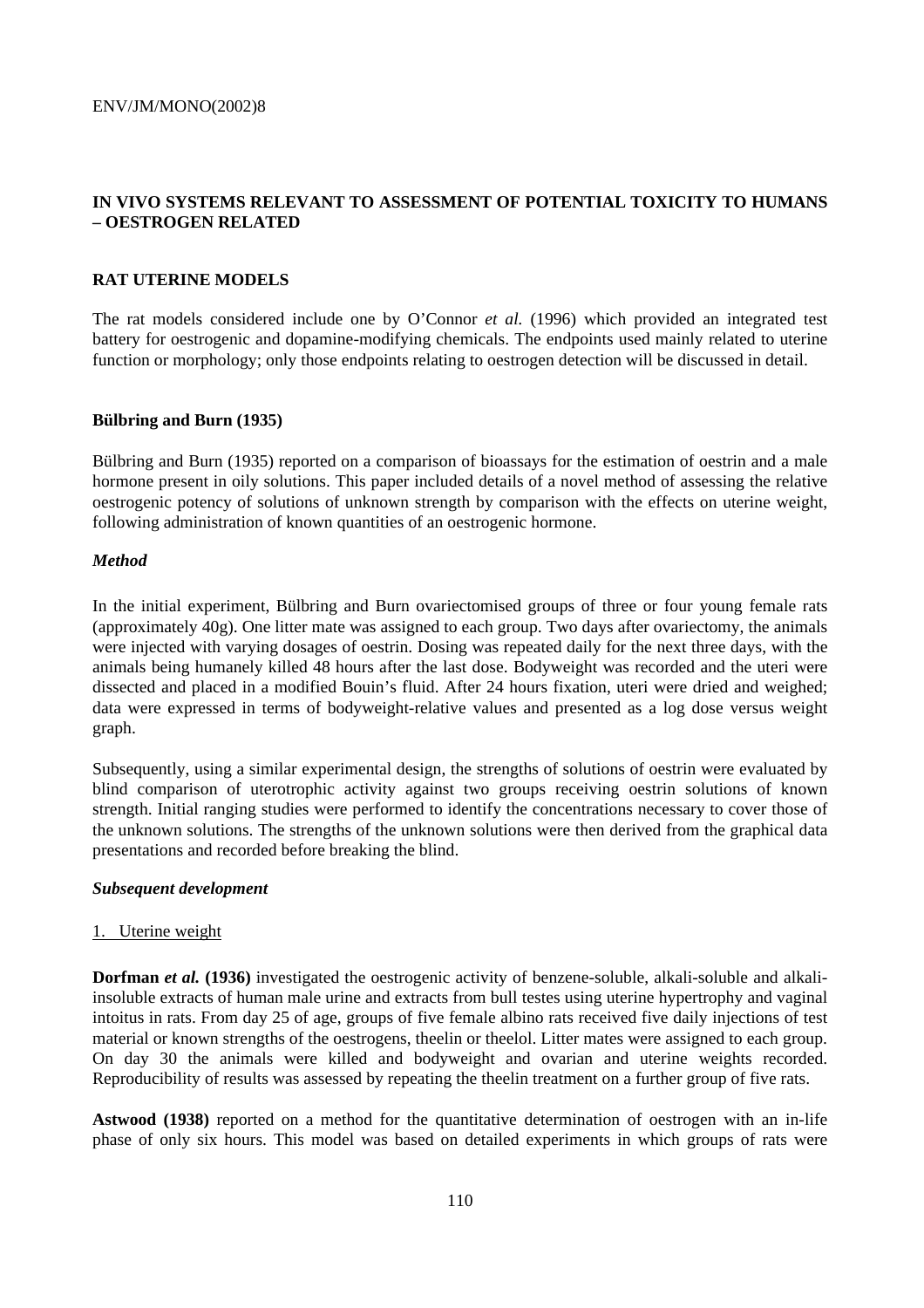## IN VIVO SYSTEMS RELEVANT TO ASSESSMENT OF POTENTIAL TOXICITY TO HUMANS – OESTROGEN RELATED

### RAT UTERINE MODELS

The rat models considered include one by O'Connor *et al.* (1996) which provided an integrated test battery for oestrogenic and dopamine-modifying chemicals. The endpoints used mainly related to uterine function or morphology; only those endpoints relating to oestrogen detection will be discussed in detail.

#### Bülbring and Burn (1935)

Bülbring and Burn (1935) reported on a comparison of bioassays for the estimation of oestrin and a male hormone present in oily solutions. This paper included details of a novel method of assessing the relative oestrogenic potency of solutions of unknown strength by comparison with the effects on uterine weight, following administration of known quantities of an oestrogenic hormone.

#### *Method*

In the initial experiment, Bülbring and Burn ovariectomised groups of three or four young female rats (approximately 40g). One litter mate was assigned to each group. Two days after ovariectomy, the animals were injected with varying dosages of oestrin. Dosing was repeated daily for the next three days, with the animals being humanely killed 48 hours after the last dose. Bodyweight was recorded and the uteri were dissected and placed in a modified Bouin's fluid. After 24 hours fixation, uteri were dried and weighed; data were expressed in terms of bodyweight-relative values and presented as a log dose versus weight graph.

Subsequently, using a similar experimental design, the strengths of solutions of oestrin were evaluated by blind comparison of uterotrophic activity against two groups receiving oestrin solutions of known strength. Initial ranging studies were performed to identify the concentrations necessary to cover those of the unknown solutions. The strengths of the unknown solutions were then derived from the graphical data presentations and recorded before breaking the blind.

#### *Subsequent development*

1. Uterine weight

**Dorfman *et al.* (1936)** investigated the oestrogenic activity of benzene-soluble, alkali-soluble and alkali-insoluble extracts of human male urine and extracts from bull testes using uterine hypertrophy and vaginal intoitus in rats. From day 25 of age, groups of five female albino rats received five daily injections of test material or known strengths of the oestrogens, theelin or theelol. Litter mates were assigned to each group. On day 30 the animals were killed and bodyweight and ovarian and uterine weights recorded. Reproducibility of results was assessed by repeating the theelin treatment on a further group of five rats.

**Astwood (1938)** reported on a method for the quantitative determination of oestrogen with an in-life phase of only six hours. This model was based on detailed experiments in which groups of rats were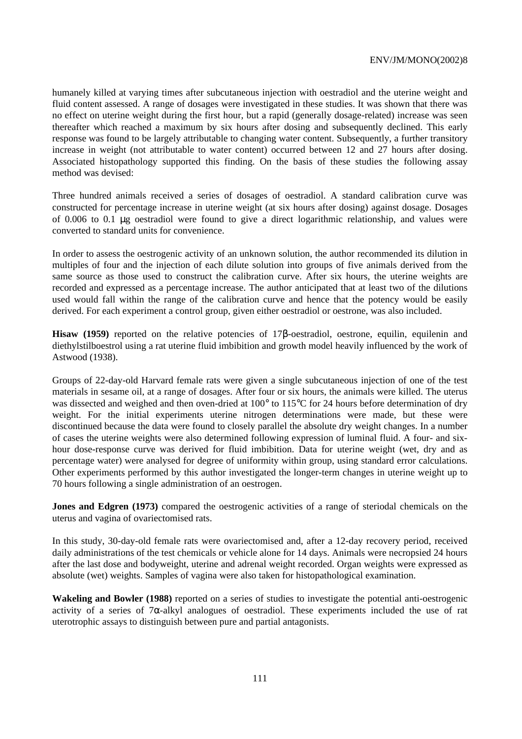humanely killed at varying times after subcutaneous injection with oestradiol and the uterine weight and fluid content assessed. A range of dosages were investigated in these studies. It was shown that there was no effect on uterine weight during the first hour, but a rapid (generally dosage-related) increase was seen thereafter which reached a maximum by six hours after dosing and subsequently declined. This early response was found to be largely attributable to changing water content. Subsequently, a further transitory increase in weight (not attributable to water content) occurred between 12 and 27 hours after dosing. Associated histopathology supported this finding. On the basis of these studies the following assay method was devised:

Three hundred animals received a series of dosages of oestradiol. A standard calibration curve was constructed for percentage increase in uterine weight (at six hours after dosing) against dosage. Dosages of 0.006 to 0.1 μg oestradiol were found to give a direct logarithmic relationship, and values were converted to standard units for convenience.

In order to assess the oestrogenic activity of an unknown solution, the author recommended its dilution in multiples of four and the injection of each dilute solution into groups of five animals derived from the same source as those used to construct the calibration curve. After six hours, the uterine weights are recorded and expressed as a percentage increase. The author anticipated that at least two of the dilutions used would fall within the range of the calibration curve and hence that the potency would be easily derived. For each experiment a control group, given either oestradiol or oestrone, was also included.

**Hisaw (1959)** reported on the relative potencies of 17β-oestradiol, oestrone, equilin, equilenin and diethylstilboestrol using a rat uterine fluid imbibition and growth model heavily influenced by the work of Astwood (1938).

Groups of 22-day-old Harvard female rats were given a single subcutaneous injection of one of the test materials in sesame oil, at a range of dosages. After four or six hours, the animals were killed. The uterus was dissected and weighed and then oven-dried at 100° to 115°C for 24 hours before determination of dry weight. For the initial experiments uterine nitrogen determinations were made, but these were discontinued because the data were found to closely parallel the absolute dry weight changes. In a number of cases the uterine weights were also determined following expression of luminal fluid. A four- and six-hour dose-response curve was derived for fluid imbibition. Data for uterine weight (wet, dry and as percentage water) were analysed for degree of uniformity within group, using standard error calculations. Other experiments performed by this author investigated the longer-term changes in uterine weight up to 70 hours following a single administration of an oestrogen.

**Jones and Edgren (1973)** compared the oestrogenic activities of a range of steriodal chemicals on the uterus and vagina of ovariectomised rats.

In this study, 30-day-old female rats were ovariectomised and, after a 12-day recovery period, received daily administrations of the test chemicals or vehicle alone for 14 days. Animals were necropsied 24 hours after the last dose and bodyweight, uterine and adrenal weight recorded. Organ weights were expressed as absolute (wet) weights. Samples of vagina were also taken for histopathological examination.

**Wakeling and Bowler (1988)** reported on a series of studies to investigate the potential anti-oestrogenic activity of a series of 7α-alkyl analogues of oestradiol. These experiments included the use of rat uterotrophic assays to distinguish between pure and partial antagonists.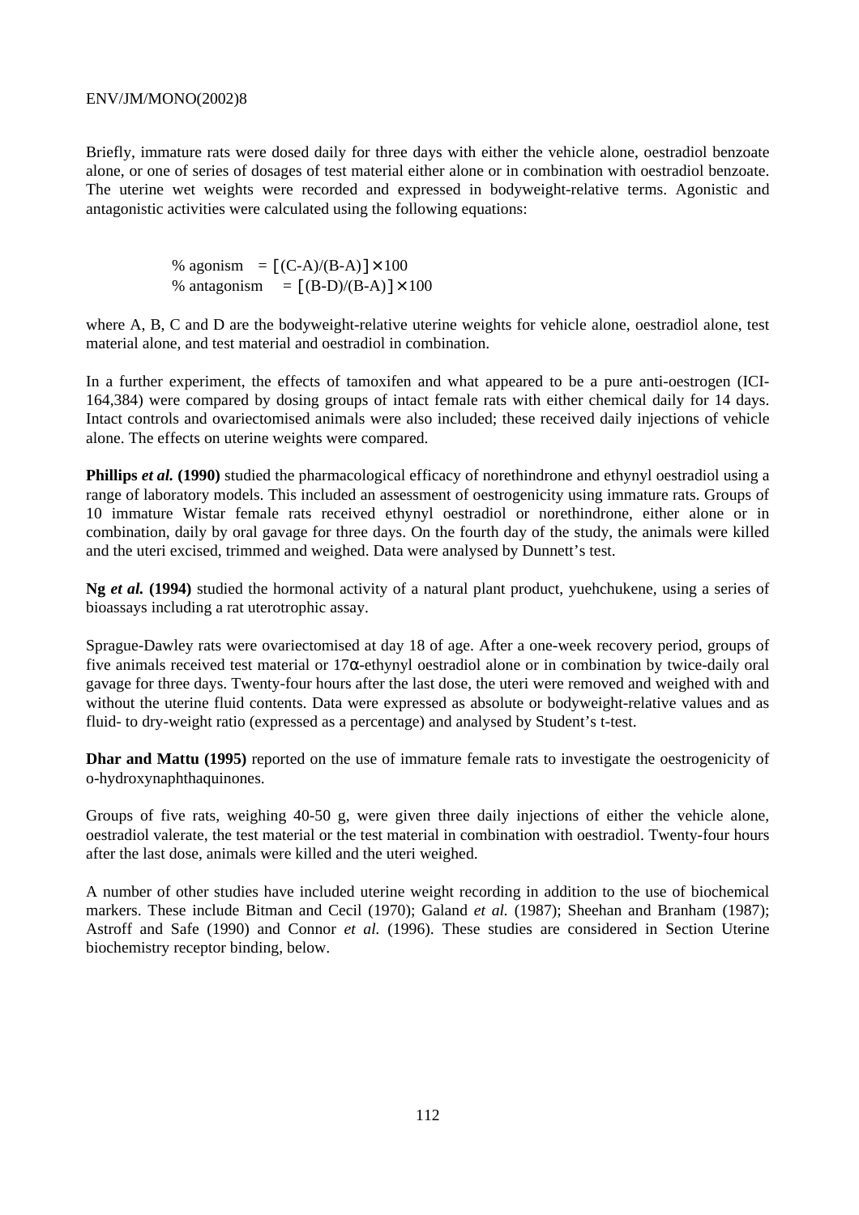Briefly, immature rats were dosed daily for three days with either the vehicle alone, oestradiol benzoate alone, or one of series of dosages of test material either alone or in combination with oestradiol benzoate. The uterine wet weights were recorded and expressed in bodyweight-relative terms. Agonistic and antagonistic activities were calculated using the following equations:

$$\% \text{ agonism} = [(C-A)/(B-A)] \times 100$$
$$\% \text{ antagonism} = [(B-D)/(B-A)] \times 100$$

where A, B, C and D are the bodyweight-relative uterine weights for vehicle alone, oestradiol alone, test material alone, and test material and oestradiol in combination.

In a further experiment, the effects of tamoxifen and what appeared to be a pure anti-oestrogen (ICI-164,384) were compared by dosing groups of intact female rats with either chemical daily for 14 days. Intact controls and ovariectomised animals were also included; these received daily injections of vehicle alone. The effects on uterine weights were compared.

**Phillips *et al.* (1990)** studied the pharmacological efficacy of norethindrone and ethynyl oestradiol using a range of laboratory models. This included an assessment of oestrogenicity using immature rats. Groups of 10 immature Wistar female rats received ethynyl oestradiol or norethindrone, either alone or in combination, daily by oral gavage for three days. On the fourth day of the study, the animals were killed and the uteri excised, trimmed and weighed. Data were analysed by Dunnett's test.

**Ng *et al.* (1994)** studied the hormonal activity of a natural plant product, yuehchukene, using a series of bioassays including a rat uterotrophic assay.

Sprague-Dawley rats were ovariectomised at day 18 of age. After a one-week recovery period, groups of five animals received test material or 17α-ethynyl oestradiol alone or in combination by twice-daily oral gavage for three days. Twenty-four hours after the last dose, the uteri were removed and weighed with and without the uterine fluid contents. Data were expressed as absolute or bodyweight-relative values and as fluid- to dry-weight ratio (expressed as a percentage) and analysed by Student's t-test.

**Dhar and Mattu (1995)** reported on the use of immature female rats to investigate the oestrogenicity of o-hydroxynaphthaquinones.

Groups of five rats, weighing 40-50 g, were given three daily injections of either the vehicle alone, oestradiol valerate, the test material or the test material in combination with oestradiol. Twenty-four hours after the last dose, animals were killed and the uteri weighed.

A number of other studies have included uterine weight recording in addition to the use of biochemical markers. These include Bitman and Cecil (1970); Galand *et al.* (1987); Sheehan and Branham (1987); Astroff and Safe (1990) and Connor *et al.* (1996). These studies are considered in Section Uterine biochemistry receptor binding, below.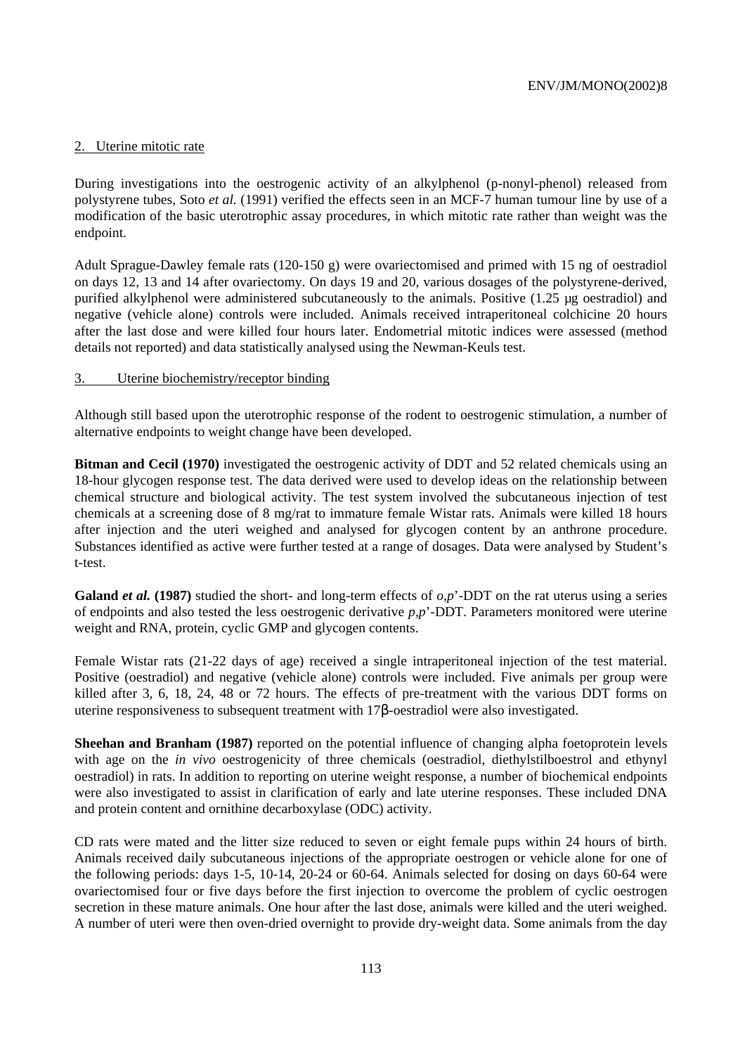## 2. Uterine mitotic rate

During investigations into the oestrogenic activity of an alkylphenol (p-nonyl-phenol) released from polystyrene tubes, Soto *et al.* (1991) verified the effects seen in an MCF-7 human tumour line by use of a modification of the basic uterotrophic assay procedures, in which mitotic rate rather than weight was the endpoint.

Adult Sprague-Dawley female rats (120-150 g) were ovariectomised and primed with 15 ng of oestradiol on days 12, 13 and 14 after ovariectomy. On days 19 and 20, various dosages of the polystyrene-derived, purified alkylphenol were administered subcutaneously to the animals. Positive (1.25 µg oestradiol) and negative (vehicle alone) controls were included. Animals received intraperitoneal colchicine 20 hours after the last dose and were killed four hours later. Endometrial mitotic indices were assessed (method details not reported) and data statistically analysed using the Newman-Keuls test.

## 3. Uterine biochemistry/receptor binding

Although still based upon the uterotrophic response of the rodent to oestrogenic stimulation, a number of alternative endpoints to weight change have been developed.

**Bitman and Cecil (1970)** investigated the oestrogenic activity of DDT and 52 related chemicals using an 18-hour glycogen response test. The data derived were used to develop ideas on the relationship between chemical structure and biological activity. The test system involved the subcutaneous injection of test chemicals at a screening dose of 8 mg/rat to immature female Wistar rats. Animals were killed 18 hours after injection and the uteri weighed and analysed for glycogen content by an anthrone procedure. Substances identified as active were further tested at a range of dosages. Data were analysed by Student's t-test.

**Galand *et al.* (1987)** studied the short- and long-term effects of *o,p*'-DDT on the rat uterus using a series of endpoints and also tested the less oestrogenic derivative *p,p*'-DDT. Parameters monitored were uterine weight and RNA, protein, cyclic GMP and glycogen contents.

Female Wistar rats (21-22 days of age) received a single intraperitoneal injection of the test material. Positive (oestradiol) and negative (vehicle alone) controls were included. Five animals per group were killed after 3, 6, 18, 24, 48 or 72 hours. The effects of pre-treatment with the various DDT forms on uterine responsiveness to subsequent treatment with 17β-oestradiol were also investigated.

**Sheehan and Branham (1987)** reported on the potential influence of changing alpha foetoprotein levels with age on the *in vivo* oestrogenicity of three chemicals (oestradiol, diethylstilboestrol and ethynyl oestradiol) in rats. In addition to reporting on uterine weight response, a number of biochemical endpoints were also investigated to assist in clarification of early and late uterine responses. These included DNA and protein content and ornithine decarboxylase (ODC) activity.

CD rats were mated and the litter size reduced to seven or eight female pups within 24 hours of birth. Animals received daily subcutaneous injections of the appropriate oestrogen or vehicle alone for one of the following periods: days 1-5, 10-14, 20-24 or 60-64. Animals selected for dosing on days 60-64 were ovariectomised four or five days before the first injection to overcome the problem of cyclic oestrogen secretion in these mature animals. One hour after the last dose, animals were killed and the uteri weighed. A number of uteri were then oven-dried overnight to provide dry-weight data. Some animals from the day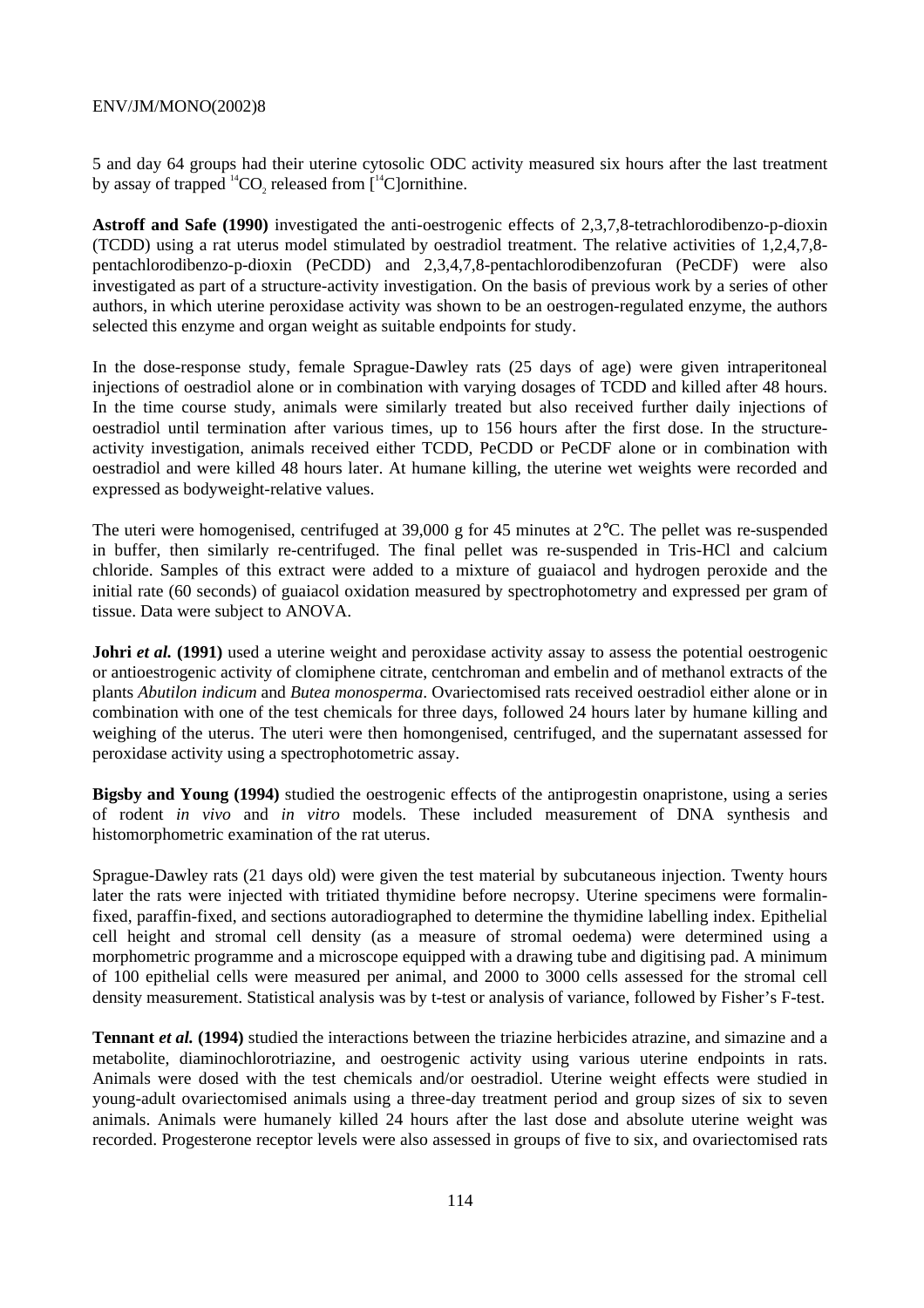5 and day 64 groups had their uterine cytosolic ODC activity measured six hours after the last treatment by assay of trapped $^{14}CO_2$ released from [$^{14}$C]ornithine.

**Astroff and Safe (1990)** investigated the anti-oestrogenic effects of 2,3,7,8-tetrachlorodibenzo-p-dioxin (TCDD) using a rat uterus model stimulated by oestradiol treatment. The relative activities of 1,2,4,7,8-pentachlorodibenzo-p-dioxin (PeCDD) and 2,3,4,7,8-pentachlorodibenzofuran (PeCDF) were also investigated as part of a structure-activity investigation. On the basis of previous work by a series of other authors, in which uterine peroxidase activity was shown to be an oestrogen-regulated enzyme, the authors selected this enzyme and organ weight as suitable endpoints for study.

In the dose-response study, female Sprague-Dawley rats (25 days of age) were given intraperitoneal injections of oestradiol alone or in combination with varying dosages of TCDD and killed after 48 hours. In the time course study, animals were similarly treated but also received further daily injections of oestradiol until termination after various times, up to 156 hours after the first dose. In the structure-activity investigation, animals received either TCDD, PeCDD or PeCDF alone or in combination with oestradiol and were killed 48 hours later. At humane killing, the uterine wet weights were recorded and expressed as bodyweight-relative values.

The uteri were homogenised, centrifuged at 39,000 g for 45 minutes at 2°C. The pellet was re-suspended in buffer, then similarly re-centrifuged. The final pellet was re-suspended in Tris-HCl and calcium chloride. Samples of this extract were added to a mixture of guaiacol and hydrogen peroxide and the initial rate (60 seconds) of guaiacol oxidation measured by spectrophotometry and expressed per gram of tissue. Data were subject to ANOVA.

**Johri *et al.* (1991)** used a uterine weight and peroxidase activity assay to assess the potential oestrogenic or antioestrogenic activity of clomiphene citrate, centchroman and embelin and of methanol extracts of the plants *Abutilon indicum* and *Butea monosperma*. Ovariectomised rats received oestradiol either alone or in combination with one of the test chemicals for three days, followed 24 hours later by humane killing and weighing of the uterus. The uteri were then homongenised, centrifuged, and the supernatant assessed for peroxidase activity using a spectrophotometric assay.

**Bigsby and Young (1994)** studied the oestrogenic effects of the antiprogestin onapristone, using a series of rodent *in vivo* and *in vitro* models. These included measurement of DNA synthesis and histomorphometric examination of the rat uterus.

Sprague-Dawley rats (21 days old) were given the test material by subcutaneous injection. Twenty hours later the rats were injected with tritiated thymidine before necropsy. Uterine specimens were formalin-fixed, paraffin-fixed, and sections autoradiographed to determine the thymidine labelling index. Epithelial cell height and stromal cell density (as a measure of stromal oedema) were determined using a morphometric programme and a microscope equipped with a drawing tube and digitising pad. A minimum of 100 epithelial cells were measured per animal, and 2000 to 3000 cells assessed for the stromal cell density measurement. Statistical analysis was by t-test or analysis of variance, followed by Fisher's F-test.

**Tennant *et al.* (1994)** studied the interactions between the triazine herbicides atrazine, and simazine and a metabolite, diaminochlorotriazine, and oestrogenic activity using various uterine endpoints in rats. Animals were dosed with the test chemicals and/or oestradiol. Uterine weight effects were studied in young-adult ovariectomised animals using a three-day treatment period and group sizes of six to seven animals. Animals were humanely killed 24 hours after the last dose and absolute uterine weight was recorded. Progesterone receptor levels were also assessed in groups of five to six, and ovariectomised rats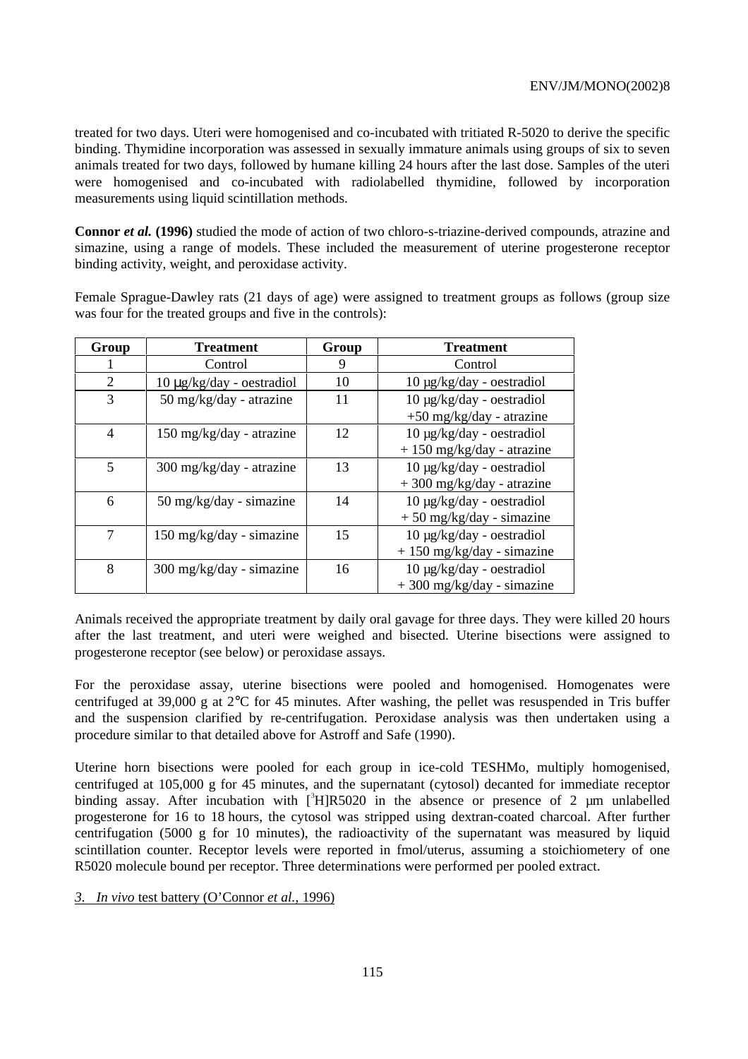treated for two days. Uteri were homogenised and co-incubated with tritiated R-5020 to derive the specific binding. Thymidine incorporation was assessed in sexually immature animals using groups of six to seven animals treated for two days, followed by humane killing 24 hours after the last dose. Samples of the uteri were homogenised and co-incubated with radiolabelled thymidine, followed by incorporation measurements using liquid scintillation methods.

**Connor *et al.* (1996)** studied the mode of action of two chloro-s-triazine-derived compounds, atrazine and simazine, using a range of models. These included the measurement of uterine progesterone receptor binding activity, weight, and peroxidase activity.

Female Sprague-Dawley rats (21 days of age) were assigned to treatment groups as follows (group size was four for the treated groups and five in the controls):

| Group | Treatment | Group | Treatment |
|---|---|---|---|
| 1 | Control | 9 | Control |
| 2 | 10 µg/kg/day - oestradiol | 10 | 10 µg/kg/day - oestradiol |
| 3 | 50 mg/kg/day - atrazine | 11 | 10 µg/kg/day - oestradiol +50 mg/kg/day - atrazine |
| 4 | 150 mg/kg/day - atrazine | 12 | 10 µg/kg/day - oestradiol + 150 mg/kg/day - atrazine |
| 5 | 300 mg/kg/day - atrazine | 13 | 10 µg/kg/day - oestradiol + 300 mg/kg/day - atrazine |
| 6 | 50 mg/kg/day - simazine | 14 | 10 µg/kg/day - oestradiol + 50 mg/kg/day - simazine |
| 7 | 150 mg/kg/day - simazine | 15 | 10 µg/kg/day - oestradiol + 150 mg/kg/day - simazine |
| 8 | 300 mg/kg/day - simazine | 16 | 10 µg/kg/day - oestradiol + 300 mg/kg/day - simazine |

Animals received the appropriate treatment by daily oral gavage for three days. They were killed 20 hours after the last treatment, and uteri were weighed and bisected. Uterine bisections were assigned to progesterone receptor (see below) or peroxidase assays.

For the peroxidase assay, uterine bisections were pooled and homogenised. Homogenates were centrifuged at 39,000 g at 2°C for 45 minutes. After washing, the pellet was resuspended in Tris buffer and the suspension clarified by re-centrifugation. Peroxidase analysis was then undertaken using a procedure similar to that detailed above for Astroff and Safe (1990).

Uterine horn bisections were pooled for each group in ice-cold TESHMo, multiply homogenised, centrifuged at 105,000 g for 45 minutes, and the supernatant (cytosol) decanted for immediate receptor binding assay. After incubation with [$^3$H]R5020 in the absence or presence of 2 µm unlabelled progesterone for 16 to 18 hours, the cytosol was stripped using dextran-coated charcoal. After further centrifugation (5000 g for 10 minutes), the radioactivity of the supernatant was measured by liquid scintillation counter. Receptor levels were reported in fmol/uterus, assuming a stoichiometery of one R5020 molecule bound per receptor. Three determinations were performed per pooled extract.

*3. In vivo* test battery (O'Connor *et al.*, 1996)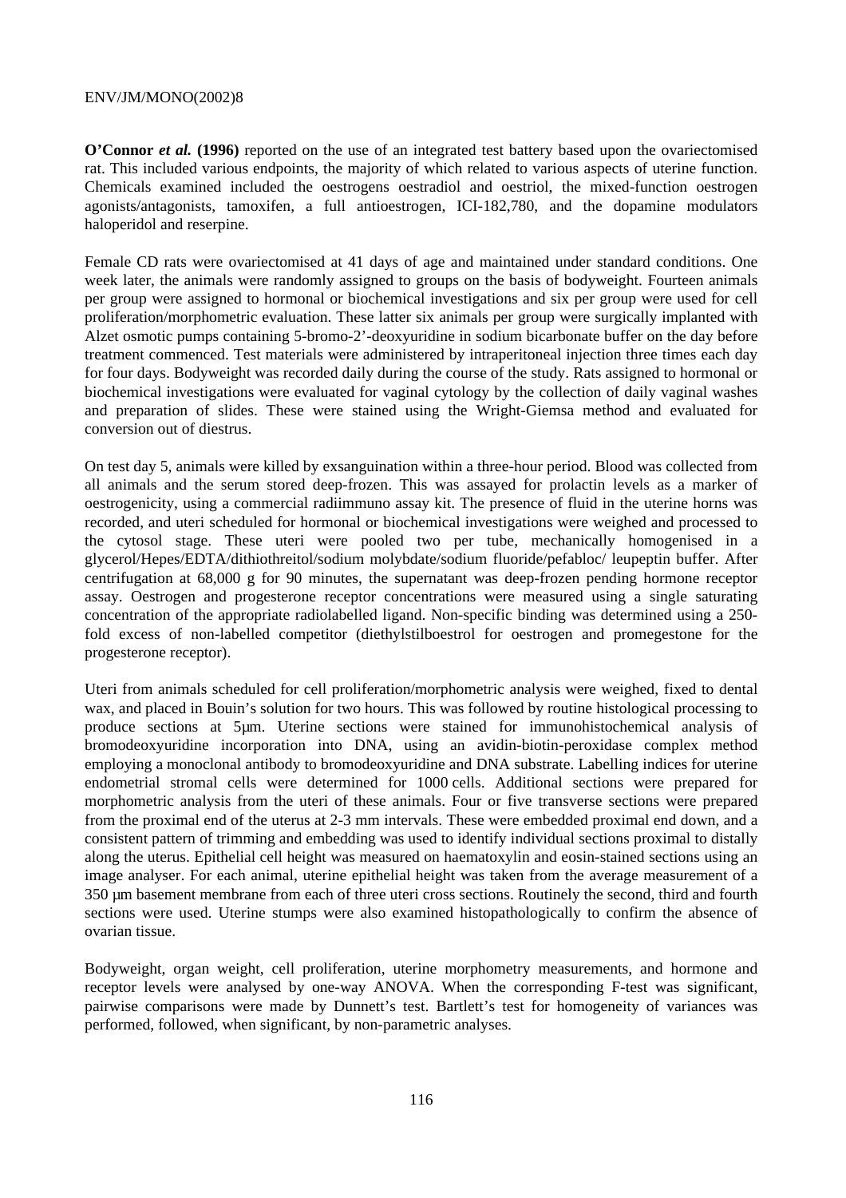**O'Connor *et al.* (1996)** reported on the use of an integrated test battery based upon the ovariectomised rat. This included various endpoints, the majority of which related to various aspects of uterine function. Chemicals examined included the oestrogens oestradiol and oestriol, the mixed-function oestrogen agonists/antagonists, tamoxifen, a full antioestrogen, ICI-182,780, and the dopamine modulators haloperidol and reserpine.

Female CD rats were ovariectomised at 41 days of age and maintained under standard conditions. One week later, the animals were randomly assigned to groups on the basis of bodyweight. Fourteen animals per group were assigned to hormonal or biochemical investigations and six per group were used for cell proliferation/morphometric evaluation. These latter six animals per group were surgically implanted with Alzet osmotic pumps containing 5-bromo-2'-deoxyuridine in sodium bicarbonate buffer on the day before treatment commenced. Test materials were administered by intraperitoneal injection three times each day for four days. Bodyweight was recorded daily during the course of the study. Rats assigned to hormonal or biochemical investigations were evaluated for vaginal cytology by the collection of daily vaginal washes and preparation of slides. These were stained using the Wright-Giemsa method and evaluated for conversion out of diestrus.

On test day 5, animals were killed by exsanguination within a three-hour period. Blood was collected from all animals and the serum stored deep-frozen. This was assayed for prolactin levels as a marker of oestrogenicity, using a commercial radiimmuno assay kit. The presence of fluid in the uterine horns was recorded, and uteri scheduled for hormonal or biochemical investigations were weighed and processed to the cytosol stage. These uteri were pooled two per tube, mechanically homogenised in a glycerol/Hepes/EDTA/dithiothreitol/sodium molybdate/sodium fluoride/pefabloc/ leupeptin buffer. After centrifugation at 68,000 g for 90 minutes, the supernatant was deep-frozen pending hormone receptor assay. Oestrogen and progesterone receptor concentrations were measured using a single saturating concentration of the appropriate radiolabelled ligand. Non-specific binding was determined using a 250-fold excess of non-labelled competitor (diethylstilboestrol for oestrogen and promegestone for the progesterone receptor).

Uteri from animals scheduled for cell proliferation/morphometric analysis were weighed, fixed to dental wax, and placed in Bouin's solution for two hours. This was followed by routine histological processing to produce sections at 5µm. Uterine sections were stained for immunohistochemical analysis of bromodeoxyuridine incorporation into DNA, using an avidin-biotin-peroxidase complex method employing a monoclonal antibody to bromodeoxyuridine and DNA substrate. Labelling indices for uterine endometrial stromal cells were determined for 1000 cells. Additional sections were prepared for morphometric analysis from the uteri of these animals. Four or five transverse sections were prepared from the proximal end of the uterus at 2-3 mm intervals. These were embedded proximal end down, and a consistent pattern of trimming and embedding was used to identify individual sections proximal to distally along the uterus. Epithelial cell height was measured on haematoxylin and eosin-stained sections using an image analyser. For each animal, uterine epithelial height was taken from the average measurement of a 350 µm basement membrane from each of three uteri cross sections. Routinely the second, third and fourth sections were used. Uterine stumps were also examined histopathologically to confirm the absence of ovarian tissue.

Bodyweight, organ weight, cell proliferation, uterine morphometry measurements, and hormone and receptor levels were analysed by one-way ANOVA. When the corresponding F-test was significant, pairwise comparisons were made by Dunnett's test. Bartlett's test for homogeneity of variances was performed, followed, when significant, by non-parametric analyses.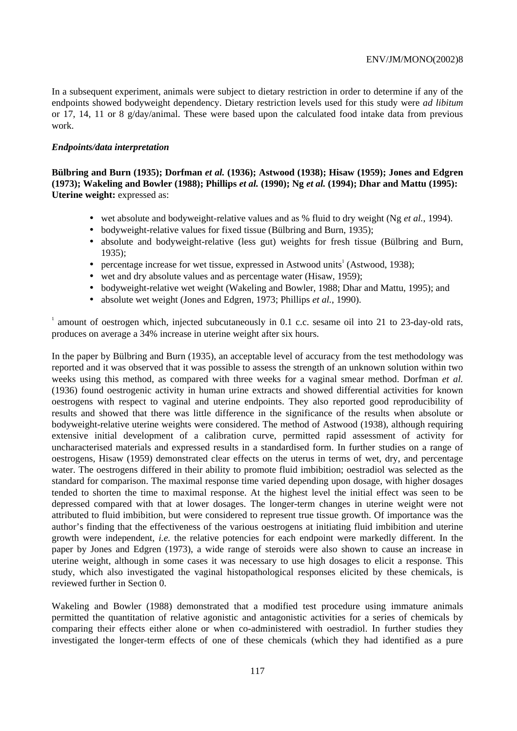In a subsequent experiment, animals were subject to dietary restriction in order to determine if any of the endpoints showed bodyweight dependency. Dietary restriction levels used for this study were *ad libitum* or 17, 14, 11 or 8 g/day/animal. These were based upon the calculated food intake data from previous work.

***Endpoints/data interpretation***

**Bülbring and Burn (1935); Dorfman *et al.* (1936); Astwood (1938); Hisaw (1959); Jones and Edgren (1973); Wakeling and Bowler (1988); Phillips *et al.* (1990); Ng *et al.* (1994); Dhar and Mattu (1995): Uterine weight:** expressed as:

- wet absolute and bodyweight-relative values and as % fluid to dry weight (Ng *et al.*, 1994).
- bodyweight-relative values for fixed tissue (Bülbring and Burn, 1935);
- absolute and bodyweight-relative (less gut) weights for fresh tissue (Bülbring and Burn, 1935);
- percentage increase for wet tissue, expressed in Astwood units[1] (Astwood, 1938);
- wet and dry absolute values and as percentage water (Hisaw, 1959);
- bodyweight-relative wet weight (Wakeling and Bowler, 1988; Dhar and Mattu, 1995); and
- absolute wet weight (Jones and Edgren, 1973; Phillips *et al.*, 1990).

[1] amount of oestrogen which, injected subcutaneously in 0.1 c.c. sesame oil into 21 to 23-day-old rats, produces on average a 34% increase in uterine weight after six hours.

In the paper by Bülbring and Burn (1935), an acceptable level of accuracy from the test methodology was reported and it was observed that it was possible to assess the strength of an unknown solution within two weeks using this method, as compared with three weeks for a vaginal smear method. Dorfman *et al.* (1936) found oestrogenic activity in human urine extracts and showed differential activities for known oestrogens with respect to vaginal and uterine endpoints. They also reported good reproducibility of results and showed that there was little difference in the significance of the results when absolute or bodyweight-relative uterine weights were considered. The method of Astwood (1938), although requiring extensive initial development of a calibration curve, permitted rapid assessment of activity for uncharacterised materials and expressed results in a standardised form. In further studies on a range of oestrogens, Hisaw (1959) demonstrated clear effects on the uterus in terms of wet, dry, and percentage water. The oestrogens differed in their ability to promote fluid imbibition; oestradiol was selected as the standard for comparison. The maximal response time varied depending upon dosage, with higher dosages tended to shorten the time to maximal response. At the highest level the initial effect was seen to be depressed compared with that at lower dosages. The longer-term changes in uterine weight were not attributed to fluid imbibition, but were considered to represent true tissue growth. Of importance was the author's finding that the effectiveness of the various oestrogens at initiating fluid imbibition and uterine growth were independent, *i.e.* the relative potencies for each endpoint were markedly different. In the paper by Jones and Edgren (1973), a wide range of steroids were also shown to cause an increase in uterine weight, although in some cases it was necessary to use high dosages to elicit a response. This study, which also investigated the vaginal histopathological responses elicited by these chemicals, is reviewed further in Section 0.

Wakeling and Bowler (1988) demonstrated that a modified test procedure using immature animals permitted the quantitation of relative agonistic and antagonistic activities for a series of chemicals by comparing their effects either alone or when co-administered with oestradiol. In further studies they investigated the longer-term effects of one of these chemicals (which they had identified as a pure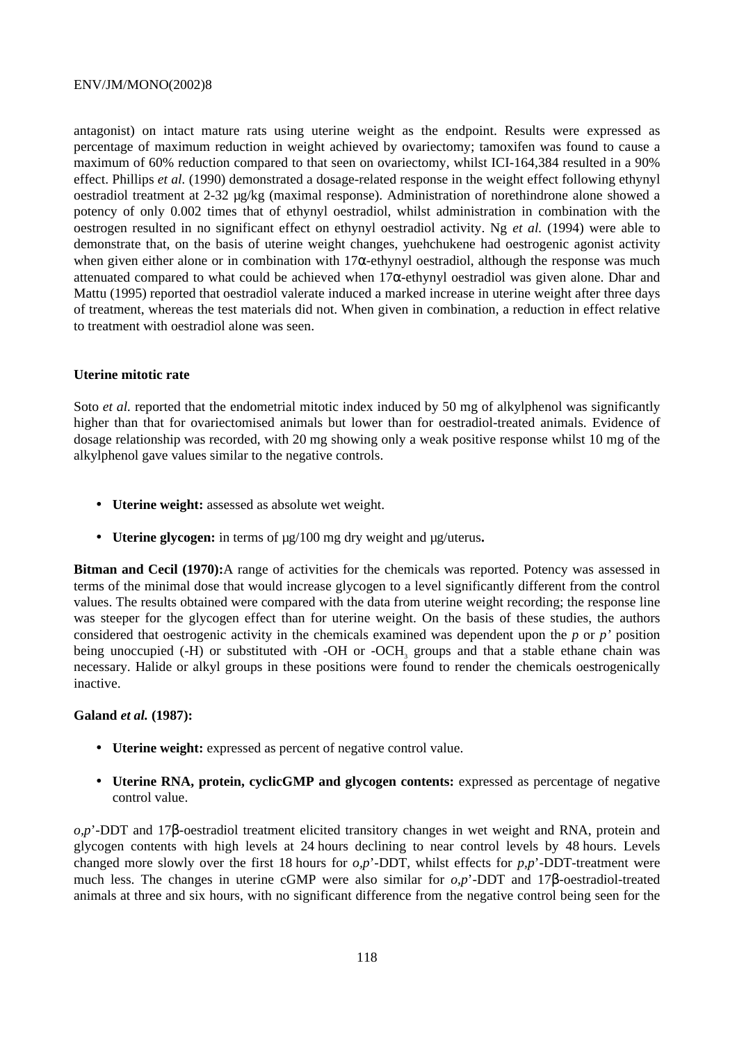antagonist) on intact mature rats using uterine weight as the endpoint. Results were expressed as percentage of maximum reduction in weight achieved by ovariectomy; tamoxifen was found to cause a maximum of 60% reduction compared to that seen on ovariectomy, whilst ICI-164,384 resulted in a 90% effect. Phillips *et al.* (1990) demonstrated a dosage-related response in the weight effect following ethynyl oestradiol treatment at 2-32 µg/kg (maximal response). Administration of norethindrone alone showed a potency of only 0.002 times that of ethynyl oestradiol, whilst administration in combination with the oestrogen resulted in no significant effect on ethynyl oestradiol activity. Ng *et al.* (1994) were able to demonstrate that, on the basis of uterine weight changes, yuehchukene had oestrogenic agonist activity when given either alone or in combination with 17α-ethynyl oestradiol, although the response was much attenuated compared to what could be achieved when 17α-ethynyl oestradiol was given alone. Dhar and Mattu (1995) reported that oestradiol valerate induced a marked increase in uterine weight after three days of treatment, whereas the test materials did not. When given in combination, a reduction in effect relative to treatment with oestradiol alone was seen.

**Uterine mitotic rate**

Soto *et al.* reported that the endometrial mitotic index induced by 50 mg of alkylphenol was significantly higher than that for ovariectomised animals but lower than for oestradiol-treated animals. Evidence of dosage relationship was recorded, with 20 mg showing only a weak positive response whilst 10 mg of the alkylphenol gave values similar to the negative controls.

- **Uterine weight:** assessed as absolute wet weight.
- **Uterine glycogen:** in terms of µg/100 mg dry weight and µg/uterus**.**

**Bitman and Cecil (1970):**A range of activities for the chemicals was reported. Potency was assessed in terms of the minimal dose that would increase glycogen to a level significantly different from the control values. The results obtained were compared with the data from uterine weight recording; the response line was steeper for the glycogen effect than for uterine weight. On the basis of these studies, the authors considered that oestrogenic activity in the chemicals examined was dependent upon the *p* or *p'* position being unoccupied (-H) or substituted with -OH or -$OCH_3$ groups and that a stable ethane chain was necessary. Halide or alkyl groups in these positions were found to render the chemicals oestrogenically inactive.

**Galand *et al.* (1987):**

- **Uterine weight:** expressed as percent of negative control value.
- **Uterine RNA, protein, cyclicGMP and glycogen contents:** expressed as percentage of negative control value.

*o,p*'-DDT and 17β-oestradiol treatment elicited transitory changes in wet weight and RNA, protein and glycogen contents with high levels at 24 hours declining to near control levels by 48 hours. Levels changed more slowly over the first 18 hours for *o,p*'-DDT, whilst effects for *p,p*'-DDT-treatment were much less. The changes in uterine cGMP were also similar for *o,p*'-DDT and 17β-oestradiol-treated animals at three and six hours, with no significant difference from the negative control being seen for the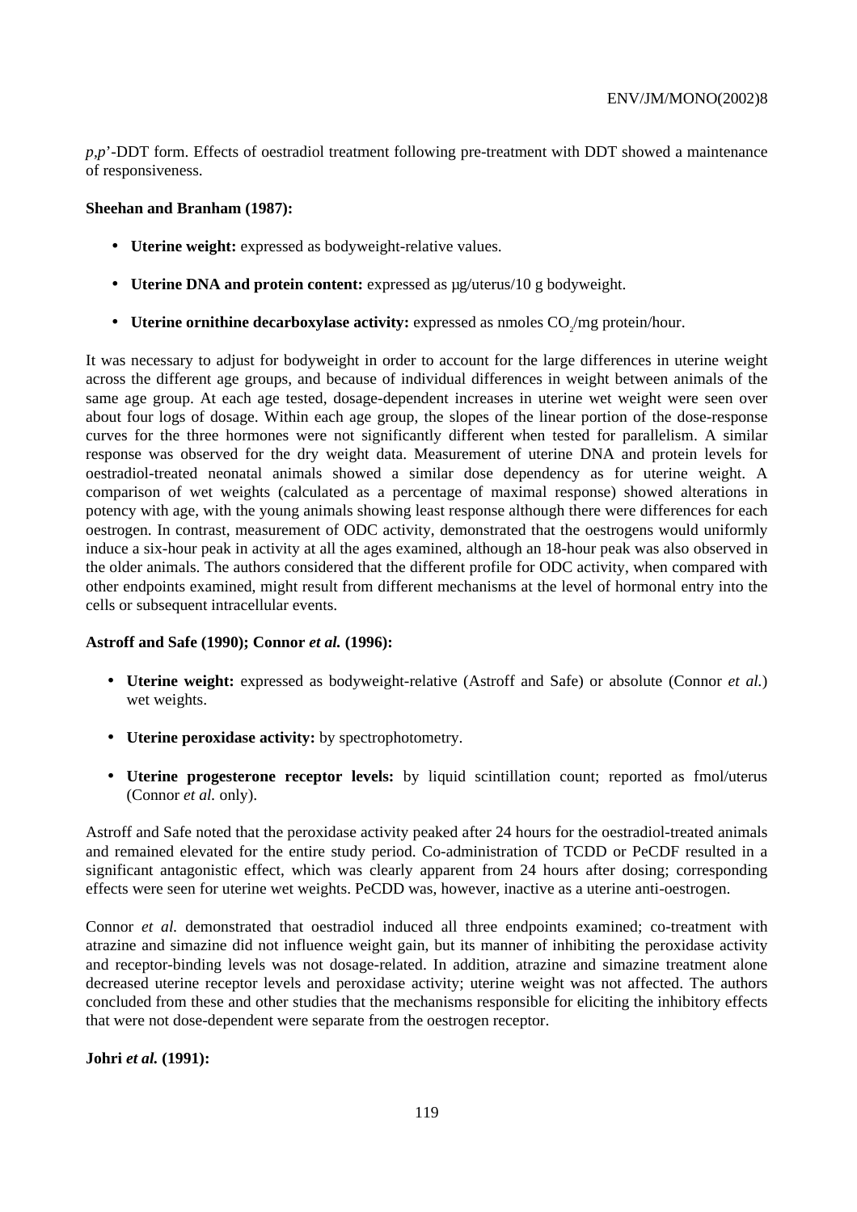*p,p*'-DDT form. Effects of oestradiol treatment following pre-treatment with DDT showed a maintenance of responsiveness.

**Sheehan and Branham (1987):**

- **Uterine weight:** expressed as bodyweight-relative values.
- **Uterine DNA and protein content:** expressed as µg/uterus/10 g bodyweight.
- **Uterine ornithine decarboxylase activity:** expressed as nmoles $CO_2$/mg protein/hour.

It was necessary to adjust for bodyweight in order to account for the large differences in uterine weight across the different age groups, and because of individual differences in weight between animals of the same age group. At each age tested, dosage-dependent increases in uterine wet weight were seen over about four logs of dosage. Within each age group, the slopes of the linear portion of the dose-response curves for the three hormones were not significantly different when tested for parallelism. A similar response was observed for the dry weight data. Measurement of uterine DNA and protein levels for oestradiol-treated neonatal animals showed a similar dose dependency as for uterine weight. A comparison of wet weights (calculated as a percentage of maximal response) showed alterations in potency with age, with the young animals showing least response although there were differences for each oestrogen. In contrast, measurement of ODC activity, demonstrated that the oestrogens would uniformly induce a six-hour peak in activity at all the ages examined, although an 18-hour peak was also observed in the older animals. The authors considered that the different profile for ODC activity, when compared with other endpoints examined, might result from different mechanisms at the level of hormonal entry into the cells or subsequent intracellular events.

**Astroff and Safe (1990); Connor *et al.* (1996):**

- **Uterine weight:** expressed as bodyweight-relative (Astroff and Safe) or absolute (Connor *et al.*) wet weights.
- **Uterine peroxidase activity:** by spectrophotometry.
- **Uterine progesterone receptor levels:** by liquid scintillation count; reported as fmol/uterus (Connor *et al.* only).

Astroff and Safe noted that the peroxidase activity peaked after 24 hours for the oestradiol-treated animals and remained elevated for the entire study period. Co-administration of TCDD or PeCDF resulted in a significant antagonistic effect, which was clearly apparent from 24 hours after dosing; corresponding effects were seen for uterine wet weights. PeCDD was, however, inactive as a uterine anti-oestrogen.

Connor *et al.* demonstrated that oestradiol induced all three endpoints examined; co-treatment with atrazine and simazine did not influence weight gain, but its manner of inhibiting the peroxidase activity and receptor-binding levels was not dosage-related. In addition, atrazine and simazine treatment alone decreased uterine receptor levels and peroxidase activity; uterine weight was not affected. The authors concluded from these and other studies that the mechanisms responsible for eliciting the inhibitory effects that were not dose-dependent were separate from the oestrogen receptor.

**Johri *et al.* (1991):**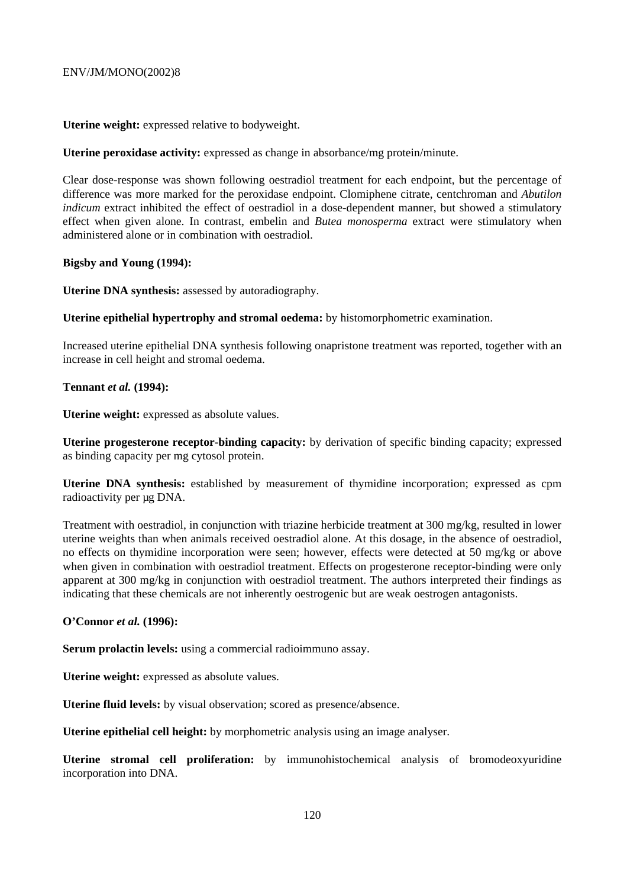**Uterine weight:** expressed relative to bodyweight.

**Uterine peroxidase activity:** expressed as change in absorbance/mg protein/minute.

Clear dose-response was shown following oestradiol treatment for each endpoint, but the percentage of difference was more marked for the peroxidase endpoint. Clomiphene citrate, centchroman and *Abutilon indicum* extract inhibited the effect of oestradiol in a dose-dependent manner, but showed a stimulatory effect when given alone. In contrast, embelin and *Butea monosperma* extract were stimulatory when administered alone or in combination with oestradiol.

**Bigsby and Young (1994):**

**Uterine DNA synthesis:** assessed by autoradiography.

**Uterine epithelial hypertrophy and stromal oedema:** by histomorphometric examination.

Increased uterine epithelial DNA synthesis following onapristone treatment was reported, together with an increase in cell height and stromal oedema.

**Tennant *et al.* (1994):**

**Uterine weight:** expressed as absolute values.

**Uterine progesterone receptor-binding capacity:** by derivation of specific binding capacity; expressed as binding capacity per mg cytosol protein.

**Uterine DNA synthesis:** established by measurement of thymidine incorporation; expressed as cpm radioactivity per µg DNA.

Treatment with oestradiol, in conjunction with triazine herbicide treatment at 300 mg/kg, resulted in lower uterine weights than when animals received oestradiol alone. At this dosage, in the absence of oestradiol, no effects on thymidine incorporation were seen; however, effects were detected at 50 mg/kg or above when given in combination with oestradiol treatment. Effects on progesterone receptor-binding were only apparent at 300 mg/kg in conjunction with oestradiol treatment. The authors interpreted their findings as indicating that these chemicals are not inherently oestrogenic but are weak oestrogen antagonists.

**O'Connor *et al.* (1996):**

**Serum prolactin levels:** using a commercial radioimmuno assay.

**Uterine weight:** expressed as absolute values.

**Uterine fluid levels:** by visual observation; scored as presence/absence.

**Uterine epithelial cell height:** by morphometric analysis using an image analyser.

**Uterine stromal cell proliferation:** by immunohistochemical analysis of bromodeoxyuridine incorporation into DNA.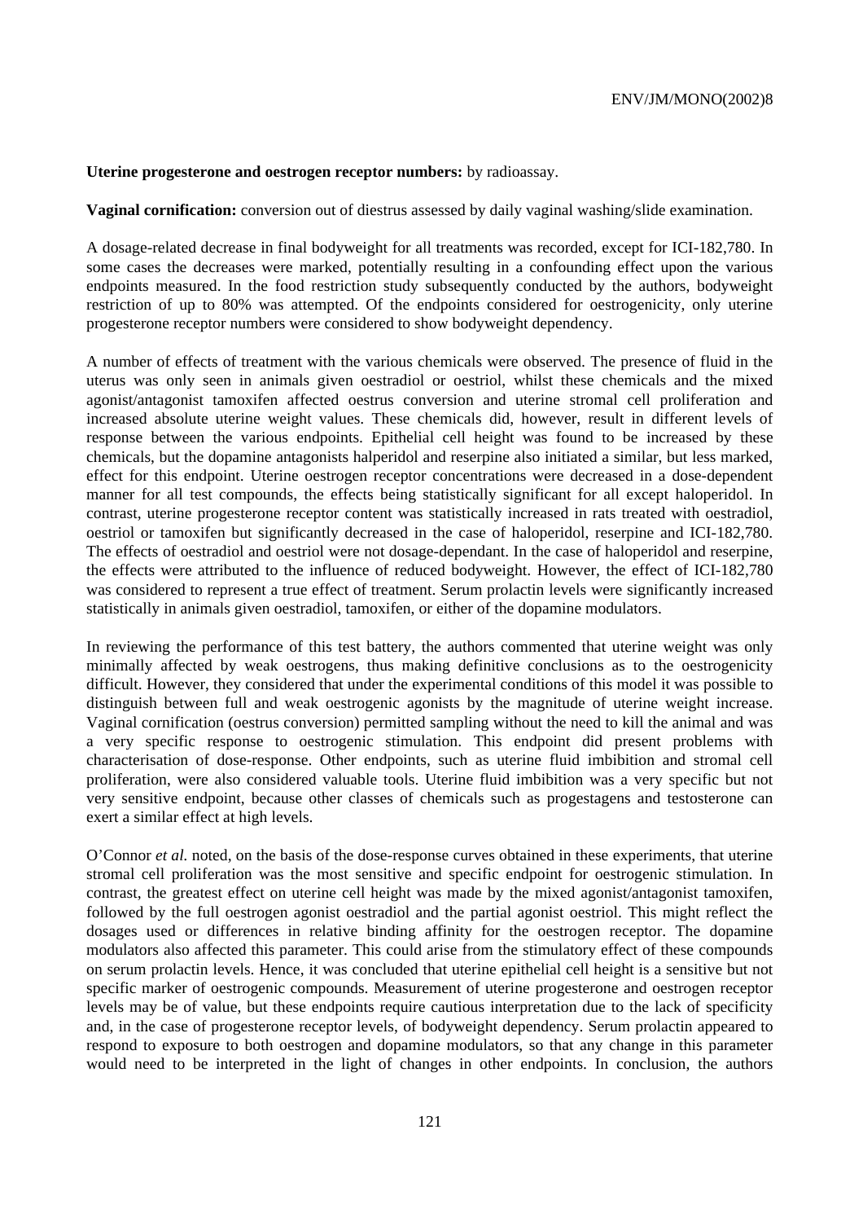**Uterine progesterone and oestrogen receptor numbers:** by radioassay.

**Vaginal cornification:** conversion out of diestrus assessed by daily vaginal washing/slide examination.

A dosage-related decrease in final bodyweight for all treatments was recorded, except for ICI-182,780. In some cases the decreases were marked, potentially resulting in a confounding effect upon the various endpoints measured. In the food restriction study subsequently conducted by the authors, bodyweight restriction of up to 80% was attempted. Of the endpoints considered for oestrogenicity, only uterine progesterone receptor numbers were considered to show bodyweight dependency.

A number of effects of treatment with the various chemicals were observed. The presence of fluid in the uterus was only seen in animals given oestradiol or oestriol, whilst these chemicals and the mixed agonist/antagonist tamoxifen affected oestrus conversion and uterine stromal cell proliferation and increased absolute uterine weight values. These chemicals did, however, result in different levels of response between the various endpoints. Epithelial cell height was found to be increased by these chemicals, but the dopamine antagonists halperidol and reserpine also initiated a similar, but less marked, effect for this endpoint. Uterine oestrogen receptor concentrations were decreased in a dose-dependent manner for all test compounds, the effects being statistically significant for all except haloperidol. In contrast, uterine progesterone receptor content was statistically increased in rats treated with oestradiol, oestriol or tamoxifen but significantly decreased in the case of haloperidol, reserpine and ICI-182,780. The effects of oestradiol and oestriol were not dosage-dependant. In the case of haloperidol and reserpine, the effects were attributed to the influence of reduced bodyweight. However, the effect of ICI-182,780 was considered to represent a true effect of treatment. Serum prolactin levels were significantly increased statistically in animals given oestradiol, tamoxifen, or either of the dopamine modulators.

In reviewing the performance of this test battery, the authors commented that uterine weight was only minimally affected by weak oestrogens, thus making definitive conclusions as to the oestrogenicity difficult. However, they considered that under the experimental conditions of this model it was possible to distinguish between full and weak oestrogenic agonists by the magnitude of uterine weight increase. Vaginal cornification (oestrus conversion) permitted sampling without the need to kill the animal and was a very specific response to oestrogenic stimulation. This endpoint did present problems with characterisation of dose-response. Other endpoints, such as uterine fluid imbibition and stromal cell proliferation, were also considered valuable tools. Uterine fluid imbibition was a very specific but not very sensitive endpoint, because other classes of chemicals such as progestagens and testosterone can exert a similar effect at high levels.

O'Connor *et al.* noted, on the basis of the dose-response curves obtained in these experiments, that uterine stromal cell proliferation was the most sensitive and specific endpoint for oestrogenic stimulation. In contrast, the greatest effect on uterine cell height was made by the mixed agonist/antagonist tamoxifen, followed by the full oestrogen agonist oestradiol and the partial agonist oestriol. This might reflect the dosages used or differences in relative binding affinity for the oestrogen receptor. The dopamine modulators also affected this parameter. This could arise from the stimulatory effect of these compounds on serum prolactin levels. Hence, it was concluded that uterine epithelial cell height is a sensitive but not specific marker of oestrogenic compounds. Measurement of uterine progesterone and oestrogen receptor levels may be of value, but these endpoints require cautious interpretation due to the lack of specificity and, in the case of progesterone receptor levels, of bodyweight dependency. Serum prolactin appeared to respond to exposure to both oestrogen and dopamine modulators, so that any change in this parameter would need to be interpreted in the light of changes in other endpoints. In conclusion, the authors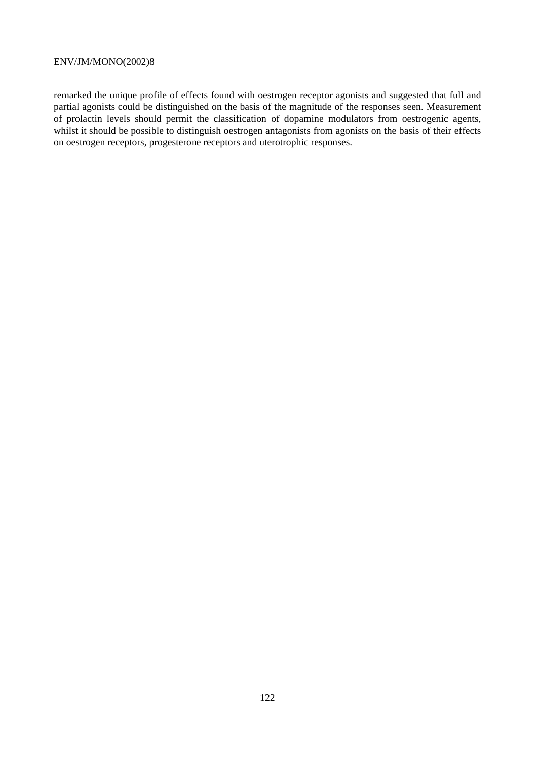remarked the unique profile of effects found with oestrogen receptor agonists and suggested that full and partial agonists could be distinguished on the basis of the magnitude of the responses seen. Measurement of prolactin levels should permit the classification of dopamine modulators from oestrogenic agents, whilst it should be possible to distinguish oestrogen antagonists from agonists on the basis of their effects on oestrogen receptors, progesterone receptors and uterotrophic responses.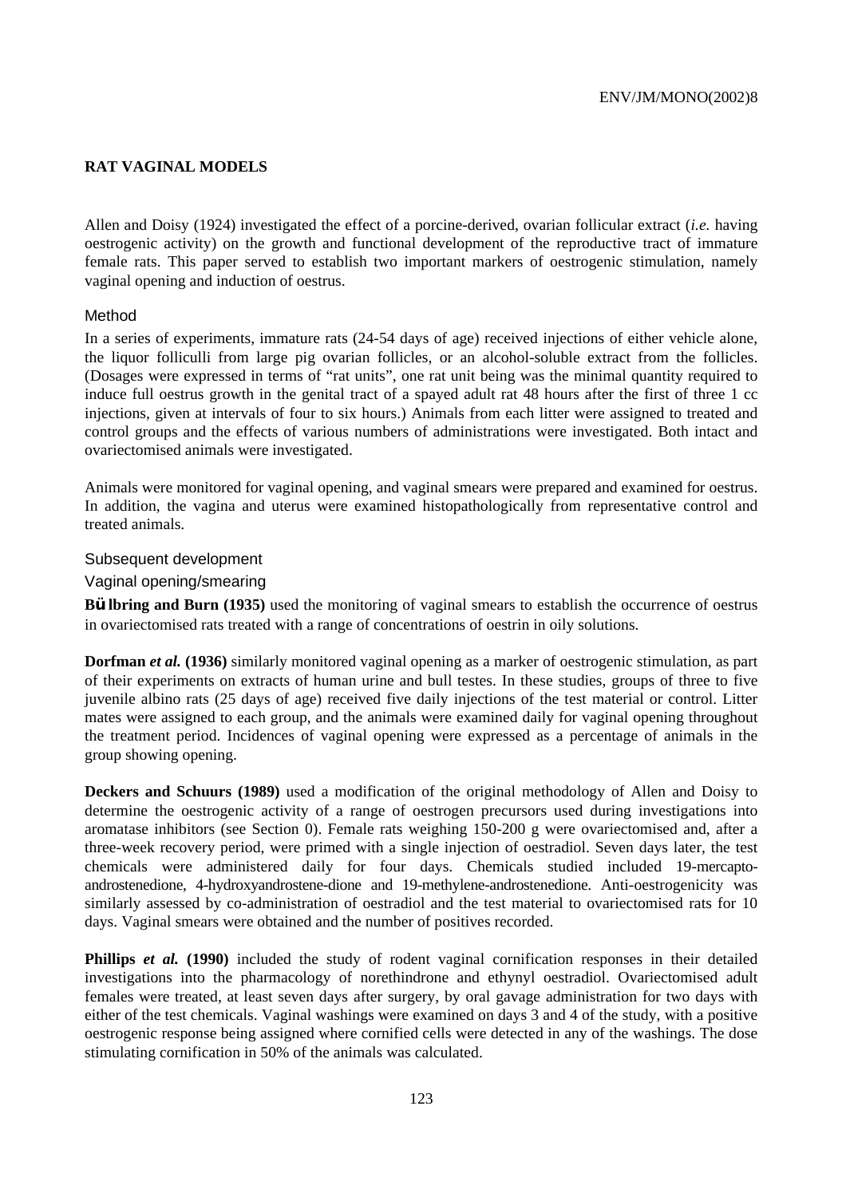## RAT VAGINAL MODELS

Allen and Doisy (1924) investigated the effect of a porcine-derived, ovarian follicular extract (*i.e.* having oestrogenic activity) on the growth and functional development of the reproductive tract of immature female rats. This paper served to establish two important markers of oestrogenic stimulation, namely vaginal opening and induction of oestrus.

### Method

In a series of experiments, immature rats (24-54 days of age) received injections of either vehicle alone, the liquor folliculli from large pig ovarian follicles, or an alcohol-soluble extract from the follicles. (Dosages were expressed in terms of "rat units", one rat unit being was the minimal quantity required to induce full oestrus growth in the genital tract of a spayed adult rat 48 hours after the first of three 1 cc injections, given at intervals of four to six hours.) Animals from each litter were assigned to treated and control groups and the effects of various numbers of administrations were investigated. Both intact and ovariectomised animals were investigated.

Animals were monitored for vaginal opening, and vaginal smears were prepared and examined for oestrus. In addition, the vagina and uterus were examined histopathologically from representative control and treated animals.

### Subsequent development

#### Vaginal opening/smearing

**Bülbring and Burn (1935)** used the monitoring of vaginal smears to establish the occurrence of oestrus in ovariectomised rats treated with a range of concentrations of oestrin in oily solutions.

**Dorfman *et al.* (1936)** similarly monitored vaginal opening as a marker of oestrogenic stimulation, as part of their experiments on extracts of human urine and bull testes. In these studies, groups of three to five juvenile albino rats (25 days of age) received five daily injections of the test material or control. Litter mates were assigned to each group, and the animals were examined daily for vaginal opening throughout the treatment period. Incidences of vaginal opening were expressed as a percentage of animals in the group showing opening.

**Deckers and Schuurs (1989)** used a modification of the original methodology of Allen and Doisy to determine the oestrogenic activity of a range of oestrogen precursors used during investigations into aromatase inhibitors (see Section 0). Female rats weighing 150-200 g were ovariectomised and, after a three-week recovery period, were primed with a single injection of oestradiol. Seven days later, the test chemicals were administered daily for four days. Chemicals studied included 19-mercapto-androstenedione, 4-hydroxyandrostene-dione and 19-methylene-androstenedione. Anti-oestrogenicity was similarly assessed by co-administration of oestradiol and the test material to ovariectomised rats for 10 days. Vaginal smears were obtained and the number of positives recorded.

**Phillips *et al.* (1990)** included the study of rodent vaginal cornification responses in their detailed investigations into the pharmacology of norethindrone and ethynyl oestradiol. Ovariectomised adult females were treated, at least seven days after surgery, by oral gavage administration for two days with either of the test chemicals. Vaginal washings were examined on days 3 and 4 of the study, with a positive oestrogenic response being assigned where cornified cells were detected in any of the washings. The dose stimulating cornification in 50% of the animals was calculated.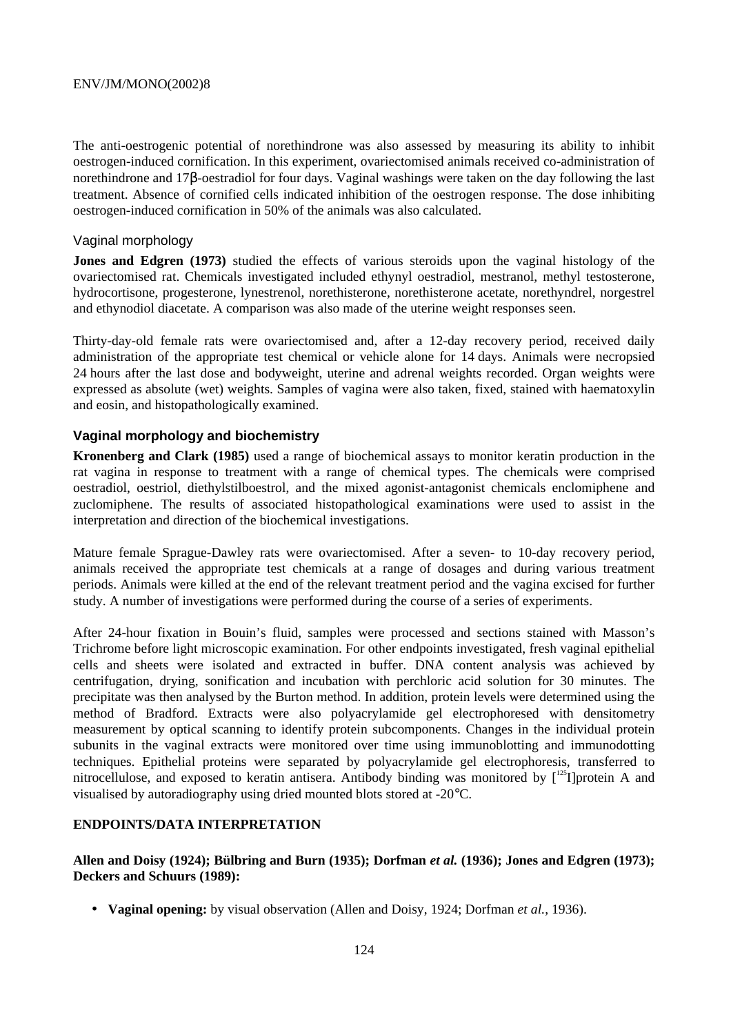The anti-oestrogenic potential of norethindrone was also assessed by measuring its ability to inhibit oestrogen-induced cornification. In this experiment, ovariectomised animals received co-administration of norethindrone and 17β-oestradiol for four days. Vaginal washings were taken on the day following the last treatment. Absence of cornified cells indicated inhibition of the oestrogen response. The dose inhibiting oestrogen-induced cornification in 50% of the animals was also calculated.

### Vaginal morphology

**Jones and Edgren (1973)** studied the effects of various steroids upon the vaginal histology of the ovariectomised rat. Chemicals investigated included ethynyl oestradiol, mestranol, methyl testosterone, hydrocortisone, progesterone, lynestrenol, norethisterone, norethisterone acetate, norethyndrel, norgestrel and ethynodiol diacetate. A comparison was also made of the uterine weight responses seen.

Thirty-day-old female rats were ovariectomised and, after a 12-day recovery period, received daily administration of the appropriate test chemical or vehicle alone for 14 days. Animals were necropsied 24 hours after the last dose and bodyweight, uterine and adrenal weights recorded. Organ weights were expressed as absolute (wet) weights. Samples of vagina were also taken, fixed, stained with haematoxylin and eosin, and histopathologically examined.

### Vaginal morphology and biochemistry

**Kronenberg and Clark (1985)** used a range of biochemical assays to monitor keratin production in the rat vagina in response to treatment with a range of chemical types. The chemicals were comprised oestradiol, oestriol, diethylstilboestrol, and the mixed agonist-antagonist chemicals enclomiphene and zuclomiphene. The results of associated histopathological examinations were used to assist in the interpretation and direction of the biochemical investigations.

Mature female Sprague-Dawley rats were ovariectomised. After a seven- to 10-day recovery period, animals received the appropriate test chemicals at a range of dosages and during various treatment periods. Animals were killed at the end of the relevant treatment period and the vagina excised for further study. A number of investigations were performed during the course of a series of experiments.

After 24-hour fixation in Bouin's fluid, samples were processed and sections stained with Masson's Trichrome before light microscopic examination. For other endpoints investigated, fresh vaginal epithelial cells and sheets were isolated and extracted in buffer. DNA content analysis was achieved by centrifugation, drying, sonification and incubation with perchloric acid solution for 30 minutes. The precipitate was then analysed by the Burton method. In addition, protein levels were determined using the method of Bradford. Extracts were also polyacrylamide gel electrophoresed with densitometry measurement by optical scanning to identify protein subcomponents. Changes in the individual protein subunits in the vaginal extracts were monitored over time using immunoblotting and immunodotting techniques. Epithelial proteins were separated by polyacrylamide gel electrophoresis, transferred to nitrocellulose, and exposed to keratin antisera. Antibody binding was monitored by [$^{125}$I]protein A and visualised by autoradiography using dried mounted blots stored at -20°C.

## ENDPOINTS/DATA INTERPRETATION

**Allen and Doisy (1924); Bülbring and Burn (1935); Dorfman *et al.* (1936); Jones and Edgren (1973); Deckers and Schuurs (1989):**

- **Vaginal opening:** by visual observation (Allen and Doisy, 1924; Dorfman *et al.*, 1936).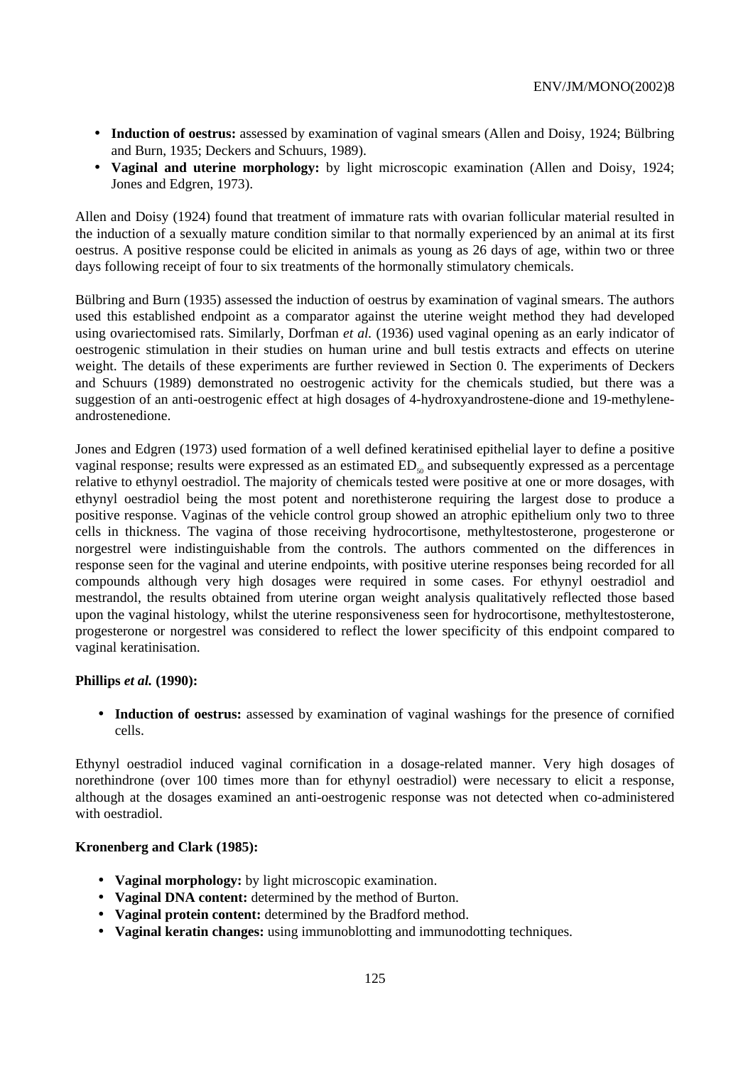- **Induction of oestrus:** assessed by examination of vaginal smears (Allen and Doisy, 1924; Bülbring and Burn, 1935; Deckers and Schuurs, 1989).
- **Vaginal and uterine morphology:** by light microscopic examination (Allen and Doisy, 1924; Jones and Edgren, 1973).

Allen and Doisy (1924) found that treatment of immature rats with ovarian follicular material resulted in the induction of a sexually mature condition similar to that normally experienced by an animal at its first oestrus. A positive response could be elicited in animals as young as 26 days of age, within two or three days following receipt of four to six treatments of the hormonally stimulatory chemicals.

Bülbring and Burn (1935) assessed the induction of oestrus by examination of vaginal smears. The authors used this established endpoint as a comparator against the uterine weight method they had developed using ovariectomised rats. Similarly, Dorfman *et al.* (1936) used vaginal opening as an early indicator of oestrogenic stimulation in their studies on human urine and bull testis extracts and effects on uterine weight. The details of these experiments are further reviewed in Section 0. The experiments of Deckers and Schuurs (1989) demonstrated no oestrogenic activity for the chemicals studied, but there was a suggestion of an anti-oestrogenic effect at high dosages of 4-hydroxyandrostene-dione and 19-methylene-androstenedione.

Jones and Edgren (1973) used formation of a well defined keratinised epithelial layer to define a positive vaginal response; results were expressed as an estimated $ED_{50}$ and subsequently expressed as a percentage relative to ethynyl oestradiol. The majority of chemicals tested were positive at one or more dosages, with ethynyl oestradiol being the most potent and norethisterone requiring the largest dose to produce a positive response. Vaginas of the vehicle control group showed an atrophic epithelium only two to three cells in thickness. The vagina of those receiving hydrocortisone, methyltestosterone, progesterone or norgestrel were indistinguishable from the controls. The authors commented on the differences in response seen for the vaginal and uterine endpoints, with positive uterine responses being recorded for all compounds although very high dosages were required in some cases. For ethynyl oestradiol and mestrandol, the results obtained from uterine organ weight analysis qualitatively reflected those based upon the vaginal histology, whilst the uterine responsiveness seen for hydrocortisone, methyltestosterone, progesterone or norgestrel was considered to reflect the lower specificity of this endpoint compared to vaginal keratinisation.

**Phillips *et al.* (1990):**

- **Induction of oestrus:** assessed by examination of vaginal washings for the presence of cornified cells.

Ethynyl oestradiol induced vaginal cornification in a dosage-related manner. Very high dosages of norethindrone (over 100 times more than for ethynyl oestradiol) were necessary to elicit a response, although at the dosages examined an anti-oestrogenic response was not detected when co-administered with oestradiol.

**Kronenberg and Clark (1985):**

- **Vaginal morphology:** by light microscopic examination.
- **Vaginal DNA content:** determined by the method of Burton.
- **Vaginal protein content:** determined by the Bradford method.
- **Vaginal keratin changes:** using immunoblotting and immunodotting techniques.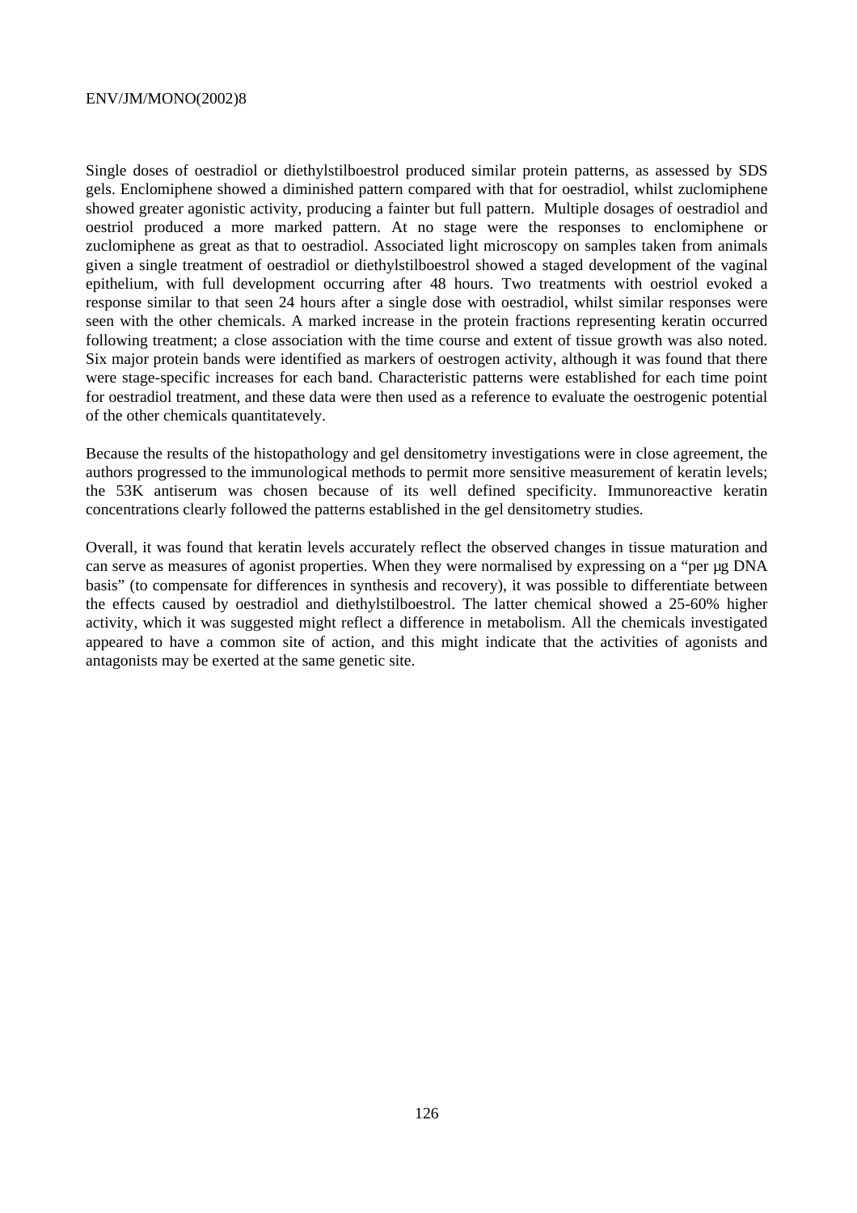Single doses of oestradiol or diethylstilboestrol produced similar protein patterns, as assessed by SDS gels. Enclomiphene showed a diminished pattern compared with that for oestradiol, whilst zuclomiphene showed greater agonistic activity, producing a fainter but full pattern. Multiple dosages of oestradiol and oestriol produced a more marked pattern. At no stage were the responses to enclomiphene or zuclomiphene as great as that to oestradiol. Associated light microscopy on samples taken from animals given a single treatment of oestradiol or diethylstilboestrol showed a staged development of the vaginal epithelium, with full development occurring after 48 hours. Two treatments with oestriol evoked a response similar to that seen 24 hours after a single dose with oestradiol, whilst similar responses were seen with the other chemicals. A marked increase in the protein fractions representing keratin occurred following treatment; a close association with the time course and extent of tissue growth was also noted. Six major protein bands were identified as markers of oestrogen activity, although it was found that there were stage-specific increases for each band. Characteristic patterns were established for each time point for oestradiol treatment, and these data were then used as a reference to evaluate the oestrogenic potential of the other chemicals quantitatevely.

Because the results of the histopathology and gel densitometry investigations were in close agreement, the authors progressed to the immunological methods to permit more sensitive measurement of keratin levels; the 53K antiserum was chosen because of its well defined specificity. Immunoreactive keratin concentrations clearly followed the patterns established in the gel densitometry studies.

Overall, it was found that keratin levels accurately reflect the observed changes in tissue maturation and can serve as measures of agonist properties. When they were normalised by expressing on a "per µg DNA basis" (to compensate for differences in synthesis and recovery), it was possible to differentiate between the effects caused by oestradiol and diethylstilboestrol. The latter chemical showed a 25-60% higher activity, which it was suggested might reflect a difference in metabolism. All the chemicals investigated appeared to have a common site of action, and this might indicate that the activities of agonists and antagonists may be exerted at the same genetic site.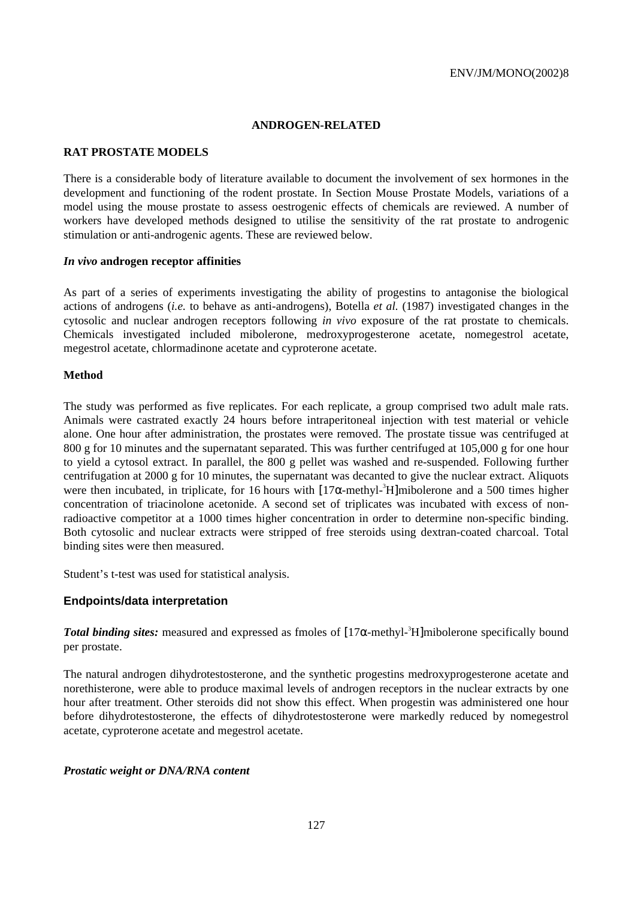## ANDROGEN-RELATED

### RAT PROSTATE MODELS

There is a considerable body of literature available to document the involvement of sex hormones in the development and functioning of the rodent prostate. In Section Mouse Prostate Models, variations of a model using the mouse prostate to assess oestrogenic effects of chemicals are reviewed. A number of workers have developed methods designed to utilise the sensitivity of the rat prostate to androgenic stimulation or anti-androgenic agents. These are reviewed below.

#### *In vivo* androgen receptor affinities

As part of a series of experiments investigating the ability of progestins to antagonise the biological actions of androgens (*i.e.* to behave as anti-androgens), Botella *et al.* (1987) investigated changes in the cytosolic and nuclear androgen receptors following *in vivo* exposure of the rat prostate to chemicals. Chemicals investigated included mibolerone, medroxyprogesterone acetate, nomegestrol acetate, megestrol acetate, chlormadinone acetate and cyproterone acetate.

#### Method

The study was performed as five replicates. For each replicate, a group comprised two adult male rats. Animals were castrated exactly 24 hours before intraperitoneal injection with test material or vehicle alone. One hour after administration, the prostates were removed. The prostate tissue was centrifuged at 800 g for 10 minutes and the supernatant separated. This was further centrifuged at 105,000 g for one hour to yield a cytosol extract. In parallel, the 800 g pellet was washed and re-suspended. Following further centrifugation at 2000 g for 10 minutes, the supernatant was decanted to give the nuclear extract. Aliquots were then incubated, in triplicate, for 16 hours with [17α-methyl-$^{3}$H]mibolerone and a 500 times higher concentration of triacinolone acetonide. A second set of triplicates was incubated with excess of non-radioactive competitor at a 1000 times higher concentration in order to determine non-specific binding. Both cytosolic and nuclear extracts were stripped of free steroids using dextran-coated charcoal. Total binding sites were then measured.

Student's t-test was used for statistical analysis.

#### Endpoints/data interpretation

***Total binding sites:*** measured and expressed as fmoles of [17α-methyl-$^{3}$H]mibolerone specifically bound per prostate.

The natural androgen dihydrotestosterone, and the synthetic progestins medroxyprogesterone acetate and norethisterone, were able to produce maximal levels of androgen receptors in the nuclear extracts by one hour after treatment. Other steroids did not show this effect. When progestin was administered one hour before dihydrotestosterone, the effects of dihydrotestosterone were markedly reduced by nomegestrol acetate, cyproterone acetate and megestrol acetate.

#### *Prostatic weight or DNA/RNA content*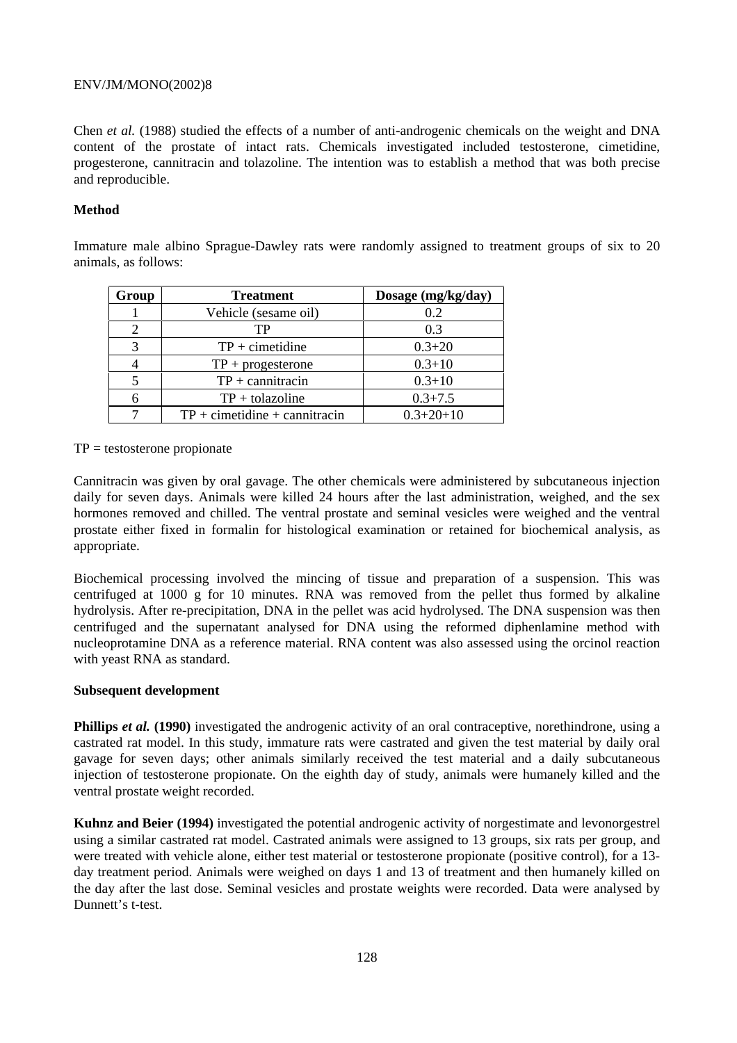Chen *et al.* (1988) studied the effects of a number of anti-androgenic chemicals on the weight and DNA content of the prostate of intact rats. Chemicals investigated included testosterone, cimetidine, progesterone, cannitracin and tolazoline. The intention was to establish a method that was both precise and reproducible.

**Method**

Immature male albino Sprague-Dawley rats were randomly assigned to treatment groups of six to 20 animals, as follows:

| Group | Treatment | Dosage (mg/kg/day) |
|---|---|---|
| 1 | Vehicle (sesame oil) | 0.2 |
| 2 | TP | 0.3 |
| 3 | TP + cimetidine | 0.3+20 |
| 4 | TP + progesterone | 0.3+10 |
| 5 | TP + cannitracin | 0.3+10 |
| 6 | TP + tolazoline | 0.3+7.5 |
| 7 | TP + cimetidine + cannitracin | 0.3+20+10 |

TP = testosterone propionate

Cannitracin was given by oral gavage. The other chemicals were administered by subcutaneous injection daily for seven days. Animals were killed 24 hours after the last administration, weighed, and the sex hormones removed and chilled. The ventral prostate and seminal vesicles were weighed and the ventral prostate either fixed in formalin for histological examination or retained for biochemical analysis, as appropriate.

Biochemical processing involved the mincing of tissue and preparation of a suspension. This was centrifuged at 1000 g for 10 minutes. RNA was removed from the pellet thus formed by alkaline hydrolysis. After re-precipitation, DNA in the pellet was acid hydrolysed. The DNA suspension was then centrifuged and the supernatant analysed for DNA using the reformed diphenlamine method with nucleoprotamine DNA as a reference material. RNA content was also assessed using the orcinol reaction with yeast RNA as standard.

**Subsequent development**

**Phillips *et al.* (1990)** investigated the androgenic activity of an oral contraceptive, norethindrone, using a castrated rat model. In this study, immature rats were castrated and given the test material by daily oral gavage for seven days; other animals similarly received the test material and a daily subcutaneous injection of testosterone propionate. On the eighth day of study, animals were humanely killed and the ventral prostate weight recorded.

**Kuhnz and Beier (1994)** investigated the potential androgenic activity of norgestimate and levonorgestrel using a similar castrated rat model. Castrated animals were assigned to 13 groups, six rats per group, and were treated with vehicle alone, either test material or testosterone propionate (positive control), for a 13-day treatment period. Animals were weighed on days 1 and 13 of treatment and then humanely killed on the day after the last dose. Seminal vesicles and prostate weights were recorded. Data were analysed by Dunnett's t-test.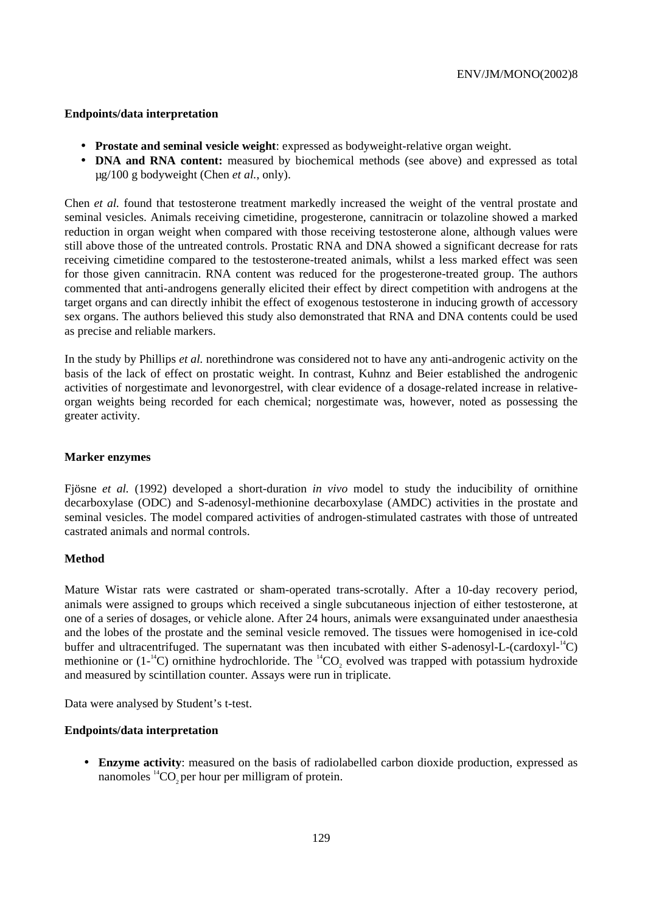**Endpoints/data interpretation**

- **Prostate and seminal vesicle weight**: expressed as bodyweight-relative organ weight.
- **DNA and RNA content:** measured by biochemical methods (see above) and expressed as total μg/100 g bodyweight (Chen *et al.*, only).

Chen *et al.* found that testosterone treatment markedly increased the weight of the ventral prostate and seminal vesicles. Animals receiving cimetidine, progesterone, cannitracin or tolazoline showed a marked reduction in organ weight when compared with those receiving testosterone alone, although values were still above those of the untreated controls. Prostatic RNA and DNA showed a significant decrease for rats receiving cimetidine compared to the testosterone-treated animals, whilst a less marked effect was seen for those given cannitracin. RNA content was reduced for the progesterone-treated group. The authors commented that anti-androgens generally elicited their effect by direct competition with androgens at the target organs and can directly inhibit the effect of exogenous testosterone in inducing growth of accessory sex organs. The authors believed this study also demonstrated that RNA and DNA contents could be used as precise and reliable markers.

In the study by Phillips *et al.* norethindrone was considered not to have any anti-androgenic activity on the basis of the lack of effect on prostatic weight. In contrast, Kuhnz and Beier established the androgenic activities of norgestimate and levonorgestrel, with clear evidence of a dosage-related increase in relative-organ weights being recorded for each chemical; norgestimate was, however, noted as possessing the greater activity.

**Marker enzymes**

Fjösne *et al.* (1992) developed a short-duration *in vivo* model to study the inducibility of ornithine decarboxylase (ODC) and S-adenosyl-methionine decarboxylase (AMDC) activities in the prostate and seminal vesicles. The model compared activities of androgen-stimulated castrates with those of untreated castrated animals and normal controls.

**Method**

Mature Wistar rats were castrated or sham-operated trans-scrotally. After a 10-day recovery period, animals were assigned to groups which received a single subcutaneous injection of either testosterone, at one of a series of dosages, or vehicle alone. After 24 hours, animals were exsanguinated under anaesthesia and the lobes of the prostate and the seminal vesicle removed. The tissues were homogenised in ice-cold buffer and ultracentrifuged. The supernatant was then incubated with either S-adenosyl-L-(cardoxyl-$^{14}C$) methionine or (1-$^{14}C$) ornithine hydrochloride. The $^{14}CO_2$ evolved was trapped with potassium hydroxide and measured by scintillation counter. Assays were run in triplicate.

Data were analysed by Student's t-test.

**Endpoints/data interpretation**

- **Enzyme activity**: measured on the basis of radiolabelled carbon dioxide production, expressed as nanomoles $^{14}CO_2$ per hour per milligram of protein.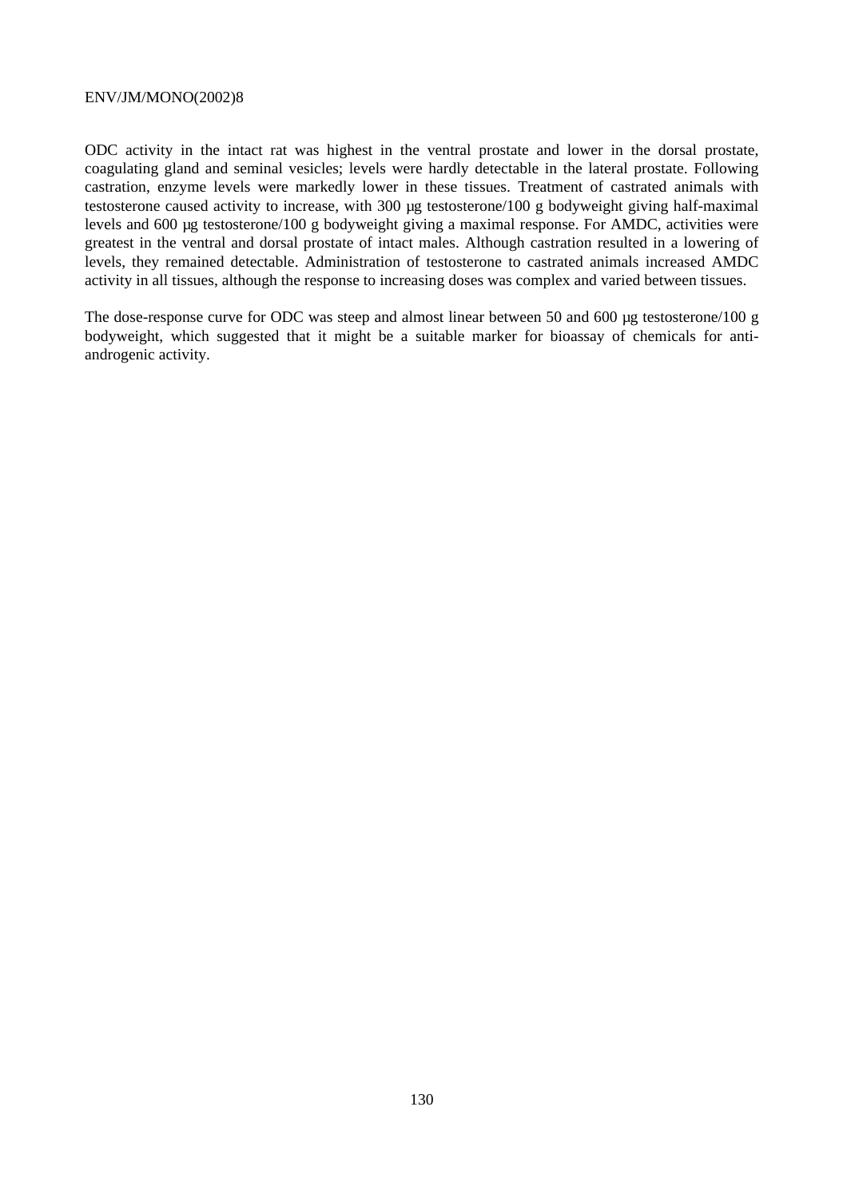ODC activity in the intact rat was highest in the ventral prostate and lower in the dorsal prostate, coagulating gland and seminal vesicles; levels were hardly detectable in the lateral prostate. Following castration, enzyme levels were markedly lower in these tissues. Treatment of castrated animals with testosterone caused activity to increase, with 300 µg testosterone/100 g bodyweight giving half-maximal levels and 600 µg testosterone/100 g bodyweight giving a maximal response. For AMDC, activities were greatest in the ventral and dorsal prostate of intact males. Although castration resulted in a lowering of levels, they remained detectable. Administration of testosterone to castrated animals increased AMDC activity in all tissues, although the response to increasing doses was complex and varied between tissues.

The dose-response curve for ODC was steep and almost linear between 50 and 600 µg testosterone/100 g bodyweight, which suggested that it might be a suitable marker for bioassay of chemicals for anti-androgenic activity.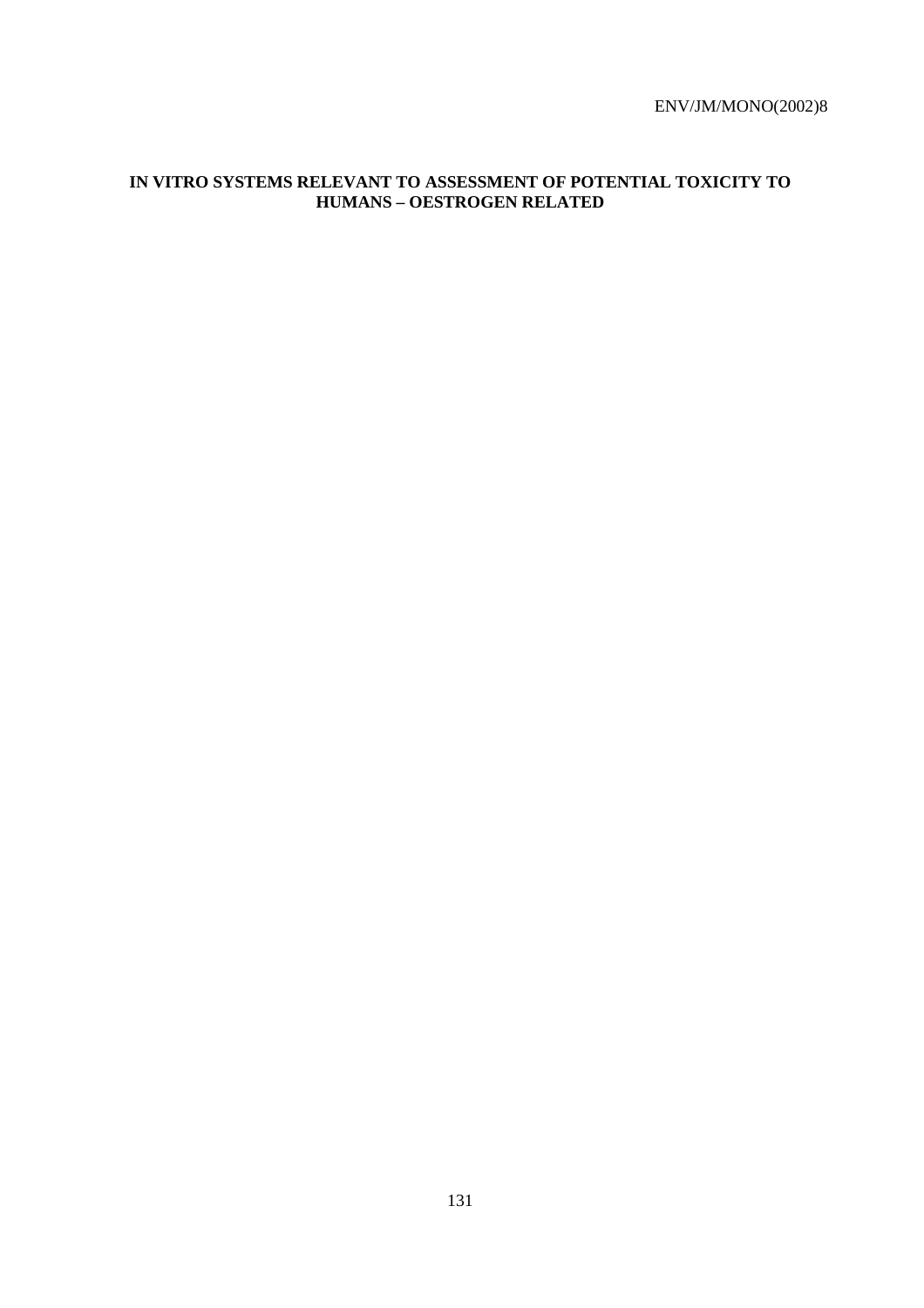# IN VITRO SYSTEMS RELEVANT TO ASSESSMENT OF POTENTIAL TOXICITY TO HUMANS – OESTROGEN RELATED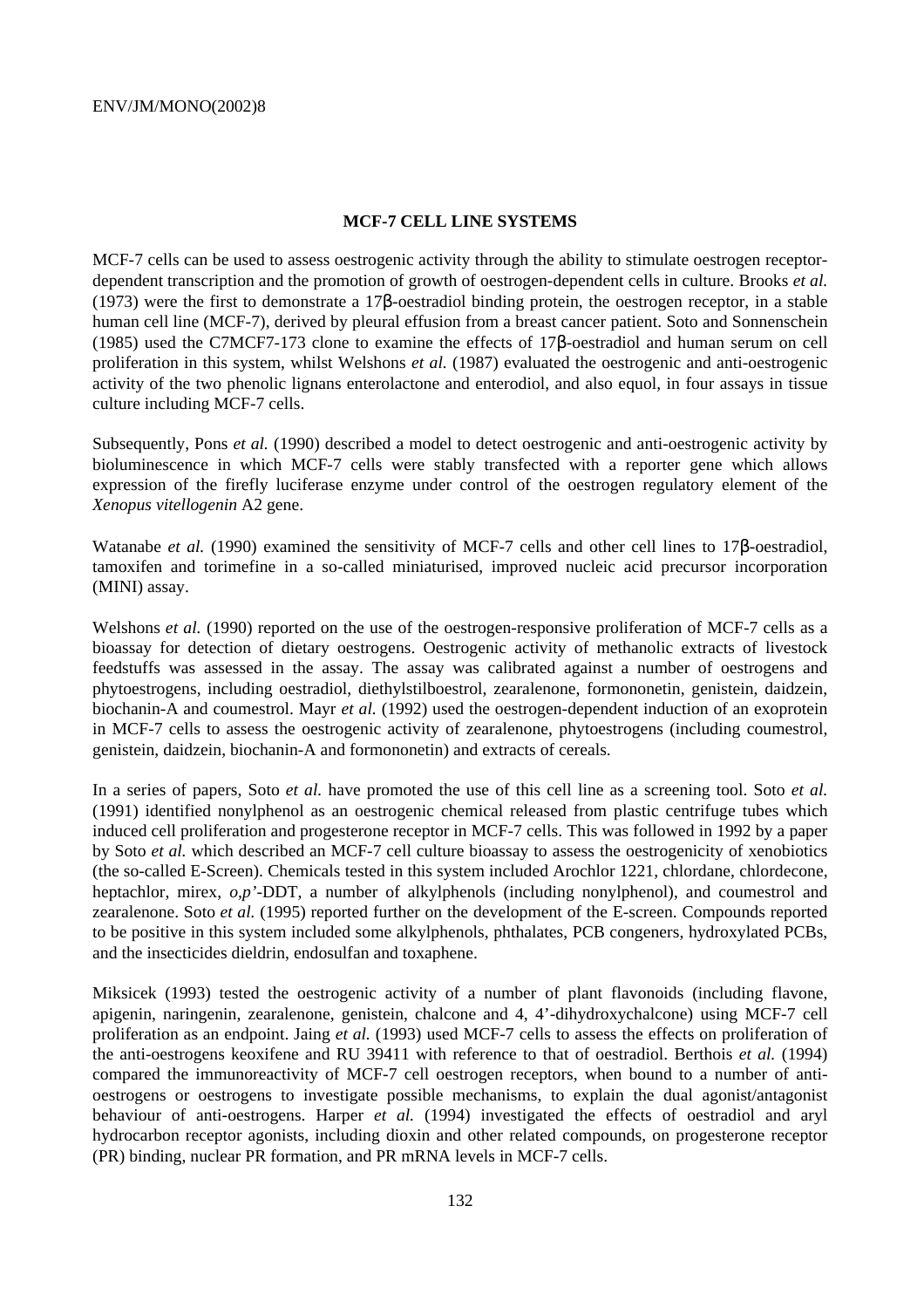**MCF-7 CELL LINE SYSTEMS**

MCF-7 cells can be used to assess oestrogenic activity through the ability to stimulate oestrogen receptor-dependent transcription and the promotion of growth of oestrogen-dependent cells in culture. Brooks *et al.* (1973) were the first to demonstrate a 17β-oestradiol binding protein, the oestrogen receptor, in a stable human cell line (MCF-7), derived by pleural effusion from a breast cancer patient. Soto and Sonnenschein (1985) used the C7MCF7-173 clone to examine the effects of 17β-oestradiol and human serum on cell proliferation in this system, whilst Welshons *et al.* (1987) evaluated the oestrogenic and anti-oestrogenic activity of the two phenolic lignans enterolactone and enterodiol, and also equol, in four assays in tissue culture including MCF-7 cells.

Subsequently, Pons *et al.* (1990) described a model to detect oestrogenic and anti-oestrogenic activity by bioluminescence in which MCF-7 cells were stably transfected with a reporter gene which allows expression of the firefly luciferase enzyme under control of the oestrogen regulatory element of the *Xenopus vitellogenin* A2 gene.

Watanabe *et al.* (1990) examined the sensitivity of MCF-7 cells and other cell lines to 17β-oestradiol, tamoxifen and torimefine in a so-called miniaturised, improved nucleic acid precursor incorporation (MINI) assay.

Welshons *et al.* (1990) reported on the use of the oestrogen-responsive proliferation of MCF-7 cells as a bioassay for detection of dietary oestrogens. Oestrogenic activity of methanolic extracts of livestock feedstuffs was assessed in the assay. The assay was calibrated against a number of oestrogens and phytoestrogens, including oestradiol, diethylstilboestrol, zearalenone, formononetin, genistein, daidzein, biochanin-A and coumestrol. Mayr *et al.* (1992) used the oestrogen-dependent induction of an exoprotein in MCF-7 cells to assess the oestrogenic activity of zearalenone, phytoestrogens (including coumestrol, genistein, daidzein, biochanin-A and formononetin) and extracts of cereals.

In a series of papers, Soto *et al.* have promoted the use of this cell line as a screening tool. Soto *et al.* (1991) identified nonylphenol as an oestrogenic chemical released from plastic centrifuge tubes which induced cell proliferation and progesterone receptor in MCF-7 cells. This was followed in 1992 by a paper by Soto *et al.* which described an MCF-7 cell culture bioassay to assess the oestrogenicity of xenobiotics (the so-called E-Screen). Chemicals tested in this system included Arochlor 1221, chlordane, chlordecone, heptachlor, mirex, *o,p'*-DDT, a number of alkylphenols (including nonylphenol), and coumestrol and zearalenone. Soto *et al.* (1995) reported further on the development of the E-screen. Compounds reported to be positive in this system included some alkylphenols, phthalates, PCB congeners, hydroxylated PCBs, and the insecticides dieldrin, endosulfan and toxaphene.

Miksicek (1993) tested the oestrogenic activity of a number of plant flavonoids (including flavone, apigenin, naringenin, zearalenone, genistein, chalcone and 4, 4'-dihydroxychalcone) using MCF-7 cell proliferation as an endpoint. Jaing *et al.* (1993) used MCF-7 cells to assess the effects on proliferation of the anti-oestrogens keoxifene and RU 39411 with reference to that of oestradiol. Berthois *et al.* (1994) compared the immunoreactivity of MCF-7 cell oestrogen receptors, when bound to a number of anti-oestrogens or oestrogens to investigate possible mechanisms, to explain the dual agonist/antagonist behaviour of anti-oestrogens. Harper *et al.* (1994) investigated the effects of oestradiol and aryl hydrocarbon receptor agonists, including dioxin and other related compounds, on progesterone receptor (PR) binding, nuclear PR formation, and PR mRNA levels in MCF-7 cells.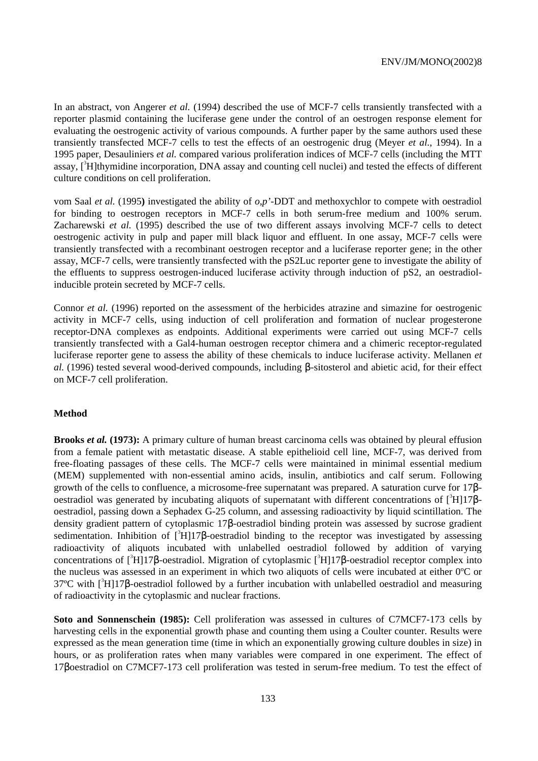In an abstract, von Angerer *et al.* (1994) described the use of MCF-7 cells transiently transfected with a reporter plasmid containing the luciferase gene under the control of an oestrogen response element for evaluating the oestrogenic activity of various compounds. A further paper by the same authors used these transiently transfected MCF-7 cells to test the effects of an oestrogenic drug (Meyer *et al.*, 1994). In a 1995 paper, Desauliniers *et al.* compared various proliferation indices of MCF-7 cells (including the MTT assay, [$^{3}$H]thymidine incorporation, DNA assay and counting cell nuclei) and tested the effects of different culture conditions on cell proliferation.

vom Saal *et al.* (1995**)** investigated the ability of *o,p'*-DDT and methoxychlor to compete with oestradiol for binding to oestrogen receptors in MCF-7 cells in both serum-free medium and 100% serum. Zacharewski *et al.* (1995) described the use of two different assays involving MCF-7 cells to detect oestrogenic activity in pulp and paper mill black liquor and effluent. In one assay, MCF-7 cells were transiently transfected with a recombinant oestrogen receptor and a luciferase reporter gene; in the other assay, MCF-7 cells, were transiently transfected with the pS2Luc reporter gene to investigate the ability of the effluents to suppress oestrogen-induced luciferase activity through induction of pS2, an oestradiol-inducible protein secreted by MCF-7 cells.

Connor *et al.* (1996) reported on the assessment of the herbicides atrazine and simazine for oestrogenic activity in MCF-7 cells, using induction of cell proliferation and formation of nuclear progesterone receptor-DNA complexes as endpoints. Additional experiments were carried out using MCF-7 cells transiently transfected with a Gal4-human oestrogen receptor chimera and a chimeric receptor-regulated luciferase reporter gene to assess the ability of these chemicals to induce luciferase activity. Mellanen *et al.* (1996) tested several wood-derived compounds, including β-sitosterol and abietic acid, for their effect on MCF-7 cell proliferation.

**Method**

**Brooks *et al.* (1973):** A primary culture of human breast carcinoma cells was obtained by pleural effusion from a female patient with metastatic disease. A stable epithelioid cell line, MCF-7, was derived from free-floating passages of these cells. The MCF-7 cells were maintained in minimal essential medium (MEM) supplemented with non-essential amino acids, insulin, antibiotics and calf serum. Following growth of the cells to confluence, a microsome-free supernatant was prepared. A saturation curve for 17β-oestradiol was generated by incubating aliquots of supernatant with different concentrations of [$^{3}$H]17β-oestradiol, passing down a Sephadex G-25 column, and assessing radioactivity by liquid scintillation. The density gradient pattern of cytoplasmic 17β-oestradiol binding protein was assessed by sucrose gradient sedimentation. Inhibition of [$^{3}$H]17β-oestradiol binding to the receptor was investigated by assessing radioactivity of aliquots incubated with unlabelled oestradiol followed by addition of varying concentrations of [$^{3}$H]17β-oestradiol. Migration of cytoplasmic [$^{3}$H]17β-oestradiol receptor complex into the nucleus was assessed in an experiment in which two aliquots of cells were incubated at either 0ºC or 37ºC with [$^{3}$H]17β-oestradiol followed by a further incubation with unlabelled oestradiol and measuring of radioactivity in the cytoplasmic and nuclear fractions.

**Soto and Sonnenschein (1985):** Cell proliferation was assessed in cultures of C7MCF7-173 cells by harvesting cells in the exponential growth phase and counting them using a Coulter counter. Results were expressed as the mean generation time (time in which an exponentially growing culture doubles in size) in hours, or as proliferation rates when many variables were compared in one experiment. The effect of 17βoestradiol on C7MCF7-173 cell proliferation was tested in serum-free medium. To test the effect of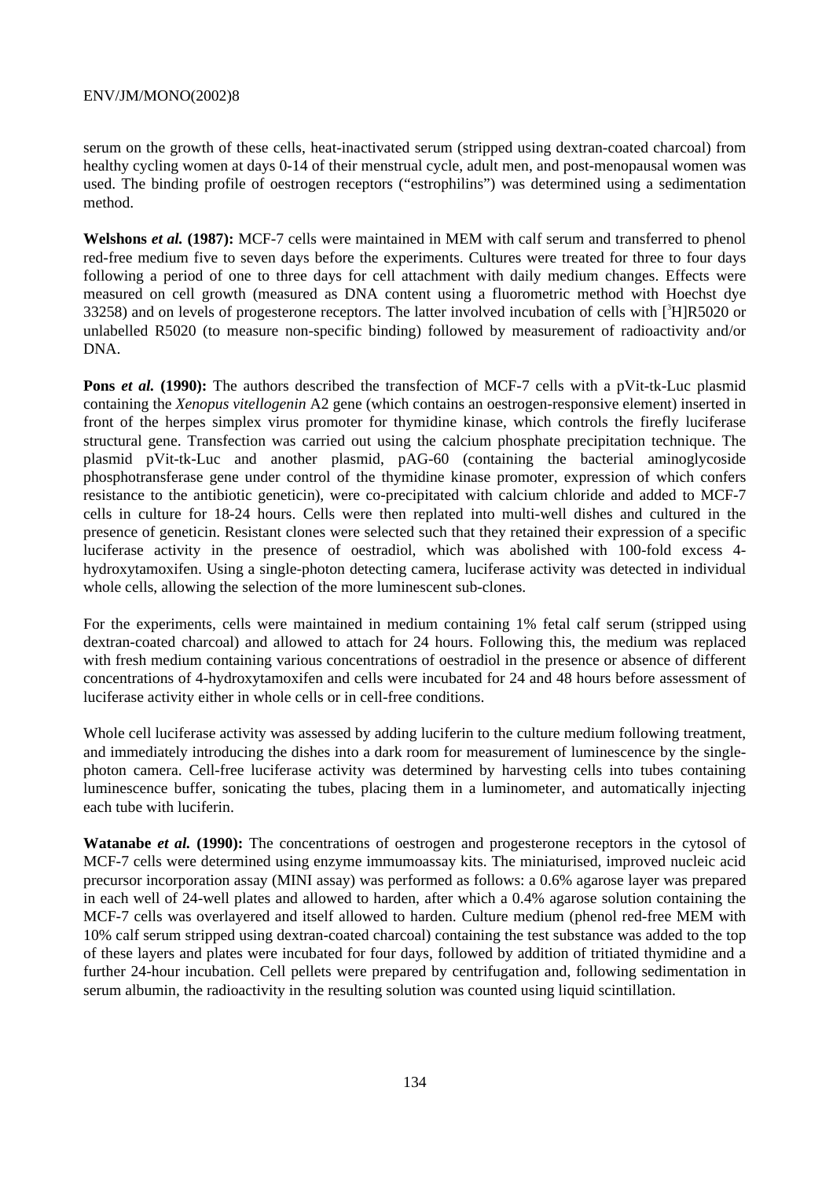serum on the growth of these cells, heat-inactivated serum (stripped using dextran-coated charcoal) from healthy cycling women at days 0-14 of their menstrual cycle, adult men, and post-menopausal women was used. The binding profile of oestrogen receptors ("estrophilins") was determined using a sedimentation method.

**Welshons *et al.* (1987):** MCF-7 cells were maintained in MEM with calf serum and transferred to phenol red-free medium five to seven days before the experiments. Cultures were treated for three to four days following a period of one to three days for cell attachment with daily medium changes. Effects were measured on cell growth (measured as DNA content using a fluorometric method with Hoechst dye 33258) and on levels of progesterone receptors. The latter involved incubation of cells with [$^{3}$H]R5020 or unlabelled R5020 (to measure non-specific binding) followed by measurement of radioactivity and/or DNA.

**Pons *et al.* (1990):** The authors described the transfection of MCF-7 cells with a pVit-tk-Luc plasmid containing the *Xenopus vitellogenin* A2 gene (which contains an oestrogen-responsive element) inserted in front of the herpes simplex virus promoter for thymidine kinase, which controls the firefly luciferase structural gene. Transfection was carried out using the calcium phosphate precipitation technique. The plasmid pVit-tk-Luc and another plasmid, pAG-60 (containing the bacterial aminoglycoside phosphotransferase gene under control of the thymidine kinase promoter, expression of which confers resistance to the antibiotic geneticin), were co-precipitated with calcium chloride and added to MCF-7 cells in culture for 18-24 hours. Cells were then replated into multi-well dishes and cultured in the presence of geneticin. Resistant clones were selected such that they retained their expression of a specific luciferase activity in the presence of oestradiol, which was abolished with 100-fold excess 4-hydroxytamoxifen. Using a single-photon detecting camera, luciferase activity was detected in individual whole cells, allowing the selection of the more luminescent sub-clones.

For the experiments, cells were maintained in medium containing 1% fetal calf serum (stripped using dextran-coated charcoal) and allowed to attach for 24 hours. Following this, the medium was replaced with fresh medium containing various concentrations of oestradiol in the presence or absence of different concentrations of 4-hydroxytamoxifen and cells were incubated for 24 and 48 hours before assessment of luciferase activity either in whole cells or in cell-free conditions.

Whole cell luciferase activity was assessed by adding luciferin to the culture medium following treatment, and immediately introducing the dishes into a dark room for measurement of luminescence by the single-photon camera. Cell-free luciferase activity was determined by harvesting cells into tubes containing luminescence buffer, sonicating the tubes, placing them in a luminometer, and automatically injecting each tube with luciferin.

**Watanabe *et al.* (1990):** The concentrations of oestrogen and progesterone receptors in the cytosol of MCF-7 cells were determined using enzyme immumoassay kits. The miniaturised, improved nucleic acid precursor incorporation assay (MINI assay) was performed as follows: a 0.6% agarose layer was prepared in each well of 24-well plates and allowed to harden, after which a 0.4% agarose solution containing the MCF-7 cells was overlayered and itself allowed to harden. Culture medium (phenol red-free MEM with 10% calf serum stripped using dextran-coated charcoal) containing the test substance was added to the top of these layers and plates were incubated for four days, followed by addition of tritiated thymidine and a further 24-hour incubation. Cell pellets were prepared by centrifugation and, following sedimentation in serum albumin, the radioactivity in the resulting solution was counted using liquid scintillation.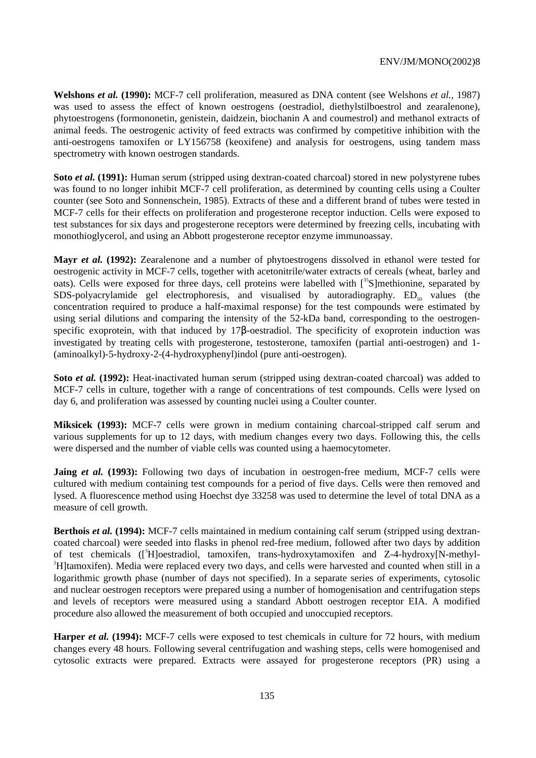**Welshons *et al.* (1990):** MCF-7 cell proliferation, measured as DNA content (see Welshons *et al.*, 1987) was used to assess the effect of known oestrogens (oestradiol, diethylstilboestrol and zearalenone), phytoestrogens (formononetin, genistein, daidzein, biochanin A and coumestrol) and methanol extracts of animal feeds. The oestrogenic activity of feed extracts was confirmed by competitive inhibition with the anti-oestrogens tamoxifen or LY156758 (keoxifene) and analysis for oestrogens, using tandem mass spectrometry with known oestrogen standards.

**Soto *et al.* (1991):** Human serum (stripped using dextran-coated charcoal) stored in new polystyrene tubes was found to no longer inhibit MCF-7 cell proliferation, as determined by counting cells using a Coulter counter (see Soto and Sonnenschein, 1985). Extracts of these and a different brand of tubes were tested in MCF-7 cells for their effects on proliferation and progesterone receptor induction. Cells were exposed to test substances for six days and progesterone receptors were determined by freezing cells, incubating with monothioglycerol, and using an Abbott progesterone receptor enzyme immunoassay.

**Mayr *et al.* (1992):** Zearalenone and a number of phytoestrogens dissolved in ethanol were tested for oestrogenic activity in MCF-7 cells, together with acetonitrile/water extracts of cereals (wheat, barley and oats). Cells were exposed for three days, cell proteins were labelled with [$^{35}$S]methionine, separated by SDS-polyacrylamide gel electrophoresis, and visualised by autoradiography. $ED_{50}$ values (the concentration required to produce a half-maximal response) for the test compounds were estimated by using serial dilutions and comparing the intensity of the 52-kDa band, corresponding to the oestrogen-specific exoprotein, with that induced by 17β-oestradiol. The specificity of exoprotein induction was investigated by treating cells with progesterone, testosterone, tamoxifen (partial anti-oestrogen) and 1-(aminoalkyl)-5-hydroxy-2-(4-hydroxyphenyl)indol (pure anti-oestrogen).

**Soto *et al.* (1992):** Heat-inactivated human serum (stripped using dextran-coated charcoal) was added to MCF-7 cells in culture, together with a range of concentrations of test compounds. Cells were lysed on day 6, and proliferation was assessed by counting nuclei using a Coulter counter.

**Miksicek (1993):** MCF-7 cells were grown in medium containing charcoal-stripped calf serum and various supplements for up to 12 days, with medium changes every two days. Following this, the cells were dispersed and the number of viable cells was counted using a haemocytometer.

**Jaing *et al.* (1993):** Following two days of incubation in oestrogen-free medium, MCF-7 cells were cultured with medium containing test compounds for a period of five days. Cells were then removed and lysed. A fluorescence method using Hoechst dye 33258 was used to determine the level of total DNA as a measure of cell growth.

**Berthois *et al.* (1994):** MCF-7 cells maintained in medium containing calf serum (stripped using dextran-coated charcoal) were seeded into flasks in phenol red-free medium, followed after two days by addition of test chemicals ([$^{3}$H]oestradiol, tamoxifen, trans-hydroxytamoxifen and Z-4-hydroxy[N-methyl-$^{3}$H]tamoxifen). Media were replaced every two days, and cells were harvested and counted when still in a logarithmic growth phase (number of days not specified). In a separate series of experiments, cytosolic and nuclear oestrogen receptors were prepared using a number of homogenisation and centrifugation steps and levels of receptors were measured using a standard Abbott oestrogen receptor EIA. A modified procedure also allowed the measurement of both occupied and unoccupied receptors.

**Harper *et al.* (1994):** MCF-7 cells were exposed to test chemicals in culture for 72 hours, with medium changes every 48 hours. Following several centrifugation and washing steps, cells were homogenised and cytosolic extracts were prepared. Extracts were assayed for progesterone receptors (PR) using a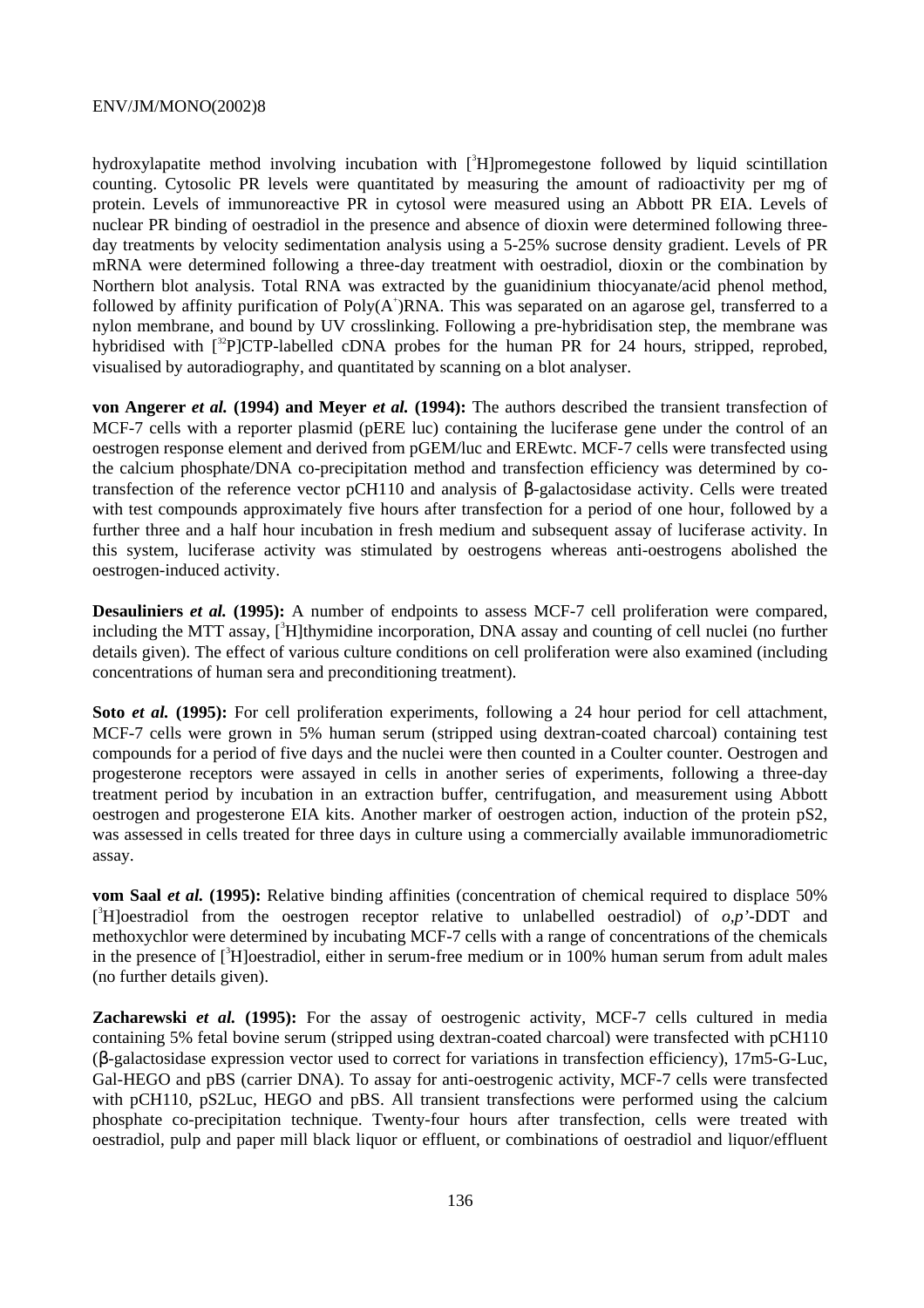hydroxylapatite method involving incubation with [$^{3}$H]promegestone followed by liquid scintillation counting. Cytosolic PR levels were quantitated by measuring the amount of radioactivity per mg of protein. Levels of immunoreactive PR in cytosol were measured using an Abbott PR EIA. Levels of nuclear PR binding of oestradiol in the presence and absence of dioxin were determined following three-day treatments by velocity sedimentation analysis using a 5-25% sucrose density gradient. Levels of PR mRNA were determined following a three-day treatment with oestradiol, dioxin or the combination by Northern blot analysis. Total RNA was extracted by the guanidinium thiocyanate/acid phenol method, followed by affinity purification of Poly($A^{+}$)RNA. This was separated on an agarose gel, transferred to a nylon membrane, and bound by UV crosslinking. Following a pre-hybridisation step, the membrane was hybridised with [$^{32}$P]CTP-labelled cDNA probes for the human PR for 24 hours, stripped, reprobed, visualised by autoradiography, and quantitated by scanning on a blot analyser.

**von Angerer *et al.* (1994) and Meyer *et al.* (1994):** The authors described the transient transfection of MCF-7 cells with a reporter plasmid (pERE luc) containing the luciferase gene under the control of an oestrogen response element and derived from pGEM/luc and EREwtc. MCF-7 cells were transfected using the calcium phosphate/DNA co-precipitation method and transfection efficiency was determined by co-transfection of the reference vector pCH110 and analysis of β-galactosidase activity. Cells were treated with test compounds approximately five hours after transfection for a period of one hour, followed by a further three and a half hour incubation in fresh medium and subsequent assay of luciferase activity. In this system, luciferase activity was stimulated by oestrogens whereas anti-oestrogens abolished the oestrogen-induced activity.

**Desauliniers *et al.* (1995):** A number of endpoints to assess MCF-7 cell proliferation were compared, including the MTT assay, [$^{3}$H]thymidine incorporation, DNA assay and counting of cell nuclei (no further details given). The effect of various culture conditions on cell proliferation were also examined (including concentrations of human sera and preconditioning treatment).

**Soto *et al.* (1995):** For cell proliferation experiments, following a 24 hour period for cell attachment, MCF-7 cells were grown in 5% human serum (stripped using dextran-coated charcoal) containing test compounds for a period of five days and the nuclei were then counted in a Coulter counter. Oestrogen and progesterone receptors were assayed in cells in another series of experiments, following a three-day treatment period by incubation in an extraction buffer, centrifugation, and measurement using Abbott oestrogen and progesterone EIA kits. Another marker of oestrogen action, induction of the protein pS2, was assessed in cells treated for three days in culture using a commercially available immunoradiometric assay.

**vom Saal *et al.* (1995):** Relative binding affinities (concentration of chemical required to displace 50% [$^{3}$H]oestradiol from the oestrogen receptor relative to unlabelled oestradiol) of *o,p'*-DDT and methoxychlor were determined by incubating MCF-7 cells with a range of concentrations of the chemicals in the presence of [$^{3}$H]oestradiol, either in serum-free medium or in 100% human serum from adult males (no further details given).

**Zacharewski *et al.* (1995):** For the assay of oestrogenic activity, MCF-7 cells cultured in media containing 5% fetal bovine serum (stripped using dextran-coated charcoal) were transfected with pCH110 (β-galactosidase expression vector used to correct for variations in transfection efficiency), 17m5-G-Luc, Gal-HEGO and pBS (carrier DNA). To assay for anti-oestrogenic activity, MCF-7 cells were transfected with pCH110, pS2Luc, HEGO and pBS. All transient transfections were performed using the calcium phosphate co-precipitation technique. Twenty-four hours after transfection, cells were treated with oestradiol, pulp and paper mill black liquor or effluent, or combinations of oestradiol and liquor/effluent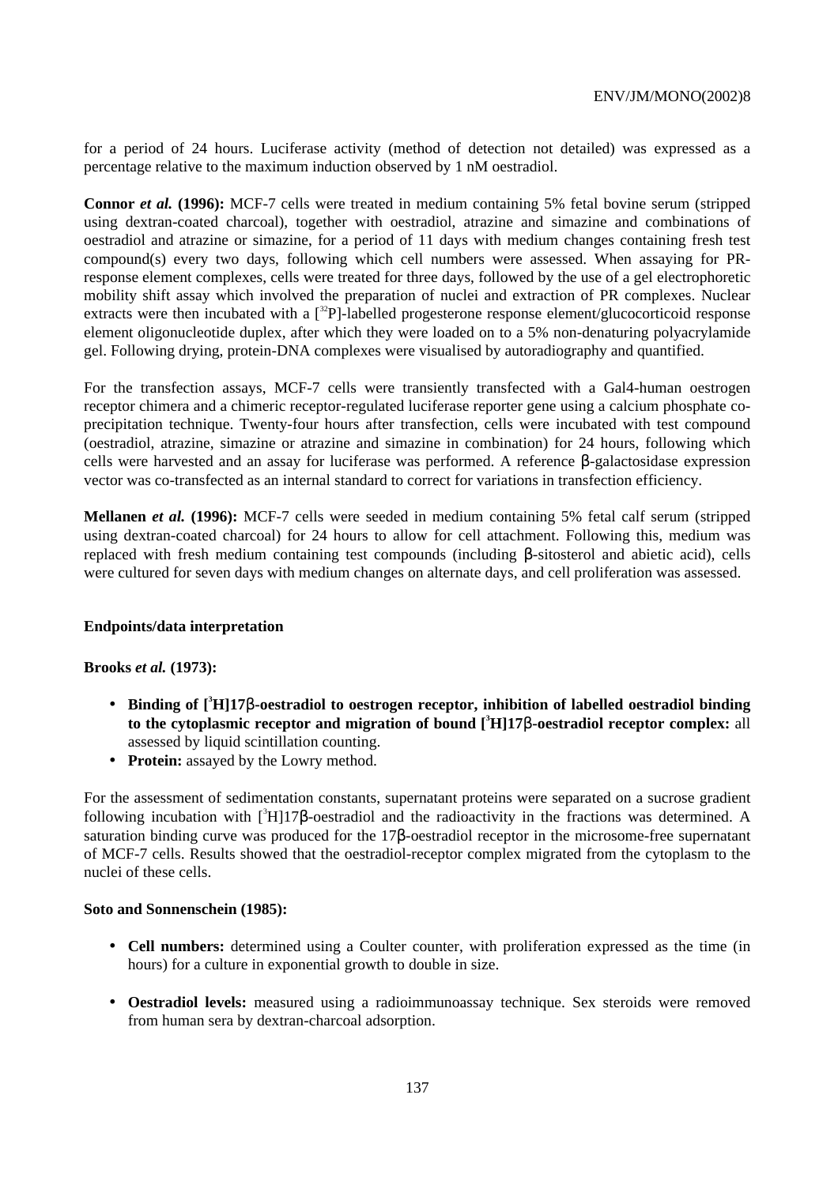for a period of 24 hours. Luciferase activity (method of detection not detailed) was expressed as a percentage relative to the maximum induction observed by 1 nM oestradiol.

**Connor *et al.* (1996):** MCF-7 cells were treated in medium containing 5% fetal bovine serum (stripped using dextran-coated charcoal), together with oestradiol, atrazine and simazine and combinations of oestradiol and atrazine or simazine, for a period of 11 days with medium changes containing fresh test compound(s) every two days, following which cell numbers were assessed. When assaying for PR-response element complexes, cells were treated for three days, followed by the use of a gel electrophoretic mobility shift assay which involved the preparation of nuclei and extraction of PR complexes. Nuclear extracts were then incubated with a [$^{32}$P]-labelled progesterone response element/glucocorticoid response element oligonucleotide duplex, after which they were loaded on to a 5% non-denaturing polyacrylamide gel. Following drying, protein-DNA complexes were visualised by autoradiography and quantified.

For the transfection assays, MCF-7 cells were transiently transfected with a Gal4-human oestrogen receptor chimera and a chimeric receptor-regulated luciferase reporter gene using a calcium phosphate co-precipitation technique. Twenty-four hours after transfection, cells were incubated with test compound (oestradiol, atrazine, simazine or atrazine and simazine in combination) for 24 hours, following which cells were harvested and an assay for luciferase was performed. A reference β-galactosidase expression vector was co-transfected as an internal standard to correct for variations in transfection efficiency.

**Mellanen *et al.* (1996):** MCF-7 cells were seeded in medium containing 5% fetal calf serum (stripped using dextran-coated charcoal) for 24 hours to allow for cell attachment. Following this, medium was replaced with fresh medium containing test compounds (including β-sitosterol and abietic acid), cells were cultured for seven days with medium changes on alternate days, and cell proliferation was assessed.

**Endpoints/data interpretation**

**Brooks *et al.* (1973):**

- **Binding of [$^3$H]17β-oestradiol to oestrogen receptor, inhibition of labelled oestradiol binding to the cytoplasmic receptor and migration of bound [$^3$H]17β-oestradiol receptor complex:** all assessed by liquid scintillation counting.
- **Protein:** assayed by the Lowry method.

For the assessment of sedimentation constants, supernatant proteins were separated on a sucrose gradient following incubation with [$^3$H]17β-oestradiol and the radioactivity in the fractions was determined. A saturation binding curve was produced for the 17β-oestradiol receptor in the microsome-free supernatant of MCF-7 cells. Results showed that the oestradiol-receptor complex migrated from the cytoplasm to the nuclei of these cells.

**Soto and Sonnenschein (1985):**

- **Cell numbers:** determined using a Coulter counter, with proliferation expressed as the time (in hours) for a culture in exponential growth to double in size.
- **Oestradiol levels:** measured using a radioimmunoassay technique. Sex steroids were removed from human sera by dextran-charcoal adsorption.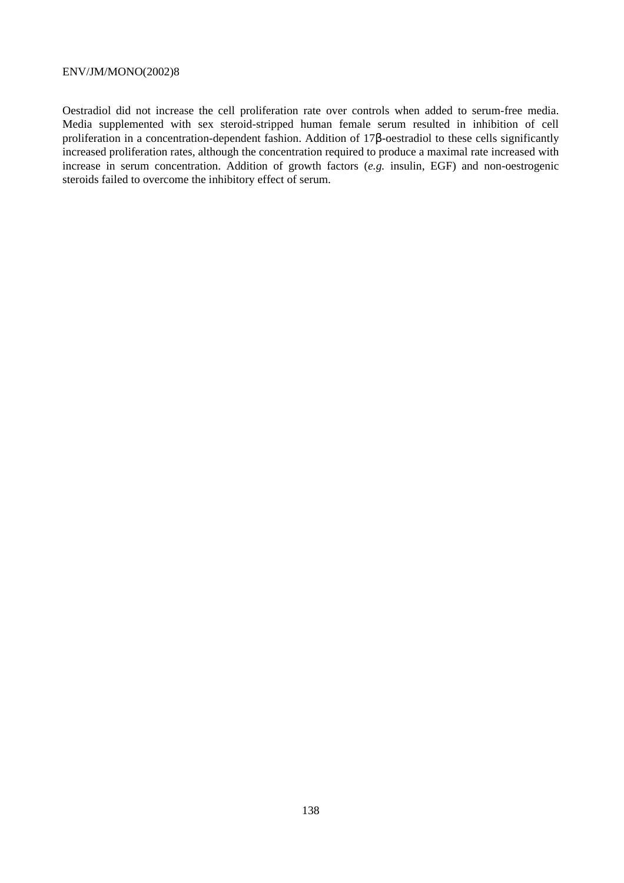Oestradiol did not increase the cell proliferation rate over controls when added to serum-free media. Media supplemented with sex steroid-stripped human female serum resulted in inhibition of cell proliferation in a concentration-dependent fashion. Addition of 17β-oestradiol to these cells significantly increased proliferation rates, although the concentration required to produce a maximal rate increased with increase in serum concentration. Addition of growth factors (*e.g.* insulin, EGF) and non-oestrogenic steroids failed to overcome the inhibitory effect of serum.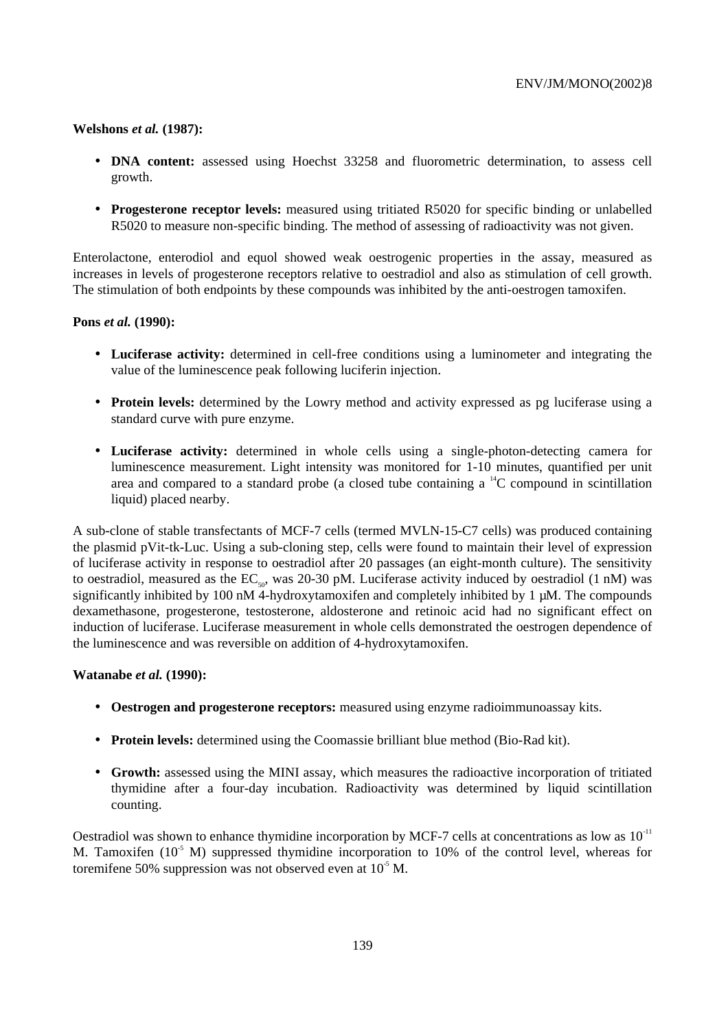**Welshons *et al.* (1987):**

- **DNA content:** assessed using Hoechst 33258 and fluorometric determination, to assess cell growth.

- **Progesterone receptor levels:** measured using tritiated R5020 for specific binding or unlabelled R5020 to measure non-specific binding. The method of assessing of radioactivity was not given.

Enterolactone, enterodiol and equol showed weak oestrogenic properties in the assay, measured as increases in levels of progesterone receptors relative to oestradiol and also as stimulation of cell growth. The stimulation of both endpoints by these compounds was inhibited by the anti-oestrogen tamoxifen.

**Pons *et al.* (1990):**

- **Luciferase activity:** determined in cell-free conditions using a luminometer and integrating the value of the luminescence peak following luciferin injection.

- **Protein levels:** determined by the Lowry method and activity expressed as pg luciferase using a standard curve with pure enzyme.

- **Luciferase activity:** determined in whole cells using a single-photon-detecting camera for luminescence measurement. Light intensity was monitored for 1-10 minutes, quantified per unit area and compared to a standard probe (a closed tube containing a $^{14}C$ compound in scintillation liquid) placed nearby.

A sub-clone of stable transfectants of MCF-7 cells (termed MVLN-15-C7 cells) was produced containing the plasmid pVit-tk-Luc. Using a sub-cloning step, cells were found to maintain their level of expression of luciferase activity in response to oestradiol after 20 passages (an eight-month culture). The sensitivity to oestradiol, measured as the $EC_{50}$, was 20-30 pM. Luciferase activity induced by oestradiol (1 nM) was significantly inhibited by 100 nM 4-hydroxytamoxifen and completely inhibited by 1 µM. The compounds dexamethasone, progesterone, testosterone, aldosterone and retinoic acid had no significant effect on induction of luciferase. Luciferase measurement in whole cells demonstrated the oestrogen dependence of the luminescence and was reversible on addition of 4-hydroxytamoxifen.

**Watanabe *et al.* (1990):**

- **Oestrogen and progesterone receptors:** measured using enzyme radioimmunoassay kits.

- **Protein levels:** determined using the Coomassie brilliant blue method (Bio-Rad kit).

- **Growth:** assessed using the MINI assay, which measures the radioactive incorporation of tritiated thymidine after a four-day incubation. Radioactivity was determined by liquid scintillation counting.

Oestradiol was shown to enhance thymidine incorporation by MCF-7 cells at concentrations as low as $10^{-11}$ M. Tamoxifen ($10^{-5}$ M) suppressed thymidine incorporation to 10% of the control level, whereas for toremifene 50% suppression was not observed even at $10^{-5}$ M.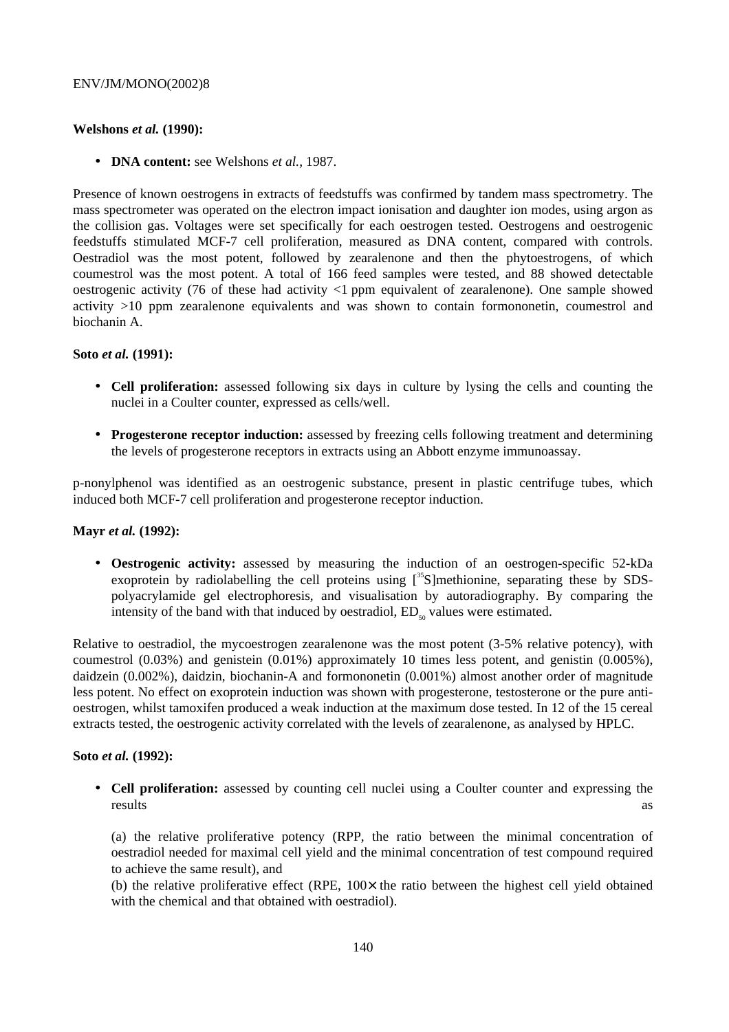**Welshons *et al.* (1990):**

- **DNA content:** see Welshons *et al.,* 1987.

Presence of known oestrogens in extracts of feedstuffs was confirmed by tandem mass spectrometry. The mass spectrometer was operated on the electron impact ionisation and daughter ion modes, using argon as the collision gas. Voltages were set specifically for each oestrogen tested. Oestrogens and oestrogenic feedstuffs stimulated MCF-7 cell proliferation, measured as DNA content, compared with controls. Oestradiol was the most potent, followed by zearalenone and then the phytoestrogens, of which coumestrol was the most potent. A total of 166 feed samples were tested, and 88 showed detectable oestrogenic activity (76 of these had activity <1 ppm equivalent of zearalenone). One sample showed activity >10 ppm zearalenone equivalents and was shown to contain formononetin, coumestrol and biochanin A.

**Soto *et al.* (1991):**

- **Cell proliferation:** assessed following six days in culture by lysing the cells and counting the nuclei in a Coulter counter, expressed as cells/well.

- **Progesterone receptor induction:** assessed by freezing cells following treatment and determining the levels of progesterone receptors in extracts using an Abbott enzyme immunoassay.

p-nonylphenol was identified as an oestrogenic substance, present in plastic centrifuge tubes, which induced both MCF-7 cell proliferation and progesterone receptor induction.

**Mayr *et al.* (1992):**

- **Oestrogenic activity:** assessed by measuring the induction of an oestrogen-specific 52-kDa exoprotein by radiolabelling the cell proteins using [$^{35}$S]methionine, separating these by SDS-polyacrylamide gel electrophoresis, and visualisation by autoradiography. By comparing the intensity of the band with that induced by oestradiol, $ED_{50}$ values were estimated.

Relative to oestradiol, the mycoestrogen zearalenone was the most potent (3-5% relative potency), with coumestrol (0.03%) and genistein (0.01%) approximately 10 times less potent, and genistin (0.005%), daidzein (0.002%), daidzin, biochanin-A and formononetin (0.001%) almost another order of magnitude less potent. No effect on exoprotein induction was shown with progesterone, testosterone or the pure anti-oestrogen, whilst tamoxifen produced a weak induction at the maximum dose tested. In 12 of the 15 cereal extracts tested, the oestrogenic activity correlated with the levels of zearalenone, as analysed by HPLC.

**Soto *et al.* (1992):**

- **Cell proliferation:** assessed by counting cell nuclei using a Coulter counter and expressing the results as

  (a) the relative proliferative potency (RPP, the ratio between the minimal concentration of oestradiol needed for maximal cell yield and the minimal concentration of test compound required to achieve the same result), and
  
  (b) the relative proliferative effect (RPE, 100× the ratio between the highest cell yield obtained with the chemical and that obtained with oestradiol).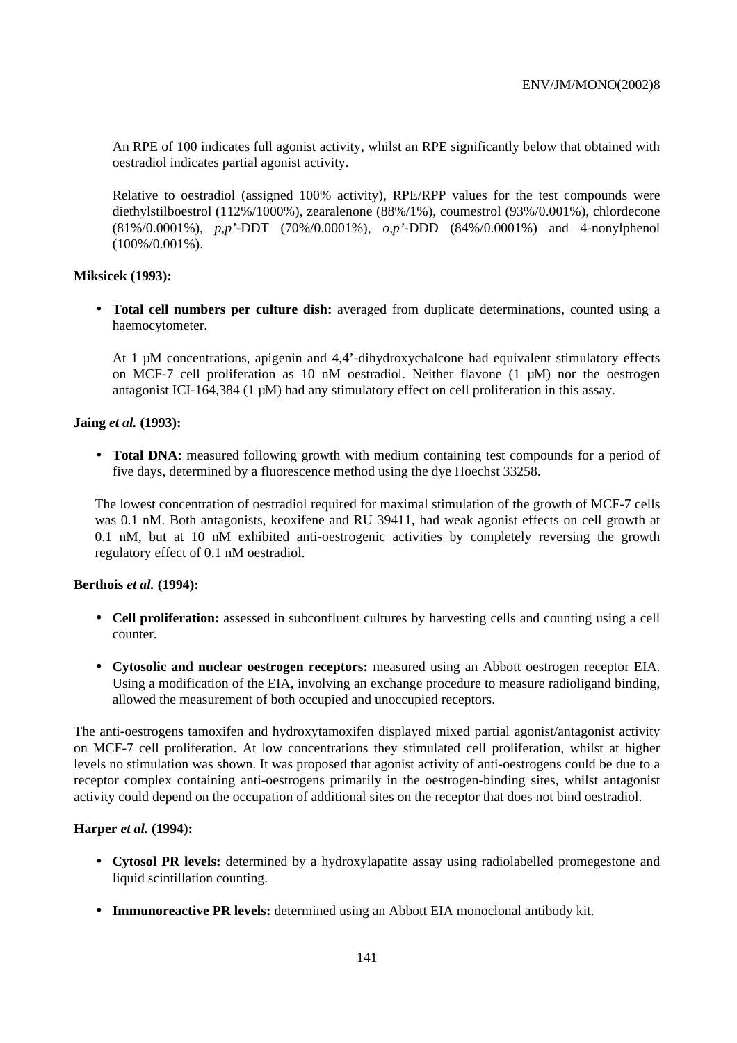An RPE of 100 indicates full agonist activity, whilst an RPE significantly below that obtained with oestradiol indicates partial agonist activity.

Relative to oestradiol (assigned 100% activity), RPE/RPP values for the test compounds were diethylstilboestrol (112%/1000%), zearalenone (88%/1%), coumestrol (93%/0.001%), chlordecone (81%/0.0001%), *p,p'*-DDT (70%/0.0001%), *o,p'*-DDD (84%/0.0001%) and 4-nonylphenol (100%/0.001%).

**Miksicek (1993):**

- **Total cell numbers per culture dish:** averaged from duplicate determinations, counted using a haemocytometer.

  At 1 µM concentrations, apigenin and 4,4'-dihydroxychalcone had equivalent stimulatory effects on MCF-7 cell proliferation as 10 nM oestradiol. Neither flavone (1 µM) nor the oestrogen antagonist ICI-164,384 (1 µM) had any stimulatory effect on cell proliferation in this assay.

**Jaing *et al.* (1993):**

- **Total DNA:** measured following growth with medium containing test compounds for a period of five days, determined by a fluorescence method using the dye Hoechst 33258.

The lowest concentration of oestradiol required for maximal stimulation of the growth of MCF-7 cells was 0.1 nM. Both antagonists, keoxifene and RU 39411, had weak agonist effects on cell growth at 0.1 nM, but at 10 nM exhibited anti-oestrogenic activities by completely reversing the growth regulatory effect of 0.1 nM oestradiol.

**Berthois *et al.* (1994):**

- **Cell proliferation:** assessed in subconfluent cultures by harvesting cells and counting using a cell counter.

- **Cytosolic and nuclear oestrogen receptors:** measured using an Abbott oestrogen receptor EIA. Using a modification of the EIA, involving an exchange procedure to measure radioligand binding, allowed the measurement of both occupied and unoccupied receptors.

The anti-oestrogens tamoxifen and hydroxytamoxifen displayed mixed partial agonist/antagonist activity on MCF-7 cell proliferation. At low concentrations they stimulated cell proliferation, whilst at higher levels no stimulation was shown. It was proposed that agonist activity of anti-oestrogens could be due to a receptor complex containing anti-oestrogens primarily in the oestrogen-binding sites, whilst antagonist activity could depend on the occupation of additional sites on the receptor that does not bind oestradiol.

**Harper *et al.* (1994):**

- **Cytosol PR levels:** determined by a hydroxylapatite assay using radiolabelled promegestone and liquid scintillation counting.

- **Immunoreactive PR levels:** determined using an Abbott EIA monoclonal antibody kit.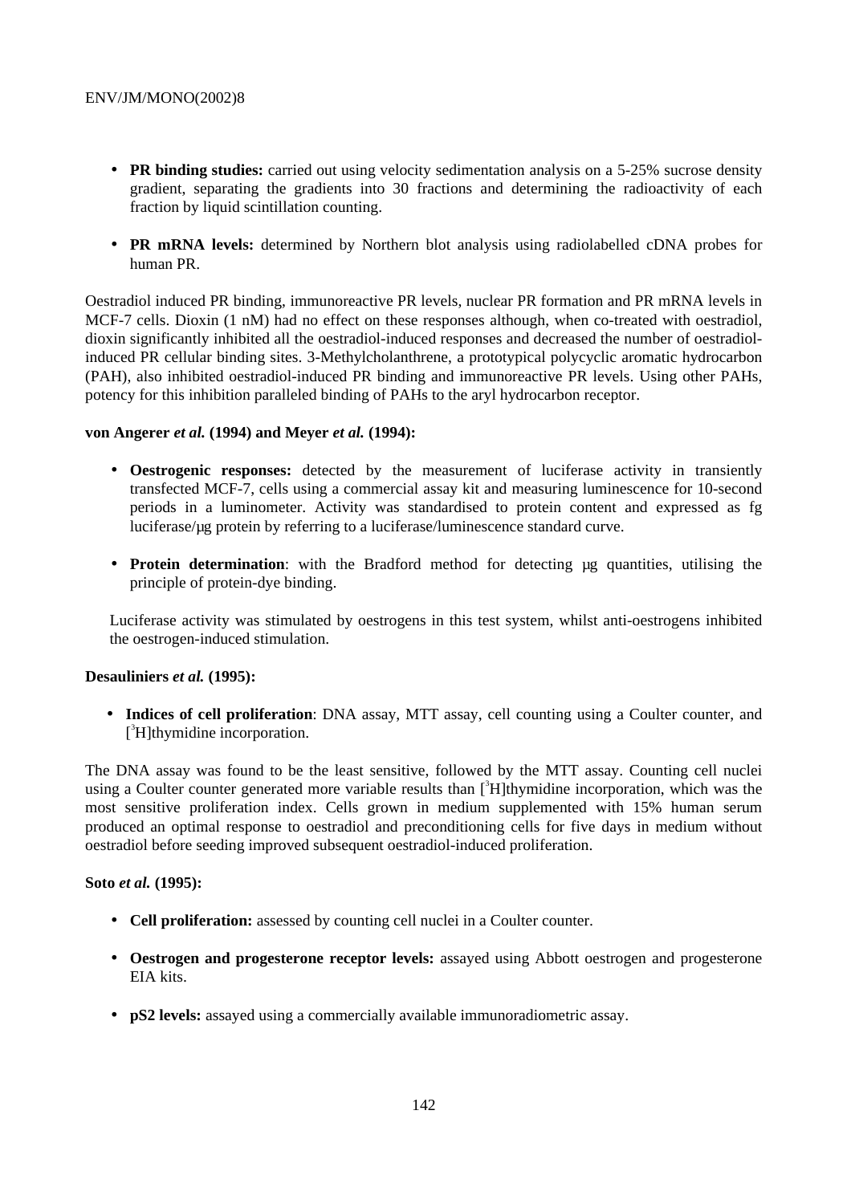- **PR binding studies:** carried out using velocity sedimentation analysis on a 5-25% sucrose density gradient, separating the gradients into 30 fractions and determining the radioactivity of each fraction by liquid scintillation counting.

- **PR mRNA levels:** determined by Northern blot analysis using radiolabelled cDNA probes for human PR.

Oestradiol induced PR binding, immunoreactive PR levels, nuclear PR formation and PR mRNA levels in MCF-7 cells. Dioxin (1 nM) had no effect on these responses although, when co-treated with oestradiol, dioxin significantly inhibited all the oestradiol-induced responses and decreased the number of oestradiol-induced PR cellular binding sites. 3-Methylcholanthrene, a prototypical polycyclic aromatic hydrocarbon (PAH), also inhibited oestradiol-induced PR binding and immunoreactive PR levels. Using other PAHs, potency for this inhibition paralleled binding of PAHs to the aryl hydrocarbon receptor.

**von Angerer *et al.* (1994) and Meyer *et al.* (1994):**

- **Oestrogenic responses:** detected by the measurement of luciferase activity in transiently transfected MCF-7, cells using a commercial assay kit and measuring luminescence for 10-second periods in a luminometer. Activity was standardised to protein content and expressed as fg luciferase/µg protein by referring to a luciferase/luminescence standard curve.

- **Protein determination**: with the Bradford method for detecting µg quantities, utilising the principle of protein-dye binding.

Luciferase activity was stimulated by oestrogens in this test system, whilst anti-oestrogens inhibited the oestrogen-induced stimulation.

**Desauliniers *et al.* (1995):**

- **Indices of cell proliferation**: DNA assay, MTT assay, cell counting using a Coulter counter, and [$^{3}$H]thymidine incorporation.

The DNA assay was found to be the least sensitive, followed by the MTT assay. Counting cell nuclei using a Coulter counter generated more variable results than [$^{3}$H]thymidine incorporation, which was the most sensitive proliferation index. Cells grown in medium supplemented with 15% human serum produced an optimal response to oestradiol and preconditioning cells for five days in medium without oestradiol before seeding improved subsequent oestradiol-induced proliferation.

**Soto *et al.* (1995):**

- **Cell proliferation:** assessed by counting cell nuclei in a Coulter counter.

- **Oestrogen and progesterone receptor levels:** assayed using Abbott oestrogen and progesterone EIA kits.

- **pS2 levels:** assayed using a commercially available immunoradiometric assay.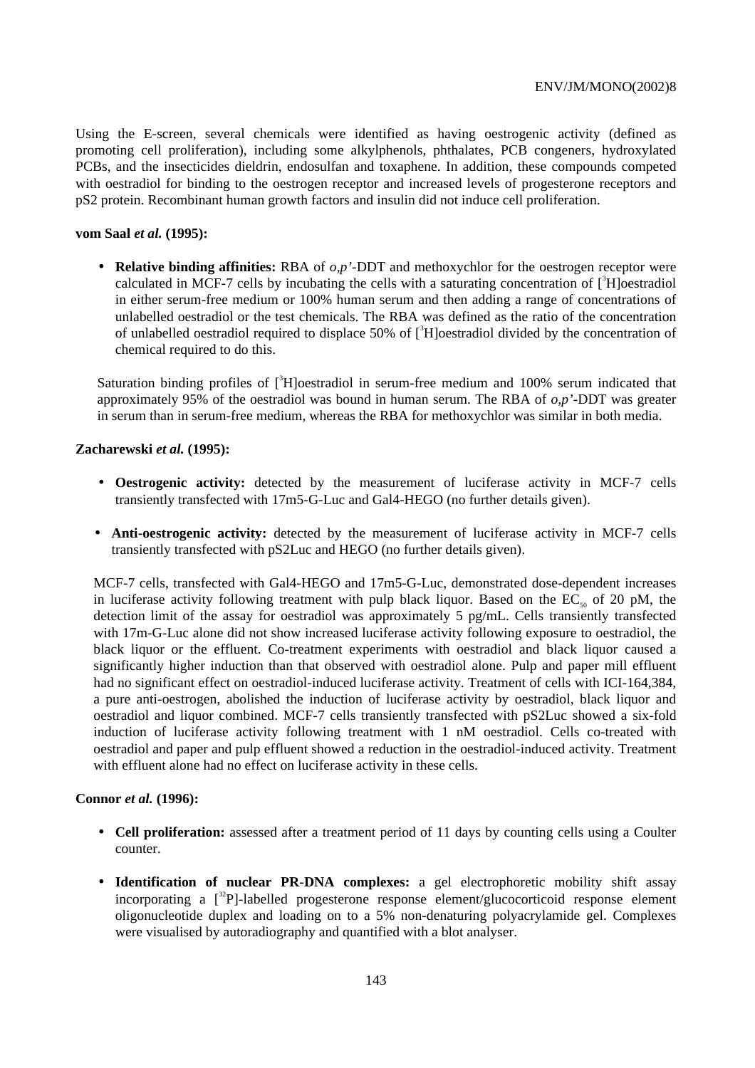Using the E-screen, several chemicals were identified as having oestrogenic activity (defined as promoting cell proliferation), including some alkylphenols, phthalates, PCB congeners, hydroxylated PCBs, and the insecticides dieldrin, endosulfan and toxaphene. In addition, these compounds competed with oestradiol for binding to the oestrogen receptor and increased levels of progesterone receptors and pS2 protein. Recombinant human growth factors and insulin did not induce cell proliferation.

**vom Saal *et al.* (1995):**

- **Relative binding affinities:** RBA of *o,p'*-DDT and methoxychlor for the oestrogen receptor were calculated in MCF-7 cells by incubating the cells with a saturating concentration of [$^{3}$H]oestradiol in either serum-free medium or 100% human serum and then adding a range of concentrations of unlabelled oestradiol or the test chemicals. The RBA was defined as the ratio of the concentration of unlabelled oestradiol required to displace 50% of [$^{3}$H]oestradiol divided by the concentration of chemical required to do this.

Saturation binding profiles of [$^{3}$H]oestradiol in serum-free medium and 100% serum indicated that approximately 95% of the oestradiol was bound in human serum. The RBA of *o,p'*-DDT was greater in serum than in serum-free medium, whereas the RBA for methoxychlor was similar in both media.

**Zacharewski *et al.* (1995):**

- **Oestrogenic activity:** detected by the measurement of luciferase activity in MCF-7 cells transiently transfected with 17m5-G-Luc and Gal4-HEGO (no further details given).
- **Anti-oestrogenic activity:** detected by the measurement of luciferase activity in MCF-7 cells transiently transfected with pS2Luc and HEGO (no further details given).

MCF-7 cells, transfected with Gal4-HEGO and 17m5-G-Luc, demonstrated dose-dependent increases in luciferase activity following treatment with pulp black liquor. Based on the $EC_{50}$ of 20 pM, the detection limit of the assay for oestradiol was approximately 5 pg/mL. Cells transiently transfected with 17m-G-Luc alone did not show increased luciferase activity following exposure to oestradiol, the black liquor or the effluent. Co-treatment experiments with oestradiol and black liquor caused a significantly higher induction than that observed with oestradiol alone. Pulp and paper mill effluent had no significant effect on oestradiol-induced luciferase activity. Treatment of cells with ICI-164,384, a pure anti-oestrogen, abolished the induction of luciferase activity by oestradiol, black liquor and oestradiol and liquor combined. MCF-7 cells transiently transfected with pS2Luc showed a six-fold induction of luciferase activity following treatment with 1 nM oestradiol. Cells co-treated with oestradiol and paper and pulp effluent showed a reduction in the oestradiol-induced activity. Treatment with effluent alone had no effect on luciferase activity in these cells.

**Connor *et al.* (1996):**

- **Cell proliferation:** assessed after a treatment period of 11 days by counting cells using a Coulter counter.
- **Identification of nuclear PR-DNA complexes:** a gel electrophoretic mobility shift assay incorporating a [$^{32}$P]-labelled progesterone response element/glucocorticoid response element oligonucleotide duplex and loading on to a 5% non-denaturing polyacrylamide gel. Complexes were visualised by autoradiography and quantified with a blot analyser.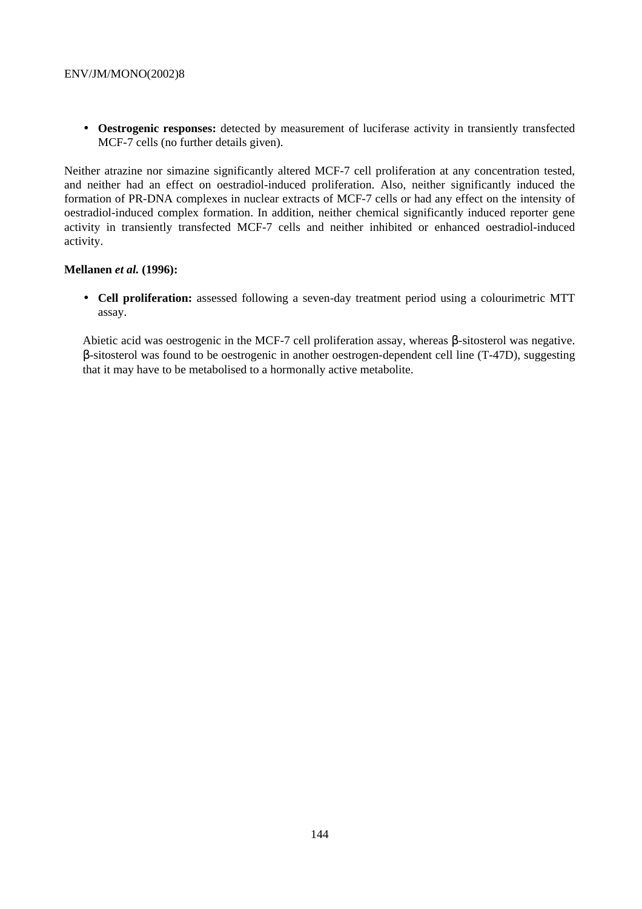- **Oestrogenic responses:** detected by measurement of luciferase activity in transiently transfected MCF-7 cells (no further details given).

Neither atrazine nor simazine significantly altered MCF-7 cell proliferation at any concentration tested, and neither had an effect on oestradiol-induced proliferation. Also, neither significantly induced the formation of PR-DNA complexes in nuclear extracts of MCF-7 cells or had any effect on the intensity of oestradiol-induced complex formation. In addition, neither chemical significantly induced reporter gene activity in transiently transfected MCF-7 cells and neither inhibited or enhanced oestradiol-induced activity.

**Mellanen *et al.* (1996):**

- **Cell proliferation:** assessed following a seven-day treatment period using a colourimetric MTT assay.

Abietic acid was oestrogenic in the MCF-7 cell proliferation assay, whereas β-sitosterol was negative. β-sitosterol was found to be oestrogenic in another oestrogen-dependent cell line (T-47D), suggesting that it may have to be metabolised to a hormonally active metabolite.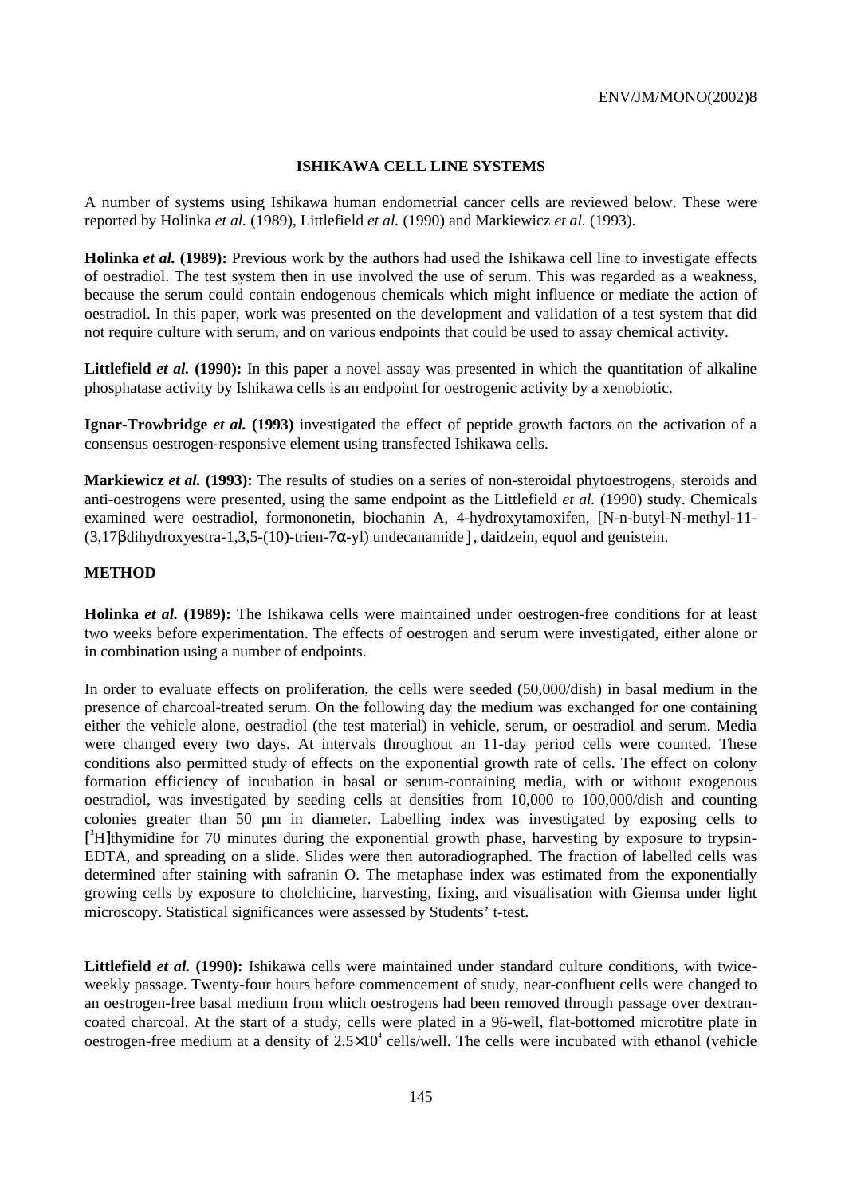## ISHIKAWA CELL LINE SYSTEMS

A number of systems using Ishikawa human endometrial cancer cells are reviewed below. These were reported by Holinka *et al.* (1989), Littlefield *et al.* (1990) and Markiewicz *et al.* (1993).

**Holinka *et al.* (1989):** Previous work by the authors had used the Ishikawa cell line to investigate effects of oestradiol. The test system then in use involved the use of serum. This was regarded as a weakness, because the serum could contain endogenous chemicals which might influence or mediate the action of oestradiol. In this paper, work was presented on the development and validation of a test system that did not require culture with serum, and on various endpoints that could be used to assay chemical activity.

**Littlefield *et al.* (1990):** In this paper a novel assay was presented in which the quantitation of alkaline phosphatase activity by Ishikawa cells is an endpoint for oestrogenic activity by a xenobiotic.

**Ignar-Trowbridge *et al.* (1993)** investigated the effect of peptide growth factors on the activation of a consensus oestrogen-responsive element using transfected Ishikawa cells.

**Markiewicz *et al.* (1993):** The results of studies on a series of non-steroidal phytoestrogens, steroids and anti-oestrogens were presented, using the same endpoint as the Littlefield *et al.* (1990) study. Chemicals examined were oestradiol, formononetin, biochanin A, 4-hydroxytamoxifen, [N-n-butyl-N-methyl-11-(3,17βdihydroxyestra-1,3,5-(10)-trien-7α-yl) undecanamide], daidzein, equol and genistein.

### METHOD

**Holinka *et al.* (1989):** The Ishikawa cells were maintained under oestrogen-free conditions for at least two weeks before experimentation. The effects of oestrogen and serum were investigated, either alone or in combination using a number of endpoints.

In order to evaluate effects on proliferation, the cells were seeded (50,000/dish) in basal medium in the presence of charcoal-treated serum. On the following day the medium was exchanged for one containing either the vehicle alone, oestradiol (the test material) in vehicle, serum, or oestradiol and serum. Media were changed every two days. At intervals throughout an 11-day period cells were counted. These conditions also permitted study of effects on the exponential growth rate of cells. The effect on colony formation efficiency of incubation in basal or serum-containing media, with or without exogenous oestradiol, was investigated by seeding cells at densities from 10,000 to 100,000/dish and counting colonies greater than 50 µm in diameter. Labelling index was investigated by exposing cells to [$^{3}$H]thymidine for 70 minutes during the exponential growth phase, harvesting by exposure to trypsin-EDTA, and spreading on a slide. Slides were then autoradiographed. The fraction of labelled cells was determined after staining with safranin O. The metaphase index was estimated from the exponentially growing cells by exposure to cholchicine, harvesting, fixing, and visualisation with Giemsa under light microscopy. Statistical significances were assessed by Students' t-test.

**Littlefield *et al.* (1990):** Ishikawa cells were maintained under standard culture conditions, with twice-weekly passage. Twenty-four hours before commencement of study, near-confluent cells were changed to an oestrogen-free basal medium from which oestrogens had been removed through passage over dextran-coated charcoal. At the start of a study, cells were plated in a 96-well, flat-bottomed microtitre plate in oestrogen-free medium at a density of $2.5\times10^{4}$ cells/well. The cells were incubated with ethanol (vehicle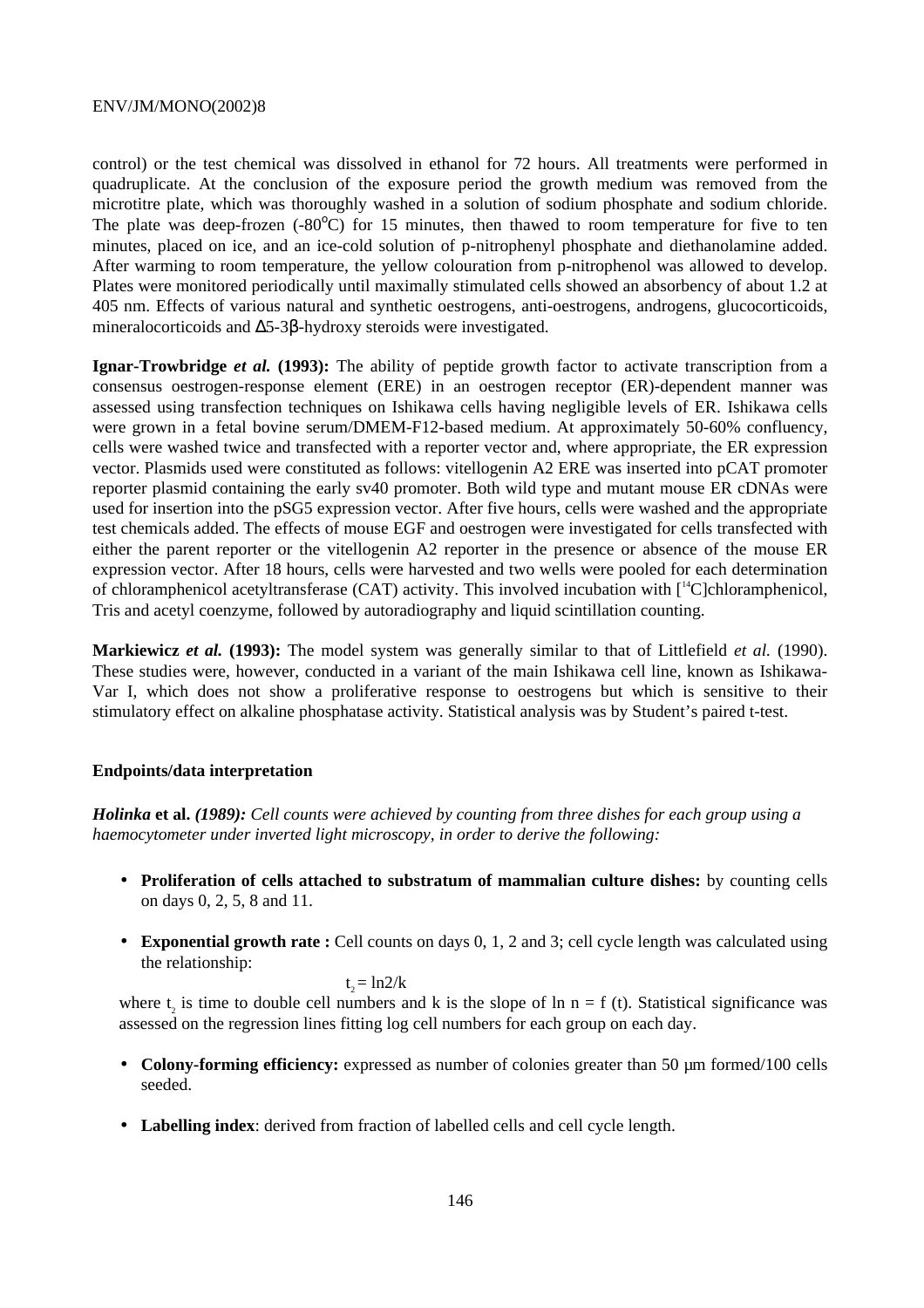control) or the test chemical was dissolved in ethanol for 72 hours. All treatments were performed in quadruplicate. At the conclusion of the exposure period the growth medium was removed from the microtitre plate, which was thoroughly washed in a solution of sodium phosphate and sodium chloride. The plate was deep-frozen (-80$^{o}$C) for 15 minutes, then thawed to room temperature for five to ten minutes, placed on ice, and an ice-cold solution of p-nitrophenyl phosphate and diethanolamine added. After warming to room temperature, the yellow colouration from p-nitrophenol was allowed to develop. Plates were monitored periodically until maximally stimulated cells showed an absorbency of about 1.2 at 405 nm. Effects of various natural and synthetic oestrogens, anti-oestrogens, androgens, glucocorticoids, mineralocorticoids and Δ5-3β-hydroxy steroids were investigated.

**Ignar-Trowbridge *et al.* (1993):** The ability of peptide growth factor to activate transcription from a consensus oestrogen-response element (ERE) in an oestrogen receptor (ER)-dependent manner was assessed using transfection techniques on Ishikawa cells having negligible levels of ER. Ishikawa cells were grown in a fetal bovine serum/DMEM-F12-based medium. At approximately 50-60% confluency, cells were washed twice and transfected with a reporter vector and, where appropriate, the ER expression vector. Plasmids used were constituted as follows: vitellogenin A2 ERE was inserted into pCAT promoter reporter plasmid containing the early sv40 promoter. Both wild type and mutant mouse ER cDNAs were used for insertion into the pSG5 expression vector. After five hours, cells were washed and the appropriate test chemicals added. The effects of mouse EGF and oestrogen were investigated for cells transfected with either the parent reporter or the vitellogenin A2 reporter in the presence or absence of the mouse ER expression vector. After 18 hours, cells were harvested and two wells were pooled for each determination of chloramphenicol acetyltransferase (CAT) activity. This involved incubation with [$^{14}$C]chloramphenicol, Tris and acetyl coenzyme, followed by autoradiography and liquid scintillation counting.

**Markiewicz *et al.* (1993):** The model system was generally similar to that of Littlefield *et al.* (1990). These studies were, however, conducted in a variant of the main Ishikawa cell line, known as Ishikawa-Var I, which does not show a proliferative response to oestrogens but which is sensitive to their stimulatory effect on alkaline phosphatase activity. Statistical analysis was by Student's paired t-test.

**Endpoints/data interpretation**

***Holinka* et al. *(1989): Cell counts were achieved by counting from three dishes for each group using a haemocytometer under inverted light microscopy, in order to derive the following:***

- **Proliferation of cells attached to substratum of mammalian culture dishes:** by counting cells on days 0, 2, 5, 8 and 11.

- **Exponential growth rate :** Cell counts on days 0, 1, 2 and 3; cell cycle length was calculated using the relationship:

$$t_2 = \ln 2/k$$

where $t_2$ is time to double cell numbers and k is the slope of ln n = f (t). Statistical significance was assessed on the regression lines fitting log cell numbers for each group on each day.

- **Colony-forming efficiency:** expressed as number of colonies greater than 50 µm formed/100 cells seeded.

- **Labelling index**: derived from fraction of labelled cells and cell cycle length.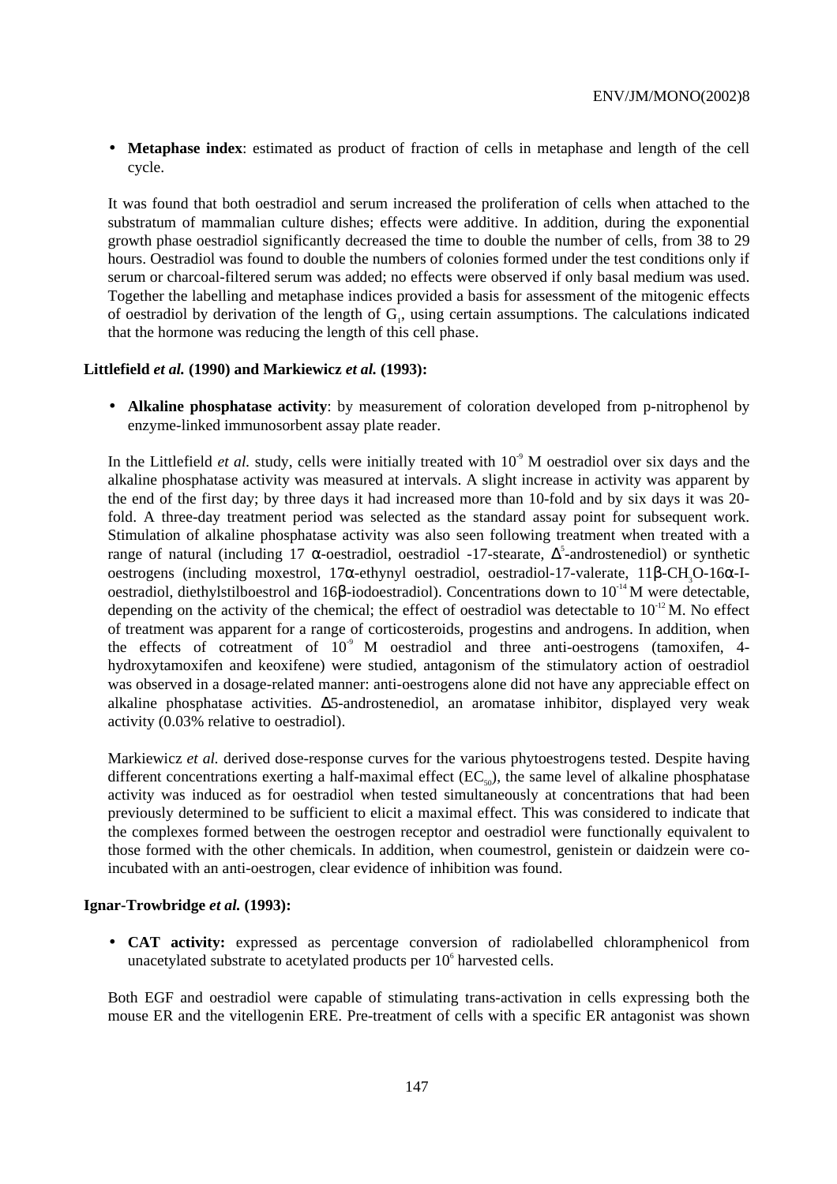- **Metaphase index**: estimated as product of fraction of cells in metaphase and length of the cell cycle.

It was found that both oestradiol and serum increased the proliferation of cells when attached to the substratum of mammalian culture dishes; effects were additive. In addition, during the exponential growth phase oestradiol significantly decreased the time to double the number of cells, from 38 to 29 hours. Oestradiol was found to double the numbers of colonies formed under the test conditions only if serum or charcoal-filtered serum was added; no effects were observed if only basal medium was used. Together the labelling and metaphase indices provided a basis for assessment of the mitogenic effects of oestradiol by derivation of the length of $G_1$, using certain assumptions. The calculations indicated that the hormone was reducing the length of this cell phase.

**Littlefield *et al.* (1990) and Markiewicz *et al.* (1993):**

- **Alkaline phosphatase activity**: by measurement of coloration developed from p-nitrophenol by enzyme-linked immunosorbent assay plate reader.

In the Littlefield *et al.* study, cells were initially treated with $10^{-9}$ M oestradiol over six days and the alkaline phosphatase activity was measured at intervals. A slight increase in activity was apparent by the end of the first day; by three days it had increased more than 10-fold and by six days it was 20-fold. A three-day treatment period was selected as the standard assay point for subsequent work. Stimulation of alkaline phosphatase activity was also seen following treatment when treated with a range of natural (including 17 α-oestradiol, oestradiol -17-stearate, $\Delta^5$-androstenediol) or synthetic oestrogens (including moxestrol, 17α-ethynyl oestradiol, oestradiol-17-valerate, 11β-$CH_3$O-16α-I-oestradiol, diethylstilboestrol and 16β-iodoestradiol). Concentrations down to $10^{-14}$ M were detectable, depending on the activity of the chemical; the effect of oestradiol was detectable to $10^{-12}$ M. No effect of treatment was apparent for a range of corticosteroids, progestins and androgens. In addition, when the effects of cotreatment of $10^{-9}$ M oestradiol and three anti-oestrogens (tamoxifen, 4-hydroxytamoxifen and keoxifene) were studied, antagonism of the stimulatory action of oestradiol was observed in a dosage-related manner: anti-oestrogens alone did not have any appreciable effect on alkaline phosphatase activities. Δ5-androstenediol, an aromatase inhibitor, displayed very weak activity (0.03% relative to oestradiol).

Markiewicz *et al.* derived dose-response curves for the various phytoestrogens tested. Despite having different concentrations exerting a half-maximal effect ($EC_{50}$), the same level of alkaline phosphatase activity was induced as for oestradiol when tested simultaneously at concentrations that had been previously determined to be sufficient to elicit a maximal effect. This was considered to indicate that the complexes formed between the oestrogen receptor and oestradiol were functionally equivalent to those formed with the other chemicals. In addition, when coumestrol, genistein or daidzein were co-incubated with an anti-oestrogen, clear evidence of inhibition was found.

**Ignar-Trowbridge *et al.* (1993):**

- **CAT activity:** expressed as percentage conversion of radiolabelled chloramphenicol from unacetylated substrate to acetylated products per $10^6$ harvested cells.

Both EGF and oestradiol were capable of stimulating trans-activation in cells expressing both the mouse ER and the vitellogenin ERE. Pre-treatment of cells with a specific ER antagonist was shown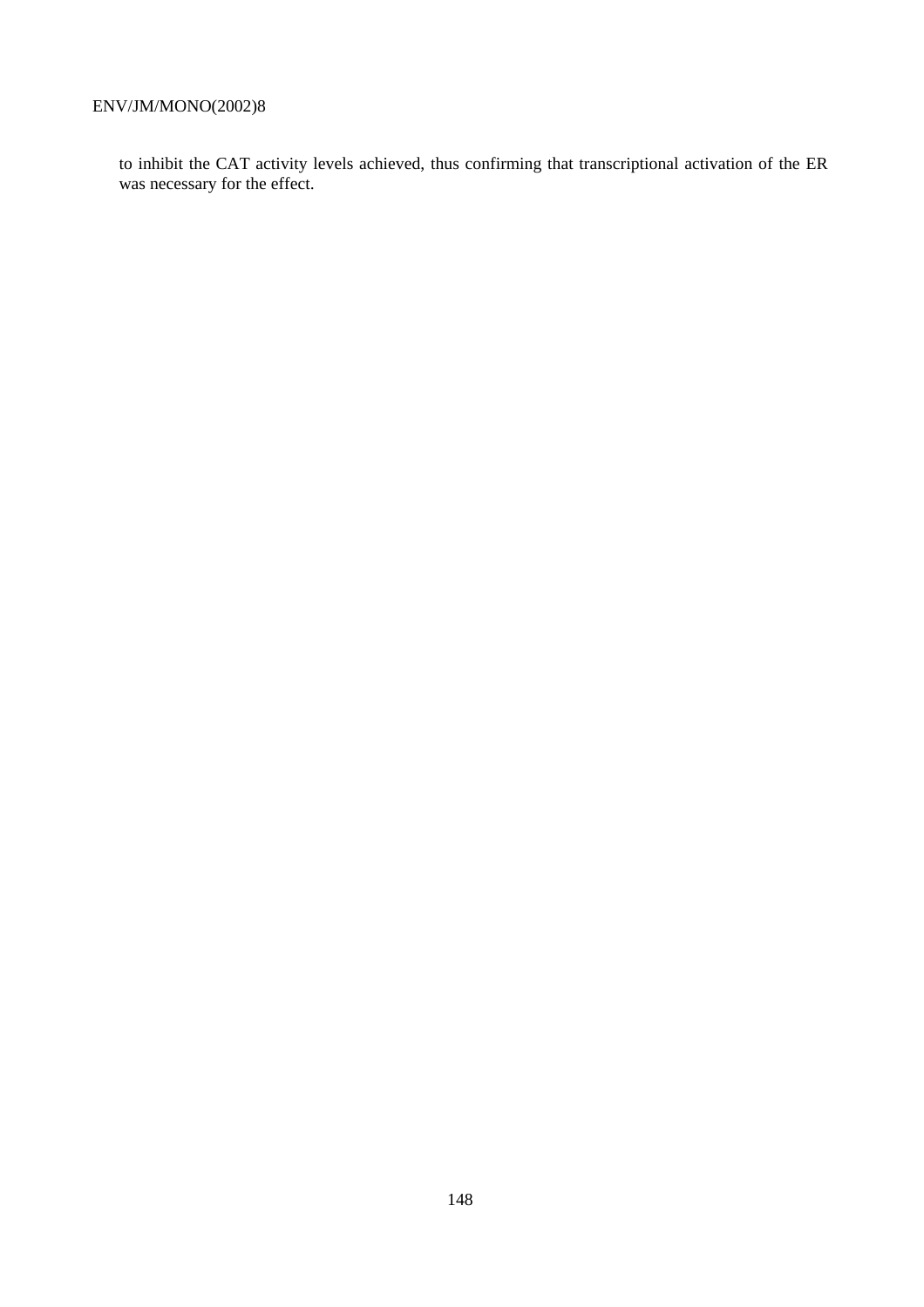to inhibit the CAT activity levels achieved, thus confirming that transcriptional activation of the ER was necessary for the effect.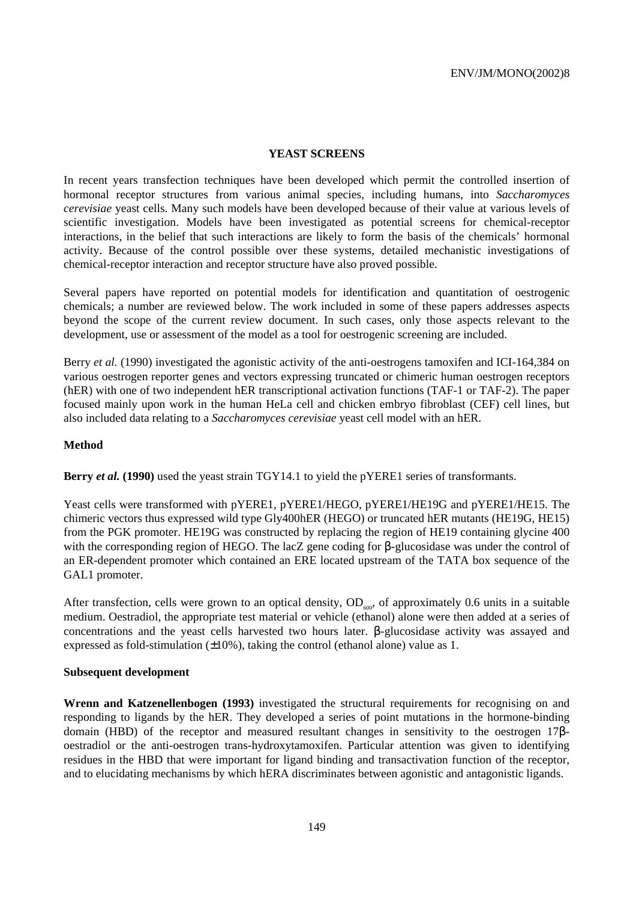## YEAST SCREENS

In recent years transfection techniques have been developed which permit the controlled insertion of hormonal receptor structures from various animal species, including humans, into *Saccharomyces cerevisiae* yeast cells. Many such models have been developed because of their value at various levels of scientific investigation. Models have been investigated as potential screens for chemical-receptor interactions, in the belief that such interactions are likely to form the basis of the chemicals' hormonal activity. Because of the control possible over these systems, detailed mechanistic investigations of chemical-receptor interaction and receptor structure have also proved possible.

Several papers have reported on potential models for identification and quantitation of oestrogenic chemicals; a number are reviewed below. The work included in some of these papers addresses aspects beyond the scope of the current review document. In such cases, only those aspects relevant to the development, use or assessment of the model as a tool for oestrogenic screening are included.

Berry *et al.* (1990) investigated the agonistic activity of the anti-oestrogens tamoxifen and ICI-164,384 on various oestrogen reporter genes and vectors expressing truncated or chimeric human oestrogen receptors (hER) with one of two independent hER transcriptional activation functions (TAF-1 or TAF-2). The paper focused mainly upon work in the human HeLa cell and chicken embryo fibroblast (CEF) cell lines, but also included data relating to a *Saccharomyces cerevisiae* yeast cell model with an hER.

### Method

**Berry *et al.* (1990)** used the yeast strain TGY14.1 to yield the pYERE1 series of transformants.

Yeast cells were transformed with pYERE1, pYERE1/HEGO, pYERE1/HE19G and pYERE1/HE15. The chimeric vectors thus expressed wild type Gly400hER (HEGO) or truncated hER mutants (HE19G, HE15) from the PGK promoter. HE19G was constructed by replacing the region of HE19 containing glycine 400 with the corresponding region of HEGO. The lacZ gene coding for β-glucosidase was under the control of an ER-dependent promoter which contained an ERE located upstream of the TATA box sequence of the GAL1 promoter.

After transfection, cells were grown to an optical density, $OD_{600}$, of approximately 0.6 units in a suitable medium. Oestradiol, the appropriate test material or vehicle (ethanol) alone were then added at a series of concentrations and the yeast cells harvested two hours later. β-glucosidase activity was assayed and expressed as fold-stimulation (±10%), taking the control (ethanol alone) value as 1.

### Subsequent development

**Wrenn and Katzenellenbogen (1993)** investigated the structural requirements for recognising on and responding to ligands by the hER. They developed a series of point mutations in the hormone-binding domain (HBD) of the receptor and measured resultant changes in sensitivity to the oestrogen 17β-oestradiol or the anti-oestrogen trans-hydroxytamoxifen. Particular attention was given to identifying residues in the HBD that were important for ligand binding and transactivation function of the receptor, and to elucidating mechanisms by which hERA discriminates between agonistic and antagonistic ligands.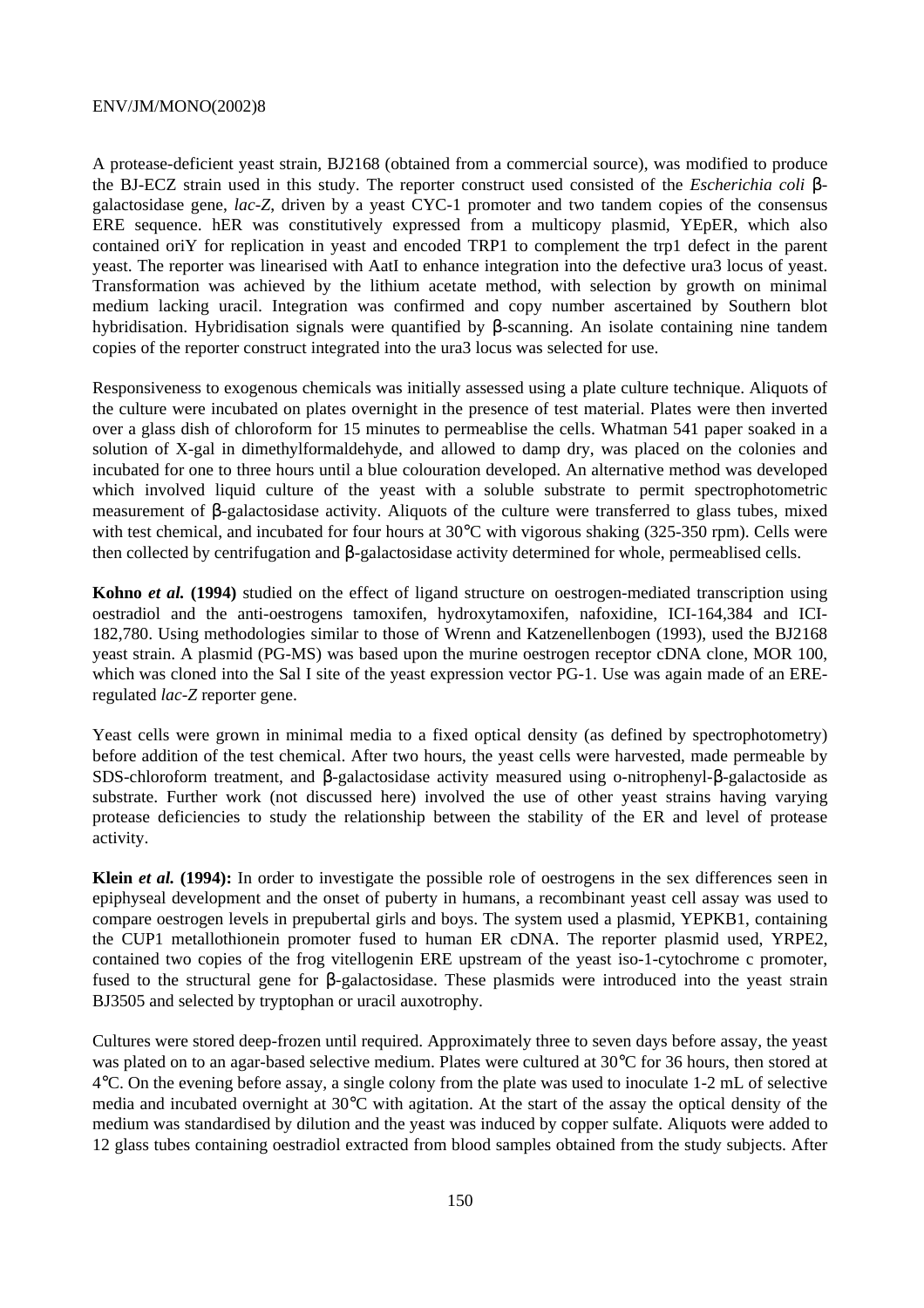A protease-deficient yeast strain, BJ2168 (obtained from a commercial source), was modified to produce the BJ-ECZ strain used in this study. The reporter construct used consisted of the *Escherichia coli* β-galactosidase gene, *lac-Z*, driven by a yeast CYC-1 promoter and two tandem copies of the consensus ERE sequence. hER was constitutively expressed from a multicopy plasmid, YEpER, which also contained oriY for replication in yeast and encoded TRP1 to complement the trp1 defect in the parent yeast. The reporter was linearised with AatI to enhance integration into the defective ura3 locus of yeast. Transformation was achieved by the lithium acetate method, with selection by growth on minimal medium lacking uracil. Integration was confirmed and copy number ascertained by Southern blot hybridisation. Hybridisation signals were quantified by β-scanning. An isolate containing nine tandem copies of the reporter construct integrated into the ura3 locus was selected for use.

Responsiveness to exogenous chemicals was initially assessed using a plate culture technique. Aliquots of the culture were incubated on plates overnight in the presence of test material. Plates were then inverted over a glass dish of chloroform for 15 minutes to permeablise the cells. Whatman 541 paper soaked in a solution of X-gal in dimethylformaldehyde, and allowed to damp dry, was placed on the colonies and incubated for one to three hours until a blue colouration developed. An alternative method was developed which involved liquid culture of the yeast with a soluble substrate to permit spectrophotometric measurement of β-galactosidase activity. Aliquots of the culture were transferred to glass tubes, mixed with test chemical, and incubated for four hours at 30°C with vigorous shaking (325-350 rpm). Cells were then collected by centrifugation and β-galactosidase activity determined for whole, permeablised cells.

**Kohno *et al.* (1994)** studied on the effect of ligand structure on oestrogen-mediated transcription using oestradiol and the anti-oestrogens tamoxifen, hydroxytamoxifen, nafoxidine, ICI-164,384 and ICI-182,780. Using methodologies similar to those of Wrenn and Katzenellenbogen (1993), used the BJ2168 yeast strain. A plasmid (PG-MS) was based upon the murine oestrogen receptor cDNA clone, MOR 100, which was cloned into the Sal I site of the yeast expression vector PG-1. Use was again made of an ERE-regulated *lac-Z* reporter gene.

Yeast cells were grown in minimal media to a fixed optical density (as defined by spectrophotometry) before addition of the test chemical. After two hours, the yeast cells were harvested, made permeable by SDS-chloroform treatment, and β-galactosidase activity measured using o-nitrophenyl-β-galactoside as substrate. Further work (not discussed here) involved the use of other yeast strains having varying protease deficiencies to study the relationship between the stability of the ER and level of protease activity.

**Klein *et al.* (1994):** In order to investigate the possible role of oestrogens in the sex differences seen in epiphyseal development and the onset of puberty in humans, a recombinant yeast cell assay was used to compare oestrogen levels in prepubertal girls and boys. The system used a plasmid, YEPKB1, containing the CUP1 metallothionein promoter fused to human ER cDNA. The reporter plasmid used, YRPE2, contained two copies of the frog vitellogenin ERE upstream of the yeast iso-1-cytochrome c promoter, fused to the structural gene for β-galactosidase. These plasmids were introduced into the yeast strain BJ3505 and selected by tryptophan or uracil auxotrophy.

Cultures were stored deep-frozen until required. Approximately three to seven days before assay, the yeast was plated on to an agar-based selective medium. Plates were cultured at 30°C for 36 hours, then stored at 4°C. On the evening before assay, a single colony from the plate was used to inoculate 1-2 mL of selective media and incubated overnight at 30°C with agitation. At the start of the assay the optical density of the medium was standardised by dilution and the yeast was induced by copper sulfate. Aliquots were added to 12 glass tubes containing oestradiol extracted from blood samples obtained from the study subjects. After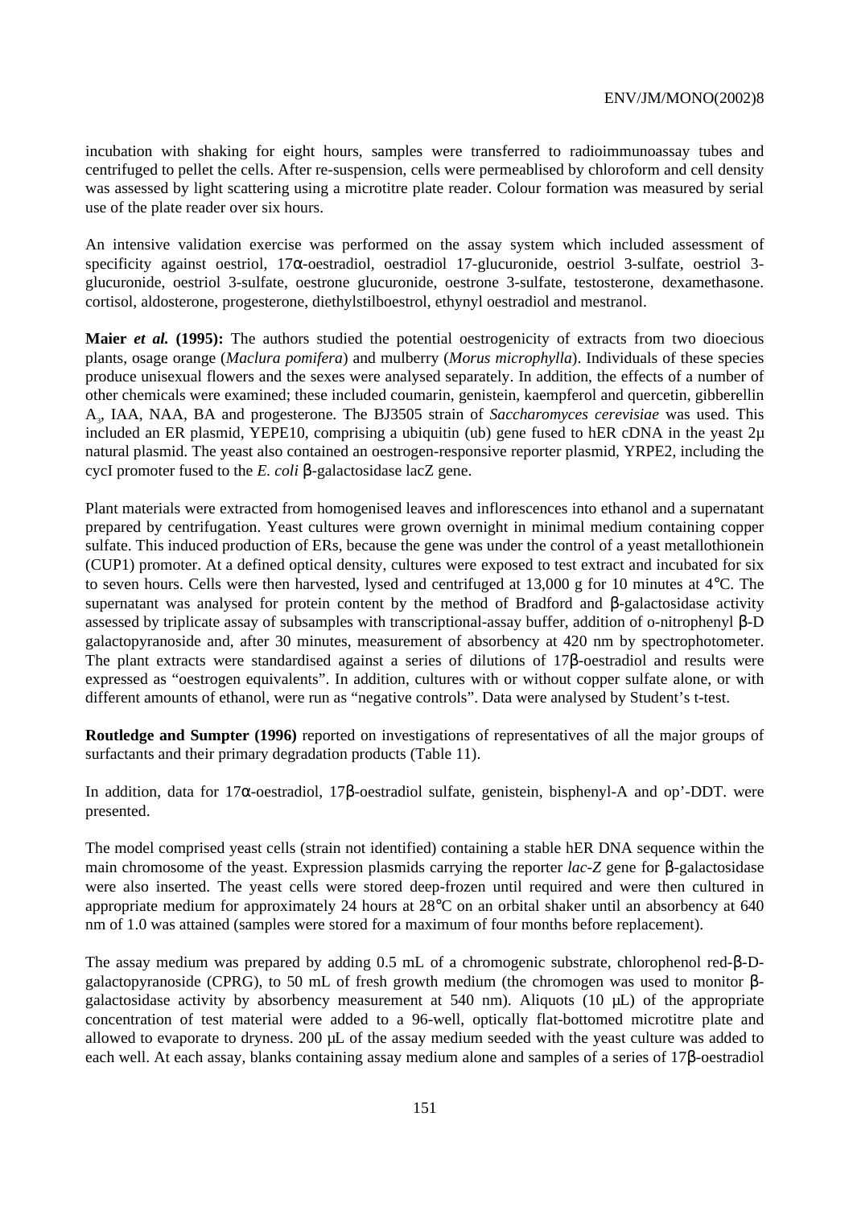incubation with shaking for eight hours, samples were transferred to radioimmunoassay tubes and centrifuged to pellet the cells. After re-suspension, cells were permeablised by chloroform and cell density was assessed by light scattering using a microtitre plate reader. Colour formation was measured by serial use of the plate reader over six hours.

An intensive validation exercise was performed on the assay system which included assessment of specificity against oestriol, 17α-oestradiol, oestradiol 17-glucuronide, oestriol 3-sulfate, oestriol 3-glucuronide, oestriol 3-sulfate, oestrone glucuronide, oestrone 3-sulfate, testosterone, dexamethasone. cortisol, aldosterone, progesterone, diethylstilboestrol, ethynyl oestradiol and mestranol.

**Maier *et al.* (1995):** The authors studied the potential oestrogenicity of extracts from two dioecious plants, osage orange (*Maclura pomifera*) and mulberry (*Morus microphylla*). Individuals of these species produce unisexual flowers and the sexes were analysed separately. In addition, the effects of a number of other chemicals were examined; these included coumarin, genistein, kaempferol and quercetin, gibberellin $A_3$, IAA, NAA, BA and progesterone. The BJ3505 strain of *Saccharomyces cerevisiae* was used. This included an ER plasmid, YEPE10, comprising a ubiquitin (ub) gene fused to hER cDNA in the yeast 2μ natural plasmid. The yeast also contained an oestrogen-responsive reporter plasmid, YRPE2, including the cycI promoter fused to the *E. coli* β-galactosidase lacZ gene.

Plant materials were extracted from homogenised leaves and inflorescences into ethanol and a supernatant prepared by centrifugation. Yeast cultures were grown overnight in minimal medium containing copper sulfate. This induced production of ERs, because the gene was under the control of a yeast metallothionein (CUP1) promoter. At a defined optical density, cultures were exposed to test extract and incubated for six to seven hours. Cells were then harvested, lysed and centrifuged at 13,000 g for 10 minutes at 4°C. The supernatant was analysed for protein content by the method of Bradford and β-galactosidase activity assessed by triplicate assay of subsamples with transcriptional-assay buffer, addition of o-nitrophenyl β-D galactopyranoside and, after 30 minutes, measurement of absorbency at 420 nm by spectrophotometer. The plant extracts were standardised against a series of dilutions of 17β-oestradiol and results were expressed as "oestrogen equivalents". In addition, cultures with or without copper sulfate alone, or with different amounts of ethanol, were run as "negative controls". Data were analysed by Student's t-test.

**Routledge and Sumpter (1996)** reported on investigations of representatives of all the major groups of surfactants and their primary degradation products (Table 11).

In addition, data for 17α-oestradiol, 17β-oestradiol sulfate, genistein, bisphenyl-A and op'-DDT. were presented.

The model comprised yeast cells (strain not identified) containing a stable hER DNA sequence within the main chromosome of the yeast. Expression plasmids carrying the reporter *lac-Z* gene for β-galactosidase were also inserted. The yeast cells were stored deep-frozen until required and were then cultured in appropriate medium for approximately 24 hours at 28°C on an orbital shaker until an absorbency at 640 nm of 1.0 was attained (samples were stored for a maximum of four months before replacement).

The assay medium was prepared by adding 0.5 mL of a chromogenic substrate, chlorophenol red-β-D-galactopyranoside (CPRG), to 50 mL of fresh growth medium (the chromogen was used to monitor β-galactosidase activity by absorbency measurement at 540 nm). Aliquots (10 μL) of the appropriate concentration of test material were added to a 96-well, optically flat-bottomed microtitre plate and allowed to evaporate to dryness. 200 μL of the assay medium seeded with the yeast culture was added to each well. At each assay, blanks containing assay medium alone and samples of a series of 17β-oestradiol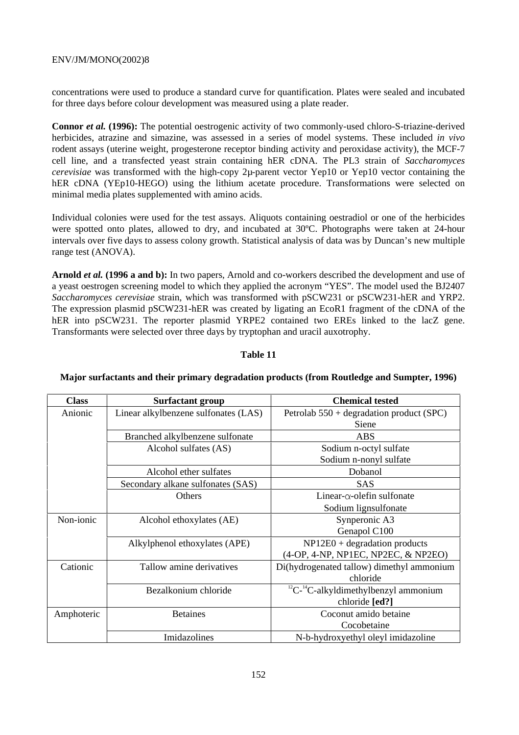concentrations were used to produce a standard curve for quantification. Plates were sealed and incubated for three days before colour development was measured using a plate reader.

**Connor *et al.* (1996):** The potential oestrogenic activity of two commonly-used chloro-S-triazine-derived herbicides, atrazine and simazine, was assessed in a series of model systems. These included *in vivo* rodent assays (uterine weight, progesterone receptor binding activity and peroxidase activity), the MCF-7 cell line, and a transfected yeast strain containing hER cDNA. The PL3 strain of *Saccharomyces cerevisiae* was transformed with the high-copy 2μ-parent vector Yep10 or Yep10 vector containing the hER cDNA (YEp10-HEGO) using the lithium acetate procedure. Transformations were selected on minimal media plates supplemented with amino acids.

Individual colonies were used for the test assays. Aliquots containing oestradiol or one of the herbicides were spotted onto plates, allowed to dry, and incubated at 30ºC. Photographs were taken at 24-hour intervals over five days to assess colony growth. Statistical analysis of data was by Duncan's new multiple range test (ANOVA).

**Arnold *et al.* (1996 a and b):** In two papers, Arnold and co-workers described the development and use of a yeast oestrogen screening model to which they applied the acronym "YES". The model used the BJ2407 *Saccharomyces cerevisiae* strain, which was transformed with pSCW231 or pSCW231-hER and YRP2. The expression plasmid pSCW231-hER was created by ligating an EcoR1 fragment of the cDNA of the hER into pSCW231. The reporter plasmid YRPE2 contained two EREs linked to the lacZ gene. Transformants were selected over three days by tryptophan and uracil auxotrophy.

**Table 11**

**Major surfactants and their primary degradation products (from Routledge and Sumpter, 1996)**

| Class | Surfactant group | Chemical tested |
|---|---|---|
| Anionic | Linear alkylbenzene sulfonates (LAS) | Petrolab 550 + degradation product (SPC)<br>Siene |
| | Branched alkylbenzene sulfonate | ABS |
| | Alcohol sulfates (AS) | Sodium n-octyl sulfate<br>Sodium n-nonyl sulfate |
| | Alcohol ether sulfates | Dobanol |
| | Secondary alkane sulfonates (SAS) | SAS |
| | Others | Linear-α-olefin sulfonate<br>Sodium lignsulfonate |
| Non-ionic | Alcohol ethoxylates (AE) | Synperonic A3<br>Genapol C100 |
| | Alkylphenol ethoxylates (APE) | NP12E0 + degradation products<br>(4-OP, 4-NP, NP1EC, NP2EC, & NP2EO) |
| Cationic | Tallow amine derivatives | Di(hydrogenated tallow) dimethyl ammonium chloride |
| | Bezalkonium chloride | $^{12}$C-$^{14}$C-alkyldimethylbenzyl ammonium chloride **[ed?]** |
| Amphoteric | Betaines | Coconut amido betaine<br>Cocobetaine |
| | Imidazolines | N-b-hydroxyethyl oleyl imidazoline |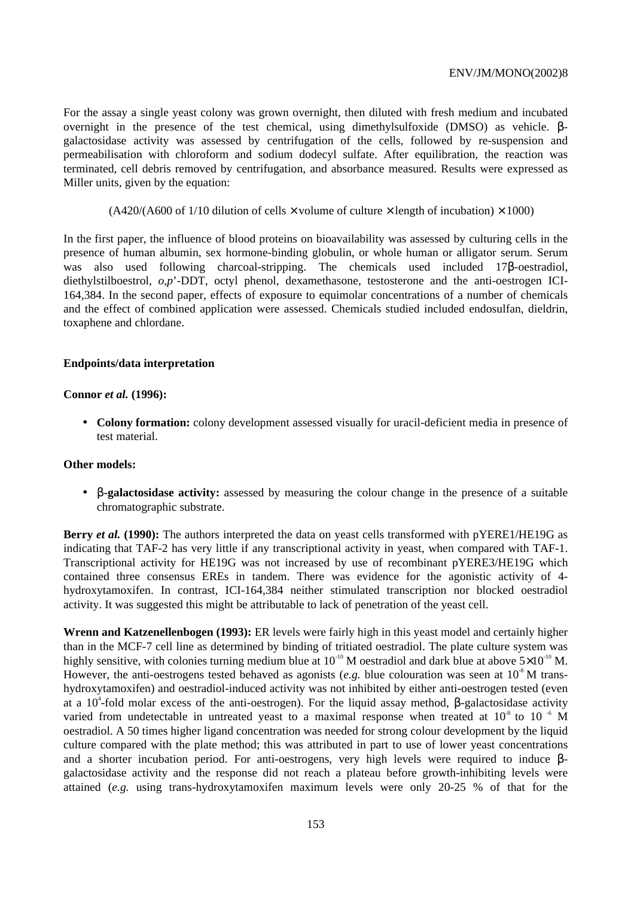For the assay a single yeast colony was grown overnight, then diluted with fresh medium and incubated overnight in the presence of the test chemical, using dimethylsulfoxide (DMSO) as vehicle. β-galactosidase activity was assessed by centrifugation of the cells, followed by re-suspension and permeabilisation with chloroform and sodium dodecyl sulfate. After equilibration, the reaction was terminated, cell debris removed by centrifugation, and absorbance measured. Results were expressed as Miller units, given by the equation:

$$(A420/(A600 \text{ of } 1/10 \text{ dilution of cells} \times \text{volume of culture} \times \text{length of incubation}) \times 1000)$$

In the first paper, the influence of blood proteins on bioavailability was assessed by culturing cells in the presence of human albumin, sex hormone-binding globulin, or whole human or alligator serum. Serum was also used following charcoal-stripping. The chemicals used included 17β-oestradiol, diethylstilboestrol, *o,p*'-DDT, octyl phenol, dexamethasone, testosterone and the anti-oestrogen ICI-164,384. In the second paper, effects of exposure to equimolar concentrations of a number of chemicals and the effect of combined application were assessed. Chemicals studied included endosulfan, dieldrin, toxaphene and chlordane.

### Endpoints/data interpretation

**Connor *et al.* (1996):**

- **Colony formation:** colony development assessed visually for uracil-deficient media in presence of test material.

**Other models:**

- **β-galactosidase activity:** assessed by measuring the colour change in the presence of a suitable chromatographic substrate.

**Berry *et al.* (1990):** The authors interpreted the data on yeast cells transformed with pYERE1/HE19G as indicating that TAF-2 has very little if any transcriptional activity in yeast, when compared with TAF-1. Transcriptional activity for HE19G was not increased by use of recombinant pYERE3/HE19G which contained three consensus EREs in tandem. There was evidence for the agonistic activity of 4-hydroxytamoxifen. In contrast, ICI-164,384 neither stimulated transcription nor blocked oestradiol activity. It was suggested this might be attributable to lack of penetration of the yeast cell.

**Wrenn and Katzenellenbogen (1993):** ER levels were fairly high in this yeast model and certainly higher than in the MCF-7 cell line as determined by binding of tritiated oestradiol. The plate culture system was highly sensitive, with colonies turning medium blue at $10^{-10}$ M oestradiol and dark blue at above $5\times10^{-10}$ M. However, the anti-oestrogens tested behaved as agonists (*e.g.* blue colouration was seen at $10^{-8}$ M trans-hydroxytamoxifen) and oestradiol-induced activity was not inhibited by either anti-oestrogen tested (even at a $10^{4}$-fold molar excess of the anti-oestrogen). For the liquid assay method, β-galactosidase activity varied from undetectable in untreated yeast to a maximal response when treated at $10^{-8}$ to $10^{-6}$ M oestradiol. A 50 times higher ligand concentration was needed for strong colour development by the liquid culture compared with the plate method; this was attributed in part to use of lower yeast concentrations and a shorter incubation period. For anti-oestrogens, very high levels were required to induce β-galactosidase activity and the response did not reach a plateau before growth-inhibiting levels were attained (*e.g.* using trans-hydroxytamoxifen maximum levels were only 20-25 % of that for the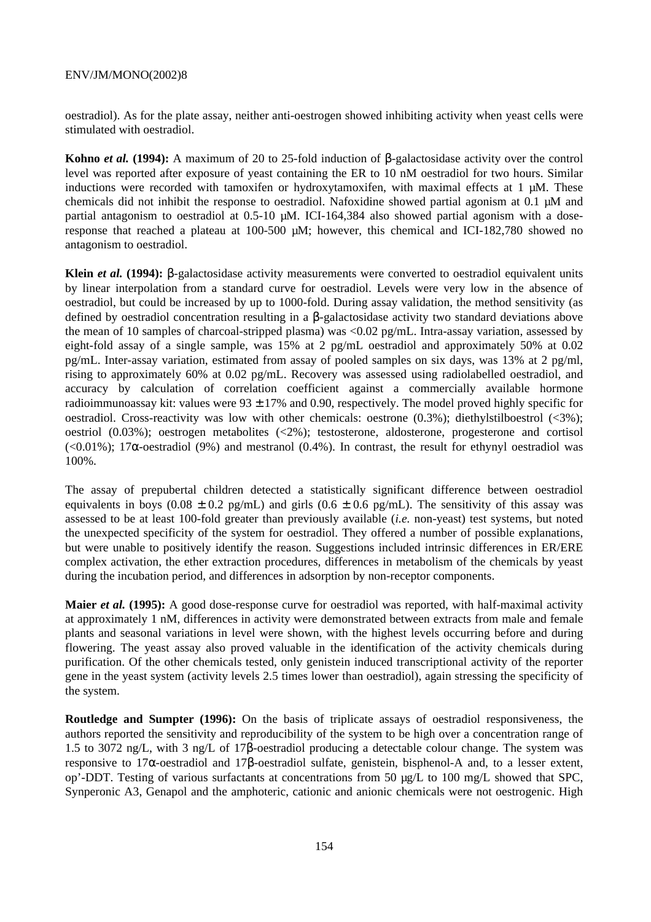oestradiol). As for the plate assay, neither anti-oestrogen showed inhibiting activity when yeast cells were stimulated with oestradiol.

**Kohno *et al.* (1994):** A maximum of 20 to 25-fold induction of β-galactosidase activity over the control level was reported after exposure of yeast containing the ER to 10 nM oestradiol for two hours. Similar inductions were recorded with tamoxifen or hydroxytamoxifen, with maximal effects at 1 µM. These chemicals did not inhibit the response to oestradiol. Nafoxidine showed partial agonism at 0.1 µM and partial antagonism to oestradiol at 0.5-10 µM. ICI-164,384 also showed partial agonism with a dose-response that reached a plateau at 100-500 µM; however, this chemical and ICI-182,780 showed no antagonism to oestradiol.

**Klein *et al.* (1994):** β-galactosidase activity measurements were converted to oestradiol equivalent units by linear interpolation from a standard curve for oestradiol. Levels were very low in the absence of oestradiol, but could be increased by up to 1000-fold. During assay validation, the method sensitivity (as defined by oestradiol concentration resulting in a β-galactosidase activity two standard deviations above the mean of 10 samples of charcoal-stripped plasma) was <0.02 pg/mL. Intra-assay variation, assessed by eight-fold assay of a single sample, was 15% at 2 pg/mL oestradiol and approximately 50% at 0.02 pg/mL. Inter-assay variation, estimated from assay of pooled samples on six days, was 13% at 2 pg/ml, rising to approximately 60% at 0.02 pg/mL. Recovery was assessed using radiolabelled oestradiol, and accuracy by calculation of correlation coefficient against a commercially available hormone radioimmunoassay kit: values were 93 ± 17% and 0.90, respectively. The model proved highly specific for oestradiol. Cross-reactivity was low with other chemicals: oestrone (0.3%); diethylstilboestrol (<3%); oestriol (0.03%); oestrogen metabolites (<2%); testosterone, aldosterone, progesterone and cortisol (<0.01%); 17α-oestradiol (9%) and mestranol (0.4%). In contrast, the result for ethynyl oestradiol was 100%.

The assay of prepubertal children detected a statistically significant difference between oestradiol equivalents in boys (0.08 ± 0.2 pg/mL) and girls (0.6 ± 0.6 pg/mL). The sensitivity of this assay was assessed to be at least 100-fold greater than previously available (*i.e.* non-yeast) test systems, but noted the unexpected specificity of the system for oestradiol. They offered a number of possible explanations, but were unable to positively identify the reason. Suggestions included intrinsic differences in ER/ERE complex activation, the ether extraction procedures, differences in metabolism of the chemicals by yeast during the incubation period, and differences in adsorption by non-receptor components.

**Maier *et al.* (1995):** A good dose-response curve for oestradiol was reported, with half-maximal activity at approximately 1 nM, differences in activity were demonstrated between extracts from male and female plants and seasonal variations in level were shown, with the highest levels occurring before and during flowering. The yeast assay also proved valuable in the identification of the activity chemicals during purification. Of the other chemicals tested, only genistein induced transcriptional activity of the reporter gene in the yeast system (activity levels 2.5 times lower than oestradiol), again stressing the specificity of the system.

**Routledge and Sumpter (1996):** On the basis of triplicate assays of oestradiol responsiveness, the authors reported the sensitivity and reproducibility of the system to be high over a concentration range of 1.5 to 3072 ng/L, with 3 ng/L of 17β-oestradiol producing a detectable colour change. The system was responsive to 17α-oestradiol and 17β-oestradiol sulfate, genistein, bisphenol-A and, to a lesser extent, op'-DDT. Testing of various surfactants at concentrations from 50 µg/L to 100 mg/L showed that SPC, Synperonic A3, Genapol and the amphoteric, cationic and anionic chemicals were not oestrogenic. High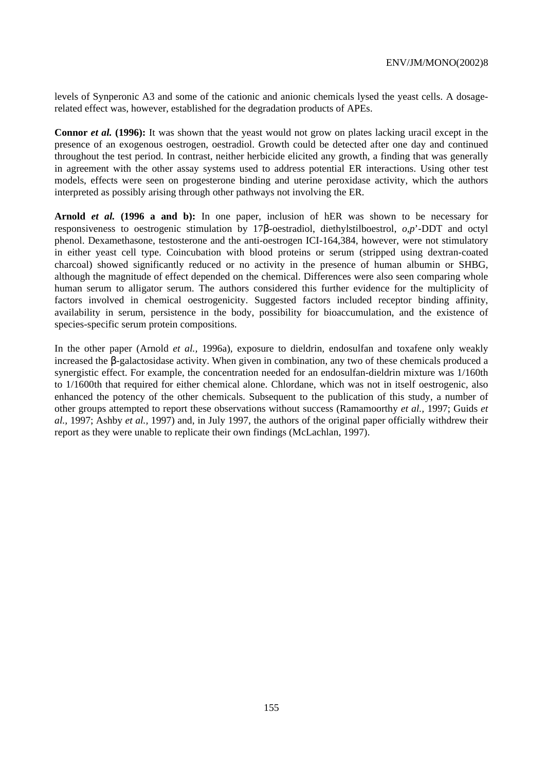levels of Synperonic A3 and some of the cationic and anionic chemicals lysed the yeast cells. A dosage-related effect was, however, established for the degradation products of APEs.

**Connor *et al.* (1996):** It was shown that the yeast would not grow on plates lacking uracil except in the presence of an exogenous oestrogen, oestradiol. Growth could be detected after one day and continued throughout the test period. In contrast, neither herbicide elicited any growth, a finding that was generally in agreement with the other assay systems used to address potential ER interactions. Using other test models, effects were seen on progesterone binding and uterine peroxidase activity, which the authors interpreted as possibly arising through other pathways not involving the ER.

**Arnold *et al.* (1996 a and b):** In one paper, inclusion of hER was shown to be necessary for responsiveness to oestrogenic stimulation by 17β-oestradiol, diethylstilboestrol, *o,p*'-DDT and octyl phenol. Dexamethasone, testosterone and the anti-oestrogen ICI-164,384, however, were not stimulatory in either yeast cell type. Coincubation with blood proteins or serum (stripped using dextran-coated charcoal) showed significantly reduced or no activity in the presence of human albumin or SHBG, although the magnitude of effect depended on the chemical. Differences were also seen comparing whole human serum to alligator serum. The authors considered this further evidence for the multiplicity of factors involved in chemical oestrogenicity. Suggested factors included receptor binding affinity, availability in serum, persistence in the body, possibility for bioaccumulation, and the existence of species-specific serum protein compositions.

In the other paper (Arnold *et al.*, 1996a), exposure to dieldrin, endosulfan and toxafene only weakly increased the β-galactosidase activity. When given in combination, any two of these chemicals produced a synergistic effect. For example, the concentration needed for an endosulfan-dieldrin mixture was 1/160th to 1/1600th that required for either chemical alone. Chlordane, which was not in itself oestrogenic, also enhanced the potency of the other chemicals. Subsequent to the publication of this study, a number of other groups attempted to report these observations without success (Ramamoorthy *et al.*, 1997; Guids *et al.*, 1997; Ashby *et al.*, 1997) and, in July 1997, the authors of the original paper officially withdrew their report as they were unable to replicate their own findings (McLachlan, 1997).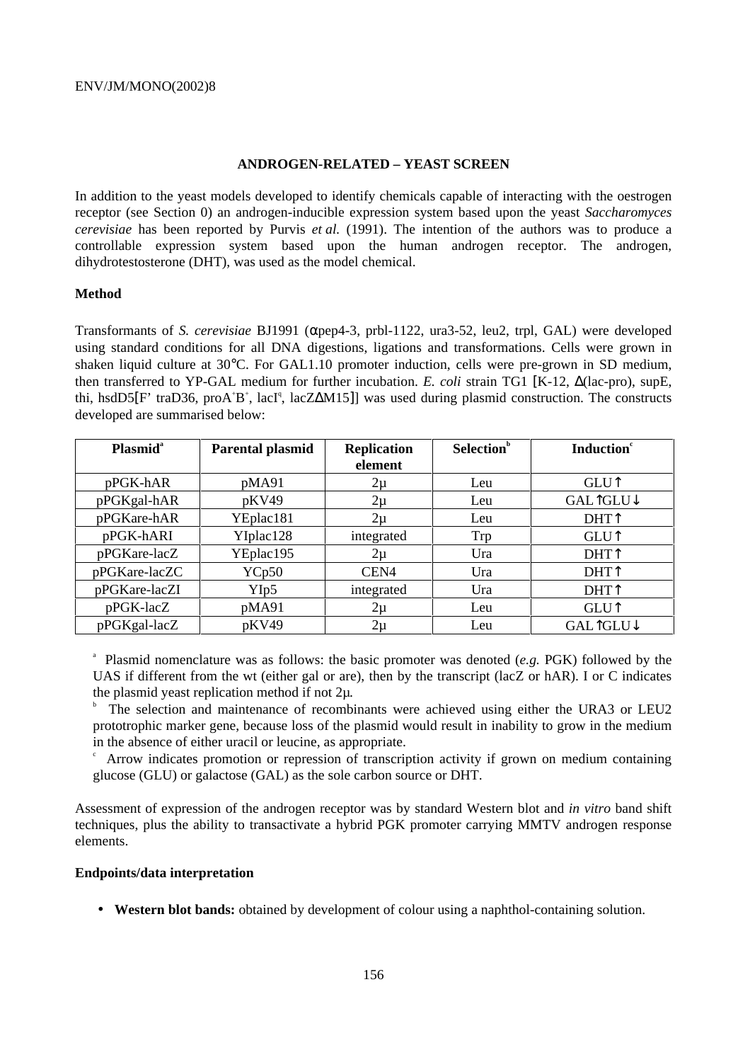## ANDROGEN-RELATED – YEAST SCREEN

In addition to the yeast models developed to identify chemicals capable of interacting with the oestrogen receptor (see Section 0) an androgen-inducible expression system based upon the yeast *Saccharomyces cerevisiae* has been reported by Purvis *et al.* (1991). The intention of the authors was to produce a controllable expression system based upon the human androgen receptor. The androgen, dihydrotestosterone (DHT), was used as the model chemical.

### Method

Transformants of *S. cerevisiae* BJ1991 (αpep4-3, prbl-1122, ura3-52, leu2, trpl, GAL) were developed using standard conditions for all DNA digestions, ligations and transformations. Cells were grown in shaken liquid culture at 30°C. For GAL1.10 promoter induction, cells were pre-grown in SD medium, then transferred to YP-GAL medium for further incubation. *E. coli* strain TG1 [K-12, Δ(lac-pro), supE, thi, hsdD5[F' traD36, proA[+]B[+], lacI[q], lacZΔM15]] was used during plasmid construction. The constructs developed are summarised below:

| Plasmid[a] | Parental plasmid | Replication element | Selection[b] | Induction[c] |
|---|---|---|---|---|
| pPGK-hAR | pMA91 | 2µ | Leu | GLU↑ |
| pPGKgal-hAR | pKV49 | 2µ | Leu | GAL↑GLU↓ |
| pPGKare-hAR | YEplac181 | 2µ | Leu | DHT↑ |
| pPGK-hARI | YIplac128 | integrated | Trp | GLU↑ |
| pPGKare-lacZ | YEplac195 | 2µ | Ura | DHT↑ |
| pPGKare-lacZC | YCp50 | CEN4 | Ura | DHT↑ |
| pPGKare-lacZI | YIp5 | integrated | Ura | DHT↑ |
| pPGK-lacZ | pMA91 | 2µ | Leu | GLU↑ |
| pPGKgal-lacZ | pKV49 | 2µ | Leu | GAL↑GLU↓ |

[a] Plasmid nomenclature was as follows: the basic promoter was denoted (*e.g.* PGK) followed by the UAS if different from the wt (either gal or are), then by the transcript (lacZ or hAR). I or C indicates the plasmid yeast replication method if not 2µ.

[b] The selection and maintenance of recombinants were achieved using either the URA3 or LEU2 prototrophic marker gene, because loss of the plasmid would result in inability to grow in the medium in the absence of either uracil or leucine, as appropriate.

[c] Arrow indicates promotion or repression of transcription activity if grown on medium containing glucose (GLU) or galactose (GAL) as the sole carbon source or DHT.

Assessment of expression of the androgen receptor was by standard Western blot and *in vitro* band shift techniques, plus the ability to transactivate a hybrid PGK promoter carrying MMTV androgen response elements.

### Endpoints/data interpretation

- **Western blot bands:** obtained by development of colour using a naphthol-containing solution.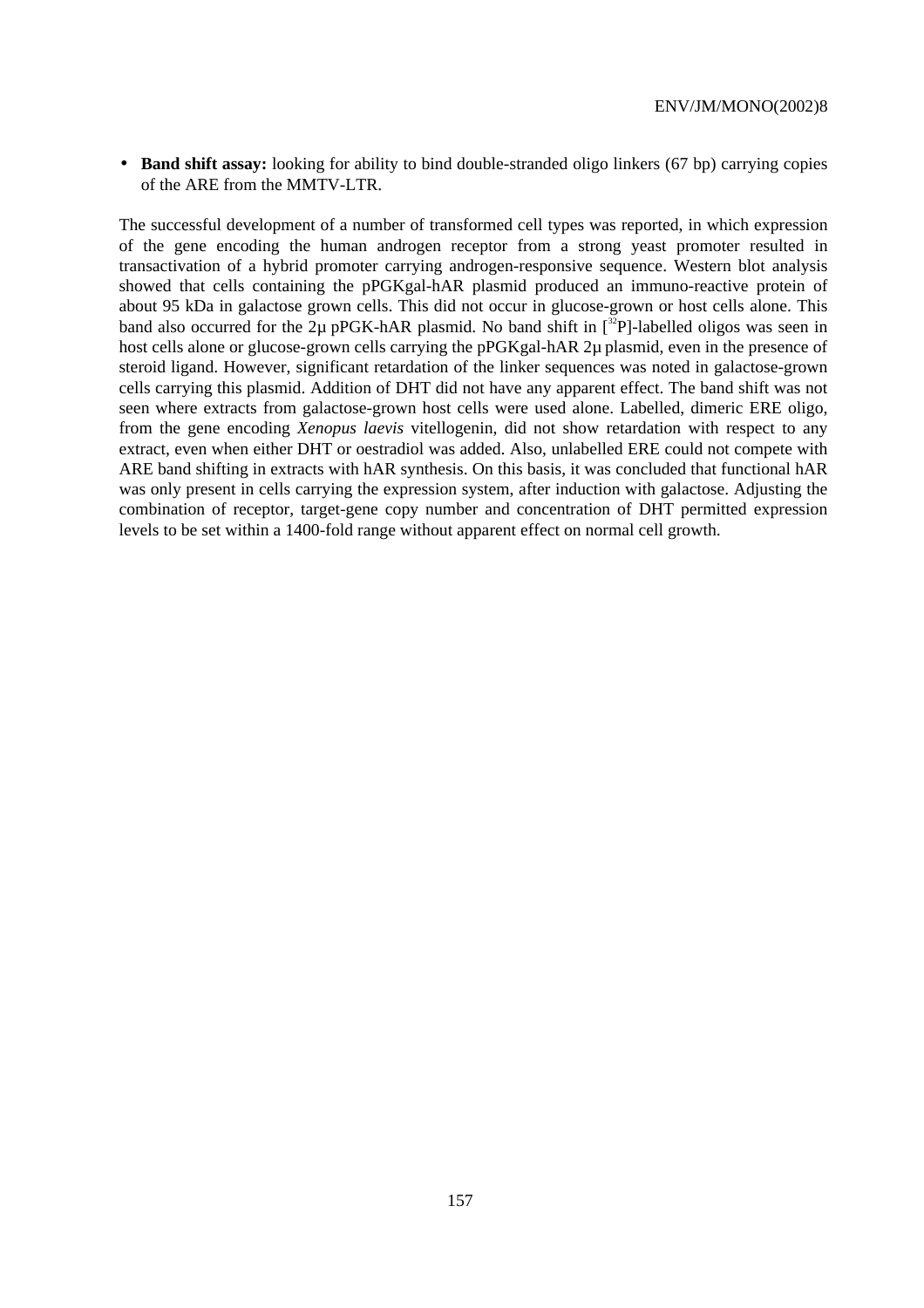- **Band shift assay:** looking for ability to bind double-stranded oligo linkers (67 bp) carrying copies of the ARE from the MMTV-LTR.

The successful development of a number of transformed cell types was reported, in which expression of the gene encoding the human androgen receptor from a strong yeast promoter resulted in transactivation of a hybrid promoter carrying androgen-responsive sequence. Western blot analysis showed that cells containing the pPGKgal-hAR plasmid produced an immuno-reactive protein of about 95 kDa in galactose grown cells. This did not occur in glucose-grown or host cells alone. This band also occurred for the 2µ pPGK-hAR plasmid. No band shift in [$^{32}$P]-labelled oligos was seen in host cells alone or glucose-grown cells carrying the pPGKgal-hAR 2µ plasmid, even in the presence of steroid ligand. However, significant retardation of the linker sequences was noted in galactose-grown cells carrying this plasmid. Addition of DHT did not have any apparent effect. The band shift was not seen where extracts from galactose-grown host cells were used alone. Labelled, dimeric ERE oligo, from the gene encoding *Xenopus laevis* vitellogenin, did not show retardation with respect to any extract, even when either DHT or oestradiol was added. Also, unlabelled ERE could not compete with ARE band shifting in extracts with hAR synthesis. On this basis, it was concluded that functional hAR was only present in cells carrying the expression system, after induction with galactose. Adjusting the combination of receptor, target-gene copy number and concentration of DHT permitted expression levels to be set within a 1400-fold range without apparent effect on normal cell growth.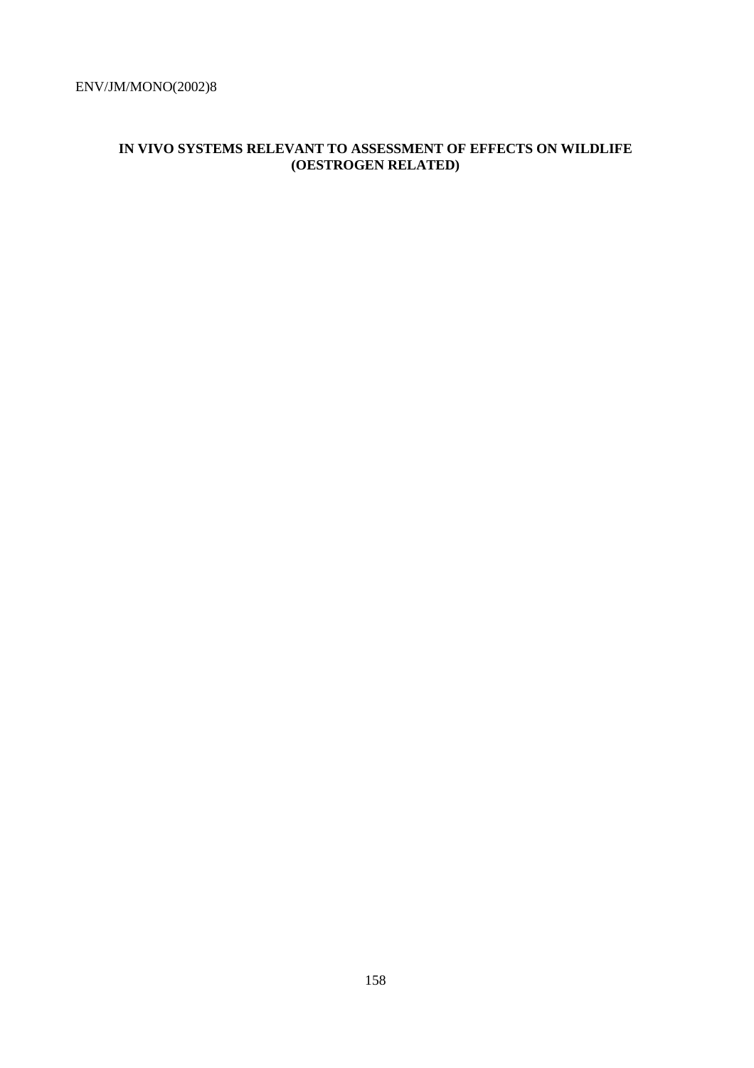# IN VIVO SYSTEMS RELEVANT TO ASSESSMENT OF EFFECTS ON WILDLIFE (OESTROGEN RELATED)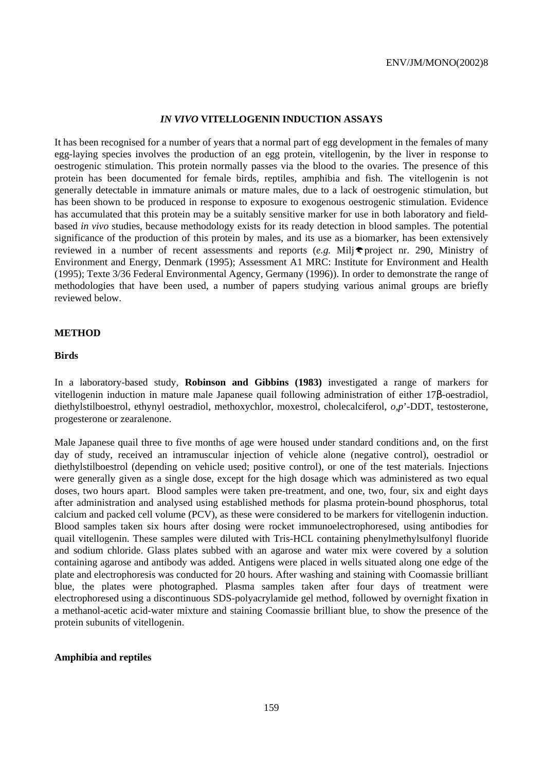## *IN VIVO* VITELLOGENIN INDUCTION ASSAYS

It has been recognised for a number of years that a normal part of egg development in the females of many egg-laying species involves the production of an egg protein, vitellogenin, by the liver in response to oestrogenic stimulation. This protein normally passes via the blood to the ovaries. The presence of this protein has been documented for female birds, reptiles, amphibia and fish. The vitellogenin is not generally detectable in immature animals or mature males, due to a lack of oestrogenic stimulation, but has been shown to be produced in response to exposure to exogenous oestrogenic stimulation. Evidence has accumulated that this protein may be a suitably sensitive marker for use in both laboratory and field-based *in vivo* studies, because methodology exists for its ready detection in blood samples. The potential significance of the production of this protein by males, and its use as a biomarker, has been extensively reviewed in a number of recent assessments and reports (*e.g.* Miljø project nr. 290, Ministry of Environment and Energy, Denmark (1995); Assessment A1 MRC: Institute for Environment and Health (1995); Texte 3/36 Federal Environmental Agency, Germany (1996)). In order to demonstrate the range of methodologies that have been used, a number of papers studying various animal groups are briefly reviewed below.

### METHOD

#### Birds

In a laboratory-based study, **Robinson and Gibbins (1983)** investigated a range of markers for vitellogenin induction in mature male Japanese quail following administration of either 17β-oestradiol, diethylstilboestrol, ethynyl oestradiol, methoxychlor, moxestrol, cholecalciferol, *o,p*'-DDT, testosterone, progesterone or zearalenone.

Male Japanese quail three to five months of age were housed under standard conditions and, on the first day of study, received an intramuscular injection of vehicle alone (negative control), oestradiol or diethylstilboestrol (depending on vehicle used; positive control), or one of the test materials. Injections were generally given as a single dose, except for the high dosage which was administered as two equal doses, two hours apart. Blood samples were taken pre-treatment, and one, two, four, six and eight days after administration and analysed using established methods for plasma protein-bound phosphorus, total calcium and packed cell volume (PCV), as these were considered to be markers for vitellogenin induction. Blood samples taken six hours after dosing were rocket immunoelectrophoresed, using antibodies for quail vitellogenin. These samples were diluted with Tris-HCL containing phenylmethylsulfonyl fluoride and sodium chloride. Glass plates subbed with an agarose and water mix were covered by a solution containing agarose and antibody was added. Antigens were placed in wells situated along one edge of the plate and electrophoresis was conducted for 20 hours. After washing and staining with Coomassie brilliant blue, the plates were photographed. Plasma samples taken after four days of treatment were electrophoresed using a discontinuous SDS-polyacrylamide gel method, followed by overnight fixation in a methanol-acetic acid-water mixture and staining Coomassie brilliant blue, to show the presence of the protein subunits of vitellogenin.

#### Amphibia and reptiles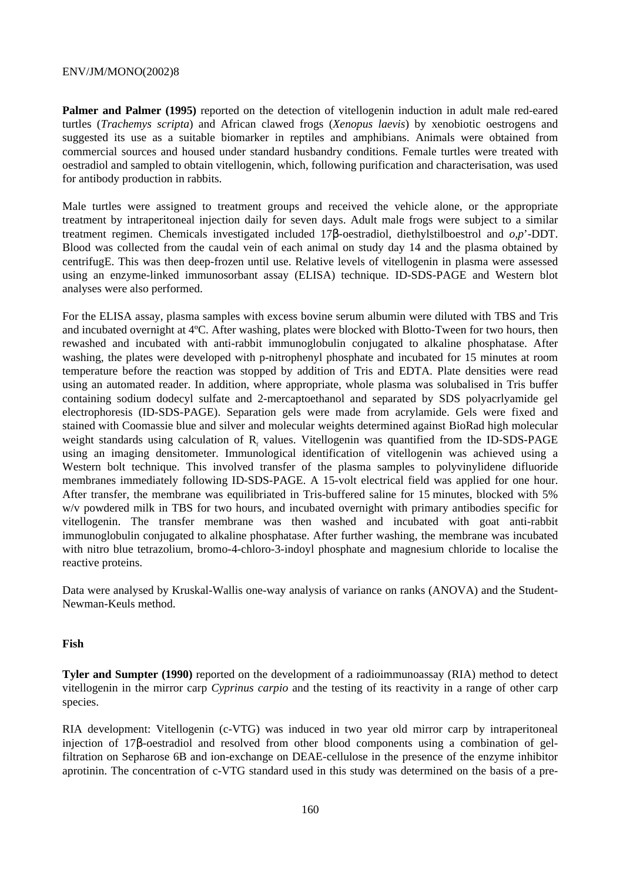**Palmer and Palmer (1995)** reported on the detection of vitellogenin induction in adult male red-eared turtles (*Trachemys scripta*) and African clawed frogs (*Xenopus laevis*) by xenobiotic oestrogens and suggested its use as a suitable biomarker in reptiles and amphibians. Animals were obtained from commercial sources and housed under standard husbandry conditions. Female turtles were treated with oestradiol and sampled to obtain vitellogenin, which, following purification and characterisation, was used for antibody production in rabbits.

Male turtles were assigned to treatment groups and received the vehicle alone, or the appropriate treatment by intraperitoneal injection daily for seven days. Adult male frogs were subject to a similar treatment regimen. Chemicals investigated included 17β-oestradiol, diethylstilboestrol and *o,p*'-DDT. Blood was collected from the caudal vein of each animal on study day 14 and the plasma obtained by centrifugE. This was then deep-frozen until use. Relative levels of vitellogenin in plasma were assessed using an enzyme-linked immunosorbant assay (ELISA) technique. ID-SDS-PAGE and Western blot analyses were also performed.

For the ELISA assay, plasma samples with excess bovine serum albumin were diluted with TBS and Tris and incubated overnight at 4ºC. After washing, plates were blocked with Blotto-Tween for two hours, then rewashed and incubated with anti-rabbit immunoglobulin conjugated to alkaline phosphatase. After washing, the plates were developed with p-nitrophenyl phosphate and incubated for 15 minutes at room temperature before the reaction was stopped by addition of Tris and EDTA. Plate densities were read using an automated reader. In addition, where appropriate, whole plasma was solubalised in Tris buffer containing sodium dodecyl sulfate and 2-mercaptoethanol and separated by SDS polyacrlyamide gel electrophoresis (ID-SDS-PAGE). Separation gels were made from acrylamide. Gels were fixed and stained with Coomassie blue and silver and molecular weights determined against BioRad high molecular weight standards using calculation of $R_f$ values. Vitellogenin was quantified from the ID-SDS-PAGE using an imaging densitometer. Immunological identification of vitellogenin was achieved using a Western bolt technique. This involved transfer of the plasma samples to polyvinylidene difluoride membranes immediately following ID-SDS-PAGE. A 15-volt electrical field was applied for one hour. After transfer, the membrane was equilibriated in Tris-buffered saline for 15 minutes, blocked with 5% w/v powdered milk in TBS for two hours, and incubated overnight with primary antibodies specific for vitellogenin. The transfer membrane was then washed and incubated with goat anti-rabbit immunoglobulin conjugated to alkaline phosphatase. After further washing, the membrane was incubated with nitro blue tetrazolium, bromo-4-chloro-3-indoyl phosphate and magnesium chloride to localise the reactive proteins.

Data were analysed by Kruskal-Wallis one-way analysis of variance on ranks (ANOVA) and the Student-Newman-Keuls method.

**Fish**

**Tyler and Sumpter (1990)** reported on the development of a radioimmunoassay (RIA) method to detect vitellogenin in the mirror carp *Cyprinus carpio* and the testing of its reactivity in a range of other carp species.

RIA development: Vitellogenin (c-VTG) was induced in two year old mirror carp by intraperitoneal injection of 17β-oestradiol and resolved from other blood components using a combination of gel-filtration on Sepharose 6B and ion-exchange on DEAE-cellulose in the presence of the enzyme inhibitor aprotinin. The concentration of c-VTG standard used in this study was determined on the basis of a pre-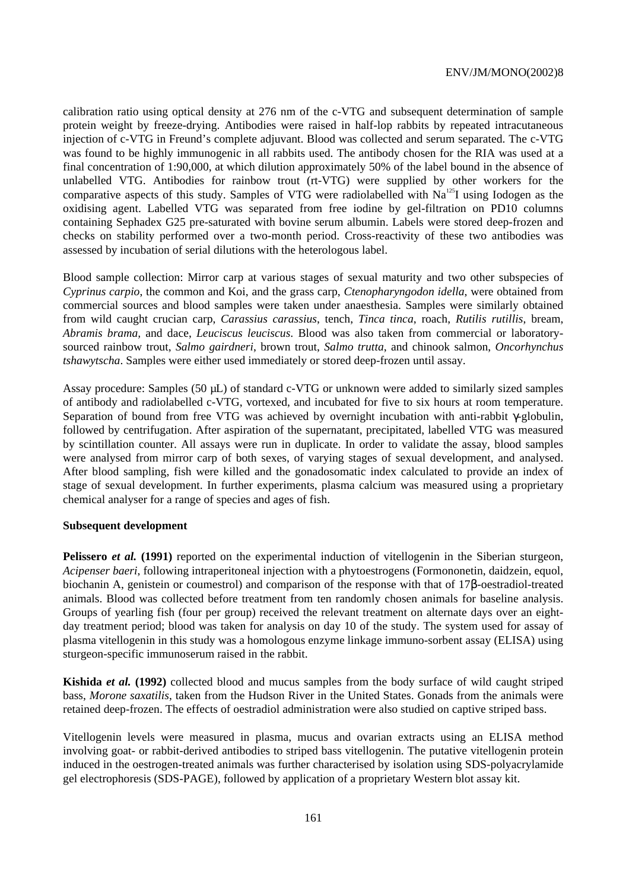calibration ratio using optical density at 276 nm of the c-VTG and subsequent determination of sample protein weight by freeze-drying. Antibodies were raised in half-lop rabbits by repeated intracutaneous injection of c-VTG in Freund's complete adjuvant. Blood was collected and serum separated. The c-VTG was found to be highly immunogenic in all rabbits used. The antibody chosen for the RIA was used at a final concentration of 1:90,000, at which dilution approximately 50% of the label bound in the absence of unlabelled VTG. Antibodies for rainbow trout (rt-VTG) were supplied by other workers for the comparative aspects of this study. Samples of VTG were radiolabelled with $Na^{125}I$ using Iodogen as the oxidising agent. Labelled VTG was separated from free iodine by gel-filtration on PD10 columns containing Sephadex G25 pre-saturated with bovine serum albumin. Labels were stored deep-frozen and checks on stability performed over a two-month period. Cross-reactivity of these two antibodies was assessed by incubation of serial dilutions with the heterologous label.

Blood sample collection: Mirror carp at various stages of sexual maturity and two other subspecies of *Cyprinus carpio*, the common and Koi, and the grass carp, *Ctenopharyngodon idella*, were obtained from commercial sources and blood samples were taken under anaesthesia. Samples were similarly obtained from wild caught crucian carp, *Carassius carassius*, tench, *Tinca tinca*, roach, *Rutilis rutillis*, bream, *Abramis brama*, and dace, *Leuciscus leuciscus*. Blood was also taken from commercial or laboratory-sourced rainbow trout, *Salmo gairdneri*, brown trout, *Salmo trutta*, and chinook salmon, *Oncorhynchus tshawytscha*. Samples were either used immediately or stored deep-frozen until assay.

Assay procedure: Samples (50 µL) of standard c-VTG or unknown were added to similarly sized samples of antibody and radiolabelled c-VTG, vortexed, and incubated for five to six hours at room temperature. Separation of bound from free VTG was achieved by overnight incubation with anti-rabbit γ-globulin, followed by centrifugation. After aspiration of the supernatant, precipitated, labelled VTG was measured by scintillation counter. All assays were run in duplicate. In order to validate the assay, blood samples were analysed from mirror carp of both sexes, of varying stages of sexual development, and analysed. After blood sampling, fish were killed and the gonadosomatic index calculated to provide an index of stage of sexual development. In further experiments, plasma calcium was measured using a proprietary chemical analyser for a range of species and ages of fish.

**Subsequent development**

**Pelissero *et al.* (1991)** reported on the experimental induction of vitellogenin in the Siberian sturgeon, *Acipenser baeri*, following intraperitoneal injection with a phytoestrogens (Formononetin, daidzein, equol, biochanin A, genistein or coumestrol) and comparison of the response with that of 17β-oestradiol-treated animals. Blood was collected before treatment from ten randomly chosen animals for baseline analysis. Groups of yearling fish (four per group) received the relevant treatment on alternate days over an eight-day treatment period; blood was taken for analysis on day 10 of the study. The system used for assay of plasma vitellogenin in this study was a homologous enzyme linkage immuno-sorbent assay (ELISA) using sturgeon-specific immunoserum raised in the rabbit.

**Kishida *et al.* (1992)** collected blood and mucus samples from the body surface of wild caught striped bass, *Morone saxatilis*, taken from the Hudson River in the United States. Gonads from the animals were retained deep-frozen. The effects of oestradiol administration were also studied on captive striped bass.

Vitellogenin levels were measured in plasma, mucus and ovarian extracts using an ELISA method involving goat- or rabbit-derived antibodies to striped bass vitellogenin. The putative vitellogenin protein induced in the oestrogen-treated animals was further characterised by isolation using SDS-polyacrylamide gel electrophoresis (SDS-PAGE), followed by application of a proprietary Western blot assay kit.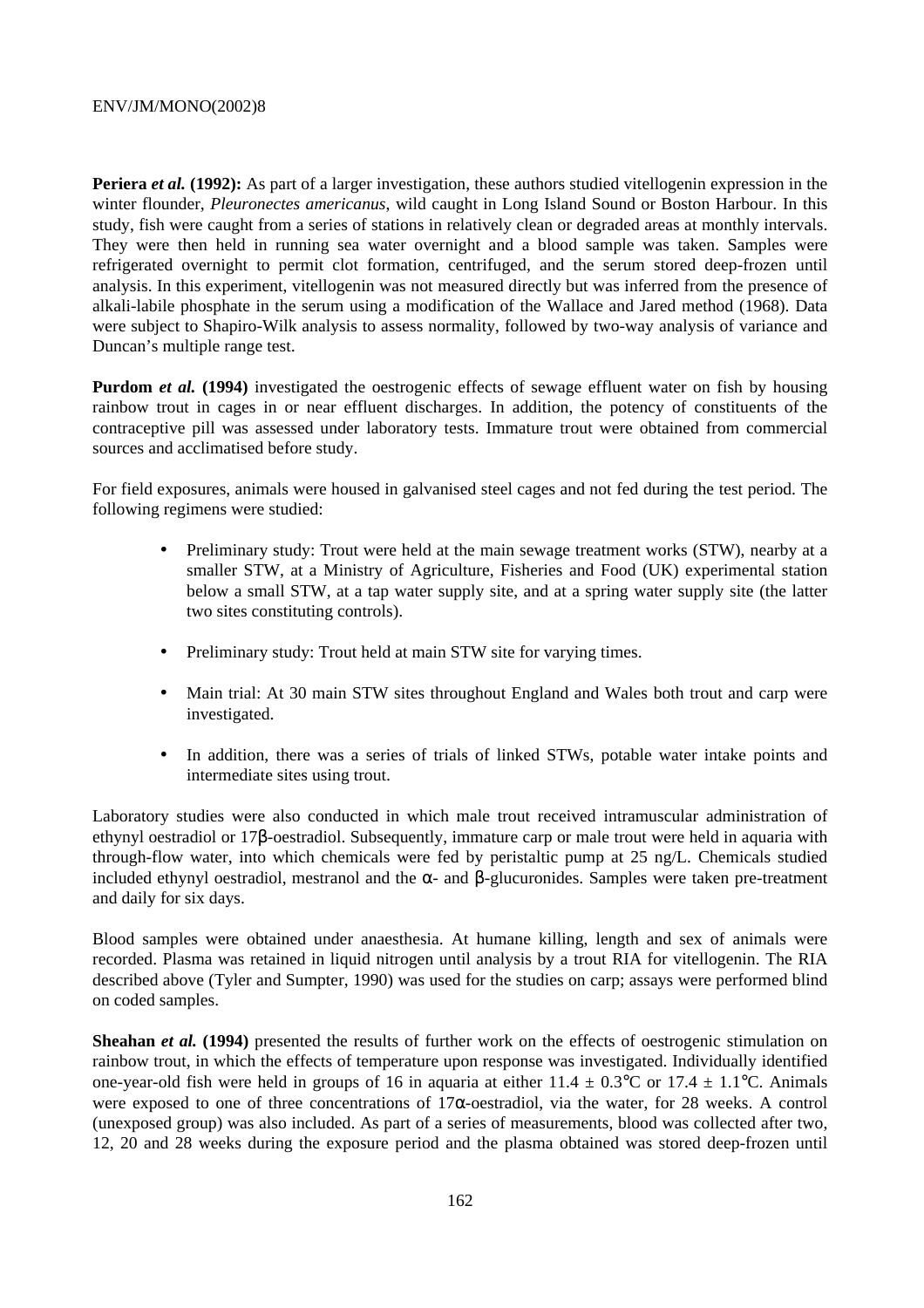**Periera *et al.* (1992):** As part of a larger investigation, these authors studied vitellogenin expression in the winter flounder, *Pleuronectes americanus*, wild caught in Long Island Sound or Boston Harbour. In this study, fish were caught from a series of stations in relatively clean or degraded areas at monthly intervals. They were then held in running sea water overnight and a blood sample was taken. Samples were refrigerated overnight to permit clot formation, centrifuged, and the serum stored deep-frozen until analysis. In this experiment, vitellogenin was not measured directly but was inferred from the presence of alkali-labile phosphate in the serum using a modification of the Wallace and Jared method (1968). Data were subject to Shapiro-Wilk analysis to assess normality, followed by two-way analysis of variance and Duncan's multiple range test.

**Purdom *et al.* (1994)** investigated the oestrogenic effects of sewage effluent water on fish by housing rainbow trout in cages in or near effluent discharges. In addition, the potency of constituents of the contraceptive pill was assessed under laboratory tests. Immature trout were obtained from commercial sources and acclimatised before study.

For field exposures, animals were housed in galvanised steel cages and not fed during the test period. The following regimens were studied:

- Preliminary study: Trout were held at the main sewage treatment works (STW), nearby at a smaller STW, at a Ministry of Agriculture, Fisheries and Food (UK) experimental station below a small STW, at a tap water supply site, and at a spring water supply site (the latter two sites constituting controls).
- Preliminary study: Trout held at main STW site for varying times.
- Main trial: At 30 main STW sites throughout England and Wales both trout and carp were investigated.
- In addition, there was a series of trials of linked STWs, potable water intake points and intermediate sites using trout.

Laboratory studies were also conducted in which male trout received intramuscular administration of ethynyl oestradiol or 17β-oestradiol. Subsequently, immature carp or male trout were held in aquaria with through-flow water, into which chemicals were fed by peristaltic pump at 25 ng/L. Chemicals studied included ethynyl oestradiol, mestranol and the α- and β-glucuronides. Samples were taken pre-treatment and daily for six days.

Blood samples were obtained under anaesthesia. At humane killing, length and sex of animals were recorded. Plasma was retained in liquid nitrogen until analysis by a trout RIA for vitellogenin. The RIA described above (Tyler and Sumpter, 1990) was used for the studies on carp; assays were performed blind on coded samples.

**Sheahan *et al.* (1994)** presented the results of further work on the effects of oestrogenic stimulation on rainbow trout, in which the effects of temperature upon response was investigated. Individually identified one-year-old fish were held in groups of 16 in aquaria at either 11.4 ± 0.3°C or 17.4 ± 1.1°C. Animals were exposed to one of three concentrations of 17α-oestradiol, via the water, for 28 weeks. A control (unexposed group) was also included. As part of a series of measurements, blood was collected after two, 12, 20 and 28 weeks during the exposure period and the plasma obtained was stored deep-frozen until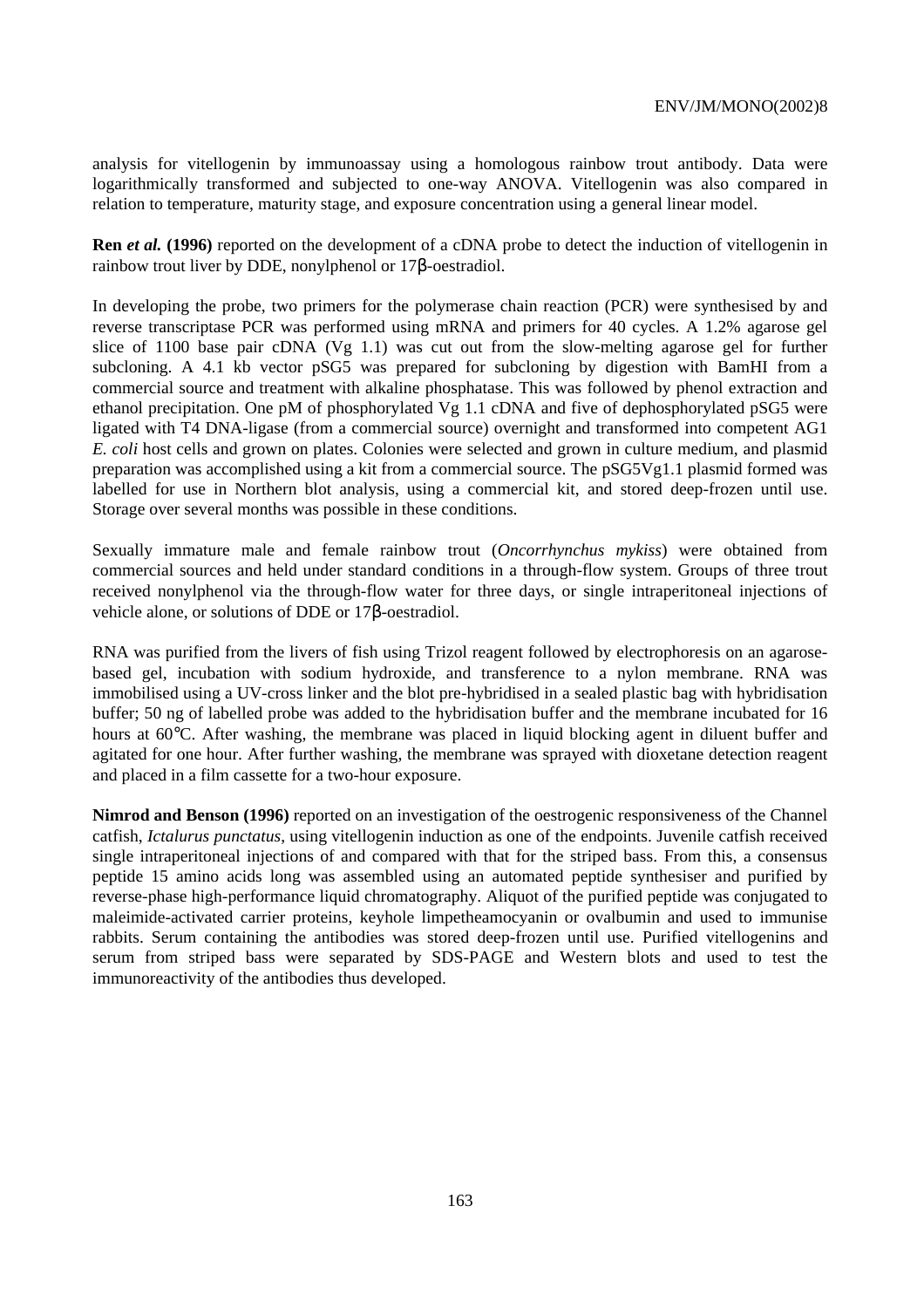analysis for vitellogenin by immunoassay using a homologous rainbow trout antibody. Data were logarithmically transformed and subjected to one-way ANOVA. Vitellogenin was also compared in relation to temperature, maturity stage, and exposure concentration using a general linear model.

**Ren *et al.* (1996)** reported on the development of a cDNA probe to detect the induction of vitellogenin in rainbow trout liver by DDE, nonylphenol or 17β-oestradiol.

In developing the probe, two primers for the polymerase chain reaction (PCR) were synthesised by and reverse transcriptase PCR was performed using mRNA and primers for 40 cycles. A 1.2% agarose gel slice of 1100 base pair cDNA (Vg 1.1) was cut out from the slow-melting agarose gel for further subcloning. A 4.1 kb vector pSG5 was prepared for subcloning by digestion with BamHI from a commercial source and treatment with alkaline phosphatase. This was followed by phenol extraction and ethanol precipitation. One pM of phosphorylated Vg 1.1 cDNA and five of dephosphorylated pSG5 were ligated with T4 DNA-ligase (from a commercial source) overnight and transformed into competent AG1 *E. coli* host cells and grown on plates. Colonies were selected and grown in culture medium, and plasmid preparation was accomplished using a kit from a commercial source. The pSG5Vg1.1 plasmid formed was labelled for use in Northern blot analysis, using a commercial kit, and stored deep-frozen until use. Storage over several months was possible in these conditions.

Sexually immature male and female rainbow trout (*Oncorrhynchus mykiss*) were obtained from commercial sources and held under standard conditions in a through-flow system. Groups of three trout received nonylphenol via the through-flow water for three days, or single intraperitoneal injections of vehicle alone, or solutions of DDE or 17β-oestradiol.

RNA was purified from the livers of fish using Trizol reagent followed by electrophoresis on an agarose-based gel, incubation with sodium hydroxide, and transference to a nylon membrane. RNA was immobilised using a UV-cross linker and the blot pre-hybridised in a sealed plastic bag with hybridisation buffer; 50 ng of labelled probe was added to the hybridisation buffer and the membrane incubated for 16 hours at 60°C. After washing, the membrane was placed in liquid blocking agent in diluent buffer and agitated for one hour. After further washing, the membrane was sprayed with dioxetane detection reagent and placed in a film cassette for a two-hour exposure.

**Nimrod and Benson (1996)** reported on an investigation of the oestrogenic responsiveness of the Channel catfish, *Ictalurus punctatus*, using vitellogenin induction as one of the endpoints. Juvenile catfish received single intraperitoneal injections of and compared with that for the striped bass. From this, a consensus peptide 15 amino acids long was assembled using an automated peptide synthesiser and purified by reverse-phase high-performance liquid chromatography. Aliquot of the purified peptide was conjugated to maleimide-activated carrier proteins, keyhole limpetheamocyanin or ovalbumin and used to immunise rabbits. Serum containing the antibodies was stored deep-frozen until use. Purified vitellogenins and serum from striped bass were separated by SDS-PAGE and Western blots and used to test the immunoreactivity of the antibodies thus developed.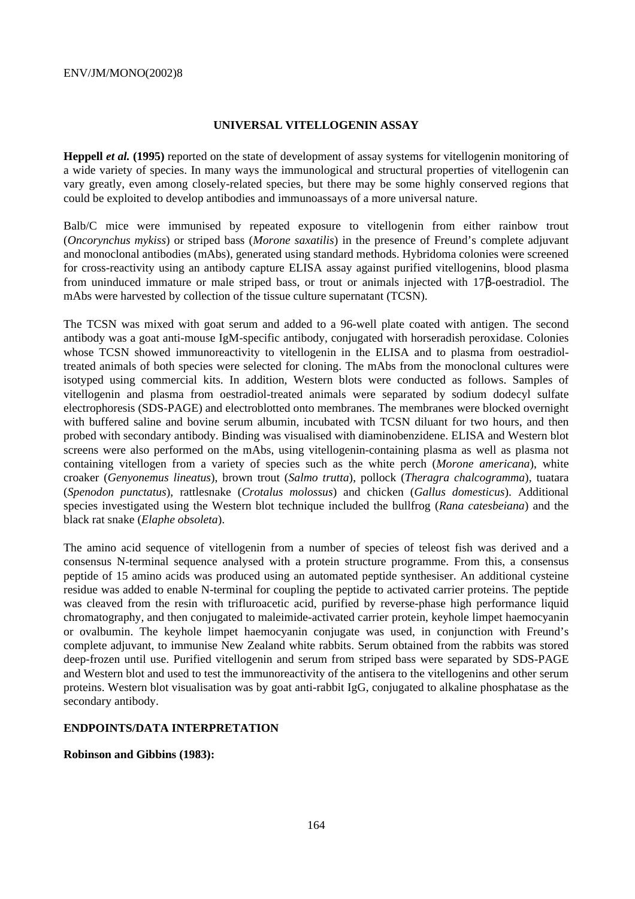## UNIVERSAL VITELLOGENIN ASSAY

**Heppell *et al.* (1995)** reported on the state of development of assay systems for vitellogenin monitoring of a wide variety of species. In many ways the immunological and structural properties of vitellogenin can vary greatly, even among closely-related species, but there may be some highly conserved regions that could be exploited to develop antibodies and immunoassays of a more universal nature.

Balb/C mice were immunised by repeated exposure to vitellogenin from either rainbow trout (*Oncorynchus mykiss*) or striped bass (*Morone saxatilis*) in the presence of Freund's complete adjuvant and monoclonal antibodies (mAbs), generated using standard methods. Hybridoma colonies were screened for cross-reactivity using an antibody capture ELISA assay against purified vitellogenins, blood plasma from uninduced immature or male striped bass, or trout or animals injected with 17β-oestradiol. The mAbs were harvested by collection of the tissue culture supernatant (TCSN).

The TCSN was mixed with goat serum and added to a 96-well plate coated with antigen. The second antibody was a goat anti-mouse IgM-specific antibody, conjugated with horseradish peroxidase. Colonies whose TCSN showed immunoreactivity to vitellogenin in the ELISA and to plasma from oestradiol-treated animals of both species were selected for cloning. The mAbs from the monoclonal cultures were isotyped using commercial kits. In addition, Western blots were conducted as follows. Samples of vitellogenin and plasma from oestradiol-treated animals were separated by sodium dodecyl sulfate electrophoresis (SDS-PAGE) and electroblotted onto membranes. The membranes were blocked overnight with buffered saline and bovine serum albumin, incubated with TCSN diluant for two hours, and then probed with secondary antibody. Binding was visualised with diaminobenzidene. ELISA and Western blot screens were also performed on the mAbs, using vitellogenin-containing plasma as well as plasma not containing vitellogen from a variety of species such as the white perch (*Morone americana*), white croaker (*Genyonemus lineatus*), brown trout (*Salmo trutta*), pollock (*Theragra chalcogramma*), tuatara (*Spenodon punctatus*), rattlesnake (*Crotalus molossus*) and chicken (*Gallus domesticus*). Additional species investigated using the Western blot technique included the bullfrog (*Rana catesbeiana*) and the black rat snake (*Elaphe obsoleta*).

The amino acid sequence of vitellogenin from a number of species of teleost fish was derived and a consensus N-terminal sequence analysed with a protein structure programme. From this, a consensus peptide of 15 amino acids was produced using an automated peptide synthesiser. An additional cysteine residue was added to enable N-terminal for coupling the peptide to activated carrier proteins. The peptide was cleaved from the resin with trifluroacetic acid, purified by reverse-phase high performance liquid chromatography, and then conjugated to maleimide-activated carrier protein, keyhole limpet haemocyanin or ovalbumin. The keyhole limpet haemocyanin conjugate was used, in conjunction with Freund's complete adjuvant, to immunise New Zealand white rabbits. Serum obtained from the rabbits was stored deep-frozen until use. Purified vitellogenin and serum from striped bass were separated by SDS-PAGE and Western blot and used to test the immunoreactivity of the antisera to the vitellogenins and other serum proteins. Western blot visualisation was by goat anti-rabbit IgG, conjugated to alkaline phosphatase as the secondary antibody.

## ENDPOINTS/DATA INTERPRETATION

**Robinson and Gibbins (1983):**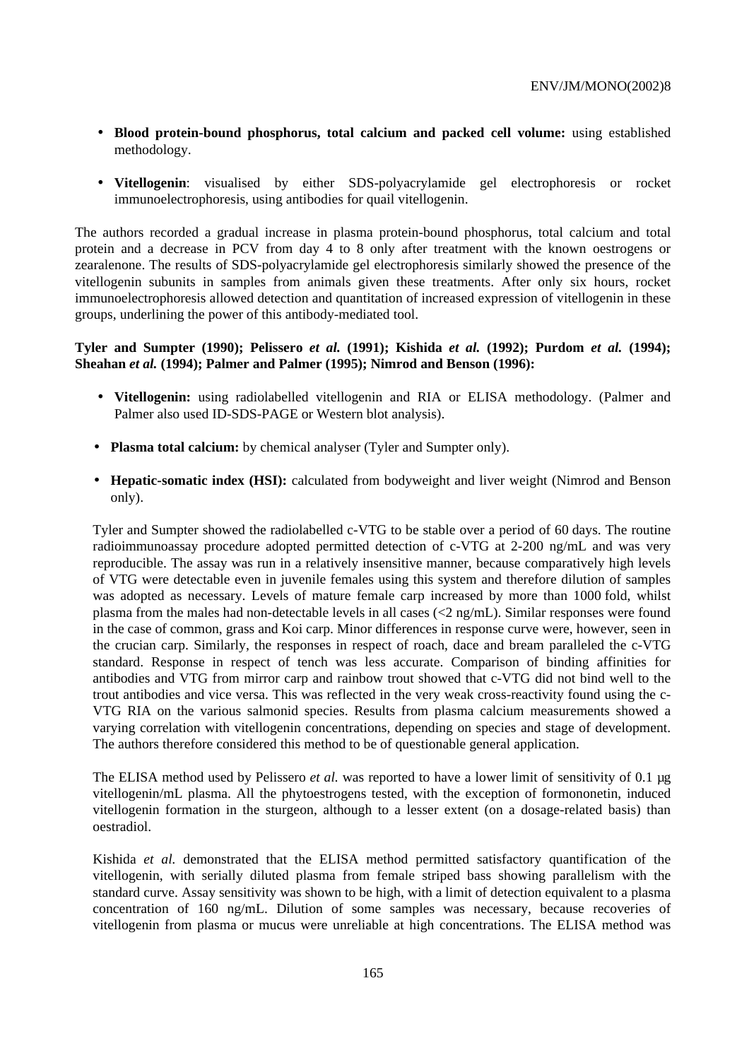- **Blood protein-bound phosphorus, total calcium and packed cell volume:** using established methodology.

- **Vitellogenin**: visualised by either SDS-polyacrylamide gel electrophoresis or rocket immunoelectrophoresis, using antibodies for quail vitellogenin.

The authors recorded a gradual increase in plasma protein-bound phosphorus, total calcium and total protein and a decrease in PCV from day 4 to 8 only after treatment with the known oestrogens or zearalenone. The results of SDS-polyacrylamide gel electrophoresis similarly showed the presence of the vitellogenin subunits in samples from animals given these treatments. After only six hours, rocket immunoelectrophoresis allowed detection and quantitation of increased expression of vitellogenin in these groups, underlining the power of this antibody-mediated tool.

**Tyler and Sumpter (1990); Pelissero *et al.* (1991); Kishida *et al.* (1992); Purdom *et al.* (1994); Sheahan *et al.* (1994); Palmer and Palmer (1995); Nimrod and Benson (1996):**

- **Vitellogenin:** using radiolabelled vitellogenin and RIA or ELISA methodology. (Palmer and Palmer also used ID-SDS-PAGE or Western blot analysis).

- **Plasma total calcium:** by chemical analyser (Tyler and Sumpter only).

- **Hepatic-somatic index (HSI):** calculated from bodyweight and liver weight (Nimrod and Benson only).

Tyler and Sumpter showed the radiolabelled c-VTG to be stable over a period of 60 days. The routine radioimmunoassay procedure adopted permitted detection of c-VTG at 2-200 ng/mL and was very reproducible. The assay was run in a relatively insensitive manner, because comparatively high levels of VTG were detectable even in juvenile females using this system and therefore dilution of samples was adopted as necessary. Levels of mature female carp increased by more than 1000 fold, whilst plasma from the males had non-detectable levels in all cases (<2 ng/mL). Similar responses were found in the case of common, grass and Koi carp. Minor differences in response curve were, however, seen in the crucian carp. Similarly, the responses in respect of roach, dace and bream paralleled the c-VTG standard. Response in respect of tench was less accurate. Comparison of binding affinities for antibodies and VTG from mirror carp and rainbow trout showed that c-VTG did not bind well to the trout antibodies and vice versa. This was reflected in the very weak cross-reactivity found using the c-VTG RIA on the various salmonid species. Results from plasma calcium measurements showed a varying correlation with vitellogenin concentrations, depending on species and stage of development. The authors therefore considered this method to be of questionable general application.

The ELISA method used by Pelissero *et al.* was reported to have a lower limit of sensitivity of 0.1 µg vitellogenin/mL plasma. All the phytoestrogens tested, with the exception of formononetin, induced vitellogenin formation in the sturgeon, although to a lesser extent (on a dosage-related basis) than oestradiol.

Kishida *et al.* demonstrated that the ELISA method permitted satisfactory quantification of the vitellogenin, with serially diluted plasma from female striped bass showing parallelism with the standard curve. Assay sensitivity was shown to be high, with a limit of detection equivalent to a plasma concentration of 160 ng/mL. Dilution of some samples was necessary, because recoveries of vitellogenin from plasma or mucus were unreliable at high concentrations. The ELISA method was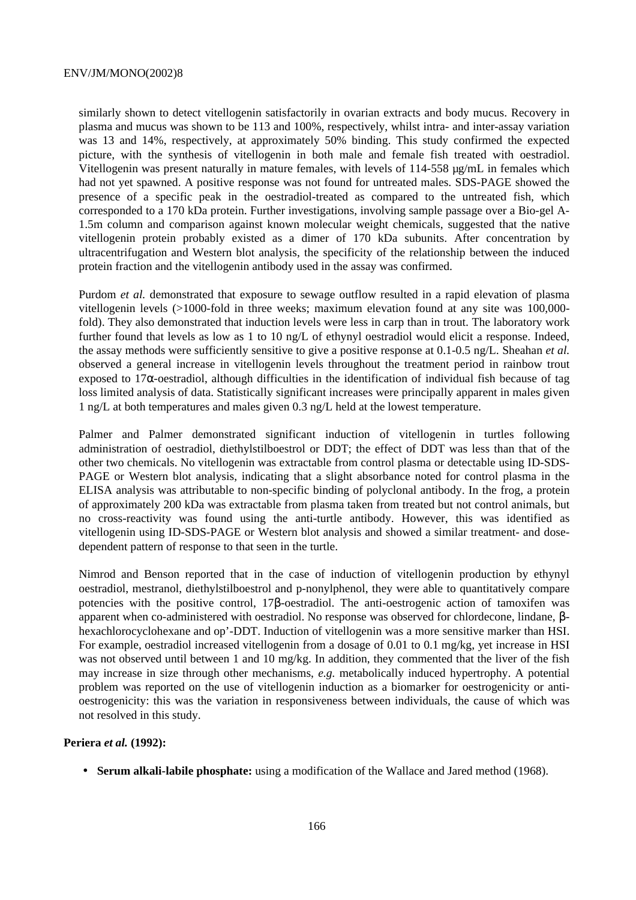similarly shown to detect vitellogenin satisfactorily in ovarian extracts and body mucus. Recovery in plasma and mucus was shown to be 113 and 100%, respectively, whilst intra- and inter-assay variation was 13 and 14%, respectively, at approximately 50% binding. This study confirmed the expected picture, with the synthesis of vitellogenin in both male and female fish treated with oestradiol. Vitellogenin was present naturally in mature females, with levels of 114-558 µg/mL in females which had not yet spawned. A positive response was not found for untreated males. SDS-PAGE showed the presence of a specific peak in the oestradiol-treated as compared to the untreated fish, which corresponded to a 170 kDa protein. Further investigations, involving sample passage over a Bio-gel A-1.5m column and comparison against known molecular weight chemicals, suggested that the native vitellogenin protein probably existed as a dimer of 170 kDa subunits. After concentration by ultracentrifugation and Western blot analysis, the specificity of the relationship between the induced protein fraction and the vitellogenin antibody used in the assay was confirmed.

Purdom *et al.* demonstrated that exposure to sewage outflow resulted in a rapid elevation of plasma vitellogenin levels (>1000-fold in three weeks; maximum elevation found at any site was 100,000-fold). They also demonstrated that induction levels were less in carp than in trout. The laboratory work further found that levels as low as 1 to 10 ng/L of ethynyl oestradiol would elicit a response. Indeed, the assay methods were sufficiently sensitive to give a positive response at 0.1-0.5 ng/L. Sheahan *et al.* observed a general increase in vitellogenin levels throughout the treatment period in rainbow trout exposed to 17α-oestradiol, although difficulties in the identification of individual fish because of tag loss limited analysis of data. Statistically significant increases were principally apparent in males given 1 ng/L at both temperatures and males given 0.3 ng/L held at the lowest temperature.

Palmer and Palmer demonstrated significant induction of vitellogenin in turtles following administration of oestradiol, diethylstilboestrol or DDT; the effect of DDT was less than that of the other two chemicals. No vitellogenin was extractable from control plasma or detectable using ID-SDS-PAGE or Western blot analysis, indicating that a slight absorbance noted for control plasma in the ELISA analysis was attributable to non-specific binding of polyclonal antibody. In the frog, a protein of approximately 200 kDa was extractable from plasma taken from treated but not control animals, but no cross-reactivity was found using the anti-turtle antibody. However, this was identified as vitellogenin using ID-SDS-PAGE or Western blot analysis and showed a similar treatment- and dose-dependent pattern of response to that seen in the turtle.

Nimrod and Benson reported that in the case of induction of vitellogenin production by ethynyl oestradiol, mestranol, diethylstilboestrol and p-nonylphenol, they were able to quantitatively compare potencies with the positive control, 17β-oestradiol. The anti-oestrogenic action of tamoxifen was apparent when co-administered with oestradiol. No response was observed for chlordecone, lindane, β-hexachlorocyclohexane and op'-DDT. Induction of vitellogenin was a more sensitive marker than HSI. For example, oestradiol increased vitellogenin from a dosage of 0.01 to 0.1 mg/kg, yet increase in HSI was not observed until between 1 and 10 mg/kg. In addition, they commented that the liver of the fish may increase in size through other mechanisms, *e.g.* metabolically induced hypertrophy. A potential problem was reported on the use of vitellogenin induction as a biomarker for oestrogenicity or anti-oestrogenicity: this was the variation in responsiveness between individuals, the cause of which was not resolved in this study.

**Periera *et al.* (1992):**

- **Serum alkali-labile phosphate:** using a modification of the Wallace and Jared method (1968).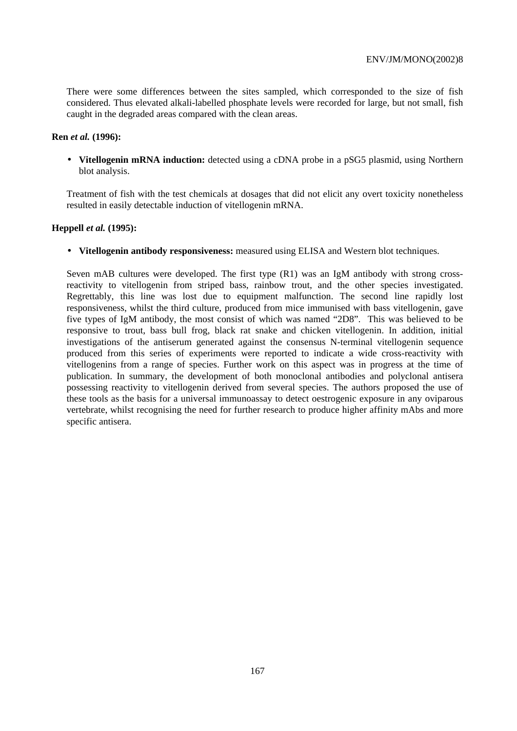There were some differences between the sites sampled, which corresponded to the size of fish considered. Thus elevated alkali-labelled phosphate levels were recorded for large, but not small, fish caught in the degraded areas compared with the clean areas.

**Ren *et al.* (1996):**

- **Vitellogenin mRNA induction:** detected using a cDNA probe in a pSG5 plasmid, using Northern blot analysis.

Treatment of fish with the test chemicals at dosages that did not elicit any overt toxicity nonetheless resulted in easily detectable induction of vitellogenin mRNA.

**Heppell *et al.* (1995):**

- **Vitellogenin antibody responsiveness:** measured using ELISA and Western blot techniques.

Seven mAB cultures were developed. The first type (R1) was an IgM antibody with strong cross-reactivity to vitellogenin from striped bass, rainbow trout, and the other species investigated. Regrettably, this line was lost due to equipment malfunction. The second line rapidly lost responsiveness, whilst the third culture, produced from mice immunised with bass vitellogenin, gave five types of IgM antibody, the most consist of which was named "2D8". This was believed to be responsive to trout, bass bull frog, black rat snake and chicken vitellogenin. In addition, initial investigations of the antiserum generated against the consensus N-terminal vitellogenin sequence produced from this series of experiments were reported to indicate a wide cross-reactivity with vitellogenins from a range of species. Further work on this aspect was in progress at the time of publication. In summary, the development of both monoclonal antibodies and polyclonal antisera possessing reactivity to vitellogenin derived from several species. The authors proposed the use of these tools as the basis for a universal immunoassay to detect oestrogenic exposure in any oviparous vertebrate, whilst recognising the need for further research to produce higher affinity mAbs and more specific antisera.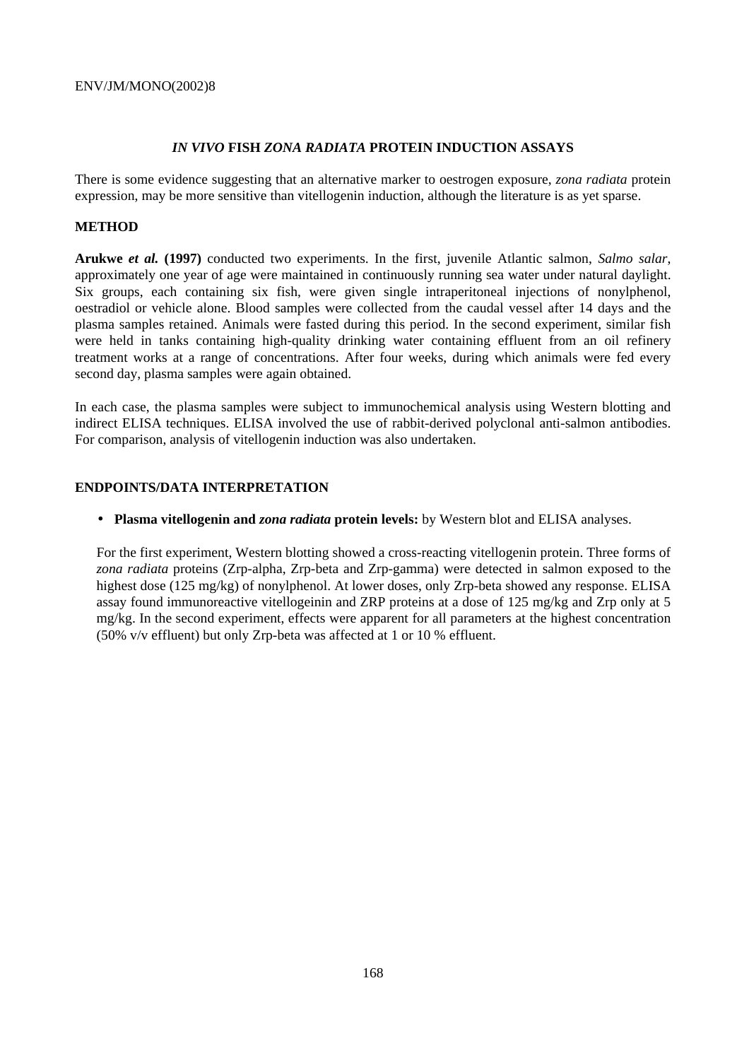## *IN VIVO* FISH *ZONA RADIATA* PROTEIN INDUCTION ASSAYS

There is some evidence suggesting that an alternative marker to oestrogen exposure, *zona radiata* protein expression, may be more sensitive than vitellogenin induction, although the literature is as yet sparse.

### METHOD

**Arukwe *et al.* (1997)** conducted two experiments. In the first, juvenile Atlantic salmon, *Salmo salar*, approximately one year of age were maintained in continuously running sea water under natural daylight. Six groups, each containing six fish, were given single intraperitoneal injections of nonylphenol, oestradiol or vehicle alone. Blood samples were collected from the caudal vessel after 14 days and the plasma samples retained. Animals were fasted during this period. In the second experiment, similar fish were held in tanks containing high-quality drinking water containing effluent from an oil refinery treatment works at a range of concentrations. After four weeks, during which animals were fed every second day, plasma samples were again obtained.

In each case, the plasma samples were subject to immunochemical analysis using Western blotting and indirect ELISA techniques. ELISA involved the use of rabbit-derived polyclonal anti-salmon antibodies. For comparison, analysis of vitellogenin induction was also undertaken.

### ENDPOINTS/DATA INTERPRETATION

- **Plasma vitellogenin and *zona radiata* protein levels:** by Western blot and ELISA analyses.

  For the first experiment, Western blotting showed a cross-reacting vitellogenin protein. Three forms of *zona radiata* proteins (Zrp-alpha, Zrp-beta and Zrp-gamma) were detected in salmon exposed to the highest dose (125 mg/kg) of nonylphenol. At lower doses, only Zrp-beta showed any response. ELISA assay found immunoreactive vitellogeinin and ZRP proteins at a dose of 125 mg/kg and Zrp only at 5 mg/kg. In the second experiment, effects were apparent for all parameters at the highest concentration (50% v/v effluent) but only Zrp-beta was affected at 1 or 10 % effluent.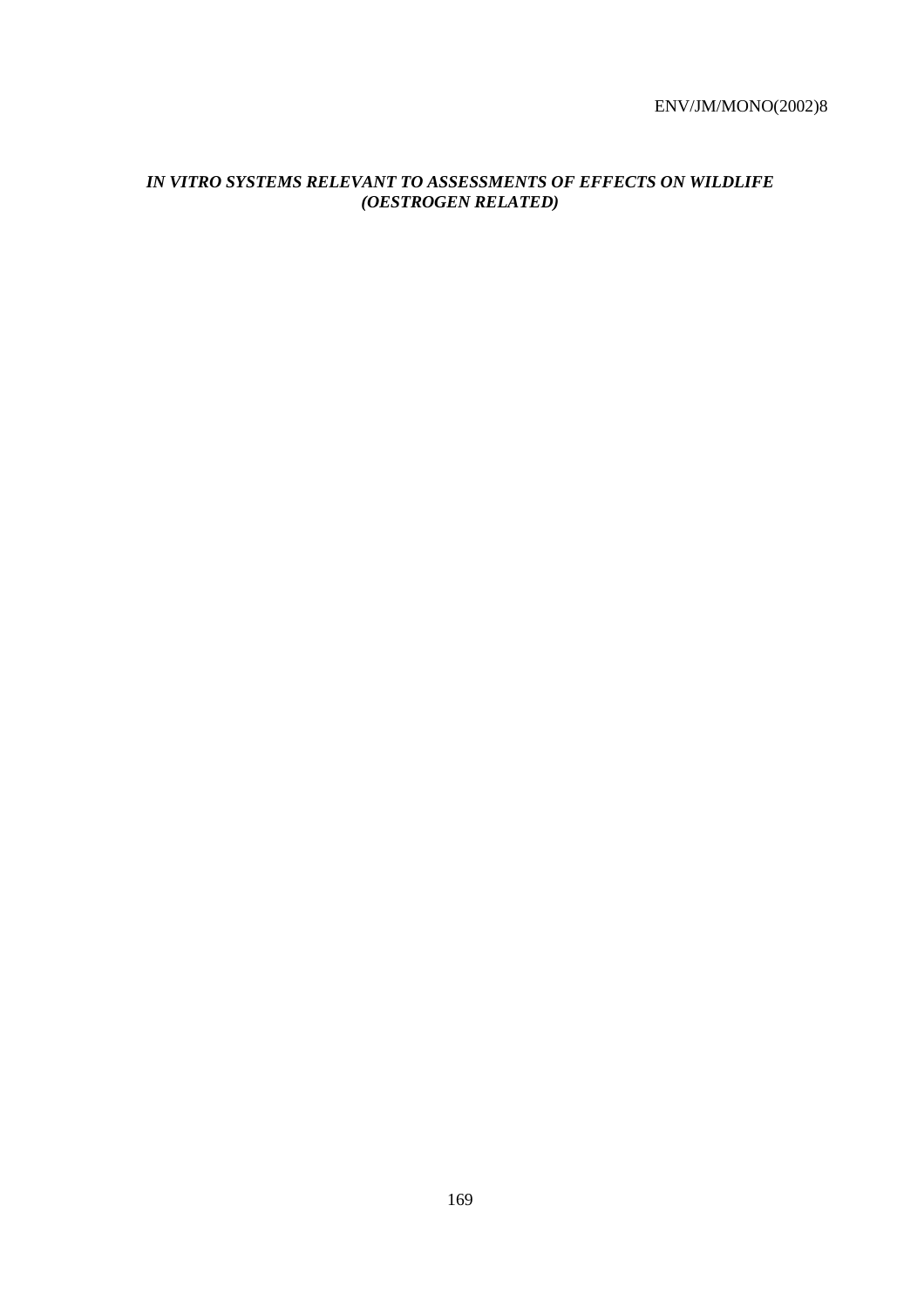***IN VITRO SYSTEMS RELEVANT TO ASSESSMENTS OF EFFECTS ON WILDLIFE (OESTROGEN RELATED)***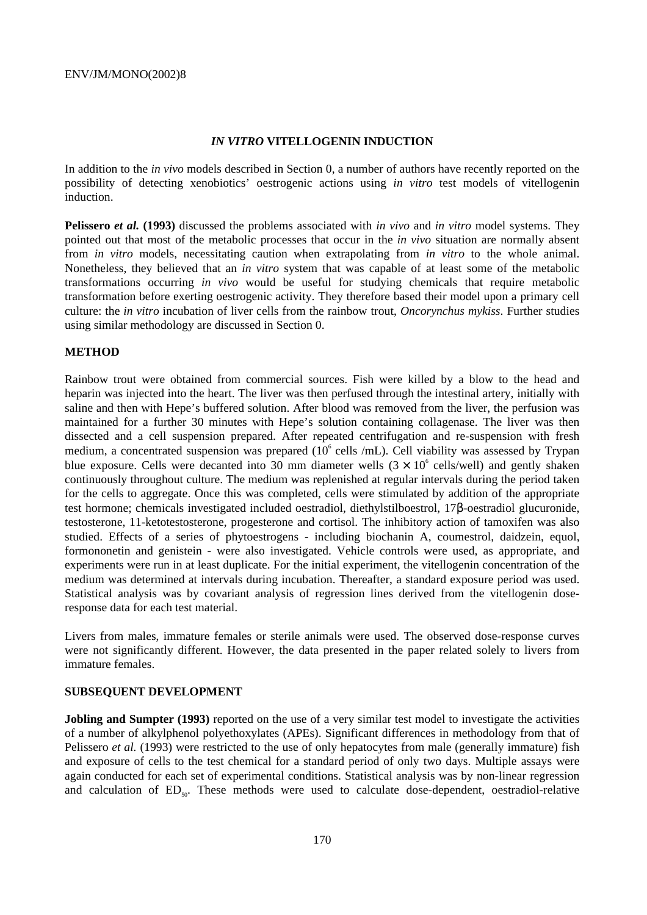## *IN VITRO* VITELLOGENIN INDUCTION

In addition to the *in vivo* models described in Section 0, a number of authors have recently reported on the possibility of detecting xenobiotics' oestrogenic actions using *in vitro* test models of vitellogenin induction.

**Pelissero *et al.* (1993)** discussed the problems associated with *in vivo* and *in vitro* model systems. They pointed out that most of the metabolic processes that occur in the *in vivo* situation are normally absent from *in vitro* models, necessitating caution when extrapolating from *in vitro* to the whole animal. Nonetheless, they believed that an *in vitro* system that was capable of at least some of the metabolic transformations occurring *in vivo* would be useful for studying chemicals that require metabolic transformation before exerting oestrogenic activity. They therefore based their model upon a primary cell culture: the *in vitro* incubation of liver cells from the rainbow trout, *Oncorynchus mykiss*. Further studies using similar methodology are discussed in Section 0.

### METHOD

Rainbow trout were obtained from commercial sources. Fish were killed by a blow to the head and heparin was injected into the heart. The liver was then perfused through the intestinal artery, initially with saline and then with Hepe's buffered solution. After blood was removed from the liver, the perfusion was maintained for a further 30 minutes with Hepe's solution containing collagenase. The liver was then dissected and a cell suspension prepared. After repeated centrifugation and re-suspension with fresh medium, a concentrated suspension was prepared ($10^6$ cells /mL). Cell viability was assessed by Trypan blue exposure. Cells were decanted into 30 mm diameter wells ($3 \times 10^6$ cells/well) and gently shaken continuously throughout culture. The medium was replenished at regular intervals during the period taken for the cells to aggregate. Once this was completed, cells were stimulated by addition of the appropriate test hormone; chemicals investigated included oestradiol, diethylstilboestrol, 17β-oestradiol glucuronide, testosterone, 11-ketotestosterone, progesterone and cortisol. The inhibitory action of tamoxifen was also studied. Effects of a series of phytoestrogens - including biochanin A, coumestrol, daidzein, equol, formononetin and genistein - were also investigated. Vehicle controls were used, as appropriate, and experiments were run in at least duplicate. For the initial experiment, the vitellogenin concentration of the medium was determined at intervals during incubation. Thereafter, a standard exposure period was used. Statistical analysis was by covariant analysis of regression lines derived from the vitellogenin dose-response data for each test material.

Livers from males, immature females or sterile animals were used. The observed dose-response curves were not significantly different. However, the data presented in the paper related solely to livers from immature females.

### SUBSEQUENT DEVELOPMENT

**Jobling and Sumpter (1993)** reported on the use of a very similar test model to investigate the activities of a number of alkylphenol polyethoxylates (APEs). Significant differences in methodology from that of Pelissero *et al.* (1993) were restricted to the use of only hepatocytes from male (generally immature) fish and exposure of cells to the test chemical for a standard period of only two days. Multiple assays were again conducted for each set of experimental conditions. Statistical analysis was by non-linear regression and calculation of $ED_{50}$. These methods were used to calculate dose-dependent, oestradiol-relative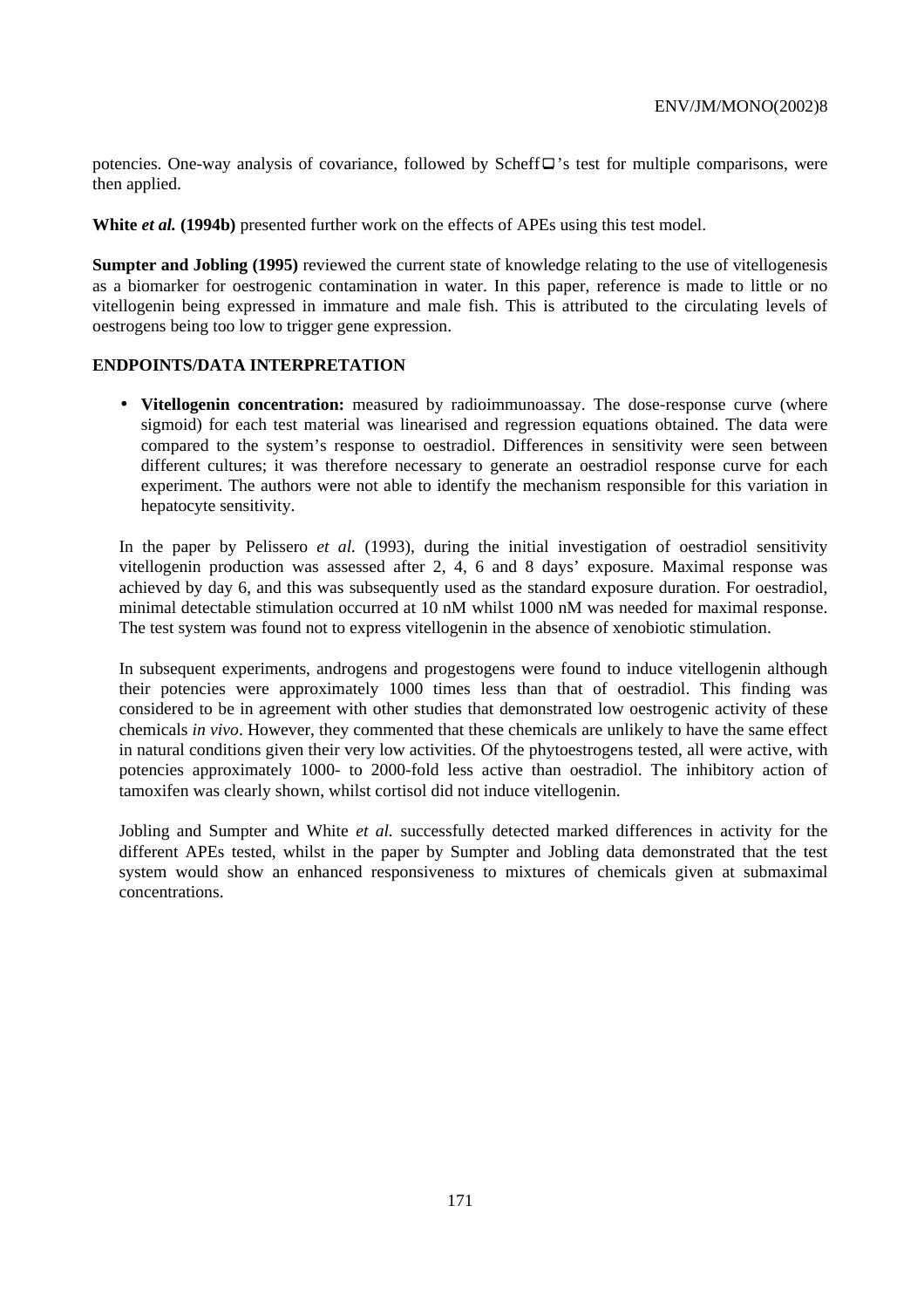potencies. One-way analysis of covariance, followed by Scheff□'s test for multiple comparisons, were then applied.

**White *et al.* (1994b)** presented further work on the effects of APEs using this test model.

**Sumpter and Jobling (1995)** reviewed the current state of knowledge relating to the use of vitellogenesis as a biomarker for oestrogenic contamination in water. In this paper, reference is made to little or no vitellogenin being expressed in immature and male fish. This is attributed to the circulating levels of oestrogens being too low to trigger gene expression.

**ENDPOINTS/DATA INTERPRETATION**

- **Vitellogenin concentration:** measured by radioimmunoassay. The dose-response curve (where sigmoid) for each test material was linearised and regression equations obtained. The data were compared to the system's response to oestradiol. Differences in sensitivity were seen between different cultures; it was therefore necessary to generate an oestradiol response curve for each experiment. The authors were not able to identify the mechanism responsible for this variation in hepatocyte sensitivity.

In the paper by Pelissero *et al.* (1993), during the initial investigation of oestradiol sensitivity vitellogenin production was assessed after 2, 4, 6 and 8 days' exposure. Maximal response was achieved by day 6, and this was subsequently used as the standard exposure duration. For oestradiol, minimal detectable stimulation occurred at 10 nM whilst 1000 nM was needed for maximal response. The test system was found not to express vitellogenin in the absence of xenobiotic stimulation.

In subsequent experiments, androgens and progestogens were found to induce vitellogenin although their potencies were approximately 1000 times less than that of oestradiol. This finding was considered to be in agreement with other studies that demonstrated low oestrogenic activity of these chemicals *in vivo*. However, they commented that these chemicals are unlikely to have the same effect in natural conditions given their very low activities. Of the phytoestrogens tested, all were active, with potencies approximately 1000- to 2000-fold less active than oestradiol. The inhibitory action of tamoxifen was clearly shown, whilst cortisol did not induce vitellogenin.

Jobling and Sumpter and White *et al.* successfully detected marked differences in activity for the different APEs tested, whilst in the paper by Sumpter and Jobling data demonstrated that the test system would show an enhanced responsiveness to mixtures of chemicals given at submaximal concentrations.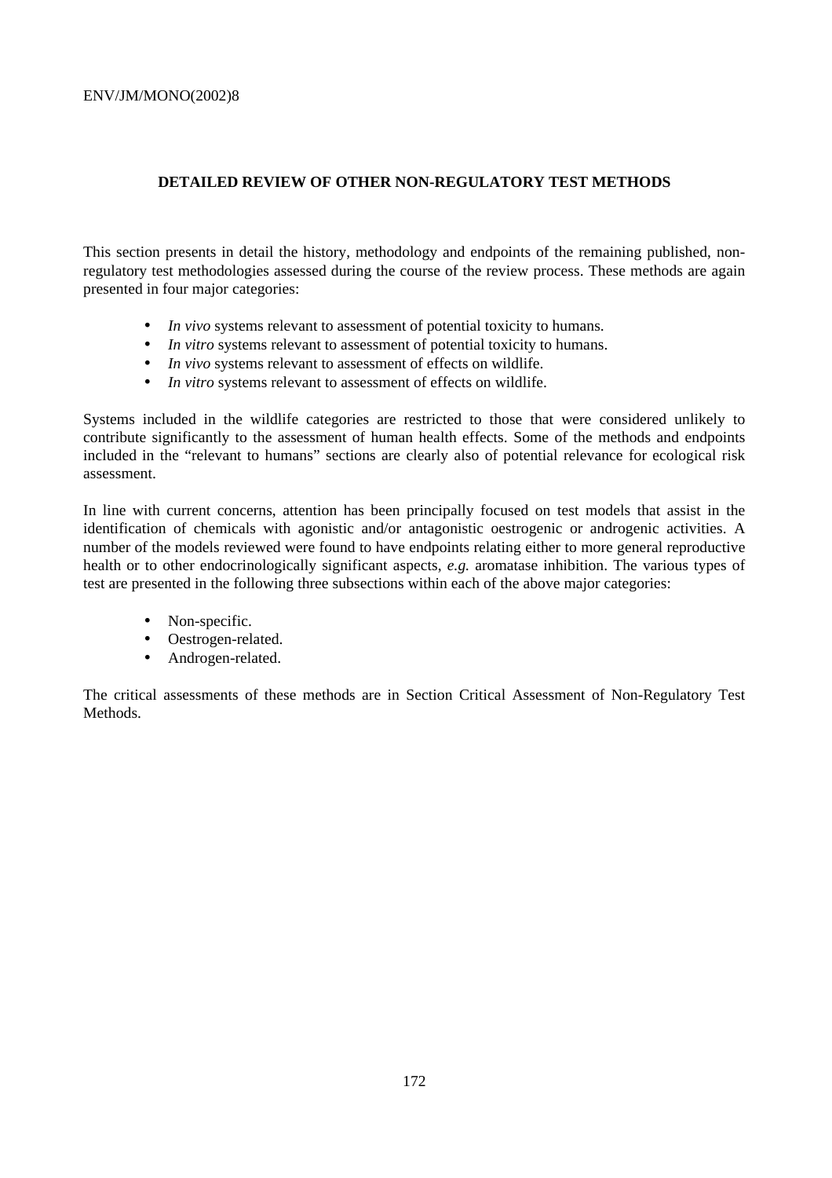## DETAILED REVIEW OF OTHER NON-REGULATORY TEST METHODS

This section presents in detail the history, methodology and endpoints of the remaining published, non-regulatory test methodologies assessed during the course of the review process. These methods are again presented in four major categories:

- *In vivo* systems relevant to assessment of potential toxicity to humans.
- *In vitro* systems relevant to assessment of potential toxicity to humans.
- *In vivo* systems relevant to assessment of effects on wildlife.
- *In vitro* systems relevant to assessment of effects on wildlife.

Systems included in the wildlife categories are restricted to those that were considered unlikely to contribute significantly to the assessment of human health effects. Some of the methods and endpoints included in the "relevant to humans" sections are clearly also of potential relevance for ecological risk assessment.

In line with current concerns, attention has been principally focused on test models that assist in the identification of chemicals with agonistic and/or antagonistic oestrogenic or androgenic activities. A number of the models reviewed were found to have endpoints relating either to more general reproductive health or to other endocrinologically significant aspects, *e.g.* aromatase inhibition. The various types of test are presented in the following three subsections within each of the above major categories:

- Non-specific.
- Oestrogen-related.
- Androgen-related.

The critical assessments of these methods are in Section Critical Assessment of Non-Regulatory Test Methods.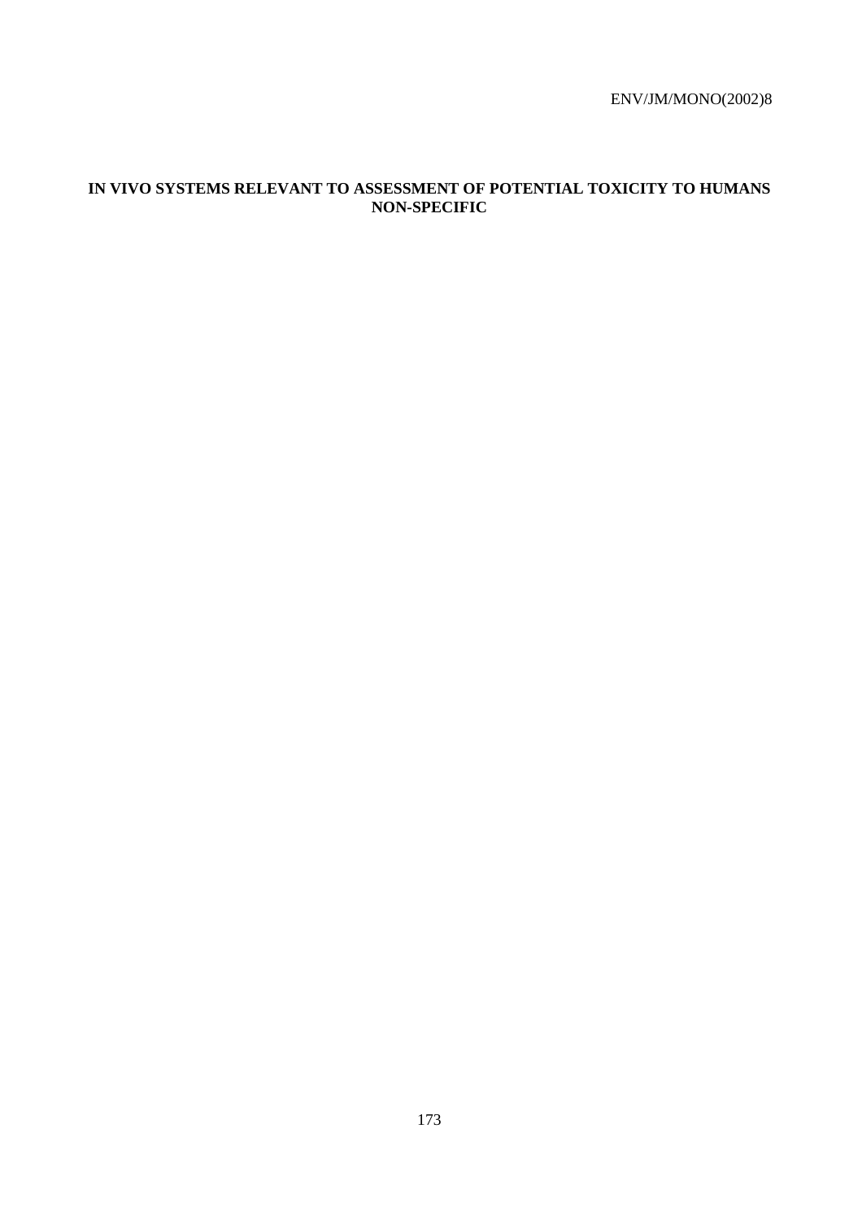**IN VIVO SYSTEMS RELEVANT TO ASSESSMENT OF POTENTIAL TOXICITY TO HUMANS NON-SPECIFIC**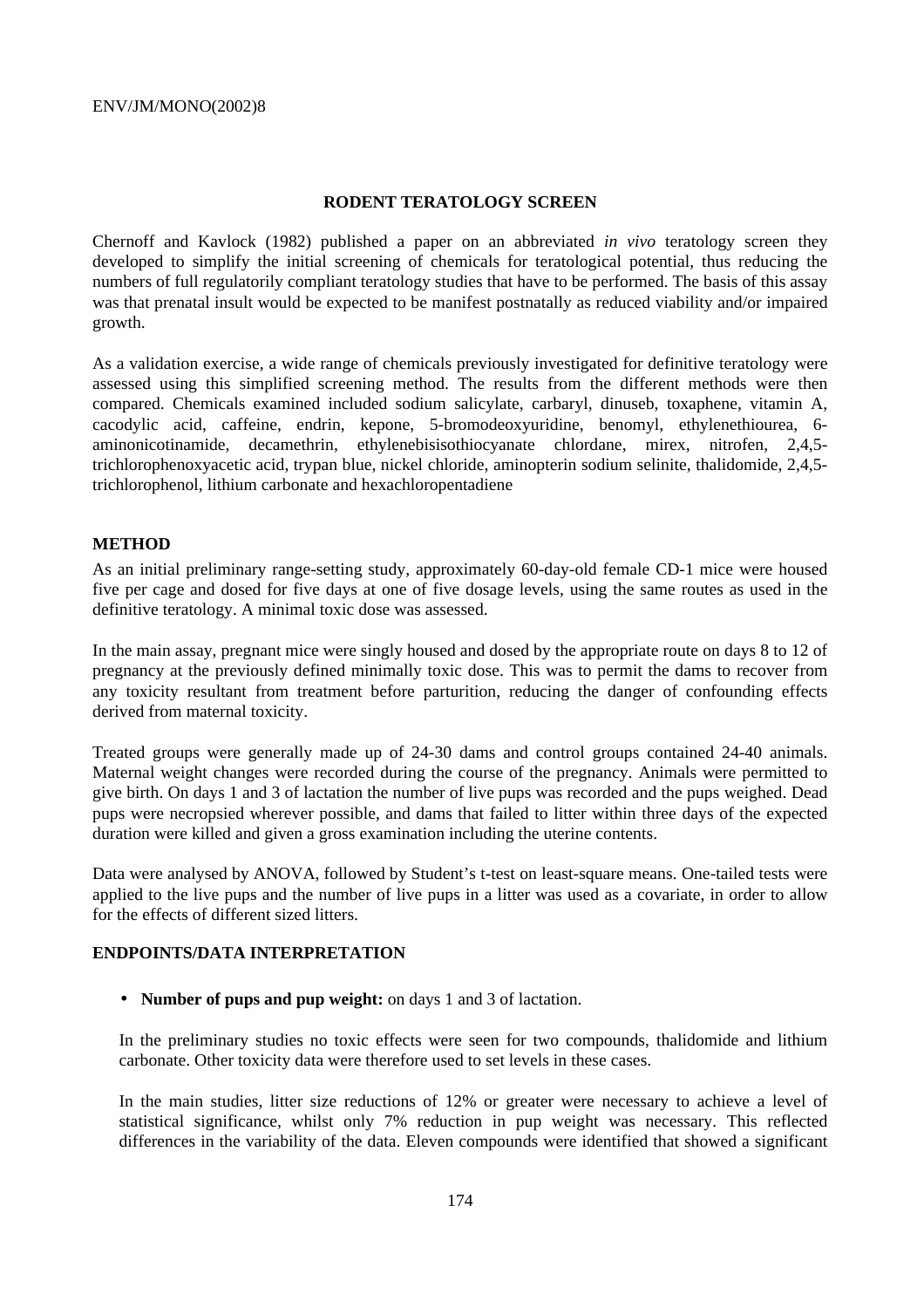## RODENT TERATOLOGY SCREEN

Chernoff and Kavlock (1982) published a paper on an abbreviated *in vivo* teratology screen they developed to simplify the initial screening of chemicals for teratological potential, thus reducing the numbers of full regulatorily compliant teratology studies that have to be performed. The basis of this assay was that prenatal insult would be expected to be manifest postnatally as reduced viability and/or impaired growth.

As a validation exercise, a wide range of chemicals previously investigated for definitive teratology were assessed using this simplified screening method. The results from the different methods were then compared. Chemicals examined included sodium salicylate, carbaryl, dinuseb, toxaphene, vitamin A, cacodylic acid, caffeine, endrin, kepone, 5-bromodeoxyuridine, benomyl, ethylenethiourea, 6-aminonicotinamide, decamethrin, ethylenebisisothiocyanate chlordane, mirex, nitrofen, 2,4,5-trichlorophenoxyacetic acid, trypan blue, nickel chloride, aminopterin sodium selinite, thalidomide, 2,4,5-trichlorophenol, lithium carbonate and hexachloropentadiene

### METHOD

As an initial preliminary range-setting study, approximately 60-day-old female CD-1 mice were housed five per cage and dosed for five days at one of five dosage levels, using the same routes as used in the definitive teratology. A minimal toxic dose was assessed.

In the main assay, pregnant mice were singly housed and dosed by the appropriate route on days 8 to 12 of pregnancy at the previously defined minimally toxic dose. This was to permit the dams to recover from any toxicity resultant from treatment before parturition, reducing the danger of confounding effects derived from maternal toxicity.

Treated groups were generally made up of 24-30 dams and control groups contained 24-40 animals. Maternal weight changes were recorded during the course of the pregnancy. Animals were permitted to give birth. On days 1 and 3 of lactation the number of live pups was recorded and the pups weighed. Dead pups were necropsied wherever possible, and dams that failed to litter within three days of the expected duration were killed and given a gross examination including the uterine contents.

Data were analysed by ANOVA, followed by Student's t-test on least-square means. One-tailed tests were applied to the live pups and the number of live pups in a litter was used as a covariate, in order to allow for the effects of different sized litters.

### ENDPOINTS/DATA INTERPRETATION

- **Number of pups and pup weight:** on days 1 and 3 of lactation.

  In the preliminary studies no toxic effects were seen for two compounds, thalidomide and lithium carbonate. Other toxicity data were therefore used to set levels in these cases.

  In the main studies, litter size reductions of 12% or greater were necessary to achieve a level of statistical significance, whilst only 7% reduction in pup weight was necessary. This reflected differences in the variability of the data. Eleven compounds were identified that showed a significant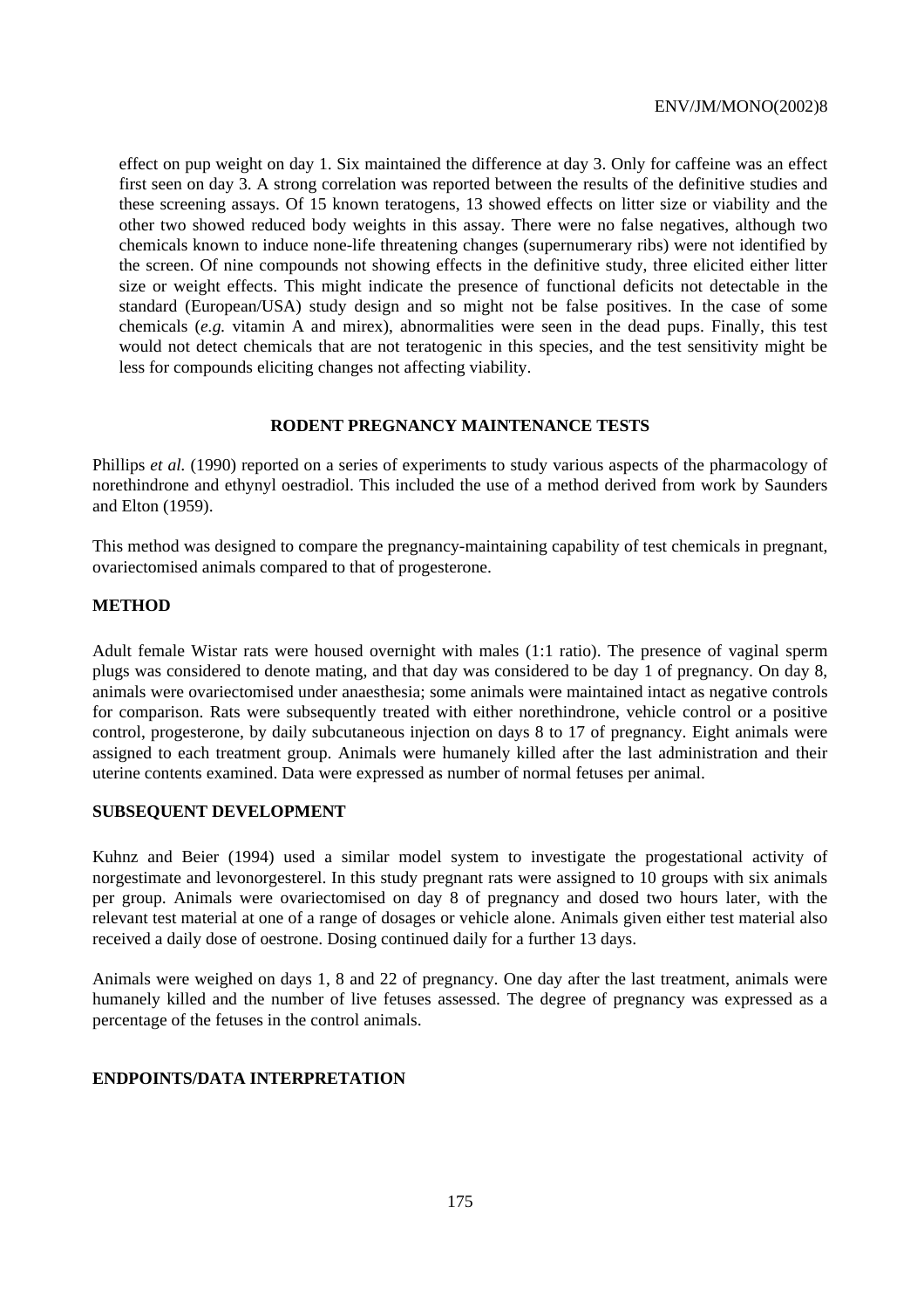effect on pup weight on day 1. Six maintained the difference at day 3. Only for caffeine was an effect first seen on day 3. A strong correlation was reported between the results of the definitive studies and these screening assays. Of 15 known teratogens, 13 showed effects on litter size or viability and the other two showed reduced body weights in this assay. There were no false negatives, although two chemicals known to induce none-life threatening changes (supernumerary ribs) were not identified by the screen. Of nine compounds not showing effects in the definitive study, three elicited either litter size or weight effects. This might indicate the presence of functional deficits not detectable in the standard (European/USA) study design and so might not be false positives. In the case of some chemicals (*e.g.* vitamin A and mirex), abnormalities were seen in the dead pups. Finally, this test would not detect chemicals that are not teratogenic in this species, and the test sensitivity might be less for compounds eliciting changes not affecting viability.

## RODENT PREGNANCY MAINTENANCE TESTS

Phillips *et al.* (1990) reported on a series of experiments to study various aspects of the pharmacology of norethindrone and ethynyl oestradiol. This included the use of a method derived from work by Saunders and Elton (1959).

This method was designed to compare the pregnancy-maintaining capability of test chemicals in pregnant, ovariectomised animals compared to that of progesterone.

### METHOD

Adult female Wistar rats were housed overnight with males (1:1 ratio). The presence of vaginal sperm plugs was considered to denote mating, and that day was considered to be day 1 of pregnancy. On day 8, animals were ovariectomised under anaesthesia; some animals were maintained intact as negative controls for comparison. Rats were subsequently treated with either norethindrone, vehicle control or a positive control, progesterone, by daily subcutaneous injection on days 8 to 17 of pregnancy. Eight animals were assigned to each treatment group. Animals were humanely killed after the last administration and their uterine contents examined. Data were expressed as number of normal fetuses per animal.

### SUBSEQUENT DEVELOPMENT

Kuhnz and Beier (1994) used a similar model system to investigate the progestational activity of norgestimate and levonorgesterel. In this study pregnant rats were assigned to 10 groups with six animals per group. Animals were ovariectomised on day 8 of pregnancy and dosed two hours later, with the relevant test material at one of a range of dosages or vehicle alone. Animals given either test material also received a daily dose of oestrone. Dosing continued daily for a further 13 days.

Animals were weighed on days 1, 8 and 22 of pregnancy. One day after the last treatment, animals were humanely killed and the number of live fetuses assessed. The degree of pregnancy was expressed as a percentage of the fetuses in the control animals.

### ENDPOINTS/DATA INTERPRETATION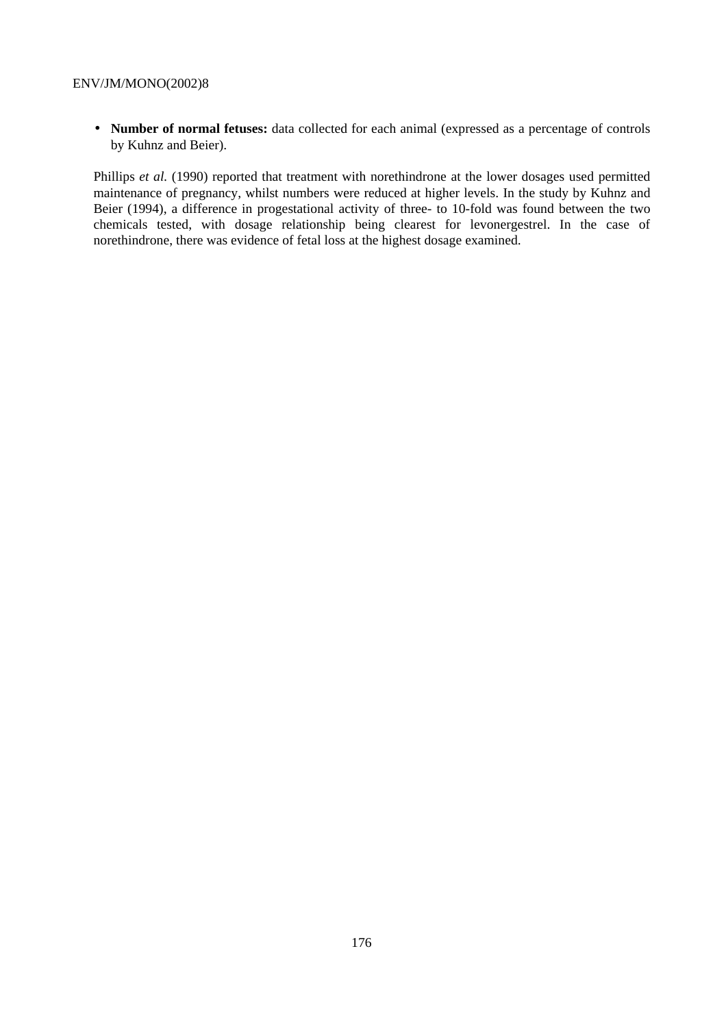- **Number of normal fetuses:** data collected for each animal (expressed as a percentage of controls by Kuhnz and Beier).

Phillips *et al.* (1990) reported that treatment with norethindrone at the lower dosages used permitted maintenance of pregnancy, whilst numbers were reduced at higher levels. In the study by Kuhnz and Beier (1994), a difference in progestational activity of three- to 10-fold was found between the two chemicals tested, with dosage relationship being clearest for levonergestrel. In the case of norethindrone, there was evidence of fetal loss at the highest dosage examined.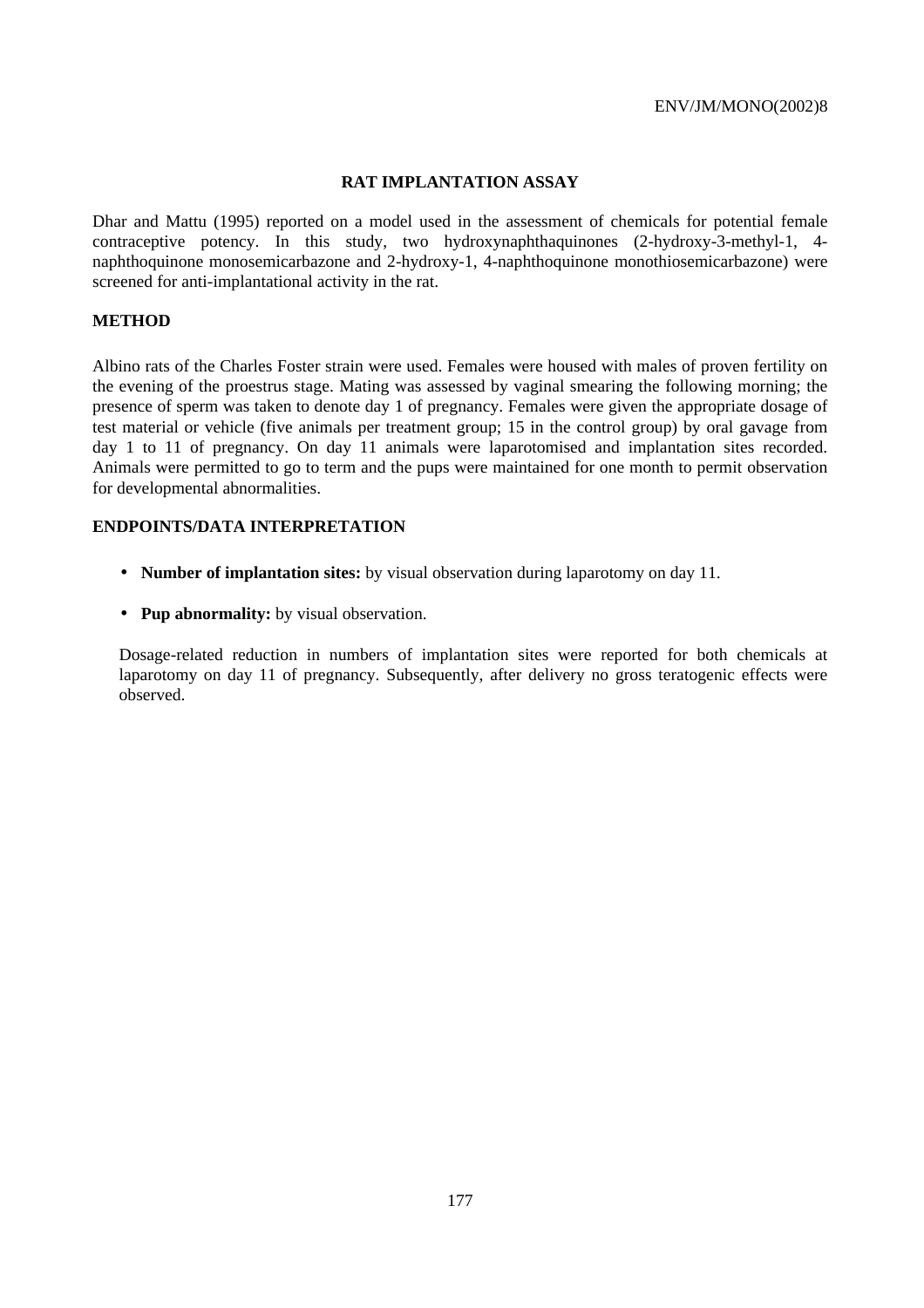## RAT IMPLANTATION ASSAY

Dhar and Mattu (1995) reported on a model used in the assessment of chemicals for potential female contraceptive potency. In this study, two hydroxynaphthaquinones (2-hydroxy-3-methyl-1, 4-naphthoquinone monosemicarbazone and 2-hydroxy-1, 4-naphthoquinone monothiosemicarbazone) were screened for anti-implantational activity in the rat.

### METHOD

Albino rats of the Charles Foster strain were used. Females were housed with males of proven fertility on the evening of the proestrus stage. Mating was assessed by vaginal smearing the following morning; the presence of sperm was taken to denote day 1 of pregnancy. Females were given the appropriate dosage of test material or vehicle (five animals per treatment group; 15 in the control group) by oral gavage from day 1 to 11 of pregnancy. On day 11 animals were laparotomised and implantation sites recorded. Animals were permitted to go to term and the pups were maintained for one month to permit observation for developmental abnormalities.

### ENDPOINTS/DATA INTERPRETATION

- **Number of implantation sites:** by visual observation during laparotomy on day 11.
- **Pup abnormality:** by visual observation.

Dosage-related reduction in numbers of implantation sites were reported for both chemicals at laparotomy on day 11 of pregnancy. Subsequently, after delivery no gross teratogenic effects were observed.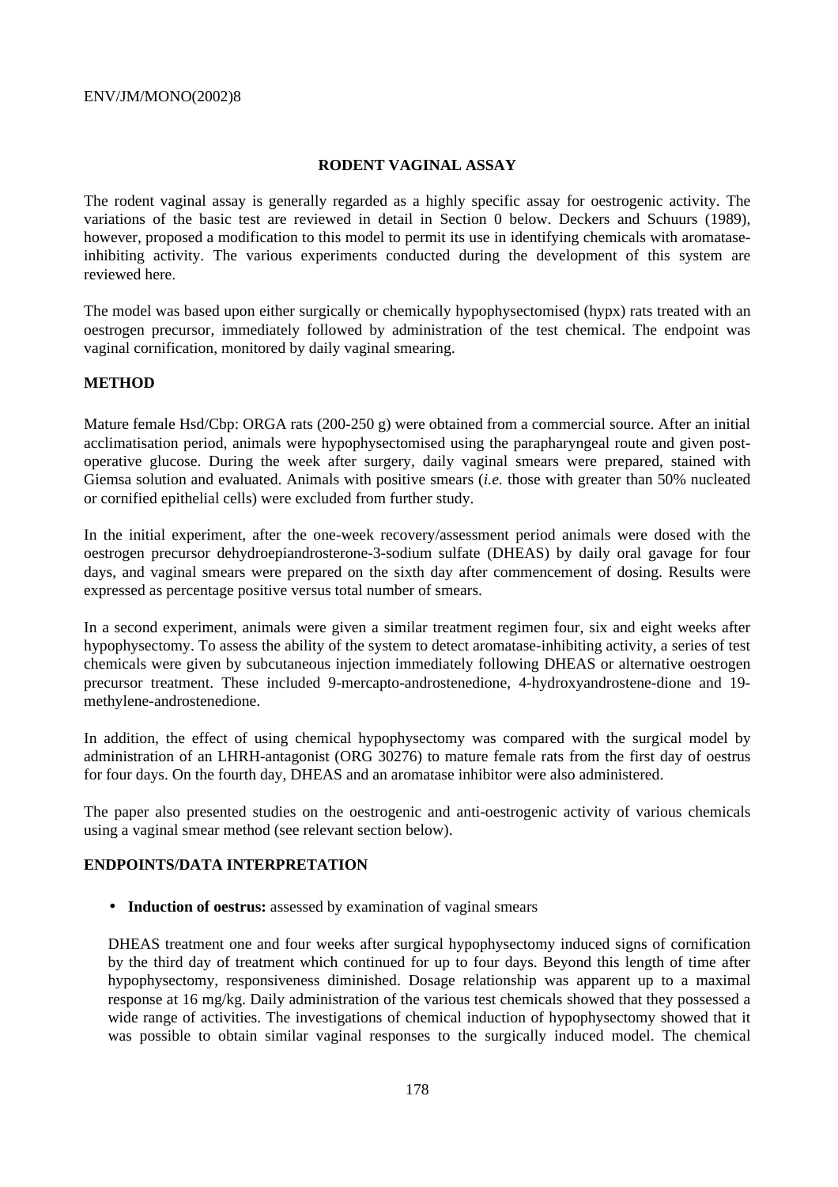## RODENT VAGINAL ASSAY

The rodent vaginal assay is generally regarded as a highly specific assay for oestrogenic activity. The variations of the basic test are reviewed in detail in Section 0 below. Deckers and Schuurs (1989), however, proposed a modification to this model to permit its use in identifying chemicals with aromatase-inhibiting activity. The various experiments conducted during the development of this system are reviewed here.

The model was based upon either surgically or chemically hypophysectomised (hypx) rats treated with an oestrogen precursor, immediately followed by administration of the test chemical. The endpoint was vaginal cornification, monitored by daily vaginal smearing.

### METHOD

Mature female Hsd/Cbp: ORGA rats (200-250 g) were obtained from a commercial source. After an initial acclimatisation period, animals were hypophysectomised using the parapharyngeal route and given post-operative glucose. During the week after surgery, daily vaginal smears were prepared, stained with Giemsa solution and evaluated. Animals with positive smears (*i.e.* those with greater than 50% nucleated or cornified epithelial cells) were excluded from further study.

In the initial experiment, after the one-week recovery/assessment period animals were dosed with the oestrogen precursor dehydroepiandrosterone-3-sodium sulfate (DHEAS) by daily oral gavage for four days, and vaginal smears were prepared on the sixth day after commencement of dosing. Results were expressed as percentage positive versus total number of smears.

In a second experiment, animals were given a similar treatment regimen four, six and eight weeks after hypophysectomy. To assess the ability of the system to detect aromatase-inhibiting activity, a series of test chemicals were given by subcutaneous injection immediately following DHEAS or alternative oestrogen precursor treatment. These included 9-mercapto-androstenedione, 4-hydroxyandrostene-dione and 19-methylene-androstenedione.

In addition, the effect of using chemical hypophysectomy was compared with the surgical model by administration of an LHRH-antagonist (ORG 30276) to mature female rats from the first day of oestrus for four days. On the fourth day, DHEAS and an aromatase inhibitor were also administered.

The paper also presented studies on the oestrogenic and anti-oestrogenic activity of various chemicals using a vaginal smear method (see relevant section below).

### ENDPOINTS/DATA INTERPRETATION

- **Induction of oestrus:** assessed by examination of vaginal smears

  DHEAS treatment one and four weeks after surgical hypophysectomy induced signs of cornification by the third day of treatment which continued for up to four days. Beyond this length of time after hypophysectomy, responsiveness diminished. Dosage relationship was apparent up to a maximal response at 16 mg/kg. Daily administration of the various test chemicals showed that they possessed a wide range of activities. The investigations of chemical induction of hypophysectomy showed that it was possible to obtain similar vaginal responses to the surgically induced model. The chemical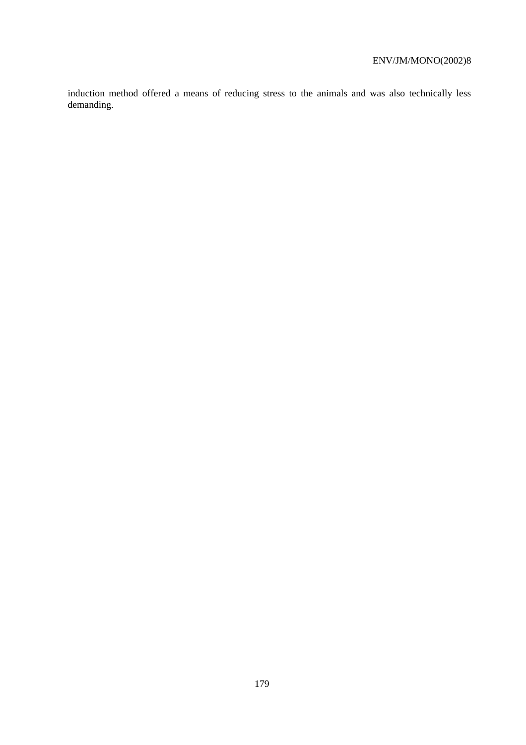induction method offered a means of reducing stress to the animals and was also technically less demanding.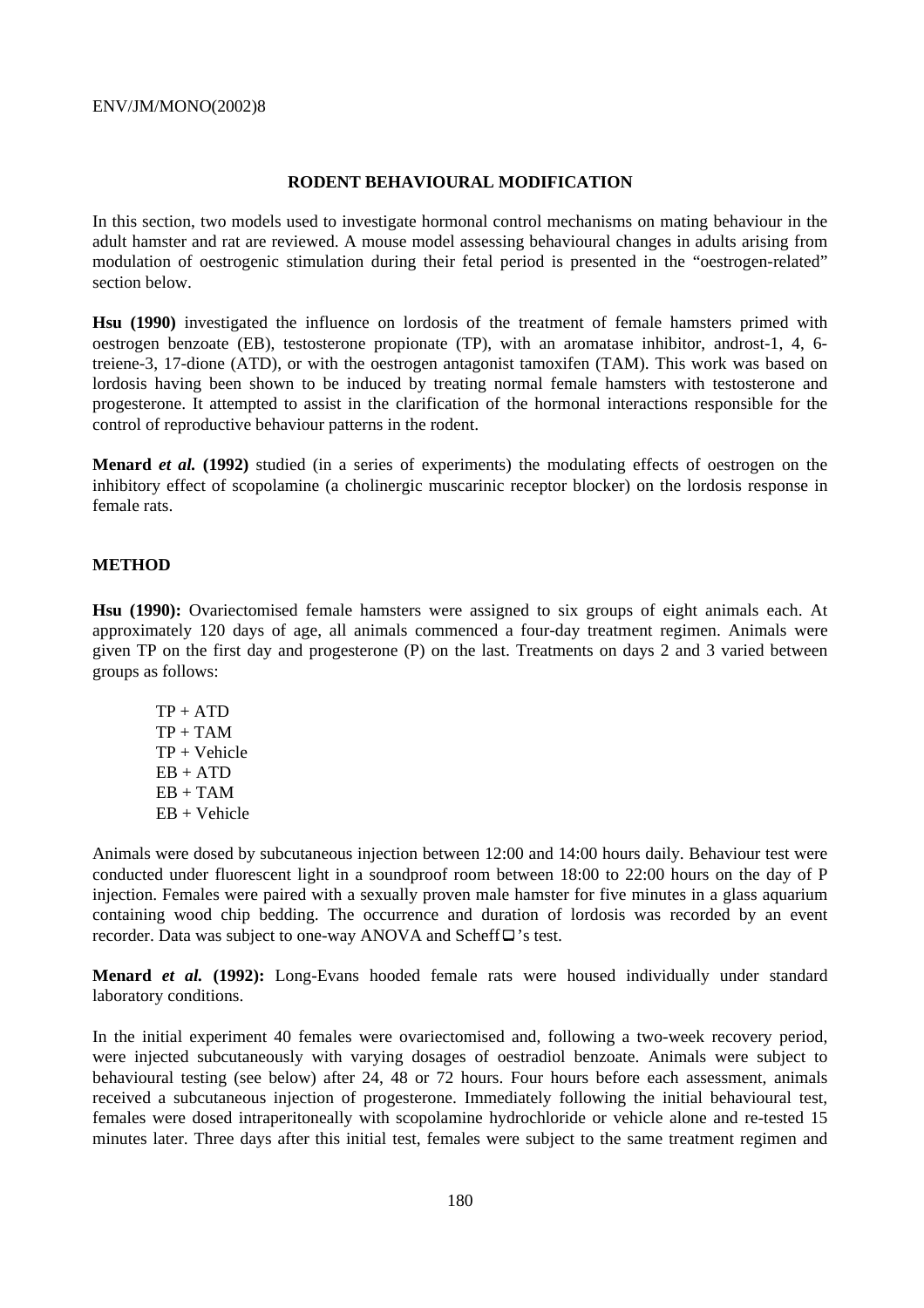## RODENT BEHAVIOURAL MODIFICATION

In this section, two models used to investigate hormonal control mechanisms on mating behaviour in the adult hamster and rat are reviewed. A mouse model assessing behavioural changes in adults arising from modulation of oestrogenic stimulation during their fetal period is presented in the "oestrogen-related" section below.

**Hsu (1990)** investigated the influence on lordosis of the treatment of female hamsters primed with oestrogen benzoate (EB), testosterone propionate (TP), with an aromatase inhibitor, androst-1, 4, 6-treiene-3, 17-dione (ATD), or with the oestrogen antagonist tamoxifen (TAM). This work was based on lordosis having been shown to be induced by treating normal female hamsters with testosterone and progesterone. It attempted to assist in the clarification of the hormonal interactions responsible for the control of reproductive behaviour patterns in the rodent.

**Menard *et al.* (1992)** studied (in a series of experiments) the modulating effects of oestrogen on the inhibitory effect of scopolamine (a cholinergic muscarinic receptor blocker) on the lordosis response in female rats.

### METHOD

**Hsu (1990):** Ovariectomised female hamsters were assigned to six groups of eight animals each. At approximately 120 days of age, all animals commenced a four-day treatment regimen. Animals were given TP on the first day and progesterone (P) on the last. Treatments on days 2 and 3 varied between groups as follows:

- TP + ATD
- TP + TAM
- TP + Vehicle
- EB + ATD
- EB + TAM
- EB + Vehicle

Animals were dosed by subcutaneous injection between 12:00 and 14:00 hours daily. Behaviour test were conducted under fluorescent light in a soundproof room between 18:00 to 22:00 hours on the day of P injection. Females were paired with a sexually proven male hamster for five minutes in a glass aquarium containing wood chip bedding. The occurrence and duration of lordosis was recorded by an event recorder. Data was subject to one-way ANOVA and Scheffé's test.

**Menard *et al.* (1992):** Long-Evans hooded female rats were housed individually under standard laboratory conditions.

In the initial experiment 40 females were ovariectomised and, following a two-week recovery period, were injected subcutaneously with varying dosages of oestradiol benzoate. Animals were subject to behavioural testing (see below) after 24, 48 or 72 hours. Four hours before each assessment, animals received a subcutaneous injection of progesterone. Immediately following the initial behavioural test, females were dosed intraperitoneally with scopolamine hydrochloride or vehicle alone and re-tested 15 minutes later. Three days after this initial test, females were subject to the same treatment regimen and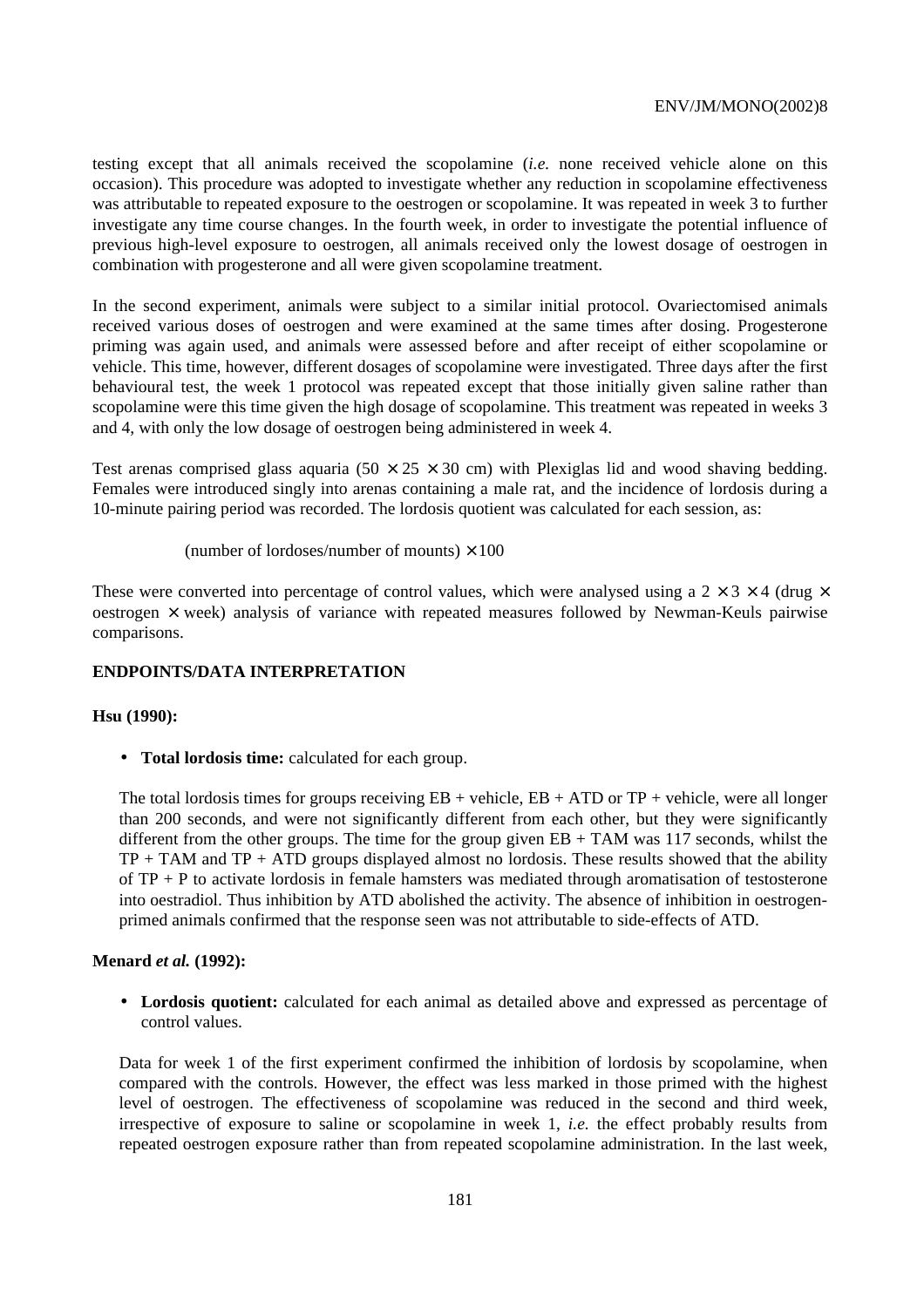testing except that all animals received the scopolamine (*i.e.* none received vehicle alone on this occasion). This procedure was adopted to investigate whether any reduction in scopolamine effectiveness was attributable to repeated exposure to the oestrogen or scopolamine. It was repeated in week 3 to further investigate any time course changes. In the fourth week, in order to investigate the potential influence of previous high-level exposure to oestrogen, all animals received only the lowest dosage of oestrogen in combination with progesterone and all were given scopolamine treatment.

In the second experiment, animals were subject to a similar initial protocol. Ovariectomised animals received various doses of oestrogen and were examined at the same times after dosing. Progesterone priming was again used, and animals were assessed before and after receipt of either scopolamine or vehicle. This time, however, different dosages of scopolamine were investigated. Three days after the first behavioural test, the week 1 protocol was repeated except that those initially given saline rather than scopolamine were this time given the high dosage of scopolamine. This treatment was repeated in weeks 3 and 4, with only the low dosage of oestrogen being administered in week 4.

Test arenas comprised glass aquaria (50 × 25 × 30 cm) with Plexiglas lid and wood shaving bedding. Females were introduced singly into arenas containing a male rat, and the incidence of lordosis during a 10-minute pairing period was recorded. The lordosis quotient was calculated for each session, as:

$$(\text{number of lordoses}/\text{number of mounts}) \times 100$$

These were converted into percentage of control values, which were analysed using a 2 × 3 × 4 (drug × oestrogen × week) analysis of variance with repeated measures followed by Newman-Keuls pairwise comparisons.

## ENDPOINTS/DATA INTERPRETATION

### Hsu (1990):

- **Total lordosis time:** calculated for each group.

The total lordosis times for groups receiving EB + vehicle, EB + ATD or TP + vehicle, were all longer than 200 seconds, and were not significantly different from each other, but they were significantly different from the other groups. The time for the group given EB + TAM was 117 seconds, whilst the TP + TAM and TP + ATD groups displayed almost no lordosis. These results showed that the ability of TP + P to activate lordosis in female hamsters was mediated through aromatisation of testosterone into oestradiol. Thus inhibition by ATD abolished the activity. The absence of inhibition in oestrogen-primed animals confirmed that the response seen was not attributable to side-effects of ATD.

### Menard *et al.* (1992):

- **Lordosis quotient:** calculated for each animal as detailed above and expressed as percentage of control values.

Data for week 1 of the first experiment confirmed the inhibition of lordosis by scopolamine, when compared with the controls. However, the effect was less marked in those primed with the highest level of oestrogen. The effectiveness of scopolamine was reduced in the second and third week, irrespective of exposure to saline or scopolamine in week 1, *i.e.* the effect probably results from repeated oestrogen exposure rather than from repeated scopolamine administration. In the last week,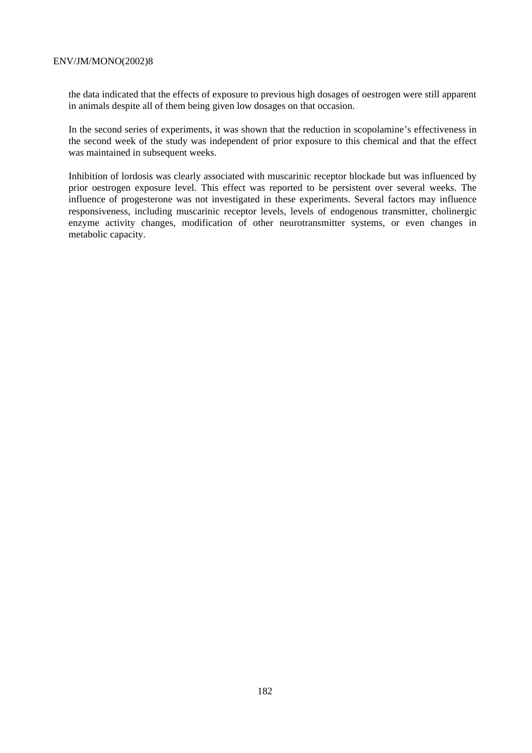the data indicated that the effects of exposure to previous high dosages of oestrogen were still apparent in animals despite all of them being given low dosages on that occasion.

In the second series of experiments, it was shown that the reduction in scopolamine's effectiveness in the second week of the study was independent of prior exposure to this chemical and that the effect was maintained in subsequent weeks.

Inhibition of lordosis was clearly associated with muscarinic receptor blockade but was influenced by prior oestrogen exposure level. This effect was reported to be persistent over several weeks. The influence of progesterone was not investigated in these experiments. Several factors may influence responsiveness, including muscarinic receptor levels, levels of endogenous transmitter, cholinergic enzyme activity changes, modification of other neurotransmitter systems, or even changes in metabolic capacity.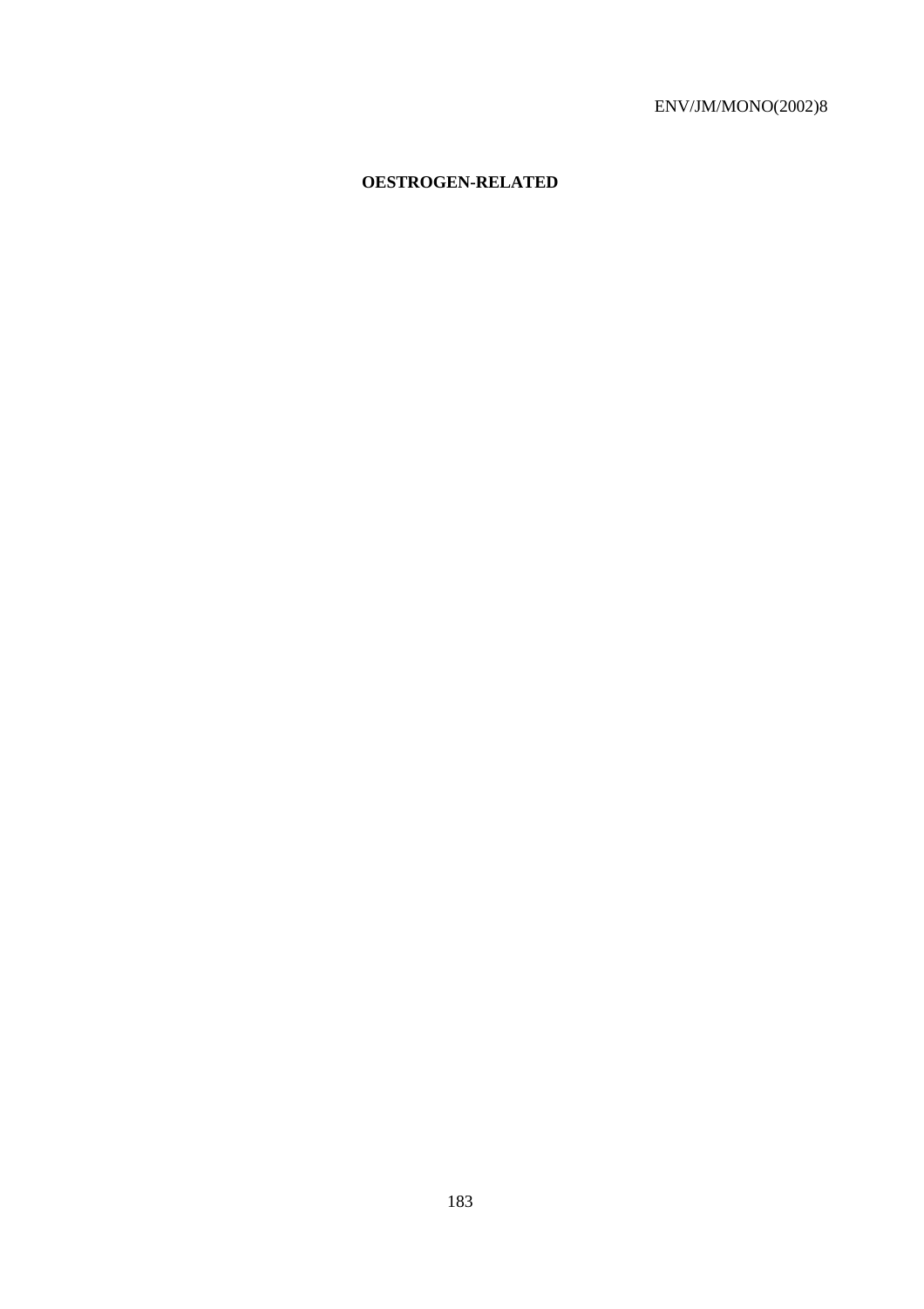**OESTROGEN-RELATED**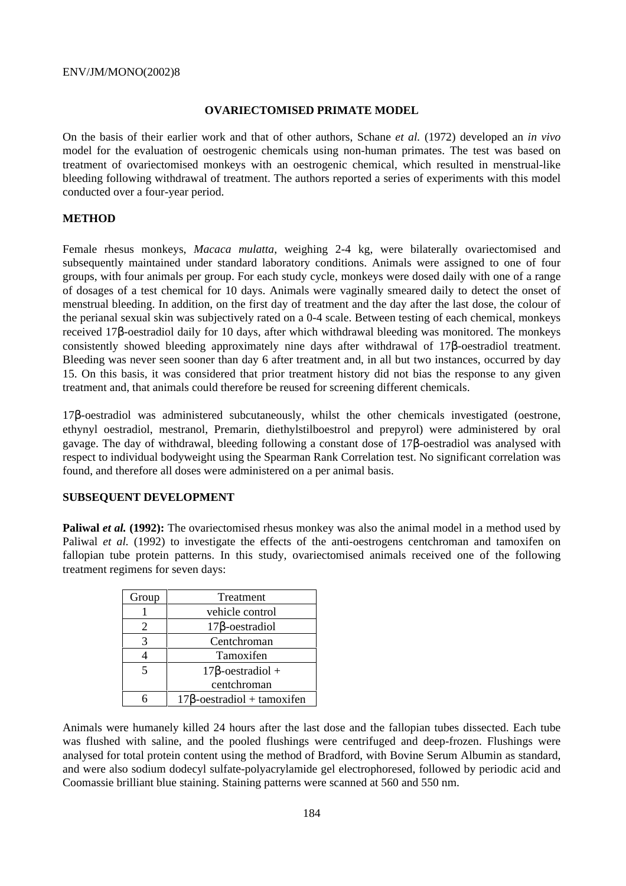## OVARIECTOMISED PRIMATE MODEL

On the basis of their earlier work and that of other authors, Schane *et al.* (1972) developed an *in vivo* model for the evaluation of oestrogenic chemicals using non-human primates. The test was based on treatment of ovariectomised monkeys with an oestrogenic chemical, which resulted in menstrual-like bleeding following withdrawal of treatment. The authors reported a series of experiments with this model conducted over a four-year period.

### METHOD

Female rhesus monkeys, *Macaca mulatta*, weighing 2-4 kg, were bilaterally ovariectomised and subsequently maintained under standard laboratory conditions. Animals were assigned to one of four groups, with four animals per group. For each study cycle, monkeys were dosed daily with one of a range of dosages of a test chemical for 10 days. Animals were vaginally smeared daily to detect the onset of menstrual bleeding. In addition, on the first day of treatment and the day after the last dose, the colour of the perianal sexual skin was subjectively rated on a 0-4 scale. Between testing of each chemical, monkeys received 17β-oestradiol daily for 10 days, after which withdrawal bleeding was monitored. The monkeys consistently showed bleeding approximately nine days after withdrawal of 17β-oestradiol treatment. Bleeding was never seen sooner than day 6 after treatment and, in all but two instances, occurred by day 15. On this basis, it was considered that prior treatment history did not bias the response to any given treatment and, that animals could therefore be reused for screening different chemicals.

17β-oestradiol was administered subcutaneously, whilst the other chemicals investigated (oestrone, ethynyl oestradiol, mestranol, Premarin, diethylstilboestrol and prepyrol) were administered by oral gavage. The day of withdrawal, bleeding following a constant dose of 17β-oestradiol was analysed with respect to individual bodyweight using the Spearman Rank Correlation test. No significant correlation was found, and therefore all doses were administered on a per animal basis.

### SUBSEQUENT DEVELOPMENT

**Paliwal *et al.* (1992):** The ovariectomised rhesus monkey was also the animal model in a method used by Paliwal *et al.* (1992) to investigate the effects of the anti-oestrogens centchroman and tamoxifen on fallopian tube protein patterns. In this study, ovariectomised animals received one of the following treatment regimens for seven days:

| Group | Treatment |
|---|---|
| 1 | vehicle control |
| 2 | 17β-oestradiol |
| 3 | Centchroman |
| 4 | Tamoxifen |
| 5 | 17β-oestradiol + centchroman |
| 6 | 17β-oestradiol + tamoxifen |

Animals were humanely killed 24 hours after the last dose and the fallopian tubes dissected. Each tube was flushed with saline, and the pooled flushings were centrifuged and deep-frozen. Flushings were analysed for total protein content using the method of Bradford, with Bovine Serum Albumin as standard, and were also sodium dodecyl sulfate-polyacrylamide gel electrophoresed, followed by periodic acid and Coomassie brilliant blue staining. Staining patterns were scanned at 560 and 550 nm.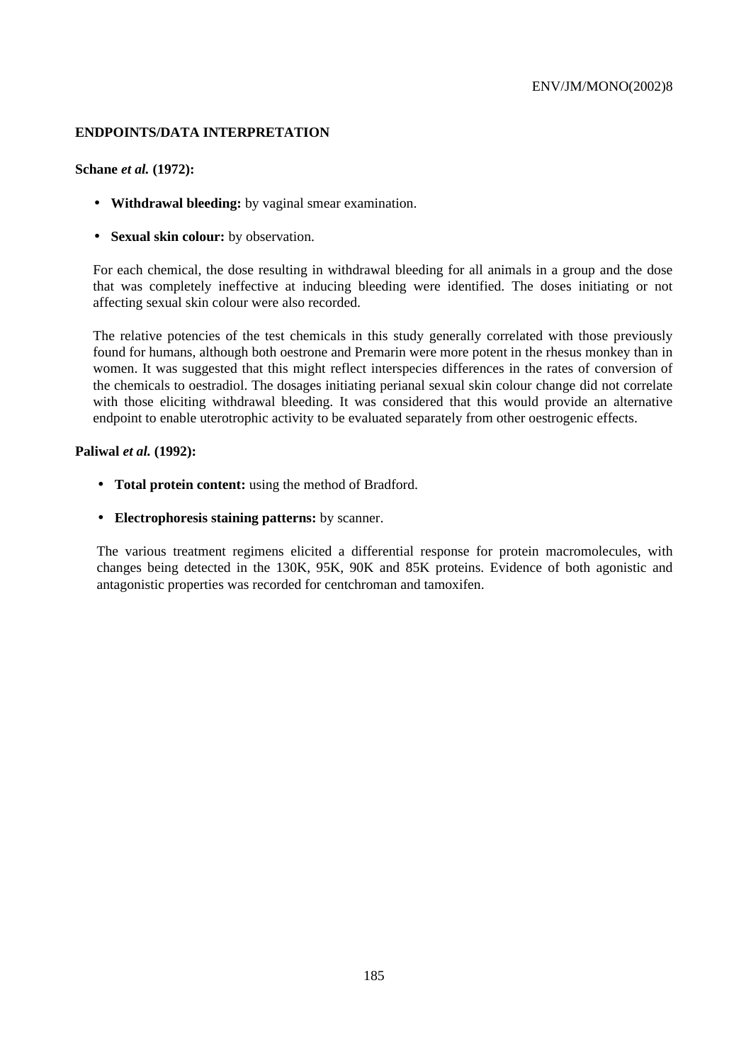## ENDPOINTS/DATA INTERPRETATION

**Schane *et al.* (1972):**

- **Withdrawal bleeding:** by vaginal smear examination.
- **Sexual skin colour:** by observation.

For each chemical, the dose resulting in withdrawal bleeding for all animals in a group and the dose that was completely ineffective at inducing bleeding were identified. The doses initiating or not affecting sexual skin colour were also recorded.

The relative potencies of the test chemicals in this study generally correlated with those previously found for humans, although both oestrone and Premarin were more potent in the rhesus monkey than in women. It was suggested that this might reflect interspecies differences in the rates of conversion of the chemicals to oestradiol. The dosages initiating perianal sexual skin colour change did not correlate with those eliciting withdrawal bleeding. It was considered that this would provide an alternative endpoint to enable uterotrophic activity to be evaluated separately from other oestrogenic effects.

**Paliwal *et al.* (1992):**

- **Total protein content:** using the method of Bradford.
- **Electrophoresis staining patterns:** by scanner.

The various treatment regimens elicited a differential response for protein macromolecules, with changes being detected in the 130K, 95K, 90K and 85K proteins. Evidence of both agonistic and antagonistic properties was recorded for centchroman and tamoxifen.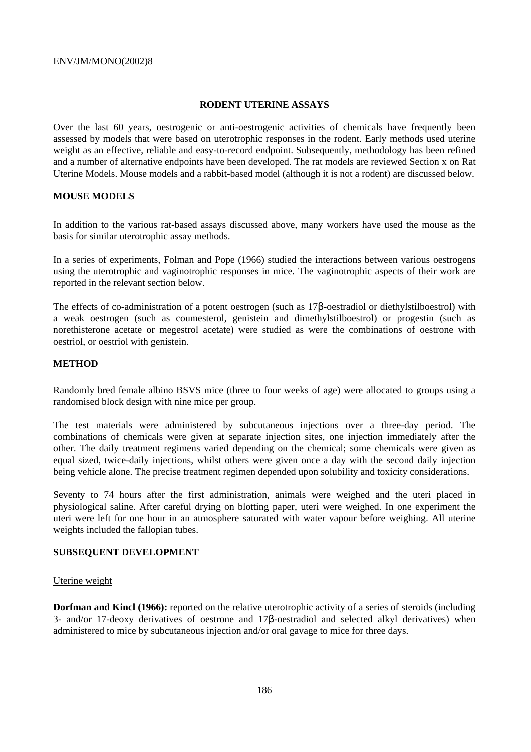## RODENT UTERINE ASSAYS

Over the last 60 years, oestrogenic or anti-oestrogenic activities of chemicals have frequently been assessed by models that were based on uterotrophic responses in the rodent. Early methods used uterine weight as an effective, reliable and easy-to-record endpoint. Subsequently, methodology has been refined and a number of alternative endpoints have been developed. The rat models are reviewed Section x on Rat Uterine Models. Mouse models and a rabbit-based model (although it is not a rodent) are discussed below.

### MOUSE MODELS

In addition to the various rat-based assays discussed above, many workers have used the mouse as the basis for similar uterotrophic assay methods.

In a series of experiments, Folman and Pope (1966) studied the interactions between various oestrogens using the uterotrophic and vaginotrophic responses in mice. The vaginotrophic aspects of their work are reported in the relevant section below.

The effects of co-administration of a potent oestrogen (such as 17β-oestradiol or diethylstilboestrol) with a weak oestrogen (such as coumesterol, genistein and dimethylstilboestrol) or progestin (such as norethisterone acetate or megestrol acetate) were studied as were the combinations of oestrone with oestriol, or oestriol with genistein.

### METHOD

Randomly bred female albino BSVS mice (three to four weeks of age) were allocated to groups using a randomised block design with nine mice per group.

The test materials were administered by subcutaneous injections over a three-day period. The combinations of chemicals were given at separate injection sites, one injection immediately after the other. The daily treatment regimens varied depending on the chemical; some chemicals were given as equal sized, twice-daily injections, whilst others were given once a day with the second daily injection being vehicle alone. The precise treatment regimen depended upon solubility and toxicity considerations.

Seventy to 74 hours after the first administration, animals were weighed and the uteri placed in physiological saline. After careful drying on blotting paper, uteri were weighed. In one experiment the uteri were left for one hour in an atmosphere saturated with water vapour before weighing. All uterine weights included the fallopian tubes.

### SUBSEQUENT DEVELOPMENT

Uterine weight

**Dorfman and Kincl (1966):** reported on the relative uterotrophic activity of a series of steroids (including 3- and/or 17-deoxy derivatives of oestrone and 17β-oestradiol and selected alkyl derivatives) when administered to mice by subcutaneous injection and/or oral gavage to mice for three days.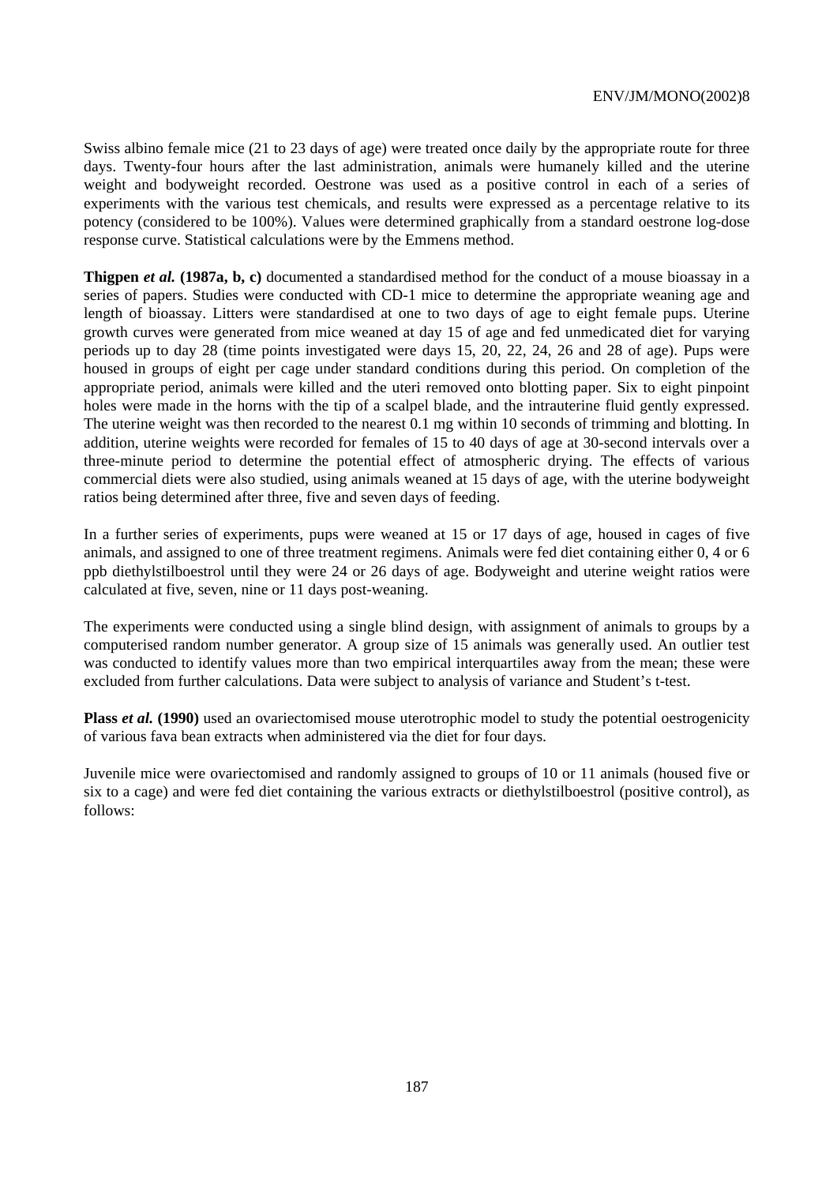Swiss albino female mice (21 to 23 days of age) were treated once daily by the appropriate route for three days. Twenty-four hours after the last administration, animals were humanely killed and the uterine weight and bodyweight recorded. Oestrone was used as a positive control in each of a series of experiments with the various test chemicals, and results were expressed as a percentage relative to its potency (considered to be 100%). Values were determined graphically from a standard oestrone log-dose response curve. Statistical calculations were by the Emmens method.

**Thigpen *et al.* (1987a, b, c)** documented a standardised method for the conduct of a mouse bioassay in a series of papers. Studies were conducted with CD-1 mice to determine the appropriate weaning age and length of bioassay. Litters were standardised at one to two days of age to eight female pups. Uterine growth curves were generated from mice weaned at day 15 of age and fed unmedicated diet for varying periods up to day 28 (time points investigated were days 15, 20, 22, 24, 26 and 28 of age). Pups were housed in groups of eight per cage under standard conditions during this period. On completion of the appropriate period, animals were killed and the uteri removed onto blotting paper. Six to eight pinpoint holes were made in the horns with the tip of a scalpel blade, and the intrauterine fluid gently expressed. The uterine weight was then recorded to the nearest 0.1 mg within 10 seconds of trimming and blotting. In addition, uterine weights were recorded for females of 15 to 40 days of age at 30-second intervals over a three-minute period to determine the potential effect of atmospheric drying. The effects of various commercial diets were also studied, using animals weaned at 15 days of age, with the uterine bodyweight ratios being determined after three, five and seven days of feeding.

In a further series of experiments, pups were weaned at 15 or 17 days of age, housed in cages of five animals, and assigned to one of three treatment regimens. Animals were fed diet containing either 0, 4 or 6 ppb diethylstilboestrol until they were 24 or 26 days of age. Bodyweight and uterine weight ratios were calculated at five, seven, nine or 11 days post-weaning.

The experiments were conducted using a single blind design, with assignment of animals to groups by a computerised random number generator. A group size of 15 animals was generally used. An outlier test was conducted to identify values more than two empirical interquartiles away from the mean; these were excluded from further calculations. Data were subject to analysis of variance and Student's t-test.

**Plass *et al.* (1990)** used an ovariectomised mouse uterotrophic model to study the potential oestrogenicity of various fava bean extracts when administered via the diet for four days.

Juvenile mice were ovariectomised and randomly assigned to groups of 10 or 11 animals (housed five or six to a cage) and were fed diet containing the various extracts or diethylstilboestrol (positive control), as follows: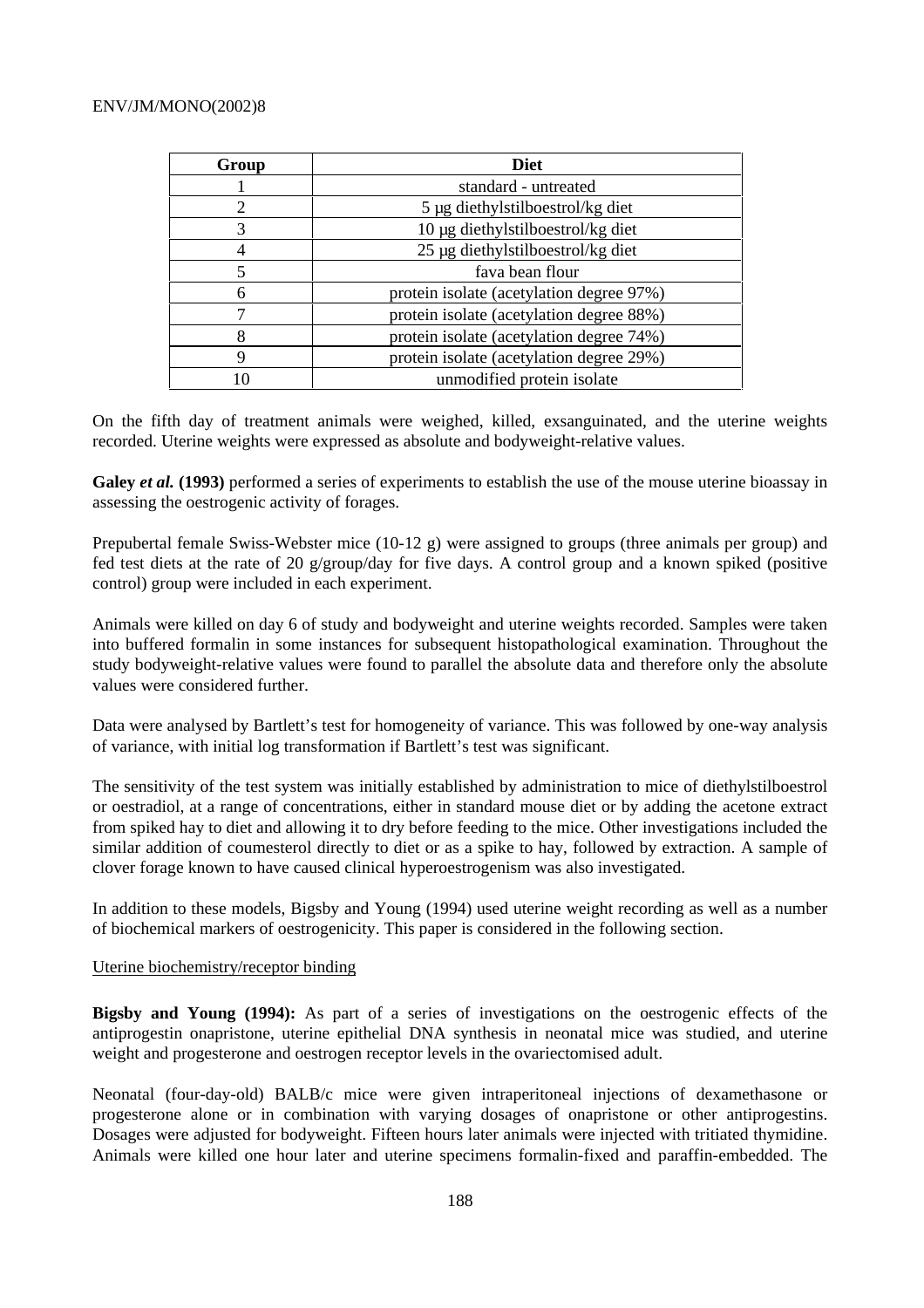| Group | Diet |
|---|---|
| 1 | standard - untreated |
| 2 | 5 µg diethylstilboestrol/kg diet |
| 3 | 10 µg diethylstilboestrol/kg diet |
| 4 | 25 µg diethylstilboestrol/kg diet |
| 5 | fava bean flour |
| 6 | protein isolate (acetylation degree 97%) |
| 7 | protein isolate (acetylation degree 88%) |
| 8 | protein isolate (acetylation degree 74%) |
| 9 | protein isolate (acetylation degree 29%) |
| 10 | unmodified protein isolate |

On the fifth day of treatment animals were weighed, killed, exsanguinated, and the uterine weights recorded. Uterine weights were expressed as absolute and bodyweight-relative values.

**Galey *et al.* (1993)** performed a series of experiments to establish the use of the mouse uterine bioassay in assessing the oestrogenic activity of forages.

Prepubertal female Swiss-Webster mice (10-12 g) were assigned to groups (three animals per group) and fed test diets at the rate of 20 g/group/day for five days. A control group and a known spiked (positive control) group were included in each experiment.

Animals were killed on day 6 of study and bodyweight and uterine weights recorded. Samples were taken into buffered formalin in some instances for subsequent histopathological examination. Throughout the study bodyweight-relative values were found to parallel the absolute data and therefore only the absolute values were considered further.

Data were analysed by Bartlett's test for homogeneity of variance. This was followed by one-way analysis of variance, with initial log transformation if Bartlett's test was significant.

The sensitivity of the test system was initially established by administration to mice of diethylstilboestrol or oestradiol, at a range of concentrations, either in standard mouse diet or by adding the acetone extract from spiked hay to diet and allowing it to dry before feeding to the mice. Other investigations included the similar addition of coumesterol directly to diet or as a spike to hay, followed by extraction. A sample of clover forage known to have caused clinical hyperoestrogenism was also investigated.

In addition to these models, Bigsby and Young (1994) used uterine weight recording as well as a number of biochemical markers of oestrogenicity. This paper is considered in the following section.

Uterine biochemistry/receptor binding

**Bigsby and Young (1994):** As part of a series of investigations on the oestrogenic effects of the antiprogestin onapristone, uterine epithelial DNA synthesis in neonatal mice was studied, and uterine weight and progesterone and oestrogen receptor levels in the ovariectomised adult.

Neonatal (four-day-old) BALB/c mice were given intraperitoneal injections of dexamethasone or progesterone alone or in combination with varying dosages of onapristone or other antiprogestins. Dosages were adjusted for bodyweight. Fifteen hours later animals were injected with tritiated thymidine. Animals were killed one hour later and uterine specimens formalin-fixed and paraffin-embedded. The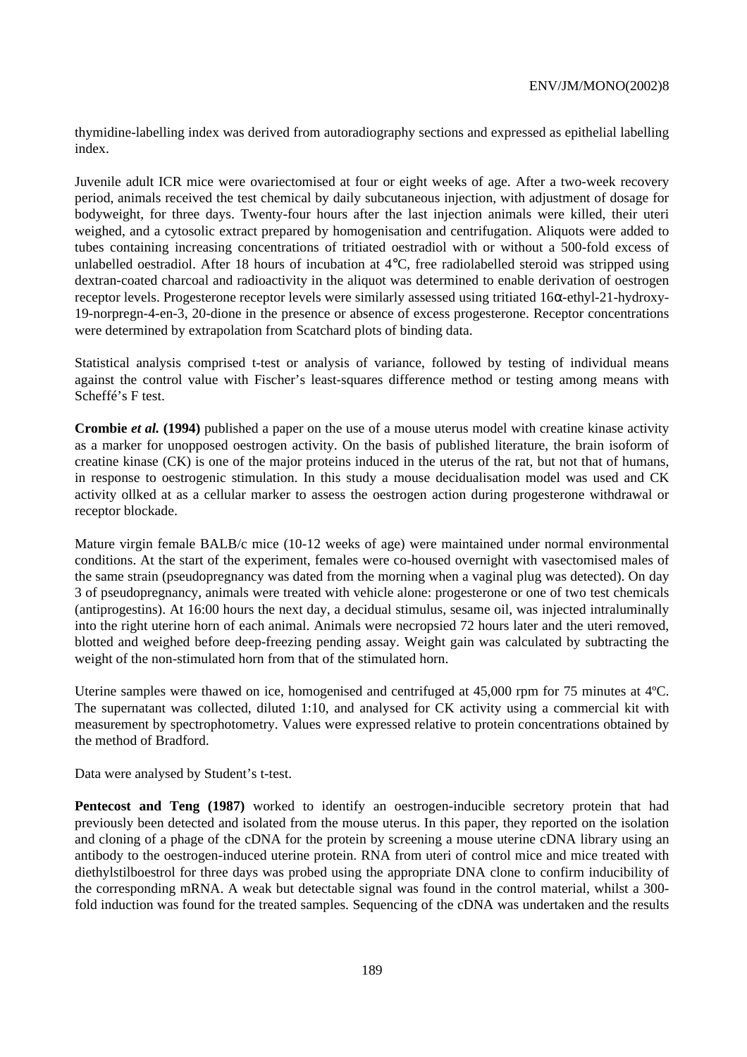thymidine-labelling index was derived from autoradiography sections and expressed as epithelial labelling index.

Juvenile adult ICR mice were ovariectomised at four or eight weeks of age. After a two-week recovery period, animals received the test chemical by daily subcutaneous injection, with adjustment of dosage for bodyweight, for three days. Twenty-four hours after the last injection animals were killed, their uteri weighed, and a cytosolic extract prepared by homogenisation and centrifugation. Aliquots were added to tubes containing increasing concentrations of tritiated oestradiol with or without a 500-fold excess of unlabelled oestradiol. After 18 hours of incubation at 4°C, free radiolabelled steroid was stripped using dextran-coated charcoal and radioactivity in the aliquot was determined to enable derivation of oestrogen receptor levels. Progesterone receptor levels were similarly assessed using tritiated 16α-ethyl-21-hydroxy-19-norpregn-4-en-3, 20-dione in the presence or absence of excess progesterone. Receptor concentrations were determined by extrapolation from Scatchard plots of binding data.

Statistical analysis comprised t-test or analysis of variance, followed by testing of individual means against the control value with Fischer's least-squares difference method or testing among means with Scheffé's F test.

**Crombie *et al.* (1994)** published a paper on the use of a mouse uterus model with creatine kinase activity as a marker for unopposed oestrogen activity. On the basis of published literature, the brain isoform of creatine kinase (CK) is one of the major proteins induced in the uterus of the rat, but not that of humans, in response to oestrogenic stimulation. In this study a mouse decidualisation model was used and CK activity ollked at as a cellular marker to assess the oestrogen action during progesterone withdrawal or receptor blockade.

Mature virgin female BALB/c mice (10-12 weeks of age) were maintained under normal environmental conditions. At the start of the experiment, females were co-housed overnight with vasectomised males of the same strain (pseudopregnancy was dated from the morning when a vaginal plug was detected). On day 3 of pseudopregnancy, animals were treated with vehicle alone: progesterone or one of two test chemicals (antiprogestins). At 16:00 hours the next day, a decidual stimulus, sesame oil, was injected intraluminally into the right uterine horn of each animal. Animals were necropsied 72 hours later and the uteri removed, blotted and weighed before deep-freezing pending assay. Weight gain was calculated by subtracting the weight of the non-stimulated horn from that of the stimulated horn.

Uterine samples were thawed on ice, homogenised and centrifuged at 45,000 rpm for 75 minutes at 4ºC. The supernatant was collected, diluted 1:10, and analysed for CK activity using a commercial kit with measurement by spectrophotometry. Values were expressed relative to protein concentrations obtained by the method of Bradford.

Data were analysed by Student's t-test.

**Pentecost and Teng (1987)** worked to identify an oestrogen-inducible secretory protein that had previously been detected and isolated from the mouse uterus. In this paper, they reported on the isolation and cloning of a phage of the cDNA for the protein by screening a mouse uterine cDNA library using an antibody to the oestrogen-induced uterine protein. RNA from uteri of control mice and mice treated with diethylstilboestrol for three days was probed using the appropriate DNA clone to confirm inducibility of the corresponding mRNA. A weak but detectable signal was found in the control material, whilst a 300-fold induction was found for the treated samples. Sequencing of the cDNA was undertaken and the results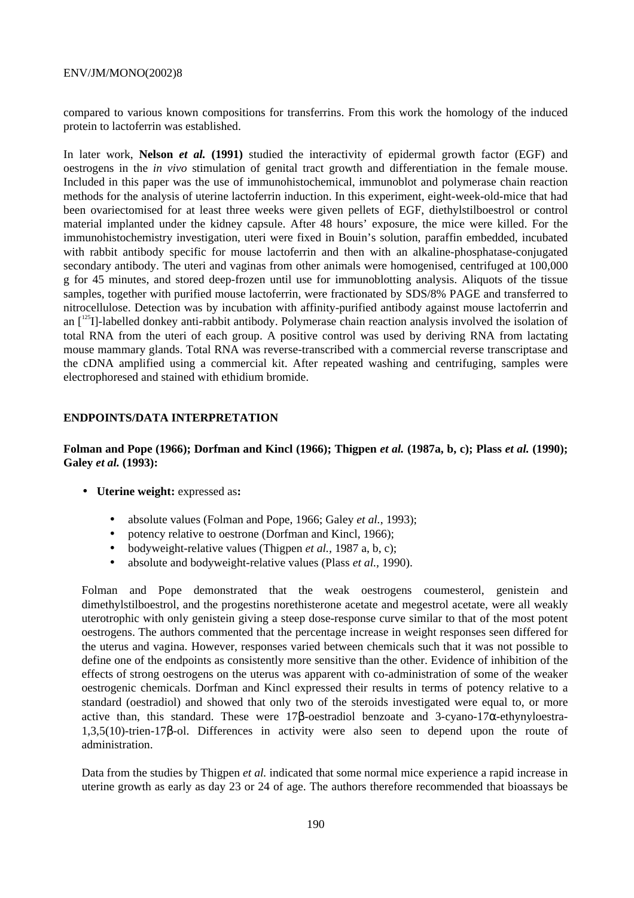compared to various known compositions for transferrins. From this work the homology of the induced protein to lactoferrin was established.

In later work, **Nelson *et al.* (1991)** studied the interactivity of epidermal growth factor (EGF) and oestrogens in the *in vivo* stimulation of genital tract growth and differentiation in the female mouse. Included in this paper was the use of immunohistochemical, immunoblot and polymerase chain reaction methods for the analysis of uterine lactoferrin induction. In this experiment, eight-week-old-mice that had been ovariectomised for at least three weeks were given pellets of EGF, diethylstilboestrol or control material implanted under the kidney capsule. After 48 hours' exposure, the mice were killed. For the immunohistochemistry investigation, uteri were fixed in Bouin's solution, paraffin embedded, incubated with rabbit antibody specific for mouse lactoferrin and then with an alkaline-phosphatase-conjugated secondary antibody. The uteri and vaginas from other animals were homogenised, centrifuged at 100,000 g for 45 minutes, and stored deep-frozen until use for immunoblotting analysis. Aliquots of the tissue samples, together with purified mouse lactoferrin, were fractionated by SDS/8% PAGE and transferred to nitrocellulose. Detection was by incubation with affinity-purified antibody against mouse lactoferrin and an [$^{125}$I]-labelled donkey anti-rabbit antibody. Polymerase chain reaction analysis involved the isolation of total RNA from the uteri of each group. A positive control was used by deriving RNA from lactating mouse mammary glands. Total RNA was reverse-transcribed with a commercial reverse transcriptase and the cDNA amplified using a commercial kit. After repeated washing and centrifuging, samples were electrophoresed and stained with ethidium bromide.

## ENDPOINTS/DATA INTERPRETATION

**Folman and Pope (1966); Dorfman and Kincl (1966); Thigpen *et al.* (1987a, b, c); Plass *et al.* (1990); Galey *et al.* (1993):**

- **Uterine weight:** expressed as**:**
  - absolute values (Folman and Pope, 1966; Galey *et al.*, 1993);
  - potency relative to oestrone (Dorfman and Kincl, 1966);
  - bodyweight-relative values (Thigpen *et al.,* 1987 a, b, c);
  - absolute and bodyweight-relative values (Plass *et al.,* 1990).

  Folman and Pope demonstrated that the weak oestrogens coumesterol, genistein and dimethylstilboestrol, and the progestins norethisterone acetate and megestrol acetate, were all weakly uterotrophic with only genistein giving a steep dose-response curve similar to that of the most potent oestrogens. The authors commented that the percentage increase in weight responses seen differed for the uterus and vagina. However, responses varied between chemicals such that it was not possible to define one of the endpoints as consistently more sensitive than the other. Evidence of inhibition of the effects of strong oestrogens on the uterus was apparent with co-administration of some of the weaker oestrogenic chemicals. Dorfman and Kincl expressed their results in terms of potency relative to a standard (oestradiol) and showed that only two of the steroids investigated were equal to, or more active than, this standard. These were 17β-oestradiol benzoate and 3-cyano-17α-ethynyloestra-1,3,5(10)-trien-17β-ol. Differences in activity were also seen to depend upon the route of administration.

  Data from the studies by Thigpen *et al.* indicated that some normal mice experience a rapid increase in uterine growth as early as day 23 or 24 of age. The authors therefore recommended that bioassays be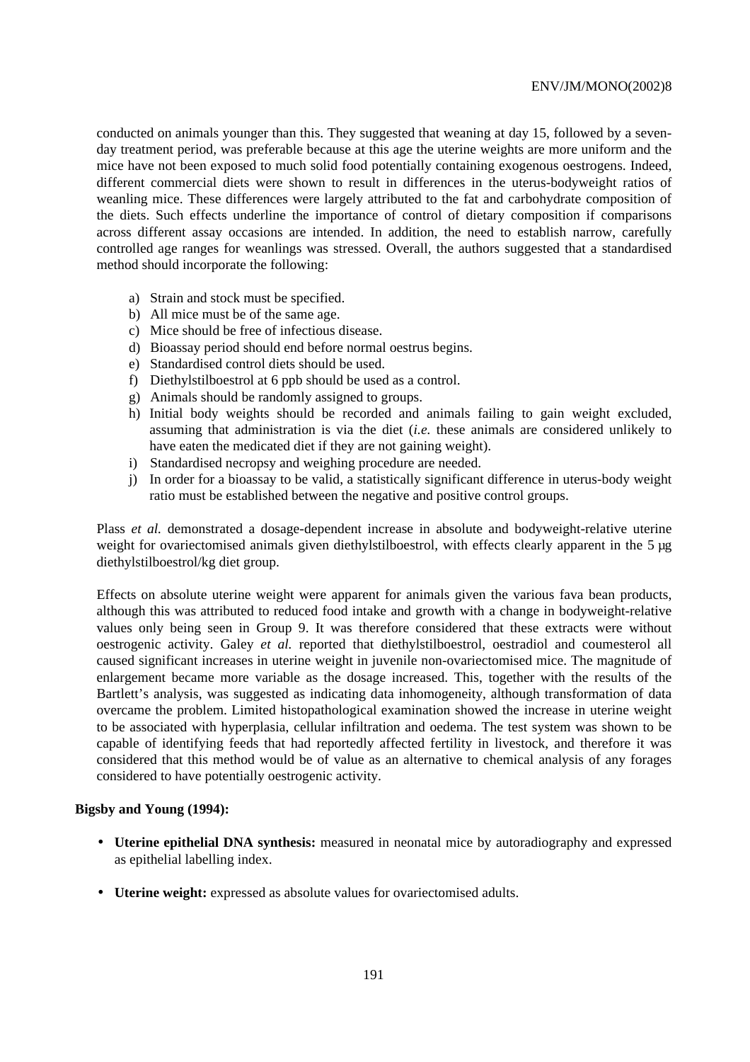conducted on animals younger than this. They suggested that weaning at day 15, followed by a seven-day treatment period, was preferable because at this age the uterine weights are more uniform and the mice have not been exposed to much solid food potentially containing exogenous oestrogens. Indeed, different commercial diets were shown to result in differences in the uterus-bodyweight ratios of weanling mice. These differences were largely attributed to the fat and carbohydrate composition of the diets. Such effects underline the importance of control of dietary composition if comparisons across different assay occasions are intended. In addition, the need to establish narrow, carefully controlled age ranges for weanlings was stressed. Overall, the authors suggested that a standardised method should incorporate the following:

a) Strain and stock must be specified.
b) All mice must be of the same age.
c) Mice should be free of infectious disease.
d) Bioassay period should end before normal oestrus begins.
e) Standardised control diets should be used.
f) Diethylstilboestrol at 6 ppb should be used as a control.
g) Animals should be randomly assigned to groups.
h) Initial body weights should be recorded and animals failing to gain weight excluded, assuming that administration is via the diet (*i.e.* these animals are considered unlikely to have eaten the medicated diet if they are not gaining weight).
i) Standardised necropsy and weighing procedure are needed.
j) In order for a bioassay to be valid, a statistically significant difference in uterus-body weight ratio must be established between the negative and positive control groups.

Plass *et al.* demonstrated a dosage-dependent increase in absolute and bodyweight-relative uterine weight for ovariectomised animals given diethylstilboestrol, with effects clearly apparent in the 5 µg diethylstilboestrol/kg diet group.

Effects on absolute uterine weight were apparent for animals given the various fava bean products, although this was attributed to reduced food intake and growth with a change in bodyweight-relative values only being seen in Group 9. It was therefore considered that these extracts were without oestrogenic activity. Galey *et al.* reported that diethylstilboestrol, oestradiol and coumesterol all caused significant increases in uterine weight in juvenile non-ovariectomised mice. The magnitude of enlargement became more variable as the dosage increased. This, together with the results of the Bartlett's analysis, was suggested as indicating data inhomogeneity, although transformation of data overcame the problem. Limited histopathological examination showed the increase in uterine weight to be associated with hyperplasia, cellular infiltration and oedema. The test system was shown to be capable of identifying feeds that had reportedly affected fertility in livestock, and therefore it was considered that this method would be of value as an alternative to chemical analysis of any forages considered to have potentially oestrogenic activity.

**Bigsby and Young (1994):**

- **Uterine epithelial DNA synthesis:** measured in neonatal mice by autoradiography and expressed as epithelial labelling index.

- **Uterine weight:** expressed as absolute values for ovariectomised adults.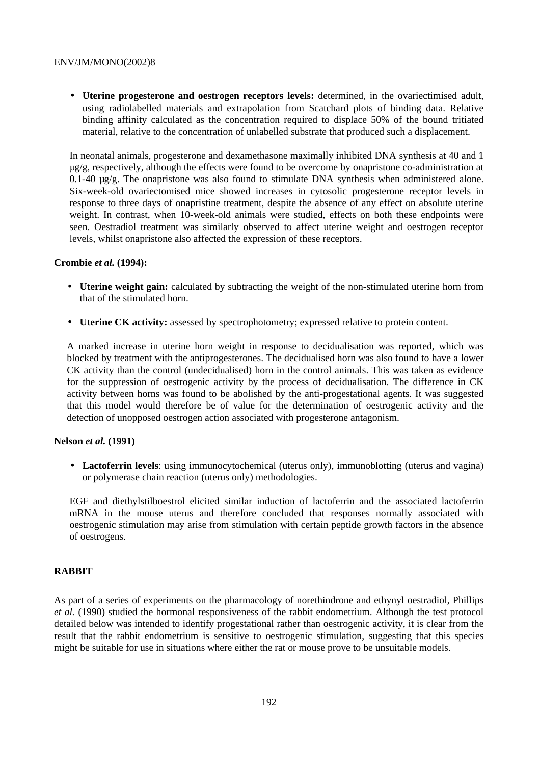- **Uterine progesterone and oestrogen receptors levels:** determined, in the ovariectimised adult, using radiolabelled materials and extrapolation from Scatchard plots of binding data. Relative binding affinity calculated as the concentration required to displace 50% of the bound tritiated material, relative to the concentration of unlabelled substrate that produced such a displacement.

In neonatal animals, progesterone and dexamethasone maximally inhibited DNA synthesis at 40 and 1 µg/g, respectively, although the effects were found to be overcome by onapristone co-administration at 0.1-40 µg/g. The onapristone was also found to stimulate DNA synthesis when administered alone. Six-week-old ovariectomised mice showed increases in cytosolic progesterone receptor levels in response to three days of onapristine treatment, despite the absence of any effect on absolute uterine weight. In contrast, when 10-week-old animals were studied, effects on both these endpoints were seen. Oestradiol treatment was similarly observed to affect uterine weight and oestrogen receptor levels, whilst onapristone also affected the expression of these receptors.

**Crombie *et al.* (1994):**

- **Uterine weight gain:** calculated by subtracting the weight of the non-stimulated uterine horn from that of the stimulated horn.

- **Uterine CK activity:** assessed by spectrophotometry; expressed relative to protein content.

A marked increase in uterine horn weight in response to decidualisation was reported, which was blocked by treatment with the antiprogesterones. The decidualised horn was also found to have a lower CK activity than the control (undecidualised) horn in the control animals. This was taken as evidence for the suppression of oestrogenic activity by the process of decidualisation. The difference in CK activity between horns was found to be abolished by the anti-progestational agents. It was suggested that this model would therefore be of value for the determination of oestrogenic activity and the detection of unopposed oestrogen action associated with progesterone antagonism.

**Nelson *et al.* (1991)**

- **Lactoferrin levels**: using immunocytochemical (uterus only), immunoblotting (uterus and vagina) or polymerase chain reaction (uterus only) methodologies.

EGF and diethylstilboestrol elicited similar induction of lactoferrin and the associated lactoferrin mRNA in the mouse uterus and therefore concluded that responses normally associated with oestrogenic stimulation may arise from stimulation with certain peptide growth factors in the absence of oestrogens.

**RABBIT**

As part of a series of experiments on the pharmacology of norethindrone and ethynyl oestradiol, Phillips *et al.* (1990) studied the hormonal responsiveness of the rabbit endometrium. Although the test protocol detailed below was intended to identify progestational rather than oestrogenic activity, it is clear from the result that the rabbit endometrium is sensitive to oestrogenic stimulation, suggesting that this species might be suitable for use in situations where either the rat or mouse prove to be unsuitable models.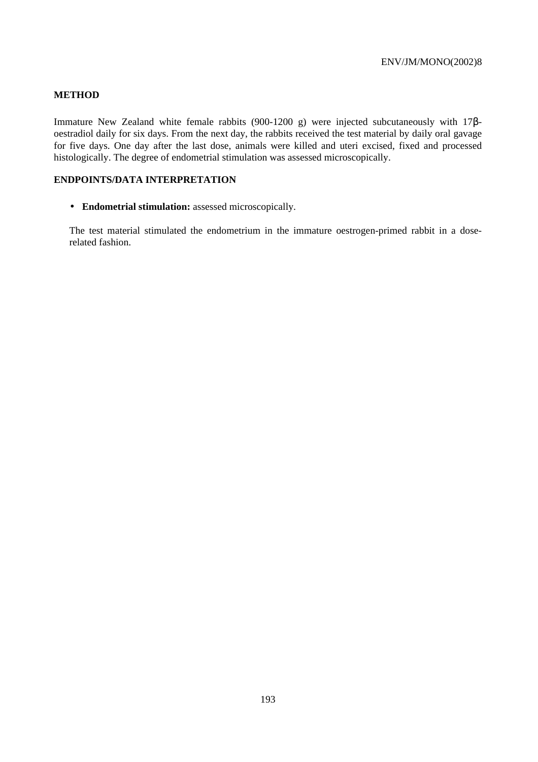**METHOD**

Immature New Zealand white female rabbits (900-1200 g) were injected subcutaneously with 17β-oestradiol daily for six days. From the next day, the rabbits received the test material by daily oral gavage for five days. One day after the last dose, animals were killed and uteri excised, fixed and processed histologically. The degree of endometrial stimulation was assessed microscopically.

**ENDPOINTS/DATA INTERPRETATION**

- **Endometrial stimulation:** assessed microscopically.

The test material stimulated the endometrium in the immature oestrogen-primed rabbit in a dose-related fashion.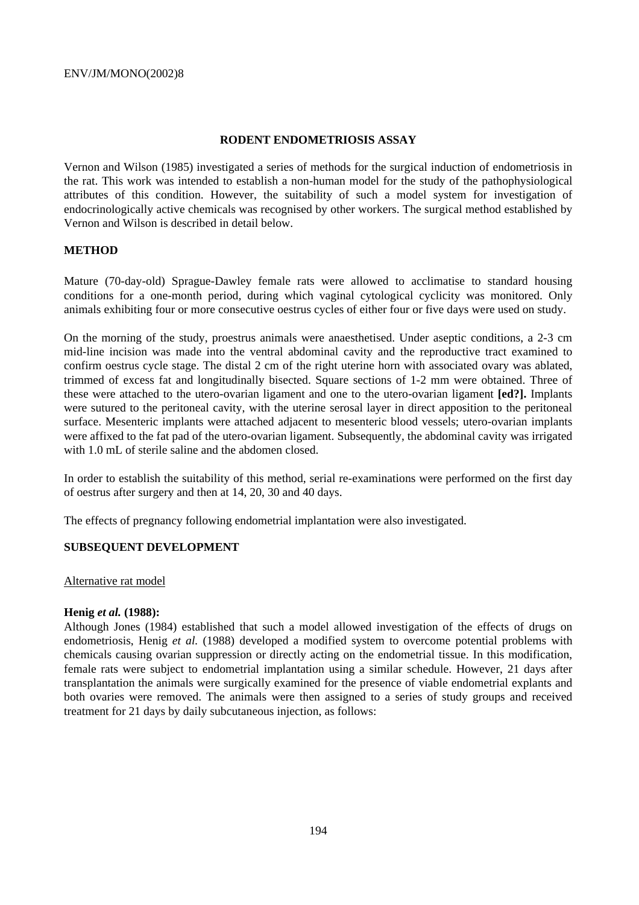## RODENT ENDOMETRIOSIS ASSAY

Vernon and Wilson (1985) investigated a series of methods for the surgical induction of endometriosis in the rat. This work was intended to establish a non-human model for the study of the pathophysiological attributes of this condition. However, the suitability of such a model system for investigation of endocrinologically active chemicals was recognised by other workers. The surgical method established by Vernon and Wilson is described in detail below.

### METHOD

Mature (70-day-old) Sprague-Dawley female rats were allowed to acclimatise to standard housing conditions for a one-month period, during which vaginal cytological cyclicity was monitored. Only animals exhibiting four or more consecutive oestrus cycles of either four or five days were used on study.

On the morning of the study, proestrus animals were anaesthetised. Under aseptic conditions, a 2-3 cm mid-line incision was made into the ventral abdominal cavity and the reproductive tract examined to confirm oestrus cycle stage. The distal 2 cm of the right uterine horn with associated ovary was ablated, trimmed of excess fat and longitudinally bisected. Square sections of 1-2 mm were obtained. Three of these were attached to the utero-ovarian ligament and one to the utero-ovarian ligament **[ed?].** Implants were sutured to the peritoneal cavity, with the uterine serosal layer in direct apposition to the peritoneal surface. Mesenteric implants were attached adjacent to mesenteric blood vessels; utero-ovarian implants were affixed to the fat pad of the utero-ovarian ligament. Subsequently, the abdominal cavity was irrigated with 1.0 mL of sterile saline and the abdomen closed.

In order to establish the suitability of this method, serial re-examinations were performed on the first day of oestrus after surgery and then at 14, 20, 30 and 40 days.

The effects of pregnancy following endometrial implantation were also investigated.

### SUBSEQUENT DEVELOPMENT

Alternative rat model

**Henig *et al.* (1988):**
Although Jones (1984) established that such a model allowed investigation of the effects of drugs on endometriosis, Henig *et al.* (1988) developed a modified system to overcome potential problems with chemicals causing ovarian suppression or directly acting on the endometrial tissue. In this modification, female rats were subject to endometrial implantation using a similar schedule. However, 21 days after transplantation the animals were surgically examined for the presence of viable endometrial explants and both ovaries were removed. The animals were then assigned to a series of study groups and received treatment for 21 days by daily subcutaneous injection, as follows: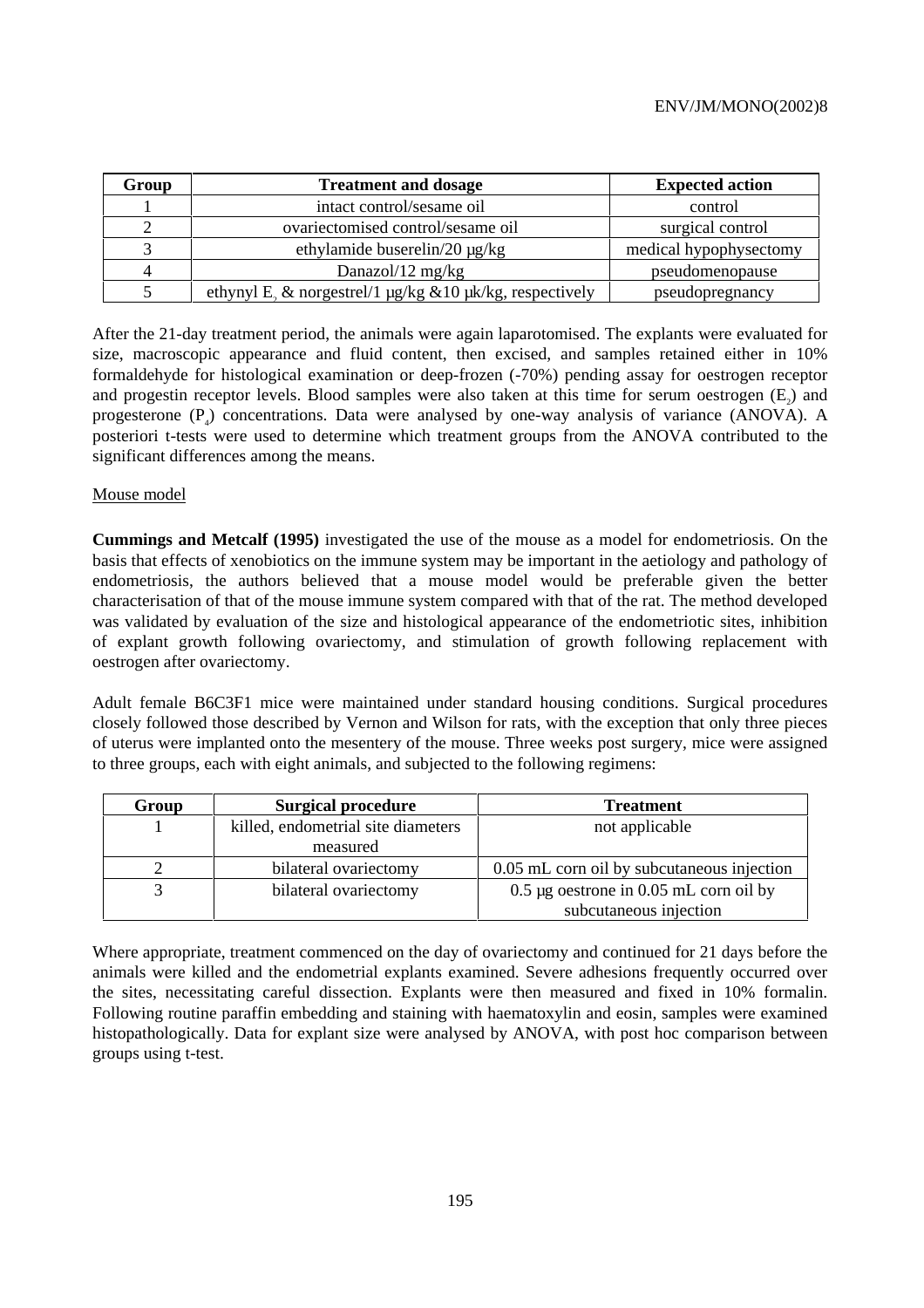| Group | Treatment and dosage | Expected action |
|---|---|---|
| 1 | intact control/sesame oil | control |
| 2 | ovariectomised control/sesame oil | surgical control |
| 3 | ethylamide buserelin/20 µg/kg | medical hypophysectomy |
| 4 | Danazol/12 mg/kg | pseudomenopause |
| 5 | ethynyl $E_2$ & norgestrel/1 µg/kg &10 µk/kg, respectively | pseudopregnancy |

After the 21-day treatment period, the animals were again laparotomised. The explants were evaluated for size, macroscopic appearance and fluid content, then excised, and samples retained either in 10% formaldehyde for histological examination or deep-frozen (-70%) pending assay for oestrogen receptor and progestin receptor levels. Blood samples were also taken at this time for serum oestrogen ($E_2$) and progesterone ($P_4$) concentrations. Data were analysed by one-way analysis of variance (ANOVA). A posteriori t-tests were used to determine which treatment groups from the ANOVA contributed to the significant differences among the means.

Mouse model

**Cummings and Metcalf (1995)** investigated the use of the mouse as a model for endometriosis. On the basis that effects of xenobiotics on the immune system may be important in the aetiology and pathology of endometriosis, the authors believed that a mouse model would be preferable given the better characterisation of that of the mouse immune system compared with that of the rat. The method developed was validated by evaluation of the size and histological appearance of the endometriotic sites, inhibition of explant growth following ovariectomy, and stimulation of growth following replacement with oestrogen after ovariectomy.

Adult female B6C3F1 mice were maintained under standard housing conditions. Surgical procedures closely followed those described by Vernon and Wilson for rats, with the exception that only three pieces of uterus were implanted onto the mesentery of the mouse. Three weeks post surgery, mice were assigned to three groups, each with eight animals, and subjected to the following regimens:

| Group | Surgical procedure | Treatment |
|---|---|---|
| 1 | killed, endometrial site diameters measured | not applicable |
| 2 | bilateral ovariectomy | 0.05 mL corn oil by subcutaneous injection |
| 3 | bilateral ovariectomy | 0.5 µg oestrone in 0.05 mL corn oil by subcutaneous injection |

Where appropriate, treatment commenced on the day of ovariectomy and continued for 21 days before the animals were killed and the endometrial explants examined. Severe adhesions frequently occurred over the sites, necessitating careful dissection. Explants were then measured and fixed in 10% formalin. Following routine paraffin embedding and staining with haematoxylin and eosin, samples were examined histopathologically. Data for explant size were analysed by ANOVA, with post hoc comparison between groups using t-test.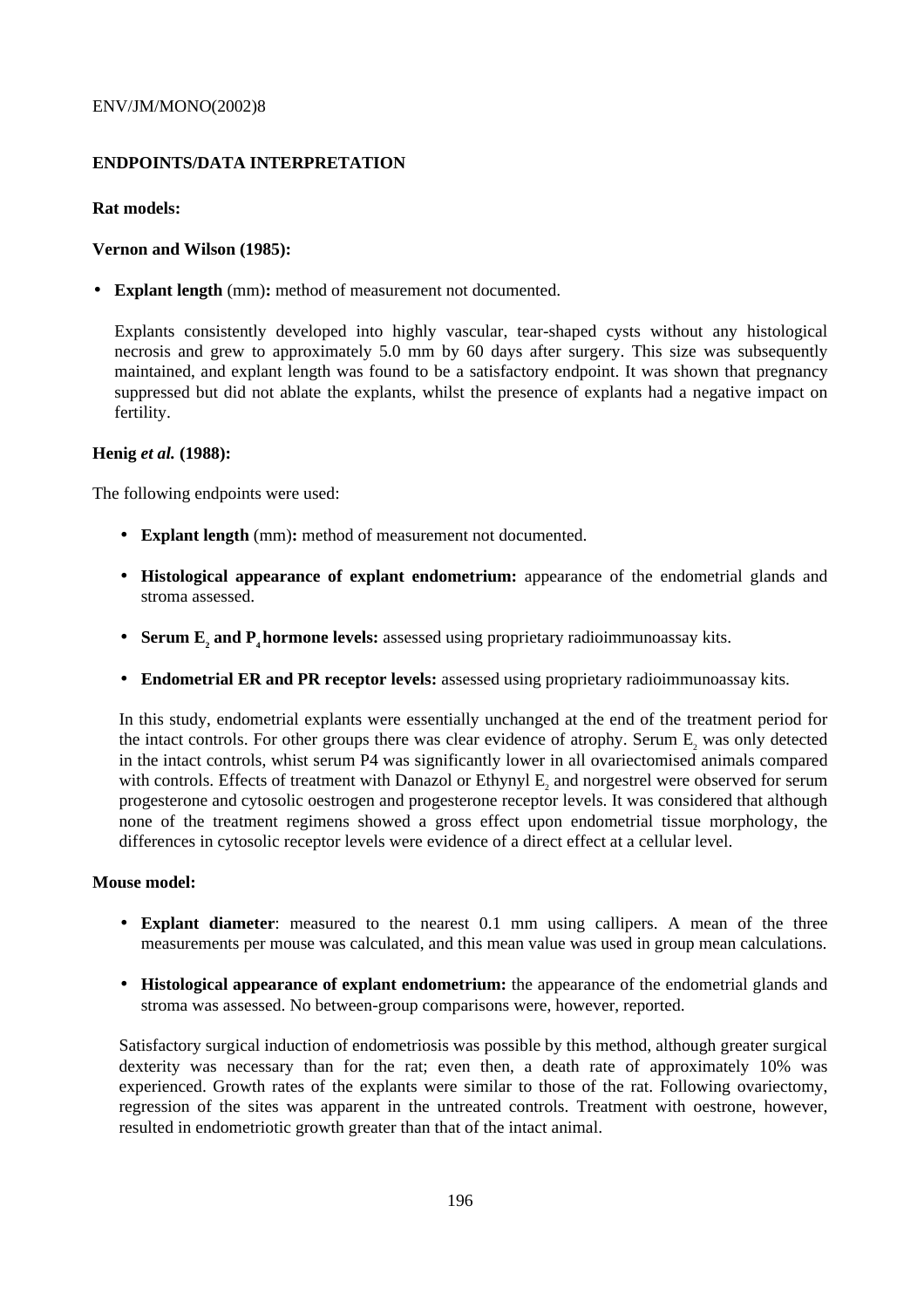**ENDPOINTS/DATA INTERPRETATION**

**Rat models:**

**Vernon and Wilson (1985):**

- **Explant length** (mm)**:** method of measurement not documented.

  Explants consistently developed into highly vascular, tear-shaped cysts without any histological necrosis and grew to approximately 5.0 mm by 60 days after surgery. This size was subsequently maintained, and explant length was found to be a satisfactory endpoint. It was shown that pregnancy suppressed but did not ablate the explants, whilst the presence of explants had a negative impact on fertility.

**Henig *et al.* (1988):**

The following endpoints were used:

- **Explant length** (mm)**:** method of measurement not documented.

- **Histological appearance of explant endometrium:** appearance of the endometrial glands and stroma assessed.

- **Serum $E_2$ and $P_4$ hormone levels:** assessed using proprietary radioimmunoassay kits.

- **Endometrial ER and PR receptor levels:** assessed using proprietary radioimmunoassay kits.

In this study, endometrial explants were essentially unchanged at the end of the treatment period for the intact controls. For other groups there was clear evidence of atrophy. Serum $E_2$ was only detected in the intact controls, whist serum P4 was significantly lower in all ovariectomised animals compared with controls. Effects of treatment with Danazol or Ethynyl $E_2$ and norgestrel were observed for serum progesterone and cytosolic oestrogen and progesterone receptor levels. It was considered that although none of the treatment regimens showed a gross effect upon endometrial tissue morphology, the differences in cytosolic receptor levels were evidence of a direct effect at a cellular level.

**Mouse model:**

- **Explant diameter**: measured to the nearest 0.1 mm using callipers. A mean of the three measurements per mouse was calculated, and this mean value was used in group mean calculations.

- **Histological appearance of explant endometrium:** the appearance of the endometrial glands and stroma was assessed. No between-group comparisons were, however, reported.

Satisfactory surgical induction of endometriosis was possible by this method, although greater surgical dexterity was necessary than for the rat; even then, a death rate of approximately 10% was experienced. Growth rates of the explants were similar to those of the rat. Following ovariectomy, regression of the sites was apparent in the untreated controls. Treatment with oestrone, however, resulted in endometriotic growth greater than that of the intact animal.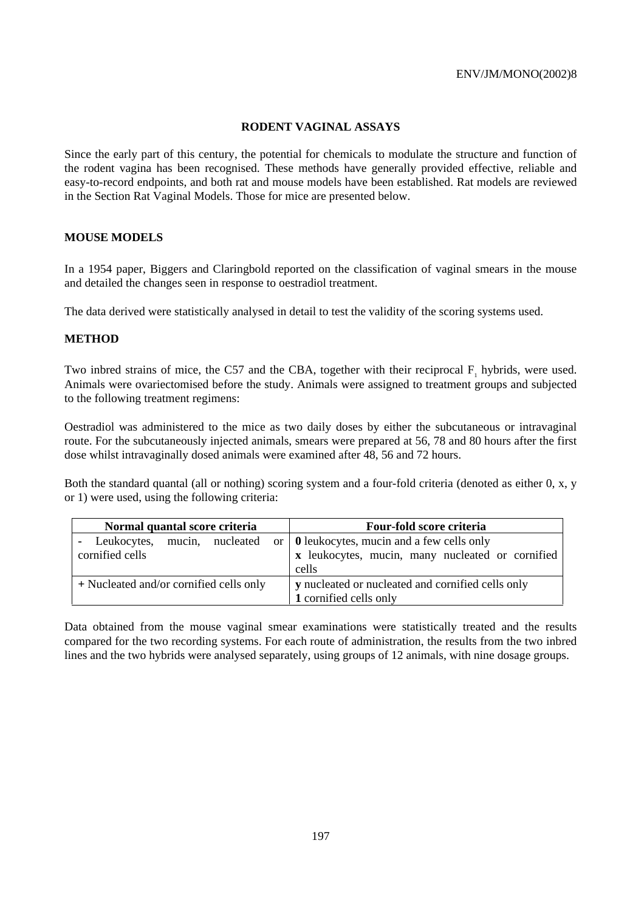## RODENT VAGINAL ASSAYS

Since the early part of this century, the potential for chemicals to modulate the structure and function of the rodent vagina has been recognised. These methods have generally provided effective, reliable and easy-to-record endpoints, and both rat and mouse models have been established. Rat models are reviewed in the Section Rat Vaginal Models. Those for mice are presented below.

## MOUSE MODELS

In a 1954 paper, Biggers and Claringbold reported on the classification of vaginal smears in the mouse and detailed the changes seen in response to oestradiol treatment.

The data derived were statistically analysed in detail to test the validity of the scoring systems used.

## METHOD

Two inbred strains of mice, the C57 and the CBA, together with their reciprocal $F_1$ hybrids, were used. Animals were ovariectomised before the study. Animals were assigned to treatment groups and subjected to the following treatment regimens:

Oestradiol was administered to the mice as two daily doses by either the subcutaneous or intravaginal route. For the subcutaneously injected animals, smears were prepared at 56, 78 and 80 hours after the first dose whilst intravaginally dosed animals were examined after 48, 56 and 72 hours.

Both the standard quantal (all or nothing) scoring system and a four-fold criteria (denoted as either 0, x, y or 1) were used, using the following criteria:

| Normal quantal score criteria | Four-fold score criteria |
|---|---|
| **-** Leukocytes, mucin, nucleated or cornified cells | **0** leukocytes, mucin and a few cells only<br>**x** leukocytes, mucin, many nucleated or cornified cells |
| **+** Nucleated and/or cornified cells only | **y** nucleated or nucleated and cornified cells only<br>**1** cornified cells only |

Data obtained from the mouse vaginal smear examinations were statistically treated and the results compared for the two recording systems. For each route of administration, the results from the two inbred lines and the two hybrids were analysed separately, using groups of 12 animals, with nine dosage groups.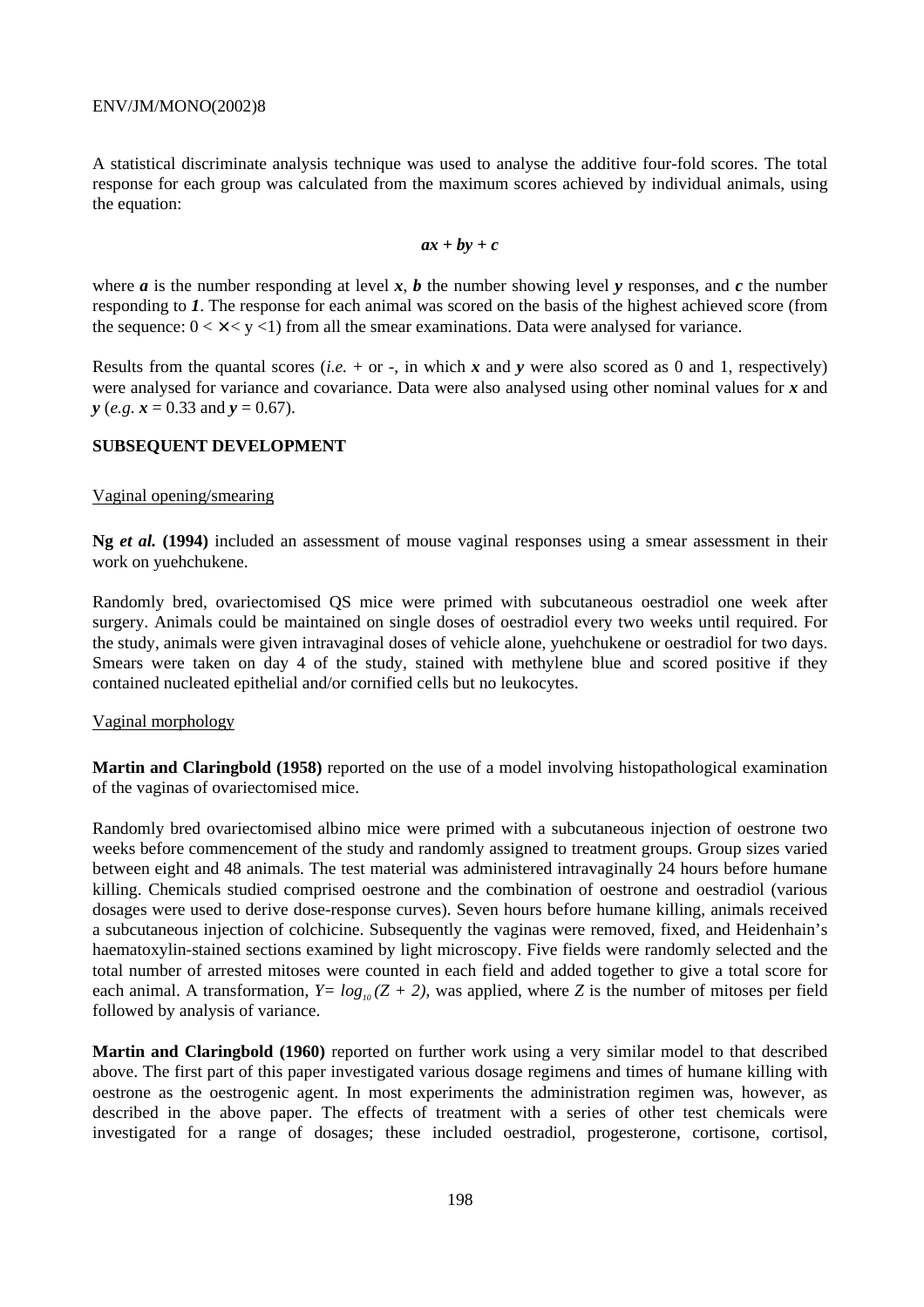A statistical discriminate analysis technique was used to analyse the additive four-fold scores. The total response for each group was calculated from the maximum scores achieved by individual animals, using the equation:

$$ax + by + c$$

where $a$ is the number responding at level $x$, $b$ the number showing level $y$ responses, and $c$ the number responding to $1$. The response for each animal was scored on the basis of the highest achieved score (from the sequence: $0 < \times < y < 1$) from all the smear examinations. Data were analysed for variance.

Results from the quantal scores (*i.e.* + or -, in which $x$ and $y$ were also scored as 0 and 1, respectively) were analysed for variance and covariance. Data were also analysed using other nominal values for $x$ and $y$ (*e.g.* $x = 0.33$ and $y = 0.67$).

**SUBSEQUENT DEVELOPMENT**

Vaginal opening/smearing

**Ng *et al.* (1994)** included an assessment of mouse vaginal responses using a smear assessment in their work on yuehchukene.

Randomly bred, ovariectomised QS mice were primed with subcutaneous oestradiol one week after surgery. Animals could be maintained on single doses of oestradiol every two weeks until required. For the study, animals were given intravaginal doses of vehicle alone, yuehchukene or oestradiol for two days. Smears were taken on day 4 of the study, stained with methylene blue and scored positive if they contained nucleated epithelial and/or cornified cells but no leukocytes.

Vaginal morphology

**Martin and Claringbold (1958)** reported on the use of a model involving histopathological examination of the vaginas of ovariectomised mice.

Randomly bred ovariectomised albino mice were primed with a subcutaneous injection of oestrone two weeks before commencement of the study and randomly assigned to treatment groups. Group sizes varied between eight and 48 animals. The test material was administered intravaginally 24 hours before humane killing. Chemicals studied comprised oestrone and the combination of oestrone and oestradiol (various dosages were used to derive dose-response curves). Seven hours before humane killing, animals received a subcutaneous injection of colchicine. Subsequently the vaginas were removed, fixed, and Heidenhain's haematoxylin-stained sections examined by light microscopy. Five fields were randomly selected and the total number of arrested mitoses were counted in each field and added together to give a total score for each animal. A transformation, $Y = log_{10}(Z + 2)$, was applied, where $Z$ is the number of mitoses per field followed by analysis of variance.

**Martin and Claringbold (1960)** reported on further work using a very similar model to that described above. The first part of this paper investigated various dosage regimens and times of humane killing with oestrone as the oestrogenic agent. In most experiments the administration regimen was, however, as described in the above paper. The effects of treatment with a series of other test chemicals were investigated for a range of dosages; these included oestradiol, progesterone, cortisone, cortisol,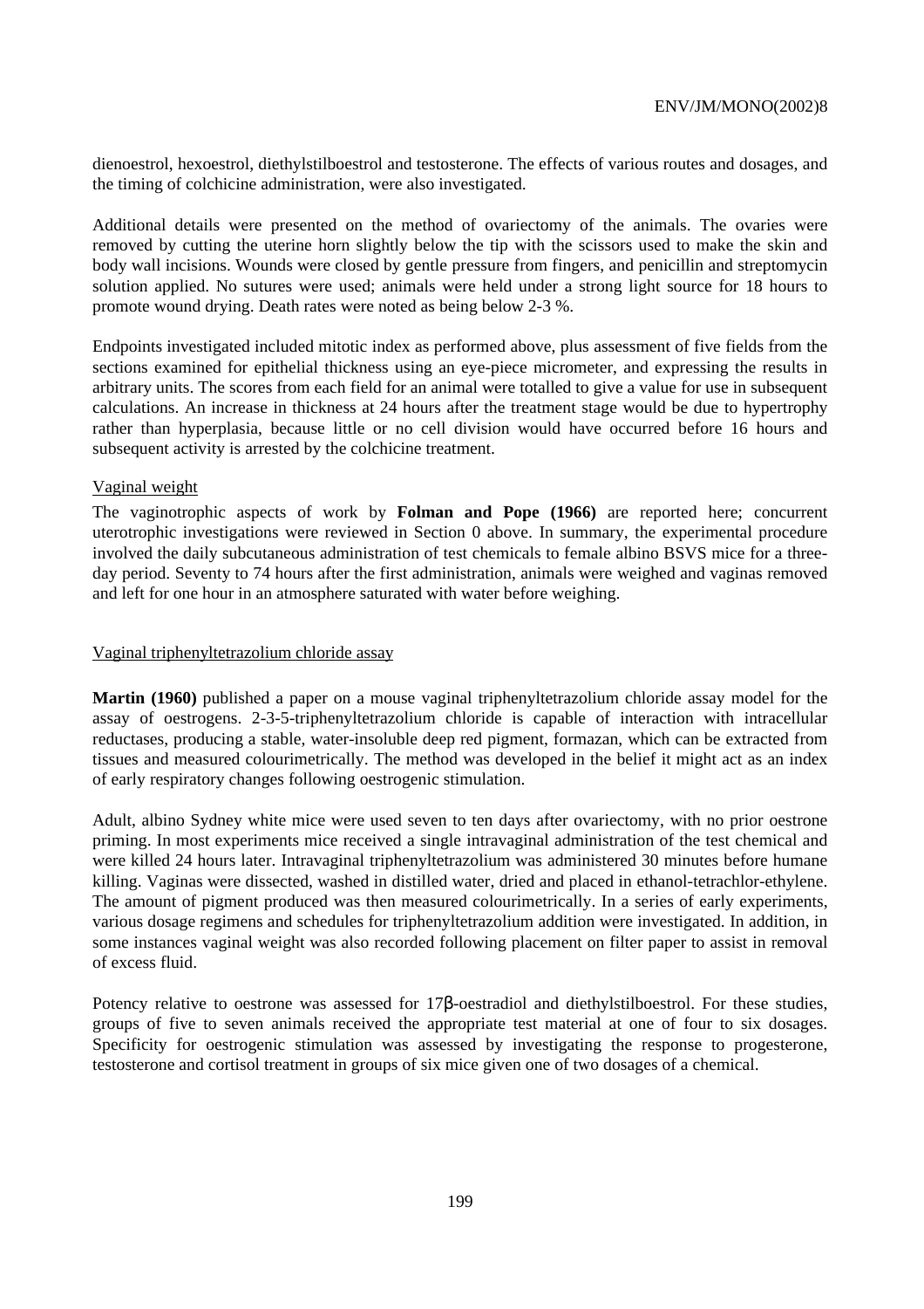dienoestrol, hexoestrol, diethylstilboestrol and testosterone. The effects of various routes and dosages, and the timing of colchicine administration, were also investigated.

Additional details were presented on the method of ovariectomy of the animals. The ovaries were removed by cutting the uterine horn slightly below the tip with the scissors used to make the skin and body wall incisions. Wounds were closed by gentle pressure from fingers, and penicillin and streptomycin solution applied. No sutures were used; animals were held under a strong light source for 18 hours to promote wound drying. Death rates were noted as being below 2-3 %.

Endpoints investigated included mitotic index as performed above, plus assessment of five fields from the sections examined for epithelial thickness using an eye-piece micrometer, and expressing the results in arbitrary units. The scores from each field for an animal were totalled to give a value for use in subsequent calculations. An increase in thickness at 24 hours after the treatment stage would be due to hypertrophy rather than hyperplasia, because little or no cell division would have occurred before 16 hours and subsequent activity is arrested by the colchicine treatment.

Vaginal weight

The vaginotrophic aspects of work by **Folman and Pope (1966)** are reported here; concurrent uterotrophic investigations were reviewed in Section 0 above. In summary, the experimental procedure involved the daily subcutaneous administration of test chemicals to female albino BSVS mice for a three-day period. Seventy to 74 hours after the first administration, animals were weighed and vaginas removed and left for one hour in an atmosphere saturated with water before weighing.

Vaginal triphenyltetrazolium chloride assay

**Martin (1960)** published a paper on a mouse vaginal triphenyltetrazolium chloride assay model for the assay of oestrogens. 2-3-5-triphenyltetrazolium chloride is capable of interaction with intracellular reductases, producing a stable, water-insoluble deep red pigment, formazan, which can be extracted from tissues and measured colourimetrically. The method was developed in the belief it might act as an index of early respiratory changes following oestrogenic stimulation.

Adult, albino Sydney white mice were used seven to ten days after ovariectomy, with no prior oestrone priming. In most experiments mice received a single intravaginal administration of the test chemical and were killed 24 hours later. Intravaginal triphenyltetrazolium was administered 30 minutes before humane killing. Vaginas were dissected, washed in distilled water, dried and placed in ethanol-tetrachlor-ethylene. The amount of pigment produced was then measured colourimetrically. In a series of early experiments, various dosage regimens and schedules for triphenyltetrazolium addition were investigated. In addition, in some instances vaginal weight was also recorded following placement on filter paper to assist in removal of excess fluid.

Potency relative to oestrone was assessed for 17β-oestradiol and diethylstilboestrol. For these studies, groups of five to seven animals received the appropriate test material at one of four to six dosages. Specificity for oestrogenic stimulation was assessed by investigating the response to progesterone, testosterone and cortisol treatment in groups of six mice given one of two dosages of a chemical.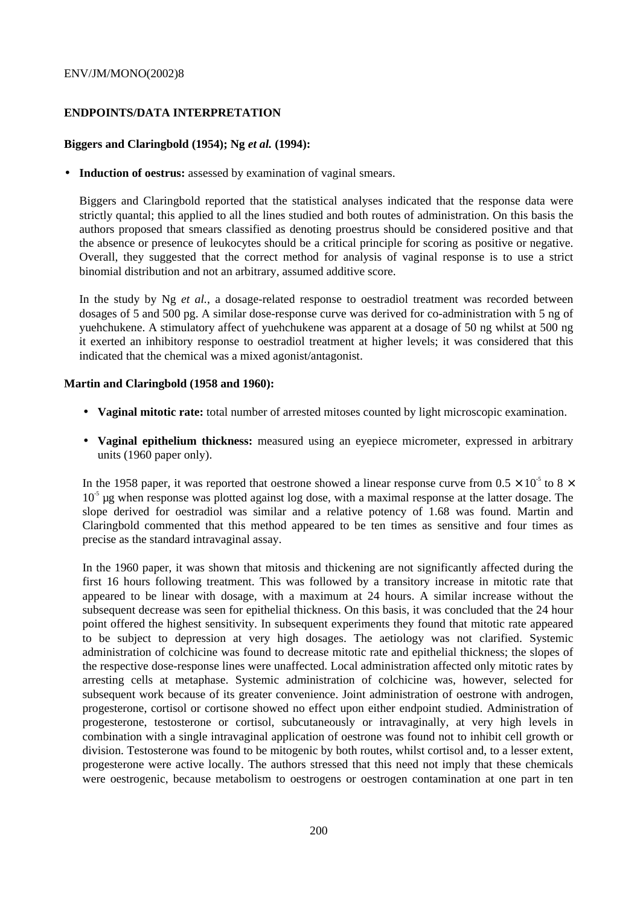## ENDPOINTS/DATA INTERPRETATION

**Biggers and Claringbold (1954); Ng *et al.* (1994):**

- **Induction of oestrus:** assessed by examination of vaginal smears.

  Biggers and Claringbold reported that the statistical analyses indicated that the response data were strictly quantal; this applied to all the lines studied and both routes of administration. On this basis the authors proposed that smears classified as denoting proestrus should be considered positive and that the absence or presence of leukocytes should be a critical principle for scoring as positive or negative. Overall, they suggested that the correct method for analysis of vaginal response is to use a strict binomial distribution and not an arbitrary, assumed additive score.

  In the study by Ng *et al.*, a dosage-related response to oestradiol treatment was recorded between dosages of 5 and 500 pg. A similar dose-response curve was derived for co-administration with 5 ng of yuehchukene. A stimulatory affect of yuehchukene was apparent at a dosage of 50 ng whilst at 500 ng it exerted an inhibitory response to oestradiol treatment at higher levels; it was considered that this indicated that the chemical was a mixed agonist/antagonist.

**Martin and Claringbold (1958 and 1960):**

- **Vaginal mitotic rate:** total number of arrested mitoses counted by light microscopic examination.

- **Vaginal epithelium thickness:** measured using an eyepiece micrometer, expressed in arbitrary units (1960 paper only).

  In the 1958 paper, it was reported that oestrone showed a linear response curve from $0.5 \times 10^{-5}$ to $8 \times 10^{-5}$ µg when response was plotted against log dose, with a maximal response at the latter dosage. The slope derived for oestradiol was similar and a relative potency of 1.68 was found. Martin and Claringbold commented that this method appeared to be ten times as sensitive and four times as precise as the standard intravaginal assay.

  In the 1960 paper, it was shown that mitosis and thickening are not significantly affected during the first 16 hours following treatment. This was followed by a transitory increase in mitotic rate that appeared to be linear with dosage, with a maximum at 24 hours. A similar increase without the subsequent decrease was seen for epithelial thickness. On this basis, it was concluded that the 24 hour point offered the highest sensitivity. In subsequent experiments they found that mitotic rate appeared to be subject to depression at very high dosages. The aetiology was not clarified. Systemic administration of colchicine was found to decrease mitotic rate and epithelial thickness; the slopes of the respective dose-response lines were unaffected. Local administration affected only mitotic rates by arresting cells at metaphase. Systemic administration of colchicine was, however, selected for subsequent work because of its greater convenience. Joint administration of oestrone with androgen, progesterone, cortisol or cortisone showed no effect upon either endpoint studied. Administration of progesterone, testosterone or cortisol, subcutaneously or intravaginally, at very high levels in combination with a single intravaginal application of oestrone was found not to inhibit cell growth or division. Testosterone was found to be mitogenic by both routes, whilst cortisol and, to a lesser extent, progesterone were active locally. The authors stressed that this need not imply that these chemicals were oestrogenic, because metabolism to oestrogens or oestrogen contamination at one part in ten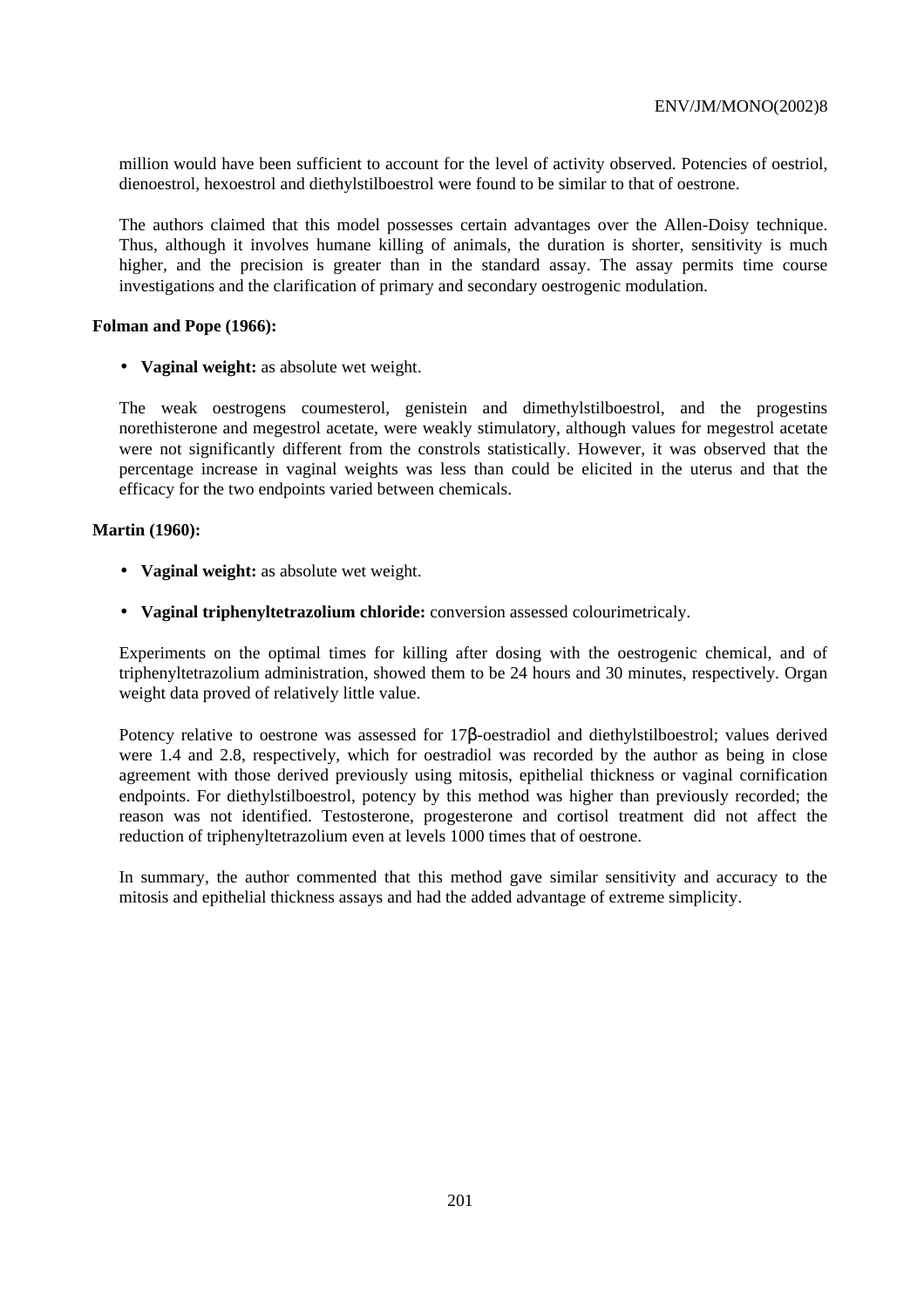million would have been sufficient to account for the level of activity observed. Potencies of oestriol, dienoestrol, hexoestrol and diethylstilboestrol were found to be similar to that of oestrone.

The authors claimed that this model possesses certain advantages over the Allen-Doisy technique. Thus, although it involves humane killing of animals, the duration is shorter, sensitivity is much higher, and the precision is greater than in the standard assay. The assay permits time course investigations and the clarification of primary and secondary oestrogenic modulation.

**Folman and Pope (1966):**

- **Vaginal weight:** as absolute wet weight.

The weak oestrogens coumesterol, genistein and dimethylstilboestrol, and the progestins norethisterone and megestrol acetate, were weakly stimulatory, although values for megestrol acetate were not significantly different from the constrols statistically. However, it was observed that the percentage increase in vaginal weights was less than could be elicited in the uterus and that the efficacy for the two endpoints varied between chemicals.

**Martin (1960):**

- **Vaginal weight:** as absolute wet weight.
- **Vaginal triphenyltetrazolium chloride:** conversion assessed colourimetricaly.

Experiments on the optimal times for killing after dosing with the oestrogenic chemical, and of triphenyltetrazolium administration, showed them to be 24 hours and 30 minutes, respectively. Organ weight data proved of relatively little value.

Potency relative to oestrone was assessed for 17β-oestradiol and diethylstilboestrol; values derived were 1.4 and 2.8, respectively, which for oestradiol was recorded by the author as being in close agreement with those derived previously using mitosis, epithelial thickness or vaginal cornification endpoints. For diethylstilboestrol, potency by this method was higher than previously recorded; the reason was not identified. Testosterone, progesterone and cortisol treatment did not affect the reduction of triphenyltetrazolium even at levels 1000 times that of oestrone.

In summary, the author commented that this method gave similar sensitivity and accuracy to the mitosis and epithelial thickness assays and had the added advantage of extreme simplicity.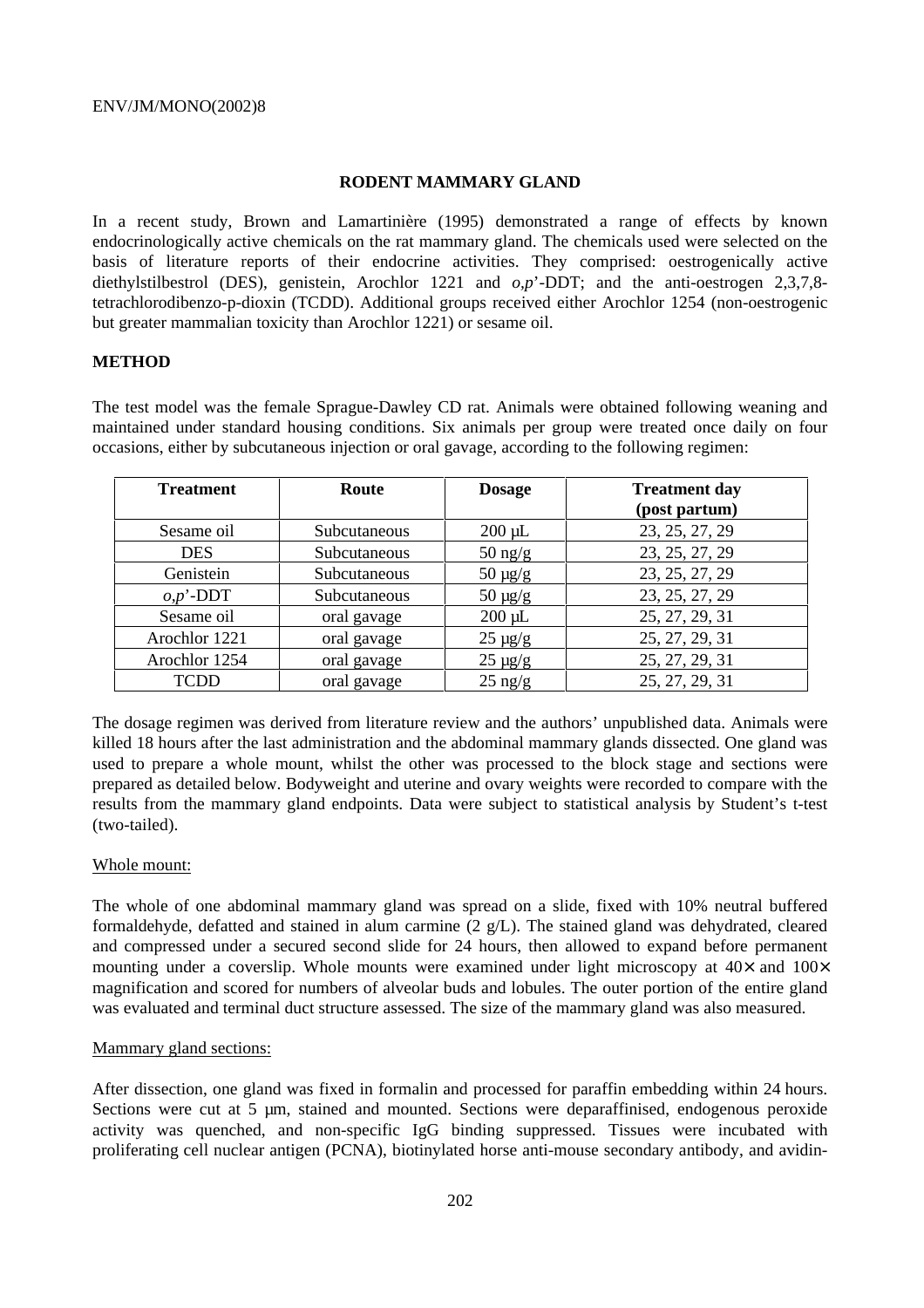## RODENT MAMMARY GLAND

In a recent study, Brown and Lamartinière (1995) demonstrated a range of effects by known endocrinologically active chemicals on the rat mammary gland. The chemicals used were selected on the basis of literature reports of their endocrine activities. They comprised: oestrogenically active diethylstilbestrol (DES), genistein, Arochlor 1221 and *o,p*'-DDT; and the anti-oestrogen 2,3,7,8-tetrachlorodibenzo-p-dioxin (TCDD). Additional groups received either Arochlor 1254 (non-oestrogenic but greater mammalian toxicity than Arochlor 1221) or sesame oil.

### METHOD

The test model was the female Sprague-Dawley CD rat. Animals were obtained following weaning and maintained under standard housing conditions. Six animals per group were treated once daily on four occasions, either by subcutaneous injection or oral gavage, according to the following regimen:

| Treatment | Route | Dosage | Treatment day (post partum) |
|---|---|---|---|
| Sesame oil | Subcutaneous | 200 µL | 23, 25, 27, 29 |
| DES | Subcutaneous | 50 ng/g | 23, 25, 27, 29 |
| Genistein | Subcutaneous | 50 µg/g | 23, 25, 27, 29 |
| *o,p*'-DDT | Subcutaneous | 50 µg/g | 23, 25, 27, 29 |
| Sesame oil | oral gavage | 200 µL | 25, 27, 29, 31 |
| Arochlor 1221 | oral gavage | 25 µg/g | 25, 27, 29, 31 |
| Arochlor 1254 | oral gavage | 25 µg/g | 25, 27, 29, 31 |
| TCDD | oral gavage | 25 ng/g | 25, 27, 29, 31 |

The dosage regimen was derived from literature review and the authors' unpublished data. Animals were killed 18 hours after the last administration and the abdominal mammary glands dissected. One gland was used to prepare a whole mount, whilst the other was processed to the block stage and sections were prepared as detailed below. Bodyweight and uterine and ovary weights were recorded to compare with the results from the mammary gland endpoints. Data were subject to statistical analysis by Student's t-test (two-tailed).

Whole mount:

The whole of one abdominal mammary gland was spread on a slide, fixed with 10% neutral buffered formaldehyde, defatted and stained in alum carmine (2 g/L). The stained gland was dehydrated, cleared and compressed under a secured second slide for 24 hours, then allowed to expand before permanent mounting under a coverslip. Whole mounts were examined under light microscopy at 40× and 100× magnification and scored for numbers of alveolar buds and lobules. The outer portion of the entire gland was evaluated and terminal duct structure assessed. The size of the mammary gland was also measured.

Mammary gland sections:

After dissection, one gland was fixed in formalin and processed for paraffin embedding within 24 hours. Sections were cut at 5 µm, stained and mounted. Sections were deparaffinised, endogenous peroxide activity was quenched, and non-specific IgG binding suppressed. Tissues were incubated with proliferating cell nuclear antigen (PCNA), biotinylated horse anti-mouse secondary antibody, and avidin-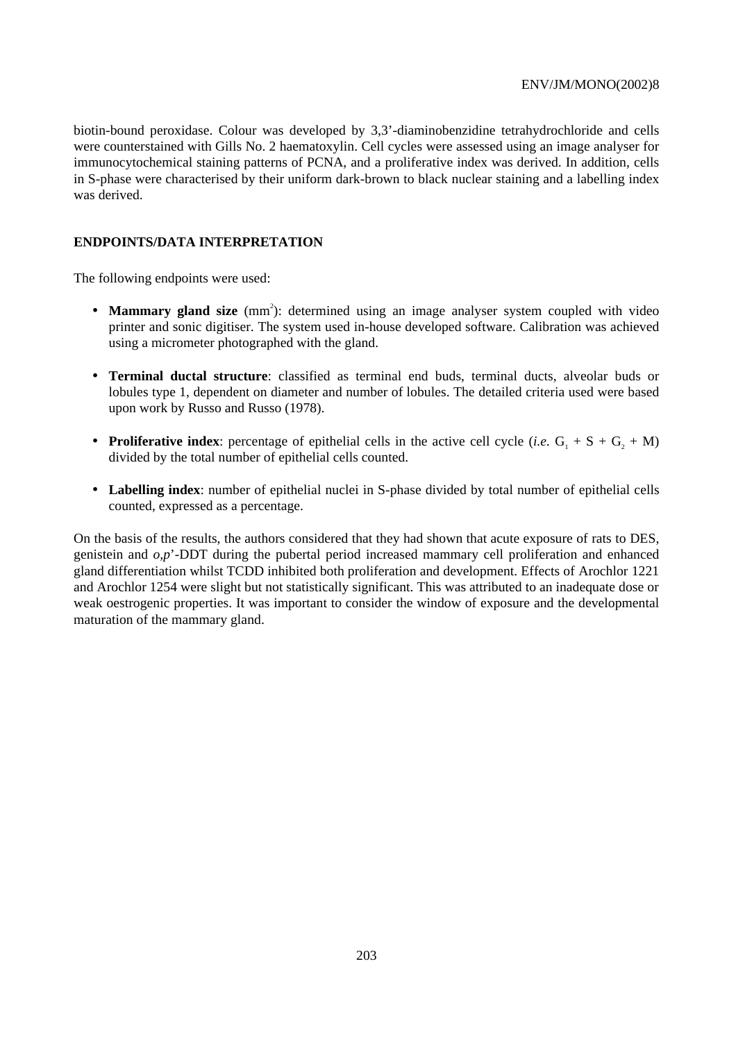biotin-bound peroxidase. Colour was developed by 3,3'-diaminobenzidine tetrahydrochloride and cells were counterstained with Gills No. 2 haematoxylin. Cell cycles were assessed using an image analyser for immunocytochemical staining patterns of PCNA, and a proliferative index was derived. In addition, cells in S-phase were characterised by their uniform dark-brown to black nuclear staining and a labelling index was derived.

### ENDPOINTS/DATA INTERPRETATION

The following endpoints were used:

- **Mammary gland size** ($mm^2$): determined using an image analyser system coupled with video printer and sonic digitiser. The system used in-house developed software. Calibration was achieved using a micrometer photographed with the gland.

- **Terminal ductal structure**: classified as terminal end buds, terminal ducts, alveolar buds or lobules type 1, dependent on diameter and number of lobules. The detailed criteria used were based upon work by Russo and Russo (1978).

- **Proliferative index**: percentage of epithelial cells in the active cell cycle (*i.e.* $G_1$ + S + $G_2$ + M) divided by the total number of epithelial cells counted.

- **Labelling index**: number of epithelial nuclei in S-phase divided by total number of epithelial cells counted, expressed as a percentage.

On the basis of the results, the authors considered that they had shown that acute exposure of rats to DES, genistein and *o,p*'-DDT during the pubertal period increased mammary cell proliferation and enhanced gland differentiation whilst TCDD inhibited both proliferation and development. Effects of Arochlor 1221 and Arochlor 1254 were slight but not statistically significant. This was attributed to an inadequate dose or weak oestrogenic properties. It was important to consider the window of exposure and the developmental maturation of the mammary gland.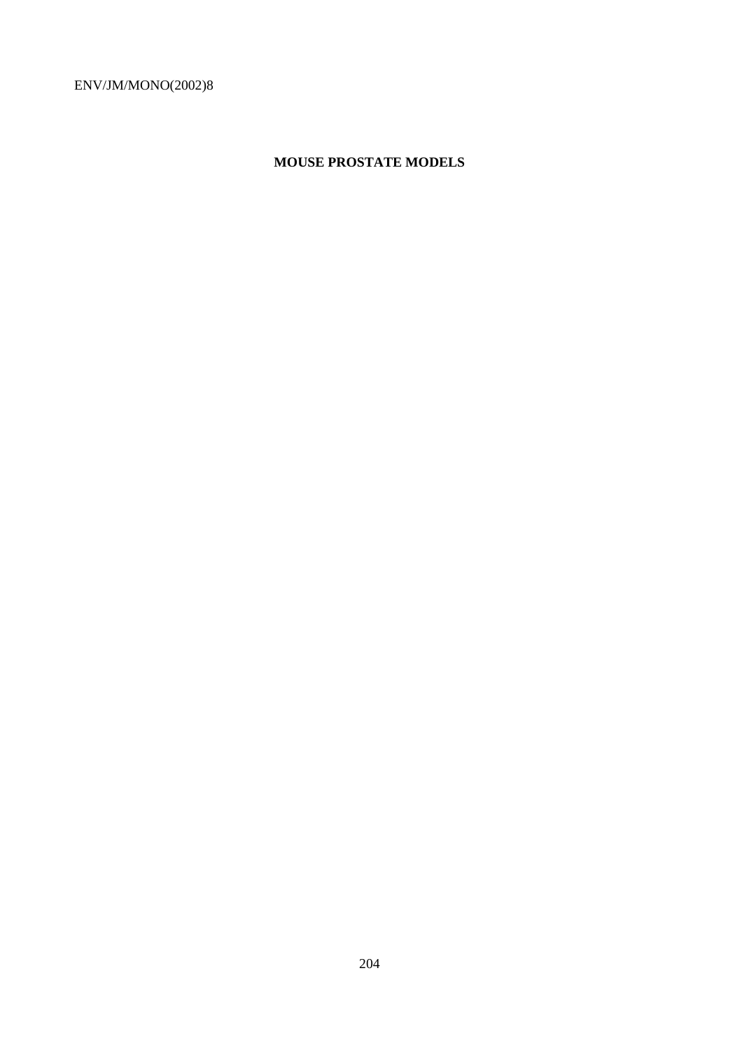**MOUSE PROSTATE MODELS**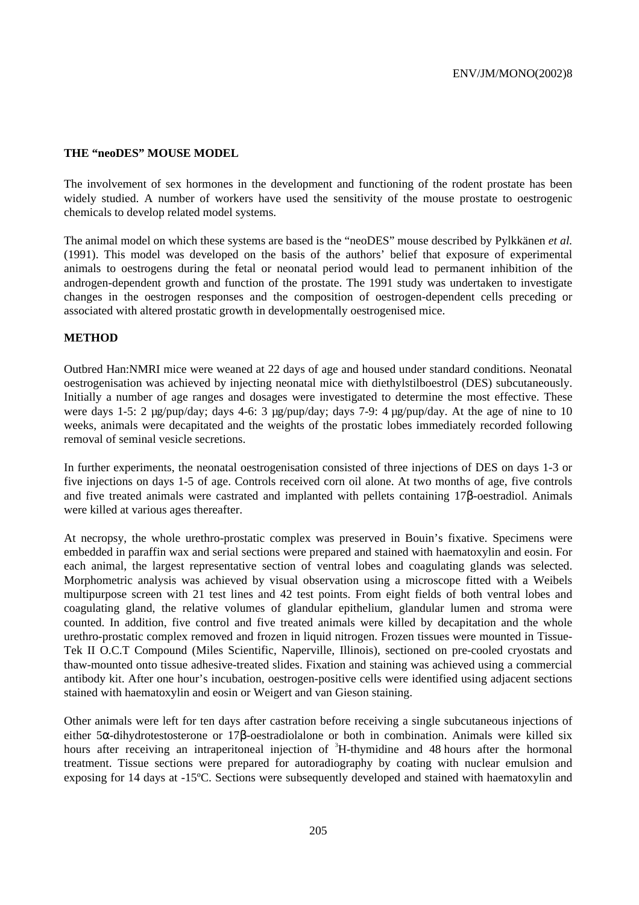**THE "neoDES" MOUSE MODEL**

The involvement of sex hormones in the development and functioning of the rodent prostate has been widely studied. A number of workers have used the sensitivity of the mouse prostate to oestrogenic chemicals to develop related model systems.

The animal model on which these systems are based is the "neoDES" mouse described by Pylkkänen *et al.* (1991). This model was developed on the basis of the authors' belief that exposure of experimental animals to oestrogens during the fetal or neonatal period would lead to permanent inhibition of the androgen-dependent growth and function of the prostate. The 1991 study was undertaken to investigate changes in the oestrogen responses and the composition of oestrogen-dependent cells preceding or associated with altered prostatic growth in developmentally oestrogenised mice.

**METHOD**

Outbred Han:NMRI mice were weaned at 22 days of age and housed under standard conditions. Neonatal oestrogenisation was achieved by injecting neonatal mice with diethylstilboestrol (DES) subcutaneously. Initially a number of age ranges and dosages were investigated to determine the most effective. These were days 1-5: 2 µg/pup/day; days 4-6: 3 µg/pup/day; days 7-9: 4 µg/pup/day. At the age of nine to 10 weeks, animals were decapitated and the weights of the prostatic lobes immediately recorded following removal of seminal vesicle secretions.

In further experiments, the neonatal oestrogenisation consisted of three injections of DES on days 1-3 or five injections on days 1-5 of age. Controls received corn oil alone. At two months of age, five controls and five treated animals were castrated and implanted with pellets containing 17β-oestradiol. Animals were killed at various ages thereafter.

At necropsy, the whole urethro-prostatic complex was preserved in Bouin's fixative. Specimens were embedded in paraffin wax and serial sections were prepared and stained with haematoxylin and eosin. For each animal, the largest representative section of ventral lobes and coagulating glands was selected. Morphometric analysis was achieved by visual observation using a microscope fitted with a Weibels multipurpose screen with 21 test lines and 42 test points. From eight fields of both ventral lobes and coagulating gland, the relative volumes of glandular epithelium, glandular lumen and stroma were counted. In addition, five control and five treated animals were killed by decapitation and the whole urethro-prostatic complex removed and frozen in liquid nitrogen. Frozen tissues were mounted in Tissue-Tek II O.C.T Compound (Miles Scientific, Naperville, Illinois), sectioned on pre-cooled cryostats and thaw-mounted onto tissue adhesive-treated slides. Fixation and staining was achieved using a commercial antibody kit. After one hour's incubation, oestrogen-positive cells were identified using adjacent sections stained with haematoxylin and eosin or Weigert and van Gieson staining.

Other animals were left for ten days after castration before receiving a single subcutaneous injections of either 5α-dihydrotestosterone or 17β-oestradiolalone or both in combination. Animals were killed six hours after receiving an intraperitoneal injection of $^{3}$H-thymidine and 48 hours after the hormonal treatment. Tissue sections were prepared for autoradiography by coating with nuclear emulsion and exposing for 14 days at -15ºC. Sections were subsequently developed and stained with haematoxylin and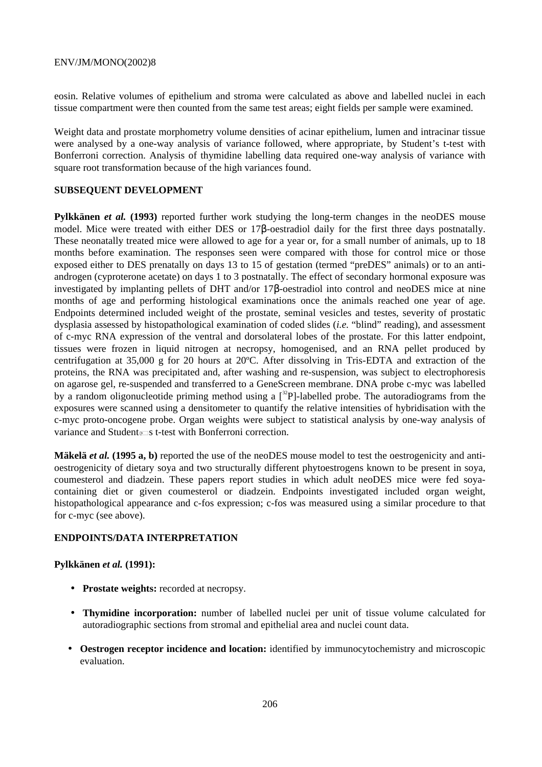eosin. Relative volumes of epithelium and stroma were calculated as above and labelled nuclei in each tissue compartment were then counted from the same test areas; eight fields per sample were examined.

Weight data and prostate morphometry volume densities of acinar epithelium, lumen and intracinar tissue were analysed by a one-way analysis of variance followed, where appropriate, by Student's t-test with Bonferroni correction. Analysis of thymidine labelling data required one-way analysis of variance with square root transformation because of the high variances found.

**SUBSEQUENT DEVELOPMENT**

**Pylkkänen *et al.* (1993)** reported further work studying the long-term changes in the neoDES mouse model. Mice were treated with either DES or 17β-oestradiol daily for the first three days postnatally. These neonatally treated mice were allowed to age for a year or, for a small number of animals, up to 18 months before examination. The responses seen were compared with those for control mice or those exposed either to DES prenatally on days 13 to 15 of gestation (termed "preDES" animals) or to an anti-androgen (cyproterone acetate) on days 1 to 3 postnatally. The effect of secondary hormonal exposure was investigated by implanting pellets of DHT and/or 17β-oestradiol into control and neoDES mice at nine months of age and performing histological examinations once the animals reached one year of age. Endpoints determined included weight of the prostate, seminal vesicles and testes, severity of prostatic dysplasia assessed by histopathological examination of coded slides (*i.e.* "blind" reading), and assessment of c-myc RNA expression of the ventral and dorsolateral lobes of the prostate. For this latter endpoint, tissues were frozen in liquid nitrogen at necropsy, homogenised, and an RNA pellet produced by centrifugation at 35,000 g for 20 hours at 20ºC. After dissolving in Tris-EDTA and extraction of the proteins, the RNA was precipitated and, after washing and re-suspension, was subject to electrophoresis on agarose gel, re-suspended and transferred to a GeneScreen membrane. DNA probe c-myc was labelled by a random oligonucleotide priming method using a [$^{32}$P]-labelled probe. The autoradiograms from the exposures were scanned using a densitometer to quantify the relative intensities of hybridisation with the c-myc proto-oncogene probe. Organ weights were subject to statistical analysis by one-way analysis of variance and Student's t-test with Bonferroni correction.

**Mäkelä *et al.* (1995 a, b)** reported the use of the neoDES mouse model to test the oestrogenicity and anti-oestrogenicity of dietary soya and two structurally different phytoestrogens known to be present in soya, coumesterol and diadzein. These papers report studies in which adult neoDES mice were fed soya-containing diet or given coumesterol or diadzein. Endpoints investigated included organ weight, histopathological appearance and c-fos expression; c-fos was measured using a similar procedure to that for c-myc (see above).

**ENDPOINTS/DATA INTERPRETATION**

**Pylkkänen *et al.* (1991):**

- **Prostate weights:** recorded at necropsy.
- **Thymidine incorporation:** number of labelled nuclei per unit of tissue volume calculated for autoradiographic sections from stromal and epithelial area and nuclei count data.
- **Oestrogen receptor incidence and location:** identified by immunocytochemistry and microscopic evaluation.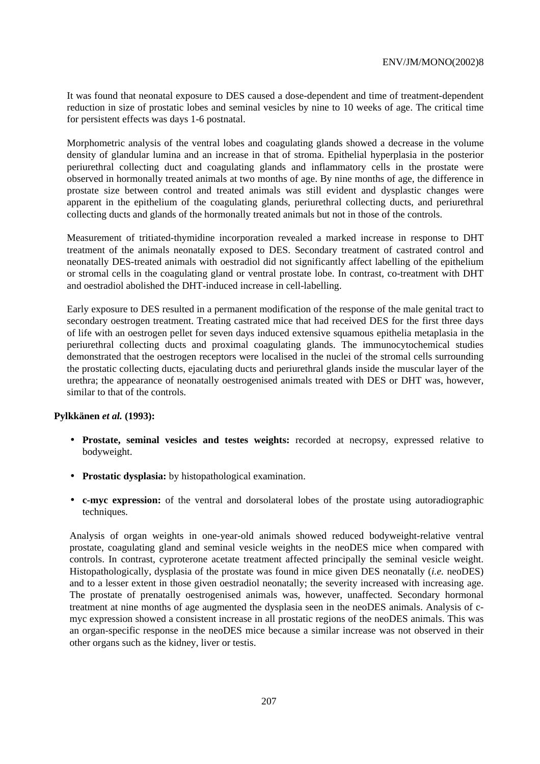It was found that neonatal exposure to DES caused a dose-dependent and time of treatment-dependent reduction in size of prostatic lobes and seminal vesicles by nine to 10 weeks of age. The critical time for persistent effects was days 1-6 postnatal.

Morphometric analysis of the ventral lobes and coagulating glands showed a decrease in the volume density of glandular lumina and an increase in that of stroma. Epithelial hyperplasia in the posterior periurethral collecting duct and coagulating glands and inflammatory cells in the prostate were observed in hormonally treated animals at two months of age. By nine months of age, the difference in prostate size between control and treated animals was still evident and dysplastic changes were apparent in the epithelium of the coagulating glands, periurethral collecting ducts, and periurethral collecting ducts and glands of the hormonally treated animals but not in those of the controls.

Measurement of tritiated-thymidine incorporation revealed a marked increase in response to DHT treatment of the animals neonatally exposed to DES. Secondary treatment of castrated control and neonatally DES-treated animals with oestradiol did not significantly affect labelling of the epithelium or stromal cells in the coagulating gland or ventral prostate lobe. In contrast, co-treatment with DHT and oestradiol abolished the DHT-induced increase in cell-labelling.

Early exposure to DES resulted in a permanent modification of the response of the male genital tract to secondary oestrogen treatment. Treating castrated mice that had received DES for the first three days of life with an oestrogen pellet for seven days induced extensive squamous epithelia metaplasia in the periurethral collecting ducts and proximal coagulating glands. The immunocytochemical studies demonstrated that the oestrogen receptors were localised in the nuclei of the stromal cells surrounding the prostatic collecting ducts, ejaculating ducts and periurethral glands inside the muscular layer of the urethra; the appearance of neonatally oestrogenised animals treated with DES or DHT was, however, similar to that of the controls.

**Pylkkänen *et al.* (1993):**

- **Prostate, seminal vesicles and testes weights:** recorded at necropsy, expressed relative to bodyweight.
- **Prostatic dysplasia:** by histopathological examination.
- **c-myc expression:** of the ventral and dorsolateral lobes of the prostate using autoradiographic techniques.

Analysis of organ weights in one-year-old animals showed reduced bodyweight-relative ventral prostate, coagulating gland and seminal vesicle weights in the neoDES mice when compared with controls. In contrast, cyproterone acetate treatment affected principally the seminal vesicle weight. Histopathologically, dysplasia of the prostate was found in mice given DES neonatally (*i.e.* neoDES) and to a lesser extent in those given oestradiol neonatally; the severity increased with increasing age. The prostate of prenatally oestrogenised animals was, however, unaffected. Secondary hormonal treatment at nine months of age augmented the dysplasia seen in the neoDES animals. Analysis of c-myc expression showed a consistent increase in all prostatic regions of the neoDES animals. This was an organ-specific response in the neoDES mice because a similar increase was not observed in their other organs such as the kidney, liver or testis.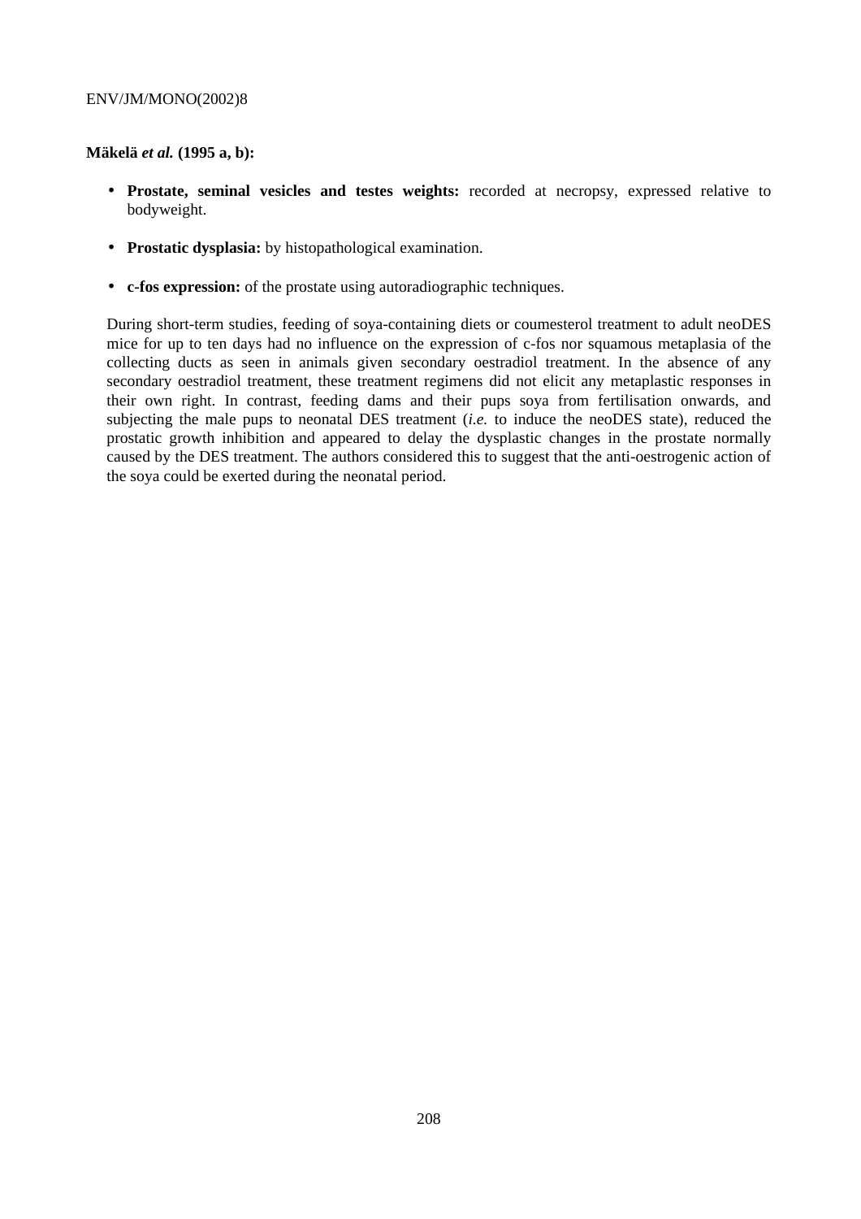**Mäkelä *et al.* (1995 a, b):**

- **Prostate, seminal vesicles and testes weights:** recorded at necropsy, expressed relative to bodyweight.
- **Prostatic dysplasia:** by histopathological examination.
- **c-fos expression:** of the prostate using autoradiographic techniques.

During short-term studies, feeding of soya-containing diets or coumesterol treatment to adult neoDES mice for up to ten days had no influence on the expression of c-fos nor squamous metaplasia of the collecting ducts as seen in animals given secondary oestradiol treatment. In the absence of any secondary oestradiol treatment, these treatment regimens did not elicit any metaplastic responses in their own right. In contrast, feeding dams and their pups soya from fertilisation onwards, and subjecting the male pups to neonatal DES treatment (*i.e.* to induce the neoDES state), reduced the prostatic growth inhibition and appeared to delay the dysplastic changes in the prostate normally caused by the DES treatment. The authors considered this to suggest that the anti-oestrogenic action of the soya could be exerted during the neonatal period.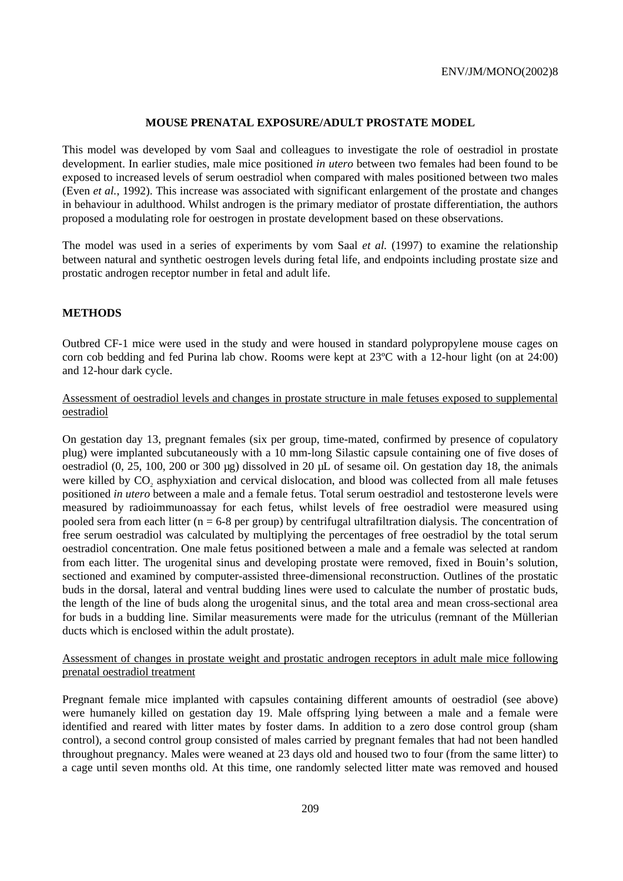## MOUSE PRENATAL EXPOSURE/ADULT PROSTATE MODEL

This model was developed by vom Saal and colleagues to investigate the role of oestradiol in prostate development. In earlier studies, male mice positioned *in utero* between two females had been found to be exposed to increased levels of serum oestradiol when compared with males positioned between two males (Even *et al.*, 1992). This increase was associated with significant enlargement of the prostate and changes in behaviour in adulthood. Whilst androgen is the primary mediator of prostate differentiation, the authors proposed a modulating role for oestrogen in prostate development based on these observations.

The model was used in a series of experiments by vom Saal *et al.* (1997) to examine the relationship between natural and synthetic oestrogen levels during fetal life, and endpoints including prostate size and prostatic androgen receptor number in fetal and adult life.

### METHODS

Outbred CF-1 mice were used in the study and were housed in standard polypropylene mouse cages on corn cob bedding and fed Purina lab chow. Rooms were kept at 23ºC with a 12-hour light (on at 24:00) and 12-hour dark cycle.

Assessment of oestradiol levels and changes in prostate structure in male fetuses exposed to supplemental oestradiol

On gestation day 13, pregnant females (six per group, time-mated, confirmed by presence of copulatory plug) were implanted subcutaneously with a 10 mm-long Silastic capsule containing one of five doses of oestradiol (0, 25, 100, 200 or 300 µg) dissolved in 20 µL of sesame oil. On gestation day 18, the animals were killed by $CO_2$ asphyxiation and cervical dislocation, and blood was collected from all male fetuses positioned *in utero* between a male and a female fetus. Total serum oestradiol and testosterone levels were measured by radioimmunoassay for each fetus, whilst levels of free oestradiol were measured using pooled sera from each litter (n = 6-8 per group) by centrifugal ultrafiltration dialysis. The concentration of free serum oestradiol was calculated by multiplying the percentages of free oestradiol by the total serum oestradiol concentration. One male fetus positioned between a male and a female was selected at random from each litter. The urogenital sinus and developing prostate were removed, fixed in Bouin's solution, sectioned and examined by computer-assisted three-dimensional reconstruction. Outlines of the prostatic buds in the dorsal, lateral and ventral budding lines were used to calculate the number of prostatic buds, the length of the line of buds along the urogenital sinus, and the total area and mean cross-sectional area for buds in a budding line. Similar measurements were made for the utriculus (remnant of the Müllerian ducts which is enclosed within the adult prostate).

Assessment of changes in prostate weight and prostatic androgen receptors in adult male mice following prenatal oestradiol treatment

Pregnant female mice implanted with capsules containing different amounts of oestradiol (see above) were humanely killed on gestation day 19. Male offspring lying between a male and a female were identified and reared with litter mates by foster dams. In addition to a zero dose control group (sham control), a second control group consisted of males carried by pregnant females that had not been handled throughout pregnancy. Males were weaned at 23 days old and housed two to four (from the same litter) to a cage until seven months old. At this time, one randomly selected litter mate was removed and housed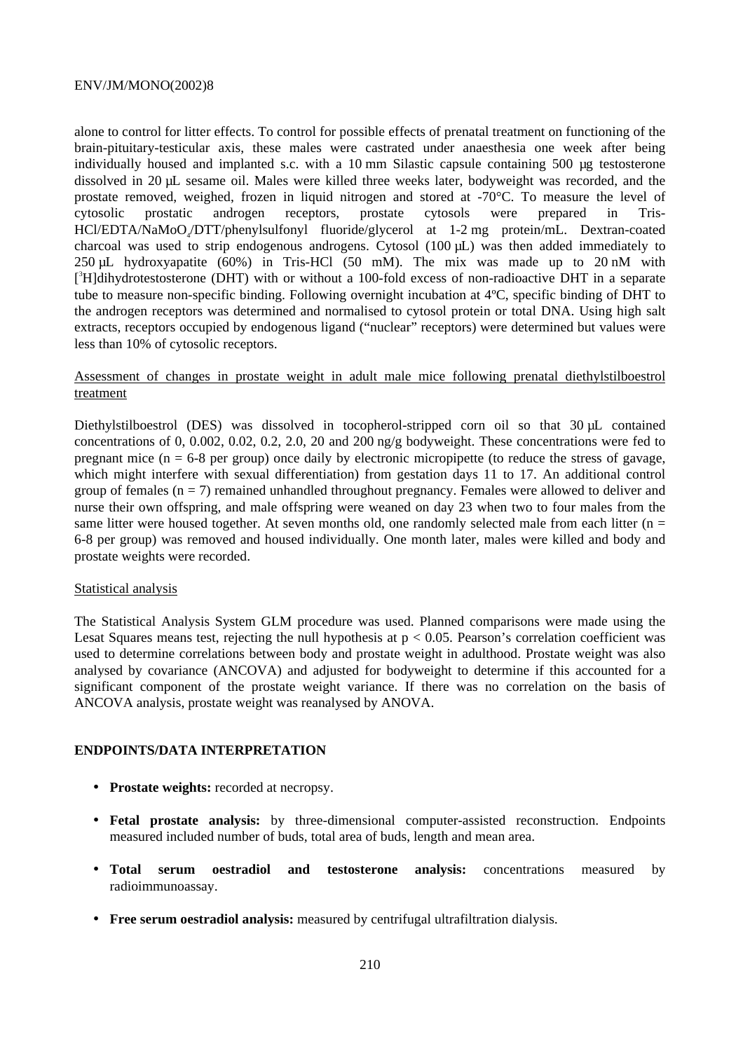alone to control for litter effects. To control for possible effects of prenatal treatment on functioning of the brain-pituitary-testicular axis, these males were castrated under anaesthesia one week after being individually housed and implanted s.c. with a 10 mm Silastic capsule containing 500 μg testosterone dissolved in 20 μL sesame oil. Males were killed three weeks later, bodyweight was recorded, and the prostate removed, weighed, frozen in liquid nitrogen and stored at -70°C. To measure the level of cytosolic prostatic androgen receptors, prostate cytosols were prepared in Tris-HCl/EDTA/$NaMoO_4$/DTT/phenylsulfonyl fluoride/glycerol at 1-2 mg protein/mL. Dextran-coated charcoal was used to strip endogenous androgens. Cytosol (100 μL) was then added immediately to 250 μL hydroxyapatite (60%) in Tris-HCl (50 mM). The mix was made up to 20 nM with [$^3$H]dihydrotestosterone (DHT) with or without a 100-fold excess of non-radioactive DHT in a separate tube to measure non-specific binding. Following overnight incubation at 4ºC, specific binding of DHT to the androgen receptors was determined and normalised to cytosol protein or total DNA. Using high salt extracts, receptors occupied by endogenous ligand ("nuclear" receptors) were determined but values were less than 10% of cytosolic receptors.

Assessment of changes in prostate weight in adult male mice following prenatal diethylstilboestrol treatment

Diethylstilboestrol (DES) was dissolved in tocopherol-stripped corn oil so that 30 μL contained concentrations of 0, 0.002, 0.02, 0.2, 2.0, 20 and 200 ng/g bodyweight. These concentrations were fed to pregnant mice (n = 6-8 per group) once daily by electronic micropipette (to reduce the stress of gavage, which might interfere with sexual differentiation) from gestation days 11 to 17. An additional control group of females (n = 7) remained unhandled throughout pregnancy. Females were allowed to deliver and nurse their own offspring, and male offspring were weaned on day 23 when two to four males from the same litter were housed together. At seven months old, one randomly selected male from each litter (n = 6-8 per group) was removed and housed individually. One month later, males were killed and body and prostate weights were recorded.

Statistical analysis

The Statistical Analysis System GLM procedure was used. Planned comparisons were made using the Lesat Squares means test, rejecting the null hypothesis at $p < 0.05$. Pearson's correlation coefficient was used to determine correlations between body and prostate weight in adulthood. Prostate weight was also analysed by covariance (ANCOVA) and adjusted for bodyweight to determine if this accounted for a significant component of the prostate weight variance. If there was no correlation on the basis of ANCOVA analysis, prostate weight was reanalysed by ANOVA.

## ENDPOINTS/DATA INTERPRETATION

- **Prostate weights:** recorded at necropsy.
- **Fetal prostate analysis:** by three-dimensional computer-assisted reconstruction. Endpoints measured included number of buds, total area of buds, length and mean area.
- **Total serum oestradiol and testosterone analysis:** concentrations measured by radioimmunoassay.
- **Free serum oestradiol analysis:** measured by centrifugal ultrafiltration dialysis.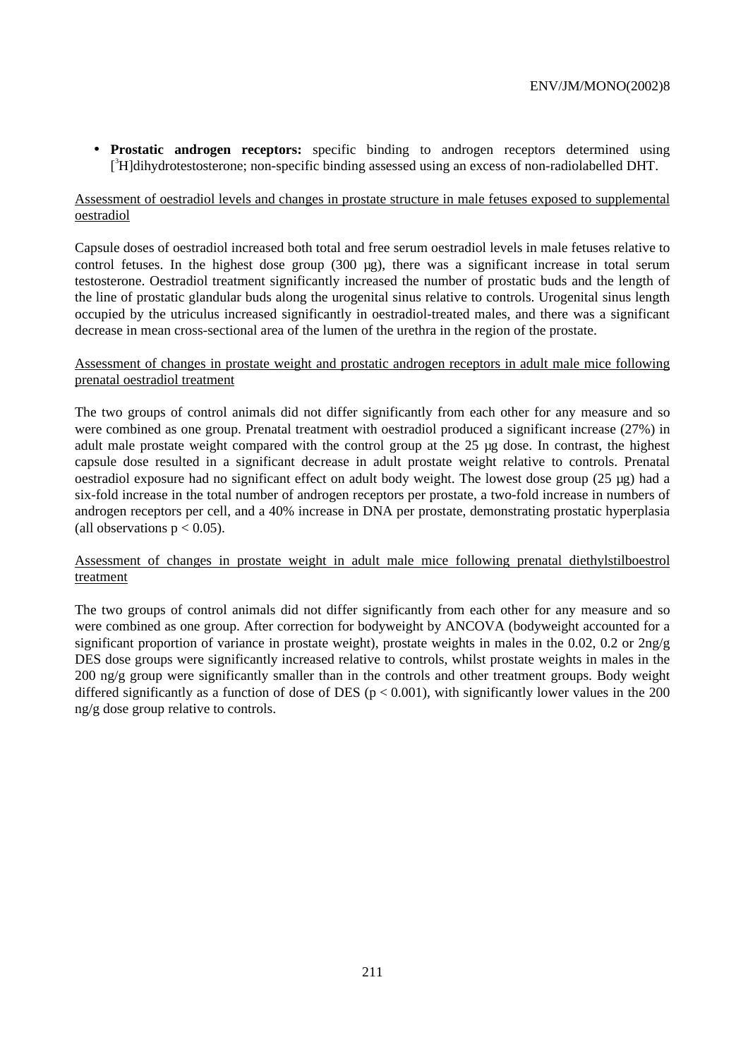- **Prostatic androgen receptors:** specific binding to androgen receptors determined using [$^3$H]dihydrotestosterone; non-specific binding assessed using an excess of non-radiolabelled DHT.

Assessment of oestradiol levels and changes in prostate structure in male fetuses exposed to supplemental oestradiol

Capsule doses of oestradiol increased both total and free serum oestradiol levels in male fetuses relative to control fetuses. In the highest dose group (300 µg), there was a significant increase in total serum testosterone. Oestradiol treatment significantly increased the number of prostatic buds and the length of the line of prostatic glandular buds along the urogenital sinus relative to controls. Urogenital sinus length occupied by the utriculus increased significantly in oestradiol-treated males, and there was a significant decrease in mean cross-sectional area of the lumen of the urethra in the region of the prostate.

Assessment of changes in prostate weight and prostatic androgen receptors in adult male mice following prenatal oestradiol treatment

The two groups of control animals did not differ significantly from each other for any measure and so were combined as one group. Prenatal treatment with oestradiol produced a significant increase (27%) in adult male prostate weight compared with the control group at the 25 µg dose. In contrast, the highest capsule dose resulted in a significant decrease in adult prostate weight relative to controls. Prenatal oestradiol exposure had no significant effect on adult body weight. The lowest dose group (25 µg) had a six-fold increase in the total number of androgen receptors per prostate, a two-fold increase in numbers of androgen receptors per cell, and a 40% increase in DNA per prostate, demonstrating prostatic hyperplasia (all observations $p < 0.05$).

Assessment of changes in prostate weight in adult male mice following prenatal diethylstilboestrol treatment

The two groups of control animals did not differ significantly from each other for any measure and so were combined as one group. After correction for bodyweight by ANCOVA (bodyweight accounted for a significant proportion of variance in prostate weight), prostate weights in males in the 0.02, 0.2 or 2ng/g DES dose groups were significantly increased relative to controls, whilst prostate weights in males in the 200 ng/g group were significantly smaller than in the controls and other treatment groups. Body weight differed significantly as a function of dose of DES ($p < 0.001$), with significantly lower values in the 200 ng/g dose group relative to controls.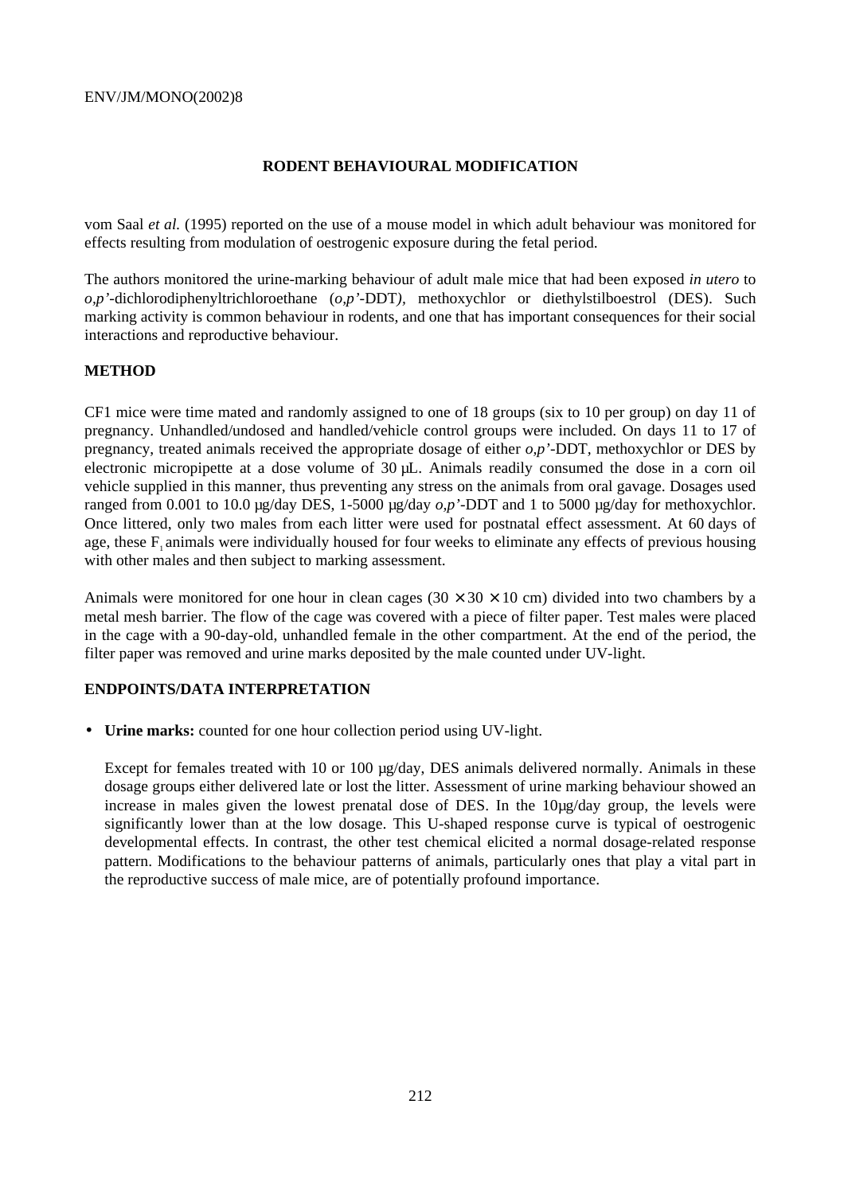## RODENT BEHAVIOURAL MODIFICATION

vom Saal *et al.* (1995) reported on the use of a mouse model in which adult behaviour was monitored for effects resulting from modulation of oestrogenic exposure during the fetal period.

The authors monitored the urine-marking behaviour of adult male mice that had been exposed *in utero* to *o,p'*-dichlorodiphenyltrichloroethane (*o,p'*-DDT), methoxychlor or diethylstilboestrol (DES). Such marking activity is common behaviour in rodents, and one that has important consequences for their social interactions and reproductive behaviour.

### METHOD

CF1 mice were time mated and randomly assigned to one of 18 groups (six to 10 per group) on day 11 of pregnancy. Unhandled/undosed and handled/vehicle control groups were included. On days 11 to 17 of pregnancy, treated animals received the appropriate dosage of either *o,p'*-DDT, methoxychlor or DES by electronic micropipette at a dose volume of 30 µL. Animals readily consumed the dose in a corn oil vehicle supplied in this manner, thus preventing any stress on the animals from oral gavage. Dosages used ranged from 0.001 to 10.0 µg/day DES, 1-5000 µg/day *o,p'*-DDT and 1 to 5000 µg/day for methoxychlor. Once littered, only two males from each litter were used for postnatal effect assessment. At 60 days of age, these $F_1$ animals were individually housed for four weeks to eliminate any effects of previous housing with other males and then subject to marking assessment.

Animals were monitored for one hour in clean cages ($30 \times 30 \times 10$ cm) divided into two chambers by a metal mesh barrier. The flow of the cage was covered with a piece of filter paper. Test males were placed in the cage with a 90-day-old, unhandled female in the other compartment. At the end of the period, the filter paper was removed and urine marks deposited by the male counted under UV-light.

### ENDPOINTS/DATA INTERPRETATION

- **Urine marks:** counted for one hour collection period using UV-light.

  Except for females treated with 10 or 100 µg/day, DES animals delivered normally. Animals in these dosage groups either delivered late or lost the litter. Assessment of urine marking behaviour showed an increase in males given the lowest prenatal dose of DES. In the 10µg/day group, the levels were significantly lower than at the low dosage. This U-shaped response curve is typical of oestrogenic developmental effects. In contrast, the other test chemical elicited a normal dosage-related response pattern. Modifications to the behaviour patterns of animals, particularly ones that play a vital part in the reproductive success of male mice, are of potentially profound importance.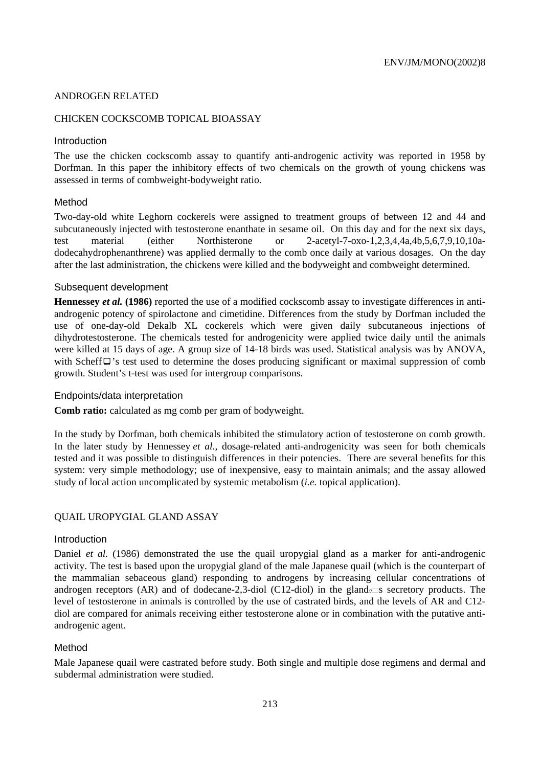ANDROGEN RELATED

## CHICKEN COCKSCOMB TOPICAL BIOASSAY

### Introduction

The use the chicken cockscomb assay to quantify anti-androgenic activity was reported in 1958 by Dorfman. In this paper the inhibitory effects of two chemicals on the growth of young chickens was assessed in terms of combweight-bodyweight ratio.

### Method

Two-day-old white Leghorn cockerels were assigned to treatment groups of between 12 and 44 and subcutaneously injected with testosterone enanthate in sesame oil. On this day and for the next six days, test material (either Northisterone or 2-acetyl-7-oxo-1,2,3,4,4a,4b,5,6,7,9,10,10a-dodecahydrophenanthrene) was applied dermally to the comb once daily at various dosages. On the day after the last administration, the chickens were killed and the bodyweight and combweight determined.

### Subsequent development

**Hennessey *et al.* (1986)** reported the use of a modified cockscomb assay to investigate differences in anti-androgenic potency of spirolactone and cimetidine. Differences from the study by Dorfman included the use of one-day-old Dekalb XL cockerels which were given daily subcutaneous injections of dihydrotestosterone. The chemicals tested for androgenicity were applied twice daily until the animals were killed at 15 days of age. A group size of 14-18 birds was used. Statistical analysis was by ANOVA, with Scheffé's test used to determine the doses producing significant or maximal suppression of comb growth. Student's t-test was used for intergroup comparisons.

### Endpoints/data interpretation

**Comb ratio:** calculated as mg comb per gram of bodyweight.

In the study by Dorfman, both chemicals inhibited the stimulatory action of testosterone on comb growth. In the later study by Hennessey *et al.,* dosage-related anti-androgenicity was seen for both chemicals tested and it was possible to distinguish differences in their potencies. There are several benefits for this system: very simple methodology; use of inexpensive, easy to maintain animals; and the assay allowed study of local action uncomplicated by systemic metabolism (*i.e.* topical application).

## QUAIL UROPYGIAL GLAND ASSAY

### Introduction

Daniel *et al.* (1986) demonstrated the use the quail uropygial gland as a marker for anti-androgenic activity. The test is based upon the uropygial gland of the male Japanese quail (which is the counterpart of the mammalian sebaceous gland) responding to androgens by increasing cellular concentrations of androgen receptors (AR) and of dodecane-2,3-diol (C12-diol) in the gland's secretory products. The level of testosterone in animals is controlled by the use of castrated birds, and the levels of AR and C12-diol are compared for animals receiving either testosterone alone or in combination with the putative anti-androgenic agent.

### Method

Male Japanese quail were castrated before study. Both single and multiple dose regimens and dermal and subdermal administration were studied.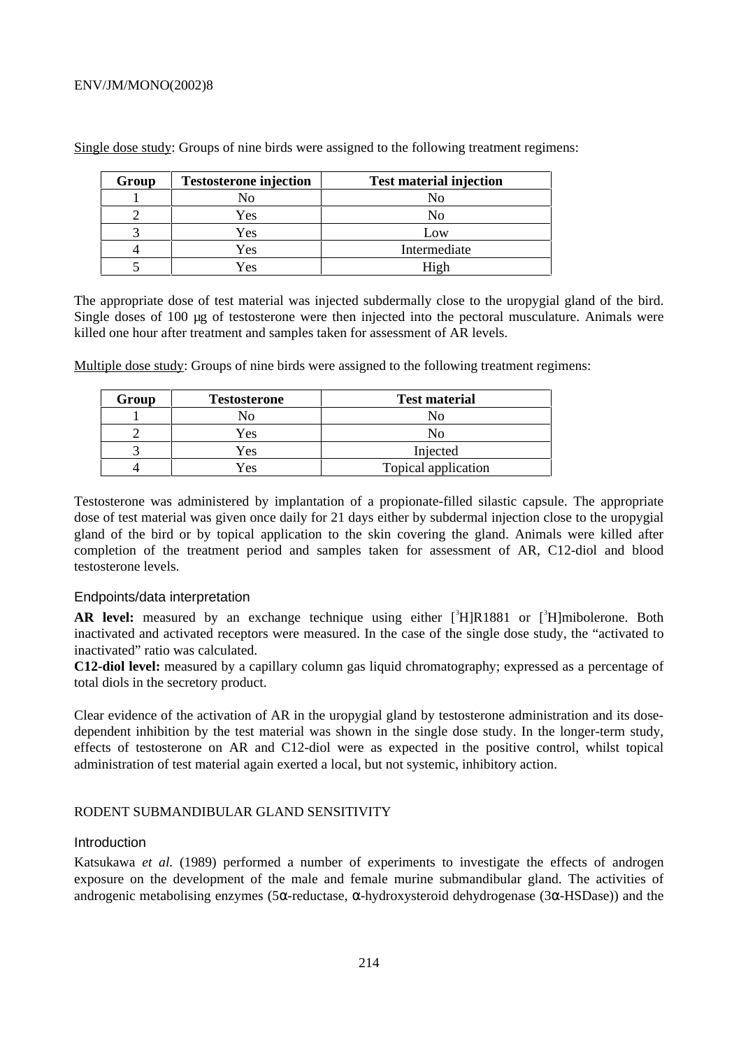Single dose study: Groups of nine birds were assigned to the following treatment regimens:

| Group | Testosterone injection | Test material injection |
|---|---|---|
| 1 | No | No |
| 2 | Yes | No |
| 3 | Yes | Low |
| 4 | Yes | Intermediate |
| 5 | Yes | High |

The appropriate dose of test material was injected subdermally close to the uropygial gland of the bird. Single doses of 100 µg of testosterone were then injected into the pectoral musculature. Animals were killed one hour after treatment and samples taken for assessment of AR levels.

Multiple dose study: Groups of nine birds were assigned to the following treatment regimens:

| Group | Testosterone | Test material |
|---|---|---|
| 1 | No | No |
| 2 | Yes | No |
| 3 | Yes | Injected |
| 4 | Yes | Topical application |

Testosterone was administered by implantation of a propionate-filled silastic capsule. The appropriate dose of test material was given once daily for 21 days either by subdermal injection close to the uropygial gland of the bird or by topical application to the skin covering the gland. Animals were killed after completion of the treatment period and samples taken for assessment of AR, C12-diol and blood testosterone levels.

### Endpoints/data interpretation

**AR level:** measured by an exchange technique using either [$^{3}$H]R1881 or [$^{3}$H]mibolerone. Both inactivated and activated receptors were measured. In the case of the single dose study, the "activated to inactivated" ratio was calculated.
**C12-diol level:** measured by a capillary column gas liquid chromatography; expressed as a percentage of total diols in the secretory product.

Clear evidence of the activation of AR in the uropygial gland by testosterone administration and its dose-dependent inhibition by the test material was shown in the single dose study. In the longer-term study, effects of testosterone on AR and C12-diol were as expected in the positive control, whilst topical administration of test material again exerted a local, but not systemic, inhibitory action.

## RODENT SUBMANDIBULAR GLAND SENSITIVITY

### Introduction

Katsukawa *et al.* (1989) performed a number of experiments to investigate the effects of androgen exposure on the development of the male and female murine submandibular gland. The activities of androgenic metabolising enzymes (5α-reductase, α-hydroxysteroid dehydrogenase (3α-HSDase)) and the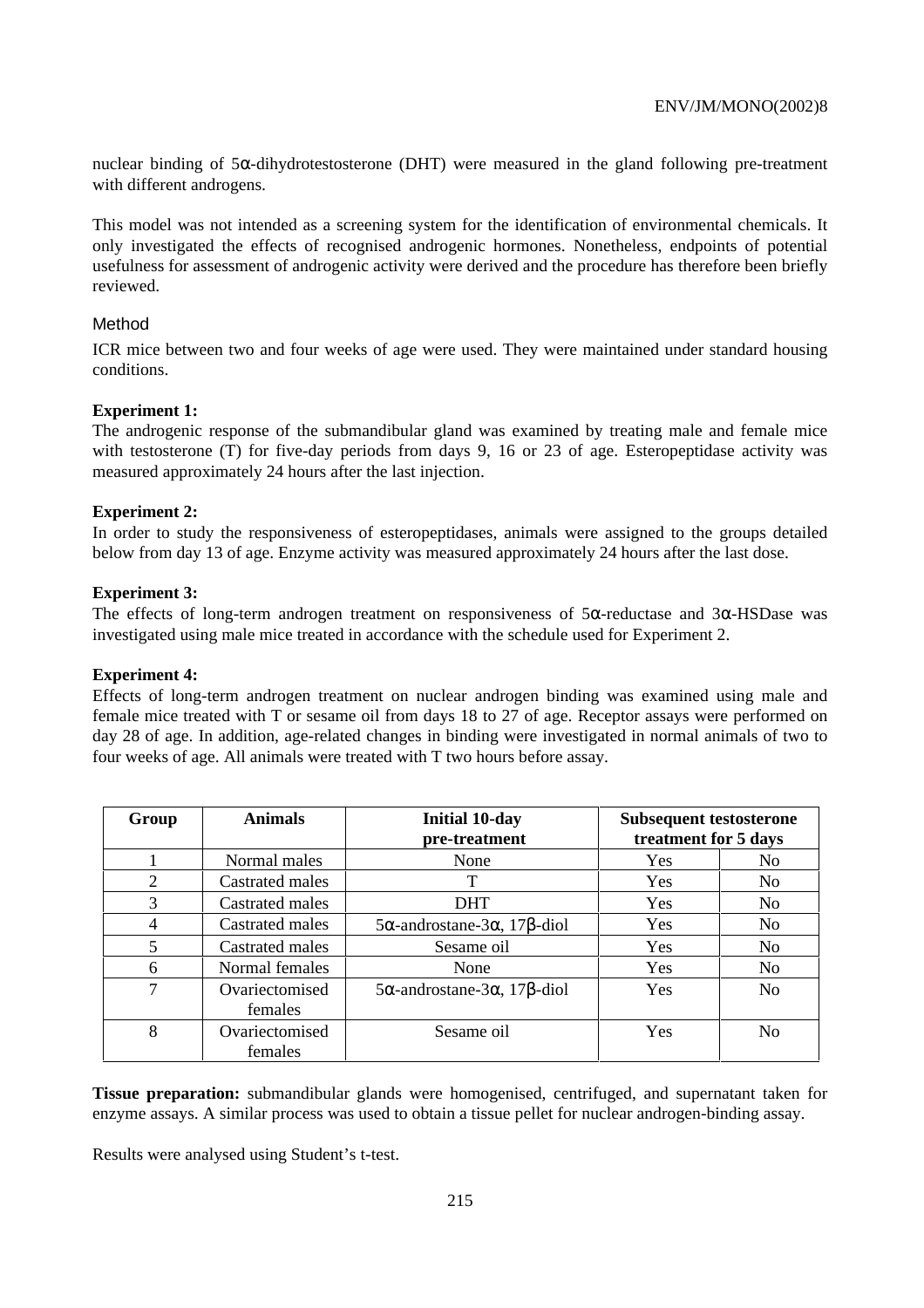nuclear binding of 5α-dihydrotestosterone (DHT) were measured in the gland following pre-treatment with different androgens.

This model was not intended as a screening system for the identification of environmental chemicals. It only investigated the effects of recognised androgenic hormones. Nonetheless, endpoints of potential usefulness for assessment of androgenic activity were derived and the procedure has therefore been briefly reviewed.

### Method

ICR mice between two and four weeks of age were used. They were maintained under standard housing conditions.

**Experiment 1:**
The androgenic response of the submandibular gland was examined by treating male and female mice with testosterone (T) for five-day periods from days 9, 16 or 23 of age. Esteropeptidase activity was measured approximately 24 hours after the last injection.

**Experiment 2:**
In order to study the responsiveness of esteropeptidases, animals were assigned to the groups detailed below from day 13 of age. Enzyme activity was measured approximately 24 hours after the last dose.

**Experiment 3:**
The effects of long-term androgen treatment on responsiveness of 5α-reductase and 3α-HSDase was investigated using male mice treated in accordance with the schedule used for Experiment 2.

**Experiment 4:**
Effects of long-term androgen treatment on nuclear androgen binding was examined using male and female mice treated with T or sesame oil from days 18 to 27 of age. Receptor assays were performed on day 28 of age. In addition, age-related changes in binding were investigated in normal animals of two to four weeks of age. All animals were treated with T two hours before assay.

| Group | Animals | Initial 10-day pre-treatment | Subsequent testosterone treatment for 5 days | |
|---|---|---|---|---|
| 1 | Normal males | None | Yes | No |
| 2 | Castrated males | T | Yes | No |
| 3 | Castrated males | DHT | Yes | No |
| 4 | Castrated males | 5α-androstane-3α, 17β-diol | Yes | No |
| 5 | Castrated males | Sesame oil | Yes | No |
| 6 | Normal females | None | Yes | No |
| 7 | Ovariectomised females | 5α-androstane-3α, 17β-diol | Yes | No |
| 8 | Ovariectomised females | Sesame oil | Yes | No |

**Tissue preparation:** submandibular glands were homogenised, centrifuged, and supernatant taken for enzyme assays. A similar process was used to obtain a tissue pellet for nuclear androgen-binding assay.

Results were analysed using Student's t-test.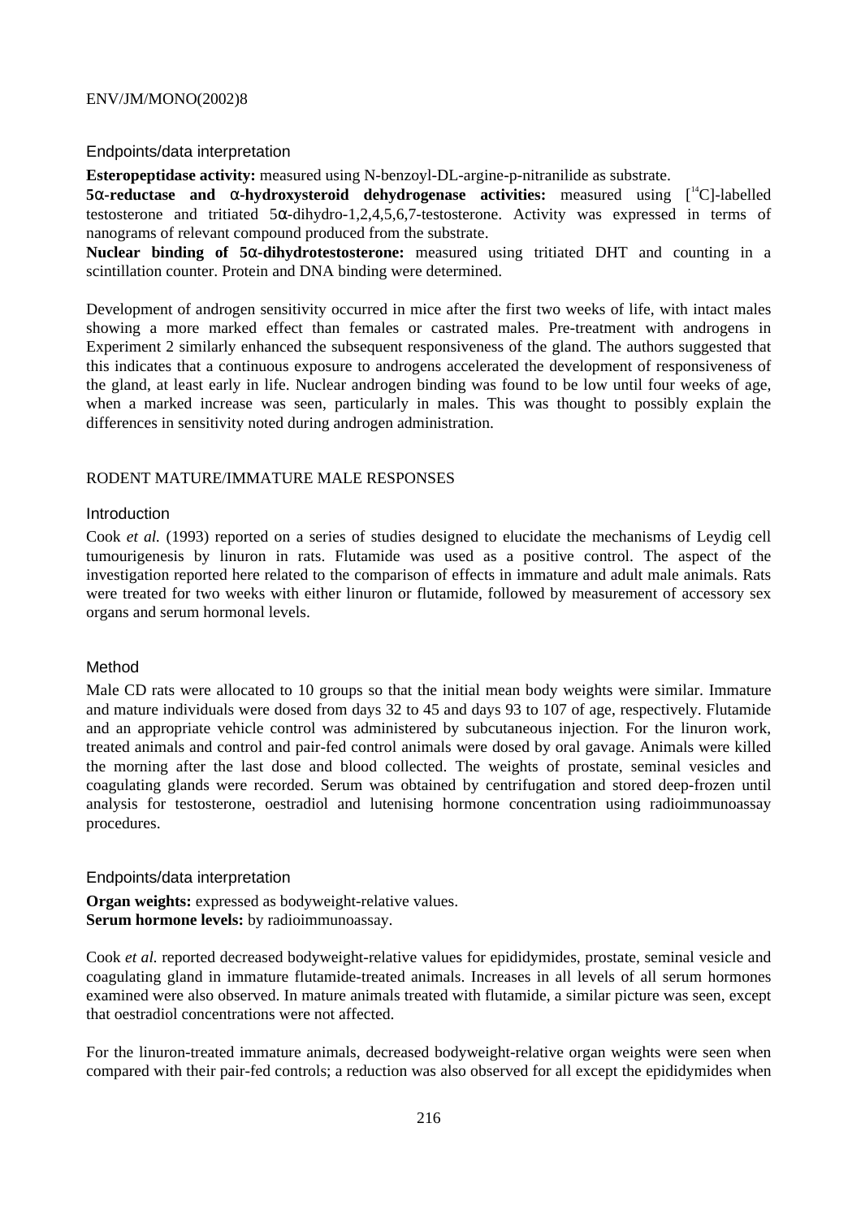### Endpoints/data interpretation

**Esteropeptidase activity:** measured using N-benzoyl-DL-argine-p-nitranilide as substrate.
**5α-reductase and α-hydroxysteroid dehydrogenase activities:** measured using [$^{14}$C]-labelled testosterone and tritiated 5α-dihydro-1,2,4,5,6,7-testosterone. Activity was expressed in terms of nanograms of relevant compound produced from the substrate.
**Nuclear binding of 5α-dihydrotestosterone:** measured using tritiated DHT and counting in a scintillation counter. Protein and DNA binding were determined.

Development of androgen sensitivity occurred in mice after the first two weeks of life, with intact males showing a more marked effect than females or castrated males. Pre-treatment with androgens in Experiment 2 similarly enhanced the subsequent responsiveness of the gland. The authors suggested that this indicates that a continuous exposure to androgens accelerated the development of responsiveness of the gland, at least early in life. Nuclear androgen binding was found to be low until four weeks of age, when a marked increase was seen, particularly in males. This was thought to possibly explain the differences in sensitivity noted during androgen administration.

## RODENT MATURE/IMMATURE MALE RESPONSES

### Introduction

Cook *et al.* (1993) reported on a series of studies designed to elucidate the mechanisms of Leydig cell tumourigenesis by linuron in rats. Flutamide was used as a positive control. The aspect of the investigation reported here related to the comparison of effects in immature and adult male animals. Rats were treated for two weeks with either linuron or flutamide, followed by measurement of accessory sex organs and serum hormonal levels.

### Method

Male CD rats were allocated to 10 groups so that the initial mean body weights were similar. Immature and mature individuals were dosed from days 32 to 45 and days 93 to 107 of age, respectively. Flutamide and an appropriate vehicle control was administered by subcutaneous injection. For the linuron work, treated animals and control and pair-fed control animals were dosed by oral gavage. Animals were killed the morning after the last dose and blood collected. The weights of prostate, seminal vesicles and coagulating glands were recorded. Serum was obtained by centrifugation and stored deep-frozen until analysis for testosterone, oestradiol and lutenising hormone concentration using radioimmunoassay procedures.

### Endpoints/data interpretation

**Organ weights:** expressed as bodyweight-relative values.
**Serum hormone levels:** by radioimmunoassay.

Cook *et al.* reported decreased bodyweight-relative values for epididymides, prostate, seminal vesicle and coagulating gland in immature flutamide-treated animals. Increases in all levels of all serum hormones examined were also observed. In mature animals treated with flutamide, a similar picture was seen, except that oestradiol concentrations were not affected.

For the linuron-treated immature animals, decreased bodyweight-relative organ weights were seen when compared with their pair-fed controls; a reduction was also observed for all except the epididymides when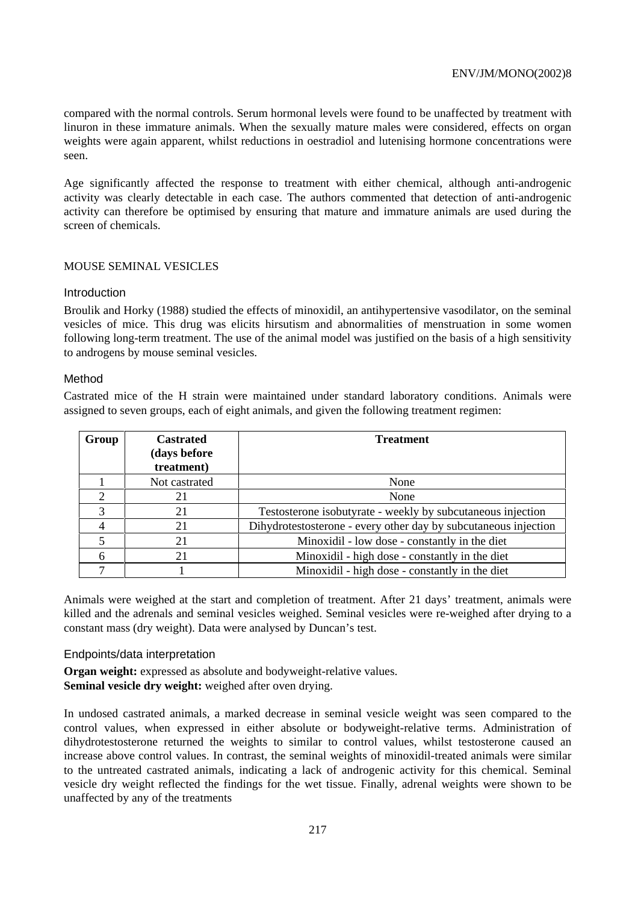compared with the normal controls. Serum hormonal levels were found to be unaffected by treatment with linuron in these immature animals. When the sexually mature males were considered, effects on organ weights were again apparent, whilst reductions in oestradiol and lutenising hormone concentrations were seen.

Age significantly affected the response to treatment with either chemical, although anti-androgenic activity was clearly detectable in each case. The authors commented that detection of anti-androgenic activity can therefore be optimised by ensuring that mature and immature animals are used during the screen of chemicals.

## MOUSE SEMINAL VESICLES

### Introduction

Broulik and Horky (1988) studied the effects of minoxidil, an antihypertensive vasodilator, on the seminal vesicles of mice. This drug was elicits hirsutism and abnormalities of menstruation in some women following long-term treatment. The use of the animal model was justified on the basis of a high sensitivity to androgens by mouse seminal vesicles.

### Method

Castrated mice of the H strain were maintained under standard laboratory conditions. Animals were assigned to seven groups, each of eight animals, and given the following treatment regimen:

| Group | Castrated (days before treatment) | Treatment |
|---|---|---|
| 1 | Not castrated | None |
| 2 | 21 | None |
| 3 | 21 | Testosterone isobutyrate - weekly by subcutaneous injection |
| 4 | 21 | Dihydrotestosterone - every other day by subcutaneous injection |
| 5 | 21 | Minoxidil - low dose - constantly in the diet |
| 6 | 21 | Minoxidil - high dose - constantly in the diet |
| 7 | 1 | Minoxidil - high dose - constantly in the diet |

Animals were weighed at the start and completion of treatment. After 21 days' treatment, animals were killed and the adrenals and seminal vesicles weighed. Seminal vesicles were re-weighed after drying to a constant mass (dry weight). Data were analysed by Duncan's test.

### Endpoints/data interpretation

**Organ weight:** expressed as absolute and bodyweight-relative values.
**Seminal vesicle dry weight:** weighed after oven drying.

In undosed castrated animals, a marked decrease in seminal vesicle weight was seen compared to the control values, when expressed in either absolute or bodyweight-relative terms. Administration of dihydrotestosterone returned the weights to similar to control values, whilst testosterone caused an increase above control values. In contrast, the seminal weights of minoxidil-treated animals were similar to the untreated castrated animals, indicating a lack of androgenic activity for this chemical. Seminal vesicle dry weight reflected the findings for the wet tissue. Finally, adrenal weights were shown to be unaffected by any of the treatments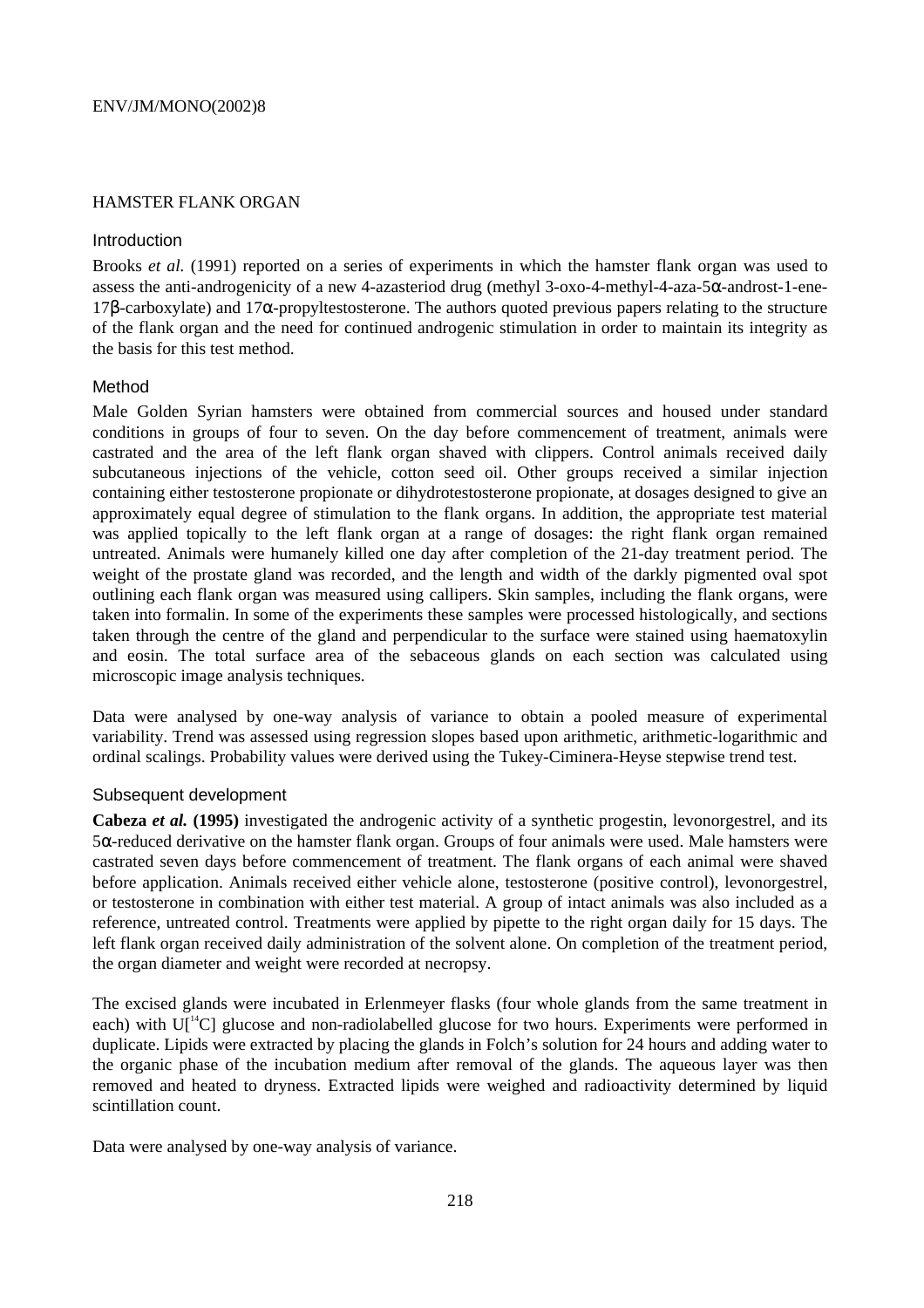## HAMSTER FLANK ORGAN

### Introduction

Brooks *et al.* (1991) reported on a series of experiments in which the hamster flank organ was used to assess the anti-androgenicity of a new 4-azasteriod drug (methyl 3-oxo-4-methyl-4-aza-5α-androst-1-ene-17β-carboxylate) and 17α-propyltestosterone. The authors quoted previous papers relating to the structure of the flank organ and the need for continued androgenic stimulation in order to maintain its integrity as the basis for this test method.

### Method

Male Golden Syrian hamsters were obtained from commercial sources and housed under standard conditions in groups of four to seven. On the day before commencement of treatment, animals were castrated and the area of the left flank organ shaved with clippers. Control animals received daily subcutaneous injections of the vehicle, cotton seed oil. Other groups received a similar injection containing either testosterone propionate or dihydrotestosterone propionate, at dosages designed to give an approximately equal degree of stimulation to the flank organs. In addition, the appropriate test material was applied topically to the left flank organ at a range of dosages: the right flank organ remained untreated. Animals were humanely killed one day after completion of the 21-day treatment period. The weight of the prostate gland was recorded, and the length and width of the darkly pigmented oval spot outlining each flank organ was measured using callipers. Skin samples, including the flank organs, were taken into formalin. In some of the experiments these samples were processed histologically, and sections taken through the centre of the gland and perpendicular to the surface were stained using haematoxylin and eosin. The total surface area of the sebaceous glands on each section was calculated using microscopic image analysis techniques.

Data were analysed by one-way analysis of variance to obtain a pooled measure of experimental variability. Trend was assessed using regression slopes based upon arithmetic, arithmetic-logarithmic and ordinal scalings. Probability values were derived using the Tukey-Ciminera-Heyse stepwise trend test.

### Subsequent development

**Cabeza *et al.* (1995)** investigated the androgenic activity of a synthetic progestin, levonorgestrel, and its 5α-reduced derivative on the hamster flank organ. Groups of four animals were used. Male hamsters were castrated seven days before commencement of treatment. The flank organs of each animal were shaved before application. Animals received either vehicle alone, testosterone (positive control), levonorgestrel, or testosterone in combination with either test material. A group of intact animals was also included as a reference, untreated control. Treatments were applied by pipette to the right organ daily for 15 days. The left flank organ received daily administration of the solvent alone. On completion of the treatment period, the organ diameter and weight were recorded at necropsy.

The excised glands were incubated in Erlenmeyer flasks (four whole glands from the same treatment in each) with U[$^{14}$C] glucose and non-radiolabelled glucose for two hours. Experiments were performed in duplicate. Lipids were extracted by placing the glands in Folch's solution for 24 hours and adding water to the organic phase of the incubation medium after removal of the glands. The aqueous layer was then removed and heated to dryness. Extracted lipids were weighed and radioactivity determined by liquid scintillation count.

Data were analysed by one-way analysis of variance.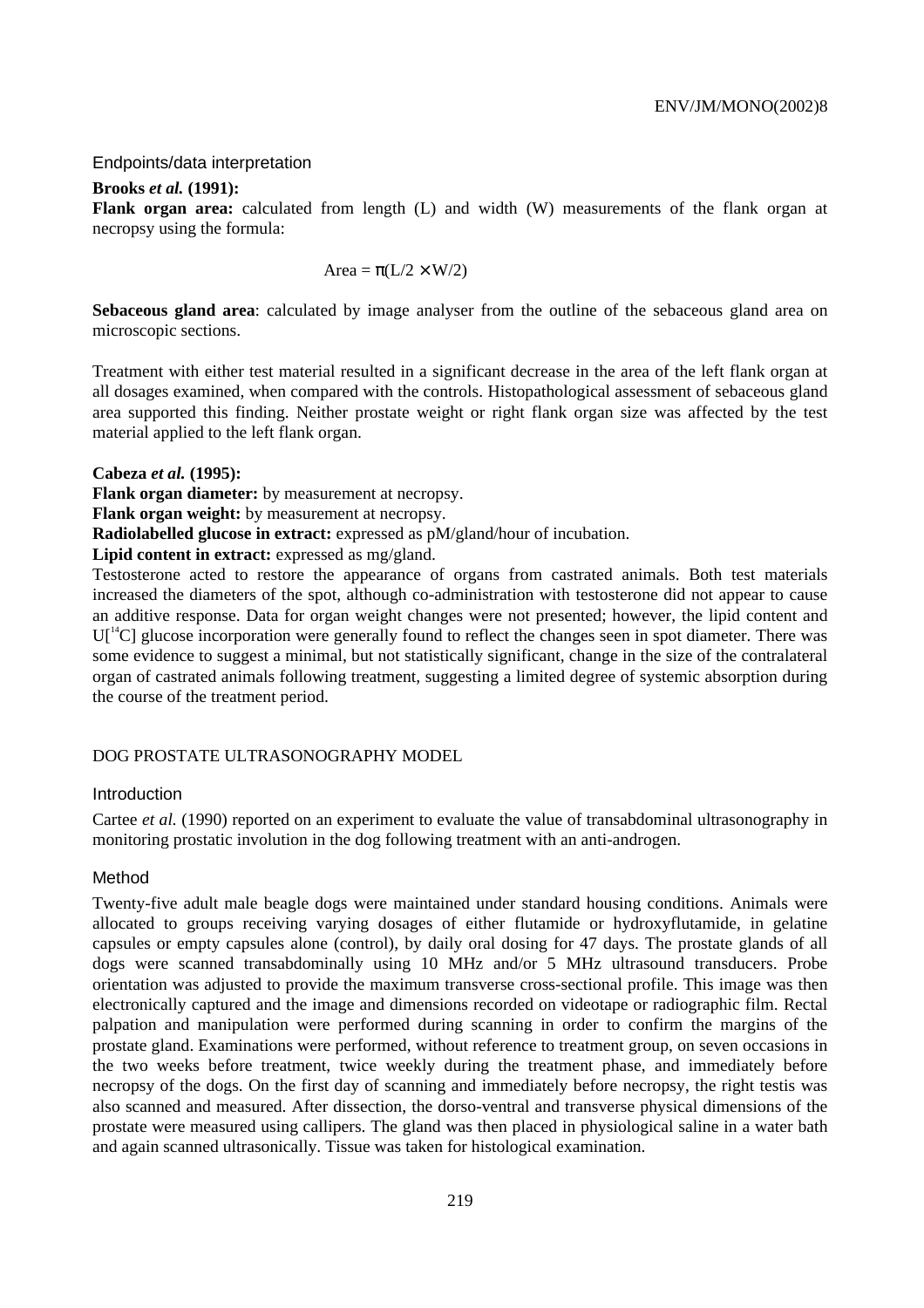### Endpoints/data interpretation

**Brooks *et al.* (1991):**

**Flank organ area:** calculated from length (L) and width (W) measurements of the flank organ at necropsy using the formula:

$$\text{Area} = \pi(L/2 \times W/2)$$

**Sebaceous gland area**: calculated by image analyser from the outline of the sebaceous gland area on microscopic sections.

Treatment with either test material resulted in a significant decrease in the area of the left flank organ at all dosages examined, when compared with the controls. Histopathological assessment of sebaceous gland area supported this finding. Neither prostate weight or right flank organ size was affected by the test material applied to the left flank organ.

**Cabeza *et al.* (1995):**

**Flank organ diameter:** by measurement at necropsy.

**Flank organ weight:** by measurement at necropsy.

**Radiolabelled glucose in extract:** expressed as pM/gland/hour of incubation.

**Lipid content in extract:** expressed as mg/gland.

Testosterone acted to restore the appearance of organs from castrated animals. Both test materials increased the diameters of the spot, although co-administration with testosterone did not appear to cause an additive response. Data for organ weight changes were not presented; however, the lipid content and U[$^{14}$C] glucose incorporation were generally found to reflect the changes seen in spot diameter. There was some evidence to suggest a minimal, but not statistically significant, change in the size of the contralateral organ of castrated animals following treatment, suggesting a limited degree of systemic absorption during the course of the treatment period.

## DOG PROSTATE ULTRASONOGRAPHY MODEL

### Introduction

Cartee *et al.* (1990) reported on an experiment to evaluate the value of transabdominal ultrasonography in monitoring prostatic involution in the dog following treatment with an anti-androgen.

### Method

Twenty-five adult male beagle dogs were maintained under standard housing conditions. Animals were allocated to groups receiving varying dosages of either flutamide or hydroxyflutamide, in gelatine capsules or empty capsules alone (control), by daily oral dosing for 47 days. The prostate glands of all dogs were scanned transabdominally using 10 MHz and/or 5 MHz ultrasound transducers. Probe orientation was adjusted to provide the maximum transverse cross-sectional profile. This image was then electronically captured and the image and dimensions recorded on videotape or radiographic film. Rectal palpation and manipulation were performed during scanning in order to confirm the margins of the prostate gland. Examinations were performed, without reference to treatment group, on seven occasions in the two weeks before treatment, twice weekly during the treatment phase, and immediately before necropsy of the dogs. On the first day of scanning and immediately before necropsy, the right testis was also scanned and measured. After dissection, the dorso-ventral and transverse physical dimensions of the prostate were measured using callipers. The gland was then placed in physiological saline in a water bath and again scanned ultrasonically. Tissue was taken for histological examination.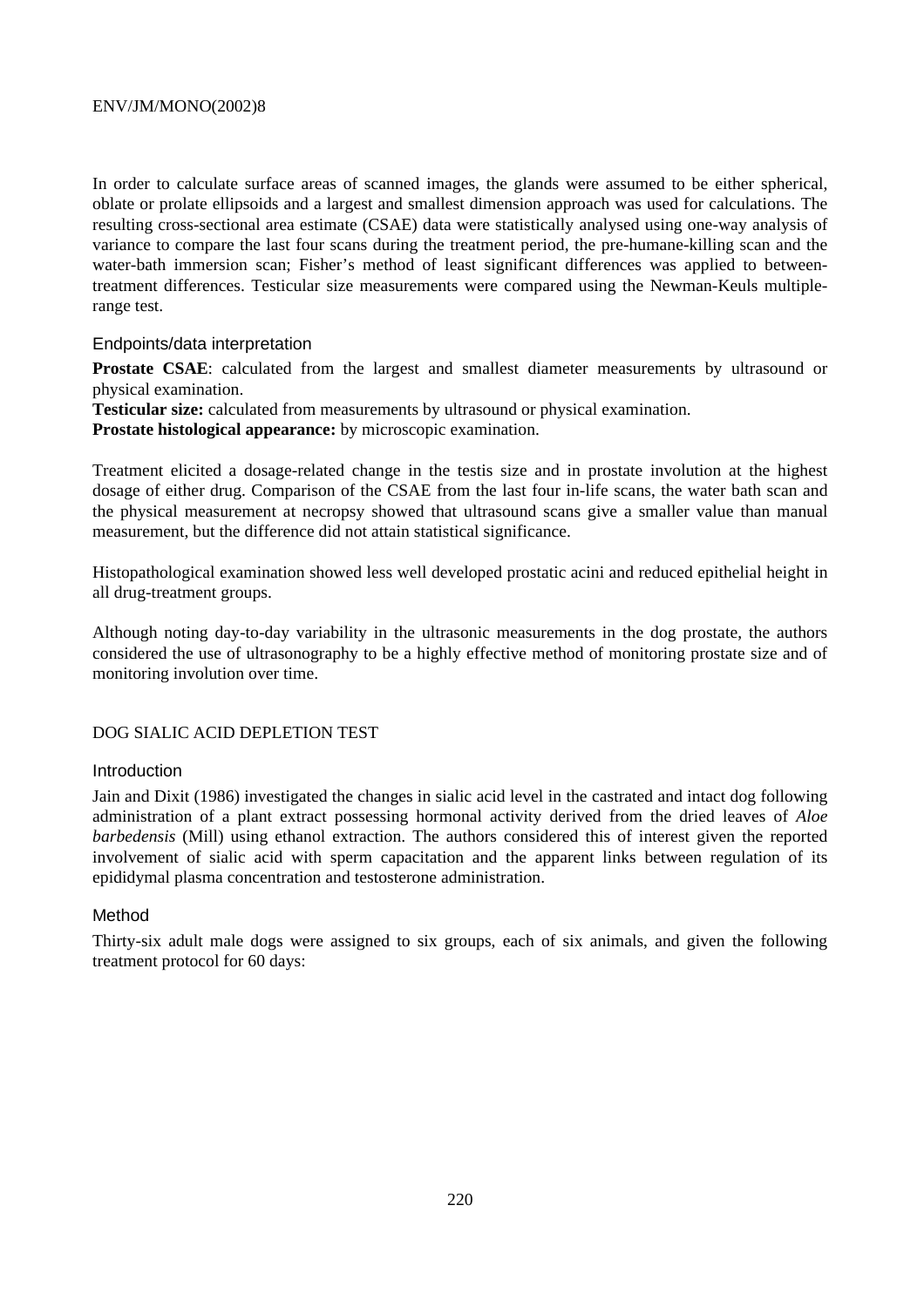In order to calculate surface areas of scanned images, the glands were assumed to be either spherical, oblate or prolate ellipsoids and a largest and smallest dimension approach was used for calculations. The resulting cross-sectional area estimate (CSAE) data were statistically analysed using one-way analysis of variance to compare the last four scans during the treatment period, the pre-humane-killing scan and the water-bath immersion scan; Fisher's method of least significant differences was applied to between-treatment differences. Testicular size measurements were compared using the Newman-Keuls multiple-range test.

### Endpoints/data interpretation

**Prostate CSAE**: calculated from the largest and smallest diameter measurements by ultrasound or physical examination.
**Testicular size:** calculated from measurements by ultrasound or physical examination.
**Prostate histological appearance:** by microscopic examination.

Treatment elicited a dosage-related change in the testis size and in prostate involution at the highest dosage of either drug. Comparison of the CSAE from the last four in-life scans, the water bath scan and the physical measurement at necropsy showed that ultrasound scans give a smaller value than manual measurement, but the difference did not attain statistical significance.

Histopathological examination showed less well developed prostatic acini and reduced epithelial height in all drug-treatment groups.

Although noting day-to-day variability in the ultrasonic measurements in the dog prostate, the authors considered the use of ultrasonography to be a highly effective method of monitoring prostate size and of monitoring involution over time.

## DOG SIALIC ACID DEPLETION TEST

### Introduction

Jain and Dixit (1986) investigated the changes in sialic acid level in the castrated and intact dog following administration of a plant extract possessing hormonal activity derived from the dried leaves of *Aloe barbedensis* (Mill) using ethanol extraction. The authors considered this of interest given the reported involvement of sialic acid with sperm capacitation and the apparent links between regulation of its epididymal plasma concentration and testosterone administration.

### Method

Thirty-six adult male dogs were assigned to six groups, each of six animals, and given the following treatment protocol for 60 days: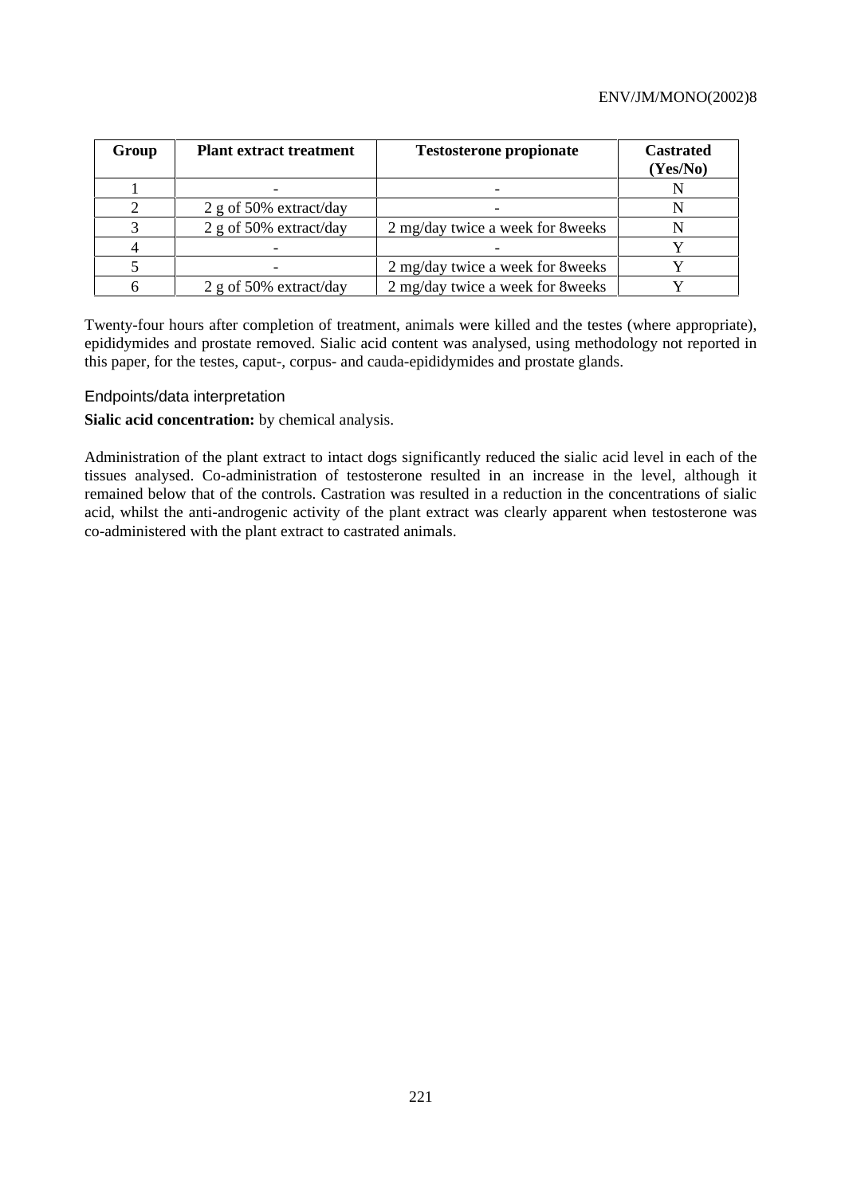| Group | Plant extract treatment | Testosterone propionate | Castrated (Yes/No) |
|---|---|---|---|
| 1 | - | - | N |
| 2 | 2 g of 50% extract/day | - | N |
| 3 | 2 g of 50% extract/day | 2 mg/day twice a week for 8weeks | N |
| 4 | - | - | Y |
| 5 | - | 2 mg/day twice a week for 8weeks | Y |
| 6 | 2 g of 50% extract/day | 2 mg/day twice a week for 8weeks | Y |

Twenty-four hours after completion of treatment, animals were killed and the testes (where appropriate), epididymides and prostate removed. Sialic acid content was analysed, using methodology not reported in this paper, for the testes, caput-, corpus- and cauda-epididymides and prostate glands.

### Endpoints/data interpretation

**Sialic acid concentration:** by chemical analysis.

Administration of the plant extract to intact dogs significantly reduced the sialic acid level in each of the tissues analysed. Co-administration of testosterone resulted in an increase in the level, although it remained below that of the controls. Castration was resulted in a reduction in the concentrations of sialic acid, whilst the anti-androgenic activity of the plant extract was clearly apparent when testosterone was co-administered with the plant extract to castrated animals.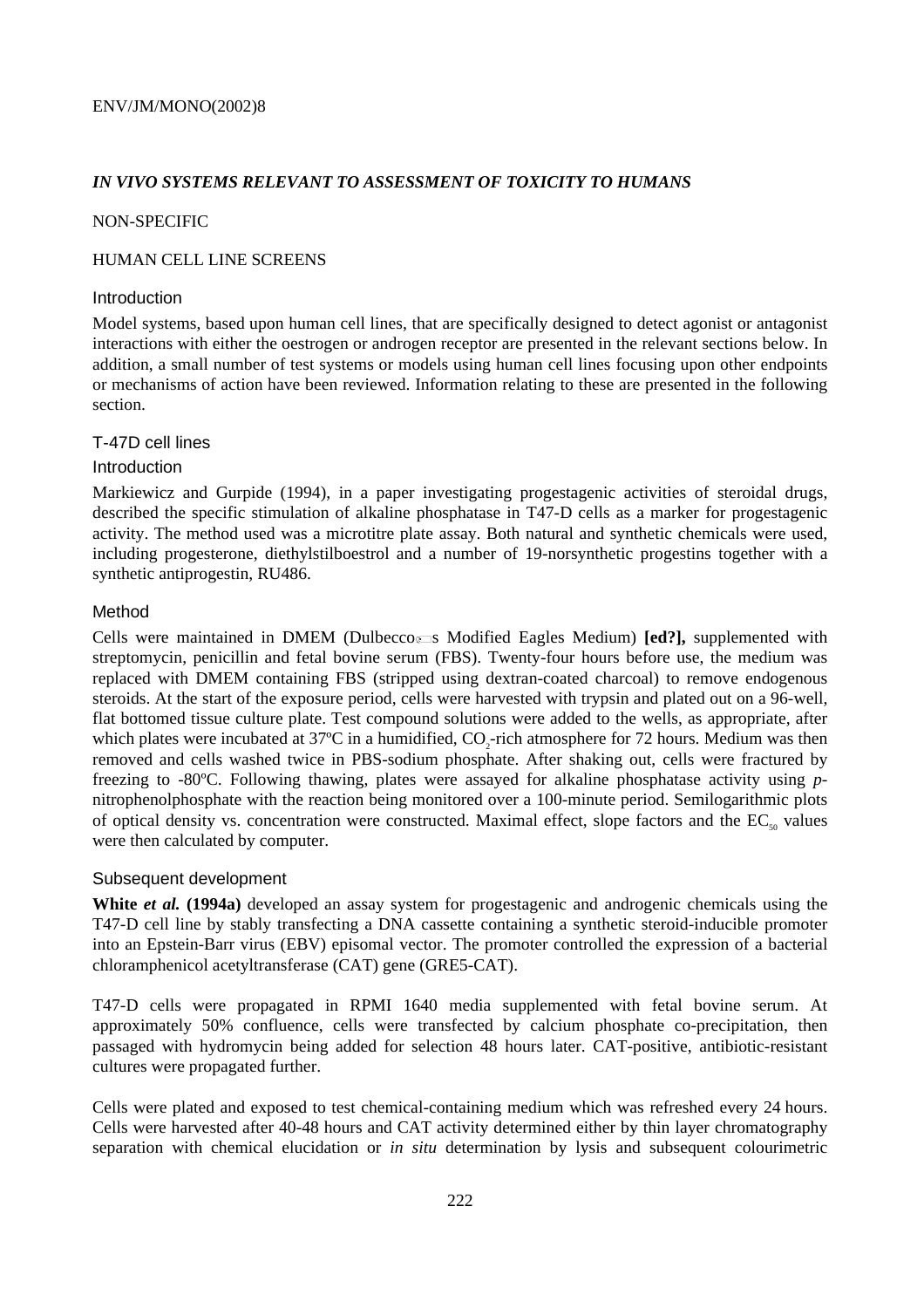## *IN VIVO SYSTEMS RELEVANT TO ASSESSMENT OF TOXICITY TO HUMANS*

NON-SPECIFIC

HUMAN CELL LINE SCREENS

### Introduction

Model systems, based upon human cell lines, that are specifically designed to detect agonist or antagonist interactions with either the oestrogen or androgen receptor are presented in the relevant sections below. In addition, a small number of test systems or models using human cell lines focusing upon other endpoints or mechanisms of action have been reviewed. Information relating to these are presented in the following section.

### T-47D cell lines

#### Introduction

Markiewicz and Gurpide (1994), in a paper investigating progestagenic activities of steroidal drugs, described the specific stimulation of alkaline phosphatase in T47-D cells as a marker for progestagenic activity. The method used was a microtitre plate assay. Both natural and synthetic chemicals were used, including progesterone, diethylstilboestrol and a number of 19-norsynthetic progestins together with a synthetic antiprogestin, RU486.

#### Method

Cells were maintained in DMEM (Dulbecco's Modified Eagles Medium) **[ed?],** supplemented with streptomycin, penicillin and fetal bovine serum (FBS). Twenty-four hours before use, the medium was replaced with DMEM containing FBS (stripped using dextran-coated charcoal) to remove endogenous steroids. At the start of the exposure period, cells were harvested with trypsin and plated out on a 96-well, flat bottomed tissue culture plate. Test compound solutions were added to the wells, as appropriate, after which plates were incubated at 37ºC in a humidified, $CO_2$-rich atmosphere for 72 hours. Medium was then removed and cells washed twice in PBS-sodium phosphate. After shaking out, cells were fractured by freezing to -80ºC. Following thawing, plates were assayed for alkaline phosphatase activity using *p*-nitrophenolphosphate with the reaction being monitored over a 100-minute period. Semilogarithmic plots of optical density vs. concentration were constructed. Maximal effect, slope factors and the $EC_{50}$ values were then calculated by computer.

#### Subsequent development

**White *et al.* (1994a)** developed an assay system for progestagenic and androgenic chemicals using the T47-D cell line by stably transfecting a DNA cassette containing a synthetic steroid-inducible promoter into an Epstein-Barr virus (EBV) episomal vector. The promoter controlled the expression of a bacterial chloramphenicol acetyltransferase (CAT) gene (GRE5-CAT).

T47-D cells were propagated in RPMI 1640 media supplemented with fetal bovine serum. At approximately 50% confluence, cells were transfected by calcium phosphate co-precipitation, then passaged with hydromycin being added for selection 48 hours later. CAT-positive, antibiotic-resistant cultures were propagated further.

Cells were plated and exposed to test chemical-containing medium which was refreshed every 24 hours. Cells were harvested after 40-48 hours and CAT activity determined either by thin layer chromatography separation with chemical elucidation or *in situ* determination by lysis and subsequent colourimetric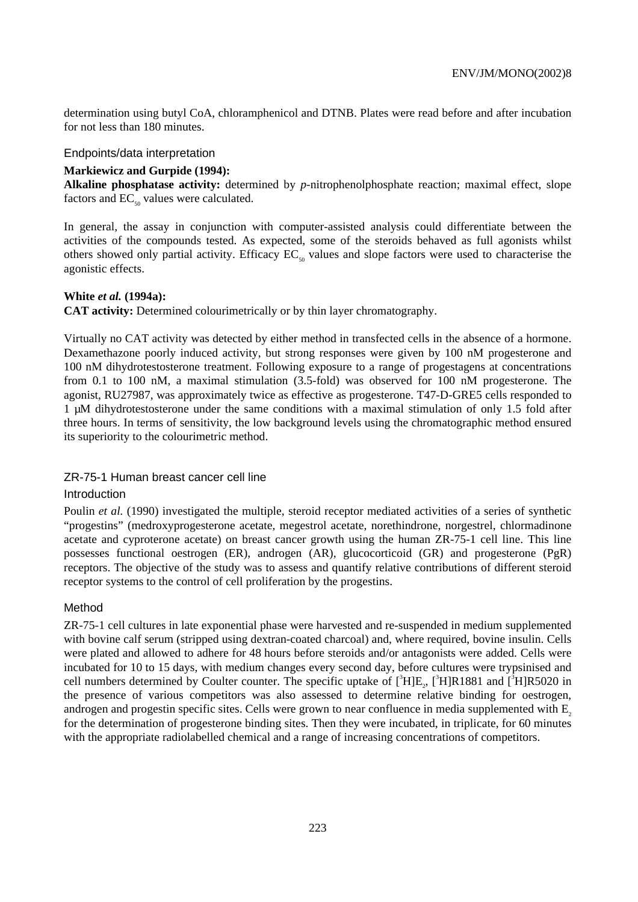determination using butyl CoA, chloramphenicol and DTNB. Plates were read before and after incubation for not less than 180 minutes.

### Endpoints/data interpretation

**Markiewicz and Gurpide (1994):**
**Alkaline phosphatase activity:** determined by *p*-nitrophenolphosphate reaction; maximal effect, slope factors and $EC_{50}$ values were calculated.

In general, the assay in conjunction with computer-assisted analysis could differentiate between the activities of the compounds tested. As expected, some of the steroids behaved as full agonists whilst others showed only partial activity. Efficacy $EC_{50}$ values and slope factors were used to characterise the agonistic effects.

**White *et al.* (1994a):**
**CAT activity:** Determined colourimetrically or by thin layer chromatography.

Virtually no CAT activity was detected by either method in transfected cells in the absence of a hormone. Dexamethazone poorly induced activity, but strong responses were given by 100 nM progesterone and 100 nM dihydrotestosterone treatment. Following exposure to a range of progestagens at concentrations from 0.1 to 100 nM, a maximal stimulation (3.5-fold) was observed for 100 nM progesterone. The agonist, RU27987, was approximately twice as effective as progesterone. T47-D-GRE5 cells responded to 1 µM dihydrotestosterone under the same conditions with a maximal stimulation of only 1.5 fold after three hours. In terms of sensitivity, the low background levels using the chromatographic method ensured its superiority to the colourimetric method.

## ZR-75-1 Human breast cancer cell line

### Introduction

Poulin *et al.* (1990) investigated the multiple, steroid receptor mediated activities of a series of synthetic "progestins" (medroxyprogesterone acetate, megestrol acetate, norethindrone, norgestrel, chlormadinone acetate and cyproterone acetate) on breast cancer growth using the human ZR-75-1 cell line. This line possesses functional oestrogen (ER), androgen (AR), glucocorticoid (GR) and progesterone (PgR) receptors. The objective of the study was to assess and quantify relative contributions of different steroid receptor systems to the control of cell proliferation by the progestins.

### Method

ZR-75-1 cell cultures in late exponential phase were harvested and re-suspended in medium supplemented with bovine calf serum (stripped using dextran-coated charcoal) and, where required, bovine insulin. Cells were plated and allowed to adhere for 48 hours before steroids and/or antagonists were added. Cells were incubated for 10 to 15 days, with medium changes every second day, before cultures were trypsinised and cell numbers determined by Coulter counter. The specific uptake of $[^3H]E_2$, $[^3H]$R1881 and $[^3H]$R5020 in the presence of various competitors was also assessed to determine relative binding for oestrogen, androgen and progestin specific sites. Cells were grown to near confluence in media supplemented with $E_2$ for the determination of progesterone binding sites. Then they were incubated, in triplicate, for 60 minutes with the appropriate radiolabelled chemical and a range of increasing concentrations of competitors.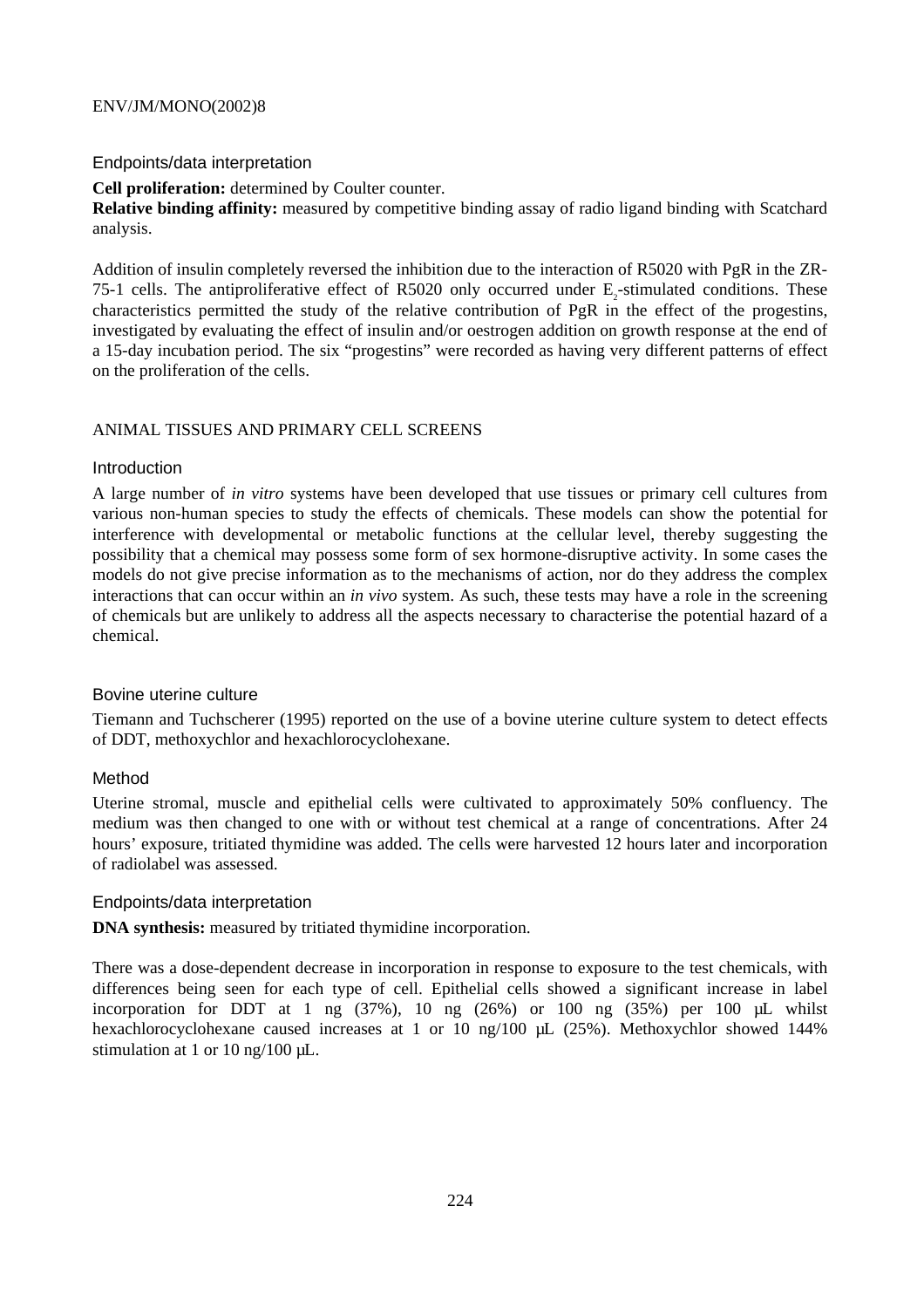### Endpoints/data interpretation

**Cell proliferation:** determined by Coulter counter.
**Relative binding affinity:** measured by competitive binding assay of radio ligand binding with Scatchard analysis.

Addition of insulin completely reversed the inhibition due to the interaction of R5020 with PgR in the ZR-75-1 cells. The antiproliferative effect of R5020 only occurred under $E_2$-stimulated conditions. These characteristics permitted the study of the relative contribution of PgR in the effect of the progestins, investigated by evaluating the effect of insulin and/or oestrogen addition on growth response at the end of a 15-day incubation period. The six "progestins" were recorded as having very different patterns of effect on the proliferation of the cells.

## ANIMAL TISSUES AND PRIMARY CELL SCREENS

### Introduction

A large number of *in vitro* systems have been developed that use tissues or primary cell cultures from various non-human species to study the effects of chemicals. These models can show the potential for interference with developmental or metabolic functions at the cellular level, thereby suggesting the possibility that a chemical may possess some form of sex hormone-disruptive activity. In some cases the models do not give precise information as to the mechanisms of action, nor do they address the complex interactions that can occur within an *in vivo* system. As such, these tests may have a role in the screening of chemicals but are unlikely to address all the aspects necessary to characterise the potential hazard of a chemical.

### Bovine uterine culture

Tiemann and Tuchscherer (1995) reported on the use of a bovine uterine culture system to detect effects of DDT, methoxychlor and hexachlorocyclohexane.

### Method

Uterine stromal, muscle and epithelial cells were cultivated to approximately 50% confluency. The medium was then changed to one with or without test chemical at a range of concentrations. After 24 hours' exposure, tritiated thymidine was added. The cells were harvested 12 hours later and incorporation of radiolabel was assessed.

### Endpoints/data interpretation

**DNA synthesis:** measured by tritiated thymidine incorporation.

There was a dose-dependent decrease in incorporation in response to exposure to the test chemicals, with differences being seen for each type of cell. Epithelial cells showed a significant increase in label incorporation for DDT at 1 ng (37%), 10 ng (26%) or 100 ng (35%) per 100 µL whilst hexachlorocyclohexane caused increases at 1 or 10 ng/100 µL (25%). Methoxychlor showed 144% stimulation at 1 or 10 ng/100 µL.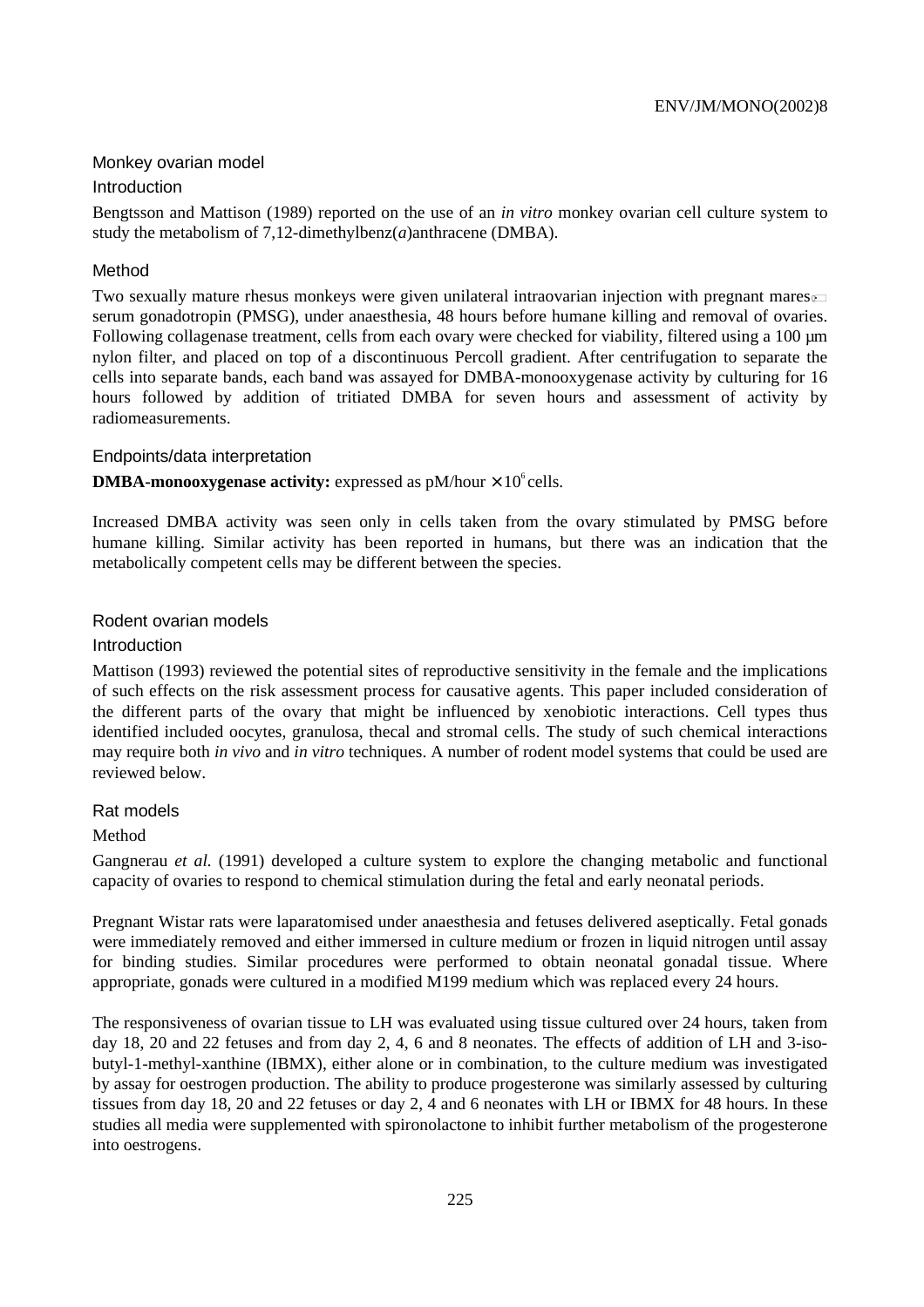### Monkey ovarian model

#### Introduction

Bengtsson and Mattison (1989) reported on the use of an *in vitro* monkey ovarian cell culture system to study the metabolism of 7,12-dimethylbenz(*a*)anthracene (DMBA).

#### Method

Two sexually mature rhesus monkeys were given unilateral intraovarian injection with pregnant mares' serum gonadotropin (PMSG), under anaesthesia, 48 hours before humane killing and removal of ovaries. Following collagenase treatment, cells from each ovary were checked for viability, filtered using a 100 µm nylon filter, and placed on top of a discontinuous Percoll gradient. After centrifugation to separate the cells into separate bands, each band was assayed for DMBA-monooxygenase activity by culturing for 16 hours followed by addition of tritiated DMBA for seven hours and assessment of activity by radiomeasurements.

#### Endpoints/data interpretation

**DMBA-monooxygenase activity:** expressed as pM/hour $\times 10^6$ cells.

Increased DMBA activity was seen only in cells taken from the ovary stimulated by PMSG before humane killing. Similar activity has been reported in humans, but there was an indication that the metabolically competent cells may be different between the species.

### Rodent ovarian models

#### Introduction

Mattison (1993) reviewed the potential sites of reproductive sensitivity in the female and the implications of such effects on the risk assessment process for causative agents. This paper included consideration of the different parts of the ovary that might be influenced by xenobiotic interactions. Cell types thus identified included oocytes, granulosa, thecal and stromal cells. The study of such chemical interactions may require both *in vivo* and *in vitro* techniques. A number of rodent model systems that could be used are reviewed below.

### Rat models

#### Method

Gangnerau *et al.* (1991) developed a culture system to explore the changing metabolic and functional capacity of ovaries to respond to chemical stimulation during the fetal and early neonatal periods.

Pregnant Wistar rats were laparatomised under anaesthesia and fetuses delivered aseptically. Fetal gonads were immediately removed and either immersed in culture medium or frozen in liquid nitrogen until assay for binding studies. Similar procedures were performed to obtain neonatal gonadal tissue. Where appropriate, gonads were cultured in a modified M199 medium which was replaced every 24 hours.

The responsiveness of ovarian tissue to LH was evaluated using tissue cultured over 24 hours, taken from day 18, 20 and 22 fetuses and from day 2, 4, 6 and 8 neonates. The effects of addition of LH and 3-iso-butyl-1-methyl-xanthine (IBMX), either alone or in combination, to the culture medium was investigated by assay for oestrogen production. The ability to produce progesterone was similarly assessed by culturing tissues from day 18, 20 and 22 fetuses or day 2, 4 and 6 neonates with LH or IBMX for 48 hours. In these studies all media were supplemented with spironolactone to inhibit further metabolism of the progesterone into oestrogens.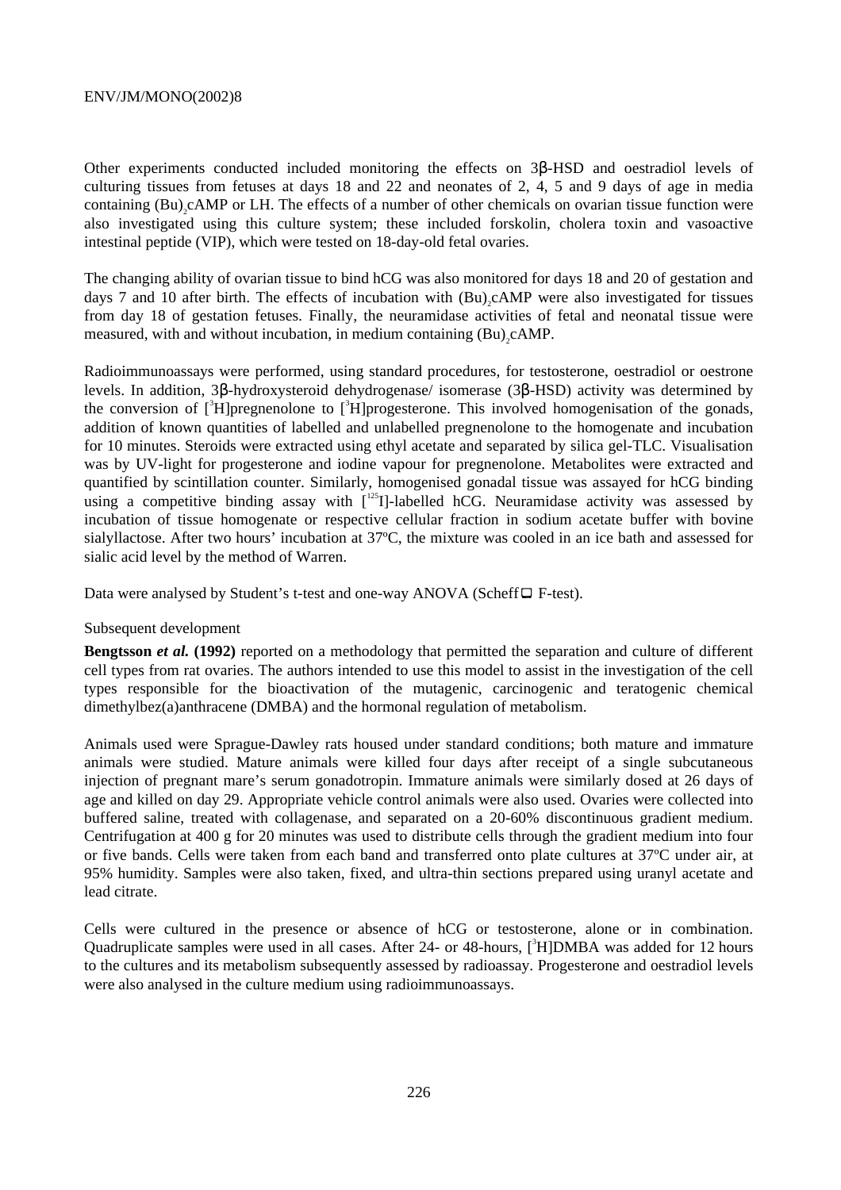Other experiments conducted included monitoring the effects on 3β-HSD and oestradiol levels of culturing tissues from fetuses at days 18 and 22 and neonates of 2, 4, 5 and 9 days of age in media containing $(Bu)_2$cAMP or LH. The effects of a number of other chemicals on ovarian tissue function were also investigated using this culture system; these included forskolin, cholera toxin and vasoactive intestinal peptide (VIP), which were tested on 18-day-old fetal ovaries.

The changing ability of ovarian tissue to bind hCG was also monitored for days 18 and 20 of gestation and days 7 and 10 after birth. The effects of incubation with $(Bu)_2$cAMP were also investigated for tissues from day 18 of gestation fetuses. Finally, the neuramidase activities of fetal and neonatal tissue were measured, with and without incubation, in medium containing $(Bu)_2$cAMP.

Radioimmunoassays were performed, using standard procedures, for testosterone, oestradiol or oestrone levels. In addition, 3β-hydroxysteroid dehydrogenase/ isomerase (3β-HSD) activity was determined by the conversion of [$^3$H]pregnenolone to [$^3$H]progesterone. This involved homogenisation of the gonads, addition of known quantities of labelled and unlabelled pregnenolone to the homogenate and incubation for 10 minutes. Steroids were extracted using ethyl acetate and separated by silica gel-TLC. Visualisation was by UV-light for progesterone and iodine vapour for pregnenolone. Metabolites were extracted and quantified by scintillation counter. Similarly, homogenised gonadal tissue was assayed for hCG binding using a competitive binding assay with [$^{125}$I]-labelled hCG. Neuramidase activity was assessed by incubation of tissue homogenate or respective cellular fraction in sodium acetate buffer with bovine sialyllactose. After two hours' incubation at 37ºC, the mixture was cooled in an ice bath and assessed for sialic acid level by the method of Warren.

Data were analysed by Student's t-test and one-way ANOVA (Scheff F-test).

Subsequent development

**Bengtsson *et al.* (1992)** reported on a methodology that permitted the separation and culture of different cell types from rat ovaries. The authors intended to use this model to assist in the investigation of the cell types responsible for the bioactivation of the mutagenic, carcinogenic and teratogenic chemical dimethylbez(a)anthracene (DMBA) and the hormonal regulation of metabolism.

Animals used were Sprague-Dawley rats housed under standard conditions; both mature and immature animals were studied. Mature animals were killed four days after receipt of a single subcutaneous injection of pregnant mare's serum gonadotropin. Immature animals were similarly dosed at 26 days of age and killed on day 29. Appropriate vehicle control animals were also used. Ovaries were collected into buffered saline, treated with collagenase, and separated on a 20-60% discontinuous gradient medium. Centrifugation at 400 g for 20 minutes was used to distribute cells through the gradient medium into four or five bands. Cells were taken from each band and transferred onto plate cultures at 37ºC under air, at 95% humidity. Samples were also taken, fixed, and ultra-thin sections prepared using uranyl acetate and lead citrate.

Cells were cultured in the presence or absence of hCG or testosterone, alone or in combination. Quadruplicate samples were used in all cases. After 24- or 48-hours, [$^3$H]DMBA was added for 12 hours to the cultures and its metabolism subsequently assessed by radioassay. Progesterone and oestradiol levels were also analysed in the culture medium using radioimmunoassays.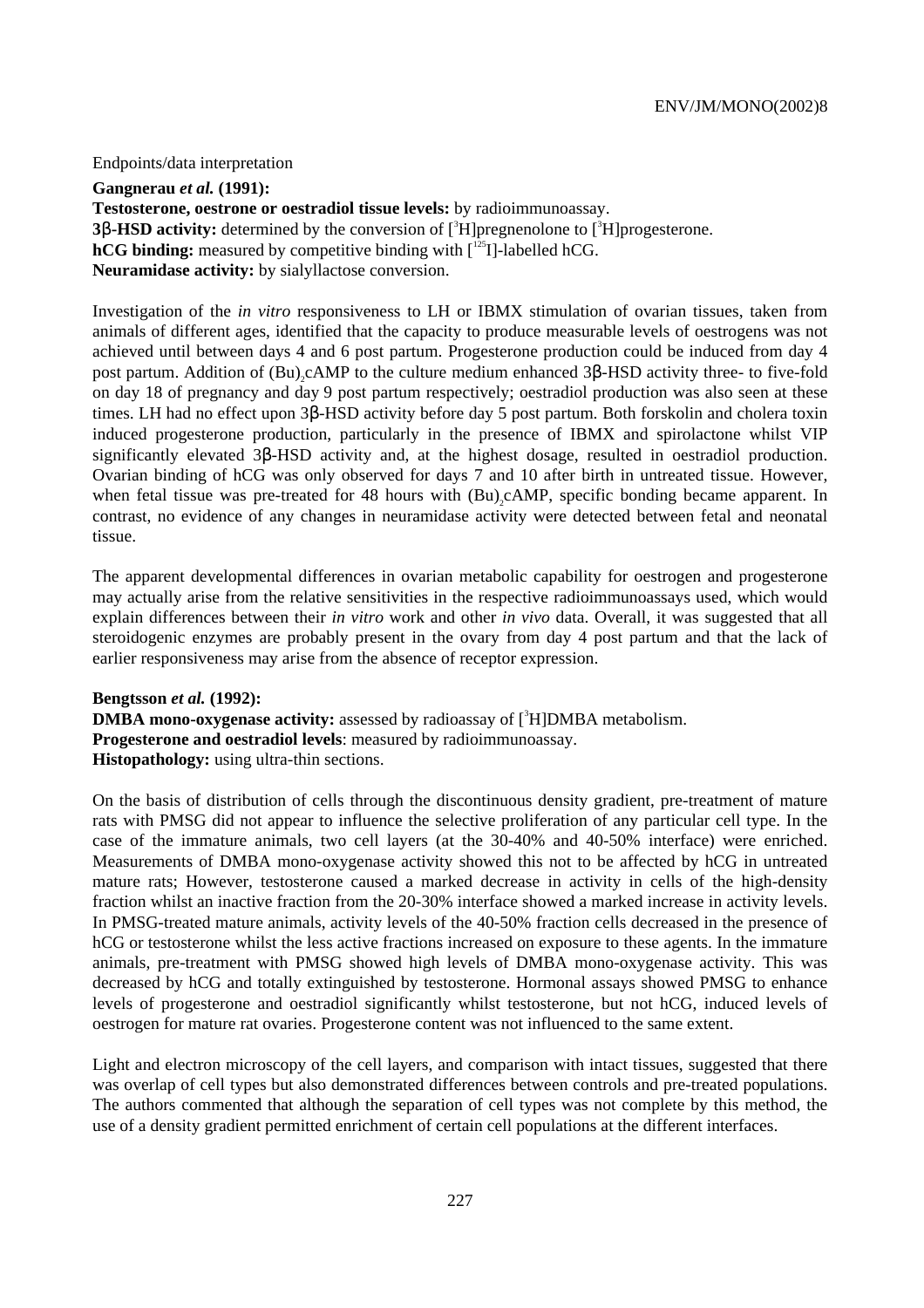Endpoints/data interpretation

**Gangnerau *et al.* (1991):**
**Testosterone, oestrone or oestradiol tissue levels:** by radioimmunoassay.
**3β-HSD activity:** determined by the conversion of [$^{3}$H]pregnenolone to [$^{3}$H]progesterone.
**hCG binding:** measured by competitive binding with [$^{125}$I]-labelled hCG.
**Neuramidase activity:** by sialyllactose conversion.

Investigation of the *in vitro* responsiveness to LH or IBMX stimulation of ovarian tissues, taken from animals of different ages, identified that the capacity to produce measurable levels of oestrogens was not achieved until between days 4 and 6 post partum. Progesterone production could be induced from day 4 post partum. Addition of $(Bu)_2$cAMP to the culture medium enhanced 3β-HSD activity three- to five-fold on day 18 of pregnancy and day 9 post partum respectively; oestradiol production was also seen at these times. LH had no effect upon 3β-HSD activity before day 5 post partum. Both forskolin and cholera toxin induced progesterone production, particularly in the presence of IBMX and spirolactone whilst VIP significantly elevated 3β-HSD activity and, at the highest dosage, resulted in oestradiol production. Ovarian binding of hCG was only observed for days 7 and 10 after birth in untreated tissue. However, when fetal tissue was pre-treated for 48 hours with $(Bu)_2$cAMP, specific bonding became apparent. In contrast, no evidence of any changes in neuramidase activity were detected between fetal and neonatal tissue.

The apparent developmental differences in ovarian metabolic capability for oestrogen and progesterone may actually arise from the relative sensitivities in the respective radioimmunoassays used, which would explain differences between their *in vitro* work and other *in vivo* data. Overall, it was suggested that all steroidogenic enzymes are probably present in the ovary from day 4 post partum and that the lack of earlier responsiveness may arise from the absence of receptor expression.

**Bengtsson *et al.* (1992):**
**DMBA mono-oxygenase activity:** assessed by radioassay of [$^{3}$H]DMBA metabolism.
**Progesterone and oestradiol levels**: measured by radioimmunoassay.
**Histopathology:** using ultra-thin sections.

On the basis of distribution of cells through the discontinuous density gradient, pre-treatment of mature rats with PMSG did not appear to influence the selective proliferation of any particular cell type. In the case of the immature animals, two cell layers (at the 30-40% and 40-50% interface) were enriched. Measurements of DMBA mono-oxygenase activity showed this not to be affected by hCG in untreated mature rats; However, testosterone caused a marked decrease in activity in cells of the high-density fraction whilst an inactive fraction from the 20-30% interface showed a marked increase in activity levels. In PMSG-treated mature animals, activity levels of the 40-50% fraction cells decreased in the presence of hCG or testosterone whilst the less active fractions increased on exposure to these agents. In the immature animals, pre-treatment with PMSG showed high levels of DMBA mono-oxygenase activity. This was decreased by hCG and totally extinguished by testosterone. Hormonal assays showed PMSG to enhance levels of progesterone and oestradiol significantly whilst testosterone, but not hCG, induced levels of oestrogen for mature rat ovaries. Progesterone content was not influenced to the same extent.

Light and electron microscopy of the cell layers, and comparison with intact tissues, suggested that there was overlap of cell types but also demonstrated differences between controls and pre-treated populations. The authors commented that although the separation of cell types was not complete by this method, the use of a density gradient permitted enrichment of certain cell populations at the different interfaces.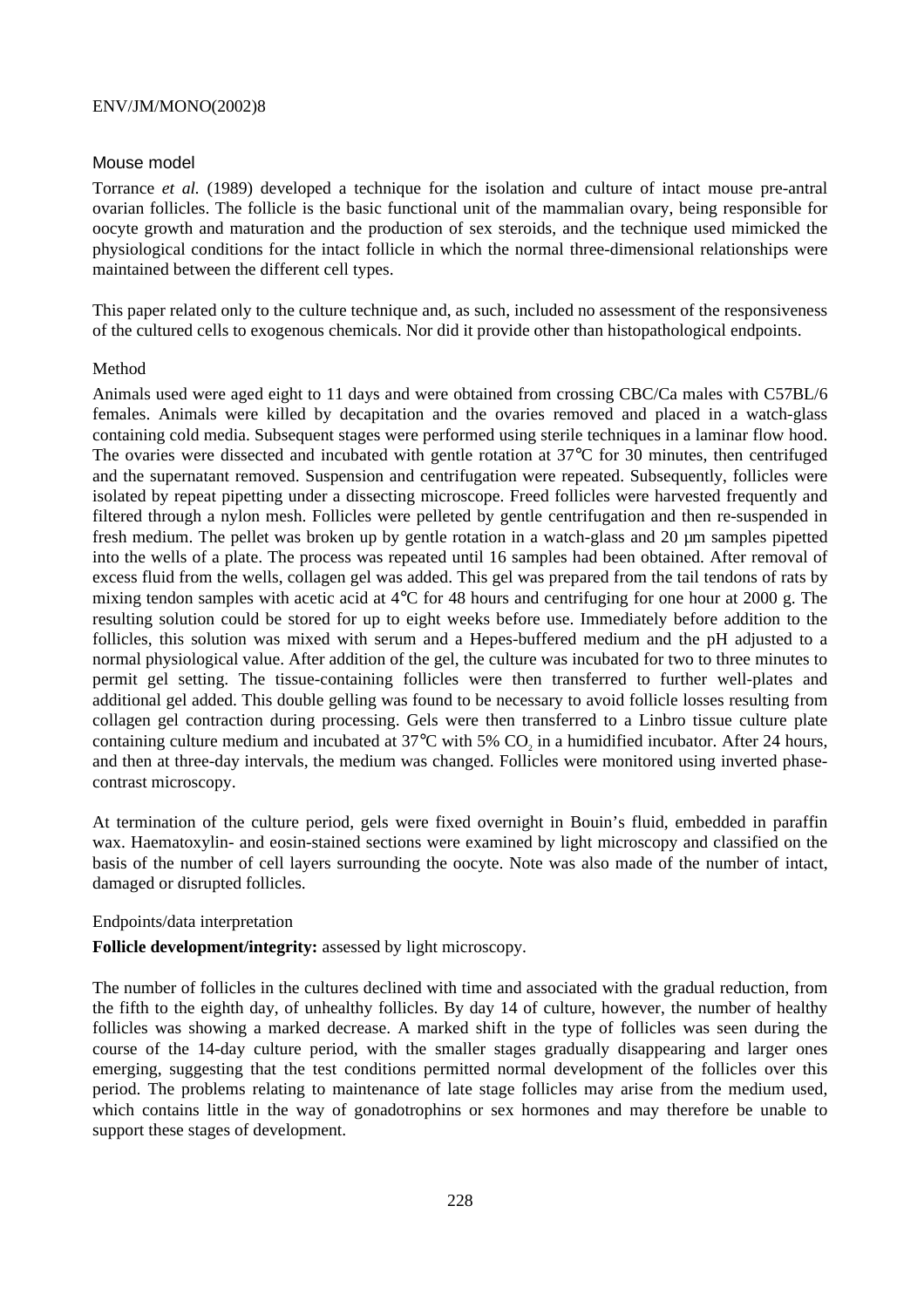### Mouse model

Torrance *et al.* (1989) developed a technique for the isolation and culture of intact mouse pre-antral ovarian follicles. The follicle is the basic functional unit of the mammalian ovary, being responsible for oocyte growth and maturation and the production of sex steroids, and the technique used mimicked the physiological conditions for the intact follicle in which the normal three-dimensional relationships were maintained between the different cell types.

This paper related only to the culture technique and, as such, included no assessment of the responsiveness of the cultured cells to exogenous chemicals. Nor did it provide other than histopathological endpoints.

#### Method

Animals used were aged eight to 11 days and were obtained from crossing CBC/Ca males with C57BL/6 females. Animals were killed by decapitation and the ovaries removed and placed in a watch-glass containing cold media. Subsequent stages were performed using sterile techniques in a laminar flow hood. The ovaries were dissected and incubated with gentle rotation at 37°C for 30 minutes, then centrifuged and the supernatant removed. Suspension and centrifugation were repeated. Subsequently, follicles were isolated by repeat pipetting under a dissecting microscope. Freed follicles were harvested frequently and filtered through a nylon mesh. Follicles were pelleted by gentle centrifugation and then re-suspended in fresh medium. The pellet was broken up by gentle rotation in a watch-glass and 20 µm samples pipetted into the wells of a plate. The process was repeated until 16 samples had been obtained. After removal of excess fluid from the wells, collagen gel was added. This gel was prepared from the tail tendons of rats by mixing tendon samples with acetic acid at 4°C for 48 hours and centrifuging for one hour at 2000 g. The resulting solution could be stored for up to eight weeks before use. Immediately before addition to the follicles, this solution was mixed with serum and a Hepes-buffered medium and the pH adjusted to a normal physiological value. After addition of the gel, the culture was incubated for two to three minutes to permit gel setting. The tissue-containing follicles were then transferred to further well-plates and additional gel added. This double gelling was found to be necessary to avoid follicle losses resulting from collagen gel contraction during processing. Gels were then transferred to a Linbro tissue culture plate containing culture medium and incubated at 37°C with 5% $CO_2$ in a humidified incubator. After 24 hours, and then at three-day intervals, the medium was changed. Follicles were monitored using inverted phase-contrast microscopy.

At termination of the culture period, gels were fixed overnight in Bouin's fluid, embedded in paraffin wax. Haematoxylin- and eosin-stained sections were examined by light microscopy and classified on the basis of the number of cell layers surrounding the oocyte. Note was also made of the number of intact, damaged or disrupted follicles.

#### Endpoints/data interpretation

**Follicle development/integrity:** assessed by light microscopy.

The number of follicles in the cultures declined with time and associated with the gradual reduction, from the fifth to the eighth day, of unhealthy follicles. By day 14 of culture, however, the number of healthy follicles was showing a marked decrease. A marked shift in the type of follicles was seen during the course of the 14-day culture period, with the smaller stages gradually disappearing and larger ones emerging, suggesting that the test conditions permitted normal development of the follicles over this period. The problems relating to maintenance of late stage follicles may arise from the medium used, which contains little in the way of gonadotrophins or sex hormones and may therefore be unable to support these stages of development.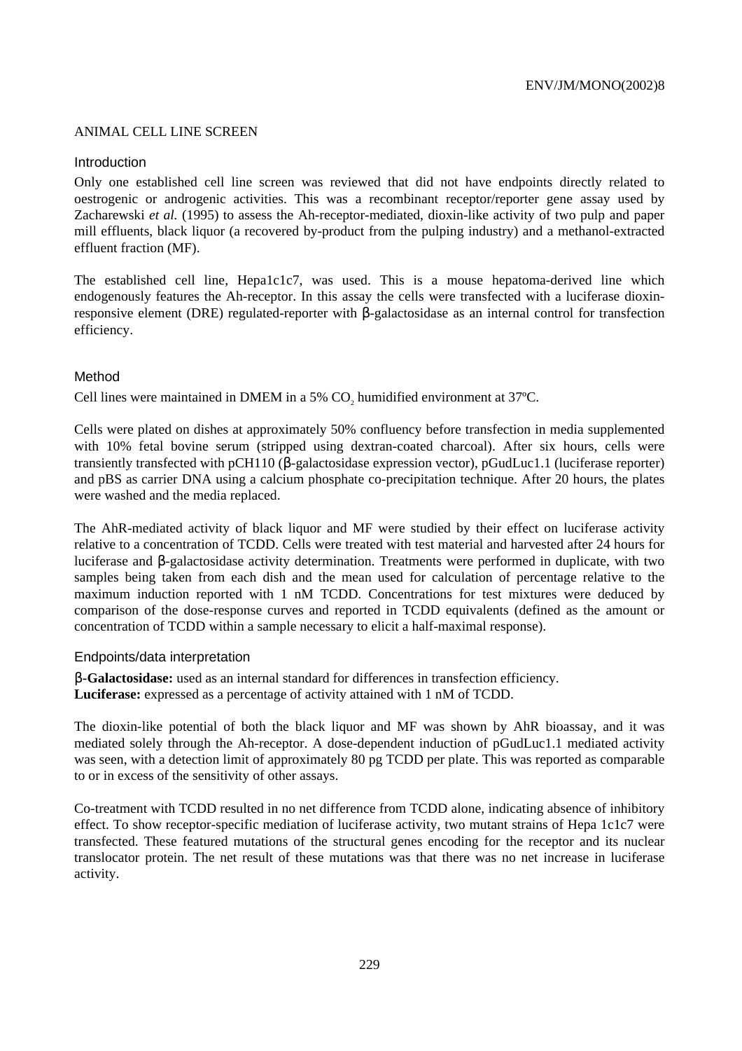## ANIMAL CELL LINE SCREEN

### Introduction

Only one established cell line screen was reviewed that did not have endpoints directly related to oestrogenic or androgenic activities. This was a recombinant receptor/reporter gene assay used by Zacharewski *et al.* (1995) to assess the Ah-receptor-mediated, dioxin-like activity of two pulp and paper mill effluents, black liquor (a recovered by-product from the pulping industry) and a methanol-extracted effluent fraction (MF).

The established cell line, Hepa1c1c7, was used. This is a mouse hepatoma-derived line which endogenously features the Ah-receptor. In this assay the cells were transfected with a luciferase dioxin-responsive element (DRE) regulated-reporter with β-galactosidase as an internal control for transfection efficiency.

### Method

Cell lines were maintained in DMEM in a 5% $CO_2$ humidified environment at 37ºC.

Cells were plated on dishes at approximately 50% confluency before transfection in media supplemented with 10% fetal bovine serum (stripped using dextran-coated charcoal). After six hours, cells were transiently transfected with pCH110 (β-galactosidase expression vector), pGudLuc1.1 (luciferase reporter) and pBS as carrier DNA using a calcium phosphate co-precipitation technique. After 20 hours, the plates were washed and the media replaced.

The AhR-mediated activity of black liquor and MF were studied by their effect on luciferase activity relative to a concentration of TCDD. Cells were treated with test material and harvested after 24 hours for luciferase and β-galactosidase activity determination. Treatments were performed in duplicate, with two samples being taken from each dish and the mean used for calculation of percentage relative to the maximum induction reported with 1 nM TCDD. Concentrations for test mixtures were deduced by comparison of the dose-response curves and reported in TCDD equivalents (defined as the amount or concentration of TCDD within a sample necessary to elicit a half-maximal response).

### Endpoints/data interpretation

**β-Galactosidase:** used as an internal standard for differences in transfection efficiency.
**Luciferase:** expressed as a percentage of activity attained with 1 nM of TCDD.

The dioxin-like potential of both the black liquor and MF was shown by AhR bioassay, and it was mediated solely through the Ah-receptor. A dose-dependent induction of pGudLuc1.1 mediated activity was seen, with a detection limit of approximately 80 pg TCDD per plate. This was reported as comparable to or in excess of the sensitivity of other assays.

Co-treatment with TCDD resulted in no net difference from TCDD alone, indicating absence of inhibitory effect. To show receptor-specific mediation of luciferase activity, two mutant strains of Hepa 1c1c7 were transfected. These featured mutations of the structural genes encoding for the receptor and its nuclear translocator protein. The net result of these mutations was that there was no net increase in luciferase activity.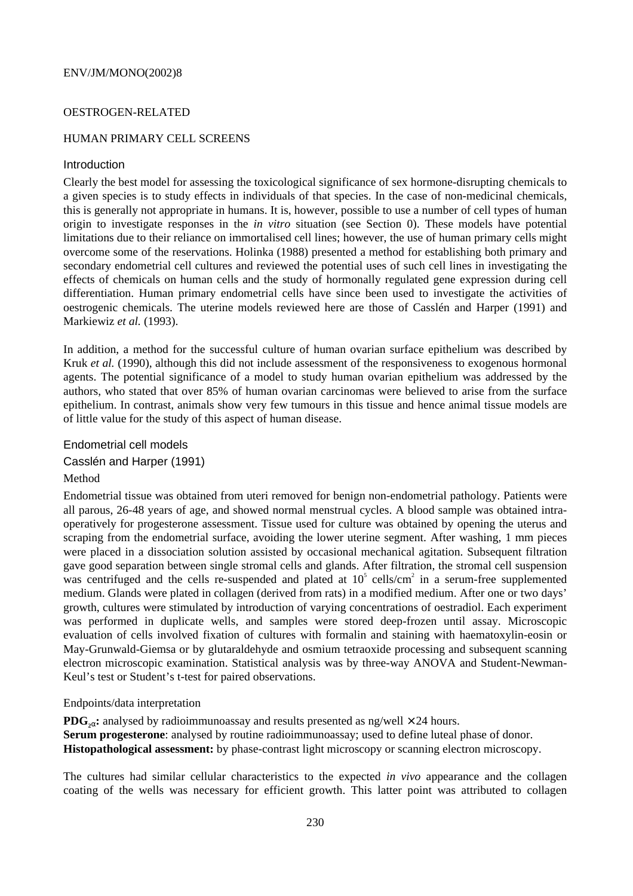OESTROGEN-RELATED

HUMAN PRIMARY CELL SCREENS

### Introduction

Clearly the best model for assessing the toxicological significance of sex hormone-disrupting chemicals to a given species is to study effects in individuals of that species. In the case of non-medicinal chemicals, this is generally not appropriate in humans. It is, however, possible to use a number of cell types of human origin to investigate responses in the *in vitro* situation (see Section 0). These models have potential limitations due to their reliance on immortalised cell lines; however, the use of human primary cells might overcome some of the reservations. Holinka (1988) presented a method for establishing both primary and secondary endometrial cell cultures and reviewed the potential uses of such cell lines in investigating the effects of chemicals on human cells and the study of hormonally regulated gene expression during cell differentiation. Human primary endometrial cells have since been used to investigate the activities of oestrogenic chemicals. The uterine models reviewed here are those of Casslén and Harper (1991) and Markiewiz *et al.* (1993).

In addition, a method for the successful culture of human ovarian surface epithelium was described by Kruk *et al.* (1990), although this did not include assessment of the responsiveness to exogenous hormonal agents. The potential significance of a model to study human ovarian epithelium was addressed by the authors, who stated that over 85% of human ovarian carcinomas were believed to arise from the surface epithelium. In contrast, animals show very few tumours in this tissue and hence animal tissue models are of little value for the study of this aspect of human disease.

### Endometrial cell models

#### Casslén and Harper (1991)

##### Method

Endometrial tissue was obtained from uteri removed for benign non-endometrial pathology. Patients were all parous, 26-48 years of age, and showed normal menstrual cycles. A blood sample was obtained intra-operatively for progesterone assessment. Tissue used for culture was obtained by opening the uterus and scraping from the endometrial surface, avoiding the lower uterine segment. After washing, 1 mm pieces were placed in a dissociation solution assisted by occasional mechanical agitation. Subsequent filtration gave good separation between single stromal cells and glands. After filtration, the stromal cell suspension was centrifuged and the cells re-suspended and plated at $10^5$ cells/cm$^2$ in a serum-free supplemented medium. Glands were plated in collagen (derived from rats) in a modified medium. After one or two days' growth, cultures were stimulated by introduction of varying concentrations of oestradiol. Each experiment was performed in duplicate wells, and samples were stored deep-frozen until assay. Microscopic evaluation of cells involved fixation of cultures with formalin and staining with haematoxylin-eosin or May-Grunwald-Giemsa or by glutaraldehyde and osmium tetraoxide processing and subsequent scanning electron microscopic examination. Statistical analysis was by three-way ANOVA and Student-Newman-Keul's test or Student's t-test for paired observations.

##### Endpoints/data interpretation

**PDG$_{2\alpha}$:** analysed by radioimmunoassay and results presented as ng/well × 24 hours.
**Serum progesterone**: analysed by routine radioimmunoassay; used to define luteal phase of donor.
**Histopathological assessment:** by phase-contrast light microscopy or scanning electron microscopy.

The cultures had similar cellular characteristics to the expected *in vivo* appearance and the collagen coating of the wells was necessary for efficient growth. This latter point was attributed to collagen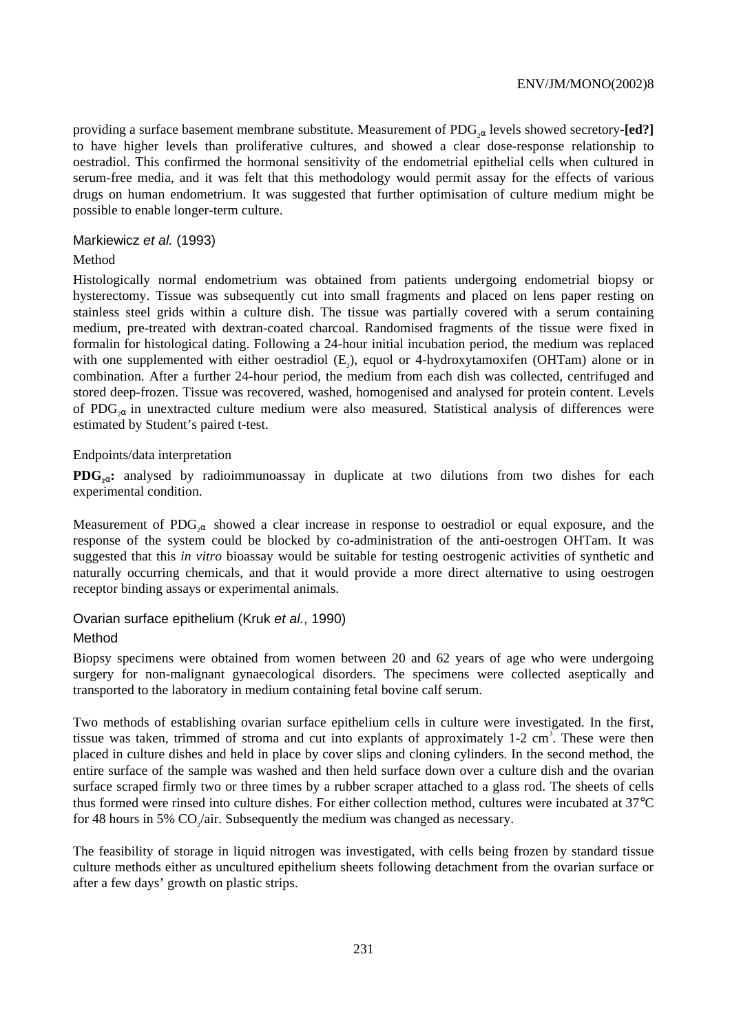providing a surface basement membrane substitute. Measurement of $PDG_{2\alpha}$ levels showed secretory-**[ed?]** to have higher levels than proliferative cultures, and showed a clear dose-response relationship to oestradiol. This confirmed the hormonal sensitivity of the endometrial epithelial cells when cultured in serum-free media, and it was felt that this methodology would permit assay for the effects of various drugs on human endometrium. It was suggested that further optimisation of culture medium might be possible to enable longer-term culture.

### Markiewicz *et al.* (1993)

Method

Histologically normal endometrium was obtained from patients undergoing endometrial biopsy or hysterectomy. Tissue was subsequently cut into small fragments and placed on lens paper resting on stainless steel grids within a culture dish. The tissue was partially covered with a serum containing medium, pre-treated with dextran-coated charcoal. Randomised fragments of the tissue were fixed in formalin for histological dating. Following a 24-hour initial incubation period, the medium was replaced with one supplemented with either oestradiol ($E_2$), equol or 4-hydroxytamoxifen (OHTam) alone or in combination. After a further 24-hour period, the medium from each dish was collected, centrifuged and stored deep-frozen. Tissue was recovered, washed, homogenised and analysed for protein content. Levels of $PDG_{2\alpha}$ in unextracted culture medium were also measured. Statistical analysis of differences were estimated by Student's paired t-test.

Endpoints/data interpretation

**$PDG_{2\alpha}$:** analysed by radioimmunoassay in duplicate at two dilutions from two dishes for each experimental condition.

Measurement of $PDG_{2\alpha}$ showed a clear increase in response to oestradiol or equal exposure, and the response of the system could be blocked by co-administration of the anti-oestrogen OHTam. It was suggested that this *in vitro* bioassay would be suitable for testing oestrogenic activities of synthetic and naturally occurring chemicals, and that it would provide a more direct alternative to using oestrogen receptor binding assays or experimental animals.

### Ovarian surface epithelium (Kruk *et al.*, 1990)

Method

Biopsy specimens were obtained from women between 20 and 62 years of age who were undergoing surgery for non-malignant gynaecological disorders. The specimens were collected aseptically and transported to the laboratory in medium containing fetal bovine calf serum.

Two methods of establishing ovarian surface epithelium cells in culture were investigated. In the first, tissue was taken, trimmed of stroma and cut into explants of approximately 1-2 $cm^3$. These were then placed in culture dishes and held in place by cover slips and cloning cylinders. In the second method, the entire surface of the sample was washed and then held surface down over a culture dish and the ovarian surface scraped firmly two or three times by a rubber scraper attached to a glass rod. The sheets of cells thus formed were rinsed into culture dishes. For either collection method, cultures were incubated at 37°C for 48 hours in 5% $CO_2$/air. Subsequently the medium was changed as necessary.

The feasibility of storage in liquid nitrogen was investigated, with cells being frozen by standard tissue culture methods either as uncultured epithelium sheets following detachment from the ovarian surface or after a few days' growth on plastic strips.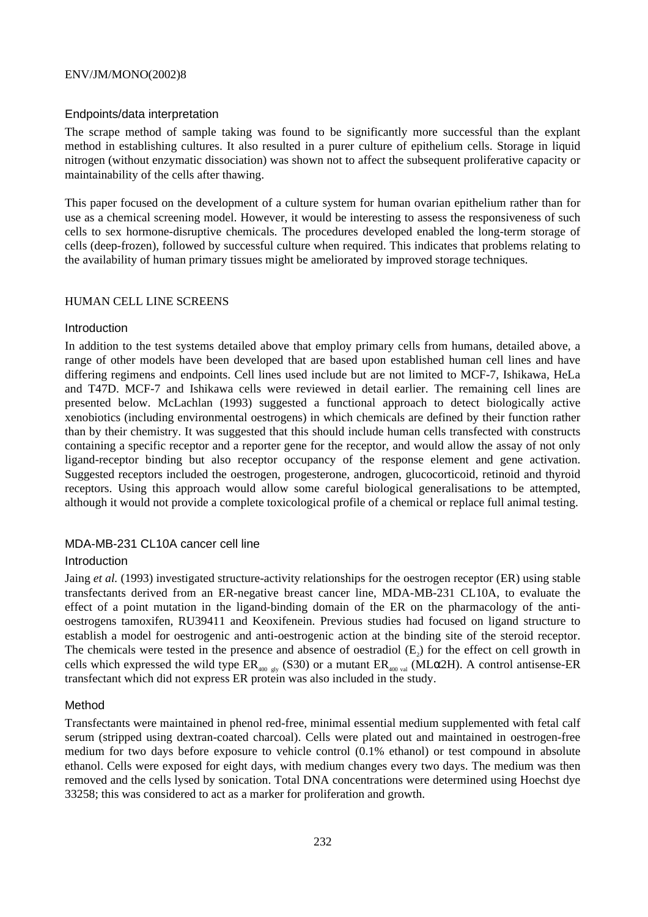### Endpoints/data interpretation

The scrape method of sample taking was found to be significantly more successful than the explant method in establishing cultures. It also resulted in a purer culture of epithelium cells. Storage in liquid nitrogen (without enzymatic dissociation) was shown not to affect the subsequent proliferative capacity or maintainability of the cells after thawing.

This paper focused on the development of a culture system for human ovarian epithelium rather than for use as a chemical screening model. However, it would be interesting to assess the responsiveness of such cells to sex hormone-disruptive chemicals. The procedures developed enabled the long-term storage of cells (deep-frozen), followed by successful culture when required. This indicates that problems relating to the availability of human primary tissues might be ameliorated by improved storage techniques.

## HUMAN CELL LINE SCREENS

### Introduction

In addition to the test systems detailed above that employ primary cells from humans, detailed above, a range of other models have been developed that are based upon established human cell lines and have differing regimens and endpoints. Cell lines used include but are not limited to MCF-7, Ishikawa, HeLa and T47D. MCF-7 and Ishikawa cells were reviewed in detail earlier. The remaining cell lines are presented below. McLachlan (1993) suggested a functional approach to detect biologically active xenobiotics (including environmental oestrogens) in which chemicals are defined by their function rather than by their chemistry. It was suggested that this should include human cells transfected with constructs containing a specific receptor and a reporter gene for the receptor, and would allow the assay of not only ligand-receptor binding but also receptor occupancy of the response element and gene activation. Suggested receptors included the oestrogen, progesterone, androgen, glucocorticoid, retinoid and thyroid receptors. Using this approach would allow some careful biological generalisations to be attempted, although it would not provide a complete toxicological profile of a chemical or replace full animal testing.

### MDA-MB-231 CL10A cancer cell line

### Introduction

Jaing *et al.* (1993) investigated structure-activity relationships for the oestrogen receptor (ER) using stable transfectants derived from an ER-negative breast cancer line, MDA-MB-231 CL10A, to evaluate the effect of a point mutation in the ligand-binding domain of the ER on the pharmacology of the anti-oestrogens tamoxifen, RU39411 and Keoxifenein. Previous studies had focused on ligand structure to establish a model for oestrogenic and anti-oestrogenic action at the binding site of the steroid receptor. The chemicals were tested in the presence and absence of oestradiol ($E_2$) for the effect on cell growth in cells which expressed the wild type $ER_{400\ gly}$ (S30) or a mutant $ER_{400\ val}$ (MLα2H). A control antisense-ER transfectant which did not express ER protein was also included in the study.

### Method

Transfectants were maintained in phenol red-free, minimal essential medium supplemented with fetal calf serum (stripped using dextran-coated charcoal). Cells were plated out and maintained in oestrogen-free medium for two days before exposure to vehicle control (0.1% ethanol) or test compound in absolute ethanol. Cells were exposed for eight days, with medium changes every two days. The medium was then removed and the cells lysed by sonication. Total DNA concentrations were determined using Hoechst dye 33258; this was considered to act as a marker for proliferation and growth.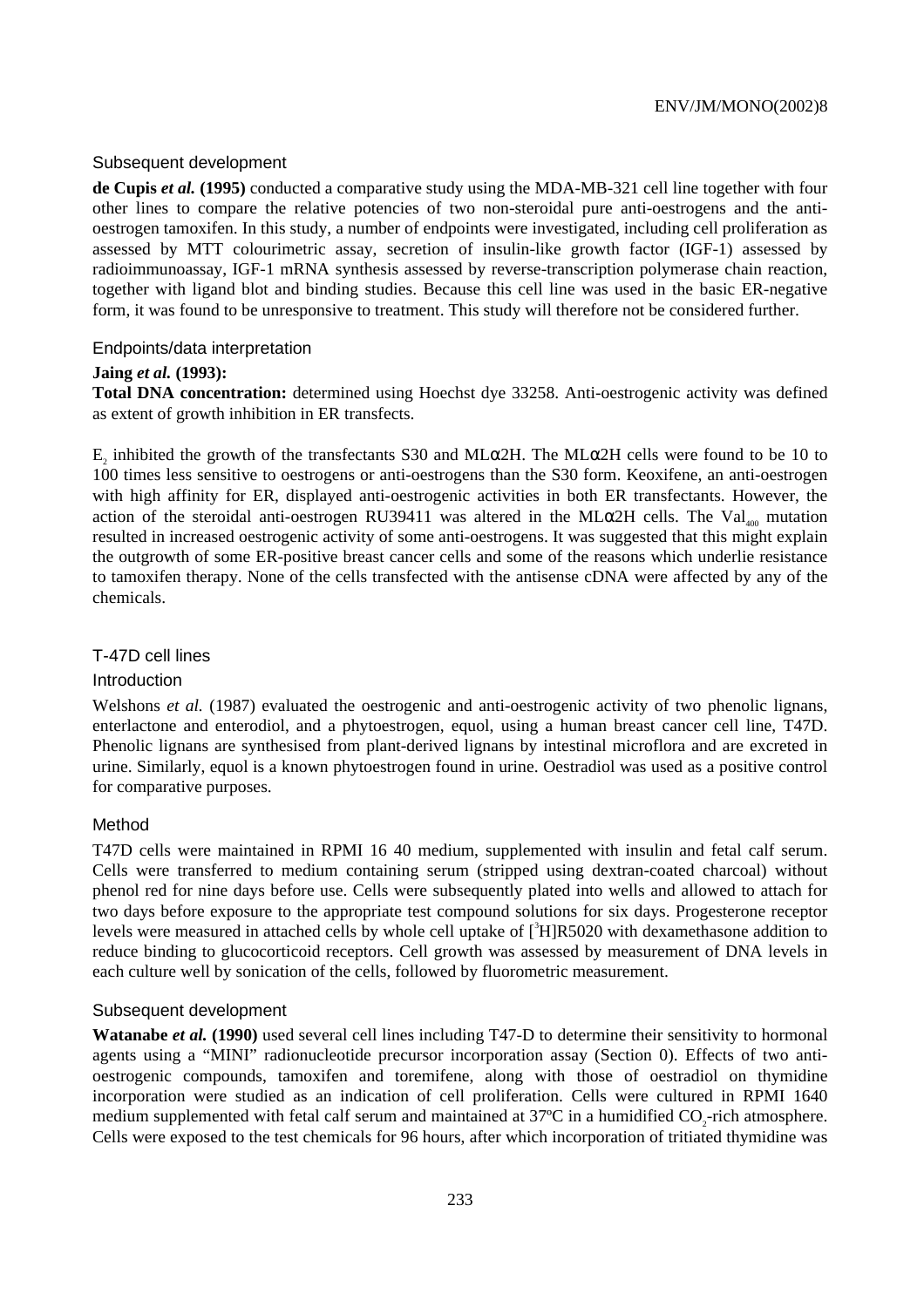### Subsequent development

**de Cupis *et al.* (1995)** conducted a comparative study using the MDA-MB-321 cell line together with four other lines to compare the relative potencies of two non-steroidal pure anti-oestrogens and the anti-oestrogen tamoxifen. In this study, a number of endpoints were investigated, including cell proliferation as assessed by MTT colourimetric assay, secretion of insulin-like growth factor (IGF-1) assessed by radioimmunoassay, IGF-1 mRNA synthesis assessed by reverse-transcription polymerase chain reaction, together with ligand blot and binding studies. Because this cell line was used in the basic ER-negative form, it was found to be unresponsive to treatment. This study will therefore not be considered further.

### Endpoints/data interpretation

**Jaing *et al.* (1993):**

**Total DNA concentration:** determined using Hoechst dye 33258. Anti-oestrogenic activity was defined as extent of growth inhibition in ER transfects.

$E_2$ inhibited the growth of the transfectants S30 and MLα2H. The MLα2H cells were found to be 10 to 100 times less sensitive to oestrogens or anti-oestrogens than the S30 form. Keoxifene, an anti-oestrogen with high affinity for ER, displayed anti-oestrogenic activities in both ER transfectants. However, the action of the steroidal anti-oestrogen RU39411 was altered in the MLα2H cells. The $Val_{400}$ mutation resulted in increased oestrogenic activity of some anti-oestrogens. It was suggested that this might explain the outgrowth of some ER-positive breast cancer cells and some of the reasons which underlie resistance to tamoxifen therapy. None of the cells transfected with the antisense cDNA were affected by any of the chemicals.

## T-47D cell lines

### Introduction

Welshons *et al.* (1987) evaluated the oestrogenic and anti-oestrogenic activity of two phenolic lignans, enterlactone and enterodiol, and a phytoestrogen, equol, using a human breast cancer cell line, T47D. Phenolic lignans are synthesised from plant-derived lignans by intestinal microflora and are excreted in urine. Similarly, equol is a known phytoestrogen found in urine. Oestradiol was used as a positive control for comparative purposes.

### Method

T47D cells were maintained in RPMI 16 40 medium, supplemented with insulin and fetal calf serum. Cells were transferred to medium containing serum (stripped using dextran-coated charcoal) without phenol red for nine days before use. Cells were subsequently plated into wells and allowed to attach for two days before exposure to the appropriate test compound solutions for six days. Progesterone receptor levels were measured in attached cells by whole cell uptake of [$^3$H]R5020 with dexamethasone addition to reduce binding to glucocorticoid receptors. Cell growth was assessed by measurement of DNA levels in each culture well by sonication of the cells, followed by fluorometric measurement.

### Subsequent development

**Watanabe *et al.* (1990)** used several cell lines including T47-D to determine their sensitivity to hormonal agents using a "MINI" radionucleotide precursor incorporation assay (Section 0). Effects of two anti-oestrogenic compounds, tamoxifen and toremifene, along with those of oestradiol on thymidine incorporation were studied as an indication of cell proliferation. Cells were cultured in RPMI 1640 medium supplemented with fetal calf serum and maintained at 37ºC in a humidified $CO_2$-rich atmosphere. Cells were exposed to the test chemicals for 96 hours, after which incorporation of tritiated thymidine was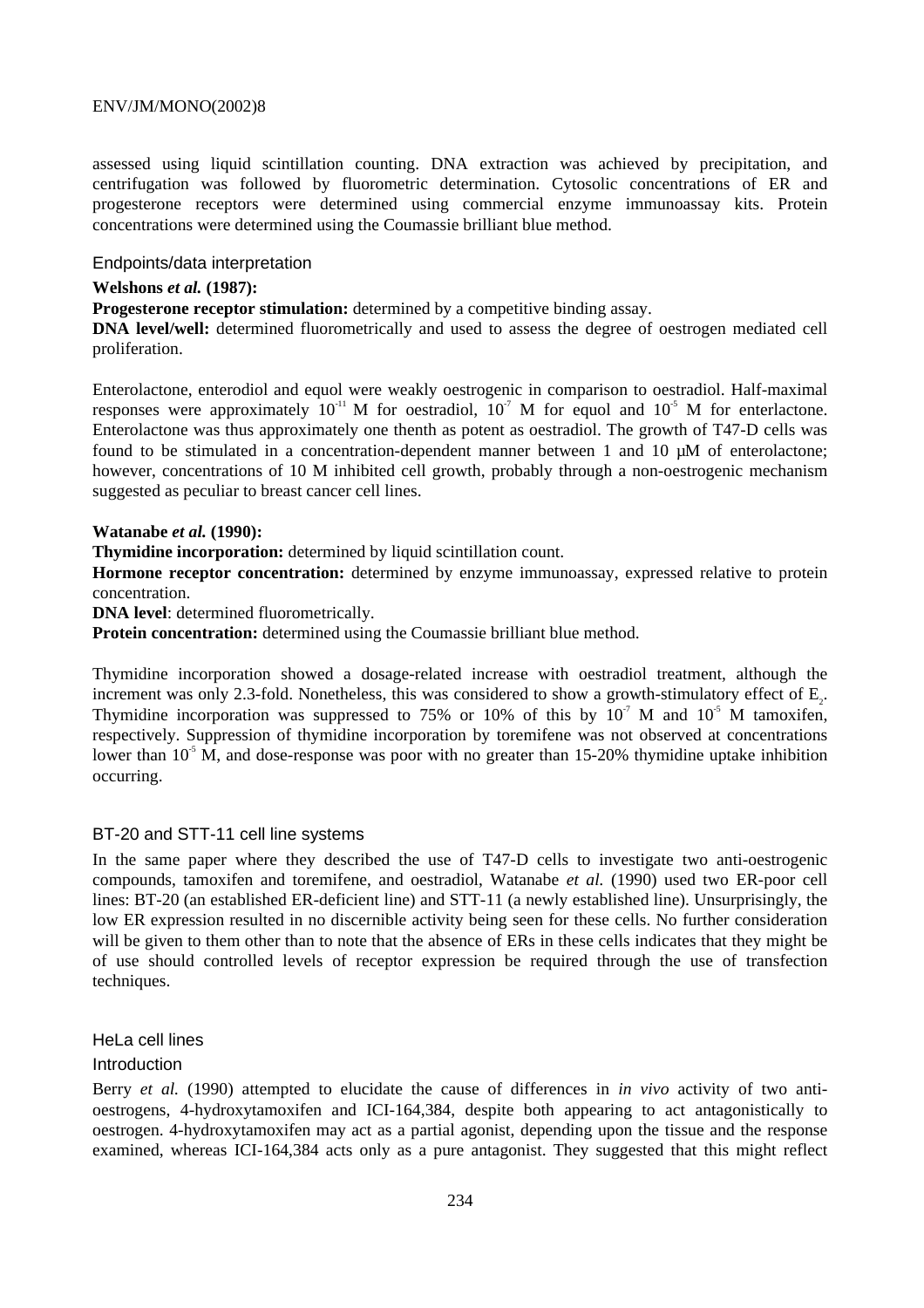assessed using liquid scintillation counting. DNA extraction was achieved by precipitation, and centrifugation was followed by fluorometric determination. Cytosolic concentrations of ER and progesterone receptors were determined using commercial enzyme immunoassay kits. Protein concentrations were determined using the Coumassie brilliant blue method.

### Endpoints/data interpretation

**Welshons *et al.* (1987):**

**Progesterone receptor stimulation:** determined by a competitive binding assay.

**DNA level/well:** determined fluorometrically and used to assess the degree of oestrogen mediated cell proliferation.

Enterolactone, enterodiol and equol were weakly oestrogenic in comparison to oestradiol. Half-maximal responses were approximately $10^{-11}$ M for oestradiol, $10^{-7}$ M for equol and $10^{-5}$ M for enterlactone. Enterolactone was thus approximately one thenth as potent as oestradiol. The growth of T47-D cells was found to be stimulated in a concentration-dependent manner between 1 and 10 μM of enterolactone; however, concentrations of 10 M inhibited cell growth, probably through a non-oestrogenic mechanism suggested as peculiar to breast cancer cell lines.

**Watanabe *et al.* (1990):**

**Thymidine incorporation:** determined by liquid scintillation count.

**Hormone receptor concentration:** determined by enzyme immunoassay, expressed relative to protein concentration.

**DNA level**: determined fluorometrically.

**Protein concentration:** determined using the Coumassie brilliant blue method.

Thymidine incorporation showed a dosage-related increase with oestradiol treatment, although the increment was only 2.3-fold. Nonetheless, this was considered to show a growth-stimulatory effect of $E_2$. Thymidine incorporation was suppressed to 75% or 10% of this by $10^{-7}$ M and $10^{-5}$ M tamoxifen, respectively. Suppression of thymidine incorporation by toremifene was not observed at concentrations lower than $10^{-5}$ M, and dose-response was poor with no greater than 15-20% thymidine uptake inhibition occurring.

## BT-20 and STT-11 cell line systems

In the same paper where they described the use of T47-D cells to investigate two anti-oestrogenic compounds, tamoxifen and toremifene, and oestradiol, Watanabe *et al.* (1990) used two ER-poor cell lines: BT-20 (an established ER-deficient line) and STT-11 (a newly established line). Unsurprisingly, the low ER expression resulted in no discernible activity being seen for these cells. No further consideration will be given to them other than to note that the absence of ERs in these cells indicates that they might be of use should controlled levels of receptor expression be required through the use of transfection techniques.

## HeLa cell lines

### Introduction

Berry *et al.* (1990) attempted to elucidate the cause of differences in *in vivo* activity of two anti-oestrogens, 4-hydroxytamoxifen and ICI-164,384, despite both appearing to act antagonistically to oestrogen. 4-hydroxytamoxifen may act as a partial agonist, depending upon the tissue and the response examined, whereas ICI-164,384 acts only as a pure antagonist. They suggested that this might reflect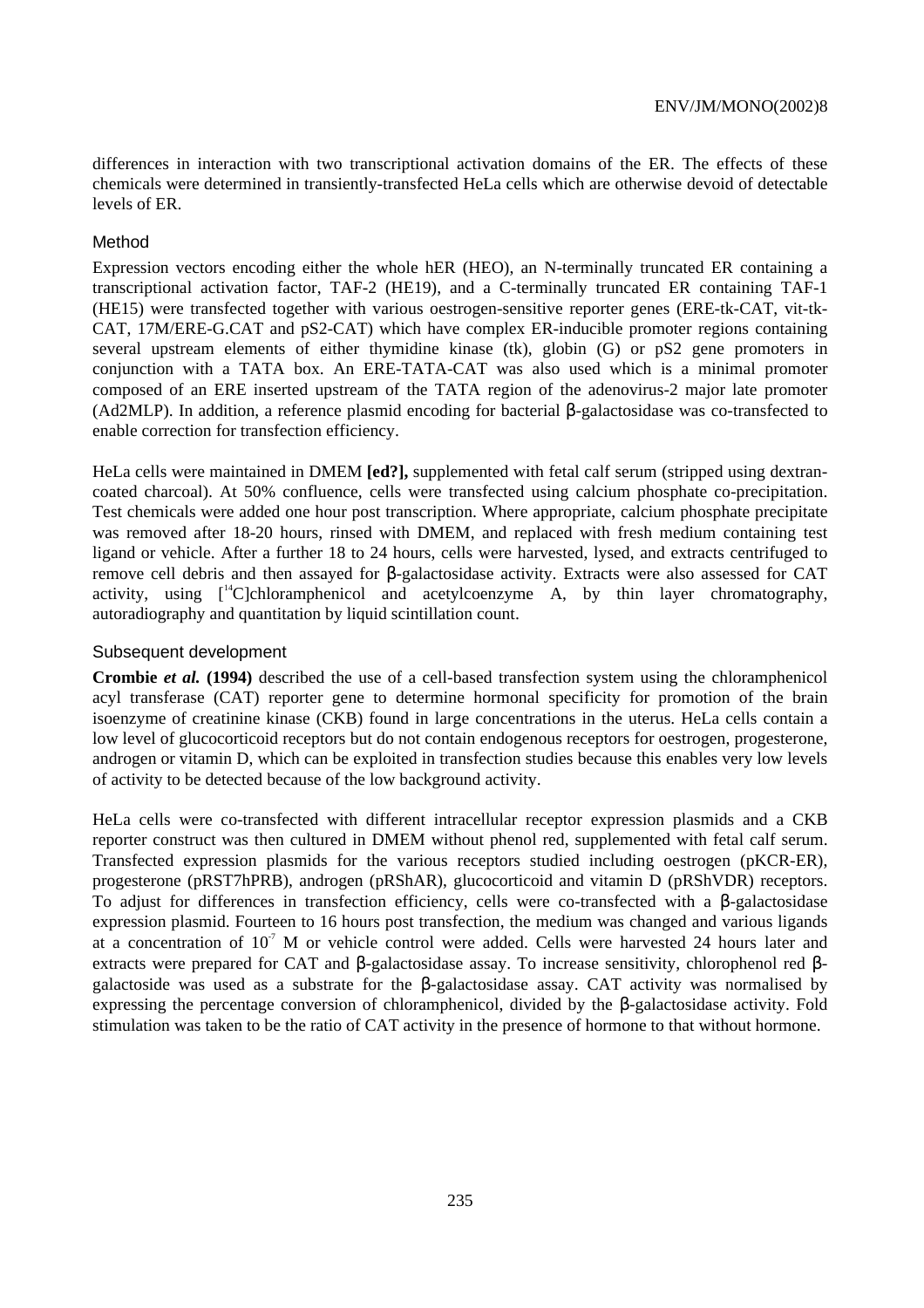differences in interaction with two transcriptional activation domains of the ER. The effects of these chemicals were determined in transiently-transfected HeLa cells which are otherwise devoid of detectable levels of ER.

### Method

Expression vectors encoding either the whole hER (HEO), an N-terminally truncated ER containing a transcriptional activation factor, TAF-2 (HE19), and a C-terminally truncated ER containing TAF-1 (HE15) were transfected together with various oestrogen-sensitive reporter genes (ERE-tk-CAT, vit-tk-CAT, 17M/ERE-G.CAT and pS2-CAT) which have complex ER-inducible promoter regions containing several upstream elements of either thymidine kinase (tk), globin (G) or pS2 gene promoters in conjunction with a TATA box. An ERE-TATA-CAT was also used which is a minimal promoter composed of an ERE inserted upstream of the TATA region of the adenovirus-2 major late promoter (Ad2MLP). In addition, a reference plasmid encoding for bacterial β-galactosidase was co-transfected to enable correction for transfection efficiency.

HeLa cells were maintained in DMEM **[ed?],** supplemented with fetal calf serum (stripped using dextran-coated charcoal). At 50% confluence, cells were transfected using calcium phosphate co-precipitation. Test chemicals were added one hour post transcription. Where appropriate, calcium phosphate precipitate was removed after 18-20 hours, rinsed with DMEM, and replaced with fresh medium containing test ligand or vehicle. After a further 18 to 24 hours, cells were harvested, lysed, and extracts centrifuged to remove cell debris and then assayed for β-galactosidase activity. Extracts were also assessed for CAT activity, using [$^{14}$C]chloramphenicol and acetylcoenzyme A, by thin layer chromatography, autoradiography and quantitation by liquid scintillation count.

### Subsequent development

**Crombie *et al.* (1994)** described the use of a cell-based transfection system using the chloramphenicol acyl transferase (CAT) reporter gene to determine hormonal specificity for promotion of the brain isoenzyme of creatinine kinase (CKB) found in large concentrations in the uterus. HeLa cells contain a low level of glucocorticoid receptors but do not contain endogenous receptors for oestrogen, progesterone, androgen or vitamin D, which can be exploited in transfection studies because this enables very low levels of activity to be detected because of the low background activity.

HeLa cells were co-transfected with different intracellular receptor expression plasmids and a CKB reporter construct was then cultured in DMEM without phenol red, supplemented with fetal calf serum. Transfected expression plasmids for the various receptors studied including oestrogen (pKCR-ER), progesterone (pRST7hPRB), androgen (pRShAR), glucocorticoid and vitamin D (pRShVDR) receptors. To adjust for differences in transfection efficiency, cells were co-transfected with a β-galactosidase expression plasmid. Fourteen to 16 hours post transfection, the medium was changed and various ligands at a concentration of $10^{-7}$ M or vehicle control were added. Cells were harvested 24 hours later and extracts were prepared for CAT and β-galactosidase assay. To increase sensitivity, chlorophenol red β-galactoside was used as a substrate for the β-galactosidase assay. CAT activity was normalised by expressing the percentage conversion of chloramphenicol, divided by the β-galactosidase activity. Fold stimulation was taken to be the ratio of CAT activity in the presence of hormone to that without hormone.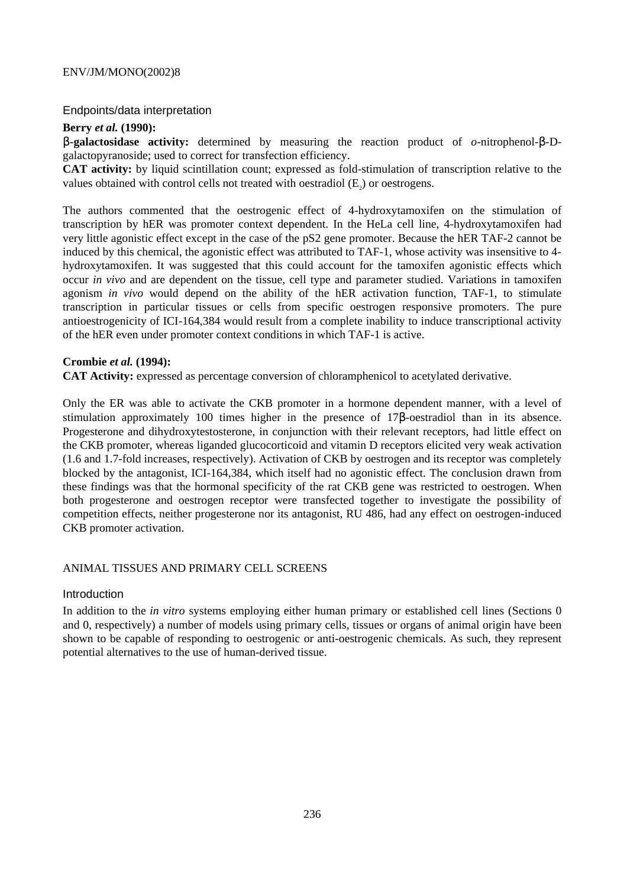### Endpoints/data interpretation

**Berry *et al.* (1990):**

**β-galactosidase activity:** determined by measuring the reaction product of *o*-nitrophenol-β-D-galactopyranoside; used to correct for transfection efficiency.

**CAT activity:** by liquid scintillation count; expressed as fold-stimulation of transcription relative to the values obtained with control cells not treated with oestradiol ($E_2$) or oestrogens.

The authors commented that the oestrogenic effect of 4-hydroxytamoxifen on the stimulation of transcription by hER was promoter context dependent. In the HeLa cell line, 4-hydroxytamoxifen had very little agonistic effect except in the case of the pS2 gene promoter. Because the hER TAF-2 cannot be induced by this chemical, the agonistic effect was attributed to TAF-1, whose activity was insensitive to 4-hydroxytamoxifen. It was suggested that this could account for the tamoxifen agonistic effects which occur *in vivo* and are dependent on the tissue, cell type and parameter studied. Variations in tamoxifen agonism *in vivo* would depend on the ability of the hER activation function, TAF-1, to stimulate transcription in particular tissues or cells from specific oestrogen responsive promoters. The pure antioestrogenicity of ICI-164,384 would result from a complete inability to induce transcriptional activity of the hER even under promoter context conditions in which TAF-1 is active.

**Crombie *et al.* (1994):**

**CAT Activity:** expressed as percentage conversion of chloramphenicol to acetylated derivative.

Only the ER was able to activate the CKB promoter in a hormone dependent manner, with a level of stimulation approximately 100 times higher in the presence of 17β-oestradiol than in its absence. Progesterone and dihydroxytestosterone, in conjunction with their relevant receptors, had little effect on the CKB promoter, whereas liganded glucocorticoid and vitamin D receptors elicited very weak activation (1.6 and 1.7-fold increases, respectively). Activation of CKB by oestrogen and its receptor was completely blocked by the antagonist, ICI-164,384, which itself had no agonistic effect. The conclusion drawn from these findings was that the hormonal specificity of the rat CKB gene was restricted to oestrogen. When both progesterone and oestrogen receptor were transfected together to investigate the possibility of competition effects, neither progesterone nor its antagonist, RU 486, had any effect on oestrogen-induced CKB promoter activation.

## ANIMAL TISSUES AND PRIMARY CELL SCREENS

### Introduction

In addition to the *in vitro* systems employing either human primary or established cell lines (Sections 0 and 0, respectively) a number of models using primary cells, tissues or organs of animal origin have been shown to be capable of responding to oestrogenic or anti-oestrogenic chemicals. As such, they represent potential alternatives to the use of human-derived tissue.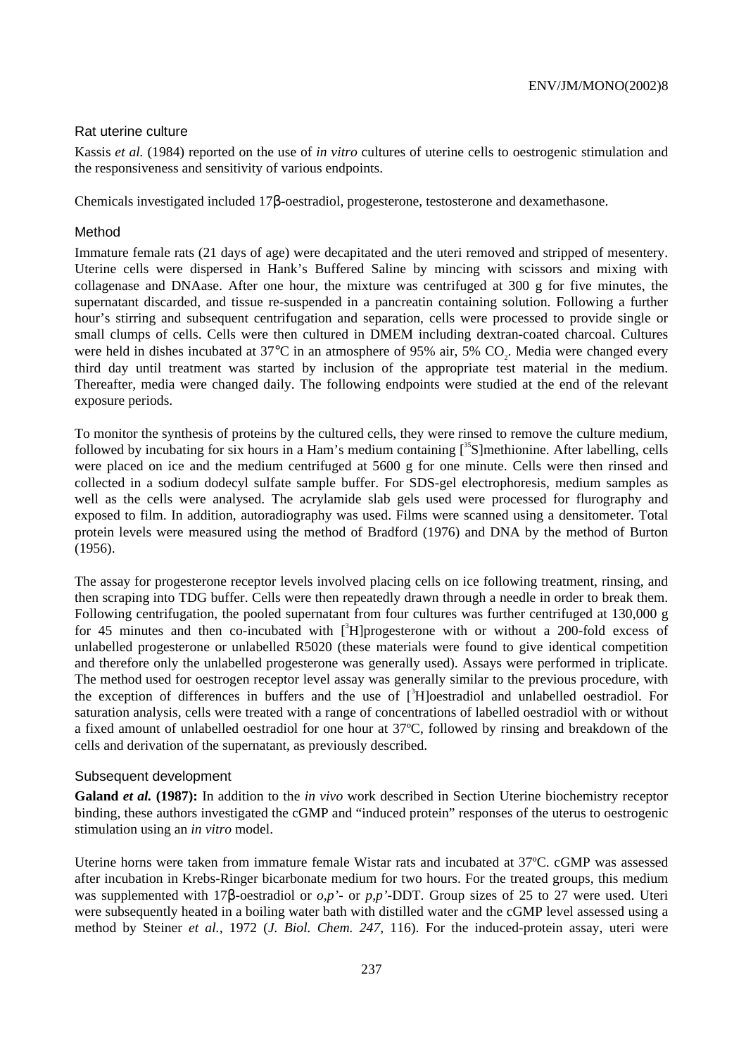### Rat uterine culture

Kassis *et al.* (1984) reported on the use of *in vitro* cultures of uterine cells to oestrogenic stimulation and the responsiveness and sensitivity of various endpoints.

Chemicals investigated included 17β-oestradiol, progesterone, testosterone and dexamethasone.

### Method

Immature female rats (21 days of age) were decapitated and the uteri removed and stripped of mesentery. Uterine cells were dispersed in Hank's Buffered Saline by mincing with scissors and mixing with collagenase and DNAase. After one hour, the mixture was centrifuged at 300 g for five minutes, the supernatant discarded, and tissue re-suspended in a pancreatin containing solution. Following a further hour's stirring and subsequent centrifugation and separation, cells were processed to provide single or small clumps of cells. Cells were then cultured in DMEM including dextran-coated charcoal. Cultures were held in dishes incubated at 37°C in an atmosphere of 95% air, 5% $CO_2$. Media were changed every third day until treatment was started by inclusion of the appropriate test material in the medium. Thereafter, media were changed daily. The following endpoints were studied at the end of the relevant exposure periods.

To monitor the synthesis of proteins by the cultured cells, they were rinsed to remove the culture medium, followed by incubating for six hours in a Ham's medium containing [$^{35}$S]methionine. After labelling, cells were placed on ice and the medium centrifuged at 5600 g for one minute. Cells were then rinsed and collected in a sodium dodecyl sulfate sample buffer. For SDS-gel electrophoresis, medium samples as well as the cells were analysed. The acrylamide slab gels used were processed for flurography and exposed to film. In addition, autoradiography was used. Films were scanned using a densitometer. Total protein levels were measured using the method of Bradford (1976) and DNA by the method of Burton (1956).

The assay for progesterone receptor levels involved placing cells on ice following treatment, rinsing, and then scraping into TDG buffer. Cells were then repeatedly drawn through a needle in order to break them. Following centrifugation, the pooled supernatant from four cultures was further centrifuged at 130,000 g for 45 minutes and then co-incubated with [$^{3}$H]progesterone with or without a 200-fold excess of unlabelled progesterone or unlabelled R5020 (these materials were found to give identical competition and therefore only the unlabelled progesterone was generally used). Assays were performed in triplicate. The method used for oestrogen receptor level assay was generally similar to the previous procedure, with the exception of differences in buffers and the use of [$^{3}$H]oestradiol and unlabelled oestradiol. For saturation analysis, cells were treated with a range of concentrations of labelled oestradiol with or without a fixed amount of unlabelled oestradiol for one hour at 37ºC, followed by rinsing and breakdown of the cells and derivation of the supernatant, as previously described.

### Subsequent development

**Galand *et al.* (1987):** In addition to the *in vivo* work described in Section Uterine biochemistry receptor binding, these authors investigated the cGMP and "induced protein" responses of the uterus to oestrogenic stimulation using an *in vitro* model.

Uterine horns were taken from immature female Wistar rats and incubated at 37ºC. cGMP was assessed after incubation in Krebs-Ringer bicarbonate medium for two hours. For the treated groups, this medium was supplemented with 17β-oestradiol or *o,p'*- or *p,p'*-DDT. Group sizes of 25 to 27 were used. Uteri were subsequently heated in a boiling water bath with distilled water and the cGMP level assessed using a method by Steiner *et al.*, 1972 (*J. Biol. Chem. 247*, 116). For the induced-protein assay, uteri were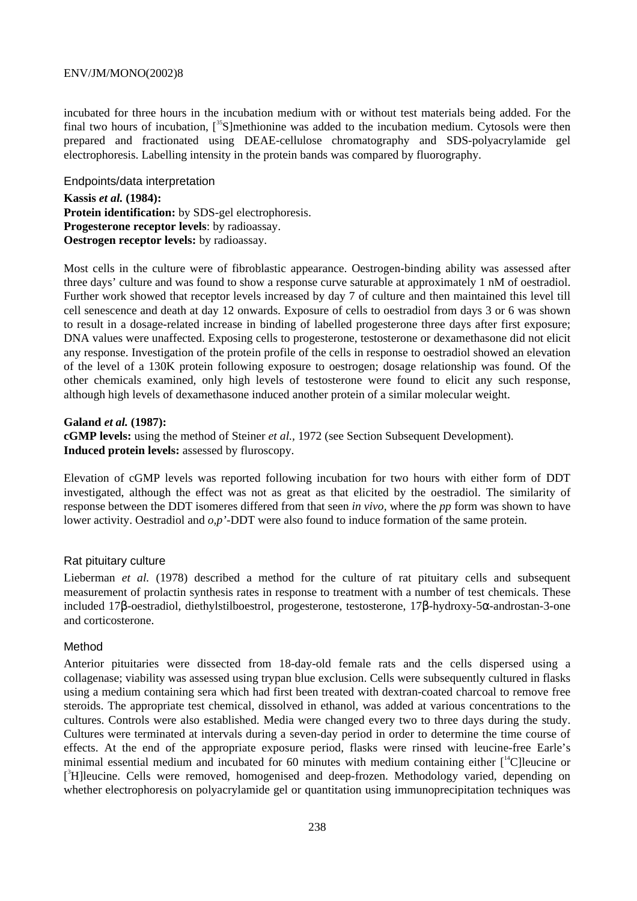incubated for three hours in the incubation medium with or without test materials being added. For the final two hours of incubation, [$^{35}$S]methionine was added to the incubation medium. Cytosols were then prepared and fractionated using DEAE-cellulose chromatography and SDS-polyacrylamide gel electrophoresis. Labelling intensity in the protein bands was compared by fluorography.

### Endpoints/data interpretation

**Kassis *et al.* (1984):**
**Protein identification:** by SDS-gel electrophoresis.
**Progesterone receptor levels**: by radioassay.
**Oestrogen receptor levels:** by radioassay.

Most cells in the culture were of fibroblastic appearance. Oestrogen-binding ability was assessed after three days' culture and was found to show a response curve saturable at approximately 1 nM of oestradiol. Further work showed that receptor levels increased by day 7 of culture and then maintained this level till cell senescence and death at day 12 onwards. Exposure of cells to oestradiol from days 3 or 6 was shown to result in a dosage-related increase in binding of labelled progesterone three days after first exposure; DNA values were unaffected. Exposing cells to progesterone, testosterone or dexamethasone did not elicit any response. Investigation of the protein profile of the cells in response to oestradiol showed an elevation of the level of a 130K protein following exposure to oestrogen; dosage relationship was found. Of the other chemicals examined, only high levels of testosterone were found to elicit any such response, although high levels of dexamethasone induced another protein of a similar molecular weight.

**Galand *et al.* (1987):**
**cGMP levels:** using the method of Steiner *et al.*, 1972 (see Section Subsequent Development).
**Induced protein levels:** assessed by fluroscopy.

Elevation of cGMP levels was reported following incubation for two hours with either form of DDT investigated, although the effect was not as great as that elicited by the oestradiol. The similarity of response between the DDT isomeres differed from that seen *in vivo*, where the *pp* form was shown to have lower activity. Oestradiol and *o,p'*-DDT were also found to induce formation of the same protein.

### Rat pituitary culture

Lieberman *et al.* (1978) described a method for the culture of rat pituitary cells and subsequent measurement of prolactin synthesis rates in response to treatment with a number of test chemicals. These included 17β-oestradiol, diethylstilboestrol, progesterone, testosterone, 17β-hydroxy-5α-androstan-3-one and corticosterone.

### Method

Anterior pituitaries were dissected from 18-day-old female rats and the cells dispersed using a collagenase; viability was assessed using trypan blue exclusion. Cells were subsequently cultured in flasks using a medium containing sera which had first been treated with dextran-coated charcoal to remove free steroids. The appropriate test chemical, dissolved in ethanol, was added at various concentrations to the cultures. Controls were also established. Media were changed every two to three days during the study. Cultures were terminated at intervals during a seven-day period in order to determine the time course of effects. At the end of the appropriate exposure period, flasks were rinsed with leucine-free Earle's minimal essential medium and incubated for 60 minutes with medium containing either [$^{14}$C]leucine or [$^{3}$H]leucine. Cells were removed, homogenised and deep-frozen. Methodology varied, depending on whether electrophoresis on polyacrylamide gel or quantitation using immunoprecipitation techniques was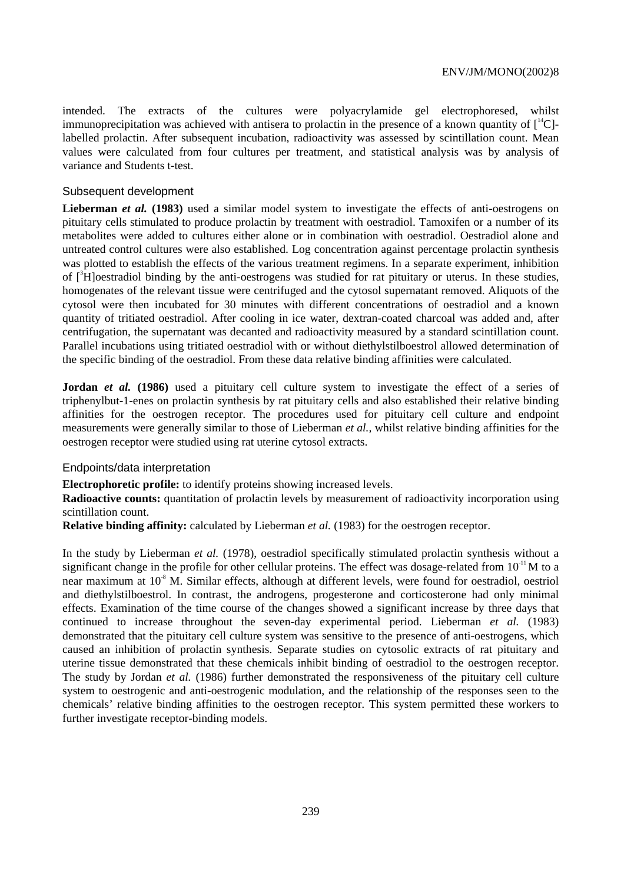intended. The extracts of the cultures were polyacrylamide gel electrophoresed, whilst immunoprecipitation was achieved with antisera to prolactin in the presence of a known quantity of [$^{14}$C]-labelled prolactin. After subsequent incubation, radioactivity was assessed by scintillation count. Mean values were calculated from four cultures per treatment, and statistical analysis was by analysis of variance and Students t-test.

### Subsequent development

**Lieberman *et al.* (1983)** used a similar model system to investigate the effects of anti-oestrogens on pituitary cells stimulated to produce prolactin by treatment with oestradiol. Tamoxifen or a number of its metabolites were added to cultures either alone or in combination with oestradiol. Oestradiol alone and untreated control cultures were also established. Log concentration against percentage prolactin synthesis was plotted to establish the effects of the various treatment regimens. In a separate experiment, inhibition of [$^{3}$H]oestradiol binding by the anti-oestrogens was studied for rat pituitary or uterus. In these studies, homogenates of the relevant tissue were centrifuged and the cytosol supernatant removed. Aliquots of the cytosol were then incubated for 30 minutes with different concentrations of oestradiol and a known quantity of tritiated oestradiol. After cooling in ice water, dextran-coated charcoal was added and, after centrifugation, the supernatant was decanted and radioactivity measured by a standard scintillation count. Parallel incubations using tritiated oestradiol with or without diethylstilboestrol allowed determination of the specific binding of the oestradiol. From these data relative binding affinities were calculated.

**Jordan *et al.* (1986)** used a pituitary cell culture system to investigate the effect of a series of triphenylbut-1-enes on prolactin synthesis by rat pituitary cells and also established their relative binding affinities for the oestrogen receptor. The procedures used for pituitary cell culture and endpoint measurements were generally similar to those of Lieberman *et al.*, whilst relative binding affinities for the oestrogen receptor were studied using rat uterine cytosol extracts.

### Endpoints/data interpretation

**Electrophoretic profile:** to identify proteins showing increased levels.
**Radioactive counts:** quantitation of prolactin levels by measurement of radioactivity incorporation using scintillation count.
**Relative binding affinity:** calculated by Lieberman *et al.* (1983) for the oestrogen receptor.

In the study by Lieberman *et al.* (1978), oestradiol specifically stimulated prolactin synthesis without a significant change in the profile for other cellular proteins. The effect was dosage-related from $10^{-11}$ M to a near maximum at $10^{-8}$ M. Similar effects, although at different levels, were found for oestradiol, oestriol and diethylstilboestrol. In contrast, the androgens, progesterone and corticosterone had only minimal effects. Examination of the time course of the changes showed a significant increase by three days that continued to increase throughout the seven-day experimental period. Lieberman *et al.* (1983) demonstrated that the pituitary cell culture system was sensitive to the presence of anti-oestrogens, which caused an inhibition of prolactin synthesis. Separate studies on cytosolic extracts of rat pituitary and uterine tissue demonstrated that these chemicals inhibit binding of oestradiol to the oestrogen receptor. The study by Jordan *et al.* (1986) further demonstrated the responsiveness of the pituitary cell culture system to oestrogenic and anti-oestrogenic modulation, and the relationship of the responses seen to the chemicals' relative binding affinities to the oestrogen receptor. This system permitted these workers to further investigate receptor-binding models.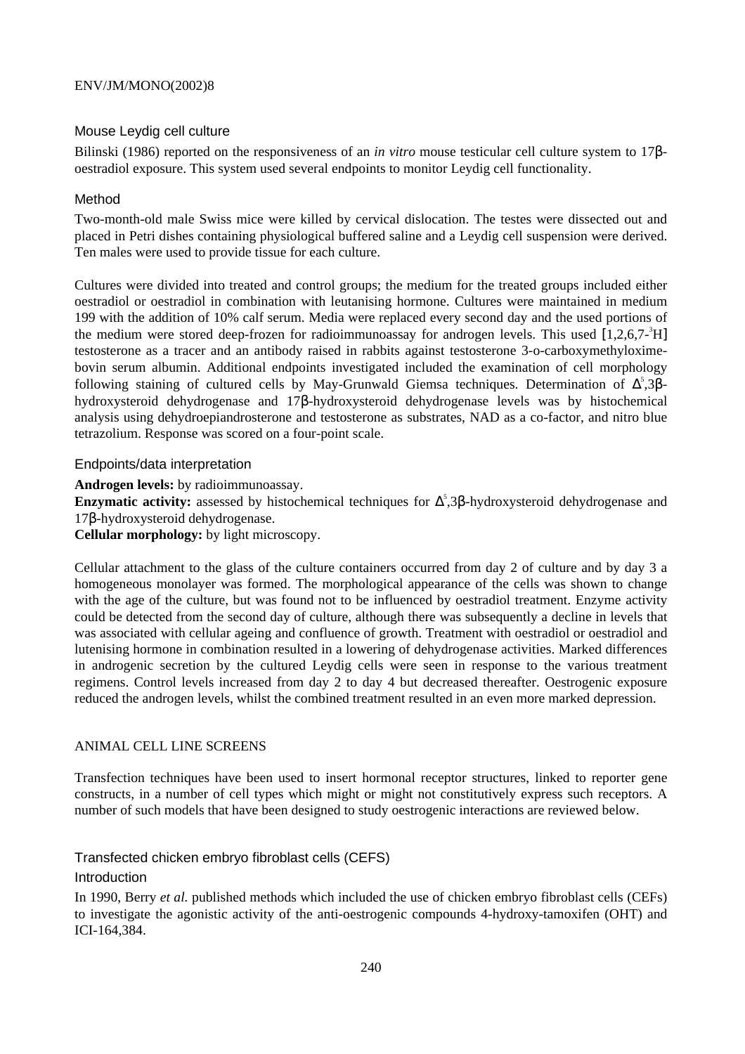### Mouse Leydig cell culture

Bilinski (1986) reported on the responsiveness of an *in vitro* mouse testicular cell culture system to 17β-oestradiol exposure. This system used several endpoints to monitor Leydig cell functionality.

### Method

Two-month-old male Swiss mice were killed by cervical dislocation. The testes were dissected out and placed in Petri dishes containing physiological buffered saline and a Leydig cell suspension were derived. Ten males were used to provide tissue for each culture.

Cultures were divided into treated and control groups; the medium for the treated groups included either oestradiol or oestradiol in combination with leutanising hormone. Cultures were maintained in medium 199 with the addition of 10% calf serum. Media were replaced every second day and the used portions of the medium were stored deep-frozen for radioimmunoassay for androgen levels. This used [1,2,6,7-$^{3}$H] testosterone as a tracer and an antibody raised in rabbits against testosterone 3-o-carboxymethyloxime-bovin serum albumin. Additional endpoints investigated included the examination of cell morphology following staining of cultured cells by May-Grunwald Giemsa techniques. Determination of $\Delta^{5}$,3β-hydroxysteroid dehydrogenase and 17β-hydroxysteroid dehydrogenase levels was by histochemical analysis using dehydroepiandrosterone and testosterone as substrates, NAD as a co-factor, and nitro blue tetrazolium. Response was scored on a four-point scale.

### Endpoints/data interpretation

**Androgen levels:** by radioimmunoassay.
**Enzymatic activity:** assessed by histochemical techniques for $\Delta^{5}$,3β-hydroxysteroid dehydrogenase and 17β-hydroxysteroid dehydrogenase.
**Cellular morphology:** by light microscopy.

Cellular attachment to the glass of the culture containers occurred from day 2 of culture and by day 3 a homogeneous monolayer was formed. The morphological appearance of the cells was shown to change with the age of the culture, but was found not to be influenced by oestradiol treatment. Enzyme activity could be detected from the second day of culture, although there was subsequently a decline in levels that was associated with cellular ageing and confluence of growth. Treatment with oestradiol or oestradiol and lutenising hormone in combination resulted in a lowering of dehydrogenase activities. Marked differences in androgenic secretion by the cultured Leydig cells were seen in response to the various treatment regimens. Control levels increased from day 2 to day 4 but decreased thereafter. Oestrogenic exposure reduced the androgen levels, whilst the combined treatment resulted in an even more marked depression.

## ANIMAL CELL LINE SCREENS

Transfection techniques have been used to insert hormonal receptor structures, linked to reporter gene constructs, in a number of cell types which might or might not constitutively express such receptors. A number of such models that have been designed to study oestrogenic interactions are reviewed below.

### Transfected chicken embryo fibroblast cells (CEFS)

### Introduction

In 1990, Berry *et al.* published methods which included the use of chicken embryo fibroblast cells (CEFs) to investigate the agonistic activity of the anti-oestrogenic compounds 4-hydroxy-tamoxifen (OHT) and ICI-164,384.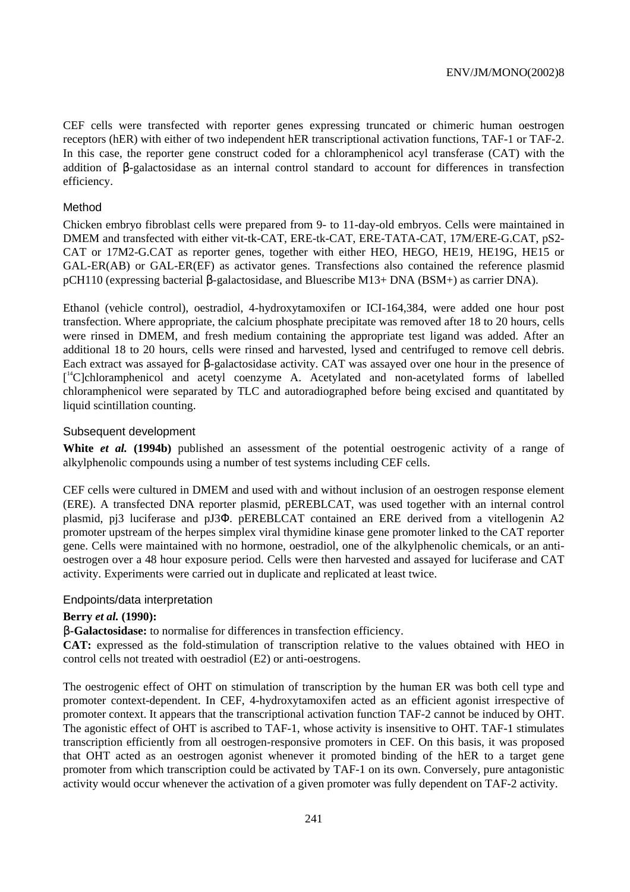CEF cells were transfected with reporter genes expressing truncated or chimeric human oestrogen receptors (hER) with either of two independent hER transcriptional activation functions, TAF-1 or TAF-2. In this case, the reporter gene construct coded for a chloramphenicol acyl transferase (CAT) with the addition of β-galactosidase as an internal control standard to account for differences in transfection efficiency.

### Method

Chicken embryo fibroblast cells were prepared from 9- to 11-day-old embryos. Cells were maintained in DMEM and transfected with either vit-tk-CAT, ERE-tk-CAT, ERE-TATA-CAT, 17M/ERE-G.CAT, pS2-CAT or 17M2-G.CAT as reporter genes, together with either HEO, HEGO, HE19, HE19G, HE15 or GAL-ER(AB) or GAL-ER(EF) as activator genes. Transfections also contained the reference plasmid pCH110 (expressing bacterial β-galactosidase, and Bluescribe M13+ DNA (BSM+) as carrier DNA).

Ethanol (vehicle control), oestradiol, 4-hydroxytamoxifen or ICI-164,384, were added one hour post transfection. Where appropriate, the calcium phosphate precipitate was removed after 18 to 20 hours, cells were rinsed in DMEM, and fresh medium containing the appropriate test ligand was added. After an additional 18 to 20 hours, cells were rinsed and harvested, lysed and centrifuged to remove cell debris. Each extract was assayed for β-galactosidase activity. CAT was assayed over one hour in the presence of [$^{14}$C]chloramphenicol and acetyl coenzyme A. Acetylated and non-acetylated forms of labelled chloramphenicol were separated by TLC and autoradiographed before being excised and quantitated by liquid scintillation counting.

### Subsequent development

**White *et al.* (1994b)** published an assessment of the potential oestrogenic activity of a range of alkylphenolic compounds using a number of test systems including CEF cells.

CEF cells were cultured in DMEM and used with and without inclusion of an oestrogen response element (ERE). A transfected DNA reporter plasmid, pEREBLCAT, was used together with an internal control plasmid, pj3 luciferase and pJ3Φ. pEREBLCAT contained an ERE derived from a vitellogenin A2 promoter upstream of the herpes simplex viral thymidine kinase gene promoter linked to the CAT reporter gene. Cells were maintained with no hormone, oestradiol, one of the alkylphenolic chemicals, or an anti-oestrogen over a 48 hour exposure period. Cells were then harvested and assayed for luciferase and CAT activity. Experiments were carried out in duplicate and replicated at least twice.

### Endpoints/data interpretation

**Berry *et al.* (1990):**

**β-Galactosidase:** to normalise for differences in transfection efficiency.

**CAT:** expressed as the fold-stimulation of transcription relative to the values obtained with HEO in control cells not treated with oestradiol (E2) or anti-oestrogens.

The oestrogenic effect of OHT on stimulation of transcription by the human ER was both cell type and promoter context-dependent. In CEF, 4-hydroxytamoxifen acted as an efficient agonist irrespective of promoter context. It appears that the transcriptional activation function TAF-2 cannot be induced by OHT. The agonistic effect of OHT is ascribed to TAF-1, whose activity is insensitive to OHT. TAF-1 stimulates transcription efficiently from all oestrogen-responsive promoters in CEF. On this basis, it was proposed that OHT acted as an oestrogen agonist whenever it promoted binding of the hER to a target gene promoter from which transcription could be activated by TAF-1 on its own. Conversely, pure antagonistic activity would occur whenever the activation of a given promoter was fully dependent on TAF-2 activity.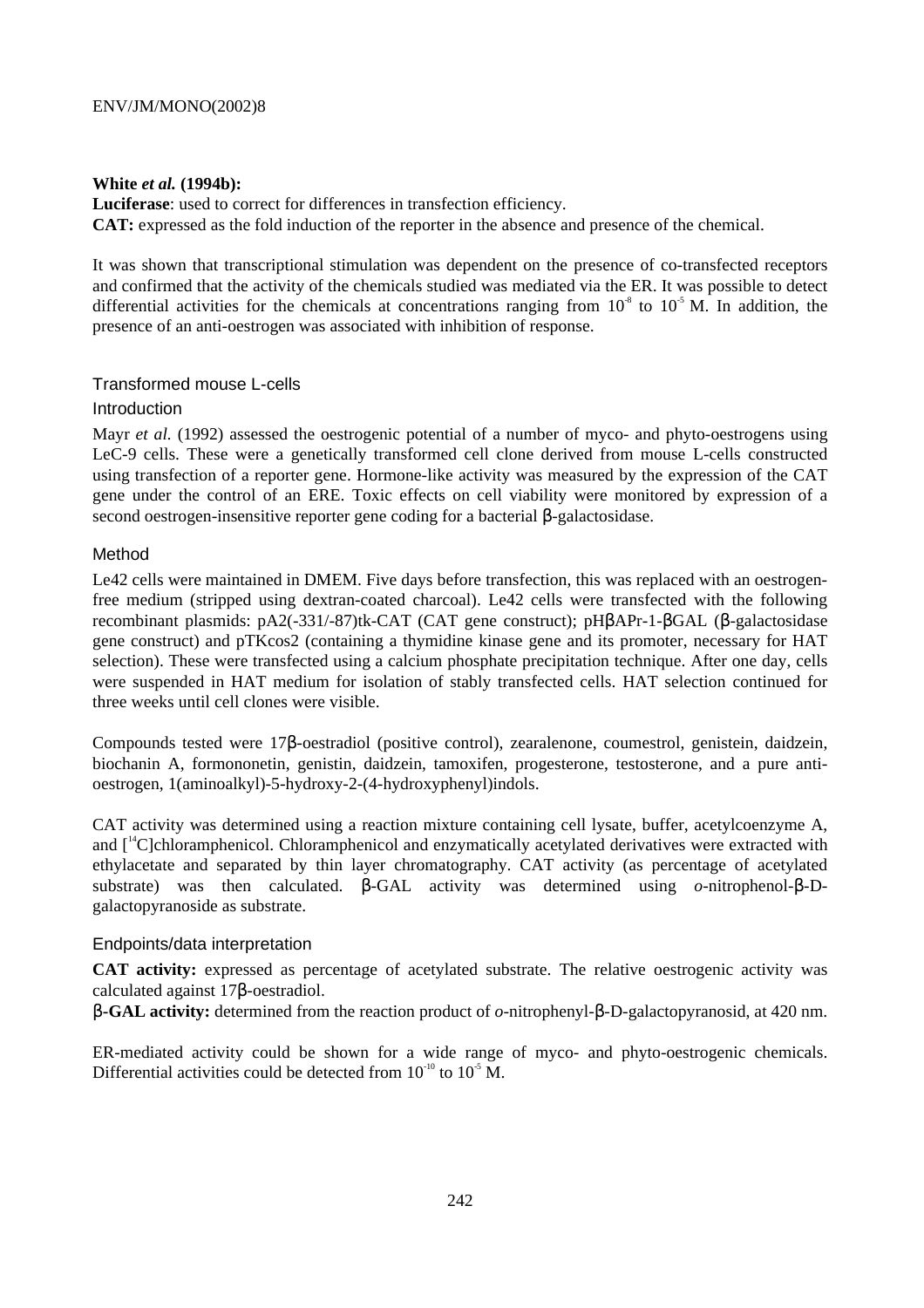**White *et al.* (1994b):**

**Luciferase**: used to correct for differences in transfection efficiency.

**CAT:** expressed as the fold induction of the reporter in the absence and presence of the chemical.

It was shown that transcriptional stimulation was dependent on the presence of co-transfected receptors and confirmed that the activity of the chemicals studied was mediated via the ER. It was possible to detect differential activities for the chemicals at concentrations ranging from $10^{-8}$ to $10^{-5}$ M. In addition, the presence of an anti-oestrogen was associated with inhibition of response.

## Transformed mouse L-cells

### Introduction

Mayr *et al.* (1992) assessed the oestrogenic potential of a number of myco- and phyto-oestrogens using LeC-9 cells. These were a genetically transformed cell clone derived from mouse L-cells constructed using transfection of a reporter gene. Hormone-like activity was measured by the expression of the CAT gene under the control of an ERE. Toxic effects on cell viability were monitored by expression of a second oestrogen-insensitive reporter gene coding for a bacterial β-galactosidase.

### Method

Le42 cells were maintained in DMEM. Five days before transfection, this was replaced with an oestrogen-free medium (stripped using dextran-coated charcoal). Le42 cells were transfected with the following recombinant plasmids: pA2(-331/-87)tk-CAT (CAT gene construct); pHβAPr-1-βGAL (β-galactosidase gene construct) and pTKcos2 (containing a thymidine kinase gene and its promoter, necessary for HAT selection). These were transfected using a calcium phosphate precipitation technique. After one day, cells were suspended in HAT medium for isolation of stably transfected cells. HAT selection continued for three weeks until cell clones were visible.

Compounds tested were 17β-oestradiol (positive control), zearalenone, coumestrol, genistein, daidzein, biochanin A, formononetin, genistin, daidzein, tamoxifen, progesterone, testosterone, and a pure anti-oestrogen, 1(aminoalkyl)-5-hydroxy-2-(4-hydroxyphenyl)indols.

CAT activity was determined using a reaction mixture containing cell lysate, buffer, acetylcoenzyme A, and [$^{14}$C]chloramphenicol. Chloramphenicol and enzymatically acetylated derivatives were extracted with ethylacetate and separated by thin layer chromatography. CAT activity (as percentage of acetylated substrate) was then calculated. β-GAL activity was determined using *o*-nitrophenol-β-D-galactopyranoside as substrate.

### Endpoints/data interpretation

**CAT activity:** expressed as percentage of acetylated substrate. The relative oestrogenic activity was calculated against 17β-oestradiol.

**β-GAL activity:** determined from the reaction product of *o*-nitrophenyl-β-D-galactopyranosid, at 420 nm.

ER-mediated activity could be shown for a wide range of myco- and phyto-oestrogenic chemicals. Differential activities could be detected from $10^{-10}$ to $10^{-5}$ M.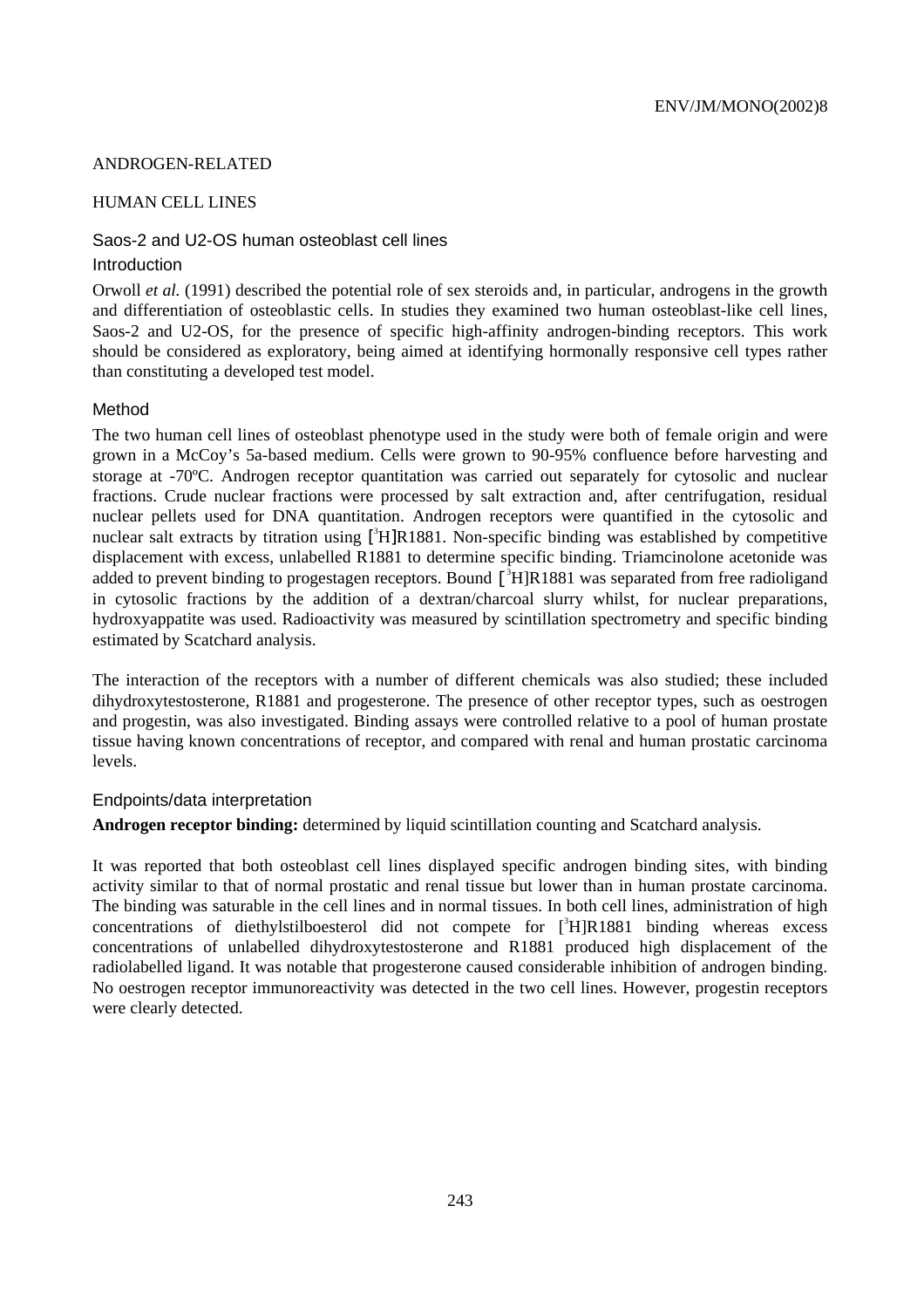ANDROGEN-RELATED

HUMAN CELL LINES

## Saos-2 and U2-OS human osteoblast cell lines

### Introduction

Orwoll *et al.* (1991) described the potential role of sex steroids and, in particular, androgens in the growth and differentiation of osteoblastic cells. In studies they examined two human osteoblast-like cell lines, Saos-2 and U2-OS, for the presence of specific high-affinity androgen-binding receptors. This work should be considered as exploratory, being aimed at identifying hormonally responsive cell types rather than constituting a developed test model.

### Method

The two human cell lines of osteoblast phenotype used in the study were both of female origin and were grown in a McCoy's 5a-based medium. Cells were grown to 90-95% confluence before harvesting and storage at -70ºC. Androgen receptor quantitation was carried out separately for cytosolic and nuclear fractions. Crude nuclear fractions were processed by salt extraction and, after centrifugation, residual nuclear pellets used for DNA quantitation. Androgen receptors were quantified in the cytosolic and nuclear salt extracts by titration using [$^3$H]R1881. Non-specific binding was established by competitive displacement with excess, unlabelled R1881 to determine specific binding. Triamcinolone acetonide was added to prevent binding to progestagen receptors. Bound [$^3$H]R1881 was separated from free radioligand in cytosolic fractions by the addition of a dextran/charcoal slurry whilst, for nuclear preparations, hydroxyappatite was used. Radioactivity was measured by scintillation spectrometry and specific binding estimated by Scatchard analysis.

The interaction of the receptors with a number of different chemicals was also studied; these included dihydroxytestosterone, R1881 and progesterone. The presence of other receptor types, such as oestrogen and progestin, was also investigated. Binding assays were controlled relative to a pool of human prostate tissue having known concentrations of receptor, and compared with renal and human prostatic carcinoma levels.

### Endpoints/data interpretation

**Androgen receptor binding:** determined by liquid scintillation counting and Scatchard analysis.

It was reported that both osteoblast cell lines displayed specific androgen binding sites, with binding activity similar to that of normal prostatic and renal tissue but lower than in human prostate carcinoma. The binding was saturable in the cell lines and in normal tissues. In both cell lines, administration of high concentrations of diethylstilboesterol did not compete for [$^3$H]R1881 binding whereas excess concentrations of unlabelled dihydroxytestosterone and R1881 produced high displacement of the radiolabelled ligand. It was notable that progesterone caused considerable inhibition of androgen binding. No oestrogen receptor immunoreactivity was detected in the two cell lines. However, progestin receptors were clearly detected.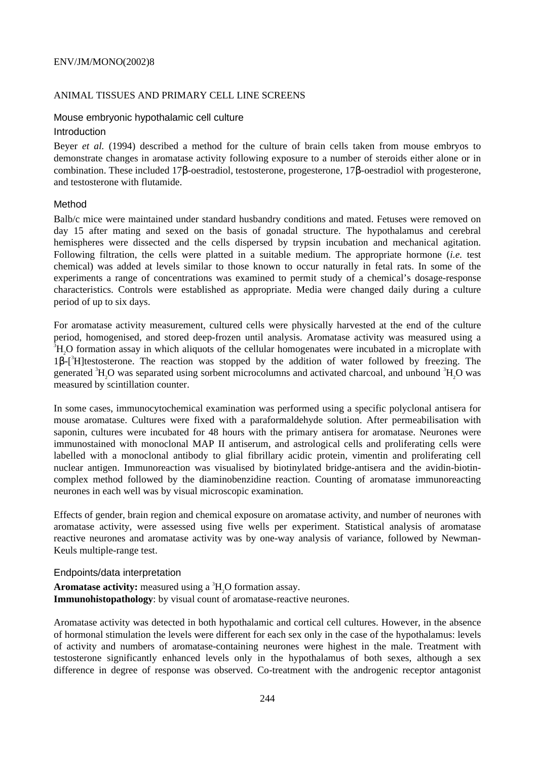## ANIMAL TISSUES AND PRIMARY CELL LINE SCREENS

### Mouse embryonic hypothalamic cell culture

#### Introduction

Beyer *et al.* (1994) described a method for the culture of brain cells taken from mouse embryos to demonstrate changes in aromatase activity following exposure to a number of steroids either alone or in combination. These included 17β-oestradiol, testosterone, progesterone, 17β-oestradiol with progesterone, and testosterone with flutamide.

#### Method

Balb/c mice were maintained under standard husbandry conditions and mated. Fetuses were removed on day 15 after mating and sexed on the basis of gonadal structure. The hypothalamus and cerebral hemispheres were dissected and the cells dispersed by trypsin incubation and mechanical agitation. Following filtration, the cells were platted in a suitable medium. The appropriate hormone (*i.e.* test chemical) was added at levels similar to those known to occur naturally in fetal rats. In some of the experiments a range of concentrations was examined to permit study of a chemical's dosage-response characteristics. Controls were established as appropriate. Media were changed daily during a culture period of up to six days.

For aromatase activity measurement, cultured cells were physically harvested at the end of the culture period, homogenised, and stored deep-frozen until analysis. Aromatase activity was measured using a $^{3}H_2O$ formation assay in which aliquots of the cellular homogenates were incubated in a microplate with 1β-[$^{3}$H]testosterone. The reaction was stopped by the addition of water followed by freezing. The generated $^{3}H_2O$ was separated using sorbent microcolumns and activated charcoal, and unbound $^{3}H_2O$ was measured by scintillation counter.

In some cases, immunocytochemical examination was performed using a specific polyclonal antisera for mouse aromatase. Cultures were fixed with a paraformaldehyde solution. After permeabilisation with saponin, cultures were incubated for 48 hours with the primary antisera for aromatase. Neurones were immunostained with monoclonal MAP II antiserum, and astrological cells and proliferating cells were labelled with a monoclonal antibody to glial fibrillary acidic protein, vimentin and proliferating cell nuclear antigen. Immunoreaction was visualised by biotinylated bridge-antisera and the avidin-biotin-complex method followed by the diaminobenzidine reaction. Counting of aromatase immunoreacting neurones in each well was by visual microscopic examination.

Effects of gender, brain region and chemical exposure on aromatase activity, and number of neurones with aromatase activity, were assessed using five wells per experiment. Statistical analysis of aromatase reactive neurones and aromatase activity was by one-way analysis of variance, followed by Newman-Keuls multiple-range test.

#### Endpoints/data interpretation

**Aromatase activity:** measured using a $^{3}H_2O$ formation assay.
**Immunohistopathology**: by visual count of aromatase-reactive neurones.

Aromatase activity was detected in both hypothalamic and cortical cell cultures. However, in the absence of hormonal stimulation the levels were different for each sex only in the case of the hypothalamus: levels of activity and numbers of aromatase-containing neurones were highest in the male. Treatment with testosterone significantly enhanced levels only in the hypothalamus of both sexes, although a sex difference in degree of response was observed. Co-treatment with the androgenic receptor antagonist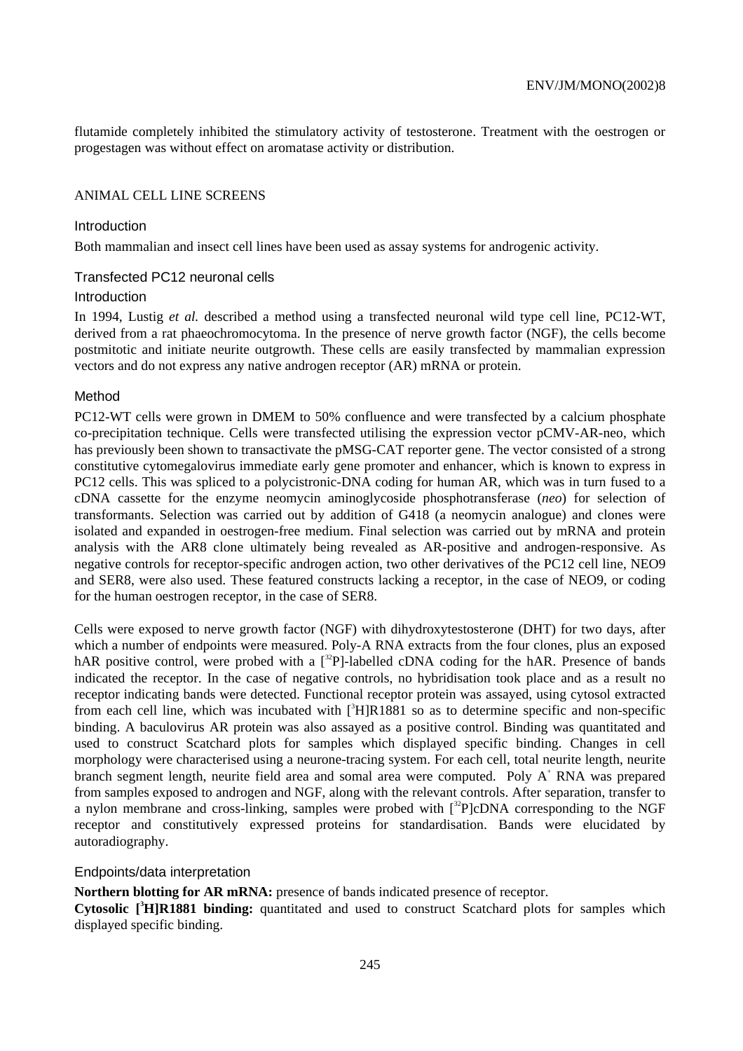flutamide completely inhibited the stimulatory activity of testosterone. Treatment with the oestrogen or progestagen was without effect on aromatase activity or distribution.

## ANIMAL CELL LINE SCREENS

### Introduction

Both mammalian and insect cell lines have been used as assay systems for androgenic activity.

### Transfected PC12 neuronal cells

#### Introduction

In 1994, Lustig *et al.* described a method using a transfected neuronal wild type cell line, PC12-WT, derived from a rat phaeochromocytoma. In the presence of nerve growth factor (NGF), the cells become postmitotic and initiate neurite outgrowth. These cells are easily transfected by mammalian expression vectors and do not express any native androgen receptor (AR) mRNA or protein.

#### Method

PC12-WT cells were grown in DMEM to 50% confluence and were transfected by a calcium phosphate co-precipitation technique. Cells were transfected utilising the expression vector pCMV-AR-neo, which has previously been shown to transactivate the pMSG-CAT reporter gene. The vector consisted of a strong constitutive cytomegalovirus immediate early gene promoter and enhancer, which is known to express in PC12 cells. This was spliced to a polycistronic-DNA coding for human AR, which was in turn fused to a cDNA cassette for the enzyme neomycin aminoglycoside phosphotransferase (*neo*) for selection of transformants. Selection was carried out by addition of G418 (a neomycin analogue) and clones were isolated and expanded in oestrogen-free medium. Final selection was carried out by mRNA and protein analysis with the AR8 clone ultimately being revealed as AR-positive and androgen-responsive. As negative controls for receptor-specific androgen action, two other derivatives of the PC12 cell line, NEO9 and SER8, were also used. These featured constructs lacking a receptor, in the case of NEO9, or coding for the human oestrogen receptor, in the case of SER8.

Cells were exposed to nerve growth factor (NGF) with dihydroxytestosterone (DHT) for two days, after which a number of endpoints were measured. Poly-A RNA extracts from the four clones, plus an exposed hAR positive control, were probed with a [$^{32}$P]-labelled cDNA coding for the hAR. Presence of bands indicated the receptor. In the case of negative controls, no hybridisation took place and as a result no receptor indicating bands were detected. Functional receptor protein was assayed, using cytosol extracted from each cell line, which was incubated with [$^{3}$H]R1881 so as to determine specific and non-specific binding. A baculovirus AR protein was also assayed as a positive control. Binding was quantitated and used to construct Scatchard plots for samples which displayed specific binding. Changes in cell morphology were characterised using a neurone-tracing system. For each cell, total neurite length, neurite branch segment length, neurite field area and somal area were computed. Poly A$^{+}$ RNA was prepared from samples exposed to androgen and NGF, along with the relevant controls. After separation, transfer to a nylon membrane and cross-linking, samples were probed with [$^{32}$P]cDNA corresponding to the NGF receptor and constitutively expressed proteins for standardisation. Bands were elucidated by autoradiography.

#### Endpoints/data interpretation

**Northern blotting for AR mRNA:** presence of bands indicated presence of receptor.

**Cytosolic [$^{3}$H]R1881 binding:** quantitated and used to construct Scatchard plots for samples which displayed specific binding.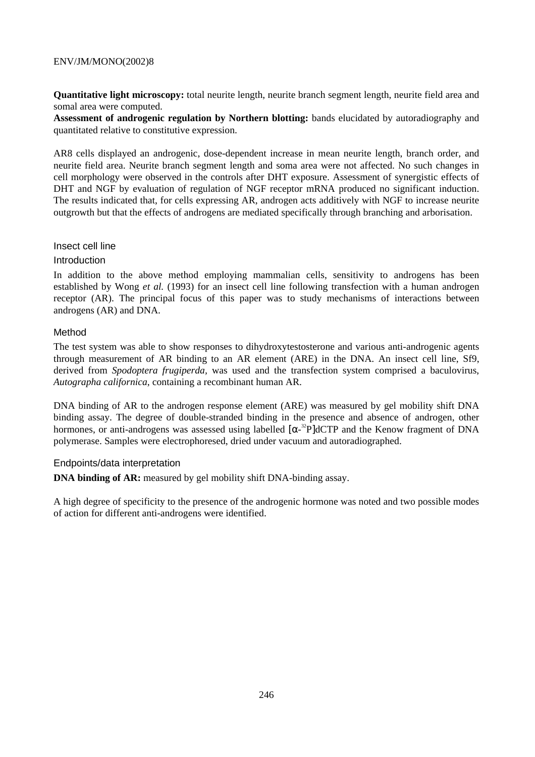**Quantitative light microscopy:** total neurite length, neurite branch segment length, neurite field area and somal area were computed.
**Assessment of androgenic regulation by Northern blotting:** bands elucidated by autoradiography and quantitated relative to constitutive expression.

AR8 cells displayed an androgenic, dose-dependent increase in mean neurite length, branch order, and neurite field area. Neurite branch segment length and soma area were not affected. No such changes in cell morphology were observed in the controls after DHT exposure. Assessment of synergistic effects of DHT and NGF by evaluation of regulation of NGF receptor mRNA produced no significant induction. The results indicated that, for cells expressing AR, androgen acts additively with NGF to increase neurite outgrowth but that the effects of androgens are mediated specifically through branching and arborisation.

### Insect cell line

#### Introduction

In addition to the above method employing mammalian cells, sensitivity to androgens has been established by Wong *et al.* (1993) for an insect cell line following transfection with a human androgen receptor (AR). The principal focus of this paper was to study mechanisms of interactions between androgens (AR) and DNA.

#### Method

The test system was able to show responses to dihydroxytestosterone and various anti-androgenic agents through measurement of AR binding to an AR element (ARE) in the DNA. An insect cell line, Sf9, derived from *Spodoptera frugiperda*, was used and the transfection system comprised a baculovirus, *Autographa californica*, containing a recombinant human AR.

DNA binding of AR to the androgen response element (ARE) was measured by gel mobility shift DNA binding assay. The degree of double-stranded binding in the presence and absence of androgen, other hormones, or anti-androgens was assessed using labelled [$\alpha$-$^{32}$P]dCTP and the Kenow fragment of DNA polymerase. Samples were electrophoresed, dried under vacuum and autoradiographed.

#### Endpoints/data interpretation

**DNA binding of AR:** measured by gel mobility shift DNA-binding assay.

A high degree of specificity to the presence of the androgenic hormone was noted and two possible modes of action for different anti-androgens were identified.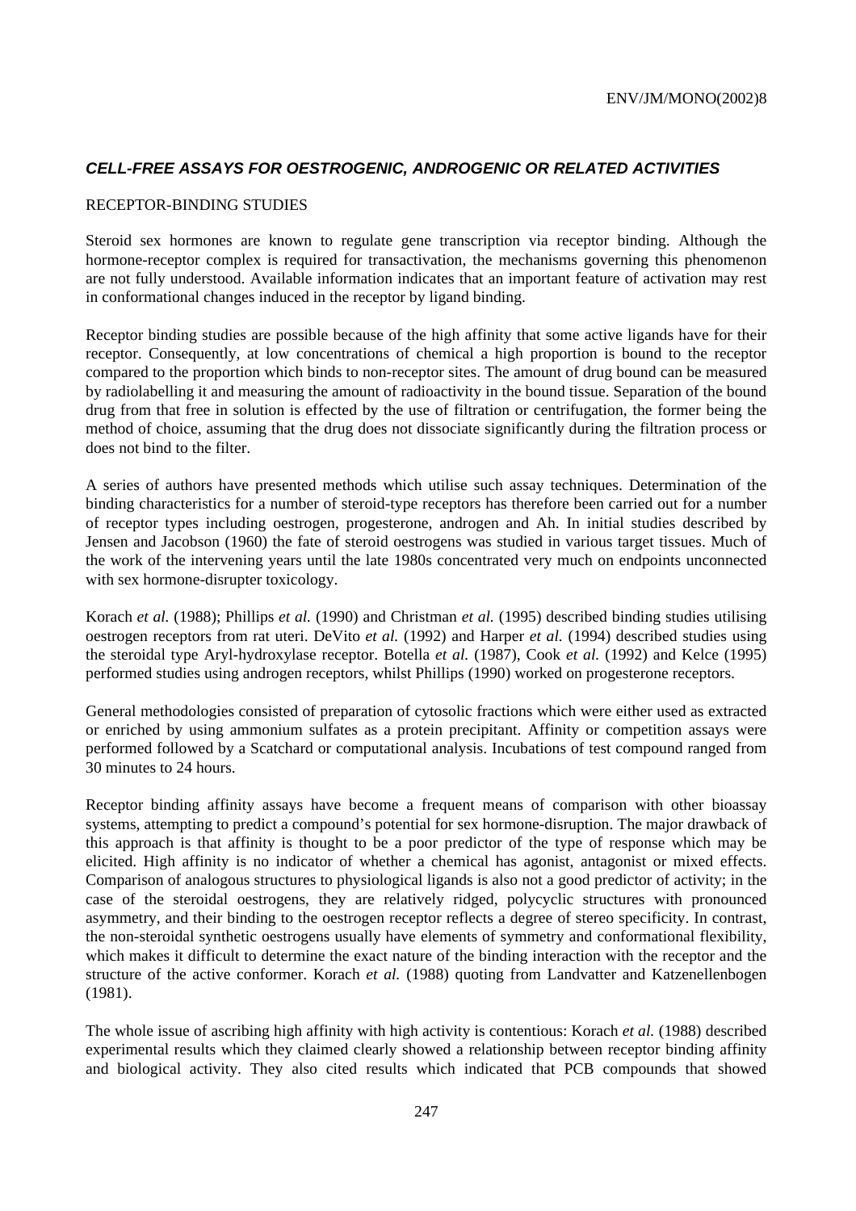## ***CELL-FREE ASSAYS FOR OESTROGENIC, ANDROGENIC OR RELATED ACTIVITIES***

### RECEPTOR-BINDING STUDIES

Steroid sex hormones are known to regulate gene transcription via receptor binding. Although the hormone-receptor complex is required for transactivation, the mechanisms governing this phenomenon are not fully understood. Available information indicates that an important feature of activation may rest in conformational changes induced in the receptor by ligand binding.

Receptor binding studies are possible because of the high affinity that some active ligands have for their receptor. Consequently, at low concentrations of chemical a high proportion is bound to the receptor compared to the proportion which binds to non-receptor sites. The amount of drug bound can be measured by radiolabelling it and measuring the amount of radioactivity in the bound tissue. Separation of the bound drug from that free in solution is effected by the use of filtration or centrifugation, the former being the method of choice, assuming that the drug does not dissociate significantly during the filtration process or does not bind to the filter.

A series of authors have presented methods which utilise such assay techniques. Determination of the binding characteristics for a number of steroid-type receptors has therefore been carried out for a number of receptor types including oestrogen, progesterone, androgen and Ah. In initial studies described by Jensen and Jacobson (1960) the fate of steroid oestrogens was studied in various target tissues. Much of the work of the intervening years until the late 1980s concentrated very much on endpoints unconnected with sex hormone-disrupter toxicology.

Korach *et al.* (1988); Phillips *et al.* (1990) and Christman *et al.* (1995) described binding studies utilising oestrogen receptors from rat uteri. DeVito *et al.* (1992) and Harper *et al.* (1994) described studies using the steroidal type Aryl-hydroxylase receptor. Botella *et al.* (1987), Cook *et al.* (1992) and Kelce (1995) performed studies using androgen receptors, whilst Phillips (1990) worked on progesterone receptors.

General methodologies consisted of preparation of cytosolic fractions which were either used as extracted or enriched by using ammonium sulfates as a protein precipitant. Affinity or competition assays were performed followed by a Scatchard or computational analysis. Incubations of test compound ranged from 30 minutes to 24 hours.

Receptor binding affinity assays have become a frequent means of comparison with other bioassay systems, attempting to predict a compound's potential for sex hormone-disruption. The major drawback of this approach is that affinity is thought to be a poor predictor of the type of response which may be elicited. High affinity is no indicator of whether a chemical has agonist, antagonist or mixed effects. Comparison of analogous structures to physiological ligands is also not a good predictor of activity; in the case of the steroidal oestrogens, they are relatively ridged, polycyclic structures with pronounced asymmetry, and their binding to the oestrogen receptor reflects a degree of stereo specificity. In contrast, the non-steroidal synthetic oestrogens usually have elements of symmetry and conformational flexibility, which makes it difficult to determine the exact nature of the binding interaction with the receptor and the structure of the active conformer. Korach *et al.* (1988) quoting from Landvatter and Katzenellenbogen (1981).

The whole issue of ascribing high affinity with high activity is contentious: Korach *et al.* (1988) described experimental results which they claimed clearly showed a relationship between receptor binding affinity and biological activity. They also cited results which indicated that PCB compounds that showed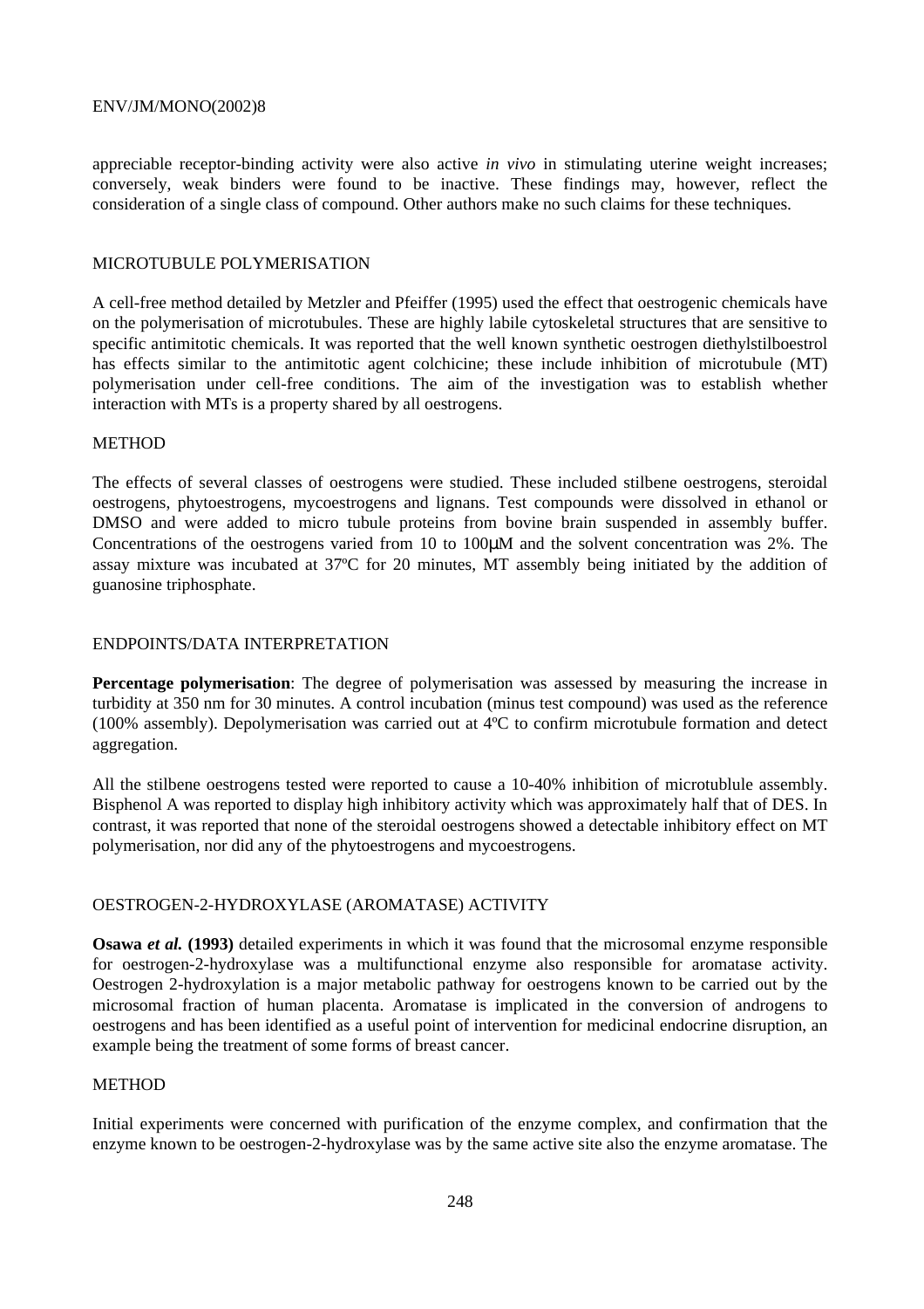appreciable receptor-binding activity were also active *in vivo* in stimulating uterine weight increases; conversely, weak binders were found to be inactive. These findings may, however, reflect the consideration of a single class of compound. Other authors make no such claims for these techniques.

## MICROTUBULE POLYMERISATION

A cell-free method detailed by Metzler and Pfeiffer (1995) used the effect that oestrogenic chemicals have on the polymerisation of microtubules. These are highly labile cytoskeletal structures that are sensitive to specific antimitotic chemicals. It was reported that the well known synthetic oestrogen diethylstilboestrol has effects similar to the antimitotic agent colchicine; these include inhibition of microtubule (MT) polymerisation under cell-free conditions. The aim of the investigation was to establish whether interaction with MTs is a property shared by all oestrogens.

### METHOD

The effects of several classes of oestrogens were studied. These included stilbene oestrogens, steroidal oestrogens, phytoestrogens, mycoestrogens and lignans. Test compounds were dissolved in ethanol or DMSO and were added to micro tubule proteins from bovine brain suspended in assembly buffer. Concentrations of the oestrogens varied from 10 to 100μM and the solvent concentration was 2%. The assay mixture was incubated at 37ºC for 20 minutes, MT assembly being initiated by the addition of guanosine triphosphate.

### ENDPOINTS/DATA INTERPRETATION

**Percentage polymerisation**: The degree of polymerisation was assessed by measuring the increase in turbidity at 350 nm for 30 minutes. A control incubation (minus test compound) was used as the reference (100% assembly). Depolymerisation was carried out at 4ºC to confirm microtubule formation and detect aggregation.

All the stilbene oestrogens tested were reported to cause a 10-40% inhibition of microtublule assembly. Bisphenol A was reported to display high inhibitory activity which was approximately half that of DES. In contrast, it was reported that none of the steroidal oestrogens showed a detectable inhibitory effect on MT polymerisation, nor did any of the phytoestrogens and mycoestrogens.

## OESTROGEN-2-HYDROXYLASE (AROMATASE) ACTIVITY

**Osawa *et al.* (1993)** detailed experiments in which it was found that the microsomal enzyme responsible for oestrogen-2-hydroxylase was a multifunctional enzyme also responsible for aromatase activity. Oestrogen 2-hydroxylation is a major metabolic pathway for oestrogens known to be carried out by the microsomal fraction of human placenta. Aromatase is implicated in the conversion of androgens to oestrogens and has been identified as a useful point of intervention for medicinal endocrine disruption, an example being the treatment of some forms of breast cancer.

### METHOD

Initial experiments were concerned with purification of the enzyme complex, and confirmation that the enzyme known to be oestrogen-2-hydroxylase was by the same active site also the enzyme aromatase. The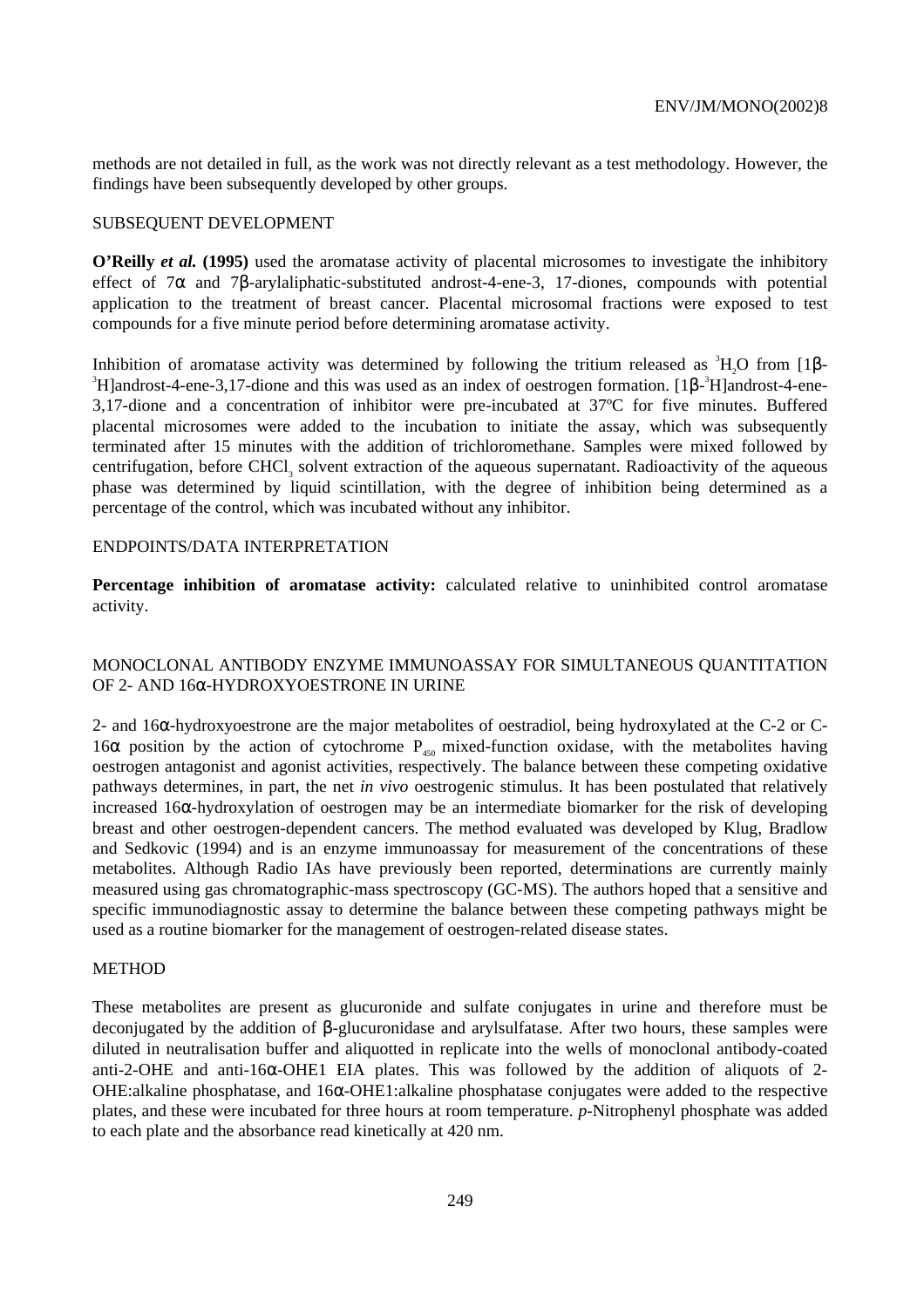methods are not detailed in full, as the work was not directly relevant as a test methodology. However, the findings have been subsequently developed by other groups.

SUBSEQUENT DEVELOPMENT

**O'Reilly *et al.* (1995)** used the aromatase activity of placental microsomes to investigate the inhibitory effect of 7α and 7β-arylaliphatic-substituted androst-4-ene-3, 17-diones, compounds with potential application to the treatment of breast cancer. Placental microsomal fractions were exposed to test compounds for a five minute period before determining aromatase activity.

Inhibition of aromatase activity was determined by following the tritium released as $^3H_2O$ from [1β-$^3$H]androst-4-ene-3,17-dione and this was used as an index of oestrogen formation. [1β-$^3$H]androst-4-ene-3,17-dione and a concentration of inhibitor were pre-incubated at 37ºC for five minutes. Buffered placental microsomes were added to the incubation to initiate the assay, which was subsequently terminated after 15 minutes with the addition of trichloromethane. Samples were mixed followed by centrifugation, before $CHCl_3$ solvent extraction of the aqueous supernatant. Radioactivity of the aqueous phase was determined by liquid scintillation, with the degree of inhibition being determined as a percentage of the control, which was incubated without any inhibitor.

ENDPOINTS/DATA INTERPRETATION

**Percentage inhibition of aromatase activity:** calculated relative to uninhibited control aromatase activity.

MONOCLONAL ANTIBODY ENZYME IMMUNOASSAY FOR SIMULTANEOUS QUANTITATION OF 2- AND 16α-HYDROXYOESTRONE IN URINE

2- and 16α-hydroxyoestrone are the major metabolites of oestradiol, being hydroxylated at the C-2 or C-16α position by the action of cytochrome $P_{450}$ mixed-function oxidase, with the metabolites having oestrogen antagonist and agonist activities, respectively. The balance between these competing oxidative pathways determines, in part, the net *in vivo* oestrogenic stimulus. It has been postulated that relatively increased 16α-hydroxylation of oestrogen may be an intermediate biomarker for the risk of developing breast and other oestrogen-dependent cancers. The method evaluated was developed by Klug, Bradlow and Sedkovic (1994) and is an enzyme immunoassay for measurement of the concentrations of these metabolites. Although Radio IAs have previously been reported, determinations are currently mainly measured using gas chromatographic-mass spectroscopy (GC-MS). The authors hoped that a sensitive and specific immunodiagnostic assay to determine the balance between these competing pathways might be used as a routine biomarker for the management of oestrogen-related disease states.

METHOD

These metabolites are present as glucuronide and sulfate conjugates in urine and therefore must be deconjugated by the addition of β-glucuronidase and arylsulfatase. After two hours, these samples were diluted in neutralisation buffer and aliquotted in replicate into the wells of monoclonal antibody-coated anti-2-OHE and anti-16α-OHE1 EIA plates. This was followed by the addition of aliquots of 2-OHE:alkaline phosphatase, and 16α-OHE1:alkaline phosphatase conjugates were added to the respective plates, and these were incubated for three hours at room temperature. *p*-Nitrophenyl phosphate was added to each plate and the absorbance read kinetically at 420 nm.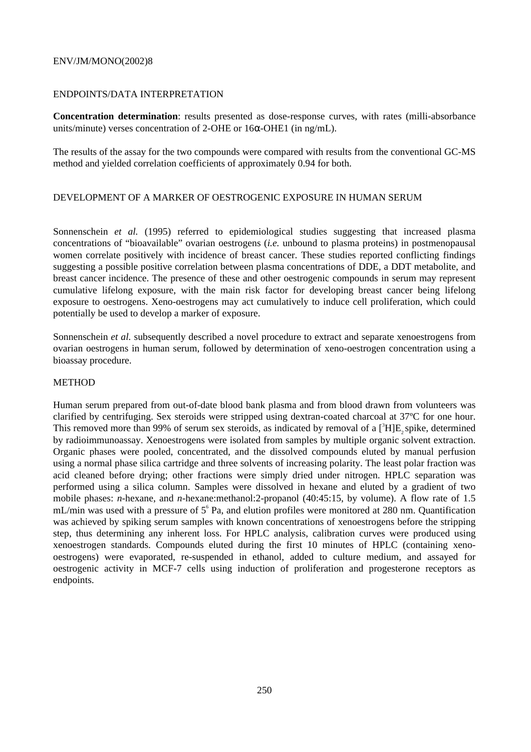ENDPOINTS/DATA INTERPRETATION

**Concentration determination**: results presented as dose-response curves, with rates (milli-absorbance units/minute) verses concentration of 2-OHE or 16α-OHE1 (in ng/mL).

The results of the assay for the two compounds were compared with results from the conventional GC-MS method and yielded correlation coefficients of approximately 0.94 for both.

DEVELOPMENT OF A MARKER OF OESTROGENIC EXPOSURE IN HUMAN SERUM

Sonnenschein *et al.* (1995) referred to epidemiological studies suggesting that increased plasma concentrations of "bioavailable" ovarian oestrogens (*i.e.* unbound to plasma proteins) in postmenopausal women correlate positively with incidence of breast cancer. These studies reported conflicting findings suggesting a possible positive correlation between plasma concentrations of DDE, a DDT metabolite, and breast cancer incidence. The presence of these and other oestrogenic compounds in serum may represent cumulative lifelong exposure, with the main risk factor for developing breast cancer being lifelong exposure to oestrogens. Xeno-oestrogens may act cumulatively to induce cell proliferation, which could potentially be used to develop a marker of exposure.

Sonnenschein *et al.* subsequently described a novel procedure to extract and separate xenoestrogens from ovarian oestrogens in human serum, followed by determination of xeno-oestrogen concentration using a bioassay procedure.

METHOD

Human serum prepared from out-of-date blood bank plasma and from blood drawn from volunteers was clarified by centrifuging. Sex steroids were stripped using dextran-coated charcoal at 37ºC for one hour. This removed more than 99% of serum sex steroids, as indicated by removal of a $[^3H]E_2$ spike, determined by radioimmunoassay. Xenoestrogens were isolated from samples by multiple organic solvent extraction. Organic phases were pooled, concentrated, and the dissolved compounds eluted by manual perfusion using a normal phase silica cartridge and three solvents of increasing polarity. The least polar fraction was acid cleaned before drying; other fractions were simply dried under nitrogen. HPLC separation was performed using a silica column. Samples were dissolved in hexane and eluted by a gradient of two mobile phases: *n*-hexane, and *n*-hexane:methanol:2-propanol (40:45:15, by volume). A flow rate of 1.5 mL/min was used with a pressure of $5^6$ Pa, and elution profiles were monitored at 280 nm. Quantification was achieved by spiking serum samples with known concentrations of xenoestrogens before the stripping step, thus determining any inherent loss. For HPLC analysis, calibration curves were produced using xenoestrogen standards. Compounds eluted during the first 10 minutes of HPLC (containing xeno-oestrogens) were evaporated, re-suspended in ethanol, added to culture medium, and assayed for oestrogenic activity in MCF-7 cells using induction of proliferation and progesterone receptors as endpoints.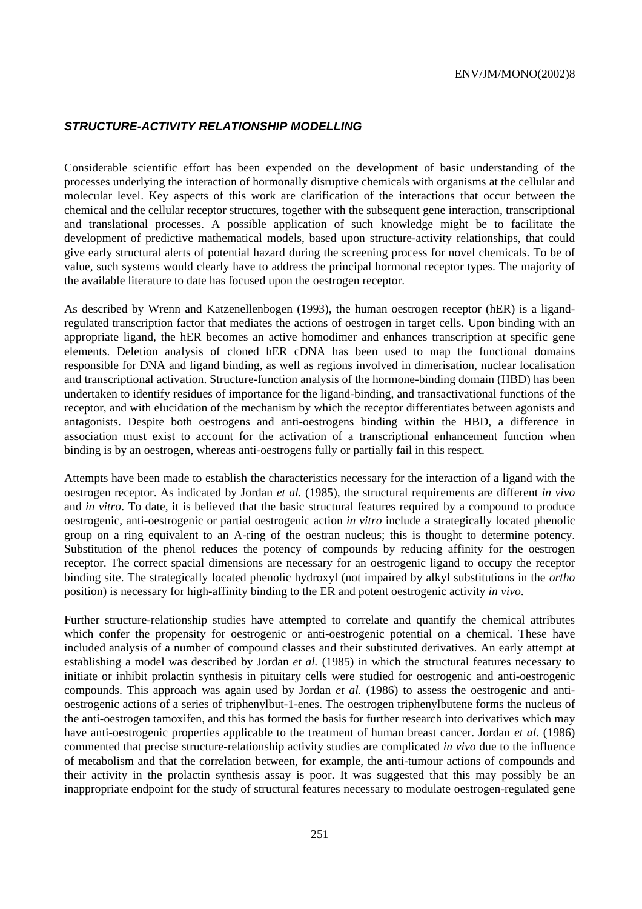### ***STRUCTURE-ACTIVITY RELATIONSHIP MODELLING***

Considerable scientific effort has been expended on the development of basic understanding of the processes underlying the interaction of hormonally disruptive chemicals with organisms at the cellular and molecular level. Key aspects of this work are clarification of the interactions that occur between the chemical and the cellular receptor structures, together with the subsequent gene interaction, transcriptional and translational processes. A possible application of such knowledge might be to facilitate the development of predictive mathematical models, based upon structure-activity relationships, that could give early structural alerts of potential hazard during the screening process for novel chemicals. To be of value, such systems would clearly have to address the principal hormonal receptor types. The majority of the available literature to date has focused upon the oestrogen receptor.

As described by Wrenn and Katzenellenbogen (1993), the human oestrogen receptor (hER) is a ligand-regulated transcription factor that mediates the actions of oestrogen in target cells. Upon binding with an appropriate ligand, the hER becomes an active homodimer and enhances transcription at specific gene elements. Deletion analysis of cloned hER cDNA has been used to map the functional domains responsible for DNA and ligand binding, as well as regions involved in dimerisation, nuclear localisation and transcriptional activation. Structure-function analysis of the hormone-binding domain (HBD) has been undertaken to identify residues of importance for the ligand-binding, and transactivational functions of the receptor, and with elucidation of the mechanism by which the receptor differentiates between agonists and antagonists. Despite both oestrogens and anti-oestrogens binding within the HBD, a difference in association must exist to account for the activation of a transcriptional enhancement function when binding is by an oestrogen, whereas anti-oestrogens fully or partially fail in this respect.

Attempts have been made to establish the characteristics necessary for the interaction of a ligand with the oestrogen receptor. As indicated by Jordan *et al.* (1985), the structural requirements are different *in vivo* and *in vitro*. To date, it is believed that the basic structural features required by a compound to produce oestrogenic, anti-oestrogenic or partial oestrogenic action *in vitro* include a strategically located phenolic group on a ring equivalent to an A-ring of the oestran nucleus; this is thought to determine potency. Substitution of the phenol reduces the potency of compounds by reducing affinity for the oestrogen receptor. The correct spacial dimensions are necessary for an oestrogenic ligand to occupy the receptor binding site. The strategically located phenolic hydroxyl (not impaired by alkyl substitutions in the *ortho* position) is necessary for high-affinity binding to the ER and potent oestrogenic activity *in vivo*.

Further structure-relationship studies have attempted to correlate and quantify the chemical attributes which confer the propensity for oestrogenic or anti-oestrogenic potential on a chemical. These have included analysis of a number of compound classes and their substituted derivatives. An early attempt at establishing a model was described by Jordan *et al.* (1985) in which the structural features necessary to initiate or inhibit prolactin synthesis in pituitary cells were studied for oestrogenic and anti-oestrogenic compounds. This approach was again used by Jordan *et al.* (1986) to assess the oestrogenic and anti-oestrogenic actions of a series of triphenylbut-1-enes. The oestrogen triphenylbutene forms the nucleus of the anti-oestrogen tamoxifen, and this has formed the basis for further research into derivatives which may have anti-oestrogenic properties applicable to the treatment of human breast cancer. Jordan *et al.* (1986) commented that precise structure-relationship activity studies are complicated *in vivo* due to the influence of metabolism and that the correlation between, for example, the anti-tumour actions of compounds and their activity in the prolactin synthesis assay is poor. It was suggested that this may possibly be an inappropriate endpoint for the study of structural features necessary to modulate oestrogen-regulated gene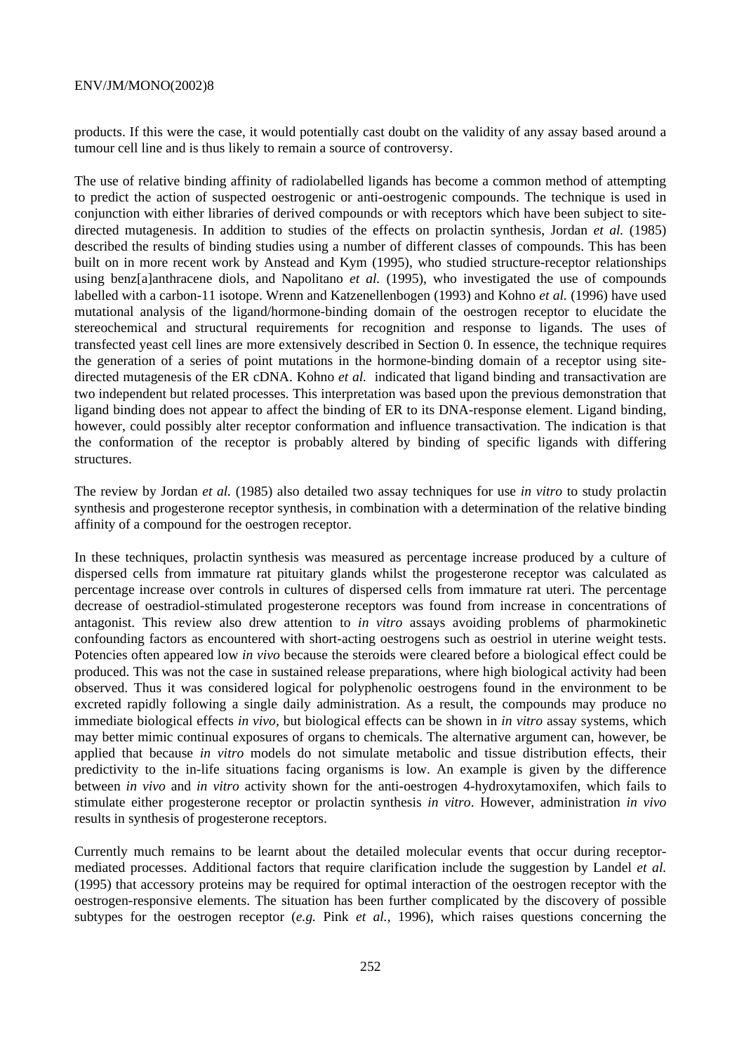products. If this were the case, it would potentially cast doubt on the validity of any assay based around a tumour cell line and is thus likely to remain a source of controversy.

The use of relative binding affinity of radiolabelled ligands has become a common method of attempting to predict the action of suspected oestrogenic or anti-oestrogenic compounds. The technique is used in conjunction with either libraries of derived compounds or with receptors which have been subject to site-directed mutagenesis. In addition to studies of the effects on prolactin synthesis, Jordan *et al.* (1985) described the results of binding studies using a number of different classes of compounds. This has been built on in more recent work by Anstead and Kym (1995), who studied structure-receptor relationships using benz[a]anthracene diols, and Napolitano *et al.* (1995), who investigated the use of compounds labelled with a carbon-11 isotope. Wrenn and Katzenellenbogen (1993) and Kohno *et al.* (1996) have used mutational analysis of the ligand/hormone-binding domain of the oestrogen receptor to elucidate the stereochemical and structural requirements for recognition and response to ligands. The uses of transfected yeast cell lines are more extensively described in Section 0. In essence, the technique requires the generation of a series of point mutations in the hormone-binding domain of a receptor using site-directed mutagenesis of the ER cDNA. Kohno *et al.* indicated that ligand binding and transactivation are two independent but related processes. This interpretation was based upon the previous demonstration that ligand binding does not appear to affect the binding of ER to its DNA-response element. Ligand binding, however, could possibly alter receptor conformation and influence transactivation. The indication is that the conformation of the receptor is probably altered by binding of specific ligands with differing structures.

The review by Jordan *et al.* (1985) also detailed two assay techniques for use *in vitro* to study prolactin synthesis and progesterone receptor synthesis, in combination with a determination of the relative binding affinity of a compound for the oestrogen receptor.

In these techniques, prolactin synthesis was measured as percentage increase produced by a culture of dispersed cells from immature rat pituitary glands whilst the progesterone receptor was calculated as percentage increase over controls in cultures of dispersed cells from immature rat uteri. The percentage decrease of oestradiol-stimulated progesterone receptors was found from increase in concentrations of antagonist. This review also drew attention to *in vitro* assays avoiding problems of pharmokinetic confounding factors as encountered with short-acting oestrogens such as oestriol in uterine weight tests. Potencies often appeared low *in vivo* because the steroids were cleared before a biological effect could be produced. This was not the case in sustained release preparations, where high biological activity had been observed. Thus it was considered logical for polyphenolic oestrogens found in the environment to be excreted rapidly following a single daily administration. As a result, the compounds may produce no immediate biological effects *in vivo*, but biological effects can be shown in *in vitro* assay systems, which may better mimic continual exposures of organs to chemicals. The alternative argument can, however, be applied that because *in vitro* models do not simulate metabolic and tissue distribution effects, their predictivity to the in-life situations facing organisms is low. An example is given by the difference between *in vivo* and *in vitro* activity shown for the anti-oestrogen 4-hydroxytamoxifen, which fails to stimulate either progesterone receptor or prolactin synthesis *in vitro*. However, administration *in vivo* results in synthesis of progesterone receptors.

Currently much remains to be learnt about the detailed molecular events that occur during receptor-mediated processes. Additional factors that require clarification include the suggestion by Landel *et al.* (1995) that accessory proteins may be required for optimal interaction of the oestrogen receptor with the oestrogen-responsive elements. The situation has been further complicated by the discovery of possible subtypes for the oestrogen receptor (*e.g.* Pink *et al.*, 1996), which raises questions concerning the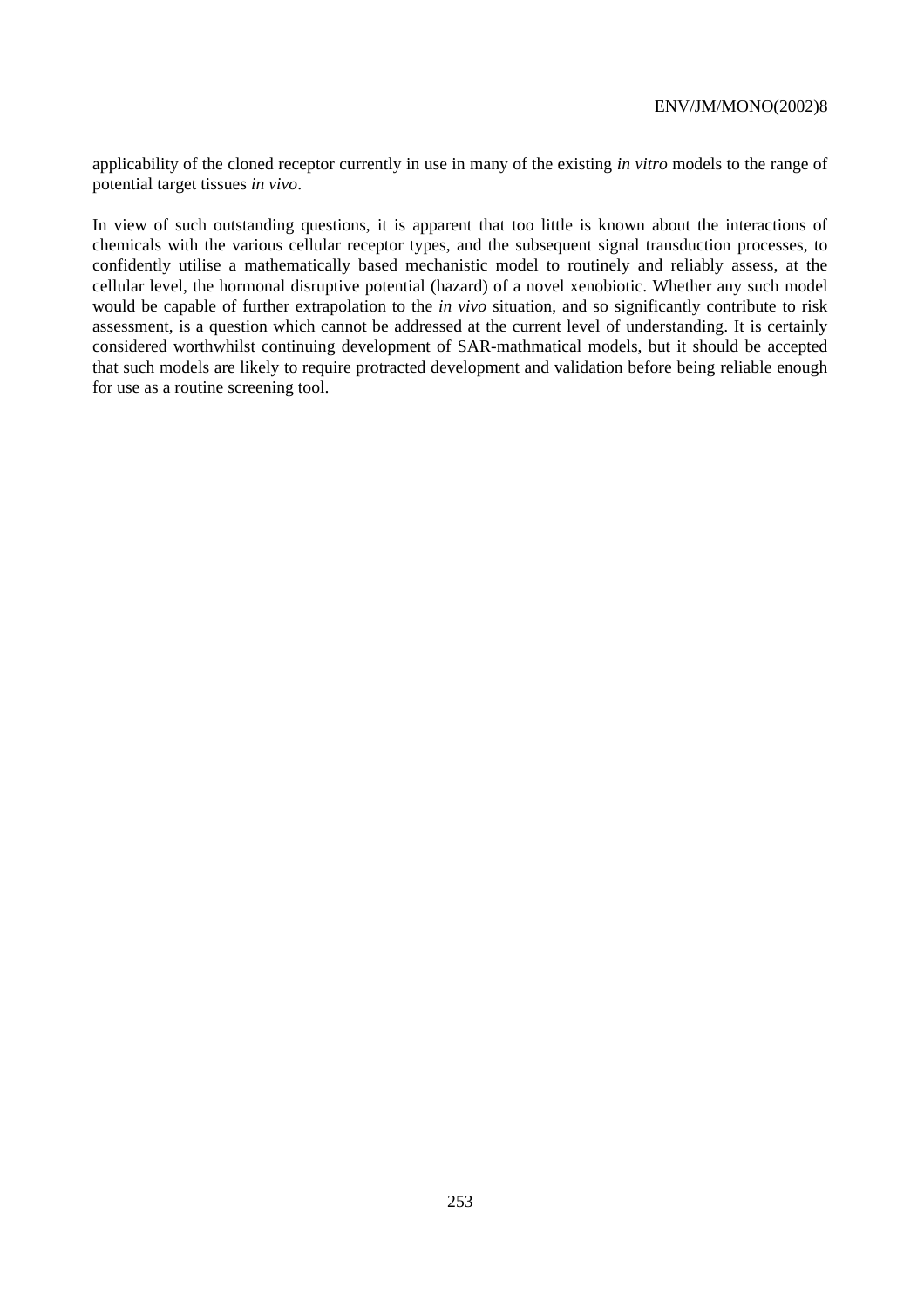applicability of the cloned receptor currently in use in many of the existing *in vitro* models to the range of potential target tissues *in vivo*.

In view of such outstanding questions, it is apparent that too little is known about the interactions of chemicals with the various cellular receptor types, and the subsequent signal transduction processes, to confidently utilise a mathematically based mechanistic model to routinely and reliably assess, at the cellular level, the hormonal disruptive potential (hazard) of a novel xenobiotic. Whether any such model would be capable of further extrapolation to the *in vivo* situation, and so significantly contribute to risk assessment, is a question which cannot be addressed at the current level of understanding. It is certainly considered worthwhilst continuing development of SAR-mathmatical models, but it should be accepted that such models are likely to require protracted development and validation before being reliable enough for use as a routine screening tool.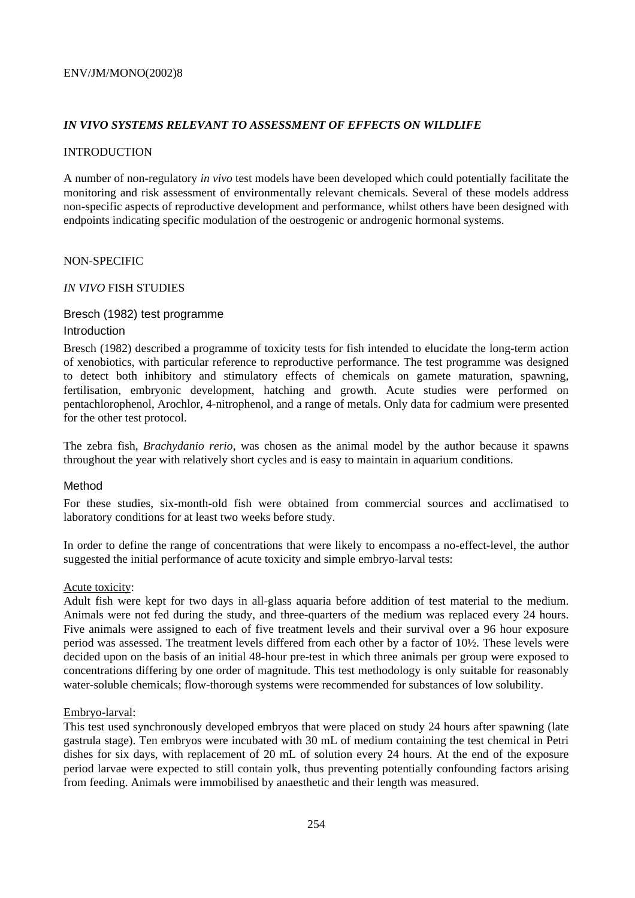## *IN VIVO SYSTEMS RELEVANT TO ASSESSMENT OF EFFECTS ON WILDLIFE*

INTRODUCTION

A number of non-regulatory *in vivo* test models have been developed which could potentially facilitate the monitoring and risk assessment of environmentally relevant chemicals. Several of these models address non-specific aspects of reproductive development and performance, whilst others have been designed with endpoints indicating specific modulation of the oestrogenic or androgenic hormonal systems.

NON-SPECIFIC

*IN VIVO* FISH STUDIES

### Bresch (1982) test programme

#### Introduction

Bresch (1982) described a programme of toxicity tests for fish intended to elucidate the long-term action of xenobiotics, with particular reference to reproductive performance. The test programme was designed to detect both inhibitory and stimulatory effects of chemicals on gamete maturation, spawning, fertilisation, embryonic development, hatching and growth. Acute studies were performed on pentachlorophenol, Arochlor, 4-nitrophenol, and a range of metals. Only data for cadmium were presented for the other test protocol.

The zebra fish, *Brachydanio rerio*, was chosen as the animal model by the author because it spawns throughout the year with relatively short cycles and is easy to maintain in aquarium conditions.

#### Method

For these studies, six-month-old fish were obtained from commercial sources and acclimatised to laboratory conditions for at least two weeks before study.

In order to define the range of concentrations that were likely to encompass a no-effect-level, the author suggested the initial performance of acute toxicity and simple embryo-larval tests:

Acute toxicity:
Adult fish were kept for two days in all-glass aquaria before addition of test material to the medium. Animals were not fed during the study, and three-quarters of the medium was replaced every 24 hours. Five animals were assigned to each of five treatment levels and their survival over a 96 hour exposure period was assessed. The treatment levels differed from each other by a factor of 10½. These levels were decided upon on the basis of an initial 48-hour pre-test in which three animals per group were exposed to concentrations differing by one order of magnitude. This test methodology is only suitable for reasonably water-soluble chemicals; flow-thorough systems were recommended for substances of low solubility.

Embryo-larval:
This test used synchronously developed embryos that were placed on study 24 hours after spawning (late gastrula stage). Ten embryos were incubated with 30 mL of medium containing the test chemical in Petri dishes for six days, with replacement of 20 mL of solution every 24 hours. At the end of the exposure period larvae were expected to still contain yolk, thus preventing potentially confounding factors arising from feeding. Animals were immobilised by anaesthetic and their length was measured.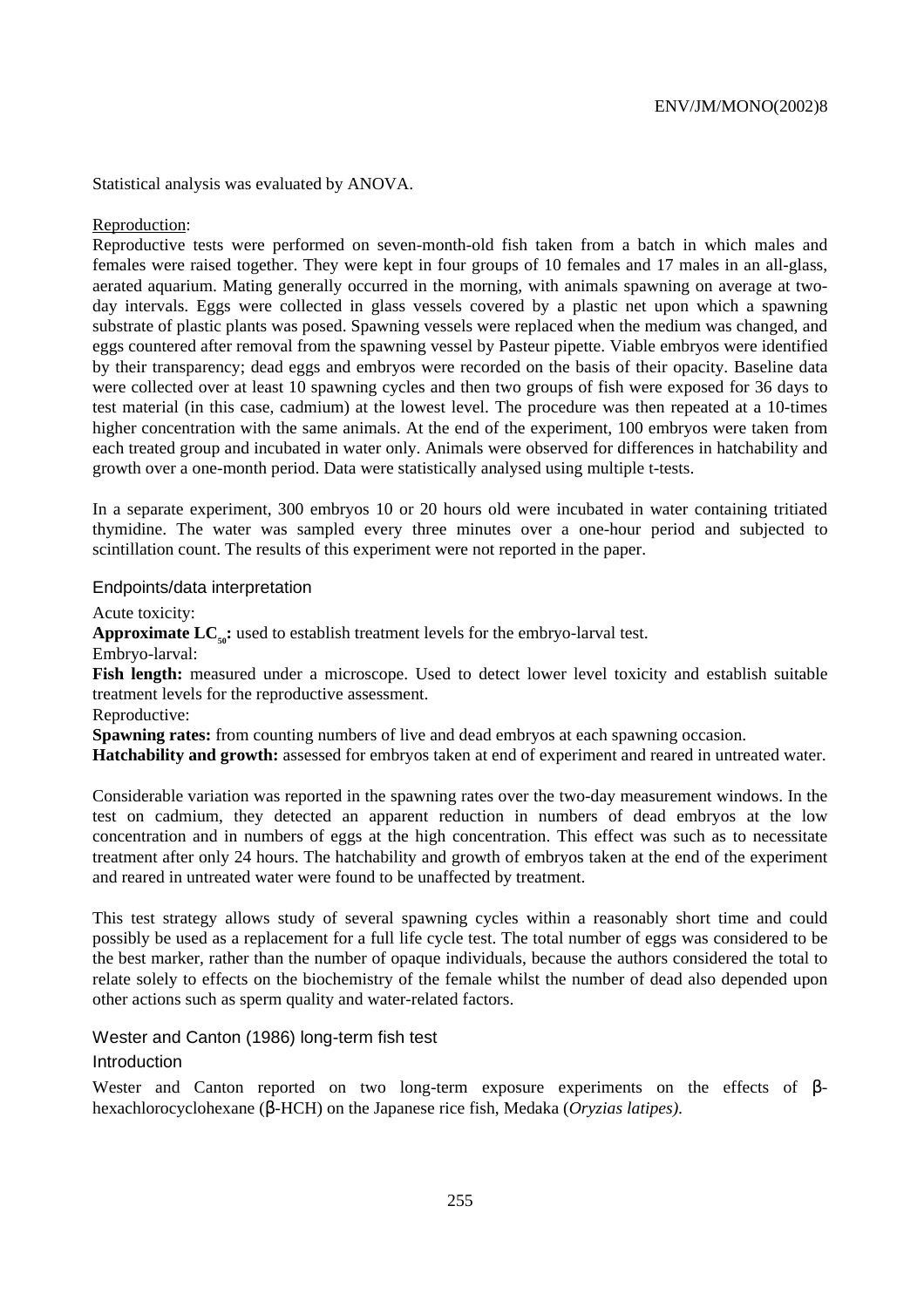Statistical analysis was evaluated by ANOVA.

Reproduction:

Reproductive tests were performed on seven-month-old fish taken from a batch in which males and females were raised together. They were kept in four groups of 10 females and 17 males in an all-glass, aerated aquarium. Mating generally occurred in the morning, with animals spawning on average at two-day intervals. Eggs were collected in glass vessels covered by a plastic net upon which a spawning substrate of plastic plants was posed. Spawning vessels were replaced when the medium was changed, and eggs countered after removal from the spawning vessel by Pasteur pipette. Viable embryos were identified by their transparency; dead eggs and embryos were recorded on the basis of their opacity. Baseline data were collected over at least 10 spawning cycles and then two groups of fish were exposed for 36 days to test material (in this case, cadmium) at the lowest level. The procedure was then repeated at a 10-times higher concentration with the same animals. At the end of the experiment, 100 embryos were taken from each treated group and incubated in water only. Animals were observed for differences in hatchability and growth over a one-month period. Data were statistically analysed using multiple t-tests.

In a separate experiment, 300 embryos 10 or 20 hours old were incubated in water containing tritiated thymidine. The water was sampled every three minutes over a one-hour period and subjected to scintillation count. The results of this experiment were not reported in the paper.

### Endpoints/data interpretation

Acute toxicity:

**Approximate $LC_{50}$:** used to establish treatment levels for the embryo-larval test.

Embryo-larval:

**Fish length:** measured under a microscope. Used to detect lower level toxicity and establish suitable treatment levels for the reproductive assessment.

Reproductive:

**Spawning rates:** from counting numbers of live and dead embryos at each spawning occasion.

**Hatchability and growth:** assessed for embryos taken at end of experiment and reared in untreated water.

Considerable variation was reported in the spawning rates over the two-day measurement windows. In the test on cadmium, they detected an apparent reduction in numbers of dead embryos at the low concentration and in numbers of eggs at the high concentration. This effect was such as to necessitate treatment after only 24 hours. The hatchability and growth of embryos taken at the end of the experiment and reared in untreated water were found to be unaffected by treatment.

This test strategy allows study of several spawning cycles within a reasonably short time and could possibly be used as a replacement for a full life cycle test. The total number of eggs was considered to be the best marker, rather than the number of opaque individuals, because the authors considered the total to relate solely to effects on the biochemistry of the female whilst the number of dead also depended upon other actions such as sperm quality and water-related factors.

## Wester and Canton (1986) long-term fish test

### Introduction

Wester and Canton reported on two long-term exposure experiments on the effects of β-hexachlorocyclohexane (β-HCH) on the Japanese rice fish, Medaka (*Oryzias latipes)*.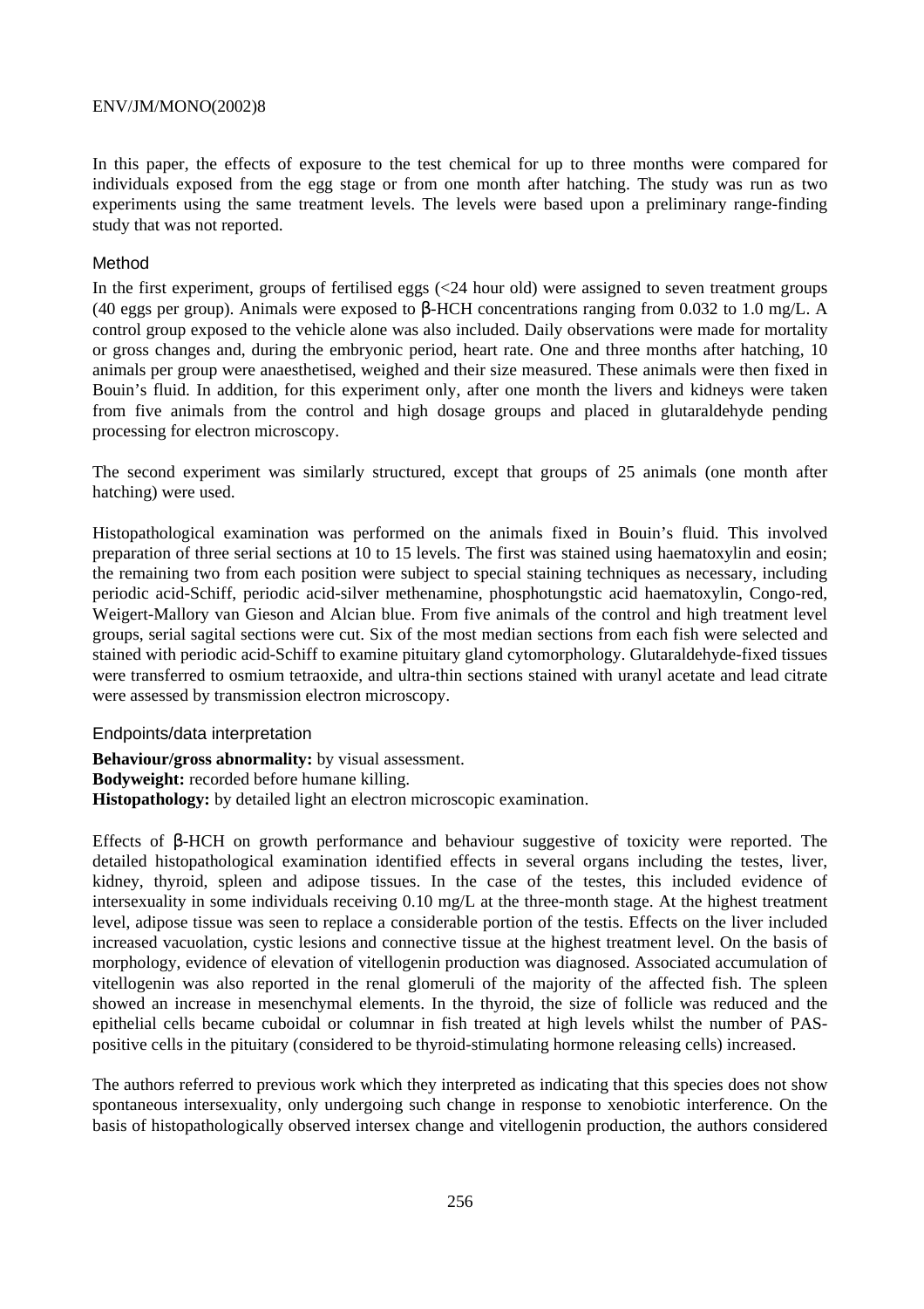In this paper, the effects of exposure to the test chemical for up to three months were compared for individuals exposed from the egg stage or from one month after hatching. The study was run as two experiments using the same treatment levels. The levels were based upon a preliminary range-finding study that was not reported.

### Method

In the first experiment, groups of fertilised eggs (<24 hour old) were assigned to seven treatment groups (40 eggs per group). Animals were exposed to β-HCH concentrations ranging from 0.032 to 1.0 mg/L. A control group exposed to the vehicle alone was also included. Daily observations were made for mortality or gross changes and, during the embryonic period, heart rate. One and three months after hatching, 10 animals per group were anaesthetised, weighed and their size measured. These animals were then fixed in Bouin's fluid. In addition, for this experiment only, after one month the livers and kidneys were taken from five animals from the control and high dosage groups and placed in glutaraldehyde pending processing for electron microscopy.

The second experiment was similarly structured, except that groups of 25 animals (one month after hatching) were used.

Histopathological examination was performed on the animals fixed in Bouin's fluid. This involved preparation of three serial sections at 10 to 15 levels. The first was stained using haematoxylin and eosin; the remaining two from each position were subject to special staining techniques as necessary, including periodic acid-Schiff, periodic acid-silver methenamine, phosphotungstic acid haematoxylin, Congo-red, Weigert-Mallory van Gieson and Alcian blue. From five animals of the control and high treatment level groups, serial sagital sections were cut. Six of the most median sections from each fish were selected and stained with periodic acid-Schiff to examine pituitary gland cytomorphology. Glutaraldehyde-fixed tissues were transferred to osmium tetraoxide, and ultra-thin sections stained with uranyl acetate and lead citrate were assessed by transmission electron microscopy.

### Endpoints/data interpretation

**Behaviour/gross abnormality:** by visual assessment.
**Bodyweight:** recorded before humane killing.
**Histopathology:** by detailed light an electron microscopic examination.

Effects of β-HCH on growth performance and behaviour suggestive of toxicity were reported. The detailed histopathological examination identified effects in several organs including the testes, liver, kidney, thyroid, spleen and adipose tissues. In the case of the testes, this included evidence of intersexuality in some individuals receiving 0.10 mg/L at the three-month stage. At the highest treatment level, adipose tissue was seen to replace a considerable portion of the testis. Effects on the liver included increased vacuolation, cystic lesions and connective tissue at the highest treatment level. On the basis of morphology, evidence of elevation of vitellogenin production was diagnosed. Associated accumulation of vitellogenin was also reported in the renal glomeruli of the majority of the affected fish. The spleen showed an increase in mesenchymal elements. In the thyroid, the size of follicle was reduced and the epithelial cells became cuboidal or columnar in fish treated at high levels whilst the number of PAS-positive cells in the pituitary (considered to be thyroid-stimulating hormone releasing cells) increased.

The authors referred to previous work which they interpreted as indicating that this species does not show spontaneous intersexuality, only undergoing such change in response to xenobiotic interference. On the basis of histopathologically observed intersex change and vitellogenin production, the authors considered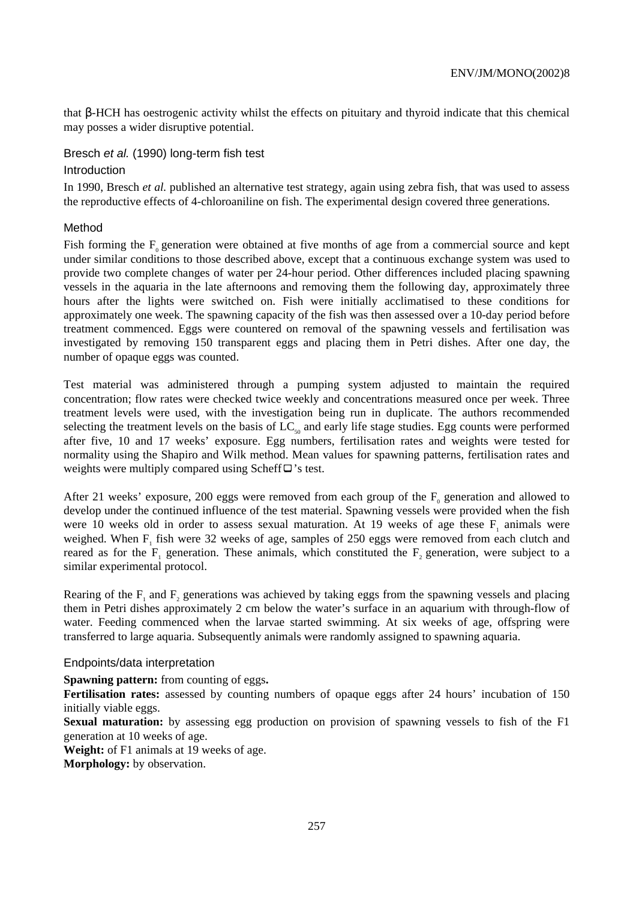that β-HCH has oestrogenic activity whilst the effects on pituitary and thyroid indicate that this chemical may posses a wider disruptive potential.

### Bresch *et al.* (1990) long-term fish test

#### Introduction

In 1990, Bresch *et al.* published an alternative test strategy, again using zebra fish, that was used to assess the reproductive effects of 4-chloroaniline on fish. The experimental design covered three generations.

#### Method

Fish forming the $F_0$ generation were obtained at five months of age from a commercial source and kept under similar conditions to those described above, except that a continuous exchange system was used to provide two complete changes of water per 24-hour period. Other differences included placing spawning vessels in the aquaria in the late afternoons and removing them the following day, approximately three hours after the lights were switched on. Fish were initially acclimatised to these conditions for approximately one week. The spawning capacity of the fish was then assessed over a 10-day period before treatment commenced. Eggs were countered on removal of the spawning vessels and fertilisation was investigated by removing 150 transparent eggs and placing them in Petri dishes. After one day, the number of opaque eggs was counted.

Test material was administered through a pumping system adjusted to maintain the required concentration; flow rates were checked twice weekly and concentrations measured once per week. Three treatment levels were used, with the investigation being run in duplicate. The authors recommended selecting the treatment levels on the basis of $LC_{50}$ and early life stage studies. Egg counts were performed after five, 10 and 17 weeks' exposure. Egg numbers, fertilisation rates and weights were tested for normality using the Shapiro and Wilk method. Mean values for spawning patterns, fertilisation rates and weights were multiply compared using Scheff□'s test.

After 21 weeks' exposure, 200 eggs were removed from each group of the $F_0$ generation and allowed to develop under the continued influence of the test material. Spawning vessels were provided when the fish were 10 weeks old in order to assess sexual maturation. At 19 weeks of age these $F_1$ animals were weighed. When $F_1$ fish were 32 weeks of age, samples of 250 eggs were removed from each clutch and reared as for the $F_1$ generation. These animals, which constituted the $F_2$ generation, were subject to a similar experimental protocol.

Rearing of the $F_1$ and $F_2$ generations was achieved by taking eggs from the spawning vessels and placing them in Petri dishes approximately 2 cm below the water's surface in an aquarium with through-flow of water. Feeding commenced when the larvae started swimming. At six weeks of age, offspring were transferred to large aquaria. Subsequently animals were randomly assigned to spawning aquaria.

#### Endpoints/data interpretation

**Spawning pattern:** from counting of eggs**.**

**Fertilisation rates:** assessed by counting numbers of opaque eggs after 24 hours' incubation of 150 initially viable eggs.

**Sexual maturation:** by assessing egg production on provision of spawning vessels to fish of the F1 generation at 10 weeks of age.

**Weight:** of F1 animals at 19 weeks of age.

**Morphology:** by observation.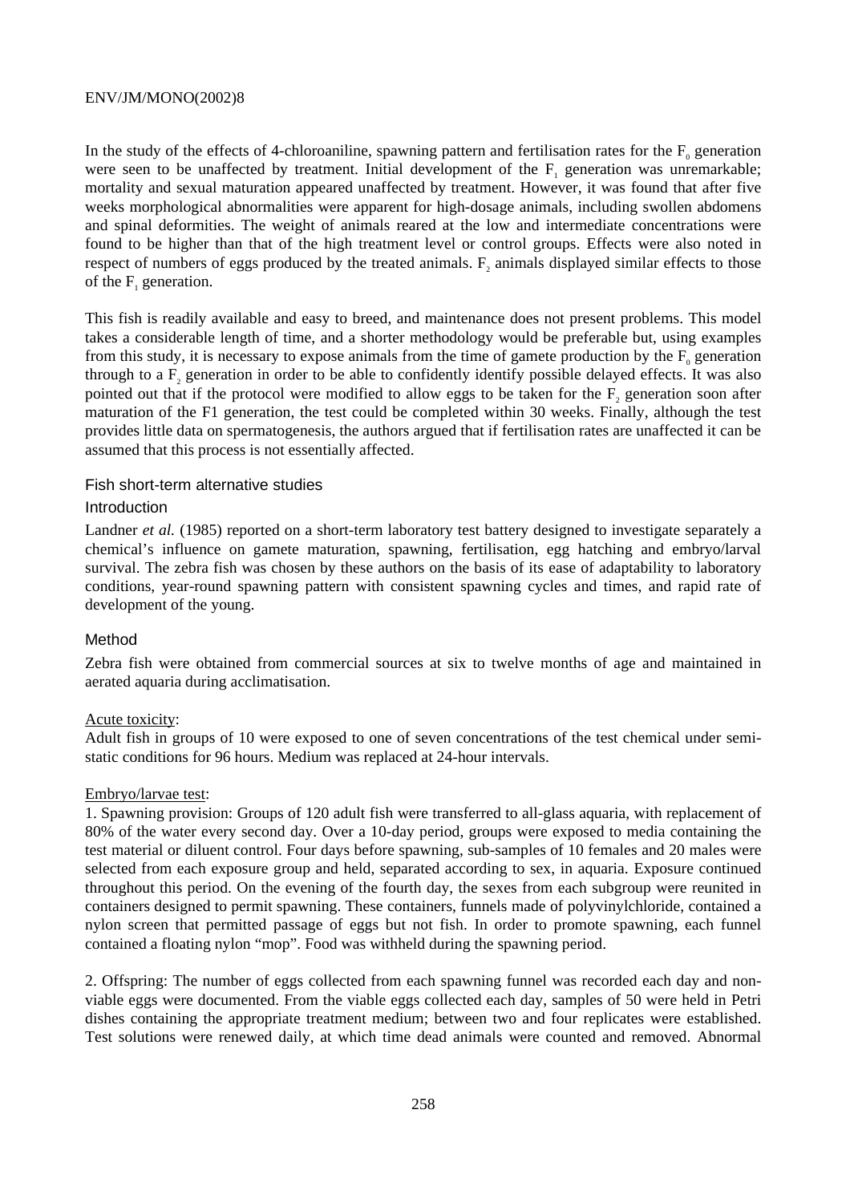In the study of the effects of 4-chloroaniline, spawning pattern and fertilisation rates for the $F_0$ generation were seen to be unaffected by treatment. Initial development of the $F_1$ generation was unremarkable; mortality and sexual maturation appeared unaffected by treatment. However, it was found that after five weeks morphological abnormalities were apparent for high-dosage animals, including swollen abdomens and spinal deformities. The weight of animals reared at the low and intermediate concentrations were found to be higher than that of the high treatment level or control groups. Effects were also noted in respect of numbers of eggs produced by the treated animals. $F_2$ animals displayed similar effects to those of the $F_1$ generation.

This fish is readily available and easy to breed, and maintenance does not present problems. This model takes a considerable length of time, and a shorter methodology would be preferable but, using examples from this study, it is necessary to expose animals from the time of gamete production by the $F_0$ generation through to a $F_2$ generation in order to be able to confidently identify possible delayed effects. It was also pointed out that if the protocol were modified to allow eggs to be taken for the $F_2$ generation soon after maturation of the F1 generation, the test could be completed within 30 weeks. Finally, although the test provides little data on spermatogenesis, the authors argued that if fertilisation rates are unaffected it can be assumed that this process is not essentially affected.

### Fish short-term alternative studies

#### Introduction

Landner *et al.* (1985) reported on a short-term laboratory test battery designed to investigate separately a chemical's influence on gamete maturation, spawning, fertilisation, egg hatching and embryo/larval survival. The zebra fish was chosen by these authors on the basis of its ease of adaptability to laboratory conditions, year-round spawning pattern with consistent spawning cycles and times, and rapid rate of development of the young.

#### Method

Zebra fish were obtained from commercial sources at six to twelve months of age and maintained in aerated aquaria during acclimatisation.

Acute toxicity:
Adult fish in groups of 10 were exposed to one of seven concentrations of the test chemical under semi-static conditions for 96 hours. Medium was replaced at 24-hour intervals.

Embryo/larvae test:
1. Spawning provision: Groups of 120 adult fish were transferred to all-glass aquaria, with replacement of 80% of the water every second day. Over a 10-day period, groups were exposed to media containing the test material or diluent control. Four days before spawning, sub-samples of 10 females and 20 males were selected from each exposure group and held, separated according to sex, in aquaria. Exposure continued throughout this period. On the evening of the fourth day, the sexes from each subgroup were reunited in containers designed to permit spawning. These containers, funnels made of polyvinylchloride, contained a nylon screen that permitted passage of eggs but not fish. In order to promote spawning, each funnel contained a floating nylon "mop". Food was withheld during the spawning period.

2. Offspring: The number of eggs collected from each spawning funnel was recorded each day and non-viable eggs were documented. From the viable eggs collected each day, samples of 50 were held in Petri dishes containing the appropriate treatment medium; between two and four replicates were established. Test solutions were renewed daily, at which time dead animals were counted and removed. Abnormal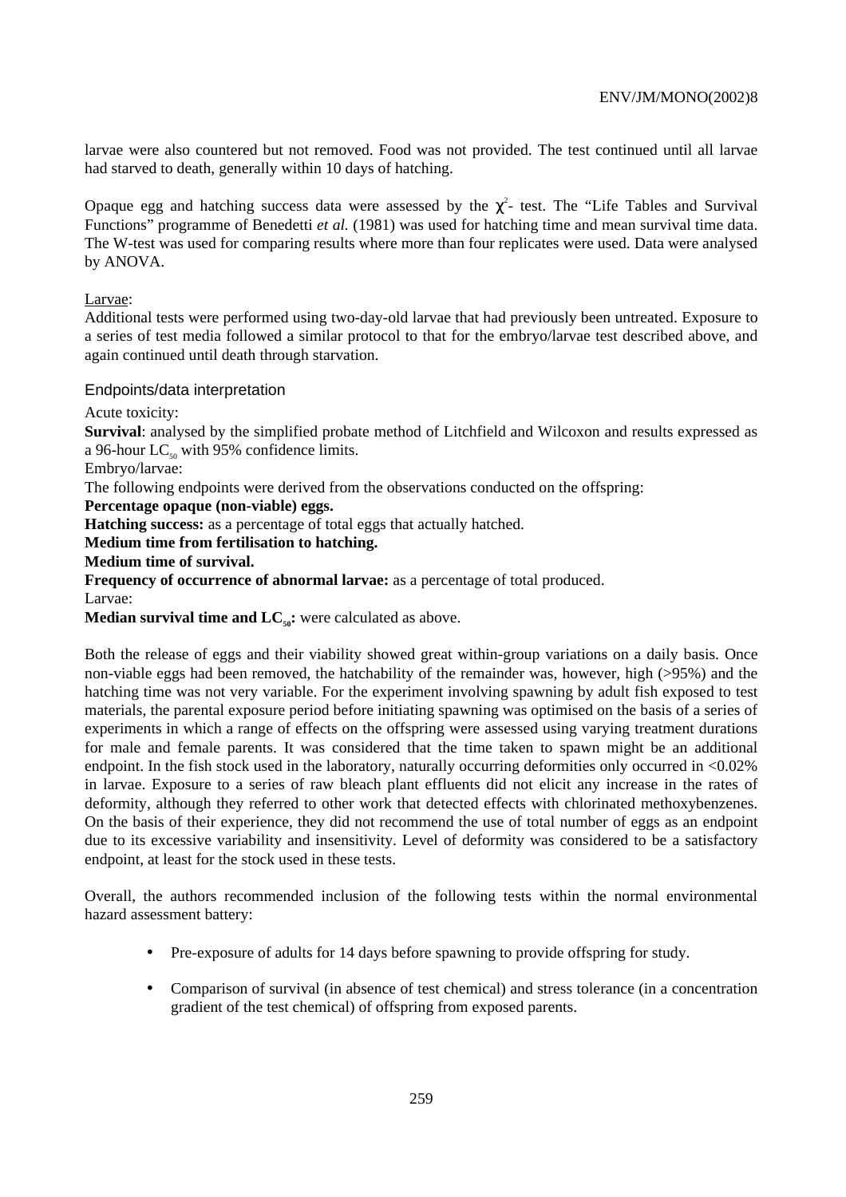larvae were also countered but not removed. Food was not provided. The test continued until all larvae had starved to death, generally within 10 days of hatching.

Opaque egg and hatching success data were assessed by the $\chi^2$- test. The "Life Tables and Survival Functions" programme of Benedetti *et al.* (1981) was used for hatching time and mean survival time data. The W-test was used for comparing results where more than four replicates were used. Data were analysed by ANOVA.

Larvae:

Additional tests were performed using two-day-old larvae that had previously been untreated. Exposure to a series of test media followed a similar protocol to that for the embryo/larvae test described above, and again continued until death through starvation.

### Endpoints/data interpretation

Acute toxicity:

**Survival**: analysed by the simplified probate method of Litchfield and Wilcoxon and results expressed as a 96-hour $LC_{50}$ with 95% confidence limits.

Embryo/larvae:

The following endpoints were derived from the observations conducted on the offspring:

**Percentage opaque (non-viable) eggs.**

**Hatching success:** as a percentage of total eggs that actually hatched.

**Medium time from fertilisation to hatching.**

**Medium time of survival.**

**Frequency of occurrence of abnormal larvae:** as a percentage of total produced.

Larvae:

**Median survival time and $LC_{50}$:** were calculated as above.

Both the release of eggs and their viability showed great within-group variations on a daily basis. Once non-viable eggs had been removed, the hatchability of the remainder was, however, high (>95%) and the hatching time was not very variable. For the experiment involving spawning by adult fish exposed to test materials, the parental exposure period before initiating spawning was optimised on the basis of a series of experiments in which a range of effects on the offspring were assessed using varying treatment durations for male and female parents. It was considered that the time taken to spawn might be an additional endpoint. In the fish stock used in the laboratory, naturally occurring deformities only occurred in <0.02% in larvae. Exposure to a series of raw bleach plant effluents did not elicit any increase in the rates of deformity, although they referred to other work that detected effects with chlorinated methoxybenzenes. On the basis of their experience, they did not recommend the use of total number of eggs as an endpoint due to its excessive variability and insensitivity. Level of deformity was considered to be a satisfactory endpoint, at least for the stock used in these tests.

Overall, the authors recommended inclusion of the following tests within the normal environmental hazard assessment battery:

- Pre-exposure of adults for 14 days before spawning to provide offspring for study.
- Comparison of survival (in absence of test chemical) and stress tolerance (in a concentration gradient of the test chemical) of offspring from exposed parents.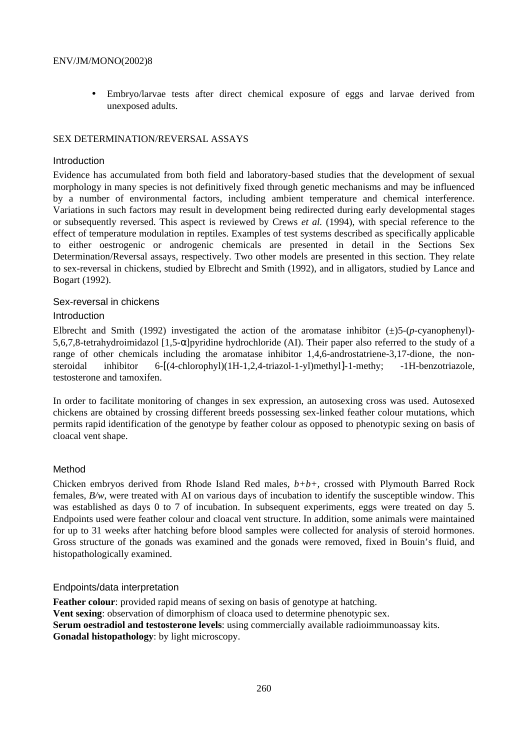- Embryo/larvae tests after direct chemical exposure of eggs and larvae derived from unexposed adults.

## SEX DETERMINATION/REVERSAL ASSAYS

### Introduction

Evidence has accumulated from both field and laboratory-based studies that the development of sexual morphology in many species is not definitively fixed through genetic mechanisms and may be influenced by a number of environmental factors, including ambient temperature and chemical interference. Variations in such factors may result in development being redirected during early developmental stages or subsequently reversed. This aspect is reviewed by Crews *et al.* (1994), with special reference to the effect of temperature modulation in reptiles. Examples of test systems described as specifically applicable to either oestrogenic or androgenic chemicals are presented in detail in the Sections Sex Determination/Reversal assays, respectively. Two other models are presented in this section. They relate to sex-reversal in chickens, studied by Elbrecht and Smith (1992), and in alligators, studied by Lance and Bogart (1992).

### Sex-reversal in chickens

#### Introduction

Elbrecht and Smith (1992) investigated the action of the aromatase inhibitor (±)5-(*p*-cyanophenyl)-5,6,7,8-tetrahydroimidazol [1,5-α]pyridine hydrochloride (AI). Their paper also referred to the study of a range of other chemicals including the aromatase inhibitor 1,4,6-androstatriene-3,17-dione, the non-steroidal inhibitor 6-[(4-chlorophyl)(1H-1,2,4-triazol-1-yl)methyl]-1-methy; -1H-benzotriazole, testosterone and tamoxifen.

In order to facilitate monitoring of changes in sex expression, an autosexing cross was used. Autosexed chickens are obtained by crossing different breeds possessing sex-linked feather colour mutations, which permits rapid identification of the genotype by feather colour as opposed to phenotypic sexing on basis of cloacal vent shape.

#### Method

Chicken embryos derived from Rhode Island Red males, *b+b+*, crossed with Plymouth Barred Rock females, *B/w*, were treated with AI on various days of incubation to identify the susceptible window. This was established as days 0 to 7 of incubation. In subsequent experiments, eggs were treated on day 5. Endpoints used were feather colour and cloacal vent structure. In addition, some animals were maintained for up to 31 weeks after hatching before blood samples were collected for analysis of steroid hormones. Gross structure of the gonads was examined and the gonads were removed, fixed in Bouin's fluid, and histopathologically examined.

#### Endpoints/data interpretation

**Feather colour**: provided rapid means of sexing on basis of genotype at hatching.
**Vent sexing**: observation of dimorphism of cloaca used to determine phenotypic sex.
**Serum oestradiol and testosterone levels**: using commercially available radioimmunoassay kits.
**Gonadal histopathology**: by light microscopy.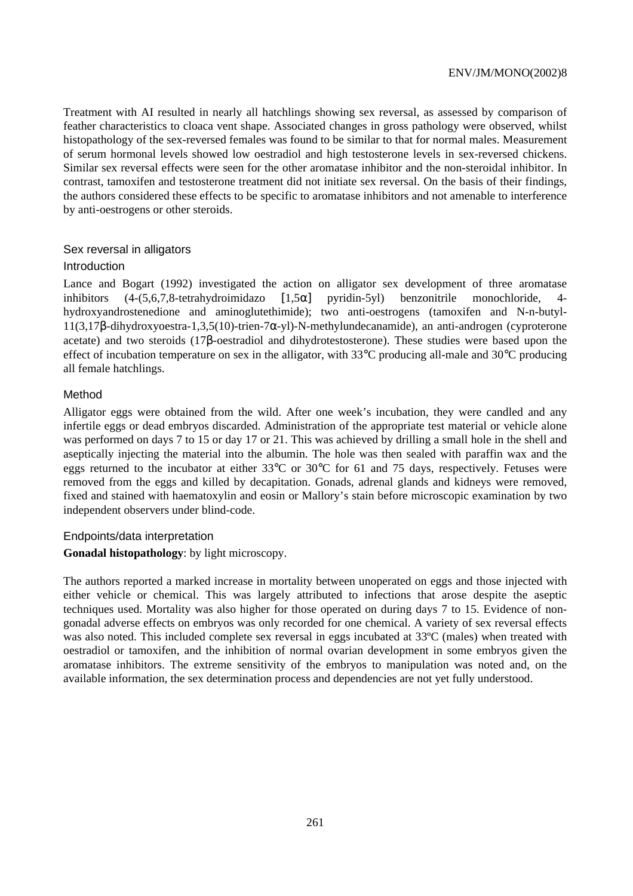Treatment with AI resulted in nearly all hatchlings showing sex reversal, as assessed by comparison of feather characteristics to cloaca vent shape. Associated changes in gross pathology were observed, whilst histopathology of the sex-reversed females was found to be similar to that for normal males. Measurement of serum hormonal levels showed low oestradiol and high testosterone levels in sex-reversed chickens. Similar sex reversal effects were seen for the other aromatase inhibitor and the non-steroidal inhibitor. In contrast, tamoxifen and testosterone treatment did not initiate sex reversal. On the basis of their findings, the authors considered these effects to be specific to aromatase inhibitors and not amenable to interference by anti-oestrogens or other steroids.

### Sex reversal in alligators

#### Introduction

Lance and Bogart (1992) investigated the action on alligator sex development of three aromatase inhibitors (4-(5,6,7,8-tetrahydroimidazo [1,5α] pyridin-5yl) benzonitrile monochloride, 4-hydroxyandrostenedione and aminoglutethimide); two anti-oestrogens (tamoxifen and N-n-butyl-11(3,17β-dihydroxyoestra-1,3,5(10)-trien-7α-yl)-N-methylundecanamide), an anti-androgen (cyproterone acetate) and two steroids (17β-oestradiol and dihydrotestosterone). These studies were based upon the effect of incubation temperature on sex in the alligator, with 33°C producing all-male and 30°C producing all female hatchlings.

#### Method

Alligator eggs were obtained from the wild. After one week's incubation, they were candled and any infertile eggs or dead embryos discarded. Administration of the appropriate test material or vehicle alone was performed on days 7 to 15 or day 17 or 21. This was achieved by drilling a small hole in the shell and aseptically injecting the material into the albumin. The hole was then sealed with paraffin wax and the eggs returned to the incubator at either 33°C or 30°C for 61 and 75 days, respectively. Fetuses were removed from the eggs and killed by decapitation. Gonads, adrenal glands and kidneys were removed, fixed and stained with haematoxylin and eosin or Mallory's stain before microscopic examination by two independent observers under blind-code.

#### Endpoints/data interpretation

**Gonadal histopathology**: by light microscopy.

The authors reported a marked increase in mortality between unoperated on eggs and those injected with either vehicle or chemical. This was largely attributed to infections that arose despite the aseptic techniques used. Mortality was also higher for those operated on during days 7 to 15. Evidence of non-gonadal adverse effects on embryos was only recorded for one chemical. A variety of sex reversal effects was also noted. This included complete sex reversal in eggs incubated at 33ºC (males) when treated with oestradiol or tamoxifen, and the inhibition of normal ovarian development in some embryos given the aromatase inhibitors. The extreme sensitivity of the embryos to manipulation was noted and, on the available information, the sex determination process and dependencies are not yet fully understood.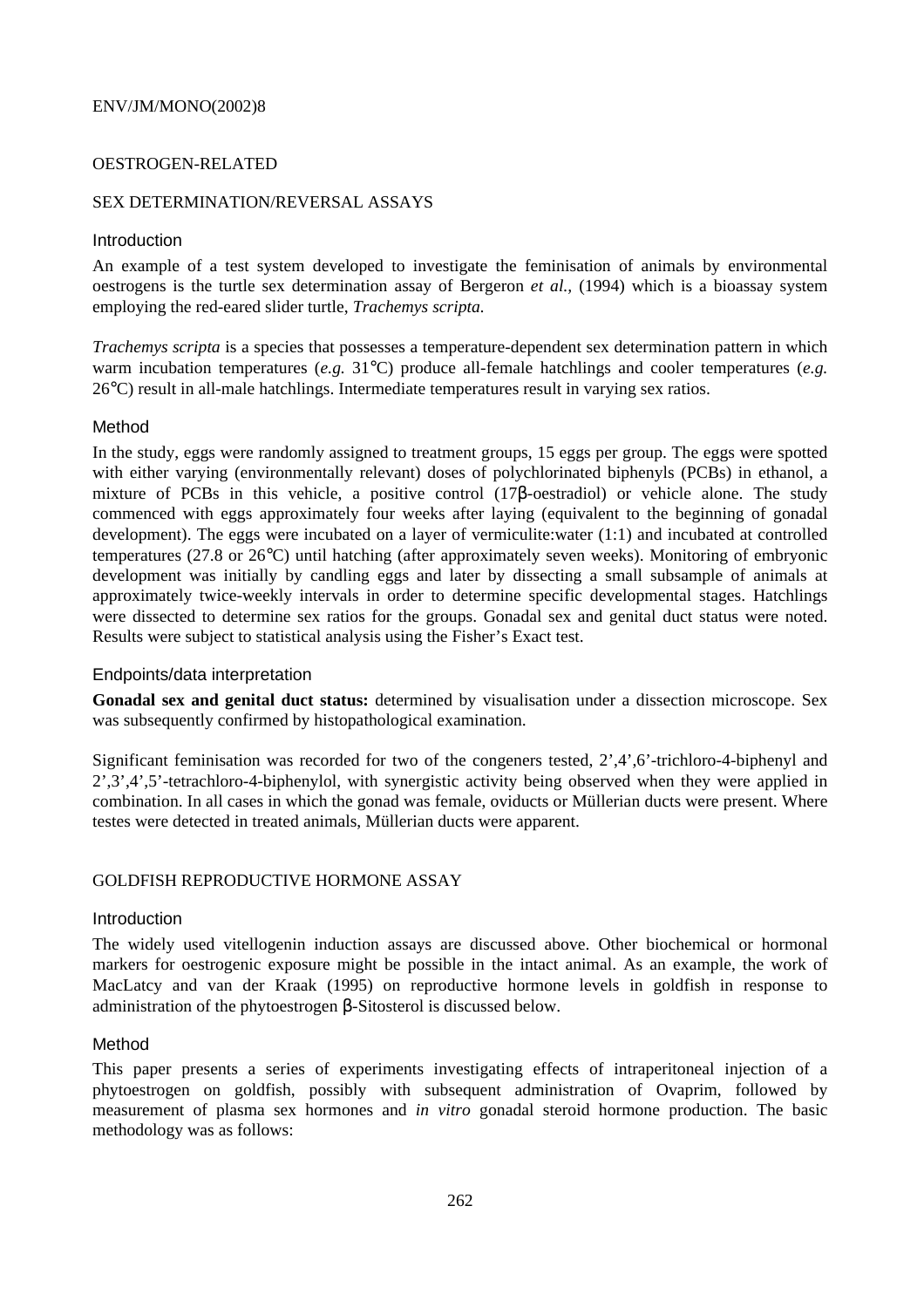## OESTROGEN-RELATED

### SEX DETERMINATION/REVERSAL ASSAYS

#### Introduction

An example of a test system developed to investigate the feminisation of animals by environmental oestrogens is the turtle sex determination assay of Bergeron *et al.*, (1994) which is a bioassay system employing the red-eared slider turtle, *Trachemys scripta.*

*Trachemys scripta* is a species that possesses a temperature-dependent sex determination pattern in which warm incubation temperatures (*e.g.* 31°C) produce all-female hatchlings and cooler temperatures (*e.g.* 26°C) result in all-male hatchlings. Intermediate temperatures result in varying sex ratios.

#### Method

In the study, eggs were randomly assigned to treatment groups, 15 eggs per group. The eggs were spotted with either varying (environmentally relevant) doses of polychlorinated biphenyls (PCBs) in ethanol, a mixture of PCBs in this vehicle, a positive control (17β-oestradiol) or vehicle alone. The study commenced with eggs approximately four weeks after laying (equivalent to the beginning of gonadal development). The eggs were incubated on a layer of vermiculite:water (1:1) and incubated at controlled temperatures (27.8 or 26°C) until hatching (after approximately seven weeks). Monitoring of embryonic development was initially by candling eggs and later by dissecting a small subsample of animals at approximately twice-weekly intervals in order to determine specific developmental stages. Hatchlings were dissected to determine sex ratios for the groups. Gonadal sex and genital duct status were noted. Results were subject to statistical analysis using the Fisher's Exact test.

#### Endpoints/data interpretation

**Gonadal sex and genital duct status:** determined by visualisation under a dissection microscope. Sex was subsequently confirmed by histopathological examination.

Significant feminisation was recorded for two of the congeners tested, 2',4',6'-trichloro-4-biphenyl and 2',3',4',5'-tetrachloro-4-biphenylol, with synergistic activity being observed when they were applied in combination. In all cases in which the gonad was female, oviducts or Müllerian ducts were present. Where testes were detected in treated animals, Müllerian ducts were apparent.

### GOLDFISH REPRODUCTIVE HORMONE ASSAY

#### Introduction

The widely used vitellogenin induction assays are discussed above. Other biochemical or hormonal markers for oestrogenic exposure might be possible in the intact animal. As an example, the work of MacLatcy and van der Kraak (1995) on reproductive hormone levels in goldfish in response to administration of the phytoestrogen β-Sitosterol is discussed below.

#### Method

This paper presents a series of experiments investigating effects of intraperitoneal injection of a phytoestrogen on goldfish, possibly with subsequent administration of Ovaprim, followed by measurement of plasma sex hormones and *in vitro* gonadal steroid hormone production. The basic methodology was as follows: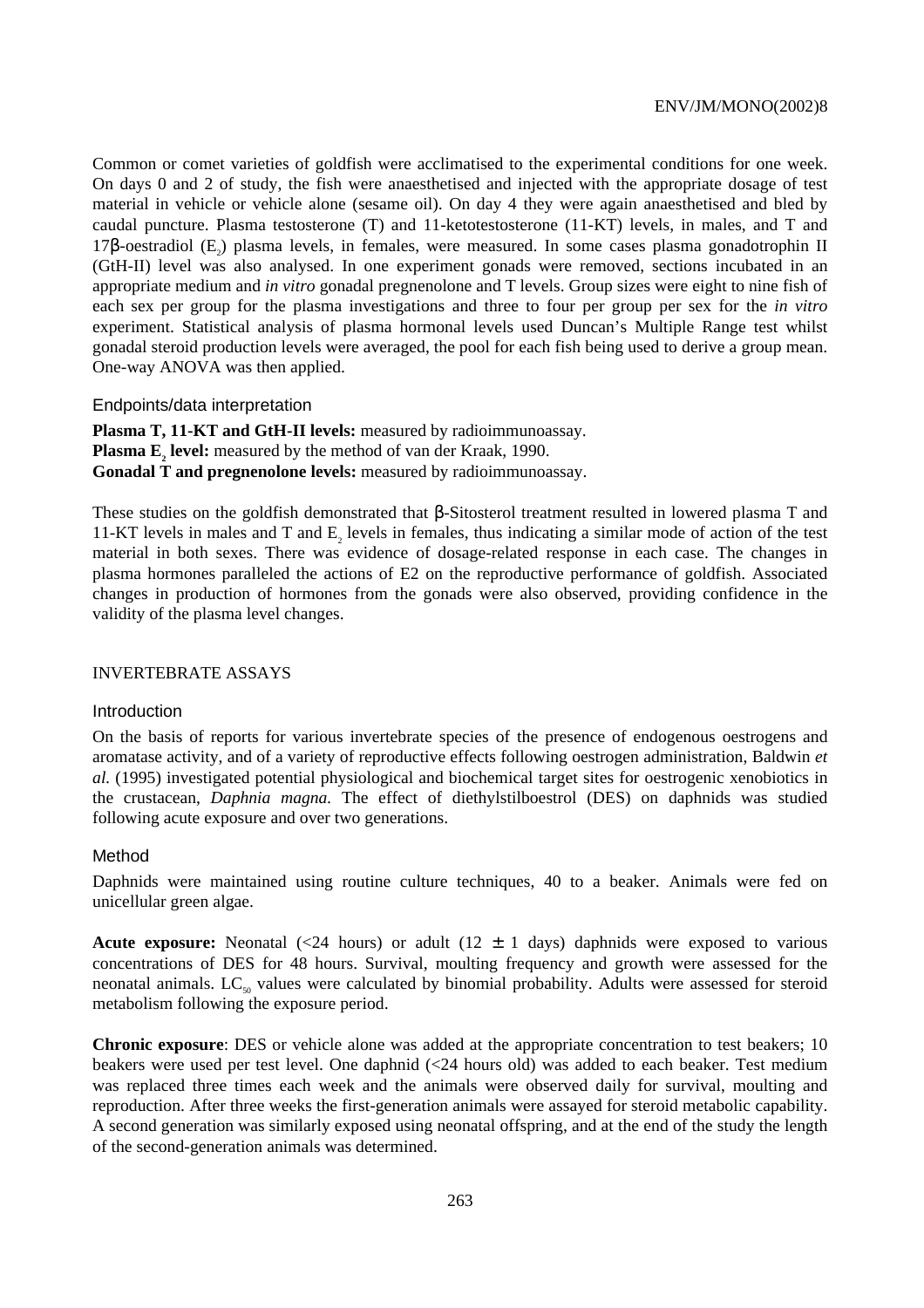Common or comet varieties of goldfish were acclimatised to the experimental conditions for one week. On days 0 and 2 of study, the fish were anaesthetised and injected with the appropriate dosage of test material in vehicle or vehicle alone (sesame oil). On day 4 they were again anaesthetised and bled by caudal puncture. Plasma testosterone (T) and 11-ketotestosterone (11-KT) levels, in males, and T and 17β-oestradiol ($E_2$) plasma levels, in females, were measured. In some cases plasma gonadotrophin II (GtH-II) level was also analysed. In one experiment gonads were removed, sections incubated in an appropriate medium and *in vitro* gonadal pregnenolone and T levels. Group sizes were eight to nine fish of each sex per group for the plasma investigations and three to four per group per sex for the *in vitro* experiment. Statistical analysis of plasma hormonal levels used Duncan's Multiple Range test whilst gonadal steroid production levels were averaged, the pool for each fish being used to derive a group mean. One-way ANOVA was then applied.

### Endpoints/data interpretation

**Plasma T, 11-KT and GtH-II levels:** measured by radioimmunoassay.
**Plasma $E_2$ level:** measured by the method of van der Kraak, 1990.
**Gonadal T and pregnenolone levels:** measured by radioimmunoassay.

These studies on the goldfish demonstrated that β-Sitosterol treatment resulted in lowered plasma T and 11-KT levels in males and T and $E_2$ levels in females, thus indicating a similar mode of action of the test material in both sexes. There was evidence of dosage-related response in each case. The changes in plasma hormones paralleled the actions of E2 on the reproductive performance of goldfish. Associated changes in production of hormones from the gonads were also observed, providing confidence in the validity of the plasma level changes.

## INVERTEBRATE ASSAYS

### Introduction

On the basis of reports for various invertebrate species of the presence of endogenous oestrogens and aromatase activity, and of a variety of reproductive effects following oestrogen administration, Baldwin *et al.* (1995) investigated potential physiological and biochemical target sites for oestrogenic xenobiotics in the crustacean, *Daphnia magna*. The effect of diethylstilboestrol (DES) on daphnids was studied following acute exposure and over two generations.

### Method

Daphnids were maintained using routine culture techniques, 40 to a beaker. Animals were fed on unicellular green algae.

**Acute exposure:** Neonatal (<24 hours) or adult (12 ± 1 days) daphnids were exposed to various concentrations of DES for 48 hours. Survival, moulting frequency and growth were assessed for the neonatal animals. $LC_{50}$ values were calculated by binomial probability. Adults were assessed for steroid metabolism following the exposure period.

**Chronic exposure**: DES or vehicle alone was added at the appropriate concentration to test beakers; 10 beakers were used per test level. One daphnid (<24 hours old) was added to each beaker. Test medium was replaced three times each week and the animals were observed daily for survival, moulting and reproduction. After three weeks the first-generation animals were assayed for steroid metabolic capability. A second generation was similarly exposed using neonatal offspring, and at the end of the study the length of the second-generation animals was determined.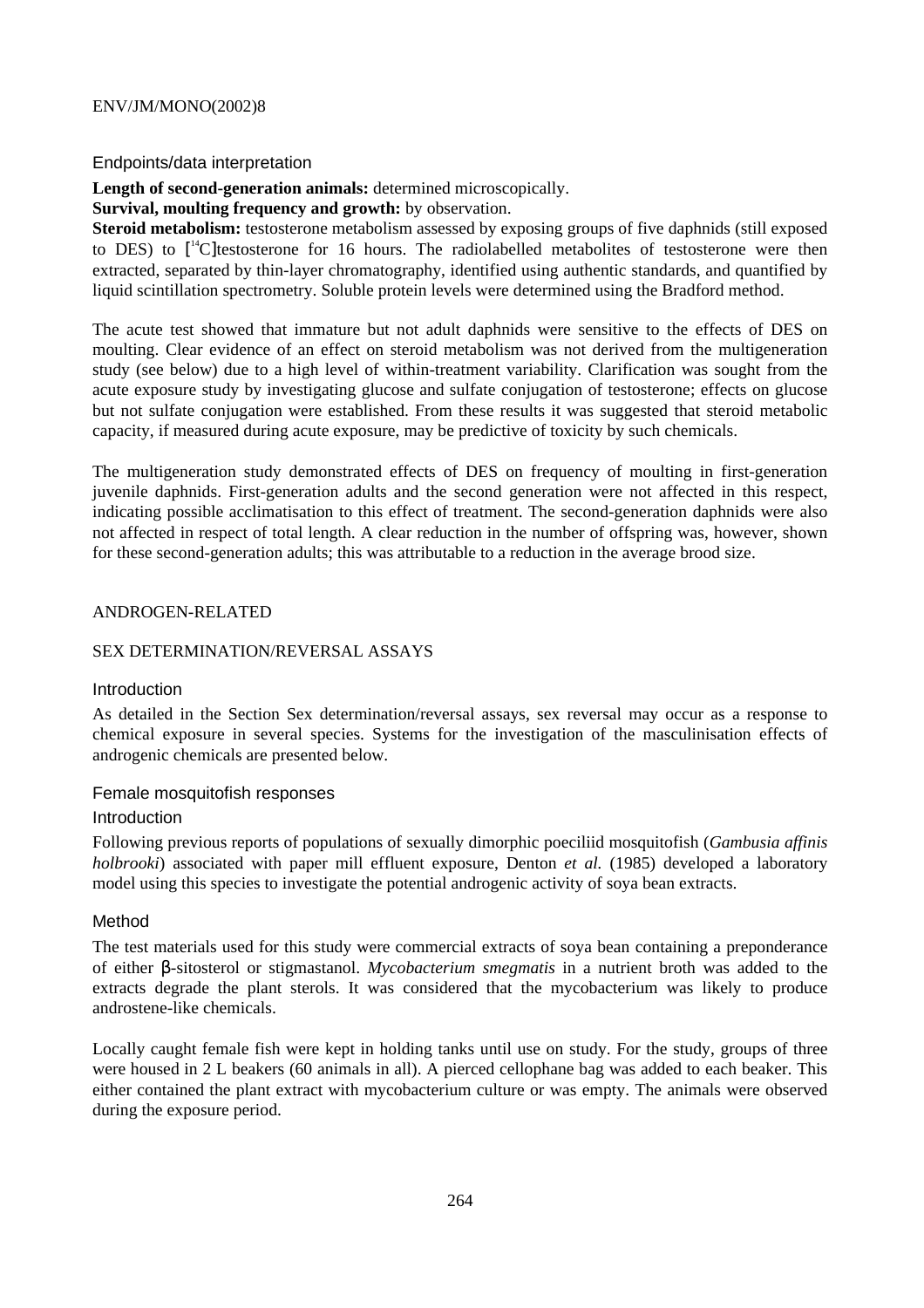### Endpoints/data interpretation

**Length of second-generation animals:** determined microscopically.

**Survival, moulting frequency and growth:** by observation.

**Steroid metabolism:** testosterone metabolism assessed by exposing groups of five daphnids (still exposed to DES) to [$^{14}$C]testosterone for 16 hours. The radiolabelled metabolites of testosterone were then extracted, separated by thin-layer chromatography, identified using authentic standards, and quantified by liquid scintillation spectrometry. Soluble protein levels were determined using the Bradford method.

The acute test showed that immature but not adult daphnids were sensitive to the effects of DES on moulting. Clear evidence of an effect on steroid metabolism was not derived from the multigeneration study (see below) due to a high level of within-treatment variability. Clarification was sought from the acute exposure study by investigating glucose and sulfate conjugation of testosterone; effects on glucose but not sulfate conjugation were established. From these results it was suggested that steroid metabolic capacity, if measured during acute exposure, may be predictive of toxicity by such chemicals.

The multigeneration study demonstrated effects of DES on frequency of moulting in first-generation juvenile daphnids. First-generation adults and the second generation were not affected in this respect, indicating possible acclimatisation to this effect of treatment. The second-generation daphnids were also not affected in respect of total length. A clear reduction in the number of offspring was, however, shown for these second-generation adults; this was attributable to a reduction in the average brood size.

## ANDROGEN-RELATED

## SEX DETERMINATION/REVERSAL ASSAYS

### Introduction

As detailed in the Section Sex determination/reversal assays, sex reversal may occur as a response to chemical exposure in several species. Systems for the investigation of the masculinisation effects of androgenic chemicals are presented below.

### Female mosquitofish responses

#### Introduction

Following previous reports of populations of sexually dimorphic poeciliid mosquitofish (*Gambusia affinis holbrooki*) associated with paper mill effluent exposure, Denton *et al.* (1985) developed a laboratory model using this species to investigate the potential androgenic activity of soya bean extracts.

#### Method

The test materials used for this study were commercial extracts of soya bean containing a preponderance of either β-sitosterol or stigmastanol. *Mycobacterium smegmatis* in a nutrient broth was added to the extracts degrade the plant sterols. It was considered that the mycobacterium was likely to produce androstene-like chemicals.

Locally caught female fish were kept in holding tanks until use on study. For the study, groups of three were housed in 2 L beakers (60 animals in all). A pierced cellophane bag was added to each beaker. This either contained the plant extract with mycobacterium culture or was empty. The animals were observed during the exposure period.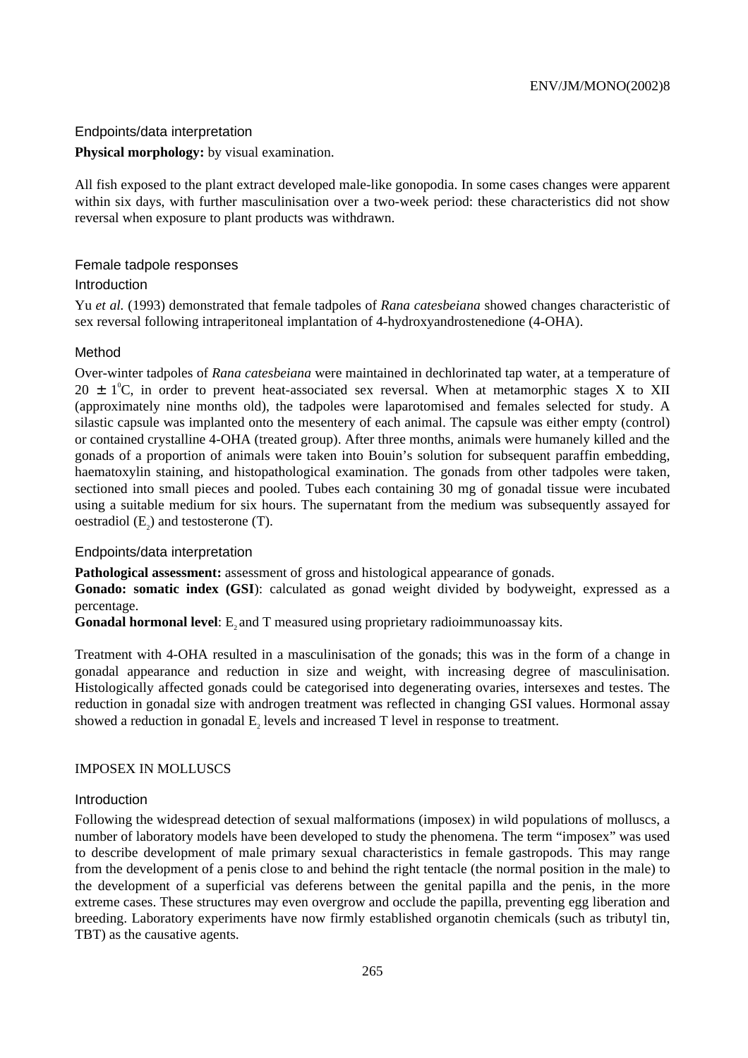### Endpoints/data interpretation

**Physical morphology:** by visual examination.

All fish exposed to the plant extract developed male-like gonopodia. In some cases changes were apparent within six days, with further masculinisation over a two-week period: these characteristics did not show reversal when exposure to plant products was withdrawn.

## Female tadpole responses

### Introduction

Yu *et al.* (1993) demonstrated that female tadpoles of *Rana catesbeiana* showed changes characteristic of sex reversal following intraperitoneal implantation of 4-hydroxyandrostenedione (4-OHA).

### Method

Over-winter tadpoles of *Rana catesbeiana* were maintained in dechlorinated tap water, at a temperature of $20 \pm 1^0$C, in order to prevent heat-associated sex reversal. When at metamorphic stages X to XII (approximately nine months old), the tadpoles were laparotomised and females selected for study. A silastic capsule was implanted onto the mesentery of each animal. The capsule was either empty (control) or contained crystalline 4-OHA (treated group). After three months, animals were humanely killed and the gonads of a proportion of animals were taken into Bouin's solution for subsequent paraffin embedding, haematoxylin staining, and histopathological examination. The gonads from other tadpoles were taken, sectioned into small pieces and pooled. Tubes each containing 30 mg of gonadal tissue were incubated using a suitable medium for six hours. The supernatant from the medium was subsequently assayed for oestradiol ($E_2$) and testosterone (T).

### Endpoints/data interpretation

**Pathological assessment:** assessment of gross and histological appearance of gonads.
**Gonado: somatic index (GSI)**: calculated as gonad weight divided by bodyweight, expressed as a percentage.
**Gonadal hormonal level**: $E_2$ and T measured using proprietary radioimmunoassay kits.

Treatment with 4-OHA resulted in a masculinisation of the gonads; this was in the form of a change in gonadal appearance and reduction in size and weight, with increasing degree of masculinisation. Histologically affected gonads could be categorised into degenerating ovaries, intersexes and testes. The reduction in gonadal size with androgen treatment was reflected in changing GSI values. Hormonal assay showed a reduction in gonadal $E_2$ levels and increased T level in response to treatment.

## IMPOSEX IN MOLLUSCS

### Introduction

Following the widespread detection of sexual malformations (imposex) in wild populations of molluscs, a number of laboratory models have been developed to study the phenomena. The term "imposex" was used to describe development of male primary sexual characteristics in female gastropods. This may range from the development of a penis close to and behind the right tentacle (the normal position in the male) to the development of a superficial vas deferens between the genital papilla and the penis, in the more extreme cases. These structures may even overgrow and occlude the papilla, preventing egg liberation and breeding. Laboratory experiments have now firmly established organotin chemicals (such as tributyl tin, TBT) as the causative agents.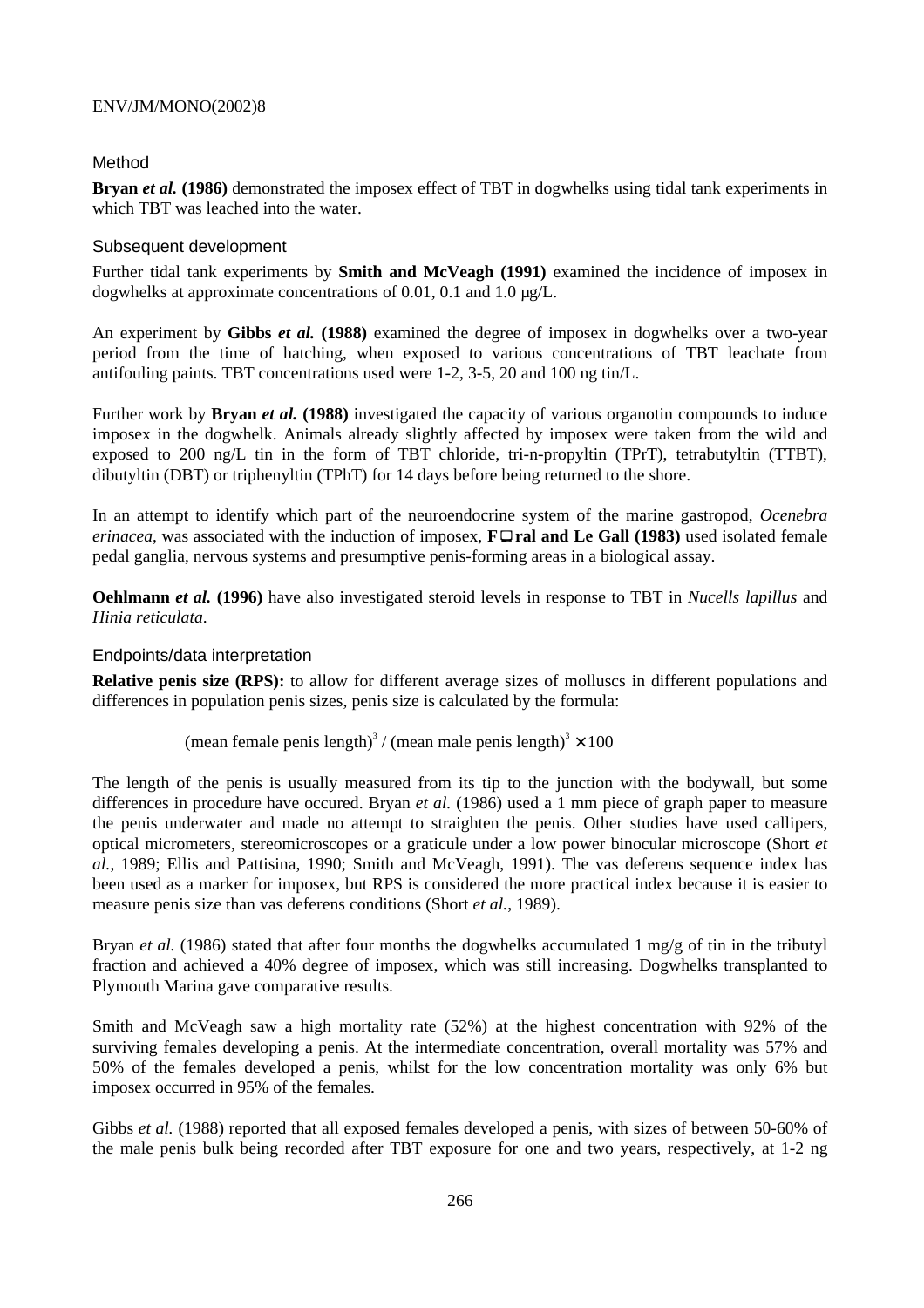### Method

**Bryan *et al.* (1986)** demonstrated the imposex effect of TBT in dogwhelks using tidal tank experiments in which TBT was leached into the water.

### Subsequent development

Further tidal tank experiments by **Smith and McVeagh (1991)** examined the incidence of imposex in dogwhelks at approximate concentrations of 0.01, 0.1 and 1.0 µg/L.

An experiment by **Gibbs *et al.* (1988)** examined the degree of imposex in dogwhelks over a two-year period from the time of hatching, when exposed to various concentrations of TBT leachate from antifouling paints. TBT concentrations used were 1-2, 3-5, 20 and 100 ng tin/L.

Further work by **Bryan *et al.* (1988)** investigated the capacity of various organotin compounds to induce imposex in the dogwhelk. Animals already slightly affected by imposex were taken from the wild and exposed to 200 ng/L tin in the form of TBT chloride, tri-n-propyltin (TPrT), tetrabutyltin (TTBT), dibutyltin (DBT) or triphenyltin (TPhT) for 14 days before being returned to the shore.

In an attempt to identify which part of the neuroendocrine system of the marine gastropod, *Ocenebra erinacea*, was associated with the induction of imposex, **F□ral and Le Gall (1983)** used isolated female pedal ganglia, nervous systems and presumptive penis-forming areas in a biological assay.

**Oehlmann *et al.* (1996)** have also investigated steroid levels in response to TBT in *Nucells lapillus* and *Hinia reticulata*.

### Endpoints/data interpretation

**Relative penis size (RPS):** to allow for different average sizes of molluscs in different populations and differences in population penis sizes, penis size is calculated by the formula:

$$(\text{mean female penis length})^3 / (\text{mean male penis length})^3 \times 100$$

The length of the penis is usually measured from its tip to the junction with the bodywall, but some differences in procedure have occured. Bryan *et al.* (1986) used a 1 mm piece of graph paper to measure the penis underwater and made no attempt to straighten the penis. Other studies have used callipers, optical micrometers, stereomicroscopes or a graticule under a low power binocular microscope (Short *et al.*, 1989; Ellis and Pattisina, 1990; Smith and McVeagh, 1991). The vas deferens sequence index has been used as a marker for imposex, but RPS is considered the more practical index because it is easier to measure penis size than vas deferens conditions (Short *et al.*, 1989).

Bryan *et al.* (1986) stated that after four months the dogwhelks accumulated 1 mg/g of tin in the tributyl fraction and achieved a 40% degree of imposex, which was still increasing. Dogwhelks transplanted to Plymouth Marina gave comparative results.

Smith and McVeagh saw a high mortality rate (52%) at the highest concentration with 92% of the surviving females developing a penis. At the intermediate concentration, overall mortality was 57% and 50% of the females developed a penis, whilst for the low concentration mortality was only 6% but imposex occurred in 95% of the females.

Gibbs *et al.* (1988) reported that all exposed females developed a penis, with sizes of between 50-60% of the male penis bulk being recorded after TBT exposure for one and two years, respectively, at 1-2 ng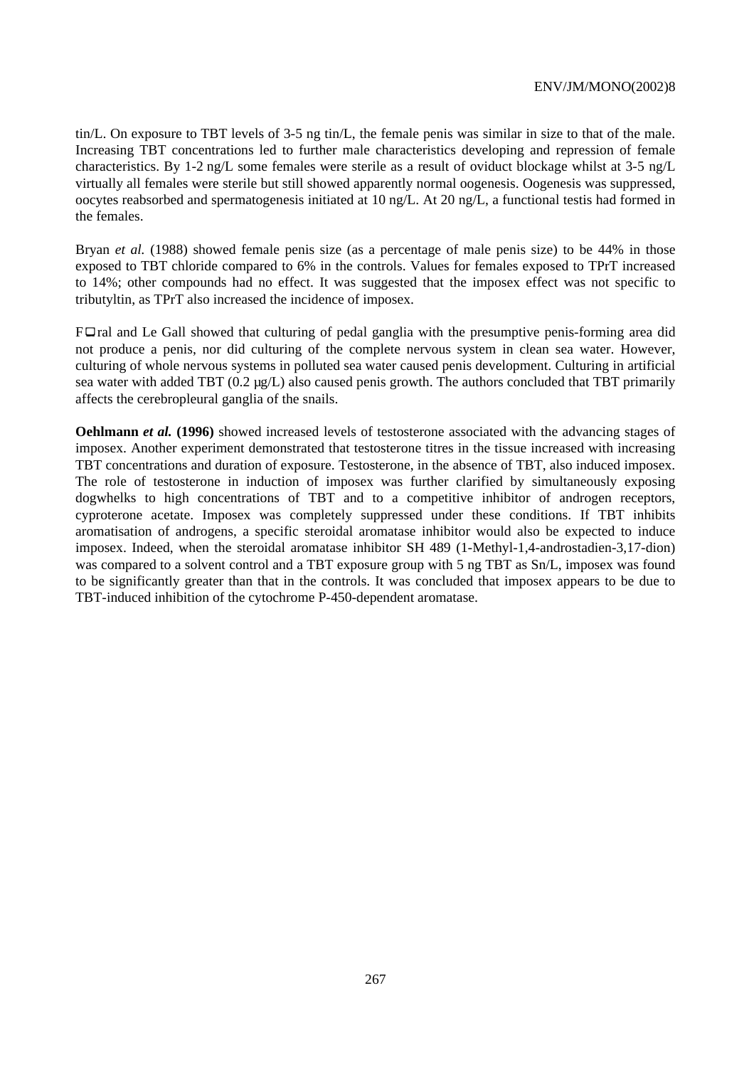tin/L. On exposure to TBT levels of 3-5 ng tin/L, the female penis was similar in size to that of the male. Increasing TBT concentrations led to further male characteristics developing and repression of female characteristics. By 1-2 ng/L some females were sterile as a result of oviduct blockage whilst at 3-5 ng/L virtually all females were sterile but still showed apparently normal oogenesis. Oogenesis was suppressed, oocytes reabsorbed and spermatogenesis initiated at 10 ng/L. At 20 ng/L, a functional testis had formed in the females.

Bryan *et al.* (1988) showed female penis size (as a percentage of male penis size) to be 44% in those exposed to TBT chloride compared to 6% in the controls. Values for females exposed to TPrT increased to 14%; other compounds had no effect. It was suggested that the imposex effect was not specific to tributyltin, as TPrT also increased the incidence of imposex.

F□ral and Le Gall showed that culturing of pedal ganglia with the presumptive penis-forming area did not produce a penis, nor did culturing of the complete nervous system in clean sea water. However, culturing of whole nervous systems in polluted sea water caused penis development. Culturing in artificial sea water with added TBT (0.2 µg/L) also caused penis growth. The authors concluded that TBT primarily affects the cerebropleural ganglia of the snails.

**Oehlmann *et al.* (1996)** showed increased levels of testosterone associated with the advancing stages of imposex. Another experiment demonstrated that testosterone titres in the tissue increased with increasing TBT concentrations and duration of exposure. Testosterone, in the absence of TBT, also induced imposex. The role of testosterone in induction of imposex was further clarified by simultaneously exposing dogwhelks to high concentrations of TBT and to a competitive inhibitor of androgen receptors, cyproterone acetate. Imposex was completely suppressed under these conditions. If TBT inhibits aromatisation of androgens, a specific steroidal aromatase inhibitor would also be expected to induce imposex. Indeed, when the steroidal aromatase inhibitor SH 489 (1-Methyl-1,4-androstadien-3,17-dion) was compared to a solvent control and a TBT exposure group with 5 ng TBT as Sn/L, imposex was found to be significantly greater than that in the controls. It was concluded that imposex appears to be due to TBT-induced inhibition of the cytochrome P-450-dependent aromatase.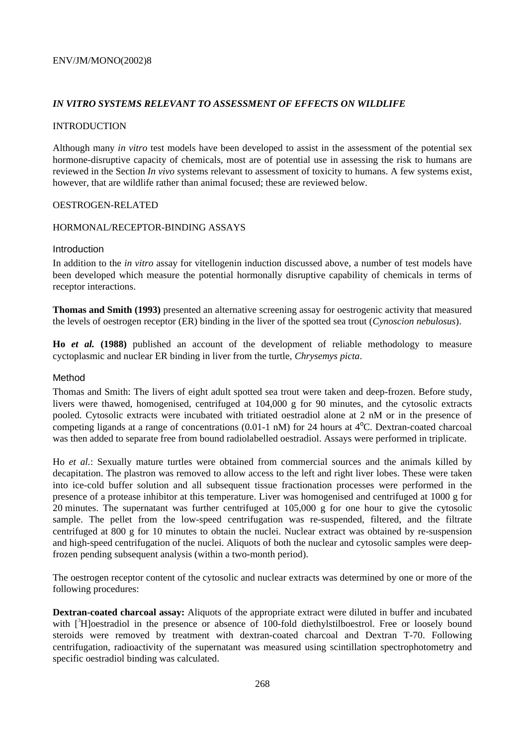## *IN VITRO SYSTEMS RELEVANT TO ASSESSMENT OF EFFECTS ON WILDLIFE*

### INTRODUCTION

Although many *in vitro* test models have been developed to assist in the assessment of the potential sex hormone-disruptive capacity of chemicals, most are of potential use in assessing the risk to humans are reviewed in the Section *In vivo* systems relevant to assessment of toxicity to humans. A few systems exist, however, that are wildlife rather than animal focused; these are reviewed below.

### OESTROGEN-RELATED

### HORMONAL/RECEPTOR-BINDING ASSAYS

#### Introduction

In addition to the *in vitro* assay for vitellogenin induction discussed above, a number of test models have been developed which measure the potential hormonally disruptive capability of chemicals in terms of receptor interactions.

**Thomas and Smith (1993)** presented an alternative screening assay for oestrogenic activity that measured the levels of oestrogen receptor (ER) binding in the liver of the spotted sea trout (*Cynoscion nebulosus*).

**Ho *et al.* (1988)** published an account of the development of reliable methodology to measure cyctoplasmic and nuclear ER binding in liver from the turtle, *Chrysemys picta*.

#### Method

Thomas and Smith: The livers of eight adult spotted sea trout were taken and deep-frozen. Before study, livers were thawed, homogenised, centrifuged at 104,000 g for 90 minutes, and the cytosolic extracts pooled. Cytosolic extracts were incubated with tritiated oestradiol alone at 2 nM or in the presence of competing ligands at a range of concentrations (0.01-1 nM) for 24 hours at 4°C. Dextran-coated charcoal was then added to separate free from bound radiolabelled oestradiol. Assays were performed in triplicate.

Ho *et al.*: Sexually mature turtles were obtained from commercial sources and the animals killed by decapitation. The plastron was removed to allow access to the left and right liver lobes. These were taken into ice-cold buffer solution and all subsequent tissue fractionation processes were performed in the presence of a protease inhibitor at this temperature. Liver was homogenised and centrifuged at 1000 g for 20 minutes. The supernatant was further centrifuged at 105,000 g for one hour to give the cytosolic sample. The pellet from the low-speed centrifugation was re-suspended, filtered, and the filtrate centrifuged at 800 g for 10 minutes to obtain the nuclei. Nuclear extract was obtained by re-suspension and high-speed centrifugation of the nuclei. Aliquots of both the nuclear and cytosolic samples were deep-frozen pending subsequent analysis (within a two-month period).

The oestrogen receptor content of the cytosolic and nuclear extracts was determined by one or more of the following procedures:

**Dextran-coated charcoal assay:** Aliquots of the appropriate extract were diluted in buffer and incubated with [$^3$H]oestradiol in the presence or absence of 100-fold diethylstilboestrol. Free or loosely bound steroids were removed by treatment with dextran-coated charcoal and Dextran T-70. Following centrifugation, radioactivity of the supernatant was measured using scintillation spectrophotometry and specific oestradiol binding was calculated.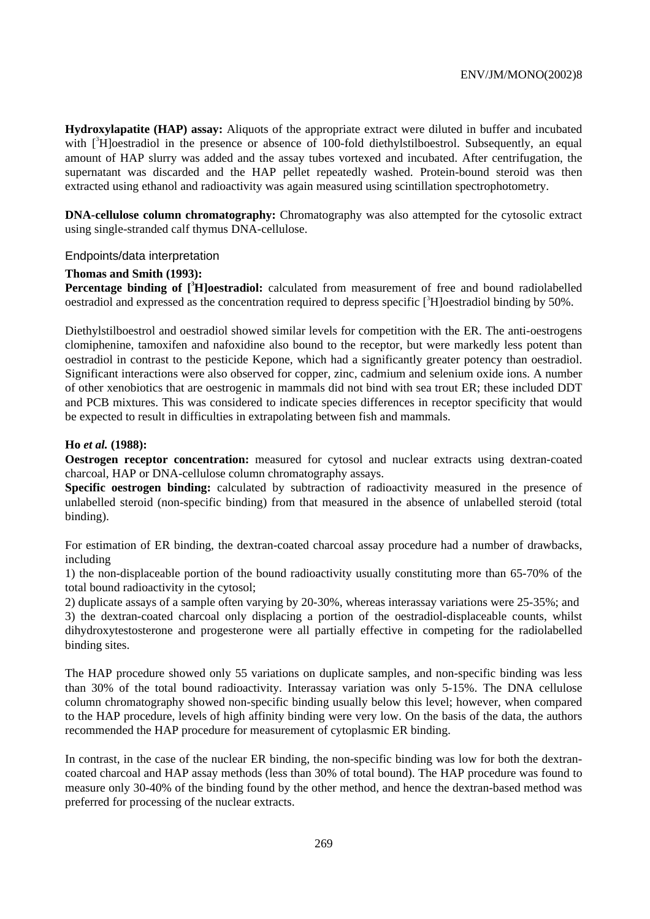**Hydroxylapatite (HAP) assay:** Aliquots of the appropriate extract were diluted in buffer and incubated with [$^3$H]oestradiol in the presence or absence of 100-fold diethylstilboestrol. Subsequently, an equal amount of HAP slurry was added and the assay tubes vortexed and incubated. After centrifugation, the supernatant was discarded and the HAP pellet repeatedly washed. Protein-bound steroid was then extracted using ethanol and radioactivity was again measured using scintillation spectrophotometry.

**DNA-cellulose column chromatography:** Chromatography was also attempted for the cytosolic extract using single-stranded calf thymus DNA-cellulose.

### Endpoints/data interpretation

**Thomas and Smith (1993):**

**Percentage binding of [$^3$H]oestradiol:** calculated from measurement of free and bound radiolabelled oestradiol and expressed as the concentration required to depress specific [$^3$H]oestradiol binding by 50%.

Diethylstilboestrol and oestradiol showed similar levels for competition with the ER. The anti-oestrogens clomiphenine, tamoxifen and nafoxidine also bound to the receptor, but were markedly less potent than oestradiol in contrast to the pesticide Kepone, which had a significantly greater potency than oestradiol. Significant interactions were also observed for copper, zinc, cadmium and selenium oxide ions. A number of other xenobiotics that are oestrogenic in mammals did not bind with sea trout ER; these included DDT and PCB mixtures. This was considered to indicate species differences in receptor specificity that would be expected to result in difficulties in extrapolating between fish and mammals.

**Ho *et al.* (1988):**

**Oestrogen receptor concentration:** measured for cytosol and nuclear extracts using dextran-coated charcoal, HAP or DNA-cellulose column chromatography assays.

**Specific oestrogen binding:** calculated by subtraction of radioactivity measured in the presence of unlabelled steroid (non-specific binding) from that measured in the absence of unlabelled steroid (total binding).

For estimation of ER binding, the dextran-coated charcoal assay procedure had a number of drawbacks, including

1) the non-displaceable portion of the bound radioactivity usually constituting more than 65-70% of the total bound radioactivity in the cytosol;

2) duplicate assays of a sample often varying by 20-30%, whereas interassay variations were 25-35%; and

3) the dextran-coated charcoal only displacing a portion of the oestradiol-displaceable counts, whilst dihydroxytestosterone and progesterone were all partially effective in competing for the radiolabelled binding sites.

The HAP procedure showed only 55 variations on duplicate samples, and non-specific binding was less than 30% of the total bound radioactivity. Interassay variation was only 5-15%. The DNA cellulose column chromatography showed non-specific binding usually below this level; however, when compared to the HAP procedure, levels of high affinity binding were very low. On the basis of the data, the authors recommended the HAP procedure for measurement of cytoplasmic ER binding.

In contrast, in the case of the nuclear ER binding, the non-specific binding was low for both the dextran-coated charcoal and HAP assay methods (less than 30% of total bound). The HAP procedure was found to measure only 30-40% of the binding found by the other method, and hence the dextran-based method was preferred for processing of the nuclear extracts.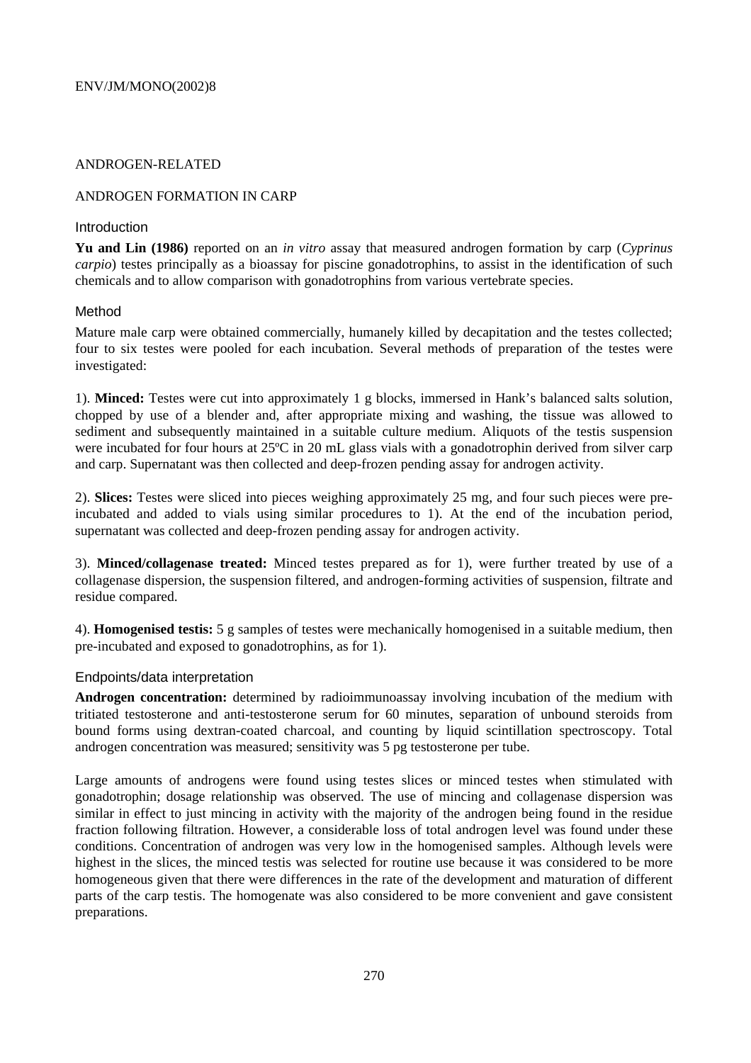ANDROGEN-RELATED

ANDROGEN FORMATION IN CARP

### Introduction

**Yu and Lin (1986)** reported on an *in vitro* assay that measured androgen formation by carp (*Cyprinus carpio*) testes principally as a bioassay for piscine gonadotrophins, to assist in the identification of such chemicals and to allow comparison with gonadotrophins from various vertebrate species.

### Method

Mature male carp were obtained commercially, humanely killed by decapitation and the testes collected; four to six testes were pooled for each incubation. Several methods of preparation of the testes were investigated:

1). **Minced:** Testes were cut into approximately 1 g blocks, immersed in Hank's balanced salts solution, chopped by use of a blender and, after appropriate mixing and washing, the tissue was allowed to sediment and subsequently maintained in a suitable culture medium. Aliquots of the testis suspension were incubated for four hours at 25ºC in 20 mL glass vials with a gonadotrophin derived from silver carp and carp. Supernatant was then collected and deep-frozen pending assay for androgen activity.

2). **Slices:** Testes were sliced into pieces weighing approximately 25 mg, and four such pieces were pre-incubated and added to vials using similar procedures to 1). At the end of the incubation period, supernatant was collected and deep-frozen pending assay for androgen activity.

3). **Minced/collagenase treated:** Minced testes prepared as for 1), were further treated by use of a collagenase dispersion, the suspension filtered, and androgen-forming activities of suspension, filtrate and residue compared.

4). **Homogenised testis:** 5 g samples of testes were mechanically homogenised in a suitable medium, then pre-incubated and exposed to gonadotrophins, as for 1).

### Endpoints/data interpretation

**Androgen concentration:** determined by radioimmunoassay involving incubation of the medium with tritiated testosterone and anti-testosterone serum for 60 minutes, separation of unbound steroids from bound forms using dextran-coated charcoal, and counting by liquid scintillation spectroscopy. Total androgen concentration was measured; sensitivity was 5 pg testosterone per tube.

Large amounts of androgens were found using testes slices or minced testes when stimulated with gonadotrophin; dosage relationship was observed. The use of mincing and collagenase dispersion was similar in effect to just mincing in activity with the majority of the androgen being found in the residue fraction following filtration. However, a considerable loss of total androgen level was found under these conditions. Concentration of androgen was very low in the homogenised samples. Although levels were highest in the slices, the minced testis was selected for routine use because it was considered to be more homogeneous given that there were differences in the rate of the development and maturation of different parts of the carp testis. The homogenate was also considered to be more convenient and gave consistent preparations.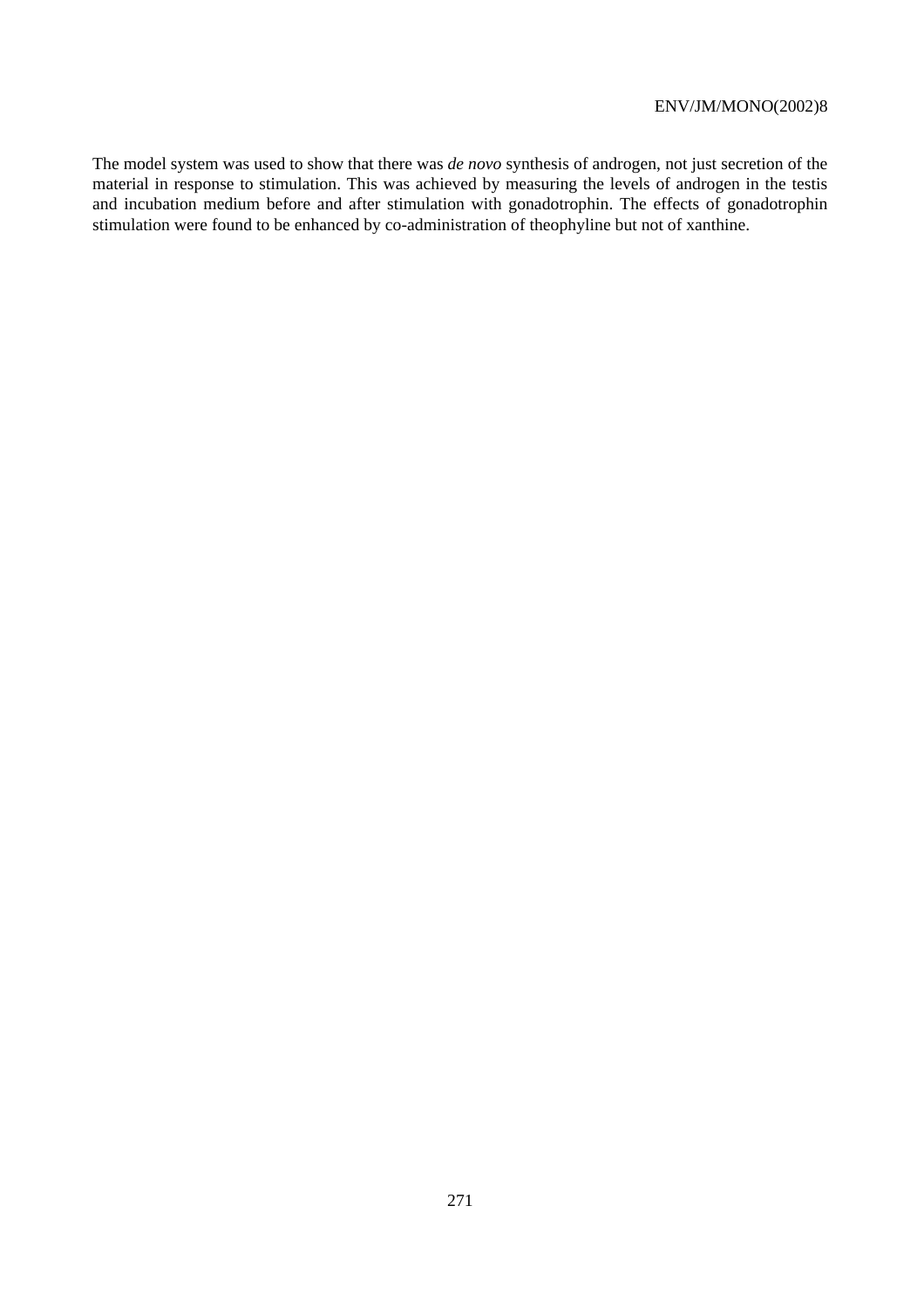The model system was used to show that there was *de novo* synthesis of androgen, not just secretion of the material in response to stimulation. This was achieved by measuring the levels of androgen in the testis and incubation medium before and after stimulation with gonadotrophin. The effects of gonadotrophin stimulation were found to be enhanced by co-administration of theophyline but not of xanthine.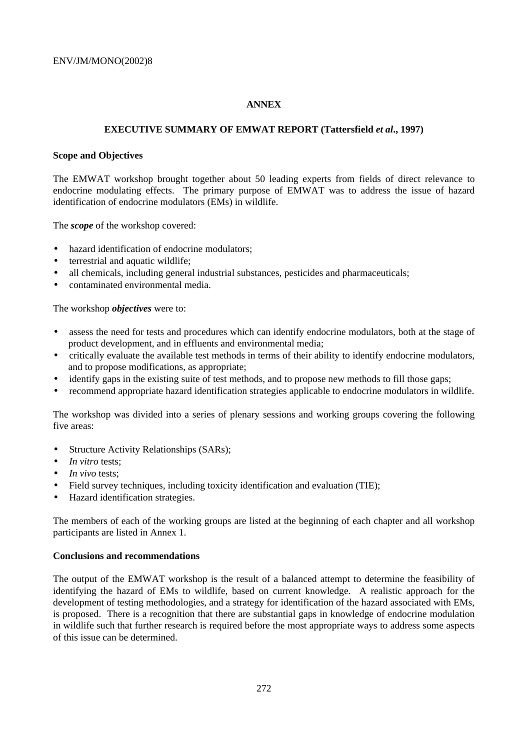## ANNEX

### EXECUTIVE SUMMARY OF EMWAT REPORT (Tattersfield *et al*., 1997)

**Scope and Objectives**

The EMWAT workshop brought together about 50 leading experts from fields of direct relevance to endocrine modulating effects. The primary purpose of EMWAT was to address the issue of hazard identification of endocrine modulators (EMs) in wildlife.

The ***scope*** of the workshop covered:

- hazard identification of endocrine modulators;
- terrestrial and aquatic wildlife;
- all chemicals, including general industrial substances, pesticides and pharmaceuticals;
- contaminated environmental media.

The workshop ***objectives*** were to:

- assess the need for tests and procedures which can identify endocrine modulators, both at the stage of product development, and in effluents and environmental media;
- critically evaluate the available test methods in terms of their ability to identify endocrine modulators, and to propose modifications, as appropriate;
- identify gaps in the existing suite of test methods, and to propose new methods to fill those gaps;
- recommend appropriate hazard identification strategies applicable to endocrine modulators in wildlife.

The workshop was divided into a series of plenary sessions and working groups covering the following five areas:

- Structure Activity Relationships (SARs);
- *In vitro* tests;
- *In vivo* tests;
- Field survey techniques, including toxicity identification and evaluation (TIE);
- Hazard identification strategies.

The members of each of the working groups are listed at the beginning of each chapter and all workshop participants are listed in Annex 1.

**Conclusions and recommendations**

The output of the EMWAT workshop is the result of a balanced attempt to determine the feasibility of identifying the hazard of EMs to wildlife, based on current knowledge. A realistic approach for the development of testing methodologies, and a strategy for identification of the hazard associated with EMs, is proposed. There is a recognition that there are substantial gaps in knowledge of endocrine modulation in wildlife such that further research is required before the most appropriate ways to address some aspects of this issue can be determined.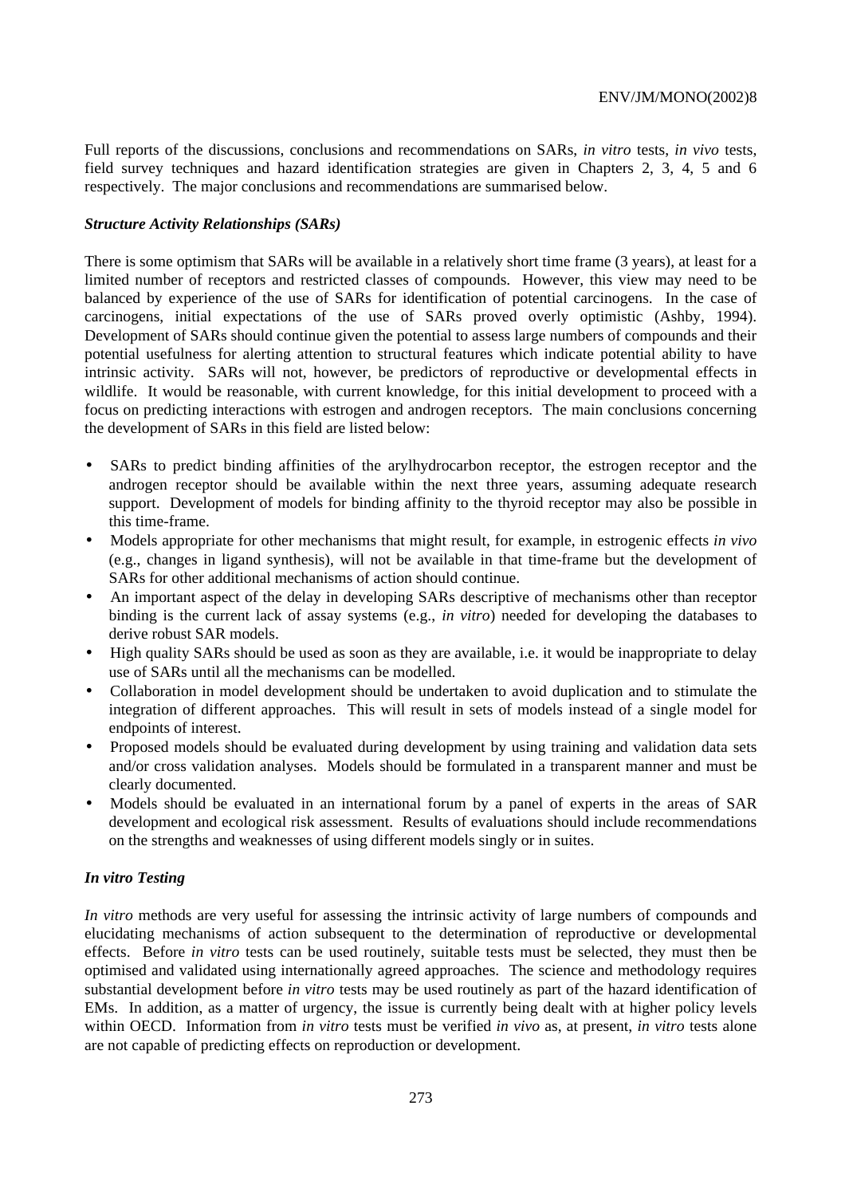Full reports of the discussions, conclusions and recommendations on SARs, *in vitro* tests, *in vivo* tests, field survey techniques and hazard identification strategies are given in Chapters 2, 3, 4, 5 and 6 respectively. The major conclusions and recommendations are summarised below.

***Structure Activity Relationships (SARs)***

There is some optimism that SARs will be available in a relatively short time frame (3 years), at least for a limited number of receptors and restricted classes of compounds. However, this view may need to be balanced by experience of the use of SARs for identification of potential carcinogens. In the case of carcinogens, initial expectations of the use of SARs proved overly optimistic (Ashby, 1994). Development of SARs should continue given the potential to assess large numbers of compounds and their potential usefulness for alerting attention to structural features which indicate potential ability to have intrinsic activity. SARs will not, however, be predictors of reproductive or developmental effects in wildlife. It would be reasonable, with current knowledge, for this initial development to proceed with a focus on predicting interactions with estrogen and androgen receptors. The main conclusions concerning the development of SARs in this field are listed below:

- SARs to predict binding affinities of the arylhydrocarbon receptor, the estrogen receptor and the androgen receptor should be available within the next three years, assuming adequate research support. Development of models for binding affinity to the thyroid receptor may also be possible in this time-frame.
- Models appropriate for other mechanisms that might result, for example, in estrogenic effects *in vivo* (e.g., changes in ligand synthesis), will not be available in that time-frame but the development of SARs for other additional mechanisms of action should continue.
- An important aspect of the delay in developing SARs descriptive of mechanisms other than receptor binding is the current lack of assay systems (e.g., *in vitro*) needed for developing the databases to derive robust SAR models.
- High quality SARs should be used as soon as they are available, i.e. it would be inappropriate to delay use of SARs until all the mechanisms can be modelled.
- Collaboration in model development should be undertaken to avoid duplication and to stimulate the integration of different approaches. This will result in sets of models instead of a single model for endpoints of interest.
- Proposed models should be evaluated during development by using training and validation data sets and/or cross validation analyses. Models should be formulated in a transparent manner and must be clearly documented.
- Models should be evaluated in an international forum by a panel of experts in the areas of SAR development and ecological risk assessment. Results of evaluations should include recommendations on the strengths and weaknesses of using different models singly or in suites.

***In vitro Testing***

*In vitro* methods are very useful for assessing the intrinsic activity of large numbers of compounds and elucidating mechanisms of action subsequent to the determination of reproductive or developmental effects. Before *in vitro* tests can be used routinely, suitable tests must be selected, they must then be optimised and validated using internationally agreed approaches. The science and methodology requires substantial development before *in vitro* tests may be used routinely as part of the hazard identification of EMs. In addition, as a matter of urgency, the issue is currently being dealt with at higher policy levels within OECD. Information from *in vitro* tests must be verified *in vivo* as, at present, *in vitro* tests alone are not capable of predicting effects on reproduction or development.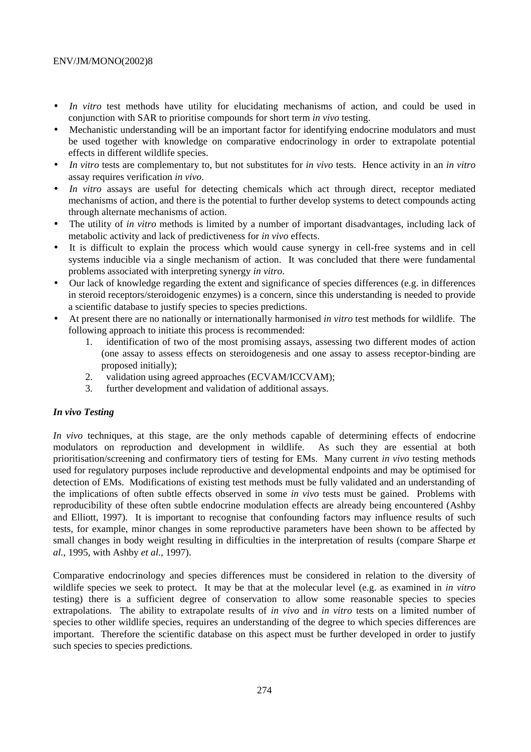- *In vitro* test methods have utility for elucidating mechanisms of action, and could be used in conjunction with SAR to prioritise compounds for short term *in vivo* testing.
- Mechanistic understanding will be an important factor for identifying endocrine modulators and must be used together with knowledge on comparative endocrinology in order to extrapolate potential effects in different wildlife species.
- *In vitro* tests are complementary to, but not substitutes for *in vivo* tests. Hence activity in an *in vitro* assay requires verification *in vivo*.
- *In vitro* assays are useful for detecting chemicals which act through direct, receptor mediated mechanisms of action, and there is the potential to further develop systems to detect compounds acting through alternate mechanisms of action.
- The utility of *in vitro* methods is limited by a number of important disadvantages, including lack of metabolic activity and lack of predictiveness for *in vivo* effects.
- It is difficult to explain the process which would cause synergy in cell-free systems and in cell systems inducible via a single mechanism of action. It was concluded that there were fundamental problems associated with interpreting synergy *in vitro*.
- Our lack of knowledge regarding the extent and significance of species differences (e.g. in differences in steroid receptors/steroidogenic enzymes) is a concern, since this understanding is needed to provide a scientific database to justify species to species predictions.
- At present there are no nationally or internationally harmonised *in vitro* test methods for wildlife. The following approach to initiate this process is recommended:
    1. identification of two of the most promising assays, assessing two different modes of action (one assay to assess effects on steroidogenesis and one assay to assess receptor-binding are proposed initially);
    2. validation using agreed approaches (ECVAM/ICCVAM);
    3. further development and validation of additional assays.

### *In vivo Testing*

*In vivo* techniques, at this stage, are the only methods capable of determining effects of endocrine modulators on reproduction and development in wildlife. As such they are essential at both prioritisation/screening and confirmatory tiers of testing for EMs. Many current *in vivo* testing methods used for regulatory purposes include reproductive and developmental endpoints and may be optimised for detection of EMs. Modifications of existing test methods must be fully validated and an understanding of the implications of often subtle effects observed in some *in vivo* tests must be gained. Problems with reproducibility of these often subtle endocrine modulation effects are already being encountered (Ashby and Elliott, 1997). It is important to recognise that confounding factors may influence results of such tests, for example, minor changes in some reproductive parameters have been shown to be affected by small changes in body weight resulting in difficulties in the interpretation of results (compare Sharpe *et al.*, 1995, with Ashby *et al.*, 1997).

Comparative endocrinology and species differences must be considered in relation to the diversity of wildlife species we seek to protect. It may be that at the molecular level (e.g. as examined in *in vitro* testing) there is a sufficient degree of conservation to allow some reasonable species to species extrapolations. The ability to extrapolate results of *in vivo* and *in vitro* tests on a limited number of species to other wildlife species, requires an understanding of the degree to which species differences are important. Therefore the scientific database on this aspect must be further developed in order to justify such species to species predictions.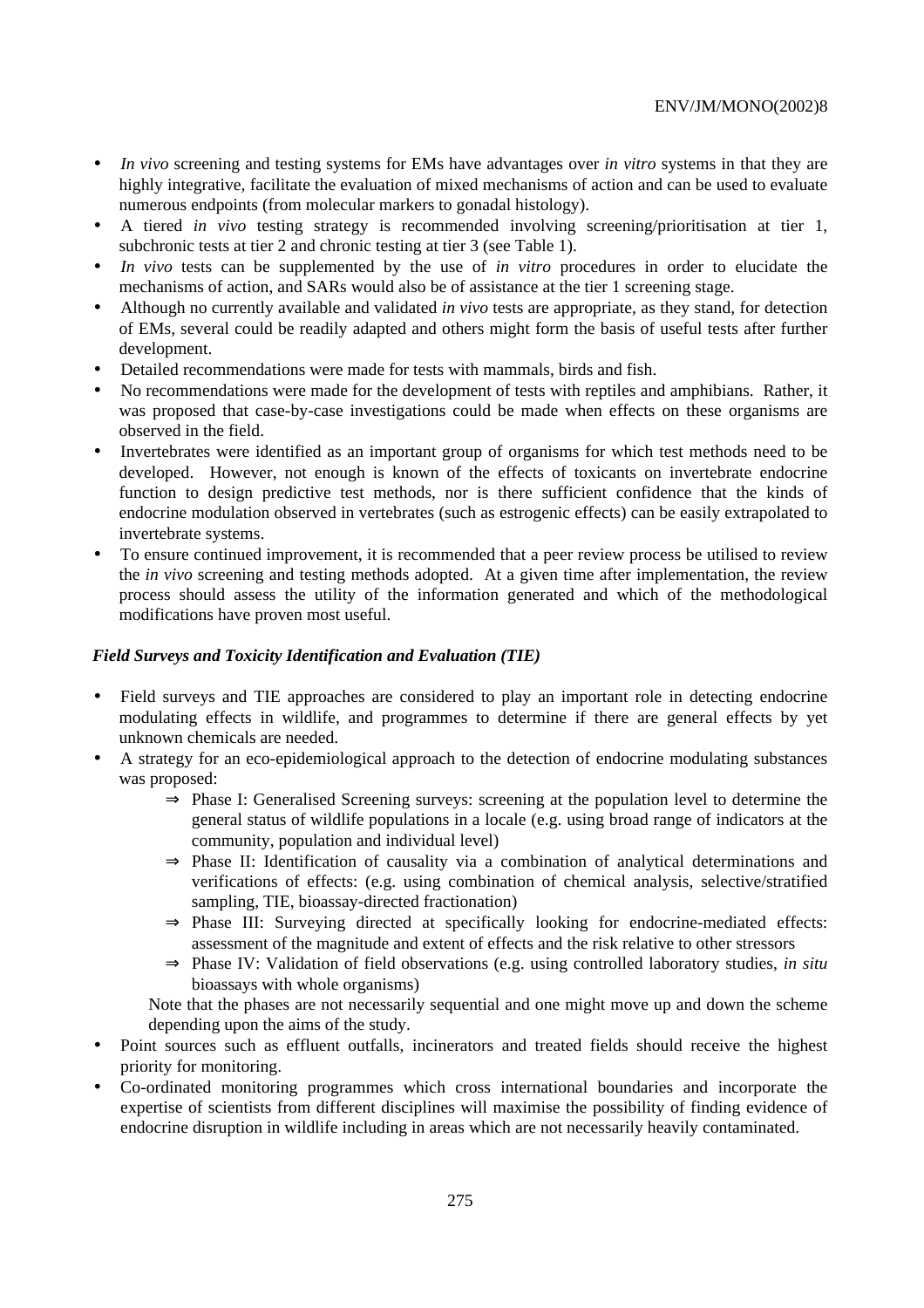- *In vivo* screening and testing systems for EMs have advantages over *in vitro* systems in that they are highly integrative, facilitate the evaluation of mixed mechanisms of action and can be used to evaluate numerous endpoints (from molecular markers to gonadal histology).
- A tiered *in vivo* testing strategy is recommended involving screening/prioritisation at tier 1, subchronic tests at tier 2 and chronic testing at tier 3 (see Table 1).
- *In vivo* tests can be supplemented by the use of *in vitro* procedures in order to elucidate the mechanisms of action, and SARs would also be of assistance at the tier 1 screening stage.
- Although no currently available and validated *in vivo* tests are appropriate, as they stand, for detection of EMs, several could be readily adapted and others might form the basis of useful tests after further development.
- Detailed recommendations were made for tests with mammals, birds and fish.
- No recommendations were made for the development of tests with reptiles and amphibians. Rather, it was proposed that case-by-case investigations could be made when effects on these organisms are observed in the field.
- Invertebrates were identified as an important group of organisms for which test methods need to be developed. However, not enough is known of the effects of toxicants on invertebrate endocrine function to design predictive test methods, nor is there sufficient confidence that the kinds of endocrine modulation observed in vertebrates (such as estrogenic effects) can be easily extrapolated to invertebrate systems.
- To ensure continued improvement, it is recommended that a peer review process be utilised to review the *in vivo* screening and testing methods adopted. At a given time after implementation, the review process should assess the utility of the information generated and which of the methodological modifications have proven most useful.

***Field Surveys and Toxicity Identification and Evaluation (TIE)***

- Field surveys and TIE approaches are considered to play an important role in detecting endocrine modulating effects in wildlife, and programmes to determine if there are general effects by yet unknown chemicals are needed.
- A strategy for an eco-epidemiological approach to the detection of endocrine modulating substances was proposed:
  - ⇒ Phase I: Generalised Screening surveys: screening at the population level to determine the general status of wildlife populations in a locale (e.g. using broad range of indicators at the community, population and individual level)
  - ⇒ Phase II: Identification of causality via a combination of analytical determinations and verifications of effects: (e.g. using combination of chemical analysis, selective/stratified sampling, TIE, bioassay-directed fractionation)
  - ⇒ Phase III: Surveying directed at specifically looking for endocrine-mediated effects: assessment of the magnitude and extent of effects and the risk relative to other stressors
  - ⇒ Phase IV: Validation of field observations (e.g. using controlled laboratory studies, *in situ* bioassays with whole organisms)

  Note that the phases are not necessarily sequential and one might move up and down the scheme depending upon the aims of the study.
- Point sources such as effluent outfalls, incinerators and treated fields should receive the highest priority for monitoring.
- Co-ordinated monitoring programmes which cross international boundaries and incorporate the expertise of scientists from different disciplines will maximise the possibility of finding evidence of endocrine disruption in wildlife including in areas which are not necessarily heavily contaminated.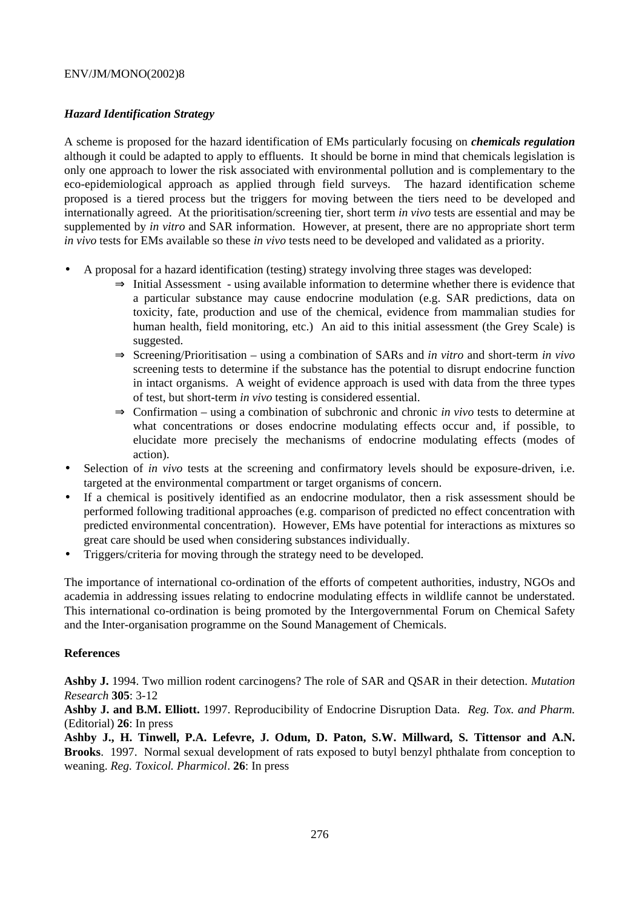### *Hazard Identification Strategy*

A scheme is proposed for the hazard identification of EMs particularly focusing on ***chemicals regulation*** although it could be adapted to apply to effluents. It should be borne in mind that chemicals legislation is only one approach to lower the risk associated with environmental pollution and is complementary to the eco-epidemiological approach as applied through field surveys. The hazard identification scheme proposed is a tiered process but the triggers for moving between the tiers need to be developed and internationally agreed. At the prioritisation/screening tier, short term *in vivo* tests are essential and may be supplemented by *in vitro* and SAR information. However, at present, there are no appropriate short term *in vivo* tests for EMs available so these *in vivo* tests need to be developed and validated as a priority.

- A proposal for a hazard identification (testing) strategy involving three stages was developed:
  - ⇒ Initial Assessment - using available information to determine whether there is evidence that a particular substance may cause endocrine modulation (e.g. SAR predictions, data on toxicity, fate, production and use of the chemical, evidence from mammalian studies for human health, field monitoring, etc.) An aid to this initial assessment (the Grey Scale) is suggested.
  - ⇒ Screening/Prioritisation – using a combination of SARs and *in vitro* and short-term *in vivo* screening tests to determine if the substance has the potential to disrupt endocrine function in intact organisms. A weight of evidence approach is used with data from the three types of test, but short-term *in vivo* testing is considered essential.
  - ⇒ Confirmation – using a combination of subchronic and chronic *in vivo* tests to determine at what concentrations or doses endocrine modulating effects occur and, if possible, to elucidate more precisely the mechanisms of endocrine modulating effects (modes of action).
- Selection of *in vivo* tests at the screening and confirmatory levels should be exposure-driven, i.e. targeted at the environmental compartment or target organisms of concern.
- If a chemical is positively identified as an endocrine modulator, then a risk assessment should be performed following traditional approaches (e.g. comparison of predicted no effect concentration with predicted environmental concentration). However, EMs have potential for interactions as mixtures so great care should be used when considering substances individually.
- Triggers/criteria for moving through the strategy need to be developed.

The importance of international co-ordination of the efforts of competent authorities, industry, NGOs and academia in addressing issues relating to endocrine modulating effects in wildlife cannot be understated. This international co-ordination is being promoted by the Intergovernmental Forum on Chemical Safety and the Inter-organisation programme on the Sound Management of Chemicals.

#### References

**Ashby J.** 1994. Two million rodent carcinogens? The role of SAR and QSAR in their detection. *Mutation Research* **305**: 3-12

**Ashby J. and B.M. Elliott.** 1997. Reproducibility of Endocrine Disruption Data. *Reg. Tox. and Pharm.* (Editorial) **26**: In press

**Ashby J., H. Tinwell, P.A. Lefevre, J. Odum, D. Paton, S.W. Millward, S. Tittensor and A.N. Brooks**. 1997. Normal sexual development of rats exposed to butyl benzyl phthalate from conception to weaning. *Reg. Toxicol. Pharmicol*. **26**: In press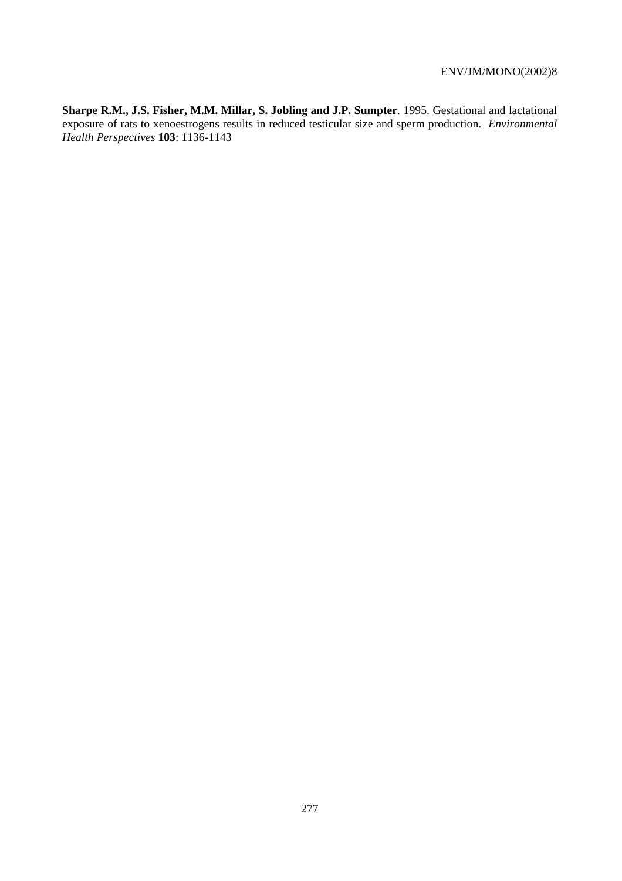**Sharpe R.M., J.S. Fisher, M.M. Millar, S. Jobling and J.P. Sumpter**. 1995. Gestational and lactational exposure of rats to xenoestrogens results in reduced testicular size and sperm production. *Environmental Health Perspectives* **103**: 1136-1143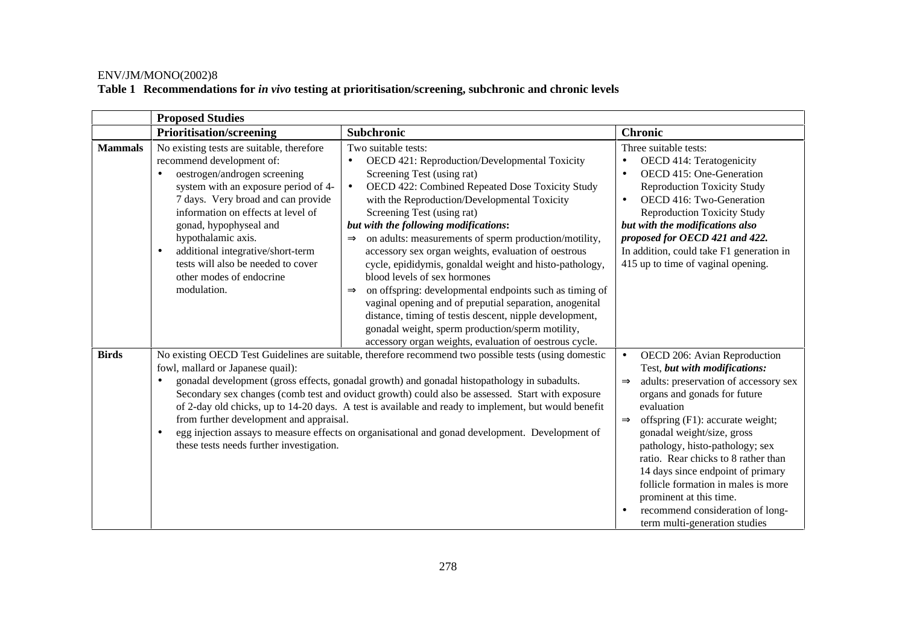**Table 1 Recommendations for *in vivo* testing at prioritisation/screening, subchronic and chronic levels**

| | **Proposed Studies** | | |
|---|---|---|---|
| | **Prioritisation/screening** | **Subchronic** | **Chronic** |
| **Mammals** | No existing tests are suitable, therefore recommend development of: <br>• oestrogen/androgen screening system with an exposure period of 4-7 days. Very broad and can provide information on effects at level of gonad, hypophyseal and hypothalamic axis. <br>• additional integrative/short-term tests will also be needed to cover other modes of endocrine modulation. | Two suitable tests: <br>• OECD 421: Reproduction/Developmental Toxicity Screening Test (using rat) <br>• OECD 422: Combined Repeated Dose Toxicity Study with the Reproduction/Developmental Toxicity Screening Test (using rat) <br>***but with the following modifications:*** <br>⇒ on adults: measurements of sperm production/motility, accessory sex organ weights, evaluation of oestrous cycle, epididymis, gonaldal weight and histo-pathology, blood levels of sex hormones <br>⇒ on offspring: developmental endpoints such as timing of vaginal opening and of preputial separation, anogenital distance, timing of testis descent, nipple development, gonadal weight, sperm production/sperm motility, accessory organ weights, evaluation of oestrous cycle. | Three suitable tests: <br>• OECD 414: Teratogenicity <br>• OECD 415: One-Generation Reproduction Toxicity Study <br>• OECD 416: Two-Generation Reproduction Toxicity Study <br>***but with the modifications also proposed for OECD 421 and 422.*** <br>In addition, could take F1 generation in 415 up to time of vaginal opening. |
| **Birds** | No existing OECD Test Guidelines are suitable, therefore recommend two possible tests (using domestic fowl, mallard or Japanese quail): <br>• gonadal development (gross effects, gonadal growth) and gonadal histopathology in subadults. Secondary sex changes (comb test and oviduct growth) could also be assessed. Start with exposure of 2-day old chicks, up to 14-20 days. A test is available and ready to implement, but would benefit from further development and appraisal. <br>• egg injection assays to measure effects on organisational and gonad development. Development of these tests needs further investigation. | | • OECD 206: Avian Reproduction Test, ***but with modifications:*** <br>⇒ adults: preservation of accessory sex organs and gonads for future evaluation <br>⇒ offspring (F1): accurate weight; gonadal weight/size, gross pathology, histo-pathology; sex ratio. Rear chicks to 8 rather than 14 days since endpoint of primary follicle formation in males is more prominent at this time. <br>• recommend consideration of long-term multi-generation studies |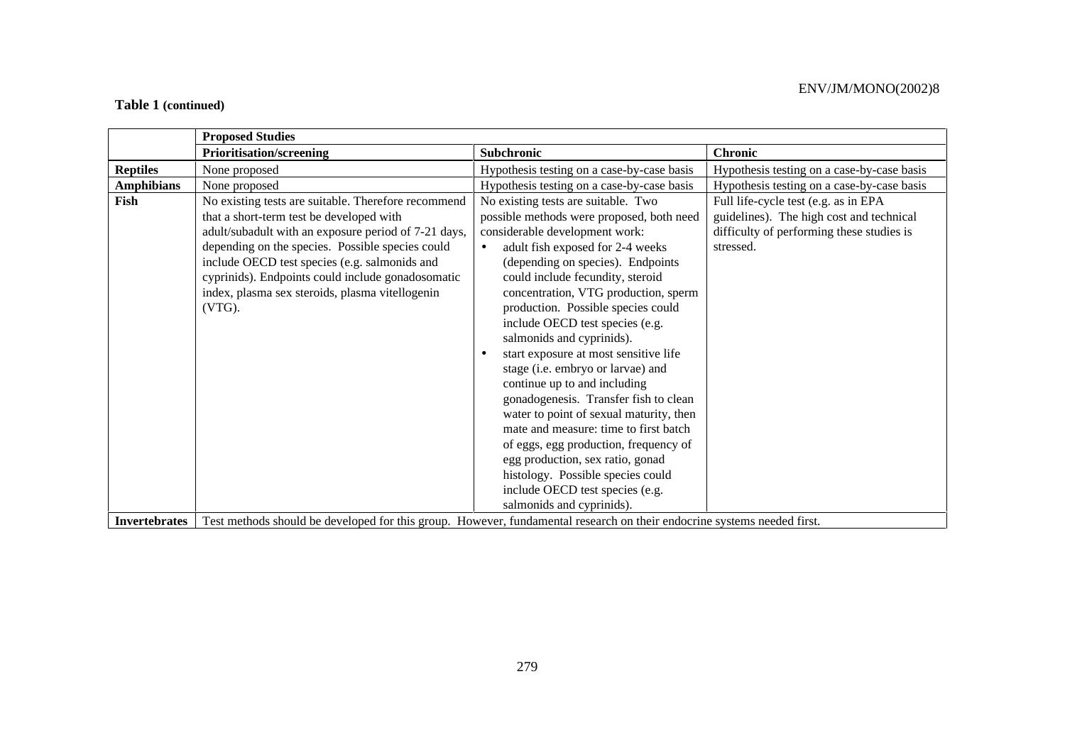**Table 1 (continued)**

| | Proposed Studies | | |
|---|---|---|---|
| | **Prioritisation/screening** | **Subchronic** | **Chronic** |
| **Reptiles** | None proposed | Hypothesis testing on a case-by-case basis | Hypothesis testing on a case-by-case basis |
| **Amphibians** | None proposed | Hypothesis testing on a case-by-case basis | Hypothesis testing on a case-by-case basis |
| **Fish** | No existing tests are suitable. Therefore recommend that a short-term test be developed with adult/subadult with an exposure period of 7-21 days, depending on the species. Possible species could include OECD test species (e.g. salmonids and cyprinids). Endpoints could include gonadosomatic index, plasma sex steroids, plasma vitellogenin (VTG). | No existing tests are suitable. Two possible methods were proposed, both need considerable development work: <br>• adult fish exposed for 2-4 weeks (depending on species). Endpoints could include fecundity, steroid concentration, VTG production, sperm production. Possible species could include OECD test species (e.g. salmonids and cyprinids). <br>• start exposure at most sensitive life stage (i.e. embryo or larvae) and continue up to and including gonadogenesis. Transfer fish to clean water to point of sexual maturity, then mate and measure: time to first batch of eggs, egg production, frequency of egg production, sex ratio, gonad histology. Possible species could include OECD test species (e.g. salmonids and cyprinids). | Full life-cycle test (e.g. as in EPA guidelines). The high cost and technical difficulty of performing these studies is stressed. |
| **Invertebrates** | Test methods should be developed for this group. However, fundamental research on their endocrine systems needed first. | | |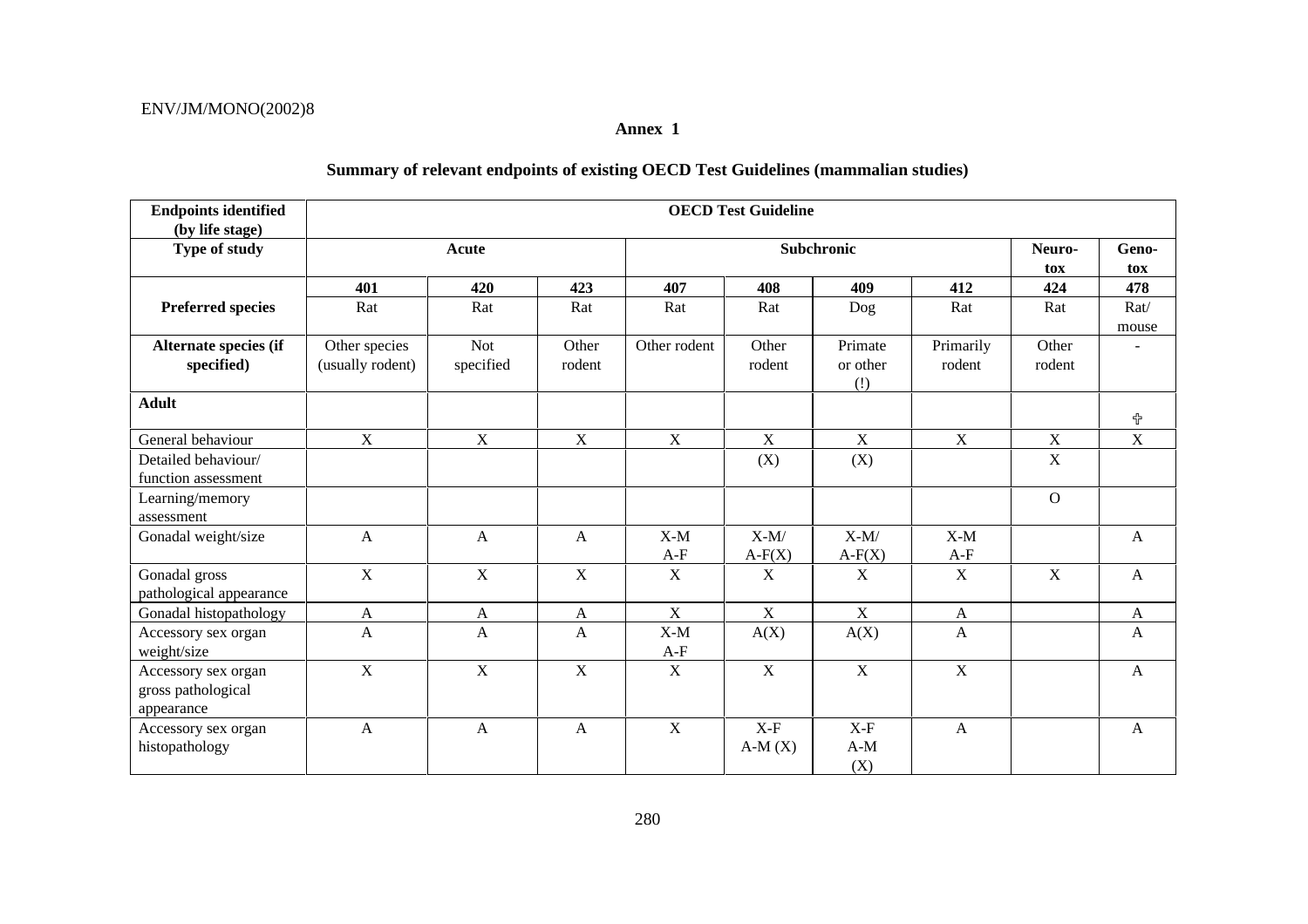**Annex 1**

**Summary of relevant endpoints of existing OECD Test Guidelines (mammalian studies)**

| Endpoints identified (by life stage) | OECD Test Guideline | | | | | | | | |
|---|---|---|---|---|---|---|---|---|---|
| **Type of study** | **Acute** | | | **Subchronic** | | | | **Neuro-tox** | **Geno-tox** |
| | **401** | **420** | **423** | **407** | **408** | **409** | **412** | **424** | **478** |
| **Preferred species** | Rat | Rat | Rat | Rat | Rat | Dog | Rat | Rat | Rat/ mouse |
| **Alternate species (if specified)** | Other species (usually rodent) | Not specified | Other rodent | Other rodent | Other rodent | Primate or other (!) | Primarily rodent | Other rodent | - |
| **Adult** | | | | | | | | | ♂ |
| General behaviour | X | X | X | X | X | X | X | X | X |
| Detailed behaviour/ function assessment | | | | | (X) | (X) | | X | |
| Learning/memory assessment | | | | | | | | O | |
| Gonadal weight/size | A | A | A | X-M A-F | X-M/ A-F(X) | X-M/ A-F(X) | X-M A-F | | A |
| Gonadal gross pathological appearance | X | X | X | X | X | X | X | X | A |
| Gonadal histopathology | A | A | A | X | X | X | A | | A |
| Accessory sex organ weight/size | A | A | A | X-M A-F | A(X) | A(X) | A | | A |
| Accessory sex organ gross pathological appearance | X | X | X | X | X | X | X | | A |
| Accessory sex organ histopathology | A | A | A | X | X-F A-M (X) | X-F A-M (X) | A | | A |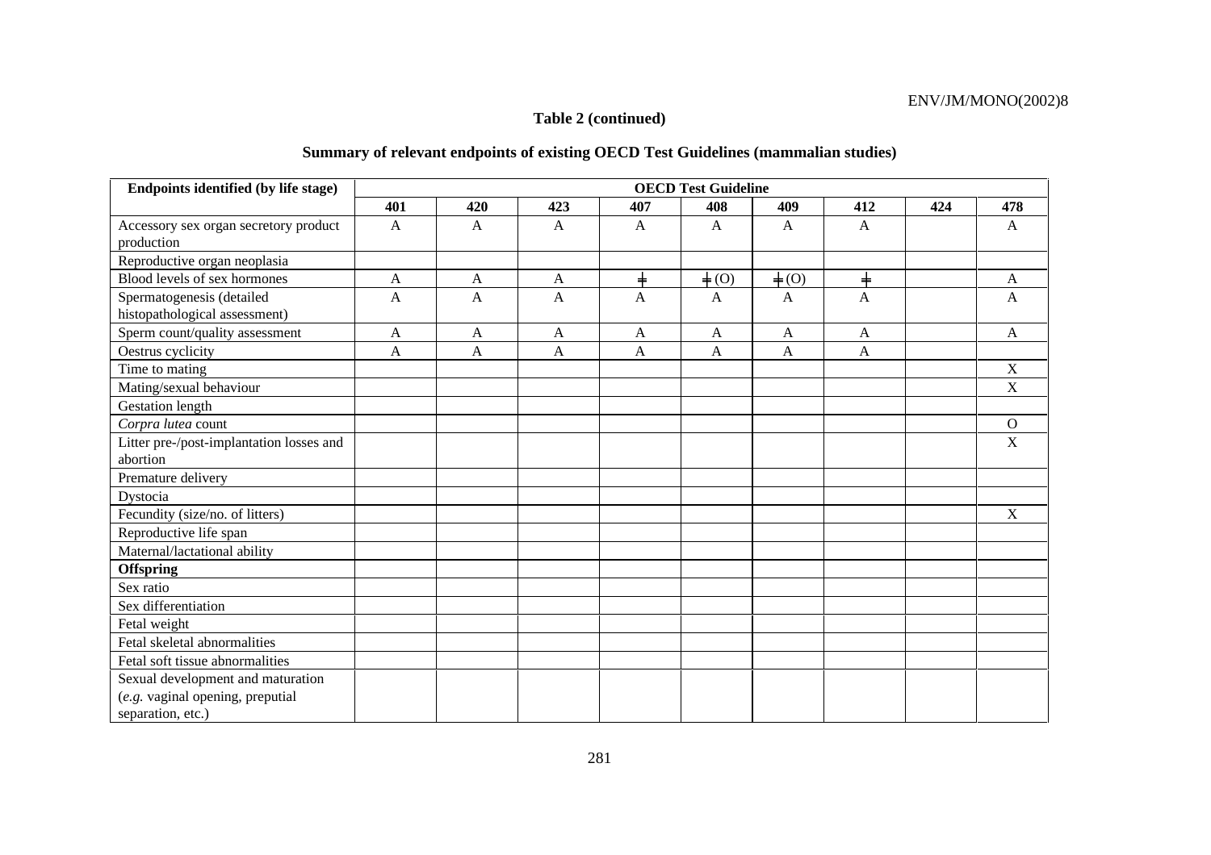**Table 2 (continued)**

**Summary of relevant endpoints of existing OECD Test Guidelines (mammalian studies)**

| Endpoints identified (by life stage) | OECD Test Guideline | | | | | | | | |
|---|---|---|---|---|---|---|---|---|---|
| | 401 | 420 | 423 | 407 | 408 | 409 | 412 | 424 | 478 |
| Accessory sex organ secretory product production | A | A | A | A | A | A | A | | A |
| Reproductive organ neoplasia | | | | | | | | | |
| Blood levels of sex hormones | A | A | A | ╪ | ╪ (O) | ╪ (O) | ╪ | | A |
| Spermatogenesis (detailed histopathological assessment) | A | A | A | A | A | A | A | | A |
| Sperm count/quality assessment | A | A | A | A | A | A | A | | A |
| Oestrus cyclicity | A | A | A | A | A | A | A | | |
| Time to mating | | | | | | | | | X |
| Mating/sexual behaviour | | | | | | | | | X |
| Gestation length | | | | | | | | | |
| *Corpra lutea* count | | | | | | | | | O |
| Litter pre-/post-implantation losses and abortion | | | | | | | | | X |
| Premature delivery | | | | | | | | | |
| Dystocia | | | | | | | | | |
| Fecundity (size/no. of litters) | | | | | | | | | X |
| Reproductive life span | | | | | | | | | |
| Maternal/lactational ability | | | | | | | | | |
| **Offspring** | | | | | | | | | |
| Sex ratio | | | | | | | | | |
| Sex differentiation | | | | | | | | | |
| Fetal weight | | | | | | | | | |
| Fetal skeletal abnormalities | | | | | | | | | |
| Fetal soft tissue abnormalities | | | | | | | | | |
| Sexual development and maturation (*e.g.* vaginal opening, preputial separation, etc.) | | | | | | | | | |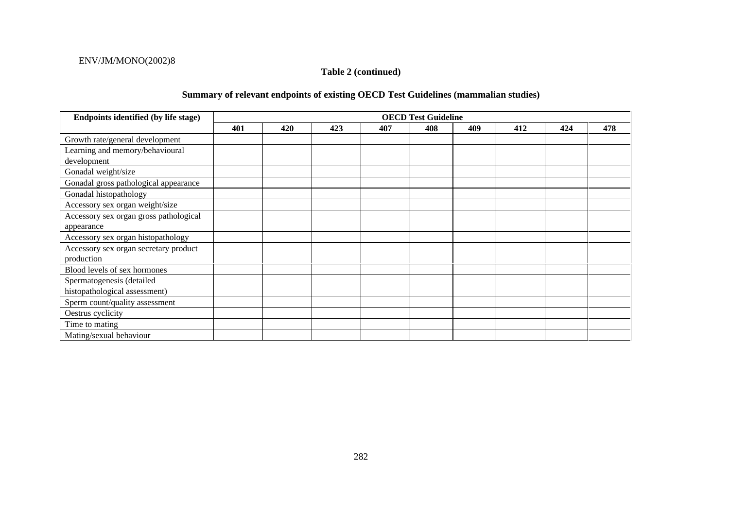**Table 2 (continued)**

**Summary of relevant endpoints of existing OECD Test Guidelines (mammalian studies)**

| Endpoints identified (by life stage) | OECD Test Guideline | | | | | | | | |
|---|---|---|---|---|---|---|---|---|---|
| | 401 | 420 | 423 | 407 | 408 | 409 | 412 | 424 | 478 |
| Growth rate/general development | | | | | | | | | |
| Learning and memory/behavioural development | | | | | | | | | |
| Gonadal weight/size | | | | | | | | | |
| Gonadal gross pathological appearance | | | | | | | | | |
| Gonadal histopathology | | | | | | | | | |
| Accessory sex organ weight/size | | | | | | | | | |
| Accessory sex organ gross pathological appearance | | | | | | | | | |
| Accessory sex organ histopathology | | | | | | | | | |
| Accessory sex organ secretary product production | | | | | | | | | |
| Blood levels of sex hormones | | | | | | | | | |
| Spermatogenesis (detailed histopathological assessment) | | | | | | | | | |
| Sperm count/quality assessment | | | | | | | | | |
| Oestrus cyclicity | | | | | | | | | |
| Time to mating | | | | | | | | | |
| Mating/sexual behaviour | | | | | | | | | |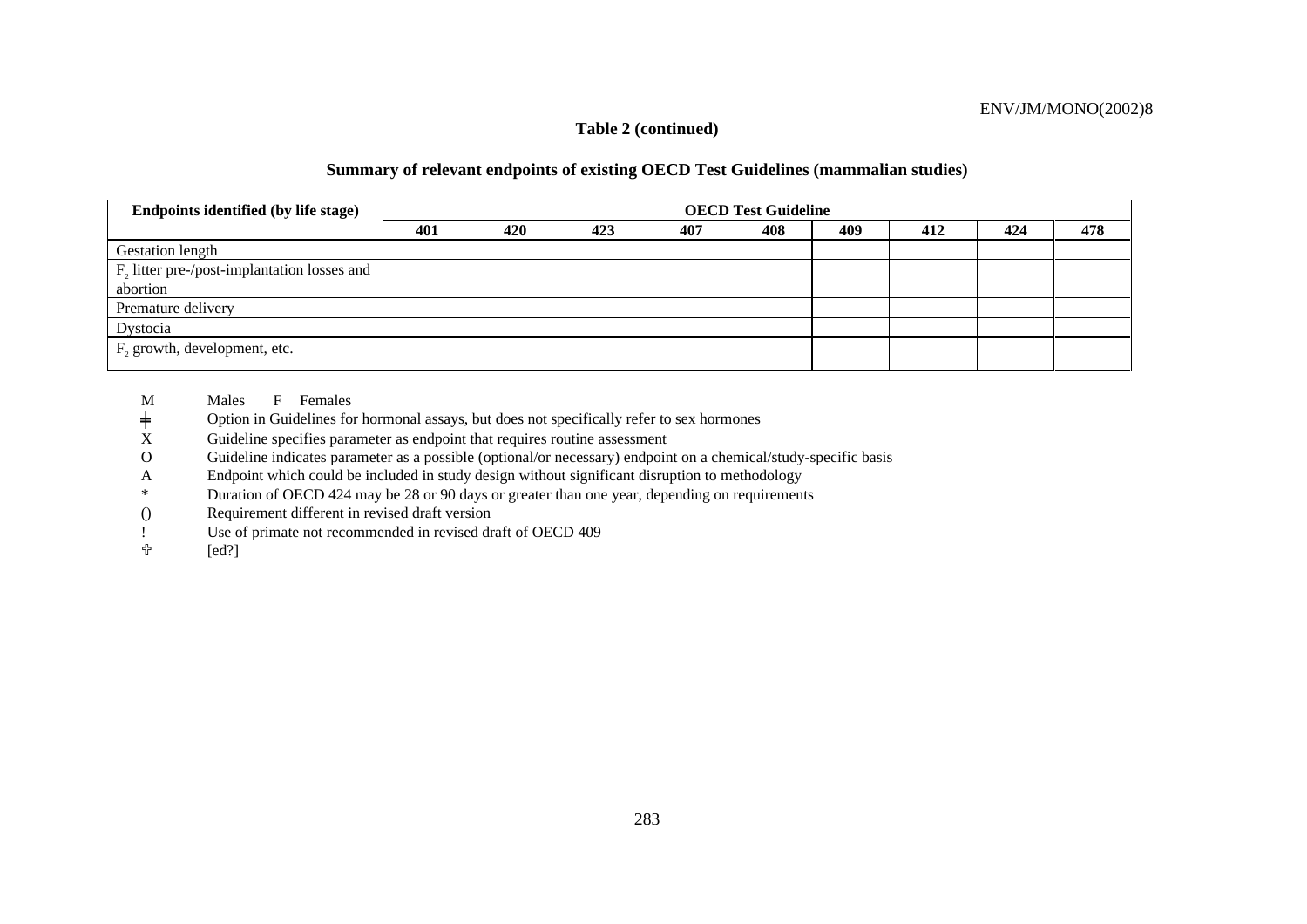**Table 2 (continued)**

**Summary of relevant endpoints of existing OECD Test Guidelines (mammalian studies)**

| Endpoints identified (by life stage) | OECD Test Guideline | | | | | | | | |
|---|---|---|---|---|---|---|---|---|---|
| | **401** | **420** | **423** | **407** | **408** | **409** | **412** | **424** | **478** |
| Gestation length | | | | | | | | | |
| $F_2$ litter pre-/post-implantation losses and abortion | | | | | | | | | |
| Premature delivery | | | | | | | | | |
| Dystocia | | | | | | | | | |
| $F_2$ growth, development, etc. | | | | | | | | | |

M Males F Females

╪ Option in Guidelines for hormonal assays, but does not specifically refer to sex hormones

X Guideline specifies parameter as endpoint that requires routine assessment

O Guideline indicates parameter as a possible (optional/or necessary) endpoint on a chemical/study-specific basis

A Endpoint which could be included in study design without significant disruption to methodology

* Duration of OECD 424 may be 28 or 90 days or greater than one year, depending on requirements

() Requirement different in revised draft version

! Use of primate not recommended in revised draft of OECD 409

♰ [ed?]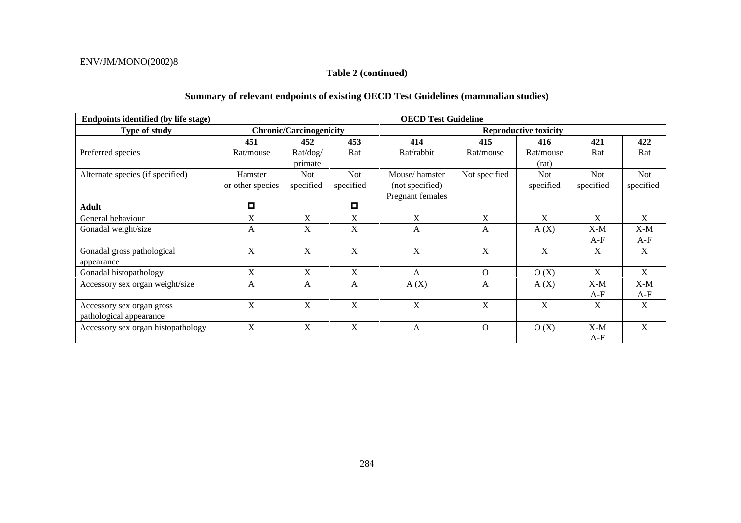**Table 2 (continued)**

**Summary of relevant endpoints of existing OECD Test Guidelines (mammalian studies)**

| **Endpoints identified (by life stage)** | **OECD Test Guideline** | | | | | | | |
|---|---|---|---|---|---|---|---|---|
| **Type of study** | **Chronic/Carcinogenicity** | | | **Reproductive toxicity** | | | | |
| | **451** | **452** | **453** | **414** | **415** | **416** | **421** | **422** |
| Preferred species | Rat/mouse | Rat/dog/ primate | Rat | Rat/rabbit | Rat/mouse | Rat/mouse (rat) | Rat | Rat |
| Alternate species (if specified) | Hamster or other species | Not specified | Not specified | Mouse/ hamster (not specified) | Not specified | Not specified | Not specified | Not specified |
| **Adult** | ◻ | | ◻ | Pregnant females | | | | |
| General behaviour | X | X | X | X | X | X | X | X |
| Gonadal weight/size | A | X | X | A | A | A (X) | X-M A-F | X-M A-F |
| Gonadal gross pathological appearance | X | X | X | X | X | X | X | X |
| Gonadal histopathology | X | X | X | A | O | O (X) | X | X |
| Accessory sex organ weight/size | A | A | A | A (X) | A | A (X) | X-M A-F | X-M A-F |
| Accessory sex organ gross pathological appearance | X | X | X | X | X | X | X | X |
| Accessory sex organ histopathology | X | X | X | A | O | O (X) | X-M A-F | X |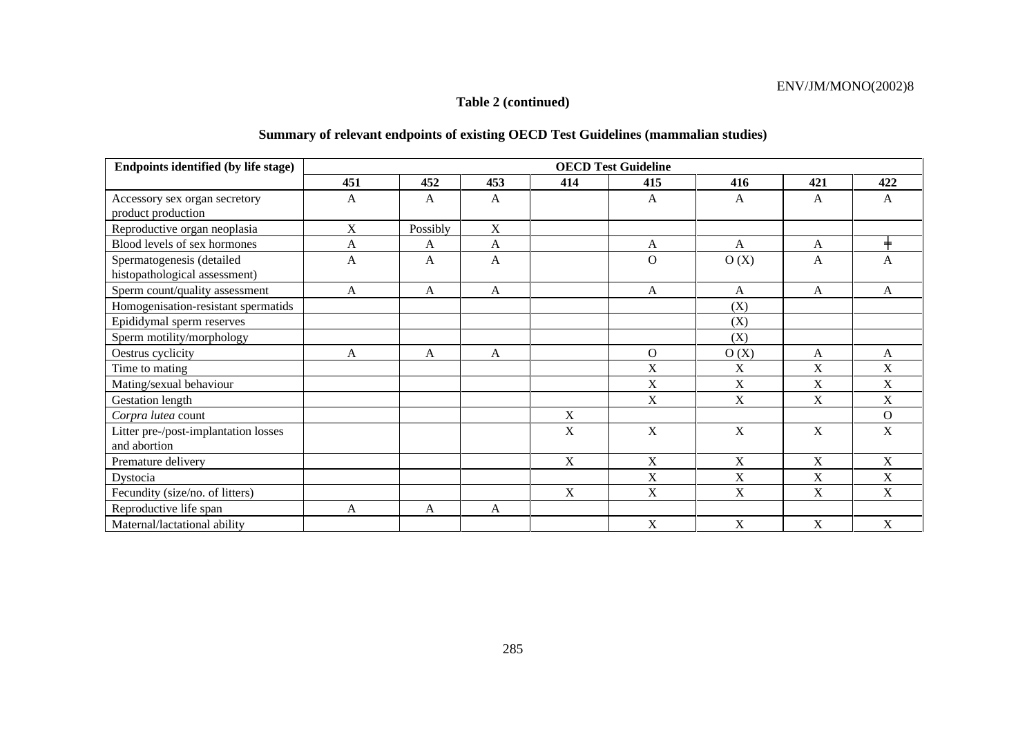**Table 2 (continued)**

**Summary of relevant endpoints of existing OECD Test Guidelines (mammalian studies)**

| Endpoints identified (by life stage) | OECD Test Guideline | | | | | | | |
|---|---|---|---|---|---|---|---|---|
| | **451** | **452** | **453** | **414** | **415** | **416** | **421** | **422** |
| Accessory sex organ secretory product production | A | A | A | | A | A | A | A |
| Reproductive organ neoplasia | X | Possibly | X | | | | | |
| Blood levels of sex hormones | A | A | A | | A | A | A | ╪ |
| Spermatogenesis (detailed histopathological assessment) | A | A | A | | O | O (X) | A | A |
| Sperm count/quality assessment | A | A | A | | A | A | A | A |
| Homogenisation-resistant spermatids | | | | | | (X) | | |
| Epididymal sperm reserves | | | | | | (X) | | |
| Sperm motility/morphology | | | | | | (X) | | |
| Oestrus cyclicity | A | A | A | | O | O (X) | A | A |
| Time to mating | | | | | X | X | X | X |
| Mating/sexual behaviour | | | | | X | X | X | X |
| Gestation length | | | | | X | X | X | X |
| *Corpra lutea* count | | | | X | | | | O |
| Litter pre-/post-implantation losses and abortion | | | | X | X | X | X | X |
| Premature delivery | | | | X | X | X | X | X |
| Dystocia | | | | | X | X | X | X |
| Fecundity (size/no. of litters) | | | | X | X | X | X | X |
| Reproductive life span | A | A | A | | | | | |
| Maternal/lactational ability | | | | | X | X | X | X |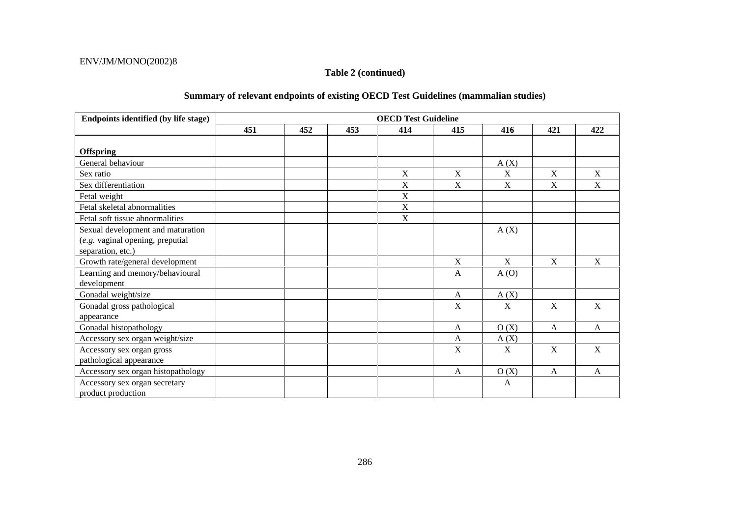**Table 2 (continued)**

**Summary of relevant endpoints of existing OECD Test Guidelines (mammalian studies)**

| Endpoints identified (by life stage) | OECD Test Guideline | | | | | | | |
|---|---|---|---|---|---|---|---|---|
| | 451 | 452 | 453 | 414 | 415 | 416 | 421 | 422 |
| **Offspring** | | | | | | | | |
| General behaviour | | | | | | A (X) | | |
| Sex ratio | | | | X | X | X | X | X |
| Sex differentiation | | | | X | X | X | X | X |
| Fetal weight | | | | X | | | | |
| Fetal skeletal abnormalities | | | | X | | | | |
| Fetal soft tissue abnormalities | | | | X | | | | |
| Sexual development and maturation (*e.g.* vaginal opening, preputial separation, etc.) | | | | | | A (X) | | |
| Growth rate/general development | | | | | X | X | X | X |
| Learning and memory/behavioural development | | | | | A | A (O) | | |
| Gonadal weight/size | | | | | A | A (X) | | |
| Gonadal gross pathological appearance | | | | | X | X | X | X |
| Gonadal histopathology | | | | | A | O (X) | A | A |
| Accessory sex organ weight/size | | | | | A | A (X) | | |
| Accessory sex organ gross pathological appearance | | | | | X | X | X | X |
| Accessory sex organ histopathology | | | | | A | O (X) | A | A |
| Accessory sex organ secretary product production | | | | | | A | | |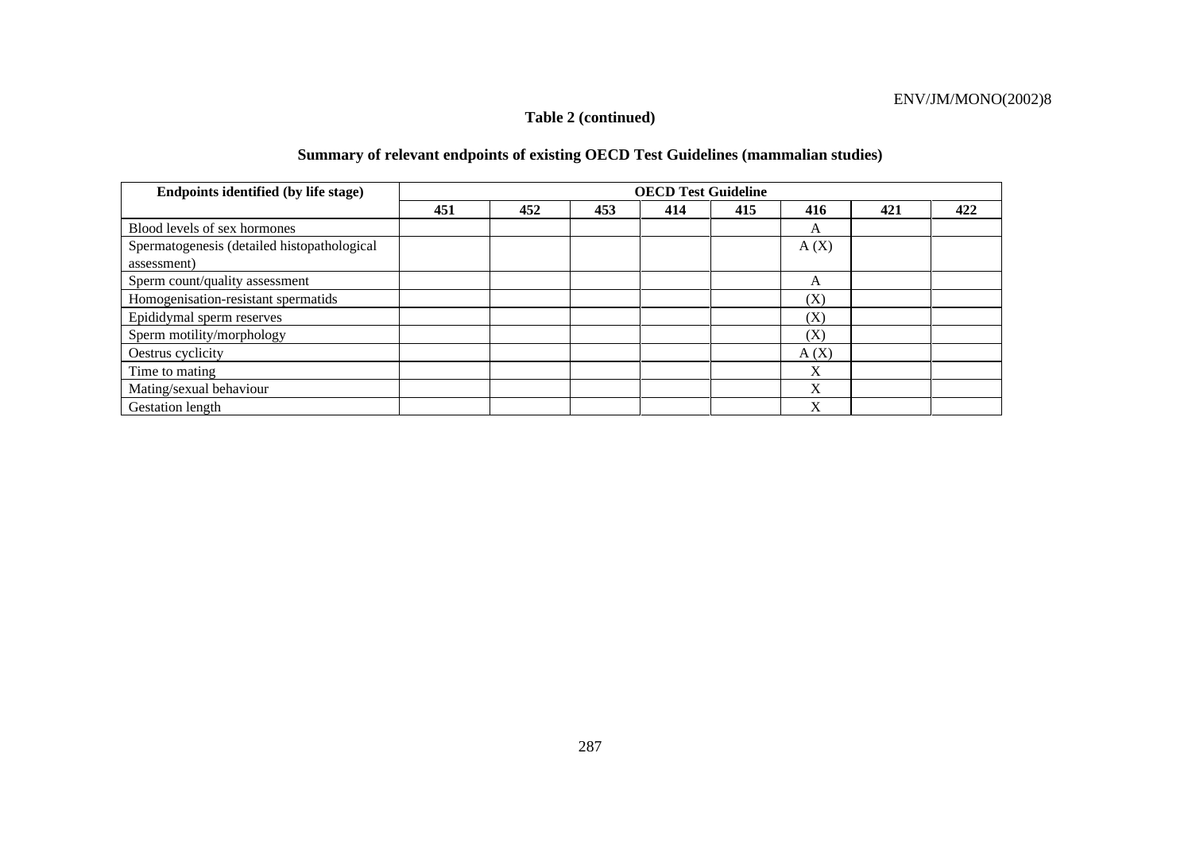**Table 2 (continued)**

**Summary of relevant endpoints of existing OECD Test Guidelines (mammalian studies)**

| Endpoints identified (by life stage) | OECD Test Guideline | | | | | | | |
|---|---|---|---|---|---|---|---|---|
| | 451 | 452 | 453 | 414 | 415 | 416 | 421 | 422 |
| Blood levels of sex hormones | | | | | | A | | |
| Spermatogenesis (detailed histopathological assessment) | | | | | | A (X) | | |
| Sperm count/quality assessment | | | | | | A | | |
| Homogenisation-resistant spermatids | | | | | | (X) | | |
| Epididymal sperm reserves | | | | | | (X) | | |
| Sperm motility/morphology | | | | | | (X) | | |
| Oestrus cyclicity | | | | | | A (X) | | |
| Time to mating | | | | | | X | | |
| Mating/sexual behaviour | | | | | | X | | |
| Gestation length | | | | | | X | | |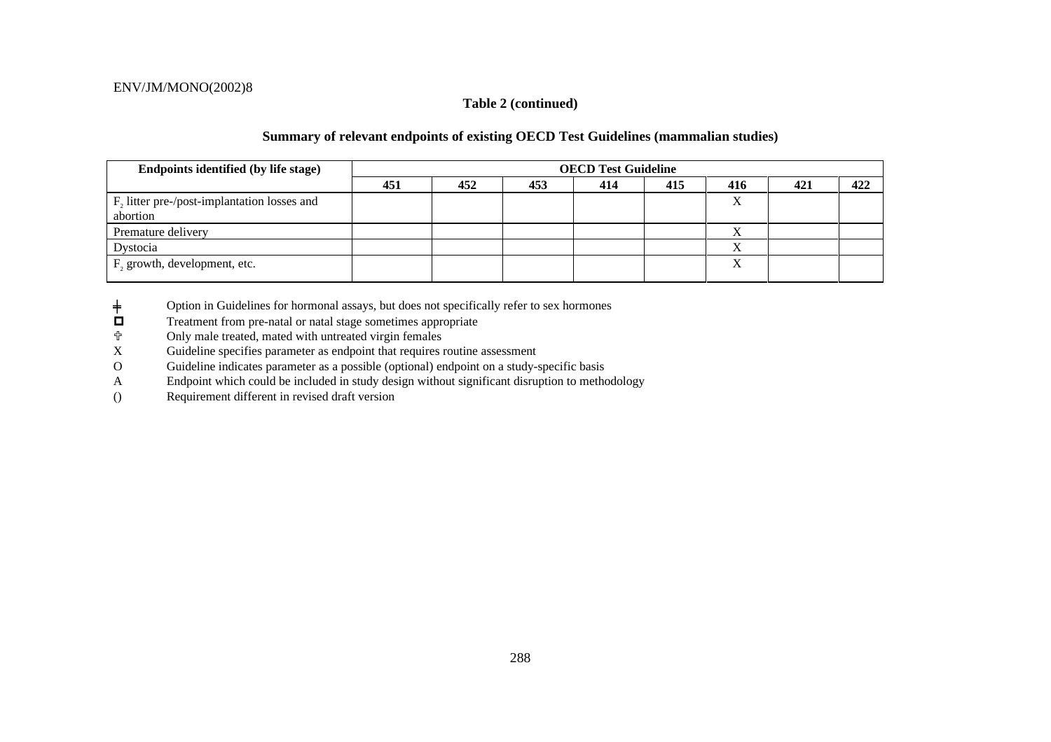**Table 2 (continued)**

**Summary of relevant endpoints of existing OECD Test Guidelines (mammalian studies)**

| Endpoints identified (by life stage) | OECD Test Guideline | | | | | | | |
|---|---|---|---|---|---|---|---|---|
| | 451 | 452 | 453 | 414 | 415 | 416 | 421 | 422 |
| $F_2$ litter pre-/post-implantation losses and abortion | | | | | | X | | |
| Premature delivery | | | | | | X | | |
| Dystocia | | | | | | X | | |
| $F_2$ growth, development, etc. | | | | | | X | | |

╪ Option in Guidelines for hormonal assays, but does not specifically refer to sex hormones
◘ Treatment from pre-natal or natal stage sometimes appropriate
♱ Only male treated, mated with untreated virgin females
X Guideline specifies parameter as endpoint that requires routine assessment
O Guideline indicates parameter as a possible (optional) endpoint on a study-specific basis
A Endpoint which could be included in study design without significant disruption to methodology
() Requirement different in revised draft version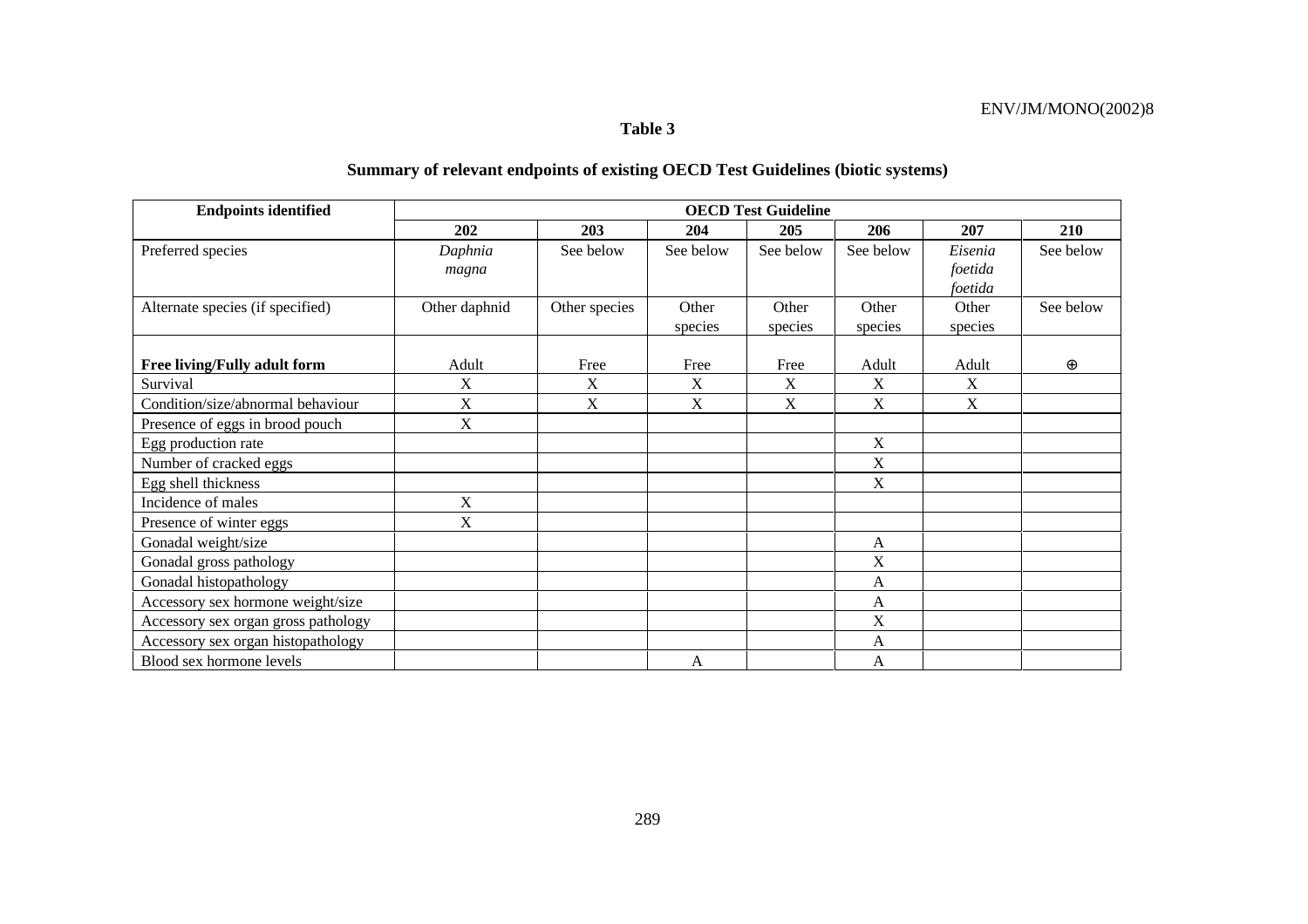**Table 3**

**Summary of relevant endpoints of existing OECD Test Guidelines (biotic systems)**

| **Endpoints identified** | **OECD Test Guideline** | | | | | | |
|---|---|---|---|---|---|---|---|
| | **202** | **203** | **204** | **205** | **206** | **207** | **210** |
| Preferred species | *Daphnia magna* | See below | See below | See below | See below | *Eisenia foetida foetida* | See below |
| Alternate species (if specified) | Other daphnid | Other species | Other species | Other species | Other species | Other species | See below |
| **Free living/Fully adult form** | Adult | Free | Free | Free | Adult | Adult | ⊕ |
| Survival | X | X | X | X | X | X | |
| Condition/size/abnormal behaviour | X | X | X | X | X | X | |
| Presence of eggs in brood pouch | X | | | | | | |
| Egg production rate | | | | | X | | |
| Number of cracked eggs | | | | | X | | |
| Egg shell thickness | | | | | X | | |
| Incidence of males | X | | | | | | |
| Presence of winter eggs | X | | | | | | |
| Gonadal weight/size | | | | | A | | |
| Gonadal gross pathology | | | | | X | | |
| Gonadal histopathology | | | | | A | | |
| Accessory sex hormone weight/size | | | | | A | | |
| Accessory sex organ gross pathology | | | | | X | | |
| Accessory sex organ histopathology | | | | | A | | |
| Blood sex hormone levels | | | A | | A | | |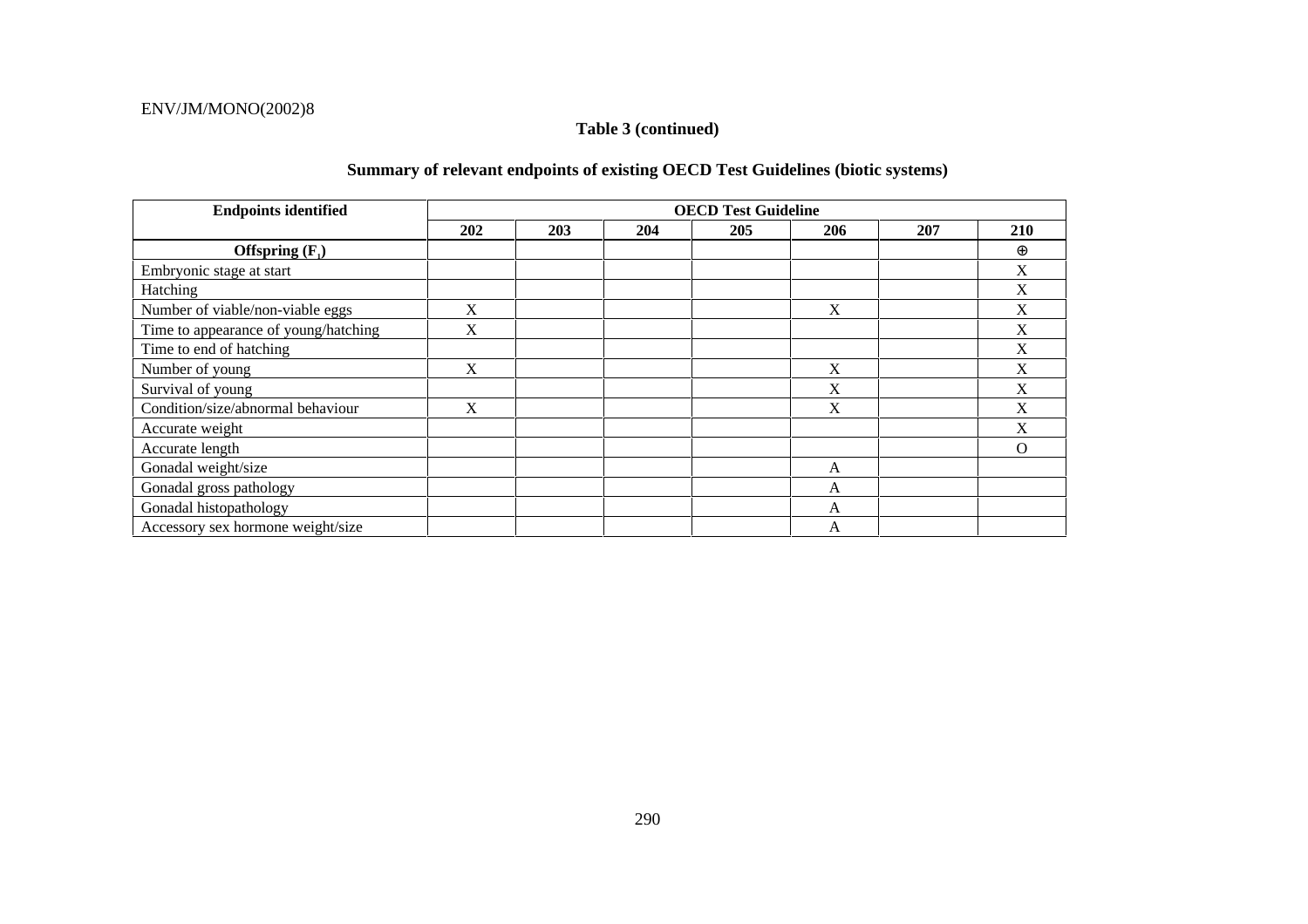**Table 3 (continued)**

**Summary of relevant endpoints of existing OECD Test Guidelines (biotic systems)**

| Endpoints identified | OECD Test Guideline | | | | | | |
|---|---|---|---|---|---|---|---|
| | 202 | 203 | 204 | 205 | 206 | 207 | 210 |
| **Offspring ($F_1$)** | | | | | | | ⊕ |
| Embryonic stage at start | | | | | | | X |
| Hatching | | | | | | | X |
| Number of viable/non-viable eggs | X | | | | X | | X |
| Time to appearance of young/hatching | X | | | | | | X |
| Time to end of hatching | | | | | | | X |
| Number of young | X | | | | X | | X |
| Survival of young | | | | | X | | X |
| Condition/size/abnormal behaviour | X | | | | X | | X |
| Accurate weight | | | | | | | X |
| Accurate length | | | | | | | O |
| Gonadal weight/size | | | | | A | | |
| Gonadal gross pathology | | | | | A | | |
| Gonadal histopathology | | | | | A | | |
| Accessory sex hormone weight/size | | | | | A | | |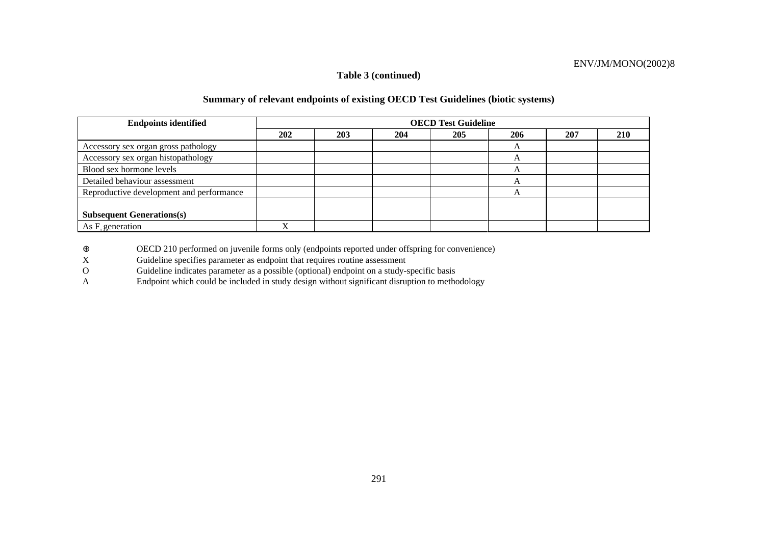**Table 3 (continued)**

**Summary of relevant endpoints of existing OECD Test Guidelines (biotic systems)**

| Endpoints identified | OECD Test Guideline | | | | | | |
|---|---|---|---|---|---|---|---|
| | 202 | 203 | 204 | 205 | 206 | 207 | 210 |
| Accessory sex organ gross pathology | | | | | A | | |
| Accessory sex organ histopathology | | | | | A | | |
| Blood sex hormone levels | | | | | A | | |
| Detailed behaviour assessment | | | | | A | | |
| Reproductive development and performance | | | | | A | | |
| **Subsequent Generations(s)** | | | | | | | |
| As $F_1$ generation | X | | | | | | |

⊕ OECD 210 performed on juvenile forms only (endpoints reported under offspring for convenience)
X Guideline specifies parameter as endpoint that requires routine assessment
O Guideline indicates parameter as a possible (optional) endpoint on a study-specific basis
A Endpoint which could be included in study design without significant disruption to methodology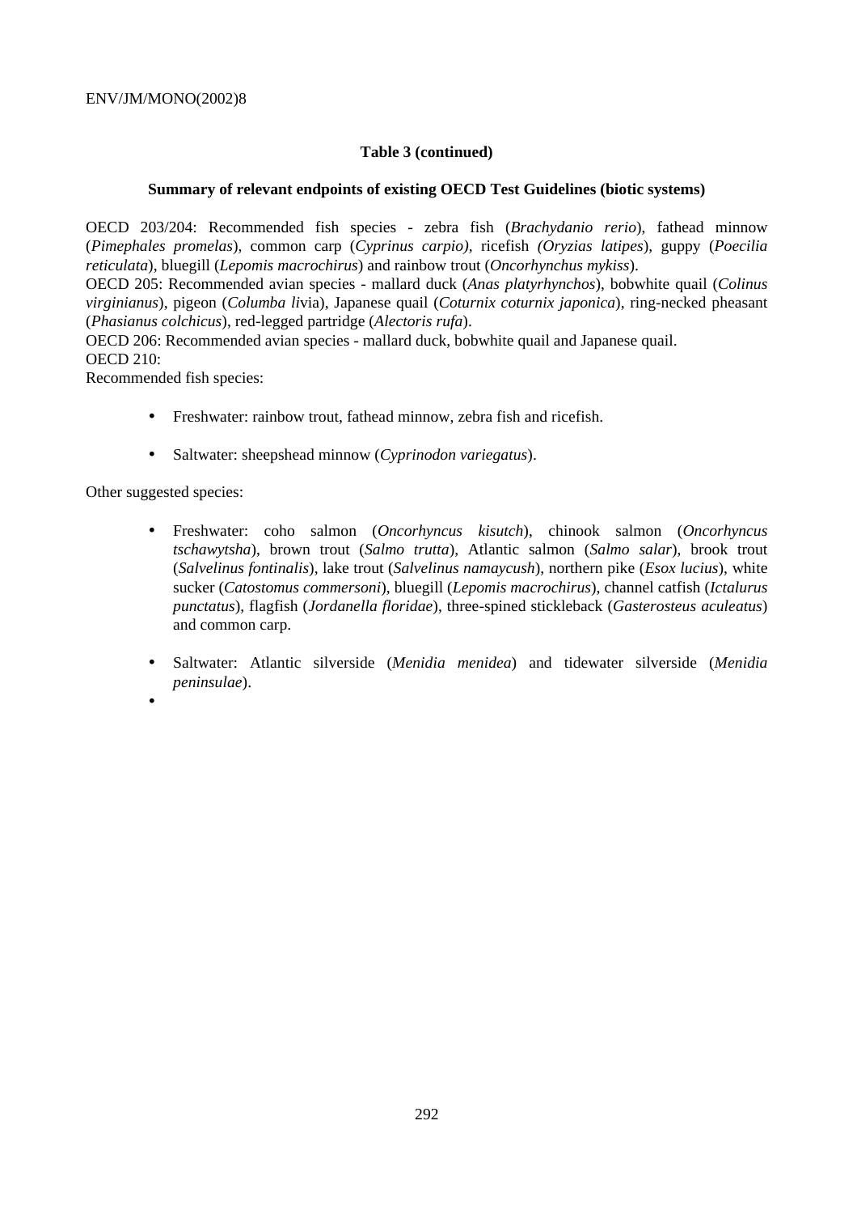**Table 3 (continued)**

**Summary of relevant endpoints of existing OECD Test Guidelines (biotic systems)**

OECD 203/204: Recommended fish species - zebra fish (*Brachydanio rerio*), fathead minnow (*Pimephales promelas*), common carp (*Cyprinus carpio),* ricefish *(Oryzias latipes*), guppy (*Poecilia reticulata*), bluegill (*Lepomis macrochirus*) and rainbow trout (*Oncorhynchus mykiss*).
OECD 205: Recommended avian species - mallard duck (*Anas platyrhynchos*), bobwhite quail (*Colinus virginianus*), pigeon (*Columba li*via), Japanese quail (*Coturnix coturnix japonica*), ring-necked pheasant (*Phasianus colchicus*), red-legged partridge (*Alectoris rufa*).
OECD 206: Recommended avian species - mallard duck, bobwhite quail and Japanese quail.
OECD 210:
Recommended fish species:

- Freshwater: rainbow trout, fathead minnow, zebra fish and ricefish.
- Saltwater: sheepshead minnow (*Cyprinodon variegatus*).

Other suggested species:

- Freshwater: coho salmon (*Oncorhyncus kisutch*), chinook salmon (*Oncorhyncus tschawytsha*), brown trout (*Salmo trutta*), Atlantic salmon (*Salmo salar*), brook trout (*Salvelinus fontinalis*), lake trout (*Salvelinus namaycush*), northern pike (*Esox lucius*), white sucker (*Catostomus commersoni*), bluegill (*Lepomis macrochirus*), channel catfish (*Ictalurus punctatus*), flagfish (*Jordanella floridae*), three-spined stickleback (*Gasterosteus aculeatus*) and common carp.
- Saltwater: Atlantic silverside (*Menidia menidea*) and tidewater silverside (*Menidia peninsulae*).
-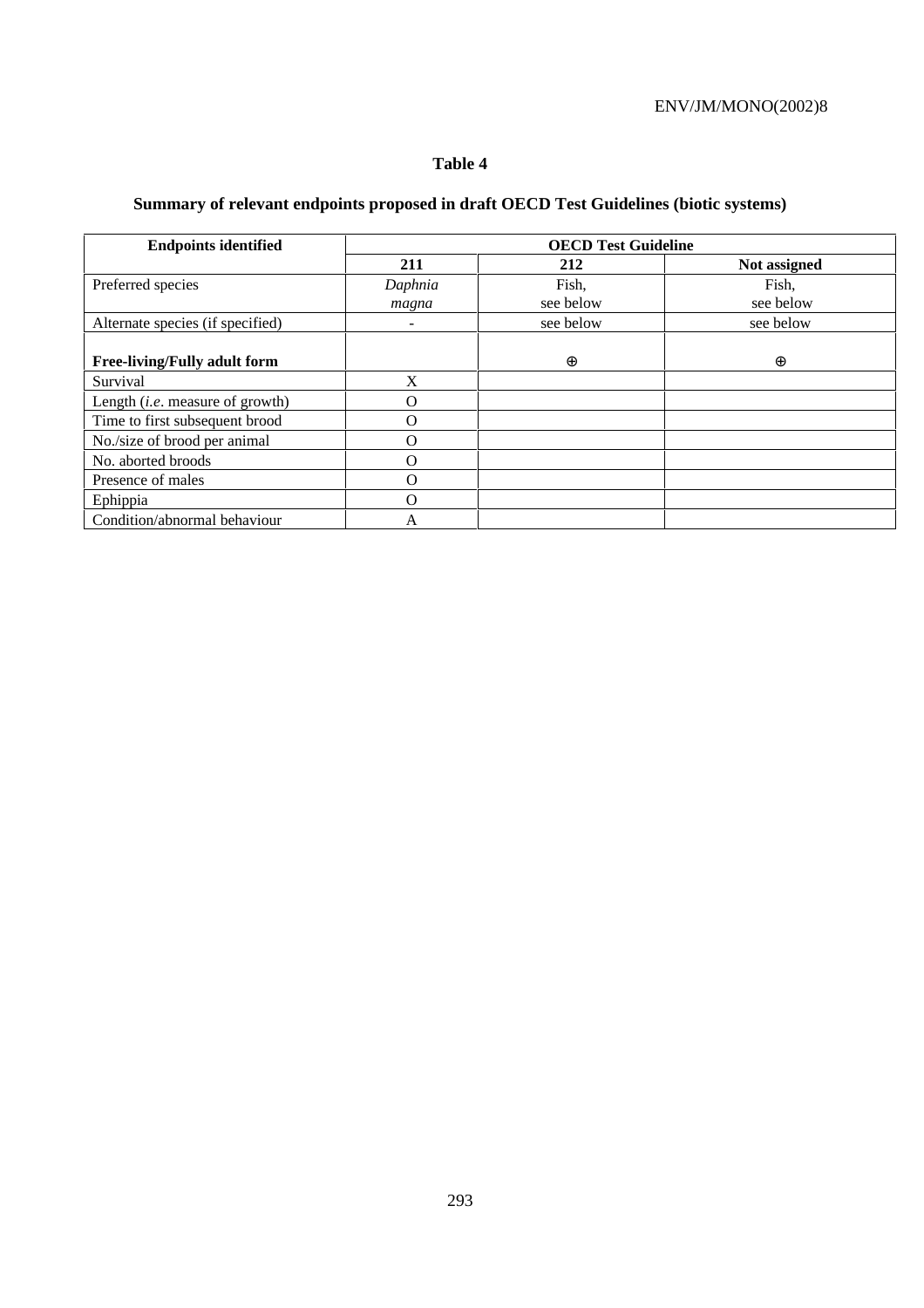**Table 4**

**Summary of relevant endpoints proposed in draft OECD Test Guidelines (biotic systems)**

| Endpoints identified | OECD Test Guideline | | |
|---|---|---|---|
| | **211** | **212** | **Not assigned** |
| Preferred species | *Daphnia magna* | Fish, see below | Fish, see below |
| Alternate species (if specified) | - | see below | see below |
| **Free-living/Fully adult form** | | ⊕ | ⊕ |
| Survival | X | | |
| Length (*i.e*. measure of growth) | O | | |
| Time to first subsequent brood | O | | |
| No./size of brood per animal | O | | |
| No. aborted broods | O | | |
| Presence of males | O | | |
| Ephippia | O | | |
| Condition/abnormal behaviour | A | | |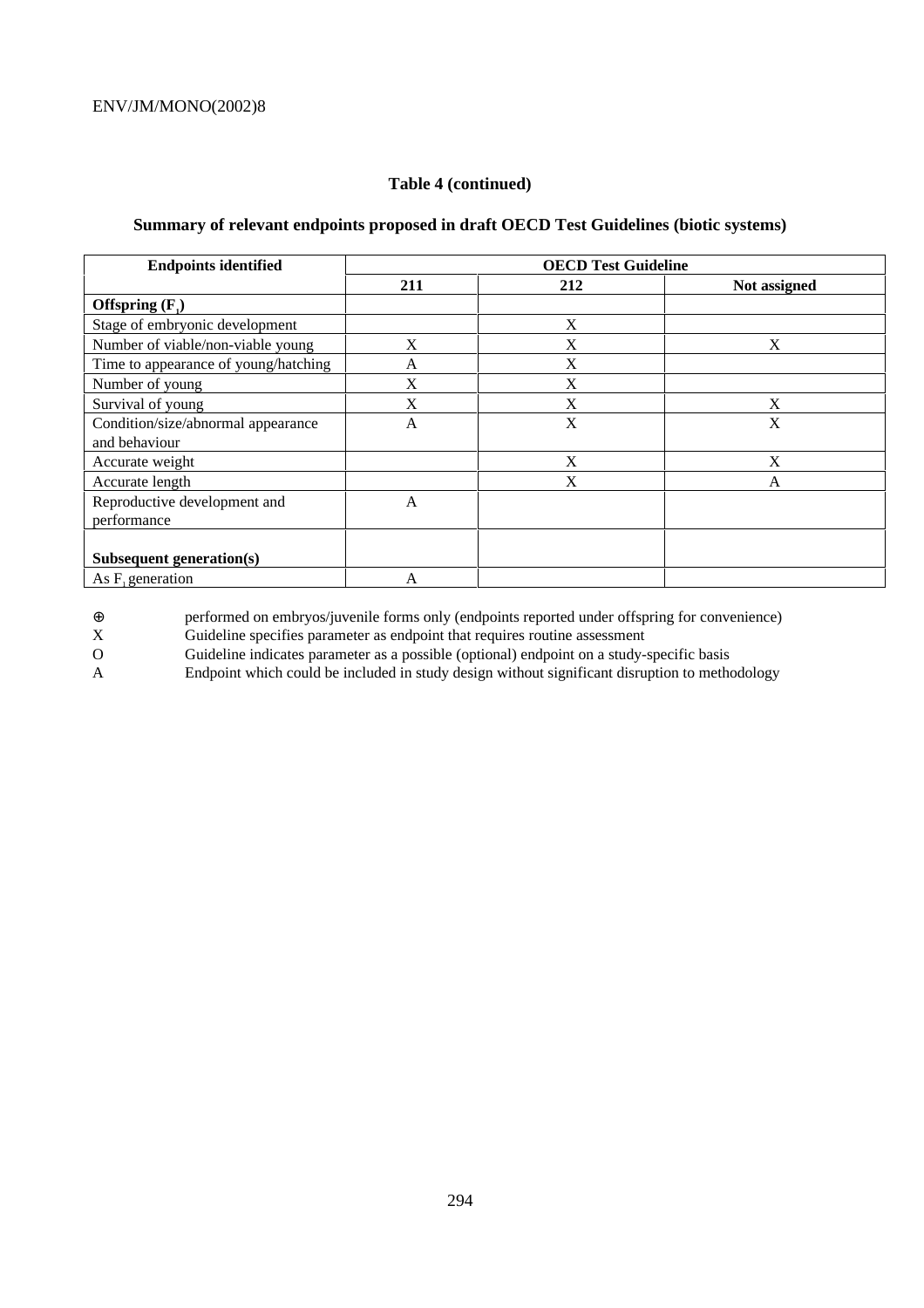**Table 4 (continued)**

**Summary of relevant endpoints proposed in draft OECD Test Guidelines (biotic systems)**

| Endpoints identified | OECD Test Guideline | | |
|---|---|---|---|
| | **211** | **212** | **Not assigned** |
| **Offspring ($F_1$)** | | | |
| Stage of embryonic development | | X | |
| Number of viable/non-viable young | X | X | X |
| Time to appearance of young/hatching | A | X | |
| Number of young | X | X | |
| Survival of young | X | X | X |
| Condition/size/abnormal appearance and behaviour | A | X | X |
| Accurate weight | | X | X |
| Accurate length | | X | A |
| Reproductive development and performance | A | | |
| **Subsequent generation(s)** | | | |
| As $F_1$ generation | A | | |

⊕ performed on embryos/juvenile forms only (endpoints reported under offspring for convenience)
X Guideline specifies parameter as endpoint that requires routine assessment
O Guideline indicates parameter as a possible (optional) endpoint on a study-specific basis
A Endpoint which could be included in study design without significant disruption to methodology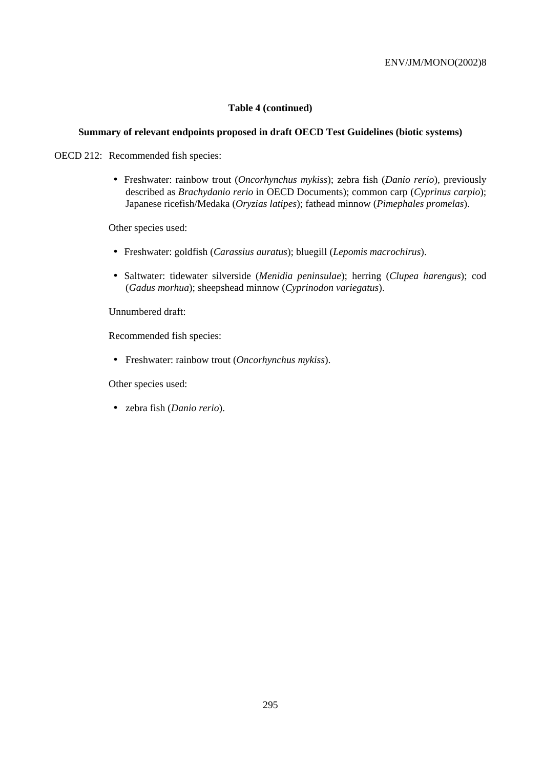**Table 4 (continued)**

**Summary of relevant endpoints proposed in draft OECD Test Guidelines (biotic systems)**

OECD 212: Recommended fish species:

- Freshwater: rainbow trout (*Oncorhynchus mykiss*); zebra fish (*Danio rerio*), previously described as *Brachydanio rerio* in OECD Documents); common carp (*Cyprinus carpio*); Japanese ricefish/Medaka (*Oryzias latipes*); fathead minnow (*Pimephales promelas*).

Other species used:

- Freshwater: goldfish (*Carassius auratus*); bluegill (*Lepomis macrochirus*).
- Saltwater: tidewater silverside (*Menidia peninsulae*); herring (*Clupea harengus*); cod (*Gadus morhua*); sheepshead minnow (*Cyprinodon variegatus*).

Unnumbered draft:

Recommended fish species:

- Freshwater: rainbow trout (*Oncorhynchus mykiss*).

Other species used:

- zebra fish (*Danio rerio*).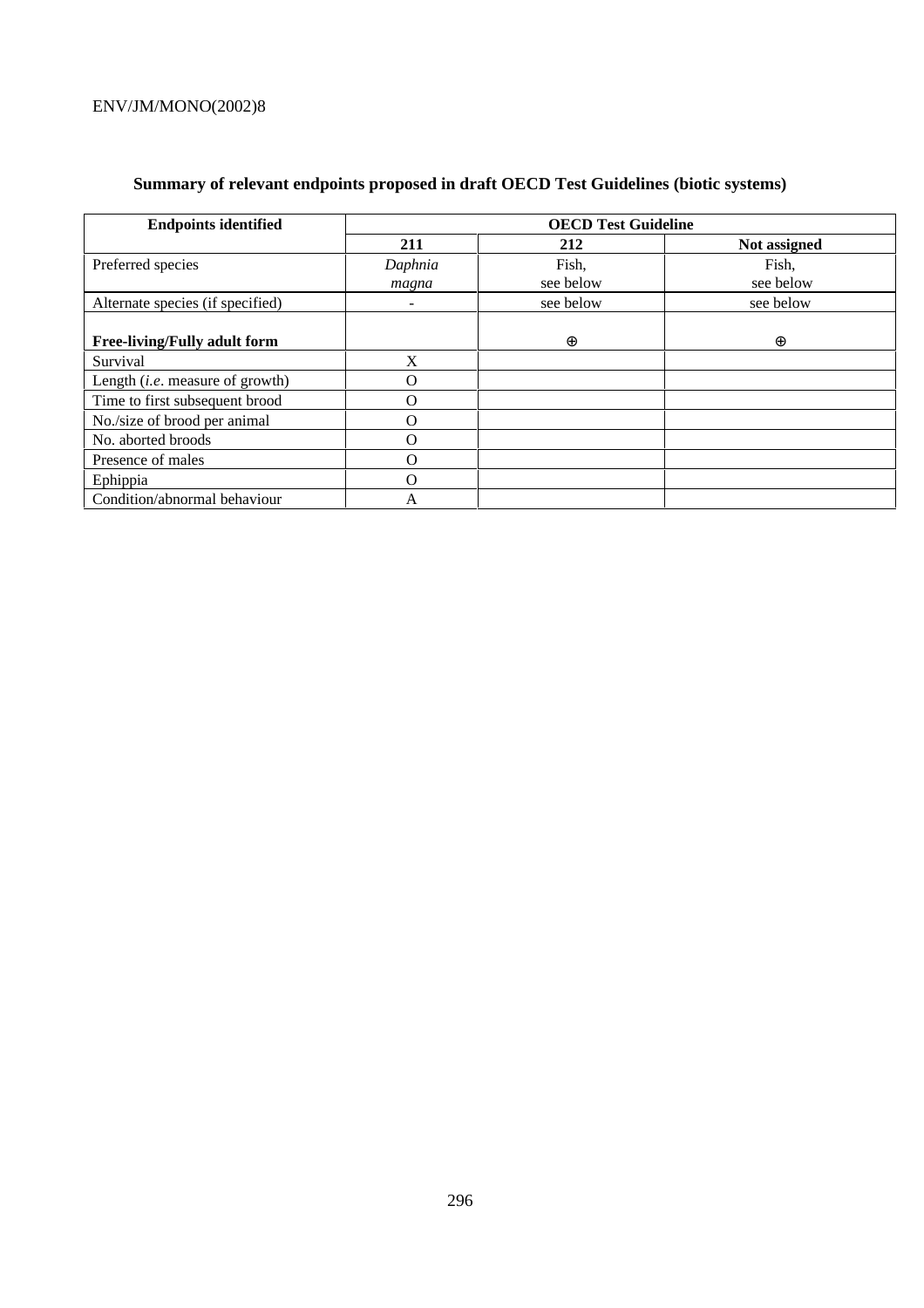**Summary of relevant endpoints proposed in draft OECD Test Guidelines (biotic systems)**

| Endpoints identified | OECD Test Guideline | | |
|---|---|---|---|
| | **211** | **212** | **Not assigned** |
| Preferred species | *Daphnia magna* | Fish, see below | Fish, see below |
| Alternate species (if specified) | - | see below | see below |
| **Free-living/Fully adult form** | | ⊕ | ⊕ |
| Survival | X | | |
| Length (*i.e.* measure of growth) | O | | |
| Time to first subsequent brood | O | | |
| No./size of brood per animal | O | | |
| No. aborted broods | O | | |
| Presence of males | O | | |
| Ephippia | O | | |
| Condition/abnormal behaviour | A | | |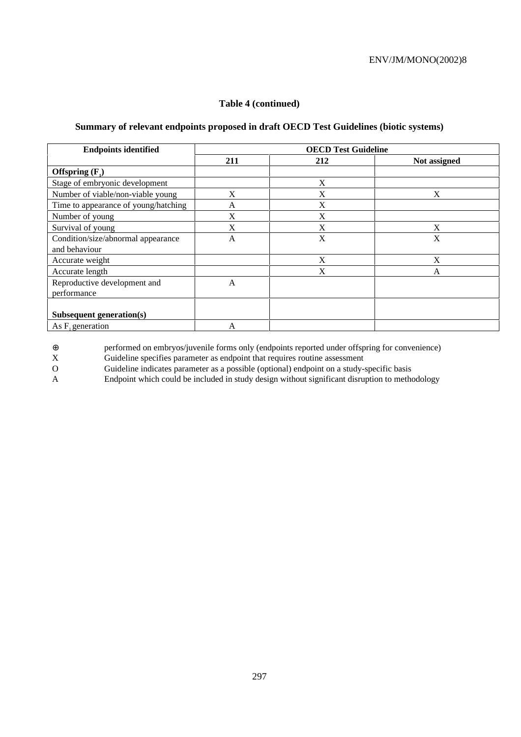**Table 4 (continued)**

**Summary of relevant endpoints proposed in draft OECD Test Guidelines (biotic systems)**

| Endpoints identified | OECD Test Guideline | | |
|---|---|---|---|
| | **211** | **212** | **Not assigned** |
| **Offspring ($F_1$)** | | | |
| Stage of embryonic development | | X | |
| Number of viable/non-viable young | X | X | X |
| Time to appearance of young/hatching | A | X | |
| Number of young | X | X | |
| Survival of young | X | X | X |
| Condition/size/abnormal appearance and behaviour | A | X | X |
| Accurate weight | | X | X |
| Accurate length | | X | A |
| Reproductive development and performance | A | | |
| **Subsequent generation(s)** | | | |
| As $F_1$ generation | A | | |

⊕ performed on embryos/juvenile forms only (endpoints reported under offspring for convenience)

X Guideline specifies parameter as endpoint that requires routine assessment

O Guideline indicates parameter as a possible (optional) endpoint on a study-specific basis

A Endpoint which could be included in study design without significant disruption to methodology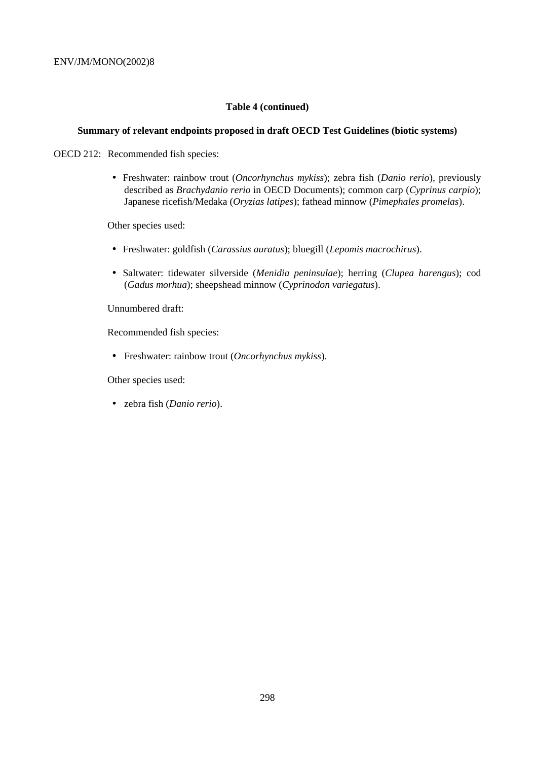**Table 4 (continued)**

**Summary of relevant endpoints proposed in draft OECD Test Guidelines (biotic systems)**

OECD 212: Recommended fish species:

- Freshwater: rainbow trout (*Oncorhynchus mykiss*); zebra fish (*Danio rerio*), previously described as *Brachydanio rerio* in OECD Documents); common carp (*Cyprinus carpio*); Japanese ricefish/Medaka (*Oryzias latipes*); fathead minnow (*Pimephales promelas*).

Other species used:

- Freshwater: goldfish (*Carassius auratus*); bluegill (*Lepomis macrochirus*).
- Saltwater: tidewater silverside (*Menidia peninsulae*); herring (*Clupea harengus*); cod (*Gadus morhua*); sheepshead minnow (*Cyprinodon variegatus*).

Unnumbered draft:

Recommended fish species:

- Freshwater: rainbow trout (*Oncorhynchus mykiss*).

Other species used:

- zebra fish (*Danio rerio*).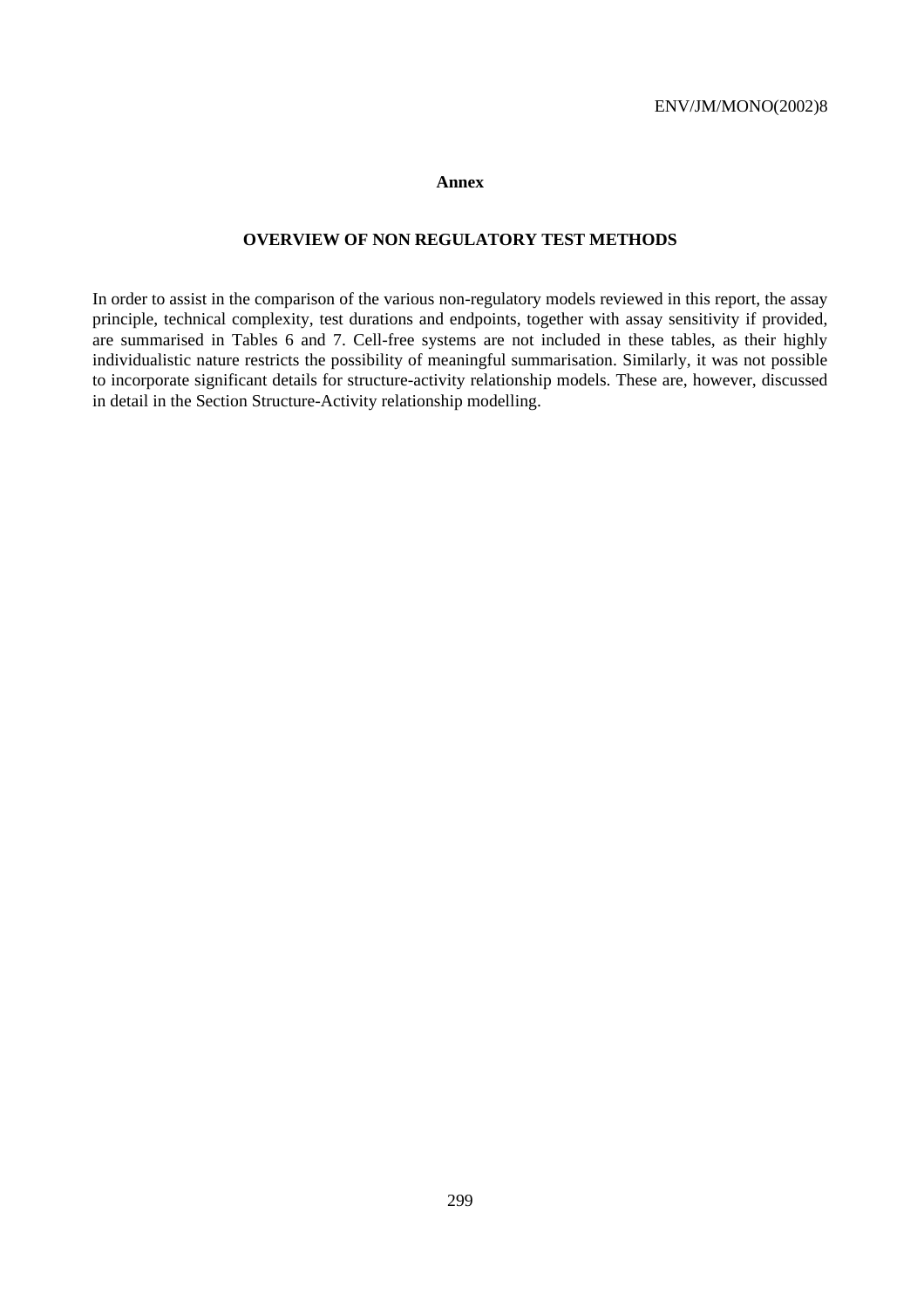## Annex

### OVERVIEW OF NON REGULATORY TEST METHODS

In order to assist in the comparison of the various non-regulatory models reviewed in this report, the assay principle, technical complexity, test durations and endpoints, together with assay sensitivity if provided, are summarised in Tables 6 and 7. Cell-free systems are not included in these tables, as their highly individualistic nature restricts the possibility of meaningful summarisation. Similarly, it was not possible to incorporate significant details for structure-activity relationship models. These are, however, discussed in detail in the Section Structure-Activity relationship modelling.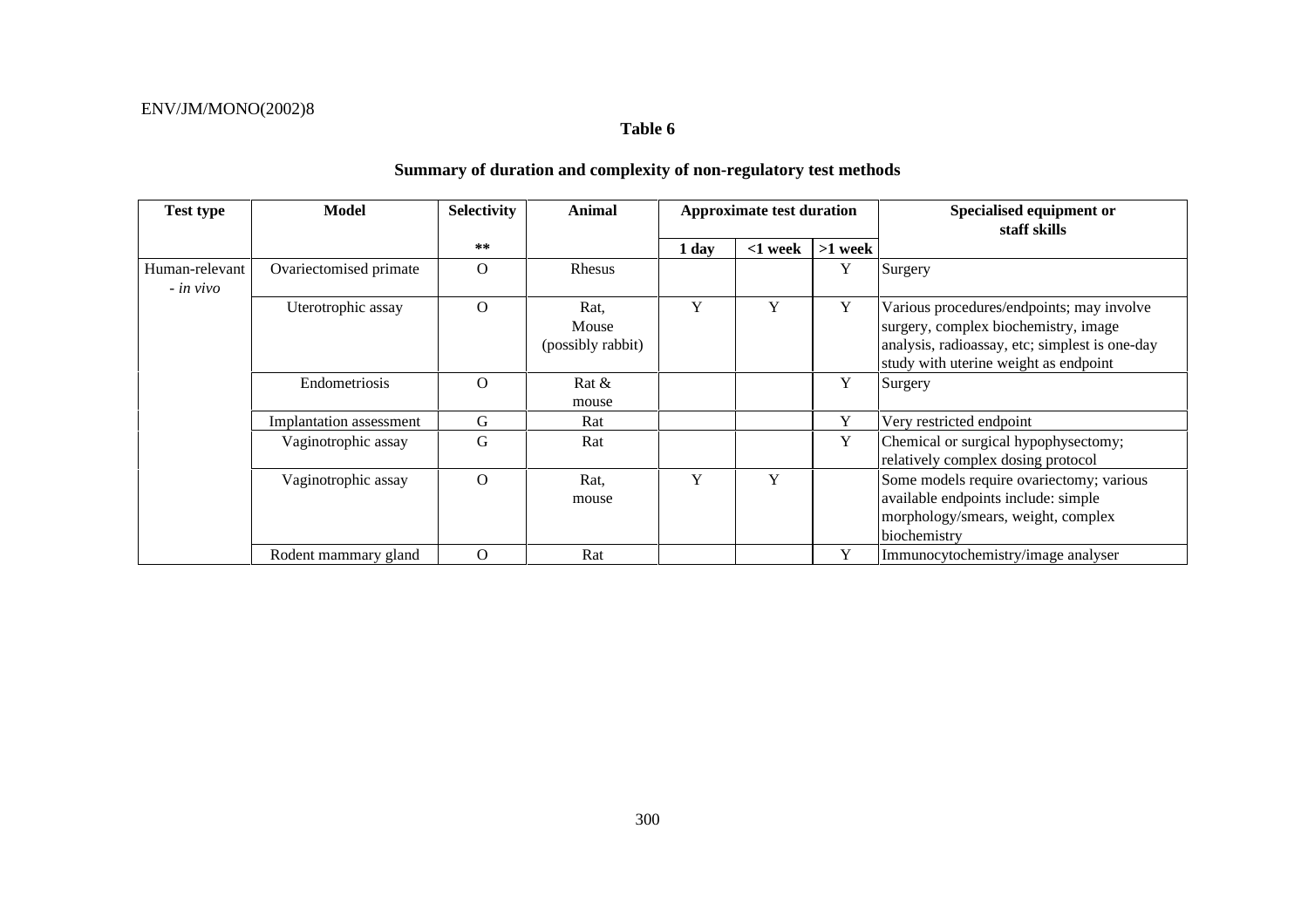**Table 6**

**Summary of duration and complexity of non-regulatory test methods**

| Test type | Model | Selectivity ** | Animal | Approximate test duration | | | Specialised equipment or staff skills |
|---|---|---|---|---|---|---|---|
| | | | | 1 day | <1 week | >1 week | |
| Human-relevant *- in vivo* | Ovariectomised primate | O | Rhesus | | | Y | Surgery |
| | Uterotrophic assay | O | Rat, Mouse (possibly rabbit) | Y | Y | Y | Various procedures/endpoints; may involve surgery, complex biochemistry, image analysis, radioassay, etc; simplest is one-day study with uterine weight as endpoint |
| | Endometriosis | O | Rat & mouse | | | Y | Surgery |
| | Implantation assessment | G | Rat | | | Y | Very restricted endpoint |
| | Vaginotrophic assay | G | Rat | | | Y | Chemical or surgical hypophysectomy; relatively complex dosing protocol |
| | Vaginotrophic assay | O | Rat, mouse | Y | Y | | Some models require ovariectomy; various available endpoints include: simple morphology/smears, weight, complex biochemistry |
| | Rodent mammary gland | O | Rat | | | Y | Immunocytochemistry/image analyser |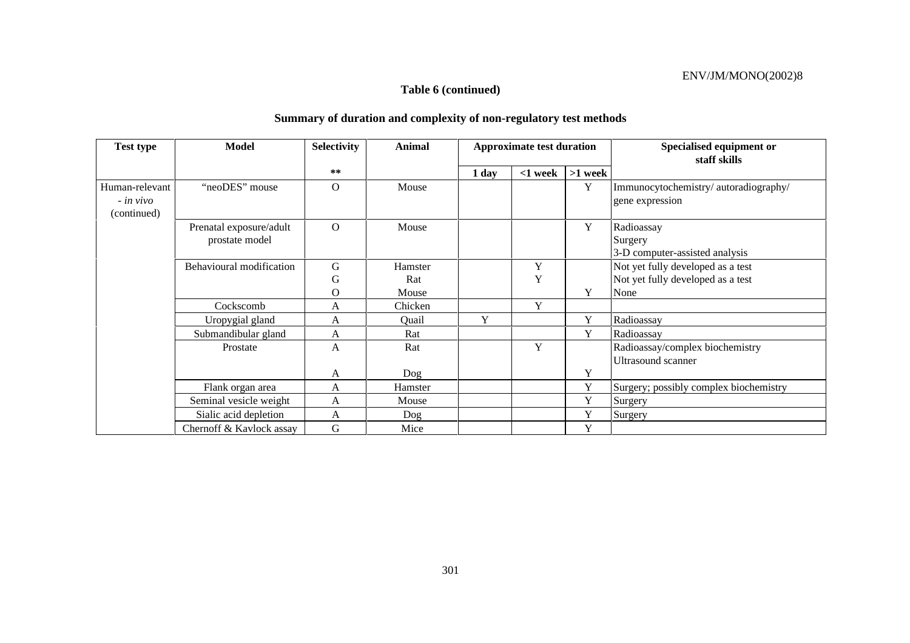**Table 6 (continued)**

**Summary of duration and complexity of non-regulatory test methods**

| Test type | Model | Selectivity | Animal | Approximate test duration | | | Specialised equipment or staff skills |
|---|---|---|---|---|---|---|---|
| | | ** | | 1 day | <1 week | >1 week | |
| Human-relevant - *in vivo* (continued) | "neoDES" mouse | O | Mouse | | | Y | Immunocytochemistry/ autoradiography/ gene expression |
| | Prenatal exposure/adult prostate model | O | Mouse | | | Y | Radioassay<br>Surgery<br>3-D computer-assisted analysis |
| | Behavioural modification | G | Hamster | | Y | | Not yet fully developed as a test |
| | | G | Rat | | Y | | Not yet fully developed as a test |
| | | O | Mouse | | | Y | None |
| | Cockscomb | A | Chicken | | Y | | |
| | Uropygial gland | A | Quail | Y | | Y | Radioassay |
| | Submandibular gland | A | Rat | | | Y | Radioassay |
| | Prostate | A | Rat | | Y | | Radioassay/complex biochemistry<br>Ultrasound scanner |
| | | A | Dog | | | Y | |
| | Flank organ area | A | Hamster | | | Y | Surgery; possibly complex biochemistry |
| | Seminal vesicle weight | A | Mouse | | | Y | Surgery |
| | Sialic acid depletion | A | Dog | | | Y | Surgery |
| | Chernoff & Kavlock assay | G | Mice | | | Y | |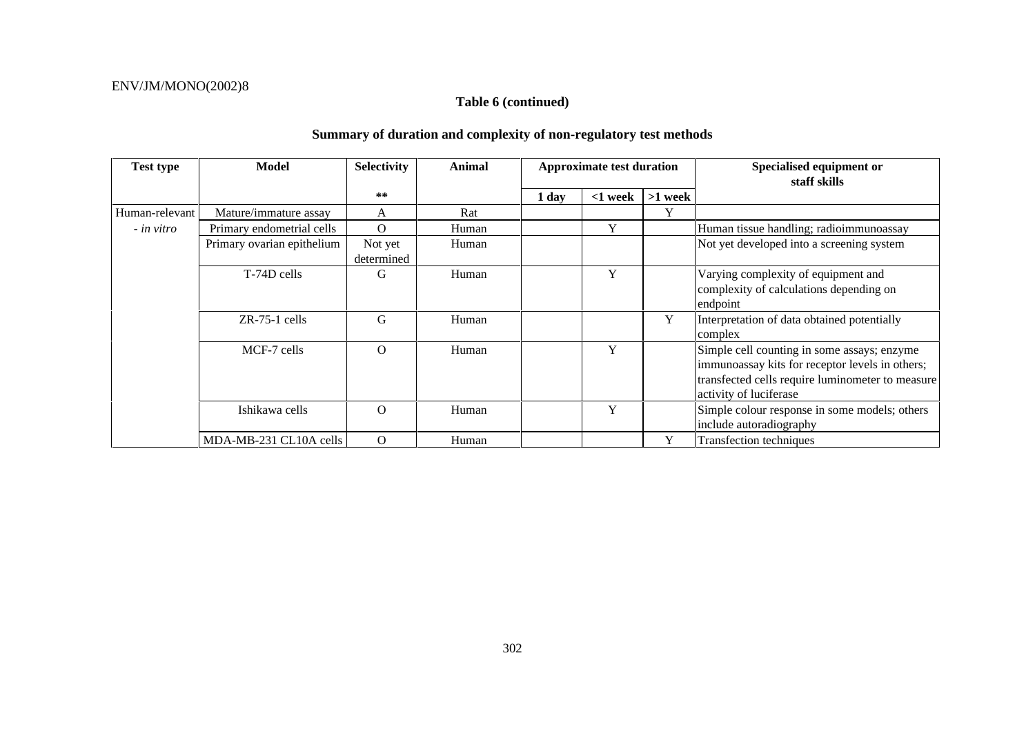**Table 6 (continued)**

**Summary of duration and complexity of non-regulatory test methods**

| Test type | Model | Selectivity ** | Animal | Approximate test duration | | | Specialised equipment or staff skills |
|---|---|---|---|---|---|---|---|
| | | | | 1 day | <1 week | >1 week | |
| Human-relevant - *in vitro* | Mature/immature assay | A | Rat | | | Y | |
| | Primary endometrial cells | O | Human | | Y | | Human tissue handling; radioimmunoassay |
| | Primary ovarian epithelium | Not yet determined | Human | | | | Not yet developed into a screening system |
| | T-74D cells | G | Human | | Y | | Varying complexity of equipment and complexity of calculations depending on endpoint |
| | ZR-75-1 cells | G | Human | | | Y | Interpretation of data obtained potentially complex |
| | MCF-7 cells | O | Human | | Y | | Simple cell counting in some assays; enzyme immunoassay kits for receptor levels in others; transfected cells require luminometer to measure activity of luciferase |
| | Ishikawa cells | O | Human | | Y | | Simple colour response in some models; others include autoradiography |
| | MDA-MB-231 CL10A cells | O | Human | | | Y | Transfection techniques |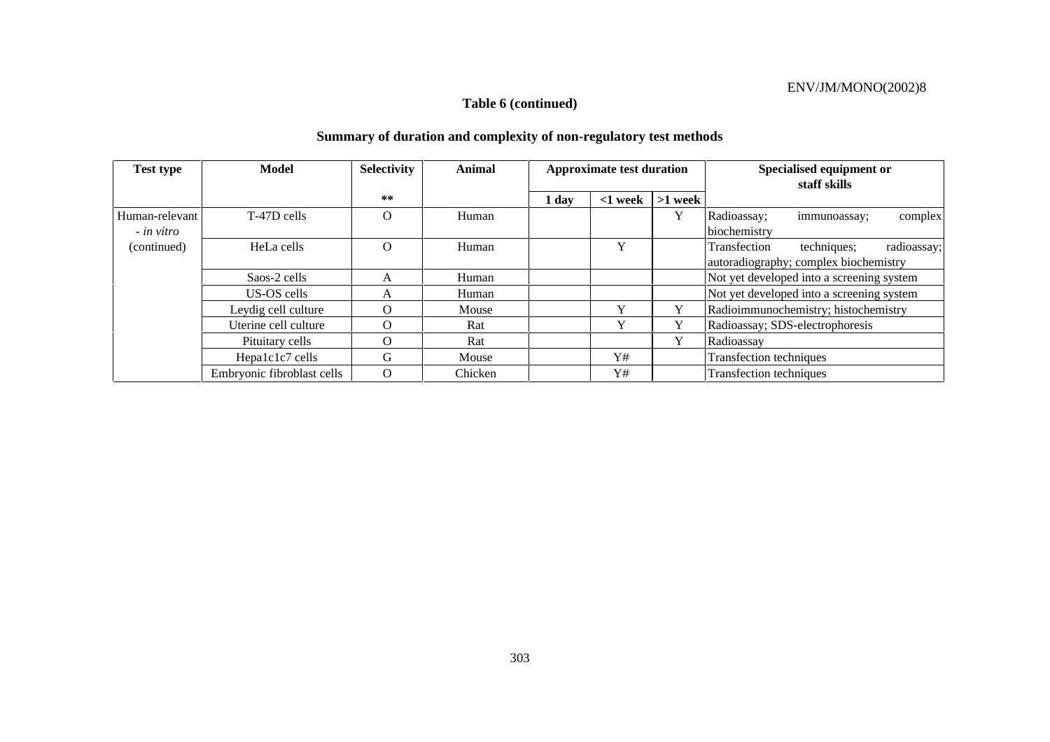**Table 6 (continued)**

**Summary of duration and complexity of non-regulatory test methods**

| Test type | Model | Selectivity ** | Animal | Approximate test duration | | | Specialised equipment or staff skills |
|---|---|---|---|---|---|---|---|
| | | | | 1 day | <1 week | >1 week | |
| Human-relevant *- in vitro* (continued) | T-47D cells | O | Human | | | Y | Radioassay; immunoassay; complex biochemistry |
| | HeLa cells | O | Human | | Y | | Transfection techniques; radioassay; autoradiography; complex biochemistry |
| | Saos-2 cells | A | Human | | | | Not yet developed into a screening system |
| | US-OS cells | A | Human | | | | Not yet developed into a screening system |
| | Leydig cell culture | O | Mouse | | Y | Y | Radioimmunochemistry; histochemistry |
| | Uterine cell culture | O | Rat | | Y | Y | Radioassay; SDS-electrophoresis |
| | Pituitary cells | O | Rat | | | Y | Radioassay |
| | Hepa1c1c7 cells | G | Mouse | | Y# | | Transfection techniques |
| | Embryonic fibroblast cells | O | Chicken | | Y# | | Transfection techniques |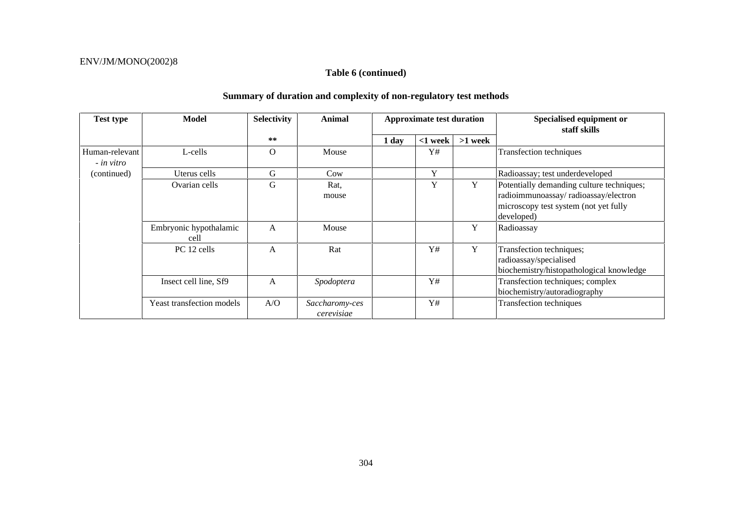**Table 6 (continued)**

**Summary of duration and complexity of non-regulatory test methods**

| Test type | Model | Selectivity | Animal | Approximate test duration | | | Specialised equipment or staff skills |
|---|---|---|---|---|---|---|---|
| | | ** | | 1 day | <1 week | >1 week | |
| Human-relevant *- in vitro* (continued) | L-cells | O | Mouse | | Y# | | Transfection techniques |
| | Uterus cells | G | Cow | | Y | | Radioassay; test underdeveloped |
| | Ovarian cells | G | Rat, mouse | | Y | Y | Potentially demanding culture techniques; radioimmunoassay/ radioassay/electron microscopy test system (not yet fully developed) |
| | Embryonic hypothalamic cell | A | Mouse | | | Y | Radioassay |
| | PC 12 cells | A | Rat | | Y# | Y | Transfection techniques; radioassay/specialised biochemistry/histopathological knowledge |
| | Insect cell line, Sf9 | A | *Spodoptera* | | Y# | | Transfection techniques; complex biochemistry/autoradiography |
| | Yeast transfection models | A/O | *Saccharomy-ces cerevisiae* | | Y# | | Transfection techniques |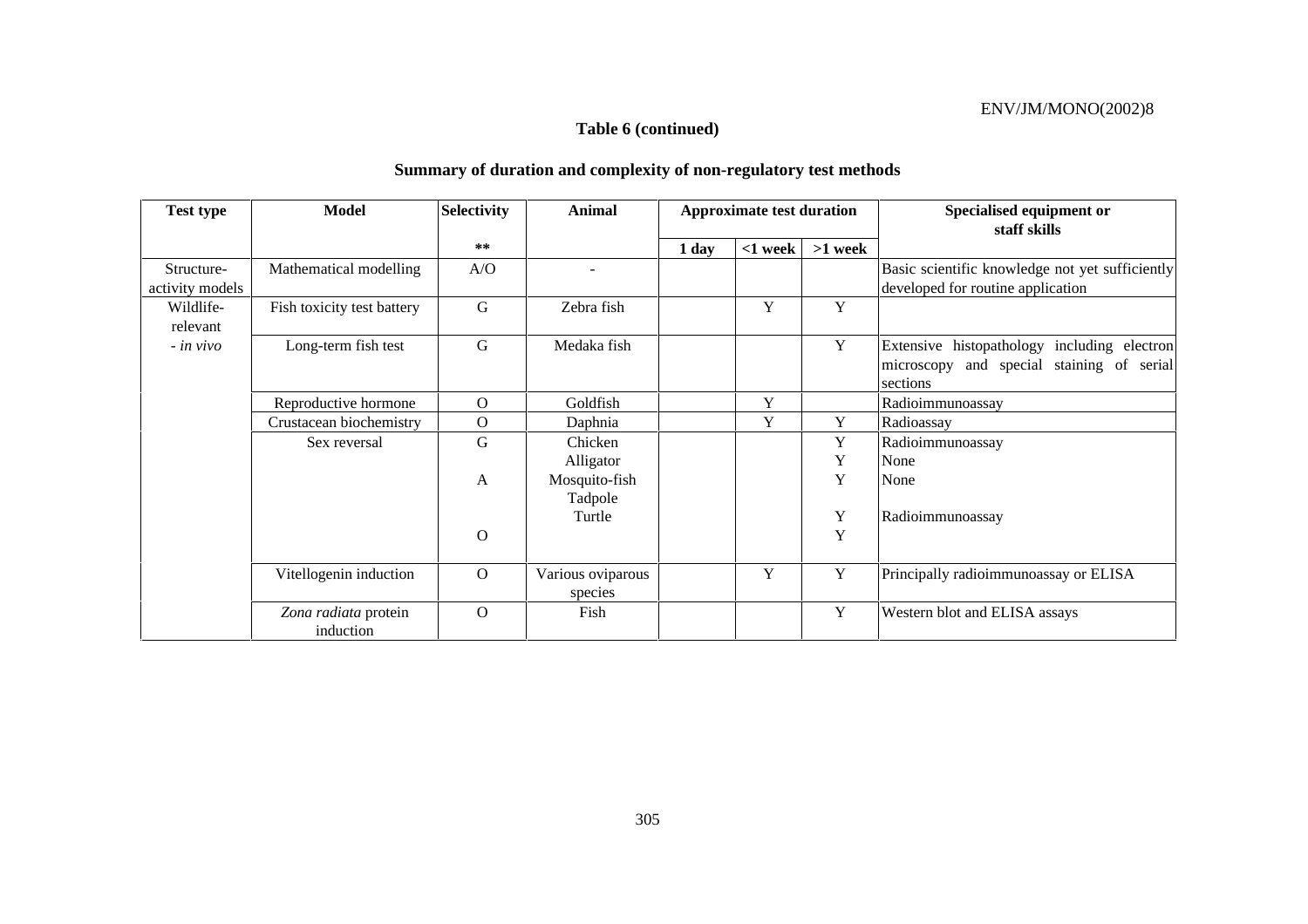**Table 6 (continued)**

**Summary of duration and complexity of non-regulatory test methods**

| Test type | Model | Selectivity | Animal | Approximate test duration | | | Specialised equipment or staff skills |
|---|---|---|---|---|---|---|---|
| | | ** | | 1 day | <1 week | >1 week | |
| Structure-activity models | Mathematical modelling | A/O | - | | | | Basic scientific knowledge not yet sufficiently developed for routine application |
| Wildlife-relevant - *in vivo* | Fish toxicity test battery | G | Zebra fish | | Y | Y | |
| | Long-term fish test | G | Medaka fish | | | Y | Extensive histopathology including electron microscopy and special staining of serial sections |
| | Reproductive hormone | O | Goldfish | | Y | | Radioimmunoassay |
| | Crustacean biochemistry | O | Daphnia | | Y | Y | Radioassay |
| | Sex reversal | G | Chicken | | | Y | Radioimmunoassay |
| | | | Alligator | | | Y | None |
| | | A | Mosquito-fish | | | Y | None |
| | | | Tadpole | | | | |
| | | | Turtle | | | Y | Radioimmunoassay |
| | | O | | | | Y | |
| | Vitellogenin induction | O | Various oviparous species | | Y | Y | Principally radioimmunoassay or ELISA |
| | *Zona radiata* protein induction | O | Fish | | | Y | Western blot and ELISA assays |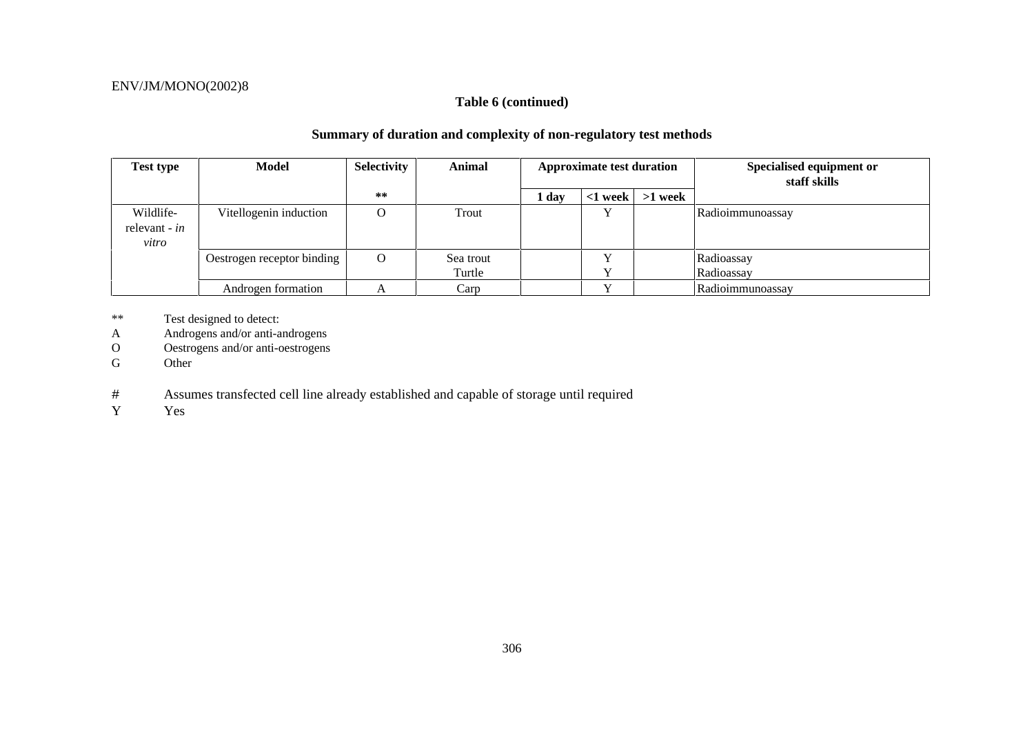**Table 6 (continued)**

**Summary of duration and complexity of non-regulatory test methods**

| Test type | Model | Selectivity ** | Animal | Approximate test duration | | | Specialised equipment or staff skills |
|---|---|---|---|---|---|---|---|
| | | | | 1 day | <1 week | >1 week | |
| Wildlife-relevant - *in vitro* | Vitellogenin induction | O | Trout | | Y | | Radioimmunoassay |
| | Oestrogen receptor binding | O | Sea trout | | Y | | Radioassay |
| | | | Turtle | | Y | | Radioassay |
| | Androgen formation | A | Carp | | Y | | Radioimmunoassay |

** Test designed to detect:
A Androgens and/or anti-androgens
O Oestrogens and/or anti-oestrogens
G Other

\# Assumes transfected cell line already established and capable of storage until required
Y Yes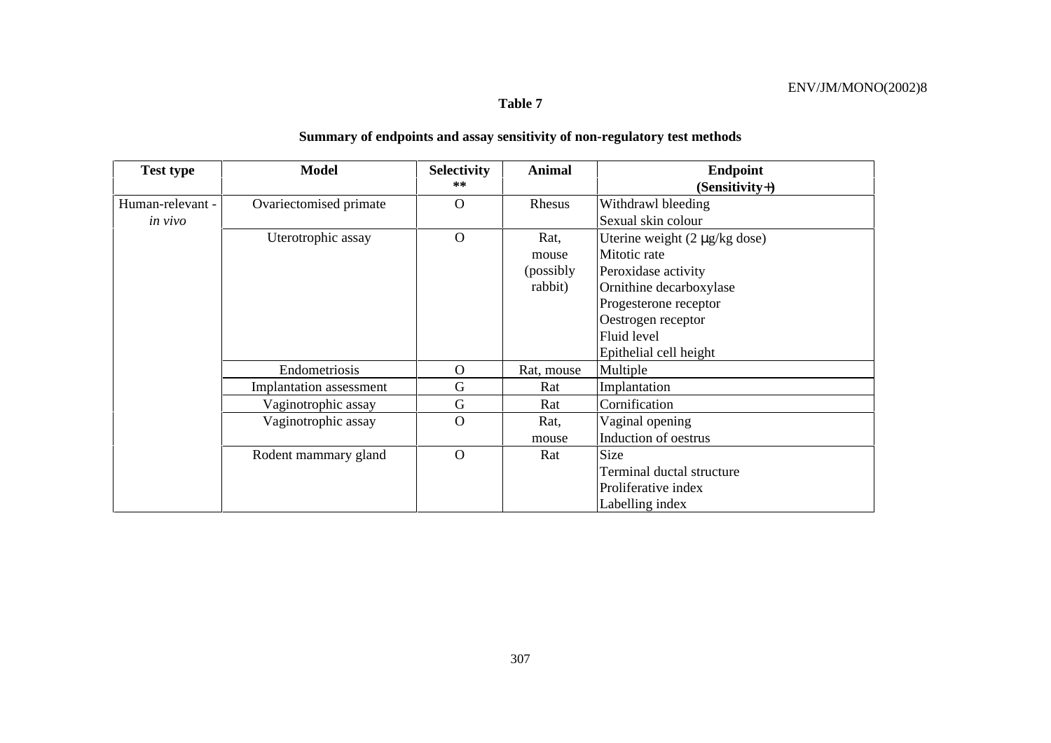**Table 7**

**Summary of endpoints and assay sensitivity of non-regulatory test methods**

| Test type | Model | Selectivity ** | Animal | Endpoint (Sensitivity+) |
|---|---|---|---|---|
| Human-relevant - *in vivo* | Ovariectomised primate | O | Rhesus | Withdrawl bleeding<br>Sexual skin colour |
| | Uterotrophic assay | O | Rat, mouse (possibly rabbit) | Uterine weight (2 μg/kg dose)<br>Mitotic rate<br>Peroxidase activity<br>Ornithine decarboxylase<br>Progesterone receptor<br>Oestrogen receptor<br>Fluid level<br>Epithelial cell height |
| | Endometriosis | O | Rat, mouse | Multiple |
| | Implantation assessment | G | Rat | Implantation |
| | Vaginotrophic assay | G | Rat | Cornification |
| | Vaginotrophic assay | O | Rat, mouse | Vaginal opening<br>Induction of oestrus |
| | Rodent mammary gland | O | Rat | Size<br>Terminal ductal structure<br>Proliferative index<br>Labelling index |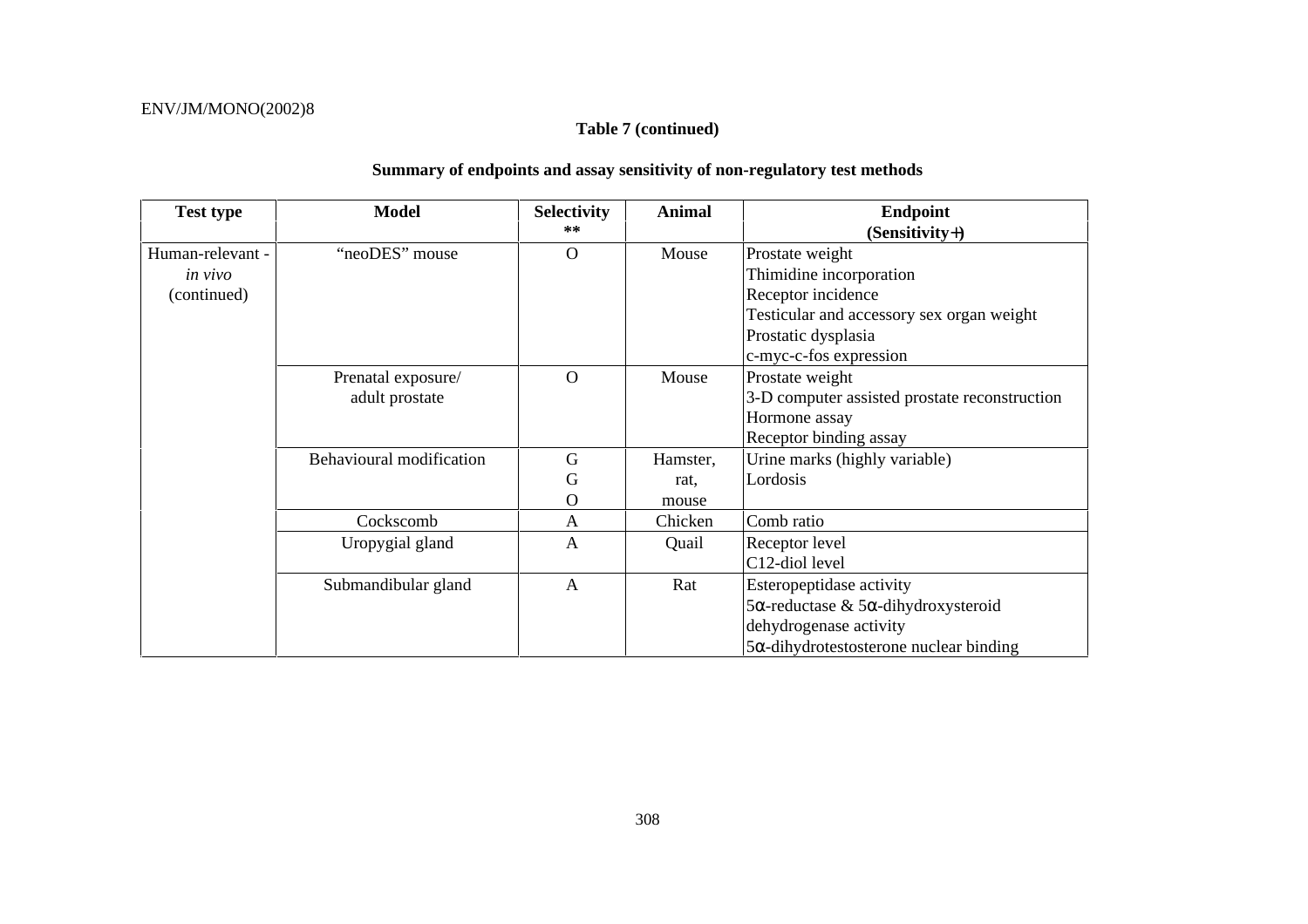**Table 7 (continued)**

**Summary of endpoints and assay sensitivity of non-regulatory test methods**

| Test type | Model | Selectivity ** | Animal | Endpoint (Sensitivity+) |
|---|---|---|---|---|
| Human-relevant - *in vivo* (continued) | "neoDES" mouse | O | Mouse | Prostate weight<br>Thimidine incorporation<br>Receptor incidence<br>Testicular and accessory sex organ weight<br>Prostatic dysplasia<br>c-myc-c-fos expression |
| | Prenatal exposure/ adult prostate | O | Mouse | Prostate weight<br>3-D computer assisted prostate reconstruction<br>Hormone assay<br>Receptor binding assay |
| | Behavioural modification | G<br>G<br>O | Hamster,<br>rat,<br>mouse | Urine marks (highly variable)<br>Lordosis |
| | Cockscomb | A | Chicken | Comb ratio |
| | Uropygial gland | A | Quail | Receptor level<br>C12-diol level |
| | Submandibular gland | A | Rat | Esteropeptidase activity<br>5α-reductase & 5α-dihydroxysteroid dehydrogenase activity<br>5α-dihydrotestosterone nuclear binding |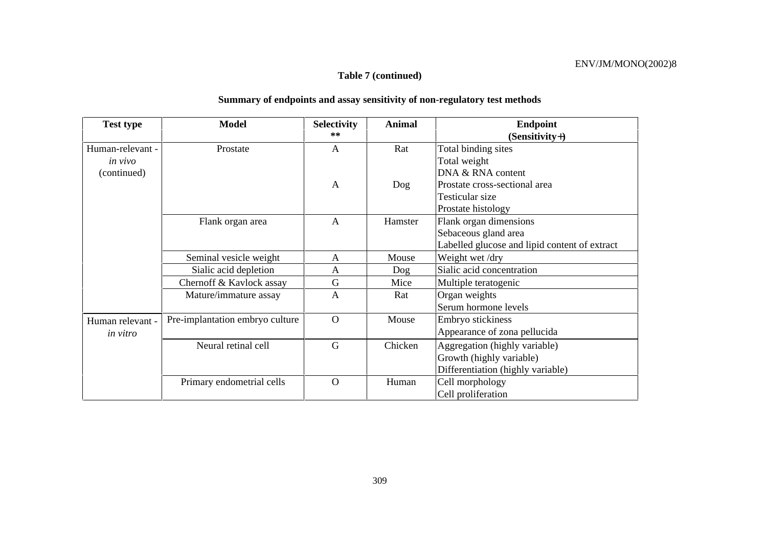**Table 7 (continued)**

**Summary of endpoints and assay sensitivity of non-regulatory test methods**

| Test type | Model | Selectivity ** | Animal | Endpoint (Sensitivity+) |
|---|---|---|---|---|
| Human-relevant - *in vivo* (continued) | Prostate | A | Rat | Total binding sites |
| | | | | Total weight |
| | | | | DNA & RNA content |
| | | A | Dog | Prostate cross-sectional area |
| | | | | Testicular size |
| | | | | Prostate histology |
| | Flank organ area | A | Hamster | Flank organ dimensions |
| | | | | Sebaceous gland area |
| | | | | Labelled glucose and lipid content of extract |
| | Seminal vesicle weight | A | Mouse | Weight wet /dry |
| | Sialic acid depletion | A | Dog | Sialic acid concentration |
| | Chernoff & Kavlock assay | G | Mice | Multiple teratogenic |
| | Mature/immature assay | A | Rat | Organ weights |
| | | | | Serum hormone levels |
| Human relevant - *in vitro* | Pre-implantation embryo culture | O | Mouse | Embryo stickiness |
| | | | | Appearance of zona pellucida |
| | Neural retinal cell | G | Chicken | Aggregation (highly variable) |
| | | | | Growth (highly variable) |
| | | | | Differentiation (highly variable) |
| | Primary endometrial cells | O | Human | Cell morphology |
| | | | | Cell proliferation |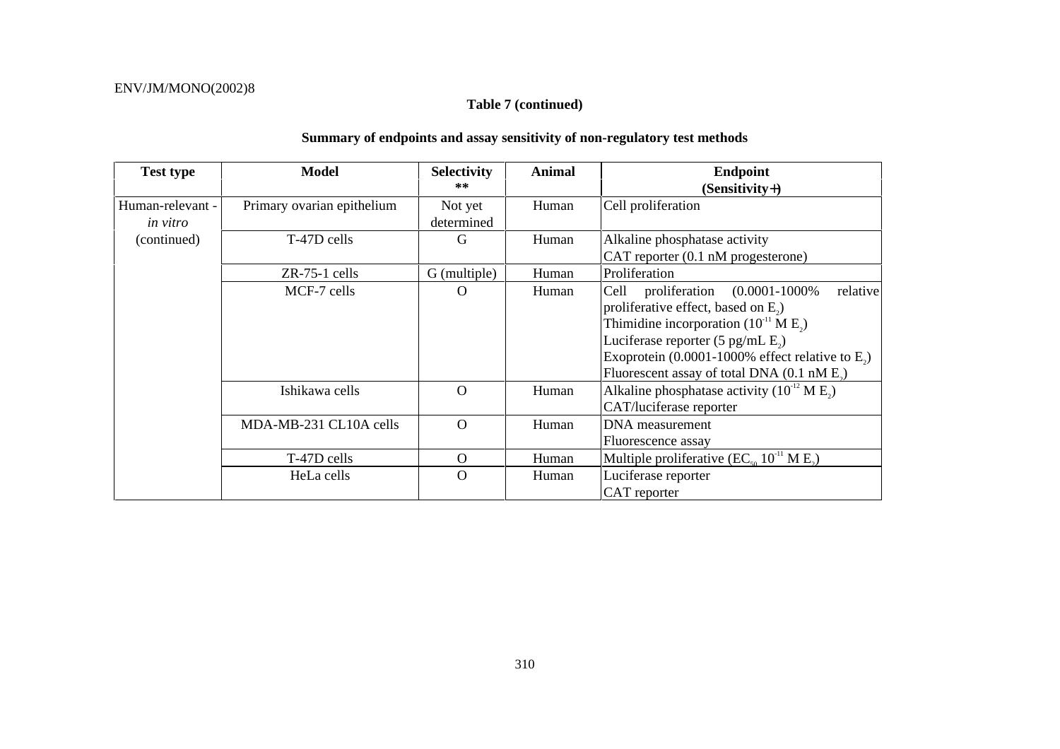**Table 7 (continued)**

**Summary of endpoints and assay sensitivity of non-regulatory test methods**

| Test type | Model | Selectivity ** | Animal | Endpoint (Sensitivity +) |
|---|---|---|---|---|
| Human-relevant - *in vitro* (continued) | Primary ovarian epithelium | Not yet determined | Human | Cell proliferation |
| | T-47D cells | G | Human | Alkaline phosphatase activity<br>CAT reporter (0.1 nM progesterone) |
| | ZR-75-1 cells | G (multiple) | Human | Proliferation |
| | MCF-7 cells | O | Human | Cell proliferation (0.0001-1000% relative proliferative effect, based on $E_2$)<br>Thimidine incorporation ($10^{-11}$ M $E_2$)<br>Luciferase reporter (5 pg/mL $E_2$)<br>Exoprotein (0.0001-1000% effect relative to $E_2$)<br>Fluorescent assay of total DNA (0.1 nM $E_2$) |
| | Ishikawa cells | O | Human | Alkaline phosphatase activity ($10^{-12}$ M $E_2$)<br>CAT/luciferase reporter |
| | MDA-MB-231 CL10A cells | O | Human | DNA measurement<br>Fluorescence assay |
| | T-47D cells | O | Human | Multiple proliferative ($EC_{50}$ $10^{-11}$ M $E_2$) |
| | HeLa cells | O | Human | Luciferase reporter<br>CAT reporter |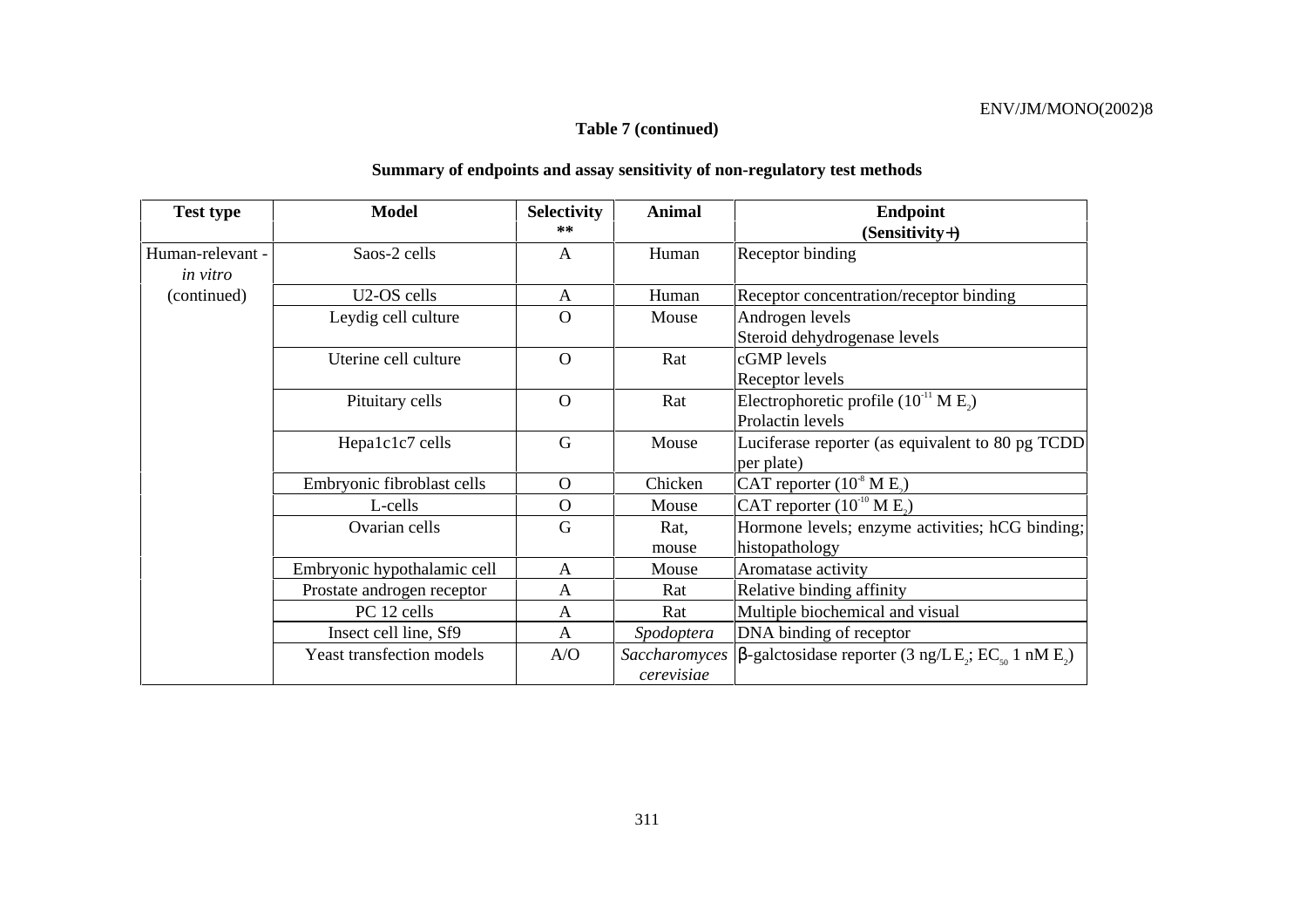**Table 7 (continued)**

**Summary of endpoints and assay sensitivity of non-regulatory test methods**

| Test type | Model | Selectivity ** | Animal | Endpoint (Sensitivity+) |
|---|---|---|---|---|
| Human-relevant - *in vitro* (continued) | Saos-2 cells | A | Human | Receptor binding |
| | U2-OS cells | A | Human | Receptor concentration/receptor binding |
| | Leydig cell culture | O | Mouse | Androgen levels<br>Steroid dehydrogenase levels |
| | Uterine cell culture | O | Rat | cGMP levels<br>Receptor levels |
| | Pituitary cells | O | Rat | Electrophoretic profile ($10^{-11}$ M $E_2$)<br>Prolactin levels |
| | Hepa1c1c7 cells | G | Mouse | Luciferase reporter (as equivalent to 80 pg TCDD per plate) |
| | Embryonic fibroblast cells | O | Chicken | CAT reporter ($10^{-8}$ M $E_2$) |
| | L-cells | O | Mouse | CAT reporter ($10^{-10}$ M $E_2$) |
| | Ovarian cells | G | Rat, mouse | Hormone levels; enzyme activities; hCG binding; histopathology |
| | Embryonic hypothalamic cell | A | Mouse | Aromatase activity |
| | Prostate androgen receptor | A | Rat | Relative binding affinity |
| | PC 12 cells | A | Rat | Multiple biochemical and visual |
| | Insect cell line, Sf9 | A | *Spodoptera* | DNA binding of receptor |
| | Yeast transfection models | A/O | *Saccharomyces cerevisiae* | β-galctosidase reporter (3 ng/L $E_2$; $EC_{50}$ 1 nM $E_2$) |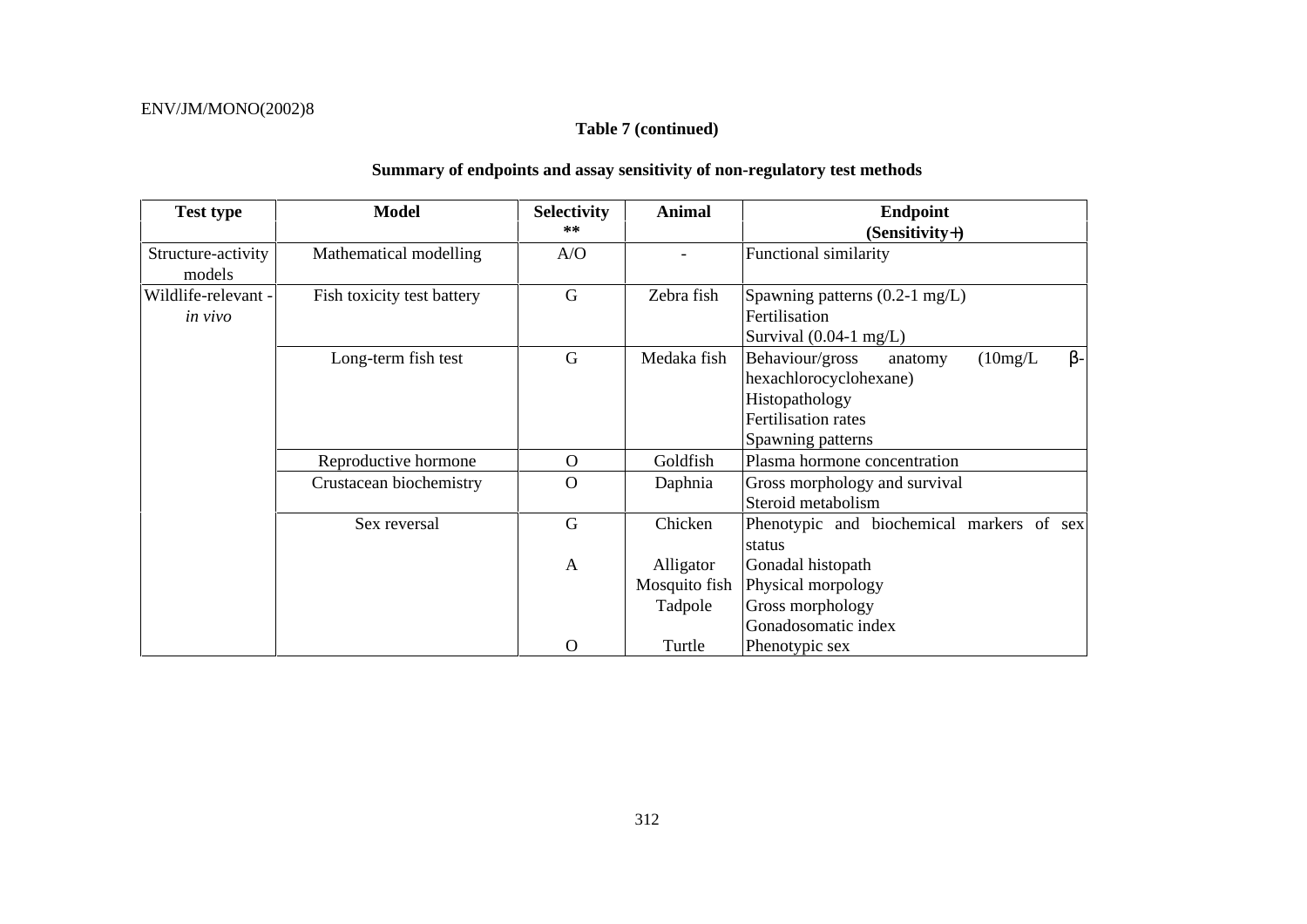**Table 7 (continued)**

**Summary of endpoints and assay sensitivity of non-regulatory test methods**

| Test type | Model | Selectivity ** | Animal | Endpoint (Sensitivity+) |
|---|---|---|---|---|
| Structure-activity models | Mathematical modelling | A/O | - | Functional similarity |
| Wildlife-relevant - *in vivo* | Fish toxicity test battery | G | Zebra fish | Spawning patterns (0.2-1 mg/L)<br>Fertilisation<br>Survival (0.04-1 mg/L) |
| | Long-term fish test | G | Medaka fish | Behaviour/gross anatomy (10mg/L β-hexachlorocyclohexane)<br>Histopathology<br>Fertilisation rates<br>Spawning patterns |
| | Reproductive hormone | O | Goldfish | Plasma hormone concentration |
| | Crustacean biochemistry | O | Daphnia | Gross morphology and survival<br>Steroid metabolism |
| | Sex reversal | G | Chicken | Phenotypic and biochemical markers of sex status |
| | | A | Alligator<br>Mosquito fish<br>Tadpole | Gonadal histopath<br>Physical morpology<br>Gross morphology<br>Gonadosomatic index |
| | | O | Turtle | Phenotypic sex |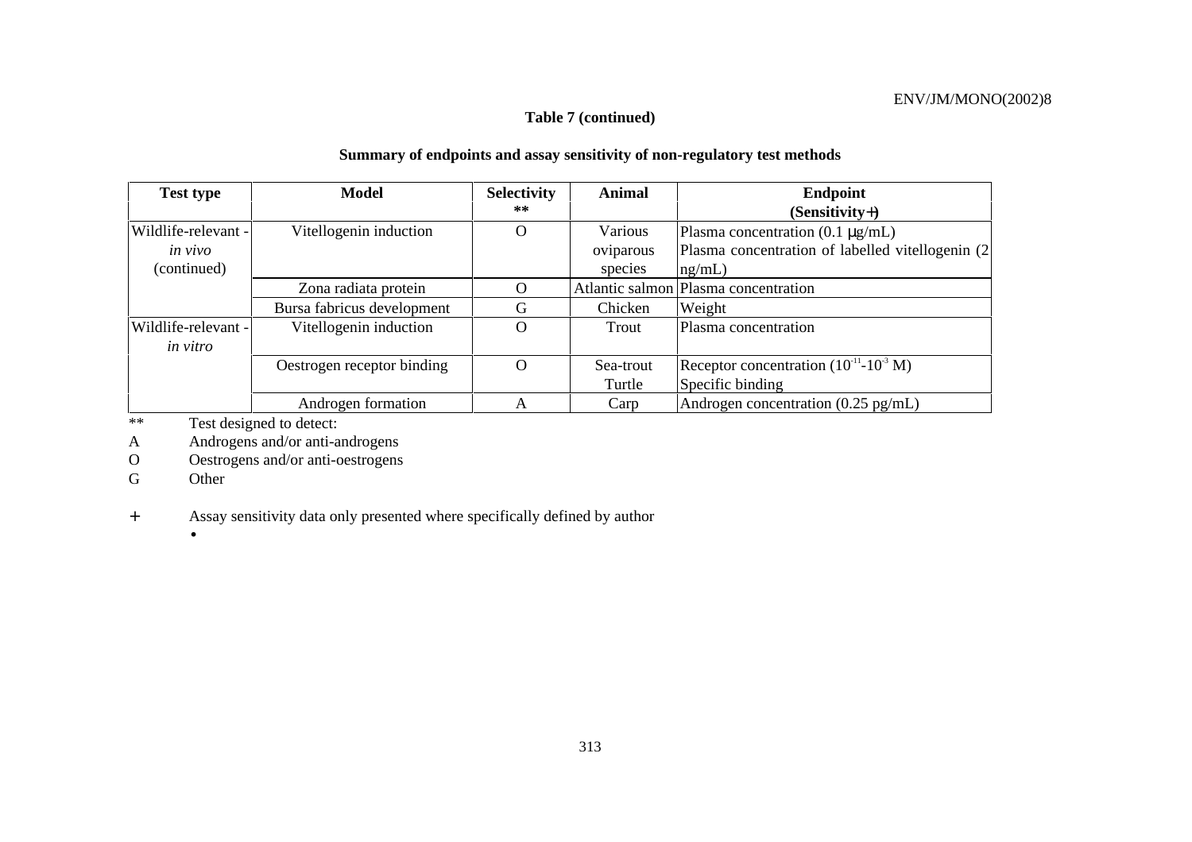**Table 7 (continued)**

**Summary of endpoints and assay sensitivity of non-regulatory test methods**

| Test type | Model | Selectivity ** | Animal | Endpoint (Sensitivity+) |
|---|---|---|---|---|
| Wildlife-relevant - *in vivo* (continued) | Vitellogenin induction | O | Various oviparous species | Plasma concentration (0.1 μg/mL) Plasma concentration of labelled vitellogenin (2 ng/mL) |
| | Zona radiata protein | O | Atlantic salmon | Plasma concentration |
| | Bursa fabricus development | G | Chicken | Weight |
| Wildlife-relevant - *in vitro* | Vitellogenin induction | O | Trout | Plasma concentration |
| | Oestrogen receptor binding | O | Sea-trout Turtle | Receptor concentration ($10^{-11}$-$10^{-3}$ M) Specific binding |
| | Androgen formation | A | Carp | Androgen concentration (0.25 pg/mL) |

** Test designed to detect:
A Androgens and/or anti-androgens
O Oestrogens and/or anti-oestrogens
G Other

\+ Assay sensitivity data only presented where specifically defined by author

•